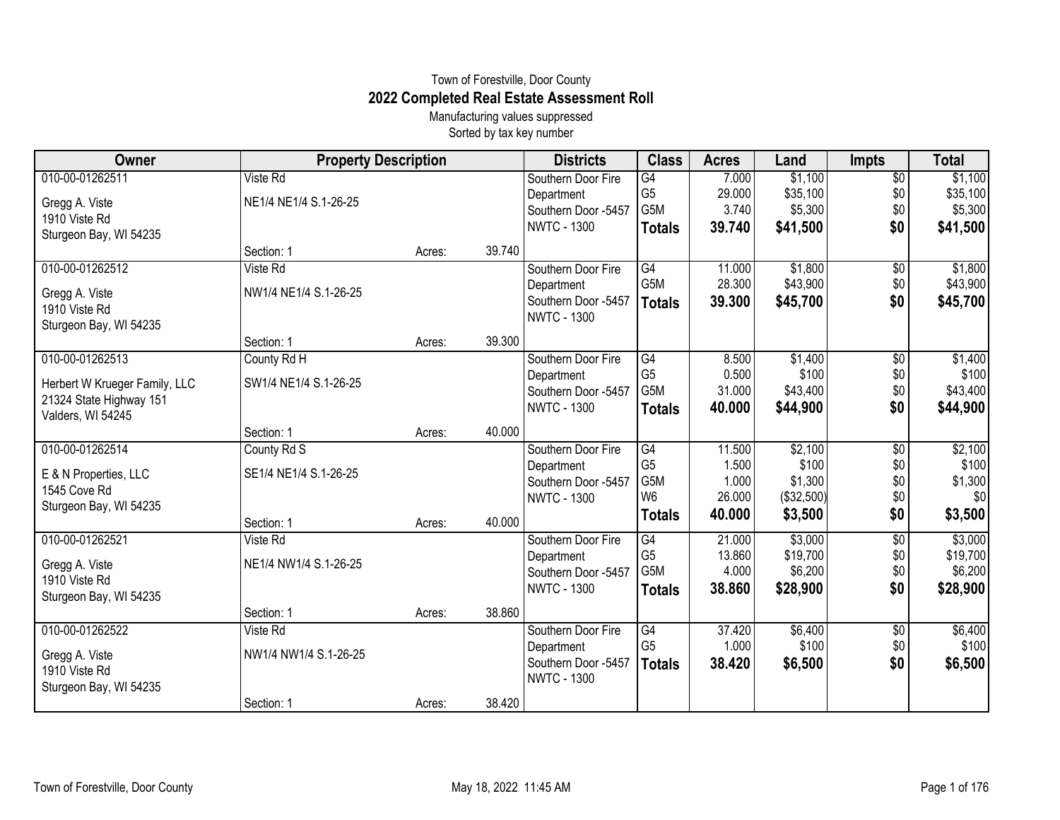Town of Forestville, Door County

# 2022 Completed Real Estate Assessment Roll

Manufacturing values suppressed

Sorted by tax key number

| Owner | Property Description | | | Districts | Class | Acres | Land | Impts | Total |
|---|---|---|---|---|---|---|---|---|---|
| 010-00-01262511 | Viste Rd | | | Southern Door Fire Department | G4 | 7.000 | $1,100 | $0 | $1,100 |
| Gregg A. Viste | NE1/4 NE1/4 S.1-26-25 | | | Southern Door -5457 | G5 | 29.000 | $35,100 | $0 | $35,100 |
| 1910 Viste Rd | | | | NWTC - 1300 | G5M | 3.740 | $5,300 | $0 | $5,300 |
| Sturgeon Bay, WI 54235 | | | | | **Totals** | **39.740** | **$41,500** | **$0** | **$41,500** |
| | Section: 1 | Acres: | 39.740 | | | | | | |
| 010-00-01262512 | Viste Rd | | | Southern Door Fire Department | G4 | 11.000 | $1,800 | $0 | $1,800 |
| Gregg A. Viste | NW1/4 NE1/4 S.1-26-25 | | | Southern Door -5457 | G5M | 28.300 | $43,900 | $0 | $43,900 |
| 1910 Viste Rd | | | | NWTC - 1300 | **Totals** | **39.300** | **$45,700** | **$0** | **$45,700** |
| Sturgeon Bay, WI 54235 | | | | | | | | | |
| | Section: 1 | Acres: | 39.300 | | | | | | |
| 010-00-01262513 | County Rd H | | | Southern Door Fire Department | G4 | 8.500 | $1,400 | $0 | $1,400 |
| Herbert W Krueger Family, LLC | SW1/4 NE1/4 S.1-26-25 | | | Southern Door -5457 | G5 | 0.500 | $100 | $0 | $100 |
| 21324 State Highway 151 | | | | NWTC - 1300 | G5M | 31.000 | $43,400 | $0 | $43,400 |
| Valders, WI 54245 | | | | | **Totals** | **40.000** | **$44,900** | **$0** | **$44,900** |
| | Section: 1 | Acres: | 40.000 | | | | | | |
| 010-00-01262514 | County Rd S | | | Southern Door Fire Department | G4 | 11.500 | $2,100 | $0 | $2,100 |
| E & N Properties, LLC | SE1/4 NE1/4 S.1-26-25 | | | Southern Door -5457 | G5 | 1.500 | $100 | $0 | $100 |
| 1545 Cove Rd | | | | NWTC - 1300 | G5M | 1.000 | $1,300 | $0 | $1,300 |
| Sturgeon Bay, WI 54235 | | | | | W6 | 26.000 | ($32,500) | $0 | $0 |
| | Section: 1 | Acres: | 40.000 | | **Totals** | **40.000** | **$3,500** | **$0** | **$3,500** |
| 010-00-01262521 | Viste Rd | | | Southern Door Fire Department | G4 | 21.000 | $3,000 | $0 | $3,000 |
| Gregg A. Viste | NE1/4 NW1/4 S.1-26-25 | | | Southern Door -5457 | G5 | 13.860 | $19,700 | $0 | $19,700 |
| 1910 Viste Rd | | | | NWTC - 1300 | G5M | 4.000 | $6,200 | $0 | $6,200 |
| Sturgeon Bay, WI 54235 | | | | | **Totals** | **38.860** | **$28,900** | **$0** | **$28,900** |
| | Section: 1 | Acres: | 38.860 | | | | | | |
| 010-00-01262522 | Viste Rd | | | Southern Door Fire Department | G4 | 37.420 | $6,400 | $0 | $6,400 |
| Gregg A. Viste | NW1/4 NW1/4 S.1-26-25 | | | Southern Door -5457 | G5 | 1.000 | $100 | $0 | $100 |
| 1910 Viste Rd | | | | NWTC - 1300 | **Totals** | **38.420** | **$6,500** | **$0** | **$6,500** |
| Sturgeon Bay, WI 54235 | | | | | | | | | |
| | Section: 1 | Acres: | 38.420 | | | | | | |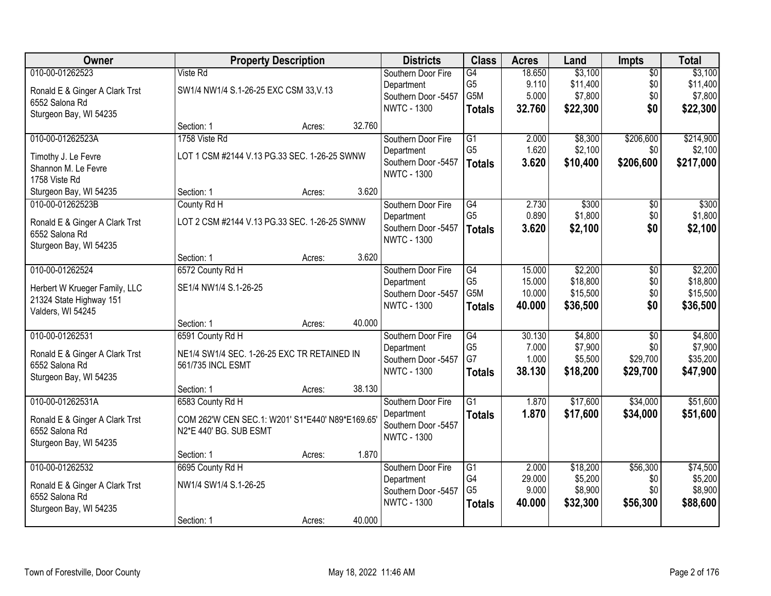| Owner | Property Description | Districts | Class | Acres | Land | Impts | Total |
|---|---|---|---|---|---|---|---|
| 010-00-01262523<br>Ronald E & Ginger A Clark Trst<br>6552 Salona Rd<br>Sturgeon Bay, WI 54235 | Viste Rd<br>SW1/4 NW1/4 S.1-26-25 EXC CSM 33,V.13<br>Section: 1 Acres: 32.760 | Southern Door Fire Department<br>Southern Door -5457<br>NWTC - 1300 | G4<br>G5<br>G5M<br>**Totals** | 18.650<br>9.110<br>5.000<br>**32.760** | $3,100<br>$11,400<br>$7,800<br>**$22,300** | $0<br>$0<br>$0<br>**$0** | $3,100<br>$11,400<br>$7,800<br>**$22,300** |
| 010-00-01262523A<br>Timothy J. Le Fevre<br>Shannon M. Le Fevre<br>1758 Viste Rd<br>Sturgeon Bay, WI 54235 | 1758 Viste Rd<br>LOT 1 CSM #2144 V.13 PG.33 SEC. 1-26-25 SWNW<br>Section: 1 Acres: 3.620 | Southern Door Fire Department<br>Southern Door -5457<br>NWTC - 1300 | G1<br>G5<br>**Totals** | 2.000<br>1.620<br>**3.620** | $8,300<br>$2,100<br>**$10,400** | $206,600<br>$0<br>**$206,600** | $214,900<br>$2,100<br>**$217,000** |
| 010-00-01262523B<br>Ronald E & Ginger A Clark Trst<br>6552 Salona Rd<br>Sturgeon Bay, WI 54235 | County Rd H<br>LOT 2 CSM #2144 V.13 PG.33 SEC. 1-26-25 SWNW<br>Section: 1 Acres: 3.620 | Southern Door Fire Department<br>Southern Door -5457<br>NWTC - 1300 | G4<br>G5<br>**Totals** | 2.730<br>0.890<br>**3.620** | $300<br>$1,800<br>**$2,100** | $0<br>$0<br>**$0** | $300<br>$1,800<br>**$2,100** |
| 010-00-01262524<br>Herbert W Krueger Family, LLC<br>21324 State Highway 151<br>Valders, WI 54245 | 6572 County Rd H<br>SE1/4 NW1/4 S.1-26-25<br>Section: 1 Acres: 40.000 | Southern Door Fire Department<br>Southern Door -5457<br>NWTC - 1300 | G4<br>G5<br>G5M<br>**Totals** | 15.000<br>15.000<br>10.000<br>**40.000** | $2,200<br>$18,800<br>$15,500<br>**$36,500** | $0<br>$0<br>$0<br>**$0** | $2,200<br>$18,800<br>$15,500<br>**$36,500** |
| 010-00-01262531<br>Ronald E & Ginger A Clark Trst<br>6552 Salona Rd<br>Sturgeon Bay, WI 54235 | 6591 County Rd H<br>NE1/4 SW1/4 SEC. 1-26-25 EXC TR RETAINED IN 561/735 INCL ESMT<br>Section: 1 Acres: 38.130 | Southern Door Fire Department<br>Southern Door -5457<br>NWTC - 1300 | G4<br>G5<br>G7<br>**Totals** | 30.130<br>7.000<br>1.000<br>**38.130** | $4,800<br>$7,900<br>$5,500<br>**$18,200** | $0<br>$0<br>$29,700<br>**$29,700** | $4,800<br>$7,900<br>$35,200<br>**$47,900** |
| 010-00-01262531A<br>Ronald E & Ginger A Clark Trst<br>6552 Salona Rd<br>Sturgeon Bay, WI 54235 | 6583 County Rd H<br>COM 262'W CEN SEC.1: W201' S1*E440' N89*E169.65' N2*E 440' BG. SUB ESMT<br>Section: 1 Acres: 1.870 | Southern Door Fire Department<br>Southern Door -5457<br>NWTC - 1300 | G1<br>**Totals** | 1.870<br>**1.870** | $17,600<br>**$17,600** | $34,000<br>**$34,000** | $51,600<br>**$51,600** |
| 010-00-01262532<br>Ronald E & Ginger A Clark Trst<br>6552 Salona Rd<br>Sturgeon Bay, WI 54235 | 6695 County Rd H<br>NW1/4 SW1/4 S.1-26-25<br>Section: 1 Acres: 40.000 | Southern Door Fire Department<br>Southern Door -5457<br>NWTC - 1300 | G1<br>G4<br>G5<br>**Totals** | 2.000<br>29.000<br>9.000<br>**40.000** | $18,200<br>$5,200<br>$8,900<br>**$32,300** | $56,300<br>$0<br>$0<br>**$56,300** | $74,500<br>$5,200<br>$8,900<br>**$88,600** |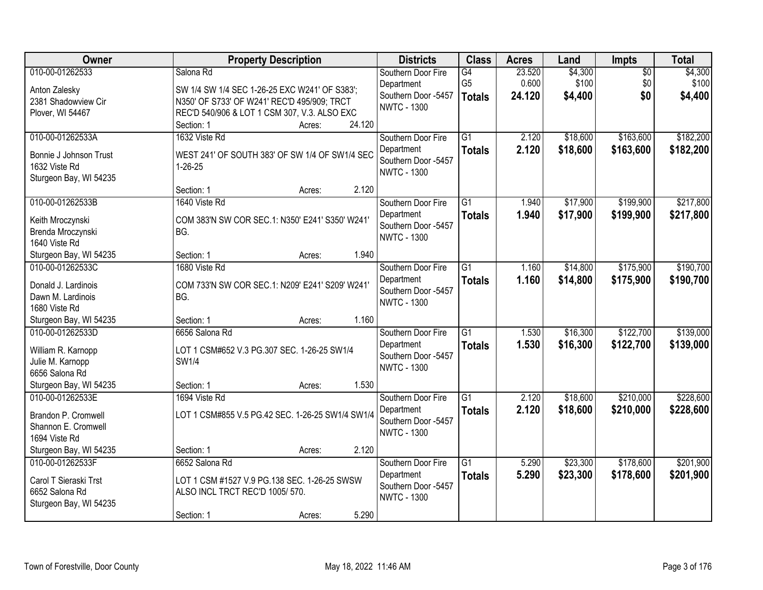| Owner | Property Description | Districts | Class | Acres | Land | Impts | Total |
|---|---|---|---|---|---|---|---|
| 010-00-01262533<br>Anton Zalesky<br>2381 Shadowview Cir<br>Plover, WI 54467 | Salona Rd<br>SW 1/4 SW 1/4 SEC 1-26-25 EXC W241' OF S383'; N350' OF S733' OF W241' REC'D 495/909; TRCT REC'D 540/906 & LOT 1 CSM 307, V.3. ALSO EXC<br>Section: 1 Acres: 24.120 | Southern Door Fire Department<br>Southern Door -5457<br>NWTC - 1300 | G4<br>G5<br>**Totals** | 23.520<br>0.600<br>**24.120** | $4,300<br>$100<br>**$4,400** | $0<br>$0<br>**$0** | $4,300<br>$100<br>**$4,400** |
| 010-00-01262533A<br>Bonnie J Johnson Trust<br>1632 Viste Rd<br>Sturgeon Bay, WI 54235 | 1632 Viste Rd<br>WEST 241' OF SOUTH 383' OF SW 1/4 OF SW1/4 SEC 1-26-25<br>Section: 1 Acres: 2.120 | Southern Door Fire Department<br>Southern Door -5457<br>NWTC - 1300 | G1<br>**Totals** | 2.120<br>**2.120** | $18,600<br>**$18,600** | $163,600<br>**$163,600** | $182,200<br>**$182,200** |
| 010-00-01262533B<br>Keith Mroczynski<br>Brenda Mroczynski<br>1640 Viste Rd<br>Sturgeon Bay, WI 54235 | 1640 Viste Rd<br>COM 383'N SW COR SEC.1: N350' E241' S350' W241' BG.<br>Section: 1 Acres: 1.940 | Southern Door Fire Department<br>Southern Door -5457<br>NWTC - 1300 | G1<br>**Totals** | 1.940<br>**1.940** | $17,900<br>**$17,900** | $199,900<br>**$199,900** | $217,800<br>**$217,800** |
| 010-00-01262533C<br>Donald J. Lardinois<br>Dawn M. Lardinois<br>1680 Viste Rd<br>Sturgeon Bay, WI 54235 | 1680 Viste Rd<br>COM 733'N SW COR SEC.1: N209' E241' S209' W241' BG.<br>Section: 1 Acres: 1.160 | Southern Door Fire Department<br>Southern Door -5457<br>NWTC - 1300 | G1<br>**Totals** | 1.160<br>**1.160** | $14,800<br>**$14,800** | $175,900<br>**$175,900** | $190,700<br>**$190,700** |
| 010-00-01262533D<br>William R. Karnopp<br>Julie M. Karnopp<br>6656 Salona Rd<br>Sturgeon Bay, WI 54235 | 6656 Salona Rd<br>LOT 1 CSM#652 V.3 PG.307 SEC. 1-26-25 SW1/4 SW1/4<br>Section: 1 Acres: 1.530 | Southern Door Fire Department<br>Southern Door -5457<br>NWTC - 1300 | G1<br>**Totals** | 1.530<br>**1.530** | $16,300<br>**$16,300** | $122,700<br>**$122,700** | $139,000<br>**$139,000** |
| 010-00-01262533E<br>Brandon P. Cromwell<br>Shannon E. Cromwell<br>1694 Viste Rd<br>Sturgeon Bay, WI 54235 | 1694 Viste Rd<br>LOT 1 CSM#855 V.5 PG.42 SEC. 1-26-25 SW1/4 SW1/4<br>Section: 1 Acres: 2.120 | Southern Door Fire Department<br>Southern Door -5457<br>NWTC - 1300 | G1<br>**Totals** | 2.120<br>**2.120** | $18,600<br>**$18,600** | $210,000<br>**$210,000** | $228,600<br>**$228,600** |
| 010-00-01262533F<br>Carol T Sieraski Trst<br>6652 Salona Rd<br>Sturgeon Bay, WI 54235 | 6652 Salona Rd<br>LOT 1 CSM #1527 V.9 PG.138 SEC. 1-26-25 SWSW ALSO INCL TRCT REC'D 1005/ 570.<br>Section: 1 Acres: 5.290 | Southern Door Fire Department<br>Southern Door -5457<br>NWTC - 1300 | G1<br>**Totals** | 5.290<br>**5.290** | $23,300<br>**$23,300** | $178,600<br>**$178,600** | $201,900<br>**$201,900** |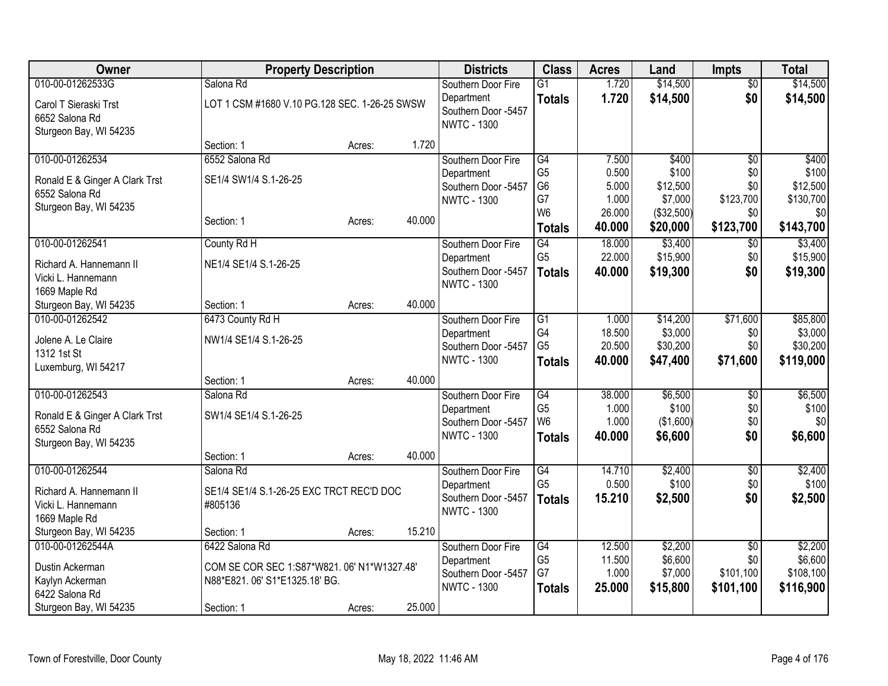| Owner | Property Description | | | Districts | Class | Acres | Land | Impts | Total |
|---|---|---|---|---|---|---|---|---|---|
| 010-00-01262533G<br>Carol T Sieraski Trst<br>6652 Salona Rd<br>Sturgeon Bay, WI 54235 | Salona Rd<br>LOT 1 CSM #1680 V.10 PG.128 SEC. 1-26-25 SWSW<br>Section: 1 | Acres: | 1.720 | Southern Door Fire Department<br>Southern Door -5457<br>NWTC - 1300 | G1<br>**Totals** | 1.720<br>**1.720** | \$14,500<br>**\$14,500** | \$0<br>**\$0** | \$14,500<br>**\$14,500** |
| 010-00-01262534<br>Ronald E & Ginger A Clark Trst<br>6552 Salona Rd<br>Sturgeon Bay, WI 54235 | 6552 Salona Rd<br>SE1/4 SW1/4 S.1-26-25<br>Section: 1 | Acres: | 40.000 | Southern Door Fire Department<br>Southern Door -5457<br>NWTC - 1300 | G4<br>G5<br>G6<br>G7<br>W6<br>**Totals** | 7.500<br>0.500<br>5.000<br>1.000<br>26.000<br>**40.000** | \$400<br>\$100<br>\$12,500<br>\$7,000<br>(\$32,500)<br>**\$20,000** | \$0<br>\$0<br>\$0<br>\$123,700<br>\$0<br>**\$123,700** | \$400<br>\$100<br>\$12,500<br>\$130,700<br>\$0<br>**\$143,700** |
| 010-00-01262541<br>Richard A. Hannemann II<br>Vicki L. Hannemann<br>1669 Maple Rd<br>Sturgeon Bay, WI 54235 | County Rd H<br>NE1/4 SE1/4 S.1-26-25<br>Section: 1 | Acres: | 40.000 | Southern Door Fire Department<br>Southern Door -5457<br>NWTC - 1300 | G4<br>G5<br>**Totals** | 18.000<br>22.000<br>**40.000** | \$3,400<br>\$15,900<br>**\$19,300** | \$0<br>\$0<br>**\$0** | \$3,400<br>\$15,900<br>**\$19,300** |
| 010-00-01262542<br>Jolene A. Le Claire<br>1312 1st St<br>Luxemburg, WI 54217 | 6473 County Rd H<br>NW1/4 SE1/4 S.1-26-25<br>Section: 1 | Acres: | 40.000 | Southern Door Fire Department<br>Southern Door -5457<br>NWTC - 1300 | G1<br>G4<br>G5<br>**Totals** | 1.000<br>18.500<br>20.500<br>**40.000** | \$14,200<br>\$3,000<br>\$30,200<br>**\$47,400** | \$71,600<br>\$0<br>\$0<br>**\$71,600** | \$85,800<br>\$3,000<br>\$30,200<br>**\$119,000** |
| 010-00-01262543<br>Ronald E & Ginger A Clark Trst<br>6552 Salona Rd<br>Sturgeon Bay, WI 54235 | Salona Rd<br>SW1/4 SE1/4 S.1-26-25<br>Section: 1 | Acres: | 40.000 | Southern Door Fire Department<br>Southern Door -5457<br>NWTC - 1300 | G4<br>G5<br>W6<br>**Totals** | 38.000<br>1.000<br>1.000<br>**40.000** | \$6,500<br>\$100<br>(\$1,600)<br>**\$6,600** | \$0<br>\$0<br>\$0<br>**\$0** | \$6,500<br>\$100<br>\$0<br>**\$6,600** |
| 010-00-01262544<br>Richard A. Hannemann II<br>Vicki L. Hannemann<br>1669 Maple Rd<br>Sturgeon Bay, WI 54235 | Salona Rd<br>SE1/4 SE1/4 S.1-26-25 EXC TRCT REC'D DOC #805136<br>Section: 1 | Acres: | 15.210 | Southern Door Fire Department<br>Southern Door -5457<br>NWTC - 1300 | G4<br>G5<br>**Totals** | 14.710<br>0.500<br>**15.210** | \$2,400<br>\$100<br>**\$2,500** | \$0<br>\$0<br>**\$0** | \$2,400<br>\$100<br>**\$2,500** |
| 010-00-01262544A<br>Dustin Ackerman<br>Kaylyn Ackerman<br>6422 Salona Rd<br>Sturgeon Bay, WI 54235 | 6422 Salona Rd<br>COM SE COR SEC 1:S87*W821. 06' N1*W1327.48' N88*E821. 06' S1*E1325.18' BG.<br>Section: 1 | Acres: | 25.000 | Southern Door Fire Department<br>Southern Door -5457<br>NWTC - 1300 | G4<br>G5<br>G7<br>**Totals** | 12.500<br>11.500<br>1.000<br>**25.000** | \$2,200<br>\$6,600<br>\$7,000<br>**\$15,800** | \$0<br>\$0<br>\$101,100<br>**\$101,100** | \$2,200<br>\$6,600<br>\$108,100<br>**\$116,900** |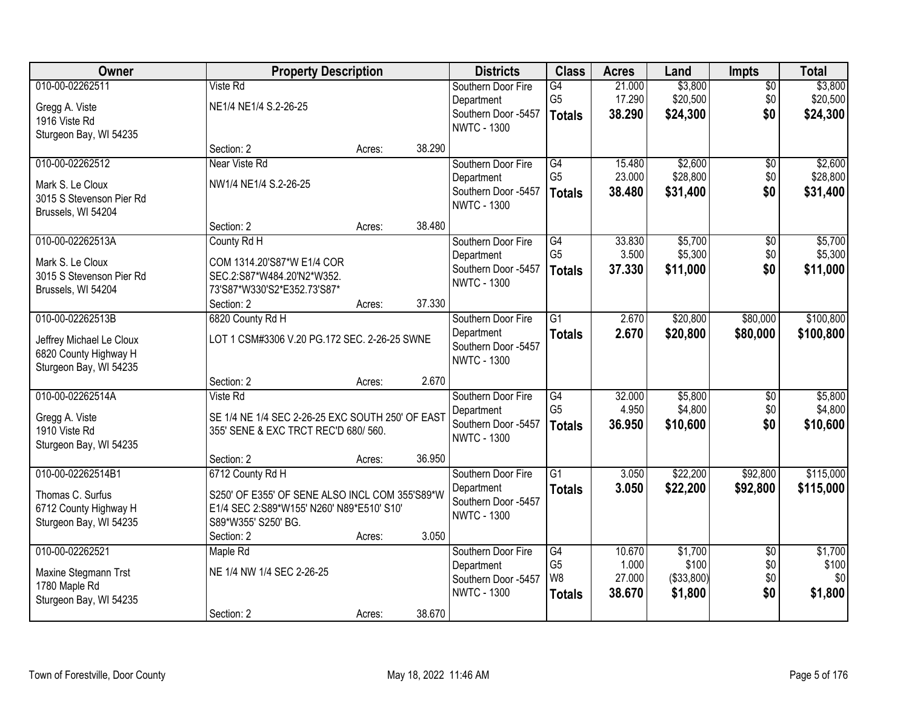| Owner | Property Description | Districts | Class | Acres | Land | Impts | Total |
|---|---|---|---|---|---|---|---|
| 010-00-02262511<br>Gregg A. Viste<br>1916 Viste Rd<br>Sturgeon Bay, WI 54235 | Viste Rd<br>NE1/4 NE1/4 S.2-26-25<br>Section: 2 Acres: 38.290 | Southern Door Fire Department<br>Southern Door -5457<br>NWTC - 1300 | G4<br>G5<br>**Totals** | 21.000<br>17.290<br>**38.290** | $3,800<br>$20,500<br>**$24,300** | $0<br>$0<br>**$0** | $3,800<br>$20,500<br>**$24,300** |
| 010-00-02262512<br>Mark S. Le Cloux<br>3015 S Stevenson Pier Rd<br>Brussels, WI 54204 | Near Viste Rd<br>NW1/4 NE1/4 S.2-26-25<br>Section: 2 Acres: 38.480 | Southern Door Fire Department<br>Southern Door -5457<br>NWTC - 1300 | G4<br>G5<br>**Totals** | 15.480<br>23.000<br>**38.480** | $2,600<br>$28,800<br>**$31,400** | $0<br>$0<br>**$0** | $2,600<br>$28,800<br>**$31,400** |
| 010-00-02262513A<br>Mark S. Le Cloux<br>3015 S Stevenson Pier Rd<br>Brussels, WI 54204 | County Rd H<br>COM 1314.20'S87*W E1/4 COR SEC.2:S87*W484.20'N2*W352. 73'S87*W330'S2*E352.73'S87*<br>Section: 2 Acres: 37.330 | Southern Door Fire Department<br>Southern Door -5457<br>NWTC - 1300 | G4<br>G5<br>**Totals** | 33.830<br>3.500<br>**37.330** | $5,700<br>$5,300<br>**$11,000** | $0<br>$0<br>**$0** | $5,700<br>$5,300<br>**$11,000** |
| 010-00-02262513B<br>Jeffrey Michael Le Cloux<br>6820 County Highway H<br>Sturgeon Bay, WI 54235 | 6820 County Rd H<br>LOT 1 CSM#3306 V.20 PG.172 SEC. 2-26-25 SWNE<br>Section: 2 Acres: 2.670 | Southern Door Fire Department<br>Southern Door -5457<br>NWTC - 1300 | G1<br>**Totals** | 2.670<br>**2.670** | $20,800<br>**$20,800** | $80,000<br>**$80,000** | $100,800<br>**$100,800** |
| 010-00-02262514A<br>Gregg A. Viste<br>1910 Viste Rd<br>Sturgeon Bay, WI 54235 | Viste Rd<br>SE 1/4 NE 1/4 SEC 2-26-25 EXC SOUTH 250' OF EAST 355' SENE & EXC TRCT REC'D 680/ 560.<br>Section: 2 Acres: 36.950 | Southern Door Fire Department<br>Southern Door -5457<br>NWTC - 1300 | G4<br>G5<br>**Totals** | 32.000<br>4.950<br>**36.950** | $5,800<br>$4,800<br>**$10,600** | $0<br>$0<br>**$0** | $5,800<br>$4,800<br>**$10,600** |
| 010-00-02262514B1<br>Thomas C. Surfus<br>6712 County Highway H<br>Sturgeon Bay, WI 54235 | 6712 County Rd H<br>S250' OF E355' OF SENE ALSO INCL COM 355'S89*W E1/4 SEC 2:S89*W155' N260' N89*E510' S10' S89*W355' S250' BG.<br>Section: 2 Acres: 3.050 | Southern Door Fire Department<br>Southern Door -5457<br>NWTC - 1300 | G1<br>**Totals** | 3.050<br>**3.050** | $22,200<br>**$22,200** | $92,800<br>**$92,800** | $115,000<br>**$115,000** |
| 010-00-02262521<br>Maxine Stegmann Trst<br>1780 Maple Rd<br>Sturgeon Bay, WI 54235 | Maple Rd<br>NE 1/4 NW 1/4 SEC 2-26-25<br>Section: 2 Acres: 38.670 | Southern Door Fire Department<br>Southern Door -5457<br>NWTC - 1300 | G4<br>G5<br>W8<br>**Totals** | 10.670<br>1.000<br>27.000<br>**38.670** | $1,700<br>$100<br>($33,800)<br>**$1,800** | $0<br>$0<br>$0<br>**$0** | $1,700<br>$100<br>$0<br>**$1,800** |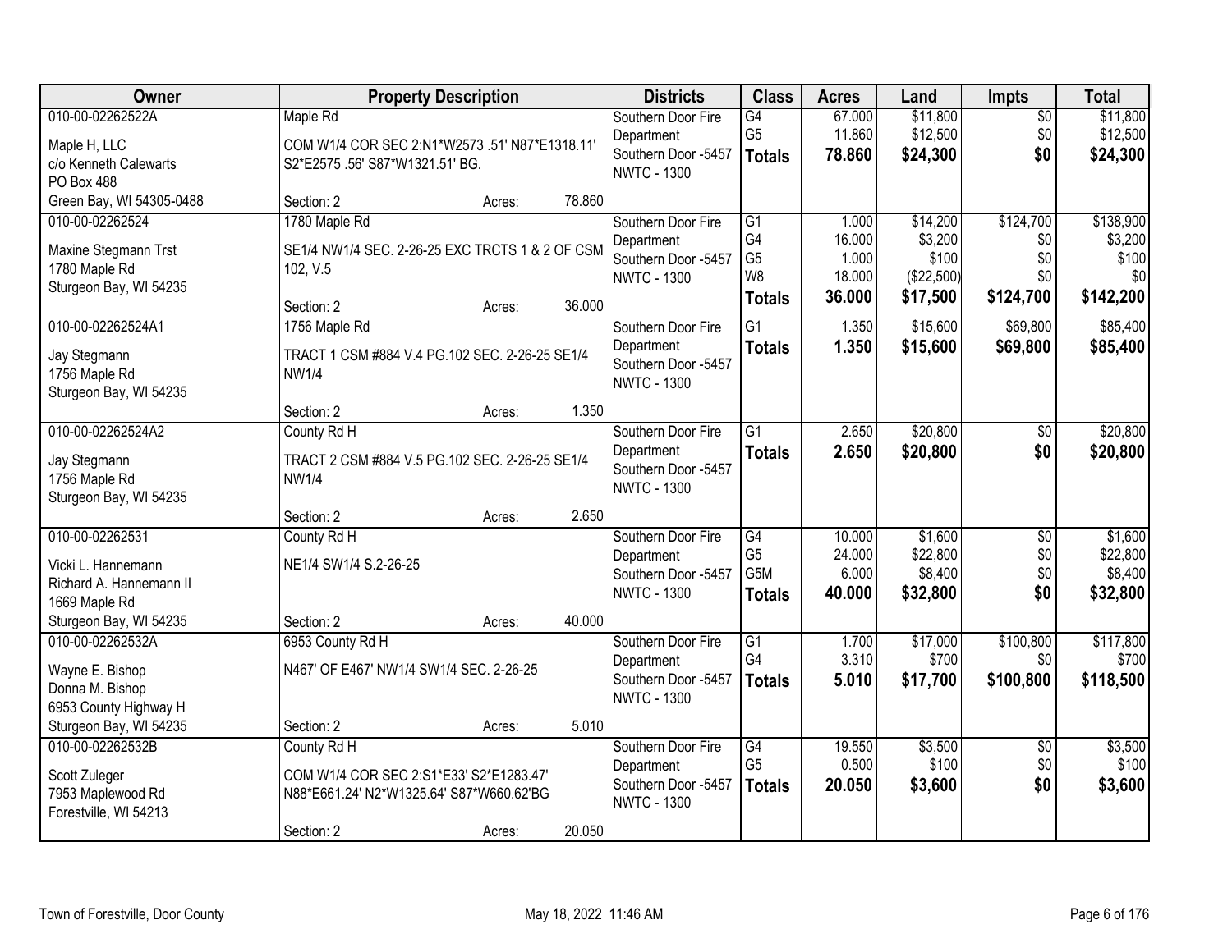| Owner | Property Description | Districts | Class | Acres | Land | Impts | Total |
|---|---|---|---|---|---|---|---|
| 010-00-02262522A<br>Maple H, LLC<br>c/o Kenneth Calewarts<br>PO Box 488<br>Green Bay, WI 54305-0488 | Maple Rd<br>COM W1/4 COR SEC 2:N1*W2573 .51' N87*E1318.11' S2*E2575 .56' S87*W1321.51' BG.<br>Section: 2 Acres: 78.860 | Southern Door Fire Department<br>Southern Door -5457<br>NWTC - 1300 | G4<br>G5<br>**Totals** | 67.000<br>11.860<br>**78.860** | $11,800<br>$12,500<br>**$24,300** | $0<br>$0<br>**$0** | $11,800<br>$12,500<br>**$24,300** |
| 010-00-02262524<br>Maxine Stegmann Trst<br>1780 Maple Rd<br>Sturgeon Bay, WI 54235 | 1780 Maple Rd<br>SE1/4 NW1/4 SEC. 2-26-25 EXC TRCTS 1 & 2 OF CSM 102, V.5<br>Section: 2 Acres: 36.000 | Southern Door Fire Department<br>Southern Door -5457<br>NWTC - 1300 | G1<br>G4<br>G5<br>W8<br>**Totals** | 1.000<br>16.000<br>1.000<br>18.000<br>**36.000** | $14,200<br>$3,200<br>$100<br>($22,500)<br>**$17,500** | $124,700<br>$0<br>$0<br>$0<br>**$124,700** | $138,900<br>$3,200<br>$100<br>$0<br>**$142,200** |
| 010-00-02262524A1<br>Jay Stegmann<br>1756 Maple Rd<br>Sturgeon Bay, WI 54235 | 1756 Maple Rd<br>TRACT 1 CSM #884 V.4 PG.102 SEC. 2-26-25 SE1/4 NW1/4<br>Section: 2 Acres: 1.350 | Southern Door Fire Department<br>Southern Door -5457<br>NWTC - 1300 | G1<br>**Totals** | 1.350<br>**1.350** | $15,600<br>**$15,600** | $69,800<br>**$69,800** | $85,400<br>**$85,400** |
| 010-00-02262524A2<br>Jay Stegmann<br>1756 Maple Rd<br>Sturgeon Bay, WI 54235 | County Rd H<br>TRACT 2 CSM #884 V.5 PG.102 SEC. 2-26-25 SE1/4 NW1/4<br>Section: 2 Acres: 2.650 | Southern Door Fire Department<br>Southern Door -5457<br>NWTC - 1300 | G1<br>**Totals** | 2.650<br>**2.650** | $20,800<br>**$20,800** | $0<br>**$0** | $20,800<br>**$20,800** |
| 010-00-02262531<br>Vicki L. Hannemann<br>Richard A. Hannemann II<br>1669 Maple Rd<br>Sturgeon Bay, WI 54235 | County Rd H<br>NE1/4 SW1/4 S.2-26-25<br>Section: 2 Acres: 40.000 | Southern Door Fire Department<br>Southern Door -5457<br>NWTC - 1300 | G4<br>G5<br>G5M<br>**Totals** | 10.000<br>24.000<br>6.000<br>**40.000** | $1,600<br>$22,800<br>$8,400<br>**$32,800** | $0<br>$0<br>$0<br>**$0** | $1,600<br>$22,800<br>$8,400<br>**$32,800** |
| 010-00-02262532A<br>Wayne E. Bishop<br>Donna M. Bishop<br>6953 County Highway H<br>Sturgeon Bay, WI 54235 | 6953 County Rd H<br>N467' OF E467' NW1/4 SW1/4 SEC. 2-26-25<br>Section: 2 Acres: 5.010 | Southern Door Fire Department<br>Southern Door -5457<br>NWTC - 1300 | G1<br>G4<br>**Totals** | 1.700<br>3.310<br>**5.010** | $17,000<br>$700<br>**$17,700** | $100,800<br>$0<br>**$100,800** | $117,800<br>$700<br>**$118,500** |
| 010-00-02262532B<br>Scott Zuleger<br>7953 Maplewood Rd<br>Forestville, WI 54213 | County Rd H<br>COM W1/4 COR SEC 2:S1*E33' S2*E1283.47' N88*E661.24' N2*W1325.64' S87*W660.62'BG<br>Section: 2 Acres: 20.050 | Southern Door Fire Department<br>Southern Door -5457<br>NWTC - 1300 | G4<br>G5<br>**Totals** | 19.550<br>0.500<br>**20.050** | $3,500<br>$100<br>**$3,600** | $0<br>$0<br>**$0** | $3,500<br>$100<br>**$3,600** |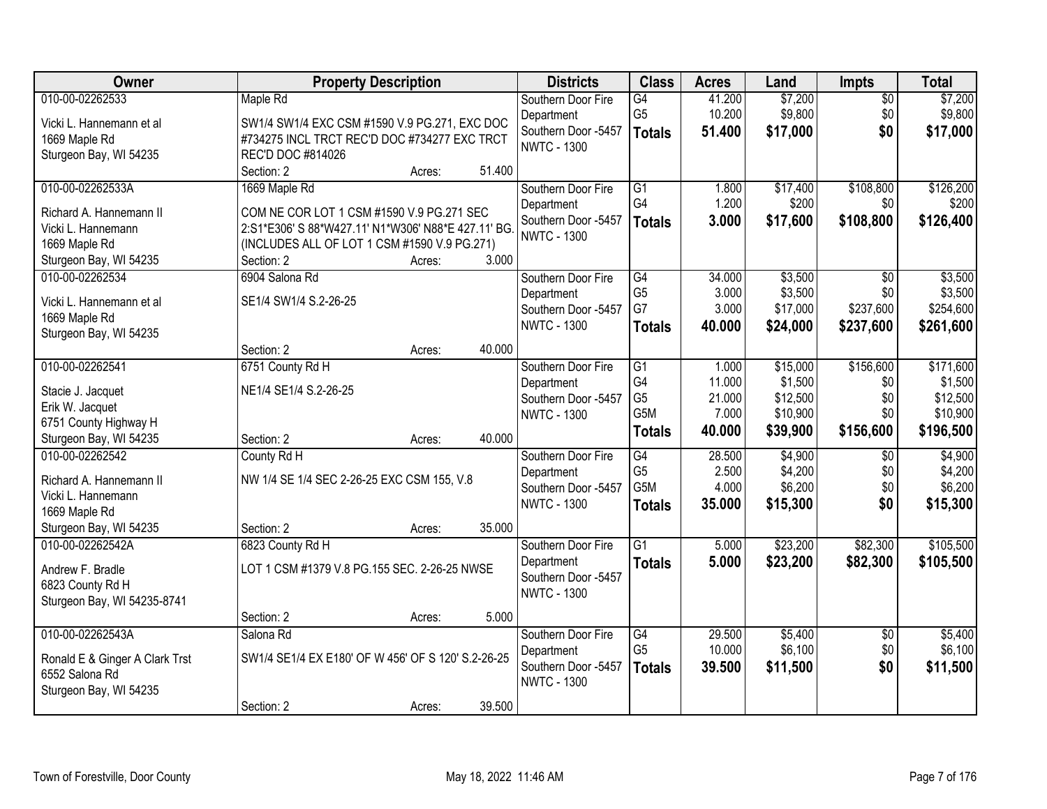| Owner | Property Description | Districts | Class | Acres | Land | Impts | Total |
|---|---|---|---|---|---|---|---|
| 010-00-02262533<br>Vicki L. Hannemann et al<br>1669 Maple Rd<br>Sturgeon Bay, WI 54235 | Maple Rd<br>SW1/4 SW1/4 EXC CSM #1590 V.9 PG.271, EXC DOC #734275 INCL TRCT REC'D DOC #734277 EXC TRCT REC'D DOC #814026<br>Section: 2 Acres: 51.400 | Southern Door Fire Department<br>Southern Door -5457<br>NWTC - 1300 | G4<br>G5<br>**Totals** | 41.200<br>10.200<br>**51.400** | $7,200<br>$9,800<br>**$17,000** | $0<br>$0<br>**$0** | $7,200<br>$9,800<br>**$17,000** |
| 010-00-02262533A<br>Richard A. Hannemann II<br>Vicki L. Hannemann<br>1669 Maple Rd<br>Sturgeon Bay, WI 54235 | 1669 Maple Rd<br>COM NE COR LOT 1 CSM #1590 V.9 PG.271 SEC 2:S1*E306' S 88*W427.11' N1*W306' N88*E 427.11' BG. (INCLUDES ALL OF LOT 1 CSM #1590 V.9 PG.271)<br>Section: 2 Acres: 3.000 | Southern Door Fire Department<br>Southern Door -5457<br>NWTC - 1300 | G1<br>G4<br>**Totals** | 1.800<br>1.200<br>**3.000** | $17,400<br>$200<br>**$17,600** | $108,800<br>$0<br>**$108,800** | $126,200<br>$200<br>**$126,400** |
| 010-00-02262534<br>Vicki L. Hannemann et al<br>1669 Maple Rd<br>Sturgeon Bay, WI 54235 | 6904 Salona Rd<br>SE1/4 SW1/4 S.2-26-25<br>Section: 2 Acres: 40.000 | Southern Door Fire Department<br>Southern Door -5457<br>NWTC - 1300 | G4<br>G5<br>G7<br>**Totals** | 34.000<br>3.000<br>3.000<br>**40.000** | $3,500<br>$3,500<br>$17,000<br>**$24,000** | $0<br>$0<br>$237,600<br>**$237,600** | $3,500<br>$3,500<br>$254,600<br>**$261,600** |
| 010-00-02262541<br>Stacie J. Jacquet<br>Erik W. Jacquet<br>6751 County Highway H<br>Sturgeon Bay, WI 54235 | 6751 County Rd H<br>NE1/4 SE1/4 S.2-26-25<br>Section: 2 Acres: 40.000 | Southern Door Fire Department<br>Southern Door -5457<br>NWTC - 1300 | G1<br>G4<br>G5<br>G5M<br>**Totals** | 1.000<br>11.000<br>21.000<br>7.000<br>**40.000** | $15,000<br>$1,500<br>$12,500<br>$10,900<br>**$39,900** | $156,600<br>$0<br>$0<br>$0<br>**$156,600** | $171,600<br>$1,500<br>$12,500<br>$10,900<br>**$196,500** |
| 010-00-02262542<br>Richard A. Hannemann II<br>Vicki L. Hannemann<br>1669 Maple Rd<br>Sturgeon Bay, WI 54235 | County Rd H<br>NW 1/4 SE 1/4 SEC 2-26-25 EXC CSM 155, V.8<br>Section: 2 Acres: 35.000 | Southern Door Fire Department<br>Southern Door -5457<br>NWTC - 1300 | G4<br>G5<br>G5M<br>**Totals** | 28.500<br>2.500<br>4.000<br>**35.000** | $4,900<br>$4,200<br>$6,200<br>**$15,300** | $0<br>$0<br>$0<br>**$0** | $4,900<br>$4,200<br>$6,200<br>**$15,300** |
| 010-00-02262542A<br>Andrew F. Bradle<br>6823 County Rd H<br>Sturgeon Bay, WI 54235-8741 | 6823 County Rd H<br>LOT 1 CSM #1379 V.8 PG.155 SEC. 2-26-25 NWSE<br>Section: 2 Acres: 5.000 | Southern Door Fire Department<br>Southern Door -5457<br>NWTC - 1300 | G1<br>**Totals** | 5.000<br>**5.000** | $23,200<br>**$23,200** | $82,300<br>**$82,300** | $105,500<br>**$105,500** |
| 010-00-02262543A<br>Ronald E & Ginger A Clark Trst<br>6552 Salona Rd<br>Sturgeon Bay, WI 54235 | Salona Rd<br>SW1/4 SE1/4 EX E180' OF W 456' OF S 120' S.2-26-25<br>Section: 2 Acres: 39.500 | Southern Door Fire Department<br>Southern Door -5457<br>NWTC - 1300 | G4<br>G5<br>**Totals** | 29.500<br>10.000<br>**39.500** | $5,400<br>$6,100<br>**$11,500** | $0<br>$0<br>**$0** | $5,400<br>$6,100<br>**$11,500** |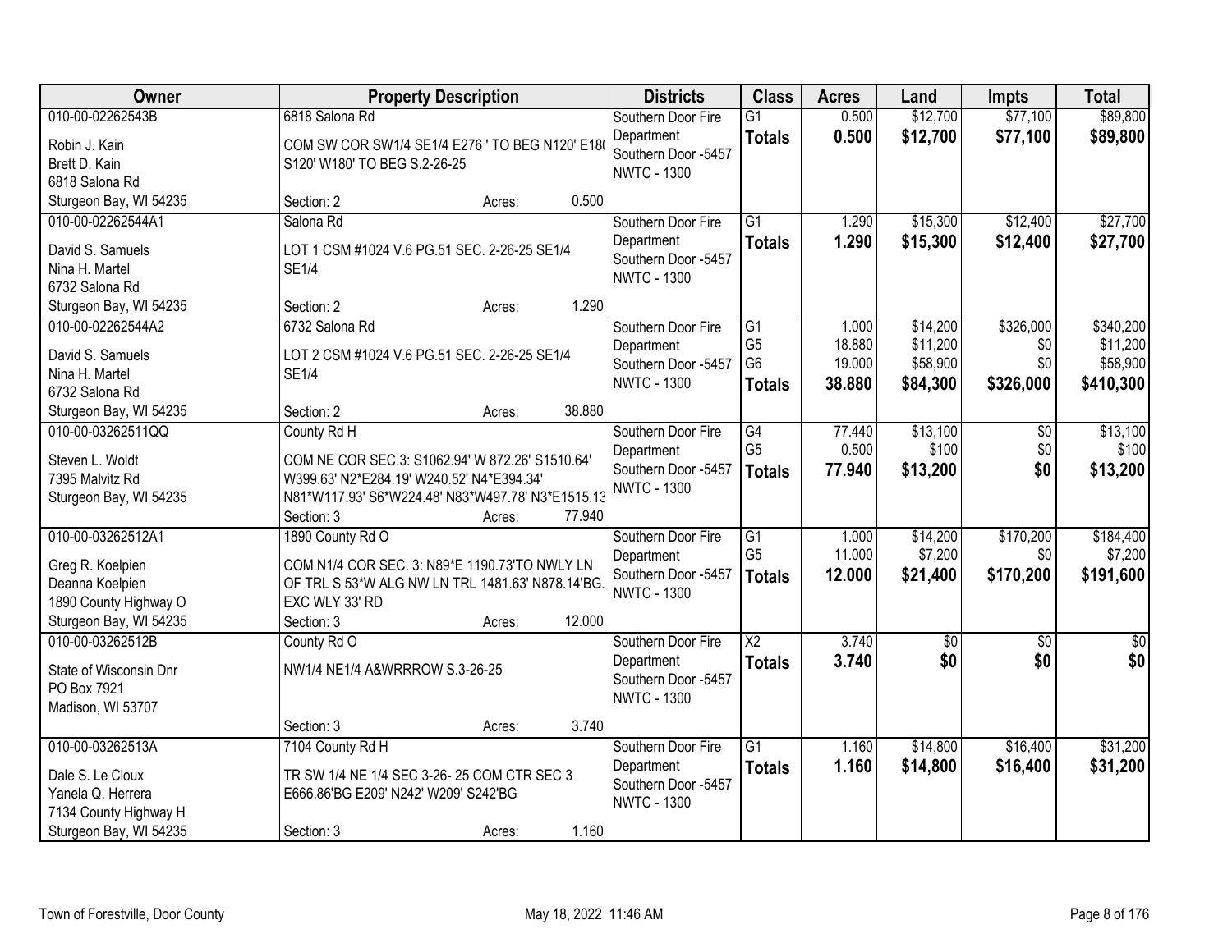| Owner | Property Description | Districts | Class | Acres | Land | Impts | Total |
|---|---|---|---|---|---|---|---|
| 010-00-02262543B<br>Robin J. Kain<br>Brett D. Kain<br>6818 Salona Rd<br>Sturgeon Bay, WI 54235 | 6818 Salona Rd<br>COM SW COR SW1/4 SE1/4 E276 ' TO BEG N120' E180 S120' W180' TO BEG S.2-26-25<br>Section: 2 Acres: 0.500 | Southern Door Fire Department<br>Southern Door -5457<br>NWTC - 1300 | G1<br>**Totals** | 0.500<br>**0.500** | $12,700<br>**$12,700** | $77,100<br>**$77,100** | $89,800<br>**$89,800** |
| 010-00-02262544A1<br>David S. Samuels<br>Nina H. Martel<br>6732 Salona Rd<br>Sturgeon Bay, WI 54235 | Salona Rd<br>LOT 1 CSM #1024 V.6 PG.51 SEC. 2-26-25 SE1/4 SE1/4<br>Section: 2 Acres: 1.290 | Southern Door Fire Department<br>Southern Door -5457<br>NWTC - 1300 | G1<br>**Totals** | 1.290<br>**1.290** | $15,300<br>**$15,300** | $12,400<br>**$12,400** | $27,700<br>**$27,700** |
| 010-00-02262544A2<br>David S. Samuels<br>Nina H. Martel<br>6732 Salona Rd<br>Sturgeon Bay, WI 54235 | 6732 Salona Rd<br>LOT 2 CSM #1024 V.6 PG.51 SEC. 2-26-25 SE1/4 SE1/4<br>Section: 2 Acres: 38.880 | Southern Door Fire Department<br>Southern Door -5457<br>NWTC - 1300 | G1<br>G5<br>G6<br>**Totals** | 1.000<br>18.880<br>19.000<br>**38.880** | $14,200<br>$11,200<br>$58,900<br>**$84,300** | $326,000<br>$0<br>$0<br>**$326,000** | $340,200<br>$11,200<br>$58,900<br>**$410,300** |
| 010-00-03262511QQ<br>Steven L. Woldt<br>7395 Malvitz Rd<br>Sturgeon Bay, WI 54235 | County Rd H<br>COM NE COR SEC.3: S1062.94' W 872.26' S1510.64' W399.63' N2*E284.19' W240.52' N4*E394.34' N81*W117.93' S6*W224.48' N83*W497.78' N3*E1515.13<br>Section: 3 Acres: 77.940 | Southern Door Fire Department<br>Southern Door -5457<br>NWTC - 1300 | G4<br>G5<br>**Totals** | 77.440<br>0.500<br>**77.940** | $13,100<br>$100<br>**$13,200** | $0<br>$0<br>**$0** | $13,100<br>$100<br>**$13,200** |
| 010-00-03262512A1<br>Greg R. Koelpien<br>Deanna Koelpien<br>1890 County Highway O<br>Sturgeon Bay, WI 54235 | 1890 County Rd O<br>COM N1/4 COR SEC. 3: N89*E 1190.73'TO NWLY LN OF TRL S 53*W ALG NW LN TRL 1481.63' N878.14'BG. EXC WLY 33' RD<br>Section: 3 Acres: 12.000 | Southern Door Fire Department<br>Southern Door -5457<br>NWTC - 1300 | G1<br>G5<br>**Totals** | 1.000<br>11.000<br>**12.000** | $14,200<br>$7,200<br>**$21,400** | $170,200<br>$0<br>**$170,200** | $184,400<br>$7,200<br>**$191,600** |
| 010-00-03262512B<br>State of Wisconsin Dnr<br>PO Box 7921<br>Madison, WI 53707 | County Rd O<br>NW1/4 NE1/4 A&WRRROW S.3-26-25<br>Section: 3 Acres: 3.740 | Southern Door Fire Department<br>Southern Door -5457<br>NWTC - 1300 | X2<br>**Totals** | 3.740<br>**3.740** | $0<br>**$0** | $0<br>**$0** | $0<br>**$0** |
| 010-00-03262513A<br>Dale S. Le Cloux<br>Yanela Q. Herrera<br>7134 County Highway H<br>Sturgeon Bay, WI 54235 | 7104 County Rd H<br>TR SW 1/4 NE 1/4 SEC 3-26- 25 COM CTR SEC 3 E666.86'BG E209' N242' W209' S242'BG<br>Section: 3 Acres: 1.160 | Southern Door Fire Department<br>Southern Door -5457<br>NWTC - 1300 | G1<br>**Totals** | 1.160<br>**1.160** | $14,800<br>**$14,800** | $16,400<br>**$16,400** | $31,200<br>**$31,200** |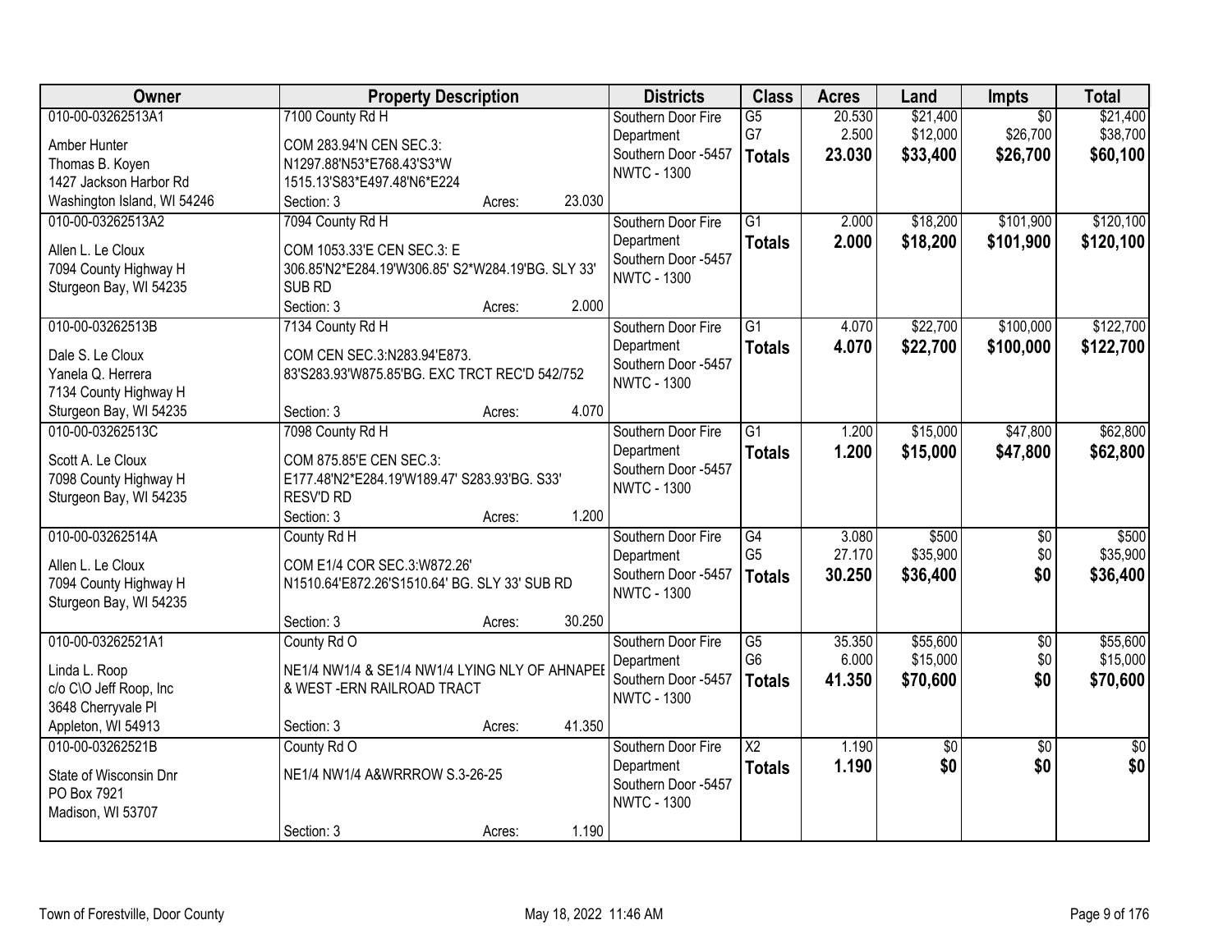| Owner | Property Description | Districts | Class | Acres | Land | Impts | Total |
|---|---|---|---|---|---|---|---|
| 010-00-03262513A1<br>Amber Hunter<br>Thomas B. Koyen<br>1427 Jackson Harbor Rd<br>Washington Island, WI 54246 | 7100 County Rd H<br>COM 283.94'N CEN SEC.3:<br>N1297.88'N53*E768.43'S3*W<br>1515.13'S83*E497.48'N6*E224<br>Section: 3 Acres: 23.030 | Southern Door Fire Department<br>Southern Door -5457<br>NWTC - 1300 | G5<br>G7<br>**Totals** | 20.530<br>2.500<br>**23.030** | $21,400<br>$12,000<br>**$33,400** | $0<br>$26,700<br>**$26,700** | $21,400<br>$38,700<br>**$60,100** |
| 010-00-03262513A2<br>Allen L. Le Cloux<br>7094 County Highway H<br>Sturgeon Bay, WI 54235 | 7094 County Rd H<br>COM 1053.33'E CEN SEC.3: E<br>306.85'N2*E284.19'W306.85' S2*W284.19'BG. SLY 33' SUB RD<br>Section: 3 Acres: 2.000 | Southern Door Fire Department<br>Southern Door -5457<br>NWTC - 1300 | G1<br>**Totals** | 2.000<br>**2.000** | $18,200<br>**$18,200** | $101,900<br>**$101,900** | $120,100<br>**$120,100** |
| 010-00-03262513B<br>Dale S. Le Cloux<br>Yanela Q. Herrera<br>7134 County Highway H<br>Sturgeon Bay, WI 54235 | 7134 County Rd H<br>COM CEN SEC.3:N283.94'E873.<br>83'S283.93'W875.85'BG. EXC TRCT REC'D 542/752<br>Section: 3 Acres: 4.070 | Southern Door Fire Department<br>Southern Door -5457<br>NWTC - 1300 | G1<br>**Totals** | 4.070<br>**4.070** | $22,700<br>**$22,700** | $100,000<br>**$100,000** | $122,700<br>**$122,700** |
| 010-00-03262513C<br>Scott A. Le Cloux<br>7098 County Highway H<br>Sturgeon Bay, WI 54235 | 7098 County Rd H<br>COM 875.85'E CEN SEC.3:<br>E177.48'N2*E284.19'W189.47' S283.93'BG. S33' RESV'D RD<br>Section: 3 Acres: 1.200 | Southern Door Fire Department<br>Southern Door -5457<br>NWTC - 1300 | G1<br>**Totals** | 1.200<br>**1.200** | $15,000<br>**$15,000** | $47,800<br>**$47,800** | $62,800<br>**$62,800** |
| 010-00-03262514A<br>Allen L. Le Cloux<br>7094 County Highway H<br>Sturgeon Bay, WI 54235 | County Rd H<br>COM E1/4 COR SEC.3:W872.26'<br>N1510.64'E872.26'S1510.64' BG. SLY 33' SUB RD<br>Section: 3 Acres: 30.250 | Southern Door Fire Department<br>Southern Door -5457<br>NWTC - 1300 | G4<br>G5<br>**Totals** | 3.080<br>27.170<br>**30.250** | $500<br>$35,900<br>**$36,400** | $0<br>$0<br>**$0** | $500<br>$35,900<br>**$36,400** |
| 010-00-03262521A1<br>Linda L. Roop<br>c/o C\O Jeff Roop, Inc<br>3648 Cherryvale Pl<br>Appleton, WI 54913 | County Rd O<br>NE1/4 NW1/4 & SE1/4 NW1/4 LYING NLY OF AHNAPEE & WEST -ERN RAILROAD TRACT<br>Section: 3 Acres: 41.350 | Southern Door Fire Department<br>Southern Door -5457<br>NWTC - 1300 | G5<br>G6<br>**Totals** | 35.350<br>6.000<br>**41.350** | $55,600<br>$15,000<br>**$70,600** | $0<br>$0<br>**$0** | $55,600<br>$15,000<br>**$70,600** |
| 010-00-03262521B<br>State of Wisconsin Dnr<br>PO Box 7921<br>Madison, WI 53707 | County Rd O<br>NE1/4 NW1/4 A&WRRROW S.3-26-25<br>Section: 3 Acres: 1.190 | Southern Door Fire Department<br>Southern Door -5457<br>NWTC - 1300 | X2<br>**Totals** | 1.190<br>**1.190** | $0<br>**$0** | $0<br>**$0** | $0<br>**$0** |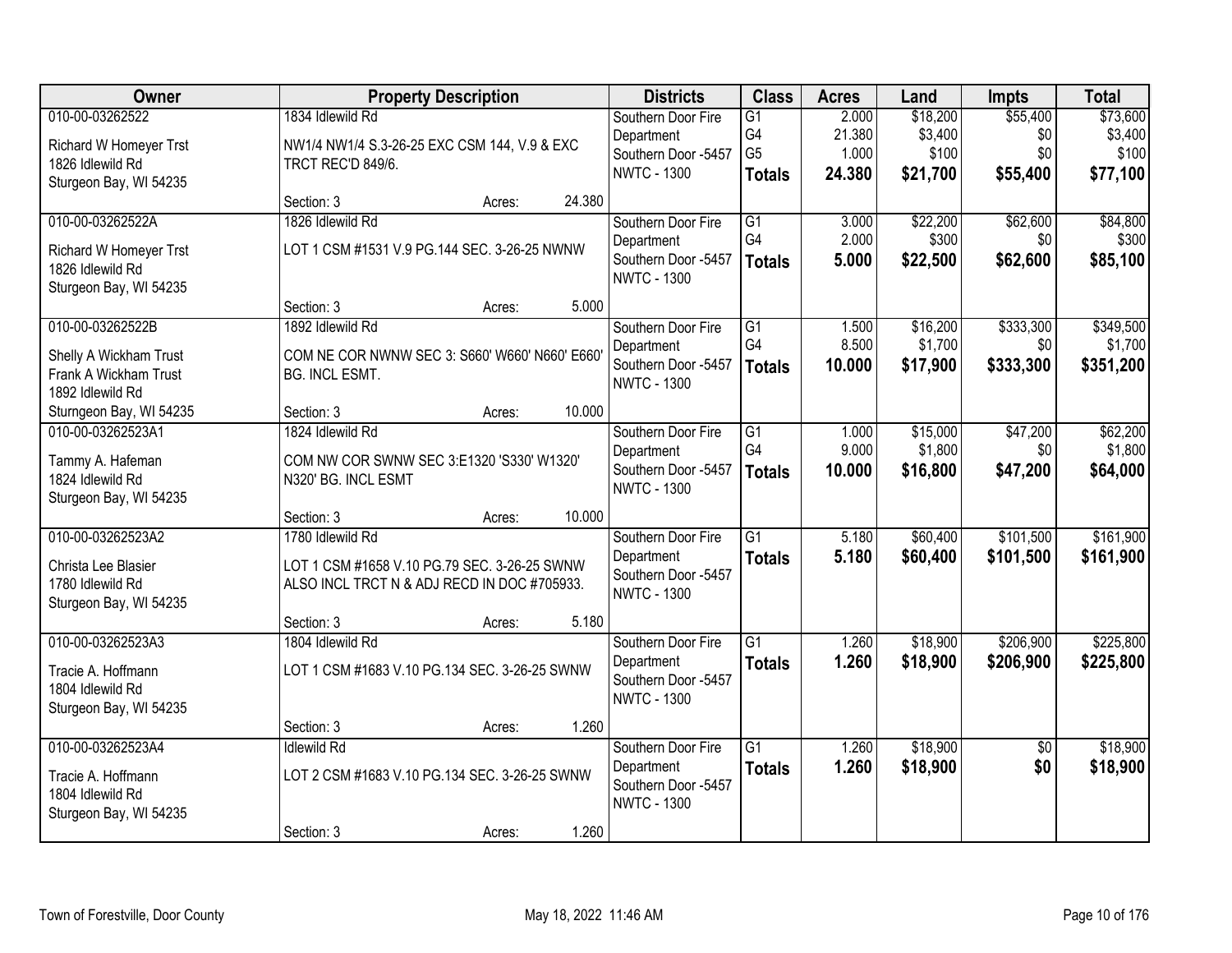| Owner | Property Description | Districts | Class | Acres | Land | Impts | Total |
|---|---|---|---|---|---|---|---|
| 010-00-03262522<br>Richard W Homeyer Trst<br>1826 Idlewild Rd<br>Sturgeon Bay, WI 54235 | 1834 Idlewild Rd<br>NW1/4 NW1/4 S.3-26-25 EXC CSM 144, V.9 & EXC TRCT REC'D 849/6.<br>Section: 3 Acres: 24.380 | Southern Door Fire Department<br>Southern Door -5457<br>NWTC - 1300 | G1<br>G4<br>G5<br>**Totals** | 2.000<br>21.380<br>1.000<br>**24.380** | $18,200<br>$3,400<br>$100<br>**$21,700** | $55,400<br>$0<br>$0<br>**$55,400** | $73,600<br>$3,400<br>$100<br>**$77,100** |
| 010-00-03262522A<br>Richard W Homeyer Trst<br>1826 Idlewild Rd<br>Sturgeon Bay, WI 54235 | 1826 Idlewild Rd<br>LOT 1 CSM #1531 V.9 PG.144 SEC. 3-26-25 NWNW<br>Section: 3 Acres: 5.000 | Southern Door Fire Department<br>Southern Door -5457<br>NWTC - 1300 | G1<br>G4<br>**Totals** | 3.000<br>2.000<br>**5.000** | $22,200<br>$300<br>**$22,500** | $62,600<br>$0<br>**$62,600** | $84,800<br>$300<br>**$85,100** |
| 010-00-03262522B<br>Shelly A Wickham Trust<br>Frank A Wickham Trust<br>1892 Idlewild Rd<br>Sturngeon Bay, WI 54235 | 1892 Idlewild Rd<br>COM NE COR NWNW SEC 3: S660' W660' N660' E660' BG. INCL ESMT.<br>Section: 3 Acres: 10.000 | Southern Door Fire Department<br>Southern Door -5457<br>NWTC - 1300 | G1<br>G4<br>**Totals** | 1.500<br>8.500<br>**10.000** | $16,200<br>$1,700<br>**$17,900** | $333,300<br>$0<br>**$333,300** | $349,500<br>$1,700<br>**$351,200** |
| 010-00-03262523A1<br>Tammy A. Hafeman<br>1824 Idlewild Rd<br>Sturgeon Bay, WI 54235 | 1824 Idlewild Rd<br>COM NW COR SWNW SEC 3:E1320 'S330' W1320' N320' BG. INCL ESMT<br>Section: 3 Acres: 10.000 | Southern Door Fire Department<br>Southern Door -5457<br>NWTC - 1300 | G1<br>G4<br>**Totals** | 1.000<br>9.000<br>**10.000** | $15,000<br>$1,800<br>**$16,800** | $47,200<br>$0<br>**$47,200** | $62,200<br>$1,800<br>**$64,000** |
| 010-00-03262523A2<br>Christa Lee Blasier<br>1780 Idlewild Rd<br>Sturgeon Bay, WI 54235 | 1780 Idlewild Rd<br>LOT 1 CSM #1658 V.10 PG.79 SEC. 3-26-25 SWNW ALSO INCL TRCT N & ADJ RECD IN DOC #705933.<br>Section: 3 Acres: 5.180 | Southern Door Fire Department<br>Southern Door -5457<br>NWTC - 1300 | G1<br>**Totals** | 5.180<br>**5.180** | $60,400<br>**$60,400** | $101,500<br>**$101,500** | $161,900<br>**$161,900** |
| 010-00-03262523A3<br>Tracie A. Hoffmann<br>1804 Idlewild Rd<br>Sturgeon Bay, WI 54235 | 1804 Idlewild Rd<br>LOT 1 CSM #1683 V.10 PG.134 SEC. 3-26-25 SWNW<br>Section: 3 Acres: 1.260 | Southern Door Fire Department<br>Southern Door -5457<br>NWTC - 1300 | G1<br>**Totals** | 1.260<br>**1.260** | $18,900<br>**$18,900** | $206,900<br>**$206,900** | $225,800<br>**$225,800** |
| 010-00-03262523A4<br>Tracie A. Hoffmann<br>1804 Idlewild Rd<br>Sturgeon Bay, WI 54235 | Idlewild Rd<br>LOT 2 CSM #1683 V.10 PG.134 SEC. 3-26-25 SWNW<br>Section: 3 Acres: 1.260 | Southern Door Fire Department<br>Southern Door -5457<br>NWTC - 1300 | G1<br>**Totals** | 1.260<br>**1.260** | $18,900<br>**$18,900** | $0<br>**$0** | $18,900<br>**$18,900** |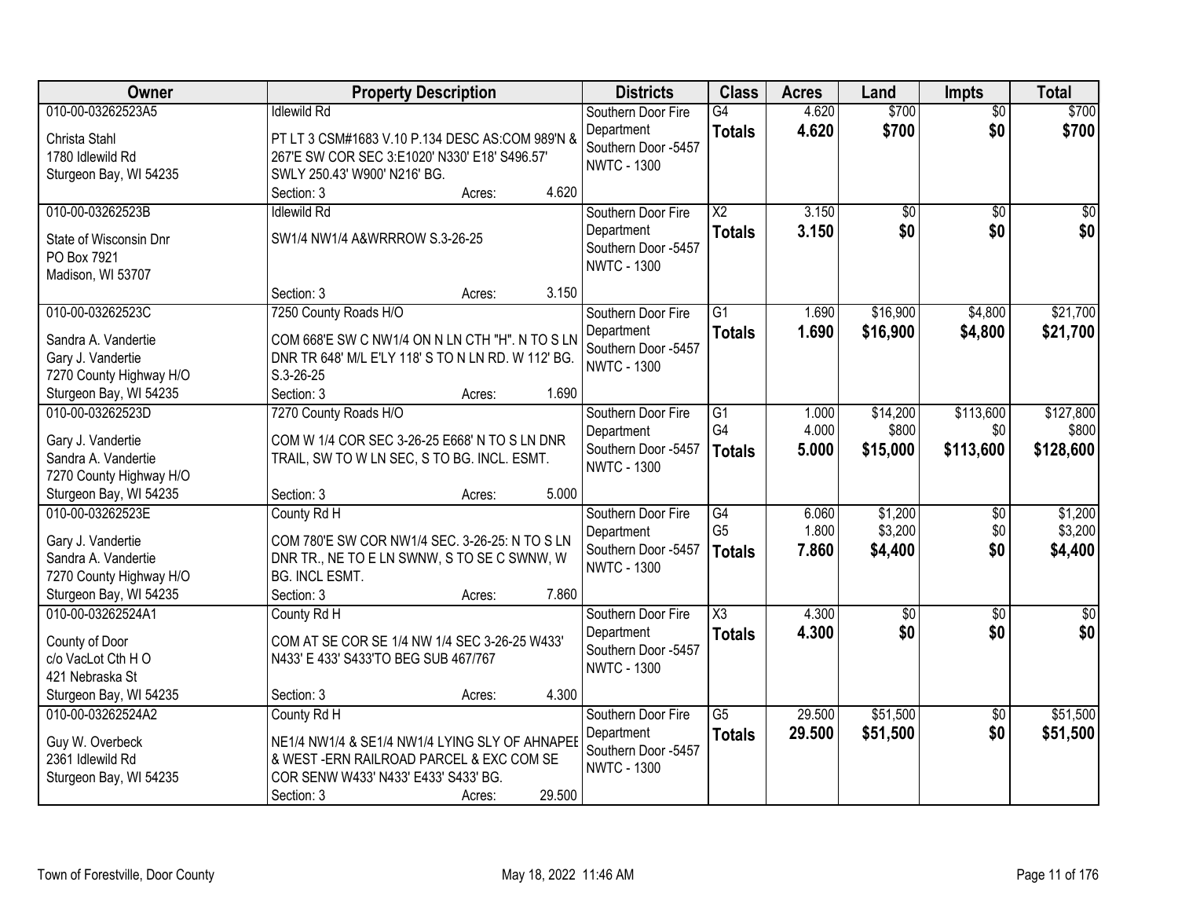| Owner | Property Description | Districts | Class | Acres | Land | Impts | Total |
|---|---|---|---|---|---|---|---|
| 010-00-03262523A5<br>Christa Stahl<br>1780 Idlewild Rd<br>Sturgeon Bay, WI 54235 | Idlewild Rd<br>PT LT 3 CSM#1683 V.10 P.134 DESC AS:COM 989'N & 267'E SW COR SEC 3:E1020' N330' E18' S496.57' SWLY 250.43' W900' N216' BG.<br>Section: 3 Acres: 4.620 | Southern Door Fire Department<br>Southern Door -5457<br>NWTC - 1300 | G4<br>**Totals** | 4.620<br>**4.620** | $700<br>**$700** | $0<br>**$0** | $700<br>**$700** |
| 010-00-03262523B<br>State of Wisconsin Dnr<br>PO Box 7921<br>Madison, WI 53707 | Idlewild Rd<br>SW1/4 NW1/4 A&WRRROW S.3-26-25<br>Section: 3 Acres: 3.150 | Southern Door Fire Department<br>Southern Door -5457<br>NWTC - 1300 | X2<br>**Totals** | 3.150<br>**3.150** | $0<br>**$0** | $0<br>**$0** | $0<br>**$0** |
| 010-00-03262523C<br>Sandra A. Vandertie<br>Gary J. Vandertie<br>7270 County Highway H/O<br>Sturgeon Bay, WI 54235 | 7250 County Roads H/O<br>COM 668'E SW C NW1/4 ON N LN CTH "H". N TO S LN DNR TR 648' M/L E'LY 118' S TO N LN RD. W 112' BG. S.3-26-25<br>Section: 3 Acres: 1.690 | Southern Door Fire Department<br>Southern Door -5457<br>NWTC - 1300 | G1<br>**Totals** | 1.690<br>**1.690** | $16,900<br>**$16,900** | $4,800<br>**$4,800** | $21,700<br>**$21,700** |
| 010-00-03262523D<br>Gary J. Vandertie<br>Sandra A. Vandertie<br>7270 County Highway H/O<br>Sturgeon Bay, WI 54235 | 7270 County Roads H/O<br>COM W 1/4 COR SEC 3-26-25 E668' N TO S LN DNR TRAIL, SW TO W LN SEC, S TO BG. INCL. ESMT.<br>Section: 3 Acres: 5.000 | Southern Door Fire Department<br>Southern Door -5457<br>NWTC - 1300 | G1<br>G4<br>**Totals** | 1.000<br>4.000<br>**5.000** | $14,200<br>$800<br>**$15,000** | $113,600<br>$0<br>**$113,600** | $127,800<br>$800<br>**$128,600** |
| 010-00-03262523E<br>Gary J. Vandertie<br>Sandra A. Vandertie<br>7270 County Highway H/O<br>Sturgeon Bay, WI 54235 | County Rd H<br>COM 780'E SW COR NW1/4 SEC. 3-26-25: N TO S LN DNR TR., NE TO E LN SWNW, S TO SE C SWNW, W BG. INCL ESMT.<br>Section: 3 Acres: 7.860 | Southern Door Fire Department<br>Southern Door -5457<br>NWTC - 1300 | G4<br>G5<br>**Totals** | 6.060<br>1.800<br>**7.860** | $1,200<br>$3,200<br>**$4,400** | $0<br>$0<br>**$0** | $1,200<br>$3,200<br>**$4,400** |
| 010-00-03262524A1<br>County of Door<br>c/o VacLot Cth H O<br>421 Nebraska St<br>Sturgeon Bay, WI 54235 | County Rd H<br>COM AT SE COR SE 1/4 NW 1/4 SEC 3-26-25 W433' N433' E 433' S433'TO BEG SUB 467/767<br>Section: 3 Acres: 4.300 | Southern Door Fire Department<br>Southern Door -5457<br>NWTC - 1300 | X3<br>**Totals** | 4.300<br>**4.300** | $0<br>**$0** | $0<br>**$0** | $0<br>**$0** |
| 010-00-03262524A2<br>Guy W. Overbeck<br>2361 Idlewild Rd<br>Sturgeon Bay, WI 54235 | County Rd H<br>NE1/4 NW1/4 & SE1/4 NW1/4 LYING SLY OF AHNAPEE & WEST -ERN RAILROAD PARCEL & EXC COM SE COR SENW W433' N433' E433' S433' BG.<br>Section: 3 Acres: 29.500 | Southern Door Fire Department<br>Southern Door -5457<br>NWTC - 1300 | G5<br>**Totals** | 29.500<br>**29.500** | $51,500<br>**$51,500** | $0<br>**$0** | $51,500<br>**$51,500** |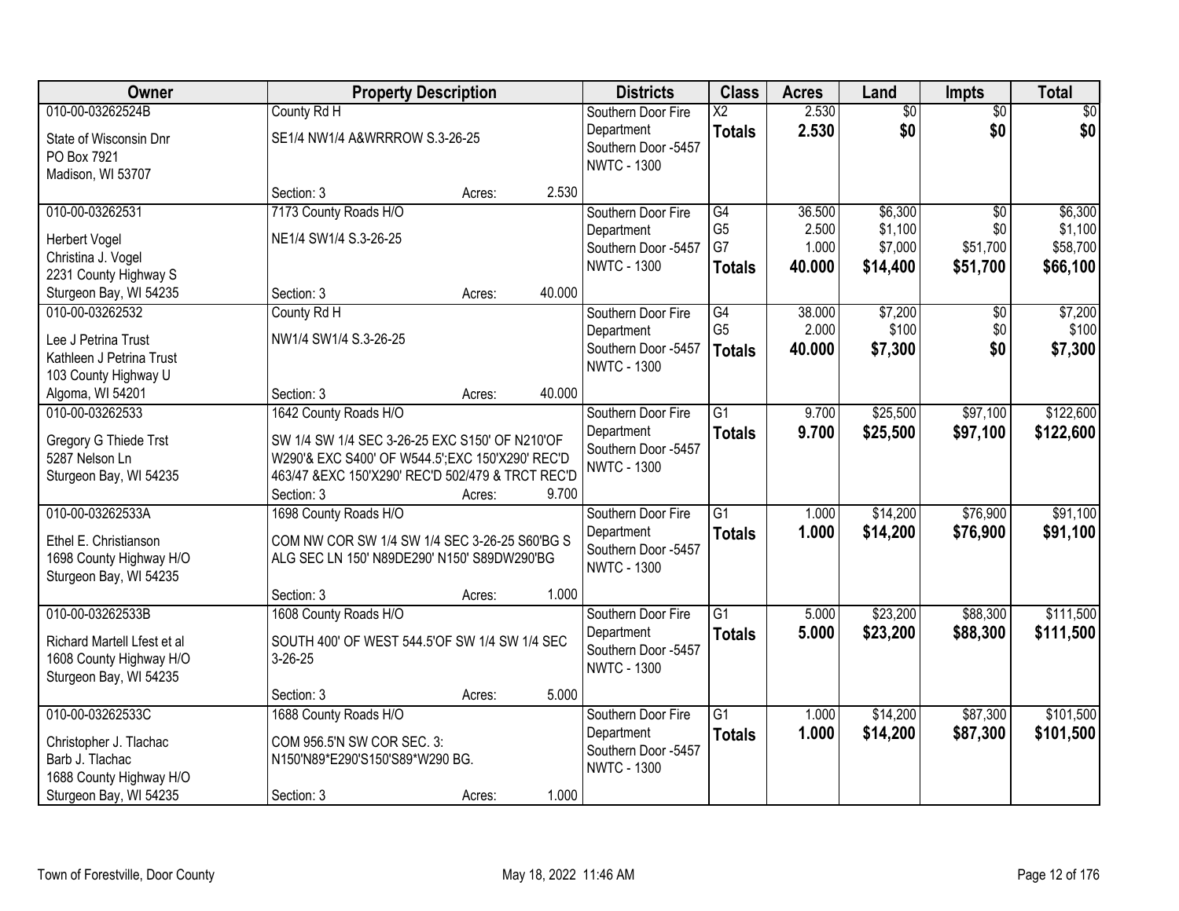| Owner | Property Description | | | Districts | Class | Acres | Land | Impts | Total |
|---|---|---|---|---|---|---|---|---|---|
| 010-00-03262524B<br>State of Wisconsin Dnr<br>PO Box 7921<br>Madison, WI 53707 | County Rd H<br>SE1/4 NW1/4 A&WRRROW S.3-26-25<br>Section: 3 | Acres: | 2.530 | Southern Door Fire Department<br>Southern Door -5457<br>NWTC - 1300 | X2<br>**Totals** | 2.530<br>**2.530** | $0<br>**$0** | $0<br>**$0** | $0<br>**$0** |
| 010-00-03262531<br>Herbert Vogel<br>Christina J. Vogel<br>2231 County Highway S<br>Sturgeon Bay, WI 54235 | 7173 County Roads H/O<br>NE1/4 SW1/4 S.3-26-25<br>Section: 3 | Acres: | 40.000 | Southern Door Fire Department<br>Southern Door -5457<br>NWTC - 1300 | G4<br>G5<br>G7<br>**Totals** | 36.500<br>2.500<br>1.000<br>**40.000** | $6,300<br>$1,100<br>$7,000<br>**$14,400** | $0<br>$0<br>$51,700<br>**$51,700** | $6,300<br>$1,100<br>$58,700<br>**$66,100** |
| 010-00-03262532<br>Lee J Petrina Trust<br>Kathleen J Petrina Trust<br>103 County Highway U<br>Algoma, WI 54201 | County Rd H<br>NW1/4 SW1/4 S.3-26-25<br>Section: 3 | Acres: | 40.000 | Southern Door Fire Department<br>Southern Door -5457<br>NWTC - 1300 | G4<br>G5<br>**Totals** | 38.000<br>2.000<br>**40.000** | $7,200<br>$100<br>**$7,300** | $0<br>$0<br>**$0** | $7,200<br>$100<br>**$7,300** |
| 010-00-03262533<br>Gregory G Thiede Trst<br>5287 Nelson Ln<br>Sturgeon Bay, WI 54235 | 1642 County Roads H/O<br>SW 1/4 SW 1/4 SEC 3-26-25 EXC S150' OF N210'OF W290'& EXC S400' OF W544.5';EXC 150'X290' REC'D 463/47 &EXC 150'X290' REC'D 502/479 & TRCT REC'D<br>Section: 3 | Acres: | 9.700 | Southern Door Fire Department<br>Southern Door -5457<br>NWTC - 1300 | G1<br>**Totals** | 9.700<br>**9.700** | $25,500<br>**$25,500** | $97,100<br>**$97,100** | $122,600<br>**$122,600** |
| 010-00-03262533A<br>Ethel E. Christianson<br>1698 County Highway H/O<br>Sturgeon Bay, WI 54235 | 1698 County Roads H/O<br>COM NW COR SW 1/4 SW 1/4 SEC 3-26-25 S60'BG S ALG SEC LN 150' N89DE290' N150' S89DW290'BG<br>Section: 3 | Acres: | 1.000 | Southern Door Fire Department<br>Southern Door -5457<br>NWTC - 1300 | G1<br>**Totals** | 1.000<br>**1.000** | $14,200<br>**$14,200** | $76,900<br>**$76,900** | $91,100<br>**$91,100** |
| 010-00-03262533B<br>Richard Martell Lfest et al<br>1608 County Highway H/O<br>Sturgeon Bay, WI 54235 | 1608 County Roads H/O<br>SOUTH 400' OF WEST 544.5'OF SW 1/4 SW 1/4 SEC 3-26-25<br>Section: 3 | Acres: | 5.000 | Southern Door Fire Department<br>Southern Door -5457<br>NWTC - 1300 | G1<br>**Totals** | 5.000<br>**5.000** | $23,200<br>**$23,200** | $88,300<br>**$88,300** | $111,500<br>**$111,500** |
| 010-00-03262533C<br>Christopher J. Tlachac<br>Barb J. Tlachac<br>1688 County Highway H/O<br>Sturgeon Bay, WI 54235 | 1688 County Roads H/O<br>COM 956.5'N SW COR SEC. 3: N150'N89*E290'S150'S89*W290 BG.<br>Section: 3 | Acres: | 1.000 | Southern Door Fire Department<br>Southern Door -5457<br>NWTC - 1300 | G1<br>**Totals** | 1.000<br>**1.000** | $14,200<br>**$14,200** | $87,300<br>**$87,300** | $101,500<br>**$101,500** |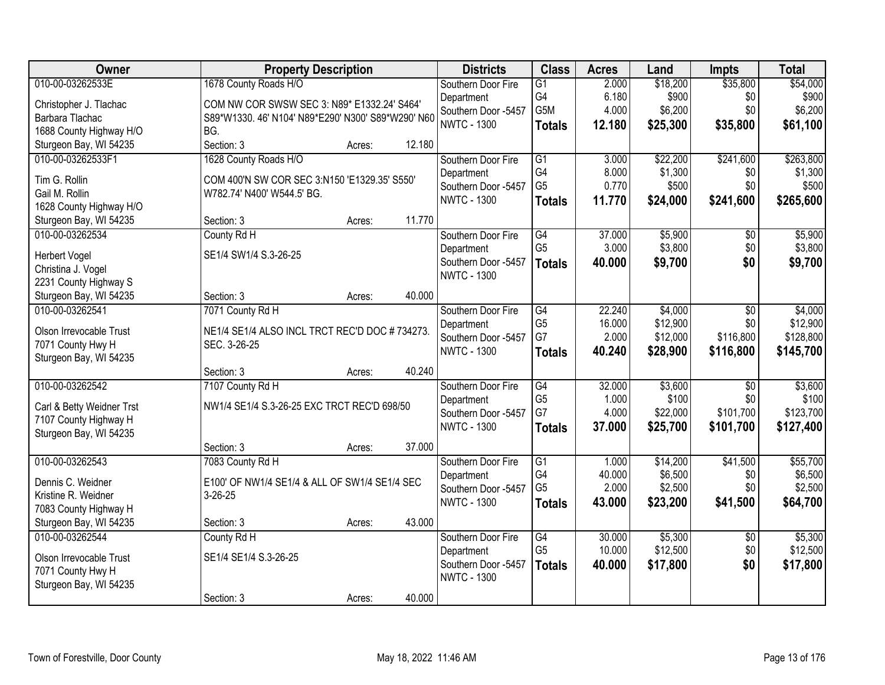| Owner | Property Description | Districts | Class | Acres | Land | Impts | Total |
|---|---|---|---|---|---|---|---|
| 010-00-03262533E<br>Christopher J. Tlachac<br>Barbara Tlachac<br>1688 County Highway H/O<br>Sturgeon Bay, WI 54235 | 1678 County Roads H/O<br>COM NW COR SWSW SEC 3: N89* E1332.24' S464' S89*W1330. 46' N104' N89*E290' N300' S89*W290' N60 BG.<br>Section: 3 Acres: 12.180 | Southern Door Fire Department<br>Southern Door -5457<br>NWTC - 1300 | G1<br>G4<br>G5M<br>**Totals** | 2.000<br>6.180<br>4.000<br>**12.180** | $18,200<br>$900<br>$6,200<br>**$25,300** | $35,800<br>$0<br>$0<br>**$35,800** | $54,000<br>$900<br>$6,200<br>**$61,100** |
| 010-00-03262533F1<br>Tim G. Rollin<br>Gail M. Rollin<br>1628 County Highway H/O<br>Sturgeon Bay, WI 54235 | 1628 County Roads H/O<br>COM 400'N SW COR SEC 3:N150 'E1329.35' S550' W782.74' N400' W544.5' BG.<br>Section: 3 Acres: 11.770 | Southern Door Fire Department<br>Southern Door -5457<br>NWTC - 1300 | G1<br>G4<br>G5<br>**Totals** | 3.000<br>8.000<br>0.770<br>**11.770** | $22,200<br>$1,300<br>$500<br>**$24,000** | $241,600<br>$0<br>$0<br>**$241,600** | $263,800<br>$1,300<br>$500<br>**$265,600** |
| 010-00-03262534<br>Herbert Vogel<br>Christina J. Vogel<br>2231 County Highway S<br>Sturgeon Bay, WI 54235 | County Rd H<br>SE1/4 SW1/4 S.3-26-25<br>Section: 3 Acres: 40.000 | Southern Door Fire Department<br>Southern Door -5457<br>NWTC - 1300 | G4<br>G5<br>**Totals** | 37.000<br>3.000<br>**40.000** | $5,900<br>$3,800<br>**$9,700** | $0<br>$0<br>**$0** | $5,900<br>$3,800<br>**$9,700** |
| 010-00-03262541<br>Olson Irrevocable Trust<br>7071 County Hwy H<br>Sturgeon Bay, WI 54235 | 7071 County Rd H<br>NE1/4 SE1/4 ALSO INCL TRCT REC'D DOC # 734273. SEC. 3-26-25<br>Section: 3 Acres: 40.240 | Southern Door Fire Department<br>Southern Door -5457<br>NWTC - 1300 | G4<br>G5<br>G7<br>**Totals** | 22.240<br>16.000<br>2.000<br>**40.240** | $4,000<br>$12,900<br>$12,000<br>**$28,900** | $0<br>$0<br>$116,800<br>**$116,800** | $4,000<br>$12,900<br>$128,800<br>**$145,700** |
| 010-00-03262542<br>Carl & Betty Weidner Trst<br>7107 County Highway H<br>Sturgeon Bay, WI 54235 | 7107 County Rd H<br>NW1/4 SE1/4 S.3-26-25 EXC TRCT REC'D 698/50<br>Section: 3 Acres: 37.000 | Southern Door Fire Department<br>Southern Door -5457<br>NWTC - 1300 | G4<br>G5<br>G7<br>**Totals** | 32.000<br>1.000<br>4.000<br>**37.000** | $3,600<br>$100<br>$22,000<br>**$25,700** | $0<br>$0<br>$101,700<br>**$101,700** | $3,600<br>$100<br>$123,700<br>**$127,400** |
| 010-00-03262543<br>Dennis C. Weidner<br>Kristine R. Weidner<br>7083 County Highway H<br>Sturgeon Bay, WI 54235 | 7083 County Rd H<br>E100' OF NW1/4 SE1/4 & ALL OF SW1/4 SE1/4 SEC 3-26-25<br>Section: 3 Acres: 43.000 | Southern Door Fire Department<br>Southern Door -5457<br>NWTC - 1300 | G1<br>G4<br>G5<br>**Totals** | 1.000<br>40.000<br>2.000<br>**43.000** | $14,200<br>$6,500<br>$2,500<br>**$23,200** | $41,500<br>$0<br>$0<br>**$41,500** | $55,700<br>$6,500<br>$2,500<br>**$64,700** |
| 010-00-03262544<br>Olson Irrevocable Trust<br>7071 County Hwy H<br>Sturgeon Bay, WI 54235 | County Rd H<br>SE1/4 SE1/4 S.3-26-25<br>Section: 3 Acres: 40.000 | Southern Door Fire Department<br>Southern Door -5457<br>NWTC - 1300 | G4<br>G5<br>**Totals** | 30.000<br>10.000<br>**40.000** | $5,300<br>$12,500<br>**$17,800** | $0<br>$0<br>**$0** | $5,300<br>$12,500<br>**$17,800** |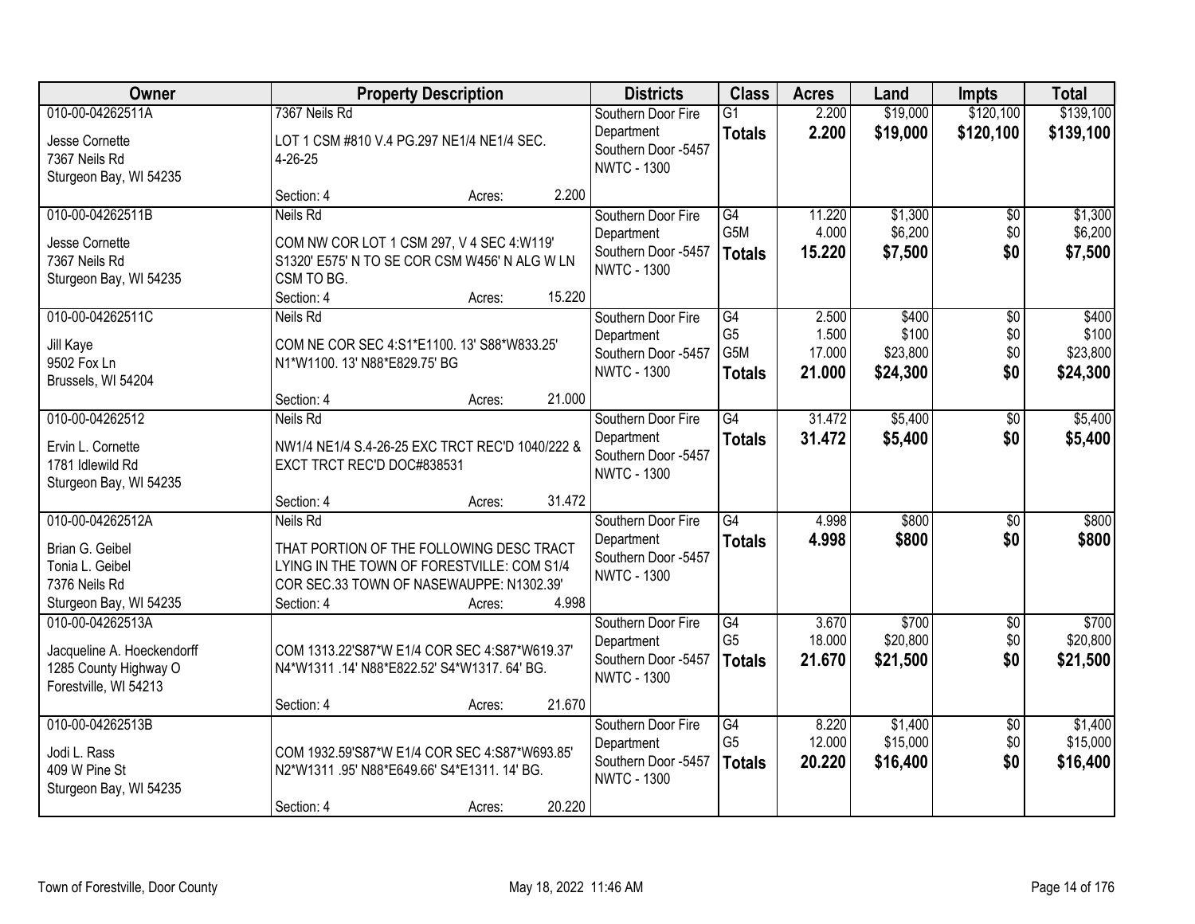| Owner | Property Description | Districts | Class | Acres | Land | Impts | Total |
|---|---|---|---|---|---|---|---|
| 010-00-04262511A<br>Jesse Cornette<br>7367 Neils Rd<br>Sturgeon Bay, WI 54235 | 7367 Neils Rd<br>LOT 1 CSM #810 V.4 PG.297 NE1/4 NE1/4 SEC. 4-26-25<br>Section: 4 Acres: 2.200 | Southern Door Fire Department<br>Southern Door -5457<br>NWTC - 1300 | G1<br>**Totals** | 2.200<br>**2.200** | $19,000<br>**$19,000** | $120,100<br>**$120,100** | $139,100<br>**$139,100** |
| 010-00-04262511B<br>Jesse Cornette<br>7367 Neils Rd<br>Sturgeon Bay, WI 54235 | Neils Rd<br>COM NW COR LOT 1 CSM 297, V 4 SEC 4:W119' S1320' E575' N TO SE COR CSM W456' N ALG W LN CSM TO BG.<br>Section: 4 Acres: 15.220 | Southern Door Fire Department<br>Southern Door -5457<br>NWTC - 1300 | G4<br>G5M<br>**Totals** | 11.220<br>4.000<br>**15.220** | $1,300<br>$6,200<br>**$7,500** | $0<br>$0<br>**$0** | $1,300<br>$6,200<br>**$7,500** |
| 010-00-04262511C<br>Jill Kaye<br>9502 Fox Ln<br>Brussels, WI 54204 | Neils Rd<br>COM NE COR SEC 4:S1*E1100. 13' S88*W833.25' N1*W1100. 13' N88*E829.75' BG<br>Section: 4 Acres: 21.000 | Southern Door Fire Department<br>Southern Door -5457<br>NWTC - 1300 | G4<br>G5<br>G5M<br>**Totals** | 2.500<br>1.500<br>17.000<br>**21.000** | $400<br>$100<br>$23,800<br>**$24,300** | $0<br>$0<br>$0<br>**$0** | $400<br>$100<br>$23,800<br>**$24,300** |
| 010-00-04262512<br>Ervin L. Cornette<br>1781 Idlewild Rd<br>Sturgeon Bay, WI 54235 | Neils Rd<br>NW1/4 NE1/4 S.4-26-25 EXC TRCT REC'D 1040/222 & EXCT TRCT REC'D DOC#838531<br>Section: 4 Acres: 31.472 | Southern Door Fire Department<br>Southern Door -5457<br>NWTC - 1300 | G4<br>**Totals** | 31.472<br>**31.472** | $5,400<br>**$5,400** | $0<br>**$0** | $5,400<br>**$5,400** |
| 010-00-04262512A<br>Brian G. Geibel<br>Tonia L. Geibel<br>7376 Neils Rd<br>Sturgeon Bay, WI 54235 | Neils Rd<br>THAT PORTION OF THE FOLLOWING DESC TRACT LYING IN THE TOWN OF FORESTVILLE: COM S1/4 COR SEC.33 TOWN OF NASEWAUPPE: N1302.39'<br>Section: 4 Acres: 4.998 | Southern Door Fire Department<br>Southern Door -5457<br>NWTC - 1300 | G4<br>**Totals** | 4.998<br>**4.998** | $800<br>**$800** | $0<br>**$0** | $800<br>**$800** |
| 010-00-04262513A<br>Jacqueline A. Hoeckendorff<br>1285 County Highway O<br>Forestville, WI 54213 | COM 1313.22'S87*W E1/4 COR SEC 4:S87*W619.37' N4*W1311 .14' N88*E822.52' S4*W1317. 64' BG.<br>Section: 4 Acres: 21.670 | Southern Door Fire Department<br>Southern Door -5457<br>NWTC - 1300 | G4<br>G5<br>**Totals** | 3.670<br>18.000<br>**21.670** | $700<br>$20,800<br>**$21,500** | $0<br>$0<br>**$0** | $700<br>$20,800<br>**$21,500** |
| 010-00-04262513B<br>Jodi L. Rass<br>409 W Pine St<br>Sturgeon Bay, WI 54235 | COM 1932.59'S87*W E1/4 COR SEC 4:S87*W693.85' N2*W1311 .95' N88*E649.66' S4*E1311. 14' BG.<br>Section: 4 Acres: 20.220 | Southern Door Fire Department<br>Southern Door -5457<br>NWTC - 1300 | G4<br>G5<br>**Totals** | 8.220<br>12.000<br>**20.220** | $1,400<br>$15,000<br>**$16,400** | $0<br>$0<br>**$0** | $1,400<br>$15,000<br>**$16,400** |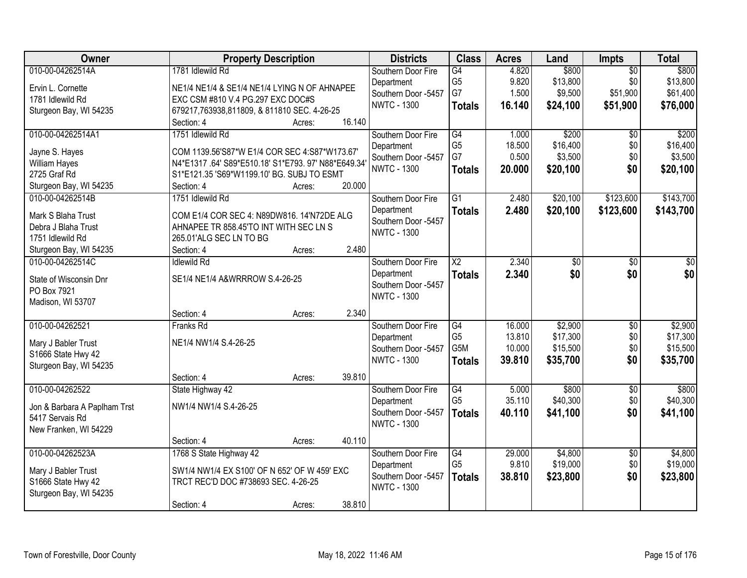| Owner | Property Description | Districts | Class | Acres | Land | Impts | Total |
|---|---|---|---|---|---|---|---|
| 010-00-04262514A<br>Ervin L. Cornette<br>1781 Idlewild Rd<br>Sturgeon Bay, WI 54235 | 1781 Idlewild Rd<br>NE1/4 NE1/4 & SE1/4 NE1/4 LYING N OF AHNAPEE EXC CSM #810 V.4 PG.297 EXC DOC#S 679217,763938,811809, & 811810 SEC. 4-26-25<br>Section: 4 Acres: 16.140 | Southern Door Fire Department<br>Southern Door -5457<br>NWTC - 1300 | G4<br>G5<br>G7<br>**Totals** | 4.820<br>9.820<br>1.500<br>**16.140** | $800<br>$13,800<br>$9,500<br>**$24,100** | $0<br>$0<br>$51,900<br>**$51,900** | $800<br>$13,800<br>$61,400<br>**$76,000** |
| 010-00-04262514A1<br>Jayne S. Hayes<br>William Hayes<br>2725 Graf Rd<br>Sturgeon Bay, WI 54235 | 1751 Idlewild Rd<br>COM 1139.56'S87*W E1/4 COR SEC 4:S87*W173.67' N4*E1317 .64' S89*E510.18' S1*E793. 97' N88*E649.34' S1*E121.35 'S69*W1199.10' BG. SUBJ TO ESMT<br>Section: 4 Acres: 20.000 | Southern Door Fire Department<br>Southern Door -5457<br>NWTC - 1300 | G4<br>G5<br>G7<br>**Totals** | 1.000<br>18.500<br>0.500<br>**20.000** | $200<br>$16,400<br>$3,500<br>**$20,100** | $0<br>$0<br>$0<br>**$0** | $200<br>$16,400<br>$3,500<br>**$20,100** |
| 010-00-04262514B<br>Mark S Blaha Trust<br>Debra J Blaha Trust<br>1751 Idlewild Rd<br>Sturgeon Bay, WI 54235 | 1751 Idlewild Rd<br>COM E1/4 COR SEC 4: N89DW816. 14'N72DE ALG AHNAPEE TR 858.45'TO INT WITH SEC LN S 265.01'ALG SEC LN TO BG<br>Section: 4 Acres: 2.480 | Southern Door Fire Department<br>Southern Door -5457<br>NWTC - 1300 | G1<br>**Totals** | 2.480<br>**2.480** | $20,100<br>**$20,100** | $123,600<br>**$123,600** | $143,700<br>**$143,700** |
| 010-00-04262514C<br>State of Wisconsin Dnr<br>PO Box 7921<br>Madison, WI 53707 | Idlewild Rd<br>SE1/4 NE1/4 A&WRRROW S.4-26-25<br>Section: 4 Acres: 2.340 | Southern Door Fire Department<br>Southern Door -5457<br>NWTC - 1300 | X2<br>**Totals** | 2.340<br>**2.340** | $0<br>**$0** | $0<br>**$0** | $0<br>**$0** |
| 010-00-04262521<br>Mary J Babler Trust<br>S1666 State Hwy 42<br>Sturgeon Bay, WI 54235 | Franks Rd<br>NE1/4 NW1/4 S.4-26-25<br>Section: 4 Acres: 39.810 | Southern Door Fire Department<br>Southern Door -5457<br>NWTC - 1300 | G4<br>G5<br>G5M<br>**Totals** | 16.000<br>13.810<br>10.000<br>**39.810** | $2,900<br>$17,300<br>$15,500<br>**$35,700** | $0<br>$0<br>$0<br>**$0** | $2,900<br>$17,300<br>$15,500<br>**$35,700** |
| 010-00-04262522<br>Jon & Barbara A Paplham Trst<br>5417 Servais Rd<br>New Franken, WI 54229 | State Highway 42<br>NW1/4 NW1/4 S.4-26-25<br>Section: 4 Acres: 40.110 | Southern Door Fire Department<br>Southern Door -5457<br>NWTC - 1300 | G4<br>G5<br>**Totals** | 5.000<br>35.110<br>**40.110** | $800<br>$40,300<br>**$41,100** | $0<br>$0<br>**$0** | $800<br>$40,300<br>**$41,100** |
| 010-00-04262523A<br>Mary J Babler Trust<br>S1666 State Hwy 42<br>Sturgeon Bay, WI 54235 | 1768 S State Highway 42<br>SW1/4 NW1/4 EX S100' OF N 652' OF W 459' EXC TRCT REC'D DOC #738693 SEC. 4-26-25<br>Section: 4 Acres: 38.810 | Southern Door Fire Department<br>Southern Door -5457<br>NWTC - 1300 | G4<br>G5<br>**Totals** | 29.000<br>9.810<br>**38.810** | $4,800<br>$19,000<br>**$23,800** | $0<br>$0<br>**$0** | $4,800<br>$19,000<br>**$23,800** |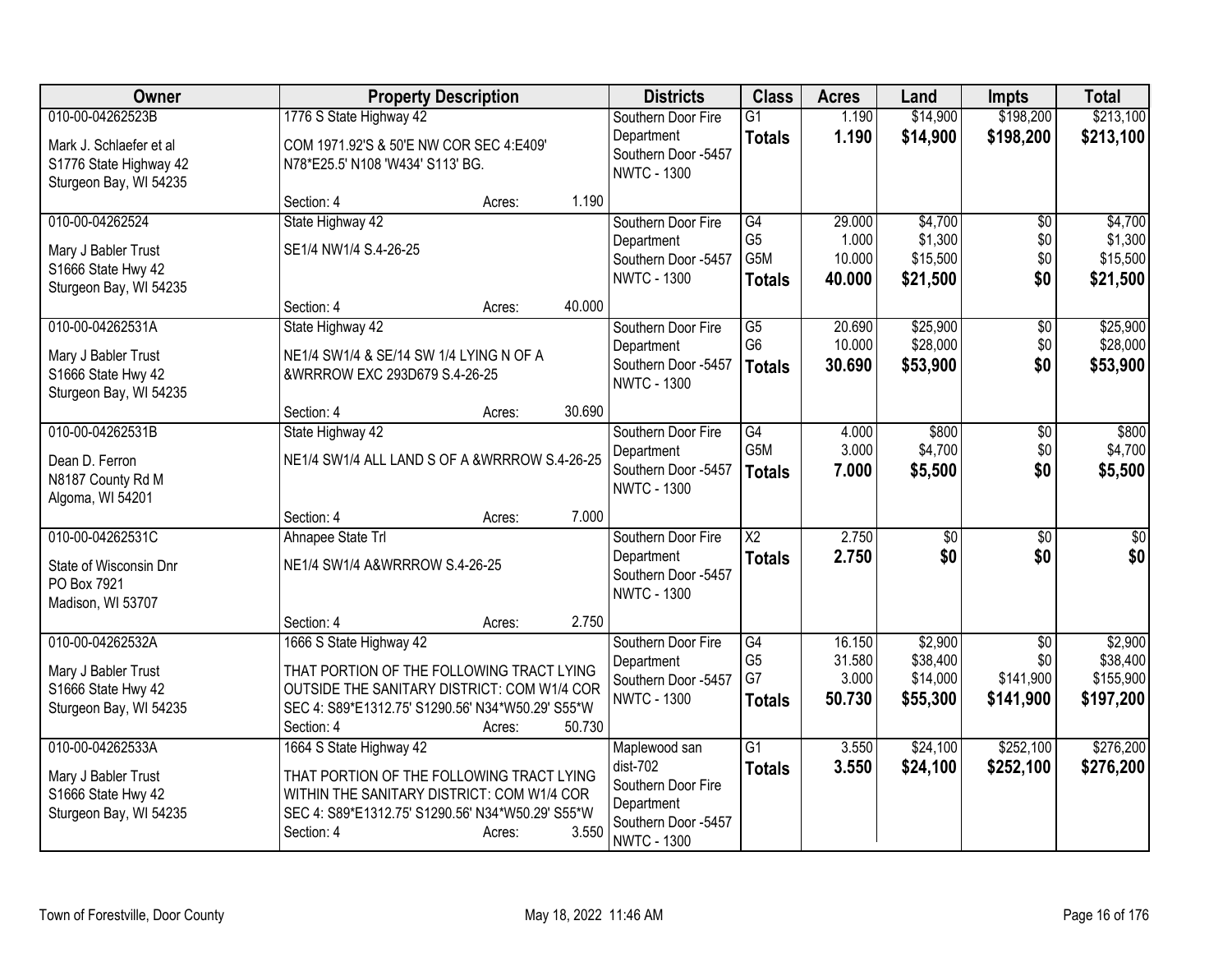| Owner | Property Description | Districts | Class | Acres | Land | Impts | Total |
|---|---|---|---|---|---|---|---|
| 010-00-04262523B<br>Mark J. Schlaefer et al<br>S1776 State Highway 42<br>Sturgeon Bay, WI 54235 | 1776 S State Highway 42<br>COM 1971.92'S & 50'E NW COR SEC 4:E409' N78*E25.5' N108 'W434' S113' BG.<br>Section: 4 Acres: 1.190 | Southern Door Fire Department<br>Southern Door -5457<br>NWTC - 1300 | G1<br>**Totals** | 1.190<br>**1.190** | $14,900<br>**$14,900** | $198,200<br>**$198,200** | $213,100<br>**$213,100** |
| 010-00-04262524<br>Mary J Babler Trust<br>S1666 State Hwy 42<br>Sturgeon Bay, WI 54235 | State Highway 42<br>SE1/4 NW1/4 S.4-26-25<br>Section: 4 Acres: 40.000 | Southern Door Fire Department<br>Southern Door -5457<br>NWTC - 1300 | G4<br>G5<br>G5M<br>**Totals** | 29.000<br>1.000<br>10.000<br>**40.000** | $4,700<br>$1,300<br>$15,500<br>**$21,500** | $0<br>$0<br>$0<br>**$0** | $4,700<br>$1,300<br>$15,500<br>**$21,500** |
| 010-00-04262531A<br>Mary J Babler Trust<br>S1666 State Hwy 42<br>Sturgeon Bay, WI 54235 | State Highway 42<br>NE1/4 SW1/4 & SE/14 SW 1/4 LYING N OF A &WRRROW EXC 293D679 S.4-26-25<br>Section: 4 Acres: 30.690 | Southern Door Fire Department<br>Southern Door -5457<br>NWTC - 1300 | G5<br>G6<br>**Totals** | 20.690<br>10.000<br>**30.690** | $25,900<br>$28,000<br>**$53,900** | $0<br>$0<br>**$0** | $25,900<br>$28,000<br>**$53,900** |
| 010-00-04262531B<br>Dean D. Ferron<br>N8187 County Rd M<br>Algoma, WI 54201 | State Highway 42<br>NE1/4 SW1/4 ALL LAND S OF A &WRRROW S.4-26-25<br>Section: 4 Acres: 7.000 | Southern Door Fire Department<br>Southern Door -5457<br>NWTC - 1300 | G4<br>G5M<br>**Totals** | 4.000<br>3.000<br>**7.000** | $800<br>$4,700<br>**$5,500** | $0<br>$0<br>**$0** | $800<br>$4,700<br>**$5,500** |
| 010-00-04262531C<br>State of Wisconsin Dnr<br>PO Box 7921<br>Madison, WI 53707 | Ahnapee State Trl<br>NE1/4 SW1/4 A&WRRROW S.4-26-25<br>Section: 4 Acres: 2.750 | Southern Door Fire Department<br>Southern Door -5457<br>NWTC - 1300 | X2<br>**Totals** | 2.750<br>**2.750** | $0<br>**$0** | $0<br>**$0** | $0<br>**$0** |
| 010-00-04262532A<br>Mary J Babler Trust<br>S1666 State Hwy 42<br>Sturgeon Bay, WI 54235 | 1666 S State Highway 42<br>THAT PORTION OF THE FOLLOWING TRACT LYING OUTSIDE THE SANITARY DISTRICT: COM W1/4 COR SEC 4: S89*E1312.75' S1290.56' N34*W50.29' S55*W<br>Section: 4 Acres: 50.730 | Southern Door Fire Department<br>Southern Door -5457<br>NWTC - 1300 | G4<br>G5<br>G7<br>**Totals** | 16.150<br>31.580<br>3.000<br>**50.730** | $2,900<br>$38,400<br>$14,000<br>**$55,300** | $0<br>$0<br>$141,900<br>**$141,900** | $2,900<br>$38,400<br>$155,900<br>**$197,200** |
| 010-00-04262533A<br>Mary J Babler Trust<br>S1666 State Hwy 42<br>Sturgeon Bay, WI 54235 | 1664 S State Highway 42<br>THAT PORTION OF THE FOLLOWING TRACT LYING WITHIN THE SANITARY DISTRICT: COM W1/4 COR SEC 4: S89*E1312.75' S1290.56' N34*W50.29' S55*W<br>Section: 4 Acres: 3.550 | Maplewood san dist-702<br>Southern Door Fire Department<br>Southern Door -5457<br>NWTC - 1300 | G1<br>**Totals** | 3.550<br>**3.550** | $24,100<br>**$24,100** | $252,100<br>**$252,100** | $276,200<br>**$276,200** |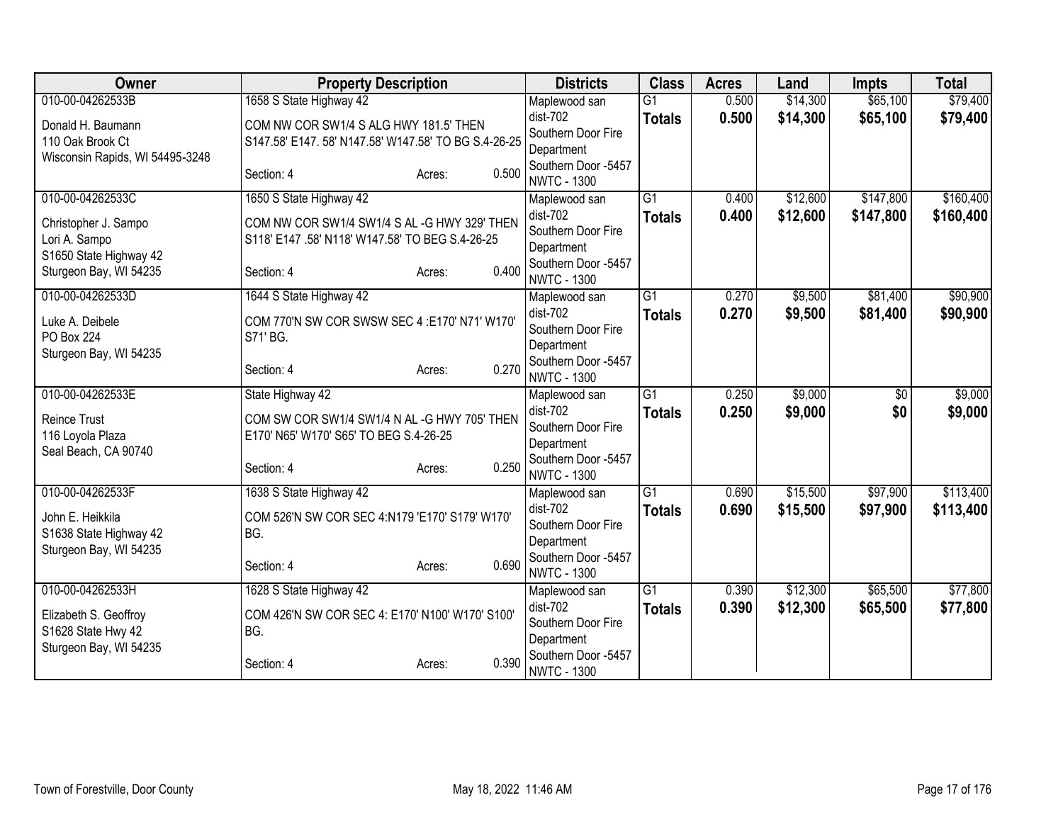| Owner | Property Description | Districts | Class | Acres | Land | Impts | Total |
|---|---|---|---|---|---|---|---|
| 010-00-04262533B<br>Donald H. Baumann<br>110 Oak Brook Ct<br>Wisconsin Rapids, WI 54495-3248 | 1658 S State Highway 42<br>COM NW COR SW1/4 S ALG HWY 181.5' THEN S147.58' E147. 58' N147.58' W147.58' TO BG S.4-26-25<br>Section: 4 Acres: 0.500 | Maplewood san dist-702<br>Southern Door Fire Department<br>Southern Door -5457<br>NWTC - 1300 | G1<br>**Totals** | 0.500<br>**0.500** | $14,300<br>**$14,300** | $65,100<br>**$65,100** | $79,400<br>**$79,400** |
| 010-00-04262533C<br>Christopher J. Sampo<br>Lori A. Sampo<br>S1650 State Highway 42<br>Sturgeon Bay, WI 54235 | 1650 S State Highway 42<br>COM NW COR SW1/4 SW1/4 S AL -G HWY 329' THEN S118' E147 .58' N118' W147.58' TO BEG S.4-26-25<br>Section: 4 Acres: 0.400 | Maplewood san dist-702<br>Southern Door Fire Department<br>Southern Door -5457<br>NWTC - 1300 | G1<br>**Totals** | 0.400<br>**0.400** | $12,600<br>**$12,600** | $147,800<br>**$147,800** | $160,400<br>**$160,400** |
| 010-00-04262533D<br>Luke A. Deibele<br>PO Box 224<br>Sturgeon Bay, WI 54235 | 1644 S State Highway 42<br>COM 770'N SW COR SWSW SEC 4 :E170' N71' W170' S71' BG.<br>Section: 4 Acres: 0.270 | Maplewood san dist-702<br>Southern Door Fire Department<br>Southern Door -5457<br>NWTC - 1300 | G1<br>**Totals** | 0.270<br>**0.270** | $9,500<br>**$9,500** | $81,400<br>**$81,400** | $90,900<br>**$90,900** |
| 010-00-04262533E<br>Reince Trust<br>116 Loyola Plaza<br>Seal Beach, CA 90740 | State Highway 42<br>COM SW COR SW1/4 SW1/4 N AL -G HWY 705' THEN E170' N65' W170' S65' TO BEG S.4-26-25<br>Section: 4 Acres: 0.250 | Maplewood san dist-702<br>Southern Door Fire Department<br>Southern Door -5457<br>NWTC - 1300 | G1<br>**Totals** | 0.250<br>**0.250** | $9,000<br>**$9,000** | $0<br>**$0** | $9,000<br>**$9,000** |
| 010-00-04262533F<br>John E. Heikkila<br>S1638 State Highway 42<br>Sturgeon Bay, WI 54235 | 1638 S State Highway 42<br>COM 526'N SW COR SEC 4:N179 'E170' S179' W170' BG.<br>Section: 4 Acres: 0.690 | Maplewood san dist-702<br>Southern Door Fire Department<br>Southern Door -5457<br>NWTC - 1300 | G1<br>**Totals** | 0.690<br>**0.690** | $15,500<br>**$15,500** | $97,900<br>**$97,900** | $113,400<br>**$113,400** |
| 010-00-04262533H<br>Elizabeth S. Geoffroy<br>S1628 State Hwy 42<br>Sturgeon Bay, WI 54235 | 1628 S State Highway 42<br>COM 426'N SW COR SEC 4: E170' N100' W170' S100' BG.<br>Section: 4 Acres: 0.390 | Maplewood san dist-702<br>Southern Door Fire Department<br>Southern Door -5457<br>NWTC - 1300 | G1<br>**Totals** | 0.390<br>**0.390** | $12,300<br>**$12,300** | $65,500<br>**$65,500** | $77,800<br>**$77,800** |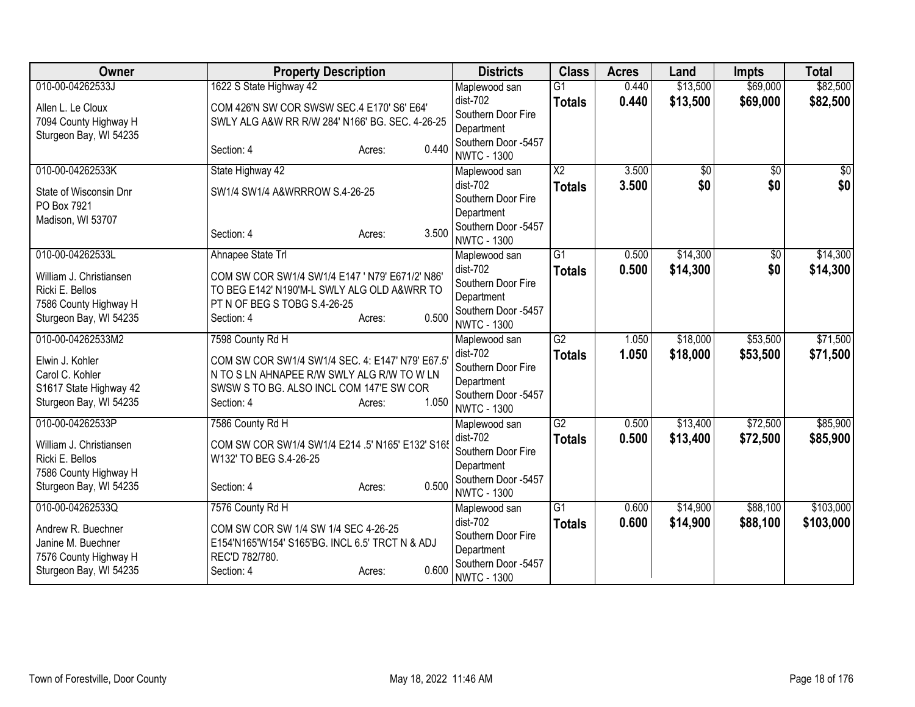| Owner | Property Description | Districts | Class | Acres | Land | Impts | Total |
|---|---|---|---|---|---|---|---|
| 010-00-04262533J<br>Allen L. Le Cloux<br>7094 County Highway H<br>Sturgeon Bay, WI 54235 | 1622 S State Highway 42<br>COM 426'N SW COR SWSW SEC.4 E170' S6' E64' SWLY ALG A&W RR R/W 284' N166' BG. SEC. 4-26-25<br>Section: 4 Acres: 0.440 | Maplewood san dist-702<br>Southern Door Fire Department<br>Southern Door -5457<br>NWTC - 1300 | G1<br>**Totals** | 0.440<br>**0.440** | $13,500<br>**$13,500** | $69,000<br>**$69,000** | $82,500<br>**$82,500** |
| 010-00-04262533K<br>State of Wisconsin Dnr<br>PO Box 7921<br>Madison, WI 53707 | State Highway 42<br>SW1/4 SW1/4 A&WRRROW S.4-26-25<br>Section: 4 Acres: 3.500 | Maplewood san dist-702<br>Southern Door Fire Department<br>Southern Door -5457<br>NWTC - 1300 | X2<br>**Totals** | 3.500<br>**3.500** | $0<br>**$0** | $0<br>**$0** | $0<br>**$0** |
| 010-00-04262533L<br>William J. Christiansen<br>Ricki E. Bellos<br>7586 County Highway H<br>Sturgeon Bay, WI 54235 | Ahnapee State Trl<br>COM SW COR SW1/4 SW1/4 E147 ' N79' E671/2' N86' TO BEG E142' N190'M-L SWLY ALG OLD A&WRR TO PT N OF BEG S TOBG S.4-26-25<br>Section: 4 Acres: 0.500 | Maplewood san dist-702<br>Southern Door Fire Department<br>Southern Door -5457<br>NWTC - 1300 | G1<br>**Totals** | 0.500<br>**0.500** | $14,300<br>**$14,300** | $0<br>**$0** | $14,300<br>**$14,300** |
| 010-00-04262533M2<br>Elwin J. Kohler<br>Carol C. Kohler<br>S1617 State Highway 42<br>Sturgeon Bay, WI 54235 | 7598 County Rd H<br>COM SW COR SW1/4 SW1/4 SEC. 4: E147' N79' E67.5' N TO S LN AHNAPEE R/W SWLY ALG R/W TO W LN SWSW S TO BG. ALSO INCL COM 147'E SW COR<br>Section: 4 Acres: 1.050 | Maplewood san dist-702<br>Southern Door Fire Department<br>Southern Door -5457<br>NWTC - 1300 | G2<br>**Totals** | 1.050<br>**1.050** | $18,000<br>**$18,000** | $53,500<br>**$53,500** | $71,500<br>**$71,500** |
| 010-00-04262533P<br>William J. Christiansen<br>Ricki E. Bellos<br>7586 County Highway H<br>Sturgeon Bay, WI 54235 | 7586 County Rd H<br>COM SW COR SW1/4 SW1/4 E214 .5' N165' E132' S165' W132' TO BEG S.4-26-25<br>Section: 4 Acres: 0.500 | Maplewood san dist-702<br>Southern Door Fire Department<br>Southern Door -5457<br>NWTC - 1300 | G2<br>**Totals** | 0.500<br>**0.500** | $13,400<br>**$13,400** | $72,500<br>**$72,500** | $85,900<br>**$85,900** |
| 010-00-04262533Q<br>Andrew R. Buechner<br>Janine M. Buechner<br>7576 County Highway H<br>Sturgeon Bay, WI 54235 | 7576 County Rd H<br>COM SW COR SW 1/4 SW 1/4 SEC 4-26-25 E154'N165'W154' S165'BG. INCL 6.5' TRCT N & ADJ REC'D 782/780.<br>Section: 4 Acres: 0.600 | Maplewood san dist-702<br>Southern Door Fire Department<br>Southern Door -5457<br>NWTC - 1300 | G1<br>**Totals** | 0.600<br>**0.600** | $14,900<br>**$14,900** | $88,100<br>**$88,100** | $103,000<br>**$103,000** |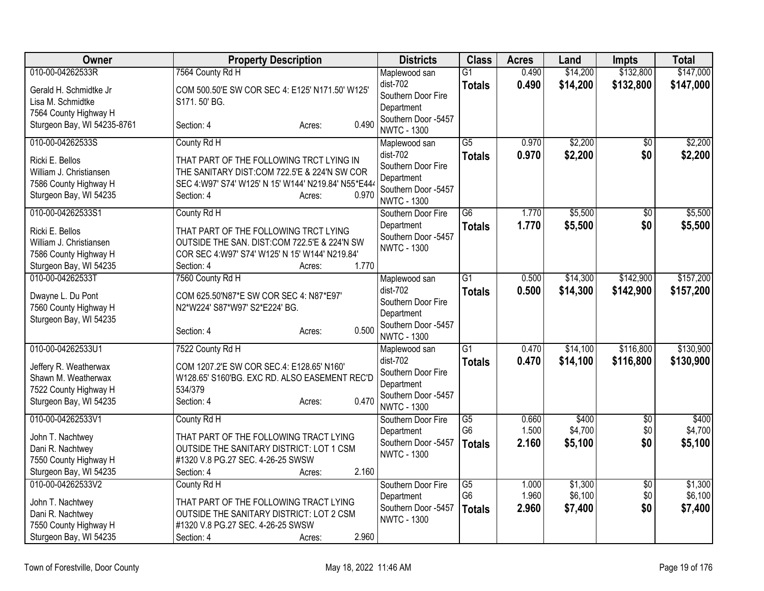| Owner | Property Description | Districts | Class | Acres | Land | Impts | Total |
|---|---|---|---|---|---|---|---|
| 010-00-04262533R<br>Gerald H. Schmidtke Jr<br>Lisa M. Schmidtke<br>7564 County Highway H<br>Sturgeon Bay, WI 54235-8761 | 7564 County Rd H<br>COM 500.50'E SW COR SEC 4: E125' N171.50' W125' S171. 50' BG.<br>Section: 4 Acres: 0.490 | Maplewood san dist-702<br>Southern Door Fire Department<br>Southern Door -5457<br>NWTC - 1300 | G1<br>**Totals** | 0.490<br>**0.490** | $14,200<br>**$14,200** | $132,800<br>**$132,800** | $147,000<br>**$147,000** |
| 010-00-04262533S<br>Ricki E. Bellos<br>William J. Christiansen<br>7586 County Highway H<br>Sturgeon Bay, WI 54235 | County Rd H<br>THAT PART OF THE FOLLOWING TRCT LYING IN THE SANITARY DIST:COM 722.5'E & 224'N SW COR SEC 4:W97' S74' W125' N 15' W144' N219.84' N55*E444<br>Section: 4 Acres: 0.970 | Maplewood san dist-702<br>Southern Door Fire Department<br>Southern Door -5457<br>NWTC - 1300 | G5<br>**Totals** | 0.970<br>**0.970** | $2,200<br>**$2,200** | $0<br>**$0** | $2,200<br>**$2,200** |
| 010-00-04262533S1<br>Ricki E. Bellos<br>William J. Christiansen<br>7586 County Highway H<br>Sturgeon Bay, WI 54235 | County Rd H<br>THAT PART OF THE FOLLOWING TRCT LYING OUTSIDE THE SAN. DIST:COM 722.5'E & 224'N SW COR SEC 4:W97' S74' W125' N 15' W144' N219.84'<br>Section: 4 Acres: 1.770 | Southern Door Fire Department<br>Southern Door -5457<br>NWTC - 1300 | G6<br>**Totals** | 1.770<br>**1.770** | $5,500<br>**$5,500** | $0<br>**$0** | $5,500<br>**$5,500** |
| 010-00-04262533T<br>Dwayne L. Du Pont<br>7560 County Highway H<br>Sturgeon Bay, WI 54235 | 7560 County Rd H<br>COM 625.50'N87*E SW COR SEC 4: N87*E97' N2*W224' S87*W97' S2*E224' BG.<br>Section: 4 Acres: 0.500 | Maplewood san dist-702<br>Southern Door Fire Department<br>Southern Door -5457<br>NWTC - 1300 | G1<br>**Totals** | 0.500<br>**0.500** | $14,300<br>**$14,300** | $142,900<br>**$142,900** | $157,200<br>**$157,200** |
| 010-00-04262533U1<br>Jeffery R. Weatherwax<br>Shawn M. Weatherwax<br>7522 County Highway H<br>Sturgeon Bay, WI 54235 | 7522 County Rd H<br>COM 1207.2'E SW COR SEC.4: E128.65' N160' W128.65' S160'BG. EXC RD. ALSO EASEMENT REC'D 534/379<br>Section: 4 Acres: 0.470 | Maplewood san dist-702<br>Southern Door Fire Department<br>Southern Door -5457<br>NWTC - 1300 | G1<br>**Totals** | 0.470<br>**0.470** | $14,100<br>**$14,100** | $116,800<br>**$116,800** | $130,900<br>**$130,900** |
| 010-00-04262533V1<br>John T. Nachtwey<br>Dani R. Nachtwey<br>7550 County Highway H<br>Sturgeon Bay, WI 54235 | County Rd H<br>THAT PART OF THE FOLLOWING TRACT LYING OUTSIDE THE SANITARY DISTRICT: LOT 1 CSM #1320 V.8 PG.27 SEC. 4-26-25 SWSW<br>Section: 4 Acres: 2.160 | Southern Door Fire Department<br>Southern Door -5457<br>NWTC - 1300 | G5<br>G6<br>**Totals** | 0.660<br>1.500<br>**2.160** | $400<br>$4,700<br>**$5,100** | $0<br>$0<br>**$0** | $400<br>$4,700<br>**$5,100** |
| 010-00-04262533V2<br>John T. Nachtwey<br>Dani R. Nachtwey<br>7550 County Highway H<br>Sturgeon Bay, WI 54235 | County Rd H<br>THAT PART OF THE FOLLOWING TRACT LYING OUTSIDE THE SANITARY DISTRICT: LOT 2 CSM #1320 V.8 PG.27 SEC. 4-26-25 SWSW<br>Section: 4 Acres: 2.960 | Southern Door Fire Department<br>Southern Door -5457<br>NWTC - 1300 | G5<br>G6<br>**Totals** | 1.000<br>1.960<br>**2.960** | $1,300<br>$6,100<br>**$7,400** | $0<br>$0<br>**$0** | $1,300<br>$6,100<br>**$7,400** |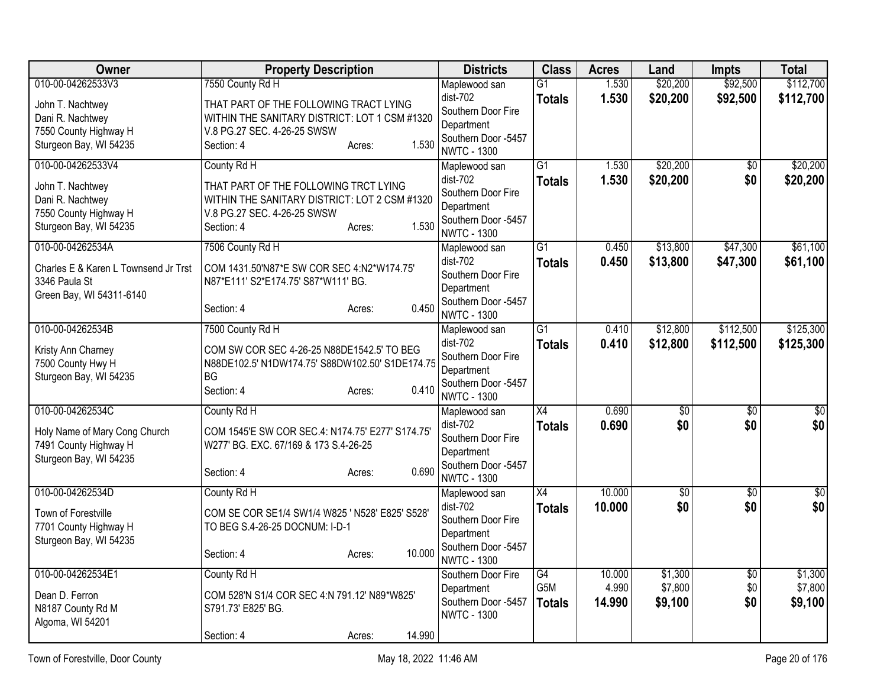| Owner | Property Description | Districts | Class | Acres | Land | Impts | Total |
|---|---|---|---|---|---|---|---|
| 010-00-04262533V3<br><br>John T. Nachtwey<br>Dani R. Nachtwey<br>7550 County Highway H<br>Sturgeon Bay, WI 54235 | 7550 County Rd H<br><br>THAT PART OF THE FOLLOWING TRACT LYING WITHIN THE SANITARY DISTRICT: LOT 1 CSM #1320 V.8 PG.27 SEC. 4-26-25 SWSW<br>Section: 4 Acres: 1.530 | Maplewood san dist-702<br>Southern Door Fire Department<br>Southern Door -5457<br>NWTC - 1300 | G1<br>**Totals** | 1.530<br>**1.530** | $20,200<br>**$20,200** | $92,500<br>**$92,500** | $112,700<br>**$112,700** |
| 010-00-04262533V4<br><br>John T. Nachtwey<br>Dani R. Nachtwey<br>7550 County Highway H<br>Sturgeon Bay, WI 54235 | County Rd H<br><br>THAT PART OF THE FOLLOWING TRCT LYING WITHIN THE SANITARY DISTRICT: LOT 2 CSM #1320 V.8 PG.27 SEC. 4-26-25 SWSW<br>Section: 4 Acres: 1.530 | Maplewood san dist-702<br>Southern Door Fire Department<br>Southern Door -5457<br>NWTC - 1300 | G1<br>**Totals** | 1.530<br>**1.530** | $20,200<br>**$20,200** | $0<br>**$0** | $20,200<br>**$20,200** |
| 010-00-04262534A<br><br>Charles E & Karen L Townsend Jr Trst<br>3346 Paula St<br>Green Bay, WI 54311-6140 | 7506 County Rd H<br><br>COM 1431.50'N87*E SW COR SEC 4:N2*W174.75' N87*E111' S2*E174.75' S87*W111' BG.<br>Section: 4 Acres: 0.450 | Maplewood san dist-702<br>Southern Door Fire Department<br>Southern Door -5457<br>NWTC - 1300 | G1<br>**Totals** | 0.450<br>**0.450** | $13,800<br>**$13,800** | $47,300<br>**$47,300** | $61,100<br>**$61,100** |
| 010-00-04262534B<br><br>Kristy Ann Charney<br>7500 County Hwy H<br>Sturgeon Bay, WI 54235 | 7500 County Rd H<br><br>COM SW COR SEC 4-26-25 N88DE1542.5' TO BEG N88DE102.5' N1DW174.75' S88DW102.50' S1DE174.75 BG<br>Section: 4 Acres: 0.410 | Maplewood san dist-702<br>Southern Door Fire Department<br>Southern Door -5457<br>NWTC - 1300 | G1<br>**Totals** | 0.410<br>**0.410** | $12,800<br>**$12,800** | $112,500<br>**$112,500** | $125,300<br>**$125,300** |
| 010-00-04262534C<br><br>Holy Name of Mary Cong Church<br>7491 County Highway H<br>Sturgeon Bay, WI 54235 | County Rd H<br><br>COM 1545'E SW COR SEC.4: N174.75' E277' S174.75' W277' BG. EXC. 67/169 & 173 S.4-26-25<br>Section: 4 Acres: 0.690 | Maplewood san dist-702<br>Southern Door Fire Department<br>Southern Door -5457<br>NWTC - 1300 | X4<br>**Totals** | 0.690<br>**0.690** | $0<br>**$0** | $0<br>**$0** | $0<br>**$0** |
| 010-00-04262534D<br><br>Town of Forestville<br>7701 County Highway H<br>Sturgeon Bay, WI 54235 | County Rd H<br><br>COM SE COR SE1/4 SW1/4 W825 ' N528' E825' S528' TO BEG S.4-26-25 DOCNUM: I-D-1<br>Section: 4 Acres: 10.000 | Maplewood san dist-702<br>Southern Door Fire Department<br>Southern Door -5457<br>NWTC - 1300 | X4<br>**Totals** | 10.000<br>**10.000** | $0<br>**$0** | $0<br>**$0** | $0<br>**$0** |
| 010-00-04262534E1<br><br>Dean D. Ferron<br>N8187 County Rd M<br>Algoma, WI 54201 | County Rd H<br><br>COM 528'N S1/4 COR SEC 4:N 791.12' N89*W825' S791.73' E825' BG.<br>Section: 4 Acres: 14.990 | Southern Door Fire Department<br>Southern Door -5457<br>NWTC - 1300 | G4<br>G5M<br>**Totals** | 10.000<br>4.990<br>**14.990** | $1,300<br>$7,800<br>**$9,100** | $0<br>$0<br>**$0** | $1,300<br>$7,800<br>**$9,100** |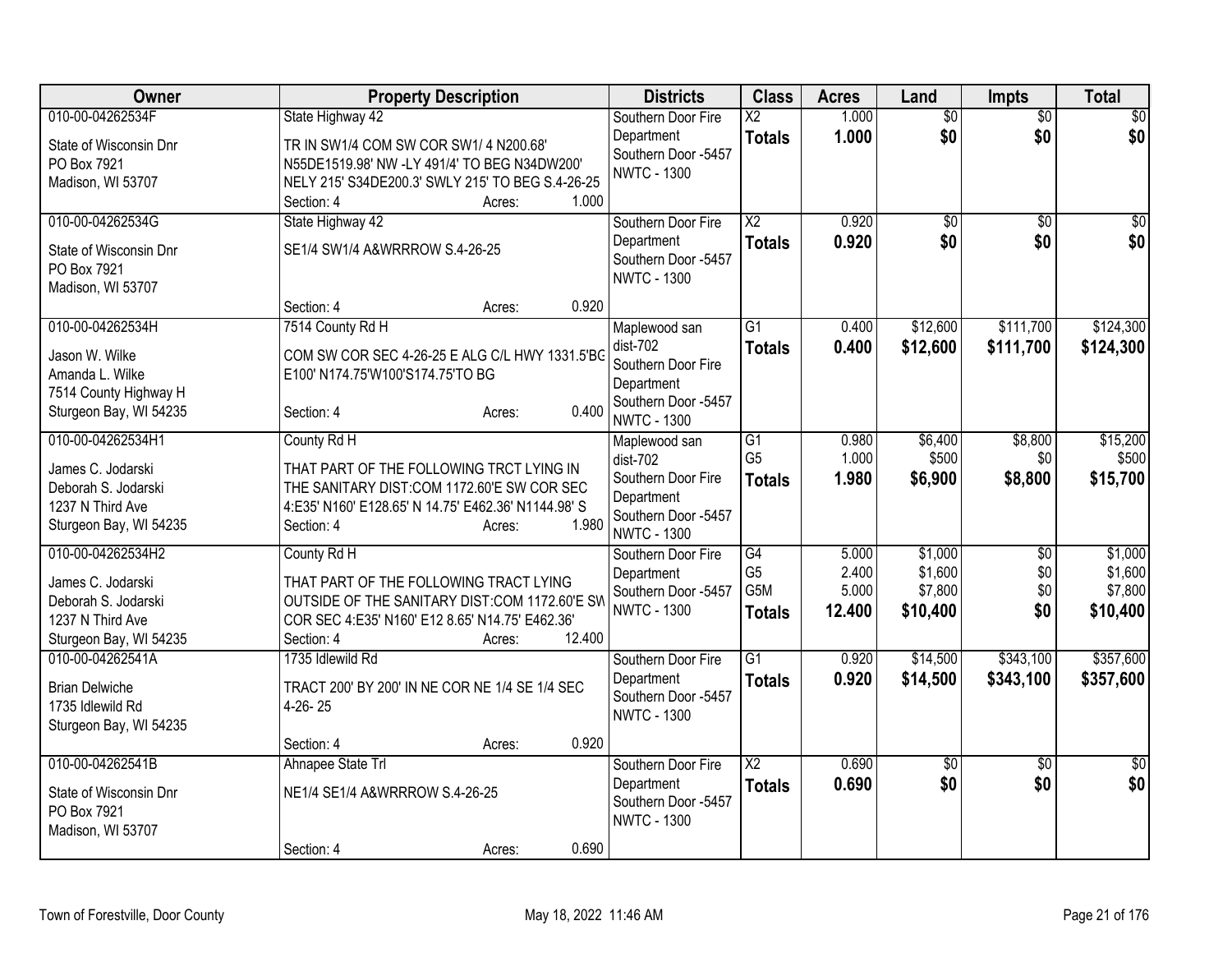| Owner | Property Description | Districts | Class | Acres | Land | Impts | Total |
|---|---|---|---|---|---|---|---|
| 010-00-04262534F<br>State of Wisconsin Dnr<br>PO Box 7921<br>Madison, WI 53707 | State Highway 42<br>TR IN SW1/4 COM SW COR SW1/ 4 N200.68' N55DE1519.98' NW -LY 491/4' TO BEG N34DW200' NELY 215' S34DE200.3' SWLY 215' TO BEG S.4-26-25<br>Section: 4 Acres: 1.000 | Southern Door Fire Department<br>Southern Door -5457<br>NWTC - 1300 | X2<br>**Totals** | 1.000<br>**1.000** | $0<br>**$0** | $0<br>**$0** | $0<br>**$0** |
| 010-00-04262534G<br>State of Wisconsin Dnr<br>PO Box 7921<br>Madison, WI 53707 | State Highway 42<br>SE1/4 SW1/4 A&WRRROW S.4-26-25<br>Section: 4 Acres: 0.920 | Southern Door Fire Department<br>Southern Door -5457<br>NWTC - 1300 | X2<br>**Totals** | 0.920<br>**0.920** | $0<br>**$0** | $0<br>**$0** | $0<br>**$0** |
| 010-00-04262534H<br>Jason W. Wilke<br>Amanda L. Wilke<br>7514 County Highway H<br>Sturgeon Bay, WI 54235 | 7514 County Rd H<br>COM SW COR SEC 4-26-25 E ALG C/L HWY 1331.5'BG E100' N174.75'W100'S174.75'TO BG<br>Section: 4 Acres: 0.400 | Maplewood san dist-702<br>Southern Door Fire Department<br>Southern Door -5457<br>NWTC - 1300 | G1<br>**Totals** | 0.400<br>**0.400** | $12,600<br>**$12,600** | $111,700<br>**$111,700** | $124,300<br>**$124,300** |
| 010-00-04262534H1<br>James C. Jodarski<br>Deborah S. Jodarski<br>1237 N Third Ave<br>Sturgeon Bay, WI 54235 | County Rd H<br>THAT PART OF THE FOLLOWING TRCT LYING IN THE SANITARY DIST:COM 1172.60'E SW COR SEC 4:E35' N160' E128.65' N 14.75' E462.36' N1144.98' S<br>Section: 4 Acres: 1.980 | Maplewood san dist-702<br>Southern Door Fire Department<br>Southern Door -5457<br>NWTC - 1300 | G1<br>G5<br>**Totals** | 0.980<br>1.000<br>**1.980** | $6,400<br>$500<br>**$6,900** | $8,800<br>$0<br>**$8,800** | $15,200<br>$500<br>**$15,700** |
| 010-00-04262534H2<br>James C. Jodarski<br>Deborah S. Jodarski<br>1237 N Third Ave<br>Sturgeon Bay, WI 54235 | County Rd H<br>THAT PART OF THE FOLLOWING TRACT LYING OUTSIDE OF THE SANITARY DIST:COM 1172.60'E SW COR SEC 4:E35' N160' E12 8.65' N14.75' E462.36'<br>Section: 4 Acres: 12.400 | Southern Door Fire Department<br>Southern Door -5457<br>NWTC - 1300 | G4<br>G5<br>G5M<br>**Totals** | 5.000<br>2.400<br>5.000<br>**12.400** | $1,000<br>$1,600<br>$7,800<br>**$10,400** | $0<br>$0<br>$0<br>**$0** | $1,000<br>$1,600<br>$7,800<br>**$10,400** |
| 010-00-04262541A<br>Brian Delwiche<br>1735 Idlewild Rd<br>Sturgeon Bay, WI 54235 | 1735 Idlewild Rd<br>TRACT 200' BY 200' IN NE COR NE 1/4 SE 1/4 SEC 4-26- 25<br>Section: 4 Acres: 0.920 | Southern Door Fire Department<br>Southern Door -5457<br>NWTC - 1300 | G1<br>**Totals** | 0.920<br>**0.920** | $14,500<br>**$14,500** | $343,100<br>**$343,100** | $357,600<br>**$357,600** |
| 010-00-04262541B<br>State of Wisconsin Dnr<br>PO Box 7921<br>Madison, WI 53707 | Ahnapee State Trl<br>NE1/4 SE1/4 A&WRRROW S.4-26-25<br>Section: 4 Acres: 0.690 | Southern Door Fire Department<br>Southern Door -5457<br>NWTC - 1300 | X2<br>**Totals** | 0.690<br>**0.690** | $0<br>**$0** | $0<br>**$0** | $0<br>**$0** |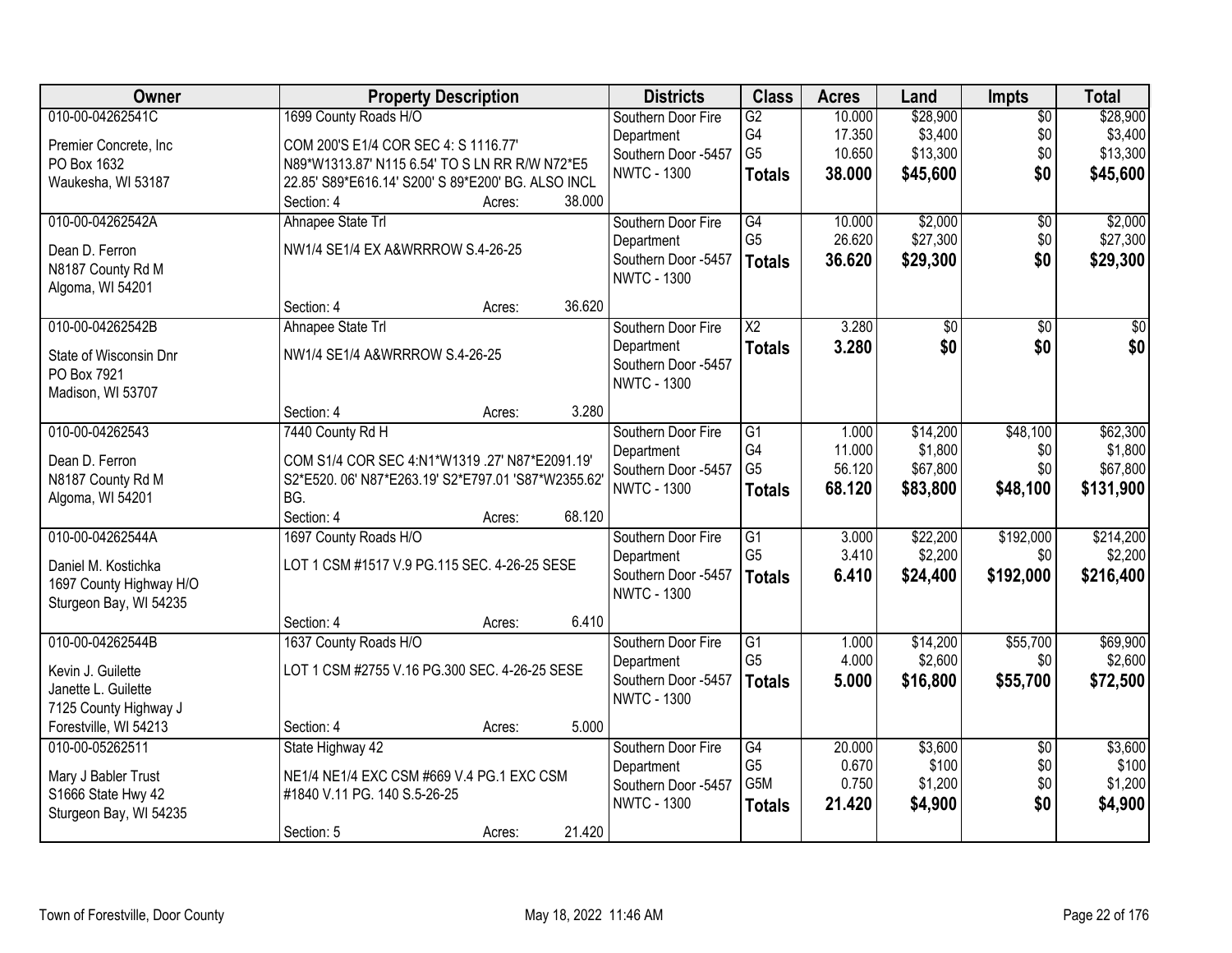| Owner | Property Description | Districts | Class | Acres | Land | Impts | Total |
|---|---|---|---|---|---|---|---|
| 010-00-04262541C<br>Premier Concrete, Inc<br>PO Box 1632<br>Waukesha, WI 53187 | 1699 County Roads H/O<br>COM 200'S E1/4 COR SEC 4: S 1116.77' N89*W1313.87' N115 6.54' TO S LN RR R/W N72*E5 22.85' S89*E616.14' S200' S 89*E200' BG. ALSO INCL<br>Section: 4 Acres: 38.000 | Southern Door Fire Department<br>Southern Door -5457<br>NWTC - 1300 | G2<br>G4<br>G5<br>**Totals** | 10.000<br>17.350<br>10.650<br>**38.000** | $28,900<br>$3,400<br>$13,300<br>**$45,600** | $0<br>$0<br>$0<br>**$0** | $28,900<br>$3,400<br>$13,300<br>**$45,600** |
| 010-00-04262542A<br>Dean D. Ferron<br>N8187 County Rd M<br>Algoma, WI 54201 | Ahnapee State Trl<br>NW1/4 SE1/4 EX A&WRRROW S.4-26-25<br>Section: 4 Acres: 36.620 | Southern Door Fire Department<br>Southern Door -5457<br>NWTC - 1300 | G4<br>G5<br>**Totals** | 10.000<br>26.620<br>**36.620** | $2,000<br>$27,300<br>**$29,300** | $0<br>$0<br>**$0** | $2,000<br>$27,300<br>**$29,300** |
| 010-00-04262542B<br>State of Wisconsin Dnr<br>PO Box 7921<br>Madison, WI 53707 | Ahnapee State Trl<br>NW1/4 SE1/4 A&WRRROW S.4-26-25<br>Section: 4 Acres: 3.280 | Southern Door Fire Department<br>Southern Door -5457<br>NWTC - 1300 | X2<br>**Totals** | 3.280<br>**3.280** | $0<br>**$0** | $0<br>**$0** | $0<br>**$0** |
| 010-00-04262543<br>Dean D. Ferron<br>N8187 County Rd M<br>Algoma, WI 54201 | 7440 County Rd H<br>COM S1/4 COR SEC 4:N1*W1319 .27' N87*E2091.19' S2*E520. 06' N87*E263.19' S2*E797.01 'S87*W2355.62' BG.<br>Section: 4 Acres: 68.120 | Southern Door Fire Department<br>Southern Door -5457<br>NWTC - 1300 | G1<br>G4<br>G5<br>**Totals** | 1.000<br>11.000<br>56.120<br>**68.120** | $14,200<br>$1,800<br>$67,800<br>**$83,800** | $48,100<br>$0<br>$0<br>**$48,100** | $62,300<br>$1,800<br>$67,800<br>**$131,900** |
| 010-00-04262544A<br>Daniel M. Kostichka<br>1697 County Highway H/O<br>Sturgeon Bay, WI 54235 | 1697 County Roads H/O<br>LOT 1 CSM #1517 V.9 PG.115 SEC. 4-26-25 SESE<br>Section: 4 Acres: 6.410 | Southern Door Fire Department<br>Southern Door -5457<br>NWTC - 1300 | G1<br>G5<br>**Totals** | 3.000<br>3.410<br>**6.410** | $22,200<br>$2,200<br>**$24,400** | $192,000<br>$0<br>**$192,000** | $214,200<br>$2,200<br>**$216,400** |
| 010-00-04262544B<br>Kevin J. Guilette<br>Janette L. Guilette<br>7125 County Highway J<br>Forestville, WI 54213 | 1637 County Roads H/O<br>LOT 1 CSM #2755 V.16 PG.300 SEC. 4-26-25 SESE<br>Section: 4 Acres: 5.000 | Southern Door Fire Department<br>Southern Door -5457<br>NWTC - 1300 | G1<br>G5<br>**Totals** | 1.000<br>4.000<br>**5.000** | $14,200<br>$2,600<br>**$16,800** | $55,700<br>$0<br>**$55,700** | $69,900<br>$2,600<br>**$72,500** |
| 010-00-05262511<br>Mary J Babler Trust<br>S1666 State Hwy 42<br>Sturgeon Bay, WI 54235 | State Highway 42<br>NE1/4 NE1/4 EXC CSM #669 V.4 PG.1 EXC CSM #1840 V.11 PG. 140 S.5-26-25<br>Section: 5 Acres: 21.420 | Southern Door Fire Department<br>Southern Door -5457<br>NWTC - 1300 | G4<br>G5<br>G5M<br>**Totals** | 20.000<br>0.670<br>0.750<br>**21.420** | $3,600<br>$100<br>$1,200<br>**$4,900** | $0<br>$0<br>$0<br>**$0** | $3,600<br>$100<br>$1,200<br>**$4,900** |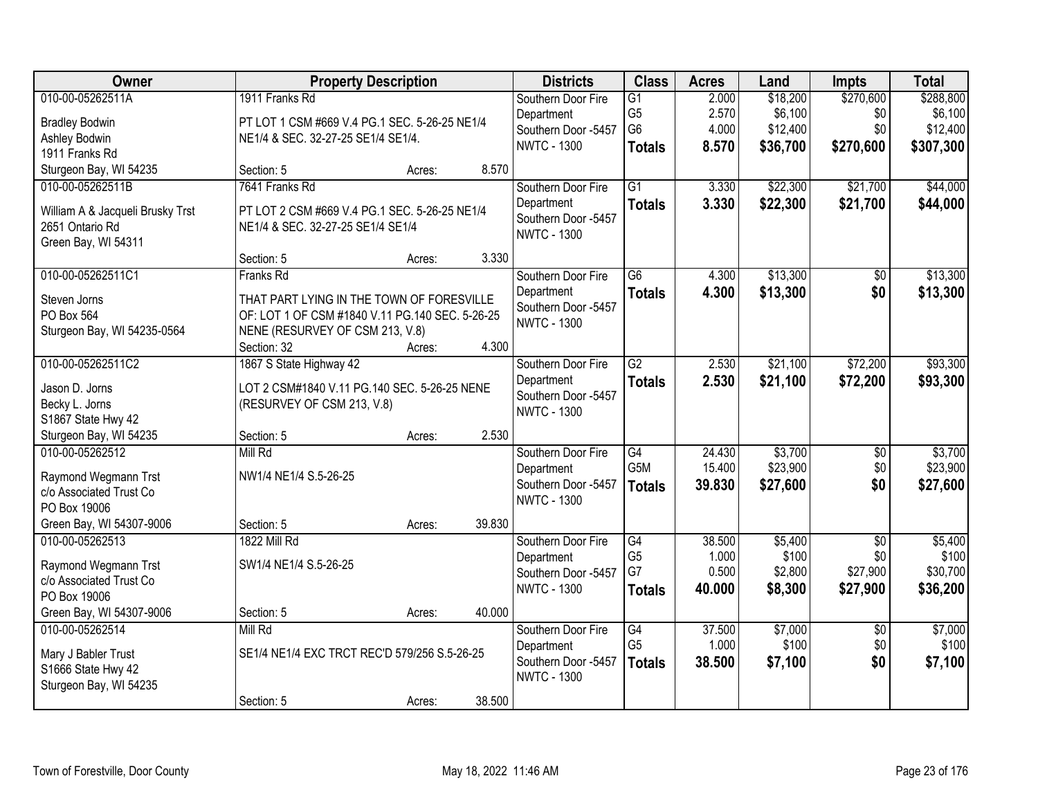| Owner | Property Description | | | Districts | Class | Acres | Land | Impts | Total |
|---|---|---|---|---|---|---|---|---|---|
| 010-00-05262511A<br>Bradley Bodwin<br>Ashley Bodwin<br>1911 Franks Rd<br>Sturgeon Bay, WI 54235 | 1911 Franks Rd<br>PT LOT 1 CSM #669 V.4 PG.1 SEC. 5-26-25 NE1/4 NE1/4 & SEC. 32-27-25 SE1/4 SE1/4.<br>Section: 5 | Acres: | 8.570 | Southern Door Fire Department<br>Southern Door -5457<br>NWTC - 1300 | G1<br>G5<br>G6<br>**Totals** | 2.000<br>2.570<br>4.000<br>**8.570** | $18,200<br>$6,100<br>$12,400<br>**$36,700** | $270,600<br>$0<br>$0<br>**$270,600** | $288,800<br>$6,100<br>$12,400<br>**$307,300** |
| 010-00-05262511B<br>William A & Jacqueli Brusky Trst<br>2651 Ontario Rd<br>Green Bay, WI 54311 | 7641 Franks Rd<br>PT LOT 2 CSM #669 V.4 PG.1 SEC. 5-26-25 NE1/4 NE1/4 & SEC. 32-27-25 SE1/4 SE1/4<br>Section: 5 | Acres: | 3.330 | Southern Door Fire Department<br>Southern Door -5457<br>NWTC - 1300 | G1<br>**Totals** | 3.330<br>**3.330** | $22,300<br>**$22,300** | $21,700<br>**$21,700** | $44,000<br>**$44,000** |
| 010-00-05262511C1<br>Steven Jorns<br>PO Box 564<br>Sturgeon Bay, WI 54235-0564 | Franks Rd<br>THAT PART LYING IN THE TOWN OF FORESVILLE OF: LOT 1 OF CSM #1840 V.11 PG.140 SEC. 5-26-25 NENE (RESURVEY OF CSM 213, V.8)<br>Section: 32 | Acres: | 4.300 | Southern Door Fire Department<br>Southern Door -5457<br>NWTC - 1300 | G6<br>**Totals** | 4.300<br>**4.300** | $13,300<br>**$13,300** | $0<br>**$0** | $13,300<br>**$13,300** |
| 010-00-05262511C2<br>Jason D. Jorns<br>Becky L. Jorns<br>S1867 State Hwy 42<br>Sturgeon Bay, WI 54235 | 1867 S State Highway 42<br>LOT 2 CSM#1840 V.11 PG.140 SEC. 5-26-25 NENE (RESURVEY OF CSM 213, V.8)<br>Section: 5 | Acres: | 2.530 | Southern Door Fire Department<br>Southern Door -5457<br>NWTC - 1300 | G2<br>**Totals** | 2.530<br>**2.530** | $21,100<br>**$21,100** | $72,200<br>**$72,200** | $93,300<br>**$93,300** |
| 010-00-05262512<br>Raymond Wegmann Trst<br>c/o Associated Trust Co<br>PO Box 19006<br>Green Bay, WI 54307-9006 | Mill Rd<br>NW1/4 NE1/4 S.5-26-25<br>Section: 5 | Acres: | 39.830 | Southern Door Fire Department<br>Southern Door -5457<br>NWTC - 1300 | G4<br>G5M<br>**Totals** | 24.430<br>15.400<br>**39.830** | $3,700<br>$23,900<br>**$27,600** | $0<br>$0<br>**$0** | $3,700<br>$23,900<br>**$27,600** |
| 010-00-05262513<br>Raymond Wegmann Trst<br>c/o Associated Trust Co<br>PO Box 19006<br>Green Bay, WI 54307-9006 | 1822 Mill Rd<br>SW1/4 NE1/4 S.5-26-25<br>Section: 5 | Acres: | 40.000 | Southern Door Fire Department<br>Southern Door -5457<br>NWTC - 1300 | G4<br>G5<br>G7<br>**Totals** | 38.500<br>1.000<br>0.500<br>**40.000** | $5,400<br>$100<br>$2,800<br>**$8,300** | $0<br>$0<br>$27,900<br>**$27,900** | $5,400<br>$100<br>$30,700<br>**$36,200** |
| 010-00-05262514<br>Mary J Babler Trust<br>S1666 State Hwy 42<br>Sturgeon Bay, WI 54235 | Mill Rd<br>SE1/4 NE1/4 EXC TRCT REC'D 579/256 S.5-26-25<br>Section: 5 | Acres: | 38.500 | Southern Door Fire Department<br>Southern Door -5457<br>NWTC - 1300 | G4<br>G5<br>**Totals** | 37.500<br>1.000<br>**38.500** | $7,000<br>$100<br>**$7,100** | $0<br>$0<br>**$0** | $7,000<br>$100<br>**$7,100** |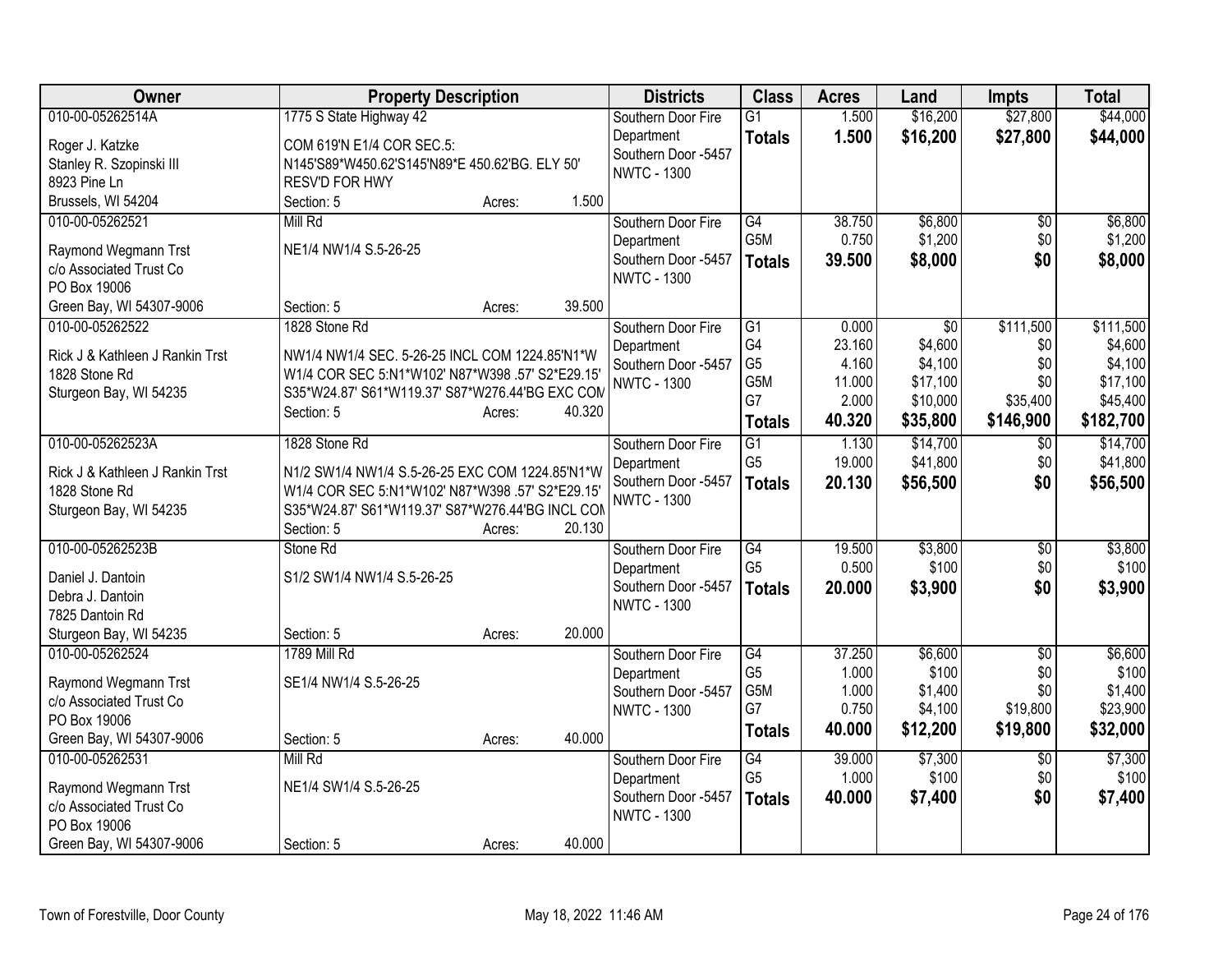| Owner | Property Description | Districts | Class | Acres | Land | Impts | Total |
|---|---|---|---|---|---|---|---|
| 010-00-05262514A<br>Roger J. Katzke<br>Stanley R. Szopinski III<br>8923 Pine Ln<br>Brussels, WI 54204 | 1775 S State Highway 42<br>COM 619'N E1/4 COR SEC.5:<br>N145'S89*W450.62'S145'N89*E 450.62'BG. ELY 50' RESV'D FOR HWY<br>Section: 5 Acres: 1.500 | Southern Door Fire Department<br>Southern Door -5457<br>NWTC - 1300 | G1<br>**Totals** | 1.500<br>**1.500** | $16,200<br>**$16,200** | $27,800<br>**$27,800** | $44,000<br>**$44,000** |
| 010-00-05262521<br>Raymond Wegmann Trst<br>c/o Associated Trust Co<br>PO Box 19006<br>Green Bay, WI 54307-9006 | Mill Rd<br>NE1/4 NW1/4 S.5-26-25<br>Section: 5 Acres: 39.500 | Southern Door Fire Department<br>Southern Door -5457<br>NWTC - 1300 | G4<br>G5M<br>**Totals** | 38.750<br>0.750<br>**39.500** | $6,800<br>$1,200<br>**$8,000** | $0<br>$0<br>**$0** | $6,800<br>$1,200<br>**$8,000** |
| 010-00-05262522<br>Rick J & Kathleen J Rankin Trst<br>1828 Stone Rd<br>Sturgeon Bay, WI 54235 | 1828 Stone Rd<br>NW1/4 NW1/4 SEC. 5-26-25 INCL COM 1224.85'N1*W W1/4 COR SEC 5:N1*W102' N87*W398 .57' S2*E29.15' S35*W24.87' S61*W119.37' S87*W276.44'BG EXC COM<br>Section: 5 Acres: 40.320 | Southern Door Fire Department<br>Southern Door -5457<br>NWTC - 1300 | G1<br>G4<br>G5<br>G5M<br>G7<br>**Totals** | 0.000<br>23.160<br>4.160<br>11.000<br>2.000<br>**40.320** | $0<br>$4,600<br>$4,100<br>$17,100<br>$10,000<br>**$35,800** | $111,500<br>$0<br>$0<br>$0<br>$35,400<br>**$146,900** | $111,500<br>$4,600<br>$4,100<br>$17,100<br>$45,400<br>**$182,700** |
| 010-00-05262523A<br>Rick J & Kathleen J Rankin Trst<br>1828 Stone Rd<br>Sturgeon Bay, WI 54235 | 1828 Stone Rd<br>N1/2 SW1/4 NW1/4 S.5-26-25 EXC COM 1224.85'N1*W W1/4 COR SEC 5:N1*W102' N87*W398 .57' S2*E29.15' S35*W24.87' S61*W119.37' S87*W276.44'BG INCL COM<br>Section: 5 Acres: 20.130 | Southern Door Fire Department<br>Southern Door -5457<br>NWTC - 1300 | G1<br>G5<br>**Totals** | 1.130<br>19.000<br>**20.130** | $14,700<br>$41,800<br>**$56,500** | $0<br>$0<br>**$0** | $14,700<br>$41,800<br>**$56,500** |
| 010-00-05262523B<br>Daniel J. Dantoin<br>Debra J. Dantoin<br>7825 Dantoin Rd<br>Sturgeon Bay, WI 54235 | Stone Rd<br>S1/2 SW1/4 NW1/4 S.5-26-25<br>Section: 5 Acres: 20.000 | Southern Door Fire Department<br>Southern Door -5457<br>NWTC - 1300 | G4<br>G5<br>**Totals** | 19.500<br>0.500<br>**20.000** | $3,800<br>$100<br>**$3,900** | $0<br>$0<br>**$0** | $3,800<br>$100<br>**$3,900** |
| 010-00-05262524<br>Raymond Wegmann Trst<br>c/o Associated Trust Co<br>PO Box 19006<br>Green Bay, WI 54307-9006 | 1789 Mill Rd<br>SE1/4 NW1/4 S.5-26-25<br>Section: 5 Acres: 40.000 | Southern Door Fire Department<br>Southern Door -5457<br>NWTC - 1300 | G4<br>G5<br>G5M<br>G7<br>**Totals** | 37.250<br>1.000<br>1.000<br>0.750<br>**40.000** | $6,600<br>$100<br>$1,400<br>$4,100<br>**$12,200** | $0<br>$0<br>$0<br>$19,800<br>**$19,800** | $6,600<br>$100<br>$1,400<br>$23,900<br>**$32,000** |
| 010-00-05262531<br>Raymond Wegmann Trst<br>c/o Associated Trust Co<br>PO Box 19006<br>Green Bay, WI 54307-9006 | Mill Rd<br>NE1/4 SW1/4 S.5-26-25<br>Section: 5 Acres: 40.000 | Southern Door Fire Department<br>Southern Door -5457<br>NWTC - 1300 | G4<br>G5<br>**Totals** | 39.000<br>1.000<br>**40.000** | $7,300<br>$100<br>**$7,400** | $0<br>$0<br>**$0** | $7,300<br>$100<br>**$7,400** |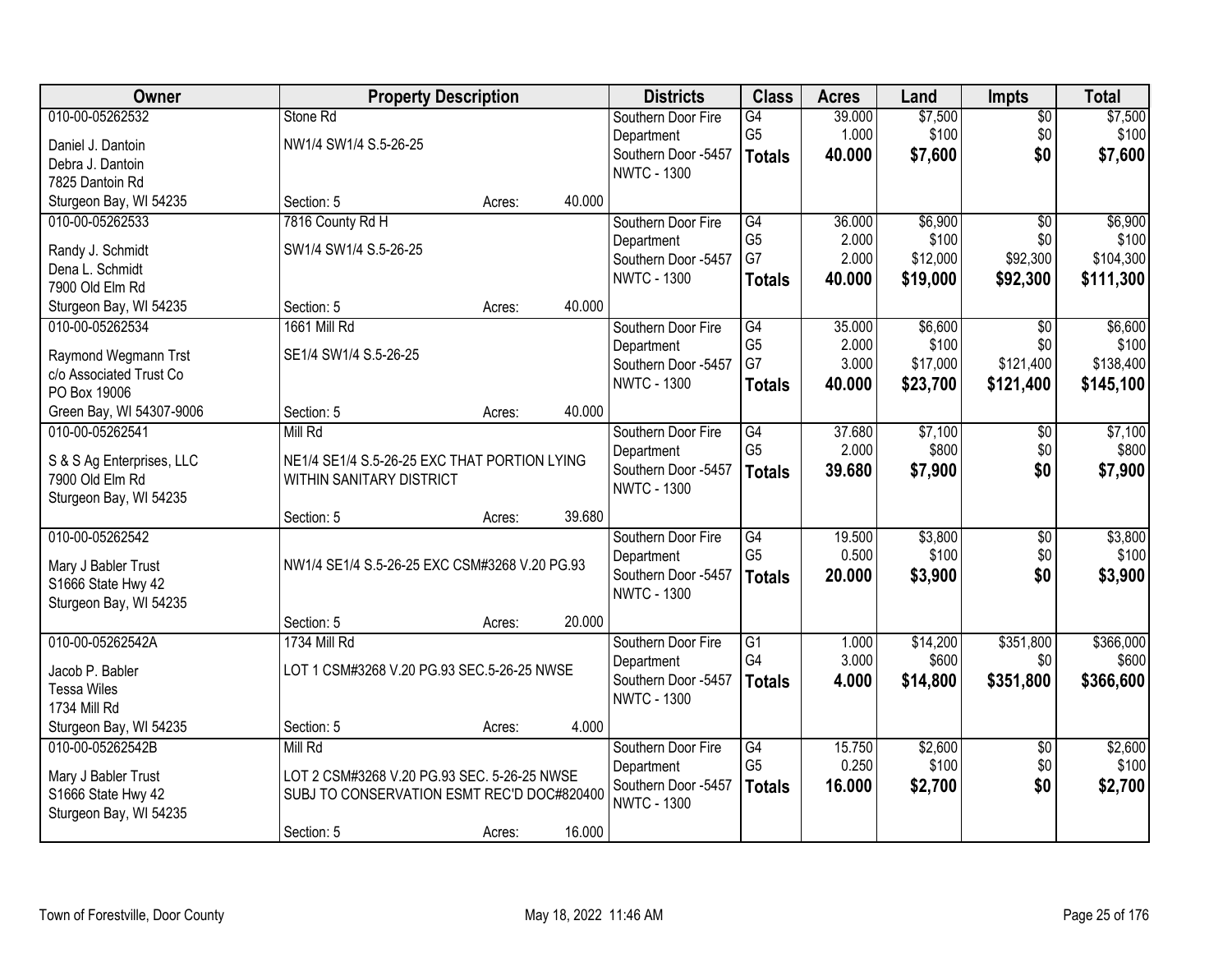| Owner | Property Description | | | Districts | Class | Acres | Land | Impts | Total |
|---|---|---|---|---|---|---|---|---|---|
| 010-00-05262532 | Stone Rd | | | Southern Door Fire | G4 | 39.000 | $7,500 | $0 | $7,500 |
| Daniel J. Dantoin | NW1/4 SW1/4 S.5-26-25 | | | Department | G5 | 1.000 | $100 | $0 | $100 |
| Debra J. Dantoin | | | | Southern Door -5457 | **Totals** | **40.000** | **$7,600** | **$0** | **$7,600** |
| 7825 Dantoin Rd | | | | NWTC - 1300 | | | | | |
| Sturgeon Bay, WI 54235 | Section: 5 | Acres: | 40.000 | | | | | | |
| 010-00-05262533 | 7816 County Rd H | | | Southern Door Fire | G4 | 36.000 | $6,900 | $0 | $6,900 |
| Randy J. Schmidt | SW1/4 SW1/4 S.5-26-25 | | | Department | G5 | 2.000 | $100 | $0 | $100 |
| Dena L. Schmidt | | | | Southern Door -5457 | G7 | 2.000 | $12,000 | $92,300 | $104,300 |
| 7900 Old Elm Rd | | | | NWTC - 1300 | **Totals** | **40.000** | **$19,000** | **$92,300** | **$111,300** |
| Sturgeon Bay, WI 54235 | Section: 5 | Acres: | 40.000 | | | | | | |
| 010-00-05262534 | 1661 Mill Rd | | | Southern Door Fire | G4 | 35.000 | $6,600 | $0 | $6,600 |
| Raymond Wegmann Trst | SE1/4 SW1/4 S.5-26-25 | | | Department | G5 | 2.000 | $100 | $0 | $100 |
| c/o Associated Trust Co | | | | Southern Door -5457 | G7 | 3.000 | $17,000 | $121,400 | $138,400 |
| PO Box 19006 | | | | NWTC - 1300 | **Totals** | **40.000** | **$23,700** | **$121,400** | **$145,100** |
| Green Bay, WI 54307-9006 | Section: 5 | Acres: | 40.000 | | | | | | |
| 010-00-05262541 | Mill Rd | | | Southern Door Fire | G4 | 37.680 | $7,100 | $0 | $7,100 |
| S & S Ag Enterprises, LLC | NE1/4 SE1/4 S.5-26-25 EXC THAT PORTION LYING | | | Department | G5 | 2.000 | $800 | $0 | $800 |
| 7900 Old Elm Rd | WITHIN SANITARY DISTRICT | | | Southern Door -5457 | **Totals** | **39.680** | **$7,900** | **$0** | **$7,900** |
| Sturgeon Bay, WI 54235 | | | | NWTC - 1300 | | | | | |
| | Section: 5 | Acres: | 39.680 | | | | | | |
| 010-00-05262542 | | | | Southern Door Fire | G4 | 19.500 | $3,800 | $0 | $3,800 |
| Mary J Babler Trust | NW1/4 SE1/4 S.5-26-25 EXC CSM#3268 V.20 PG.93 | | | Department | G5 | 0.500 | $100 | $0 | $100 |
| S1666 State Hwy 42 | | | | Southern Door -5457 | **Totals** | **20.000** | **$3,900** | **$0** | **$3,900** |
| Sturgeon Bay, WI 54235 | | | | NWTC - 1300 | | | | | |
| | Section: 5 | Acres: | 20.000 | | | | | | |
| 010-00-05262542A | 1734 Mill Rd | | | Southern Door Fire | G1 | 1.000 | $14,200 | $351,800 | $366,000 |
| Jacob P. Babler | LOT 1 CSM#3268 V.20 PG.93 SEC.5-26-25 NWSE | | | Department | G4 | 3.000 | $600 | $0 | $600 |
| Tessa Wiles | | | | Southern Door -5457 | **Totals** | **4.000** | **$14,800** | **$351,800** | **$366,600** |
| 1734 Mill Rd | | | | NWTC - 1300 | | | | | |
| Sturgeon Bay, WI 54235 | Section: 5 | Acres: | 4.000 | | | | | | |
| 010-00-05262542B | Mill Rd | | | Southern Door Fire | G4 | 15.750 | $2,600 | $0 | $2,600 |
| Mary J Babler Trust | LOT 2 CSM#3268 V.20 PG.93 SEC. 5-26-25 NWSE | | | Department | G5 | 0.250 | $100 | $0 | $100 |
| S1666 State Hwy 42 | SUBJ TO CONSERVATION ESMT REC'D DOC#820400 | | | Southern Door -5457 | **Totals** | **16.000** | **$2,700** | **$0** | **$2,700** |
| Sturgeon Bay, WI 54235 | | | | NWTC - 1300 | | | | | |
| | Section: 5 | Acres: | 16.000 | | | | | | |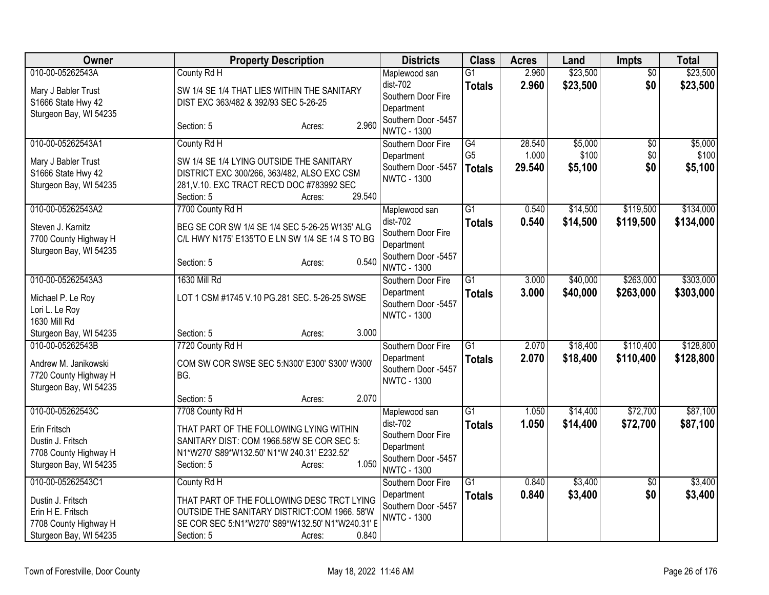| Owner | Property Description | Districts | Class | Acres | Land | Impts | Total |
|---|---|---|---|---|---|---|---|
| 010-00-05262543A<br>Mary J Babler Trust<br>S1666 State Hwy 42<br>Sturgeon Bay, WI 54235 | County Rd H<br>SW 1/4 SE 1/4 THAT LIES WITHIN THE SANITARY DIST EXC 363/482 & 392/93 SEC 5-26-25<br>Section: 5 Acres: 2.960 | Maplewood san dist-702<br>Southern Door Fire Department<br>Southern Door -5457<br>NWTC - 1300 | G1<br>**Totals** | 2.960<br>**2.960** | $23,500<br>**$23,500** | $0<br>**$0** | $23,500<br>**$23,500** |
| 010-00-05262543A1<br>Mary J Babler Trust<br>S1666 State Hwy 42<br>Sturgeon Bay, WI 54235 | County Rd H<br>SW 1/4 SE 1/4 LYING OUTSIDE THE SANITARY DISTRICT EXC 300/266, 363/482, ALSO EXC CSM 281,V.10. EXC TRACT REC'D DOC #783992 SEC<br>Section: 5 Acres: 29.540 | Southern Door Fire Department<br>Southern Door -5457<br>NWTC - 1300 | G4<br>G5<br>**Totals** | 28.540<br>1.000<br>**29.540** | $5,000<br>$100<br>**$5,100** | $0<br>$0<br>**$0** | $5,000<br>$100<br>**$5,100** |
| 010-00-05262543A2<br>Steven J. Karnitz<br>7700 County Highway H<br>Sturgeon Bay, WI 54235 | 7700 County Rd H<br>BEG SE COR SW 1/4 SE 1/4 SEC 5-26-25 W135' ALG C/L HWY N175' E135'TO E LN SW 1/4 SE 1/4 S TO BG<br>Section: 5 Acres: 0.540 | Maplewood san dist-702<br>Southern Door Fire Department<br>Southern Door -5457<br>NWTC - 1300 | G1<br>**Totals** | 0.540<br>**0.540** | $14,500<br>**$14,500** | $119,500<br>**$119,500** | $134,000<br>**$134,000** |
| 010-00-05262543A3<br>Michael P. Le Roy<br>Lori L. Le Roy<br>1630 Mill Rd<br>Sturgeon Bay, WI 54235 | 1630 Mill Rd<br>LOT 1 CSM #1745 V.10 PG.281 SEC. 5-26-25 SWSE<br>Section: 5 Acres: 3.000 | Southern Door Fire Department<br>Southern Door -5457<br>NWTC - 1300 | G1<br>**Totals** | 3.000<br>**3.000** | $40,000<br>**$40,000** | $263,000<br>**$263,000** | $303,000<br>**$303,000** |
| 010-00-05262543B<br>Andrew M. Janikowski<br>7720 County Highway H<br>Sturgeon Bay, WI 54235 | 7720 County Rd H<br>COM SW COR SWSE SEC 5:N300' E300' S300' W300' BG.<br>Section: 5 Acres: 2.070 | Southern Door Fire Department<br>Southern Door -5457<br>NWTC - 1300 | G1<br>**Totals** | 2.070<br>**2.070** | $18,400<br>**$18,400** | $110,400<br>**$110,400** | $128,800<br>**$128,800** |
| 010-00-05262543C<br>Erin Fritsch<br>Dustin J. Fritsch<br>7708 County Highway H<br>Sturgeon Bay, WI 54235 | 7708 County Rd H<br>THAT PART OF THE FOLLOWING LYING WITHIN SANITARY DIST: COM 1966.58'W SE COR SEC 5: N1*W270' S89*W132.50' N1*W 240.31' E232.52'<br>Section: 5 Acres: 1.050 | Maplewood san dist-702<br>Southern Door Fire Department<br>Southern Door -5457<br>NWTC - 1300 | G1<br>**Totals** | 1.050<br>**1.050** | $14,400<br>**$14,400** | $72,700<br>**$72,700** | $87,100<br>**$87,100** |
| 010-00-05262543C1<br>Dustin J. Fritsch<br>Erin H E. Fritsch<br>7708 County Highway H<br>Sturgeon Bay, WI 54235 | County Rd H<br>THAT PART OF THE FOLLOWING DESC TRCT LYING OUTSIDE THE SANITARY DISTRICT:COM 1966. 58'W SE COR SEC 5:N1*W270' S89*W132.50' N1*W240.31' E<br>Section: 5 Acres: 0.840 | Southern Door Fire Department<br>Southern Door -5457<br>NWTC - 1300 | G1<br>**Totals** | 0.840<br>**0.840** | $3,400<br>**$3,400** | $0<br>**$0** | $3,400<br>**$3,400** |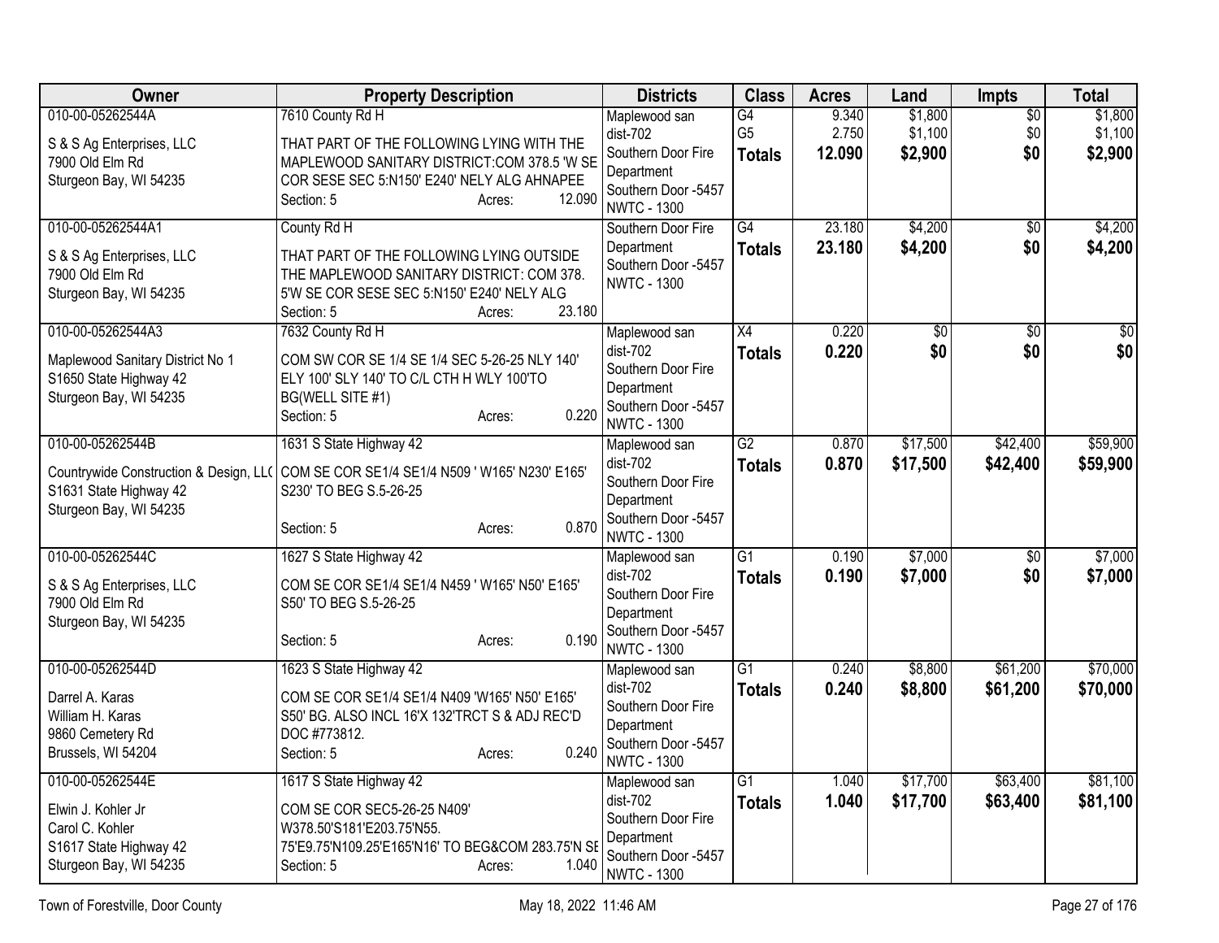| Owner | Property Description | Districts | Class | Acres | Land | Impts | Total |
|---|---|---|---|---|---|---|---|
| 010-00-05262544A<br>S & S Ag Enterprises, LLC<br>7900 Old Elm Rd<br>Sturgeon Bay, WI 54235 | 7610 County Rd H<br>THAT PART OF THE FOLLOWING LYING WITH THE MAPLEWOOD SANITARY DISTRICT:COM 378.5 'W SE COR SESE SEC 5:N150' E240' NELY ALG AHNAPEE<br>Section: 5 Acres: 12.090 | Maplewood san dist-702<br>Southern Door Fire Department<br>Southern Door -5457<br>NWTC - 1300 | G4<br>G5<br>**Totals** | 9.340<br>2.750<br>**12.090** | $1,800<br>$1,100<br>**$2,900** | $0<br>$0<br>**$0** | $1,800<br>$1,100<br>**$2,900** |
| 010-00-05262544A1<br>S & S Ag Enterprises, LLC<br>7900 Old Elm Rd<br>Sturgeon Bay, WI 54235 | County Rd H<br>THAT PART OF THE FOLLOWING LYING OUTSIDE THE MAPLEWOOD SANITARY DISTRICT: COM 378. 5'W SE COR SESE SEC 5:N150' E240' NELY ALG<br>Section: 5 Acres: 23.180 | Southern Door Fire Department<br>Southern Door -5457<br>NWTC - 1300 | G4<br>**Totals** | 23.180<br>**23.180** | $4,200<br>**$4,200** | $0<br>**$0** | $4,200<br>**$4,200** |
| 010-00-05262544A3<br>Maplewood Sanitary District No 1<br>S1650 State Highway 42<br>Sturgeon Bay, WI 54235 | 7632 County Rd H<br>COM SW COR SE 1/4 SE 1/4 SEC 5-26-25 NLY 140' ELY 100' SLY 140' TO C/L CTH H WLY 100'TO BG(WELL SITE #1)<br>Section: 5 Acres: 0.220 | Maplewood san dist-702<br>Southern Door Fire Department<br>Southern Door -5457<br>NWTC - 1300 | X4<br>**Totals** | 0.220<br>**0.220** | $0<br>**$0** | $0<br>**$0** | $0<br>**$0** |
| 010-00-05262544B<br>Countrywide Construction & Design, LL(<br>S1631 State Highway 42<br>Sturgeon Bay, WI 54235 | 1631 S State Highway 42<br>COM SE COR SE1/4 SE1/4 N509 ' W165' N230' E165' S230' TO BEG S.5-26-25<br>Section: 5 Acres: 0.870 | Maplewood san dist-702<br>Southern Door Fire Department<br>Southern Door -5457<br>NWTC - 1300 | G2<br>**Totals** | 0.870<br>**0.870** | $17,500<br>**$17,500** | $42,400<br>**$42,400** | $59,900<br>**$59,900** |
| 010-00-05262544C<br>S & S Ag Enterprises, LLC<br>7900 Old Elm Rd<br>Sturgeon Bay, WI 54235 | 1627 S State Highway 42<br>COM SE COR SE1/4 SE1/4 N459 ' W165' N50' E165' S50' TO BEG S.5-26-25<br>Section: 5 Acres: 0.190 | Maplewood san dist-702<br>Southern Door Fire Department<br>Southern Door -5457<br>NWTC - 1300 | G1<br>**Totals** | 0.190<br>**0.190** | $7,000<br>**$7,000** | $0<br>**$0** | $7,000<br>**$7,000** |
| 010-00-05262544D<br>Darrel A. Karas<br>William H. Karas<br>9860 Cemetery Rd<br>Brussels, WI 54204 | 1623 S State Highway 42<br>COM SE COR SE1/4 SE1/4 N409 'W165' N50' E165' S50' BG. ALSO INCL 16'X 132'TRCT S & ADJ REC'D DOC #773812.<br>Section: 5 Acres: 0.240 | Maplewood san dist-702<br>Southern Door Fire Department<br>Southern Door -5457<br>NWTC - 1300 | G1<br>**Totals** | 0.240<br>**0.240** | $8,800<br>**$8,800** | $61,200<br>**$61,200** | $70,000<br>**$70,000** |
| 010-00-05262544E<br>Elwin J. Kohler Jr<br>Carol C. Kohler<br>S1617 State Highway 42<br>Sturgeon Bay, WI 54235 | 1617 S State Highway 42<br>COM SE COR SEC5-26-25 N409' W378.50'S181'E203.75'N55. 75'E9.75'N109.25'E165'N16' TO BEG&COM 283.75'N SE<br>Section: 5 Acres: 1.040 | Maplewood san dist-702<br>Southern Door Fire Department<br>Southern Door -5457<br>NWTC - 1300 | G1<br>**Totals** | 1.040<br>**1.040** | $17,700<br>**$17,700** | $63,400<br>**$63,400** | $81,100<br>**$81,100** |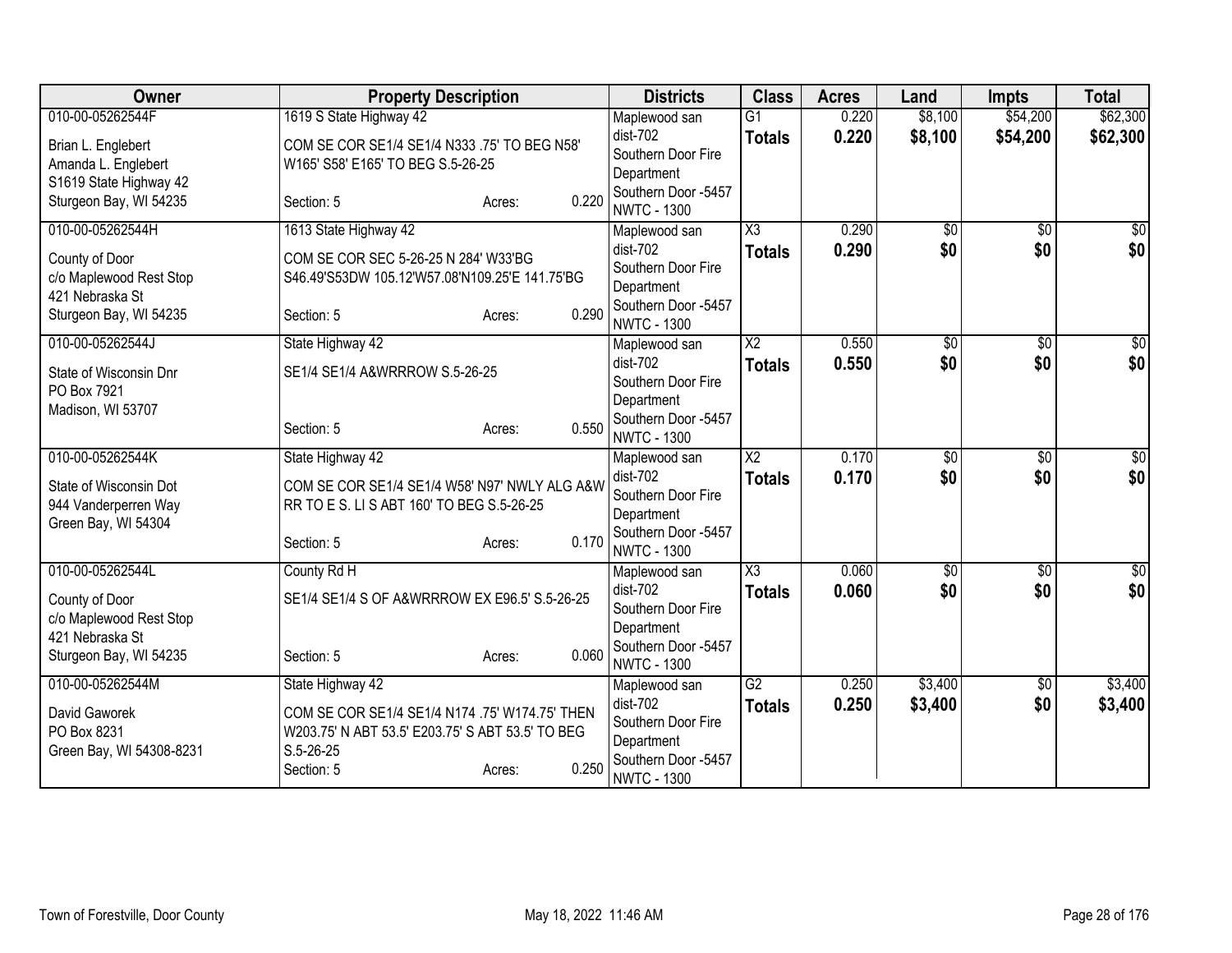| Owner | Property Description | Districts | Class | Acres | Land | Impts | Total |
|---|---|---|---|---|---|---|---|
| 010-00-05262544F<br>Brian L. Englebert<br>Amanda L. Englebert<br>S1619 State Highway 42<br>Sturgeon Bay, WI 54235 | 1619 S State Highway 42<br>COM SE COR SE1/4 SE1/4 N333 .75' TO BEG N58' W165' S58' E165' TO BEG S.5-26-25<br>Section: 5 Acres: 0.220 | Maplewood san dist-702<br>Southern Door Fire Department<br>Southern Door -5457<br>NWTC - 1300 | G1<br>**Totals** | 0.220<br>**0.220** | $8,100<br>**$8,100** | $54,200<br>**$54,200** | $62,300<br>**$62,300** |
| 010-00-05262544H<br>County of Door<br>c/o Maplewood Rest Stop<br>421 Nebraska St<br>Sturgeon Bay, WI 54235 | 1613 State Highway 42<br>COM SE COR SEC 5-26-25 N 284' W33'BG S46.49'S53DW 105.12'W57.08'N109.25'E 141.75'BG<br>Section: 5 Acres: 0.290 | Maplewood san dist-702<br>Southern Door Fire Department<br>Southern Door -5457<br>NWTC - 1300 | X3<br>**Totals** | 0.290<br>**0.290** | $0<br>**$0** | $0<br>**$0** | $0<br>**$0** |
| 010-00-05262544J<br>State of Wisconsin Dnr<br>PO Box 7921<br>Madison, WI 53707 | State Highway 42<br>SE1/4 SE1/4 A&WRRROW S.5-26-25<br>Section: 5 Acres: 0.550 | Maplewood san dist-702<br>Southern Door Fire Department<br>Southern Door -5457<br>NWTC - 1300 | X2<br>**Totals** | 0.550<br>**0.550** | $0<br>**$0** | $0<br>**$0** | $0<br>**$0** |
| 010-00-05262544K<br>State of Wisconsin Dot<br>944 Vanderperren Way<br>Green Bay, WI 54304 | State Highway 42<br>COM SE COR SE1/4 SE1/4 W58' N97' NWLY ALG A&W RR TO E S. LI S ABT 160' TO BEG S.5-26-25<br>Section: 5 Acres: 0.170 | Maplewood san dist-702<br>Southern Door Fire Department<br>Southern Door -5457<br>NWTC - 1300 | X2<br>**Totals** | 0.170<br>**0.170** | $0<br>**$0** | $0<br>**$0** | $0<br>**$0** |
| 010-00-05262544L<br>County of Door<br>c/o Maplewood Rest Stop<br>421 Nebraska St<br>Sturgeon Bay, WI 54235 | County Rd H<br>SE1/4 SE1/4 S OF A&WRRROW EX E96.5' S.5-26-25<br>Section: 5 Acres: 0.060 | Maplewood san dist-702<br>Southern Door Fire Department<br>Southern Door -5457<br>NWTC - 1300 | X3<br>**Totals** | 0.060<br>**0.060** | $0<br>**$0** | $0<br>**$0** | $0<br>**$0** |
| 010-00-05262544M<br>David Gaworek<br>PO Box 8231<br>Green Bay, WI 54308-8231 | State Highway 42<br>COM SE COR SE1/4 SE1/4 N174 .75' W174.75' THEN W203.75' N ABT 53.5' E203.75' S ABT 53.5' TO BEG S.5-26-25<br>Section: 5 Acres: 0.250 | Maplewood san dist-702<br>Southern Door Fire Department<br>Southern Door -5457<br>NWTC - 1300 | G2<br>**Totals** | 0.250<br>**0.250** | $3,400<br>**$3,400** | $0<br>**$0** | $3,400<br>**$3,400** |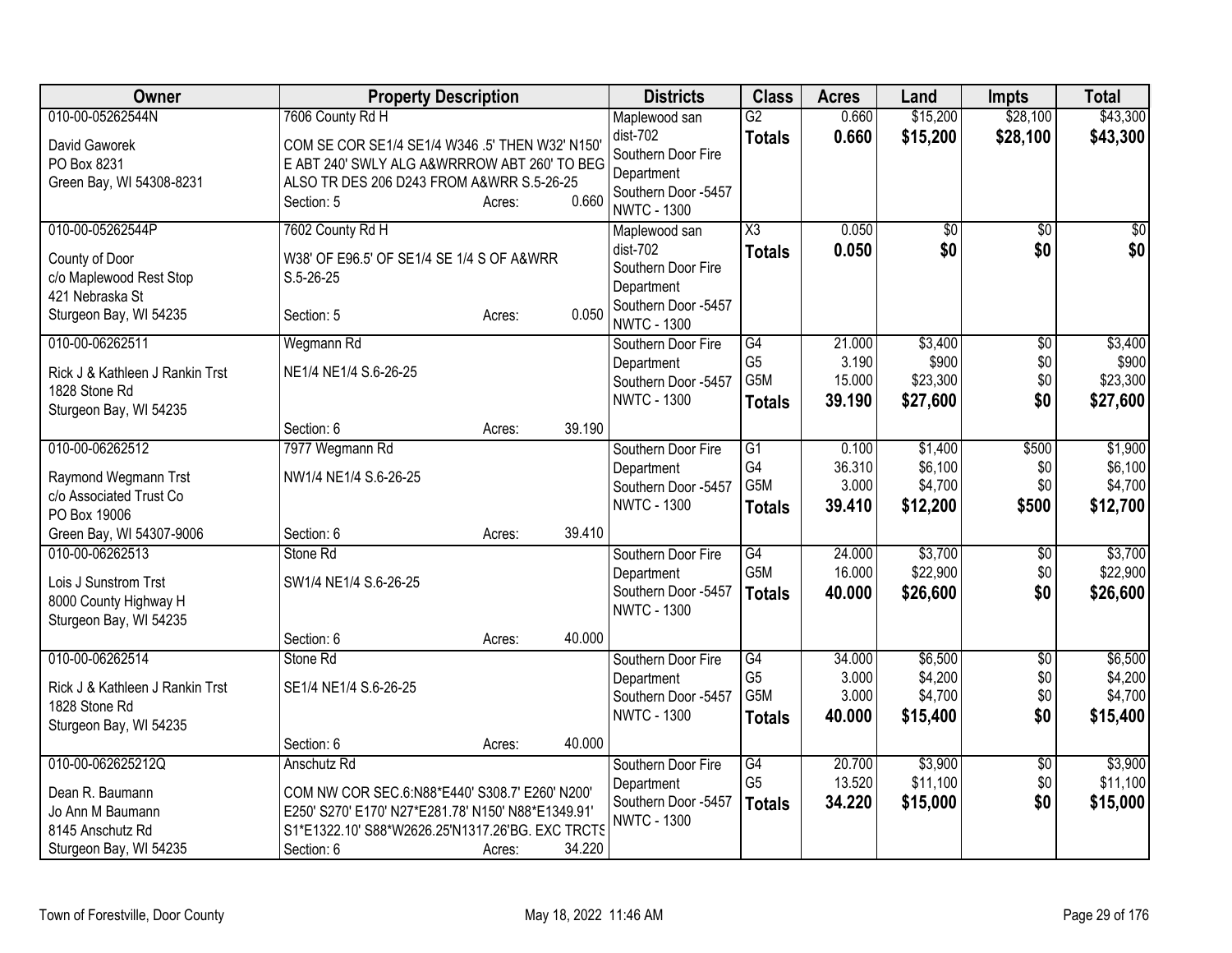| Owner | Property Description | Districts | Class | Acres | Land | Impts | Total |
|---|---|---|---|---|---|---|---|
| 010-00-05262544N<br>David Gaworek<br>PO Box 8231<br>Green Bay, WI 54308-8231 | 7606 County Rd H<br>COM SE COR SE1/4 SE1/4 W346 .5' THEN W32' N150' E ABT 240' SWLY ALG A&WRRROW ABT 260' TO BEG ALSO TR DES 206 D243 FROM A&WRR S.5-26-25<br>Section: 5 Acres: 0.660 | Maplewood san dist-702<br>Southern Door Fire Department<br>Southern Door -5457<br>NWTC - 1300 | G2<br>**Totals** | 0.660<br>**0.660** | $15,200<br>**$15,200** | $28,100<br>**$28,100** | $43,300<br>**$43,300** |
| 010-00-05262544P<br>County of Door<br>c/o Maplewood Rest Stop<br>421 Nebraska St<br>Sturgeon Bay, WI 54235 | 7602 County Rd H<br>W38' OF E96.5' OF SE1/4 SE 1/4 S OF A&WRR S.5-26-25<br>Section: 5 Acres: 0.050 | Maplewood san dist-702<br>Southern Door Fire Department<br>Southern Door -5457<br>NWTC - 1300 | X3<br>**Totals** | 0.050<br>**0.050** | $0<br>**$0** | $0<br>**$0** | $0<br>**$0** |
| 010-00-06262511<br>Rick J & Kathleen J Rankin Trst<br>1828 Stone Rd<br>Sturgeon Bay, WI 54235 | Wegmann Rd<br>NE1/4 NE1/4 S.6-26-25<br>Section: 6 Acres: 39.190 | Southern Door Fire Department<br>Southern Door -5457<br>NWTC - 1300 | G4<br>G5<br>G5M<br>**Totals** | 21.000<br>3.190<br>15.000<br>**39.190** | $3,400<br>$900<br>$23,300<br>**$27,600** | $0<br>$0<br>$0<br>**$0** | $3,400<br>$900<br>$23,300<br>**$27,600** |
| 010-00-06262512<br>Raymond Wegmann Trst<br>c/o Associated Trust Co<br>PO Box 19006<br>Green Bay, WI 54307-9006 | 7977 Wegmann Rd<br>NW1/4 NE1/4 S.6-26-25<br>Section: 6 Acres: 39.410 | Southern Door Fire Department<br>Southern Door -5457<br>NWTC - 1300 | G1<br>G4<br>G5M<br>**Totals** | 0.100<br>36.310<br>3.000<br>**39.410** | $1,400<br>$6,100<br>$4,700<br>**$12,200** | $500<br>$0<br>$0<br>**$500** | $1,900<br>$6,100<br>$4,700<br>**$12,700** |
| 010-00-06262513<br>Lois J Sunstrom Trst<br>8000 County Highway H<br>Sturgeon Bay, WI 54235 | Stone Rd<br>SW1/4 NE1/4 S.6-26-25<br>Section: 6 Acres: 40.000 | Southern Door Fire Department<br>Southern Door -5457<br>NWTC - 1300 | G4<br>G5M<br>**Totals** | 24.000<br>16.000<br>**40.000** | $3,700<br>$22,900<br>**$26,600** | $0<br>$0<br>**$0** | $3,700<br>$22,900<br>**$26,600** |
| 010-00-06262514<br>Rick J & Kathleen J Rankin Trst<br>1828 Stone Rd<br>Sturgeon Bay, WI 54235 | Stone Rd<br>SE1/4 NE1/4 S.6-26-25<br>Section: 6 Acres: 40.000 | Southern Door Fire Department<br>Southern Door -5457<br>NWTC - 1300 | G4<br>G5<br>G5M<br>**Totals** | 34.000<br>3.000<br>3.000<br>**40.000** | $6,500<br>$4,200<br>$4,700<br>**$15,400** | $0<br>$0<br>$0<br>**$0** | $6,500<br>$4,200<br>$4,700<br>**$15,400** |
| 010-00-062625212Q<br>Dean R. Baumann<br>Jo Ann M Baumann<br>8145 Anschutz Rd<br>Sturgeon Bay, WI 54235 | Anschutz Rd<br>COM NW COR SEC.6:N88*E440' S308.7' E260' N200' E250' S270' E170' N27*E281.78' N150' N88*E1349.91' S1*E1322.10' S88*W2626.25'N1317.26'BG. EXC TRCTS<br>Section: 6 Acres: 34.220 | Southern Door Fire Department<br>Southern Door -5457<br>NWTC - 1300 | G4<br>G5<br>**Totals** | 20.700<br>13.520<br>**34.220** | $3,900<br>$11,100<br>**$15,000** | $0<br>$0<br>**$0** | $3,900<br>$11,100<br>**$15,000** |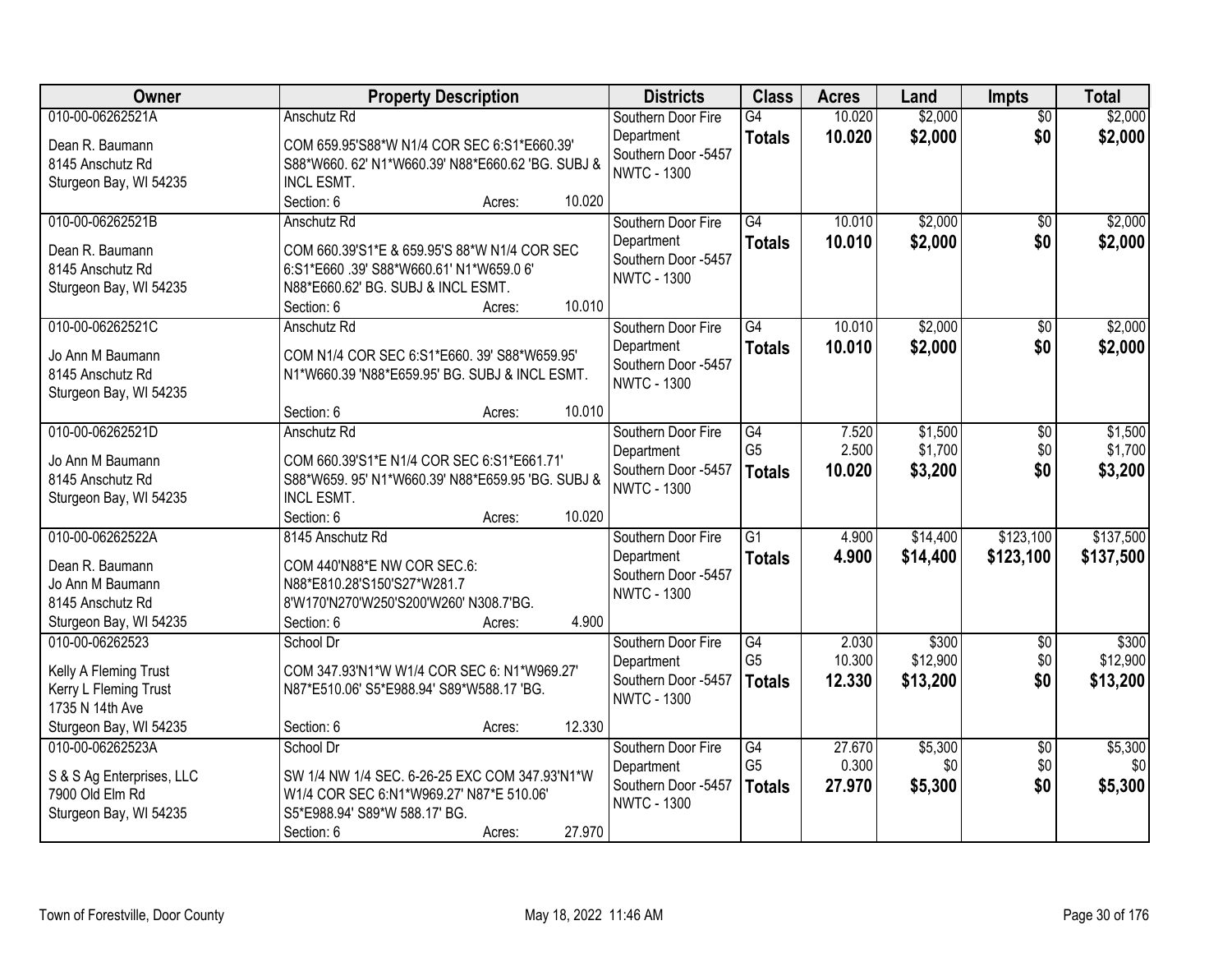| Owner | Property Description | Districts | Class | Acres | Land | Impts | Total |
|---|---|---|---|---|---|---|---|
| 010-00-06262521A<br>Dean R. Baumann<br>8145 Anschutz Rd<br>Sturgeon Bay, WI 54235 | Anschutz Rd<br>COM 659.95'S88*W N1/4 COR SEC 6:S1*E660.39' S88*W660. 62' N1*W660.39' N88*E660.62 'BG. SUBJ & INCL ESMT.<br>Section: 6 Acres: 10.020 | Southern Door Fire Department<br>Southern Door -5457<br>NWTC - 1300 | G4<br>**Totals** | 10.020<br>**10.020** | $2,000<br>**$2,000** | $0<br>**$0** | $2,000<br>**$2,000** |
| 010-00-06262521B<br>Dean R. Baumann<br>8145 Anschutz Rd<br>Sturgeon Bay, WI 54235 | Anschutz Rd<br>COM 660.39'S1*E & 659.95'S 88*W N1/4 COR SEC 6:S1*E660 .39' S88*W660.61' N1*W659.0 6' N88*E660.62' BG. SUBJ & INCL ESMT.<br>Section: 6 Acres: 10.010 | Southern Door Fire Department<br>Southern Door -5457<br>NWTC - 1300 | G4<br>**Totals** | 10.010<br>**10.010** | $2,000<br>**$2,000** | $0<br>**$0** | $2,000<br>**$2,000** |
| 010-00-06262521C<br>Jo Ann M Baumann<br>8145 Anschutz Rd<br>Sturgeon Bay, WI 54235 | Anschutz Rd<br>COM N1/4 COR SEC 6:S1*E660. 39' S88*W659.95' N1*W660.39 'N88*E659.95' BG. SUBJ & INCL ESMT.<br>Section: 6 Acres: 10.010 | Southern Door Fire Department<br>Southern Door -5457<br>NWTC - 1300 | G4<br>**Totals** | 10.010<br>**10.010** | $2,000<br>**$2,000** | $0<br>**$0** | $2,000<br>**$2,000** |
| 010-00-06262521D<br>Jo Ann M Baumann<br>8145 Anschutz Rd<br>Sturgeon Bay, WI 54235 | Anschutz Rd<br>COM 660.39'S1*E N1/4 COR SEC 6:S1*E661.71' S88*W659. 95' N1*W660.39' N88*E659.95 'BG. SUBJ & INCL ESMT.<br>Section: 6 Acres: 10.020 | Southern Door Fire Department<br>Southern Door -5457<br>NWTC - 1300 | G4<br>G5<br>**Totals** | 7.520<br>2.500<br>**10.020** | $1,500<br>$1,700<br>**$3,200** | $0<br>$0<br>**$0** | $1,500<br>$1,700<br>**$3,200** |
| 010-00-06262522A<br>Dean R. Baumann<br>Jo Ann M Baumann<br>8145 Anschutz Rd<br>Sturgeon Bay, WI 54235 | 8145 Anschutz Rd<br>COM 440'N88*E NW COR SEC.6: N88*E810.28'S150'S27*W281.7 8'W170'N270'W250'S200'W260' N308.7'BG.<br>Section: 6 Acres: 4.900 | Southern Door Fire Department<br>Southern Door -5457<br>NWTC - 1300 | G1<br>**Totals** | 4.900<br>**4.900** | $14,400<br>**$14,400** | $123,100<br>**$123,100** | $137,500<br>**$137,500** |
| 010-00-06262523<br>Kelly A Fleming Trust<br>Kerry L Fleming Trust<br>1735 N 14th Ave<br>Sturgeon Bay, WI 54235 | School Dr<br>COM 347.93'N1*W W1/4 COR SEC 6: N1*W969.27' N87*E510.06' S5*E988.94' S89*W588.17 'BG.<br>Section: 6 Acres: 12.330 | Southern Door Fire Department<br>Southern Door -5457<br>NWTC - 1300 | G4<br>G5<br>**Totals** | 2.030<br>10.300<br>**12.330** | $300<br>$12,900<br>**$13,200** | $0<br>$0<br>**$0** | $300<br>$12,900<br>**$13,200** |
| 010-00-06262523A<br>S & S Ag Enterprises, LLC<br>7900 Old Elm Rd<br>Sturgeon Bay, WI 54235 | School Dr<br>SW 1/4 NW 1/4 SEC. 6-26-25 EXC COM 347.93'N1*W W1/4 COR SEC 6:N1*W969.27' N87*E 510.06' S5*E988.94' S89*W 588.17' BG.<br>Section: 6 Acres: 27.970 | Southern Door Fire Department<br>Southern Door -5457<br>NWTC - 1300 | G4<br>G5<br>**Totals** | 27.670<br>0.300<br>**27.970** | $5,300<br>$0<br>**$5,300** | $0<br>$0<br>**$0** | $5,300<br>$0<br>**$5,300** |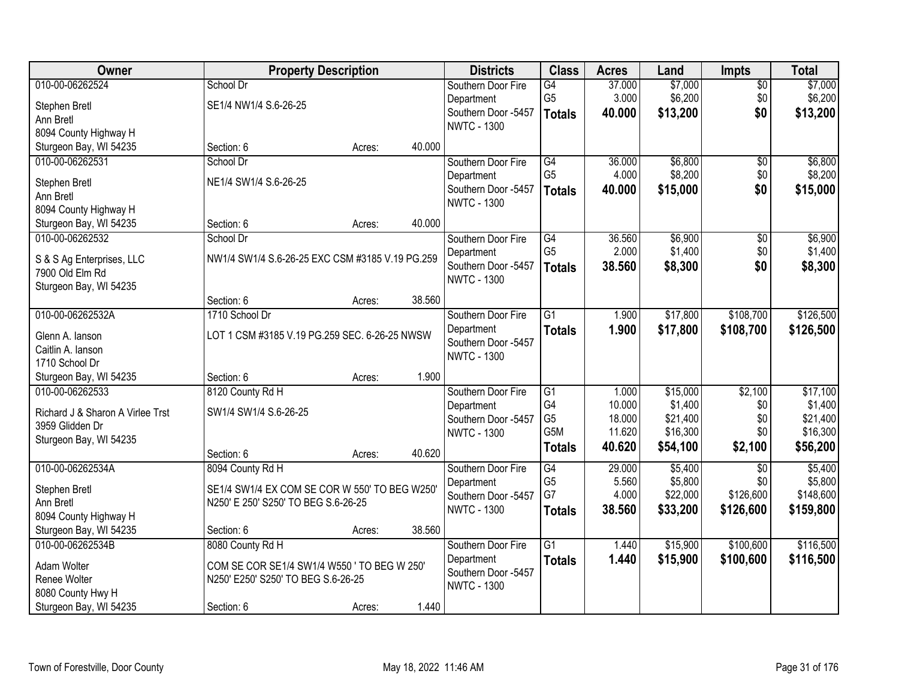| Owner | Property Description | | | Districts | Class | Acres | Land | Impts | Total |
|---|---|---|---|---|---|---|---|---|---|
| 010-00-06262524 | School Dr | | | Southern Door Fire Department | G4 | 37.000 | $7,000 | $0 | $7,000 |
| Stephen Bretl | SE1/4 NW1/4 S.6-26-25 | | | Southern Door -5457 | G5 | 3.000 | $6,200 | $0 | $6,200 |
| Ann Bretl | | | | NWTC - 1300 | **Totals** | **40.000** | **$13,200** | **$0** | **$13,200** |
| 8094 County Highway H | | | | | | | | | |
| Sturgeon Bay, WI 54235 | Section: 6 | Acres: | 40.000 | | | | | | |
| 010-00-06262531 | School Dr | | | Southern Door Fire Department | G4 | 36.000 | $6,800 | $0 | $6,800 |
| Stephen Bretl | NE1/4 SW1/4 S.6-26-25 | | | Southern Door -5457 | G5 | 4.000 | $8,200 | $0 | $8,200 |
| Ann Bretl | | | | NWTC - 1300 | **Totals** | **40.000** | **$15,000** | **$0** | **$15,000** |
| 8094 County Highway H | | | | | | | | | |
| Sturgeon Bay, WI 54235 | Section: 6 | Acres: | 40.000 | | | | | | |
| 010-00-06262532 | School Dr | | | Southern Door Fire Department | G4 | 36.560 | $6,900 | $0 | $6,900 |
| S & S Ag Enterprises, LLC | NW1/4 SW1/4 S.6-26-25 EXC CSM #3185 V.19 PG.259 | | | Southern Door -5457 | G5 | 2.000 | $1,400 | $0 | $1,400 |
| 7900 Old Elm Rd | | | | NWTC - 1300 | **Totals** | **38.560** | **$8,300** | **$0** | **$8,300** |
| Sturgeon Bay, WI 54235 | | | | | | | | | |
| | Section: 6 | Acres: | 38.560 | | | | | | |
| 010-00-06262532A | 1710 School Dr | | | Southern Door Fire Department | G1 | 1.900 | $17,800 | $108,700 | $126,500 |
| Glenn A. Ianson | LOT 1 CSM #3185 V.19 PG.259 SEC. 6-26-25 NWSW | | | Southern Door -5457 | **Totals** | **1.900** | **$17,800** | **$108,700** | **$126,500** |
| Caitlin A. Ianson | | | | NWTC - 1300 | | | | | |
| 1710 School Dr | | | | | | | | | |
| Sturgeon Bay, WI 54235 | Section: 6 | Acres: | 1.900 | | | | | | |
| 010-00-06262533 | 8120 County Rd H | | | Southern Door Fire Department | G1 | 1.000 | $15,000 | $2,100 | $17,100 |
| Richard J & Sharon A Virlee Trst | SW1/4 SW1/4 S.6-26-25 | | | Southern Door -5457 | G4 | 10.000 | $1,400 | $0 | $1,400 |
| 3959 Glidden Dr | | | | NWTC - 1300 | G5 | 18.000 | $21,400 | $0 | $21,400 |
| Sturgeon Bay, WI 54235 | | | | | G5M | 11.620 | $16,300 | $0 | $16,300 |
| | Section: 6 | Acres: | 40.620 | | **Totals** | **40.620** | **$54,100** | **$2,100** | **$56,200** |
| 010-00-06262534A | 8094 County Rd H | | | Southern Door Fire Department | G4 | 29.000 | $5,400 | $0 | $5,400 |
| Stephen Bretl | SE1/4 SW1/4 EX COM SE COR W 550' TO BEG W250' N250' E 250' S250' TO BEG S.6-26-25 | | | Southern Door -5457 | G5 | 5.560 | $5,800 | $0 | $5,800 |
| Ann Bretl | | | | NWTC - 1300 | G7 | 4.000 | $22,000 | $126,600 | $148,600 |
| 8094 County Highway H | | | | | **Totals** | **38.560** | **$33,200** | **$126,600** | **$159,800** |
| Sturgeon Bay, WI 54235 | Section: 6 | Acres: | 38.560 | | | | | | |
| 010-00-06262534B | 8080 County Rd H | | | Southern Door Fire Department | G1 | 1.440 | $15,900 | $100,600 | $116,500 |
| Adam Wolter | COM SE COR SE1/4 SW1/4 W550 ' TO BEG W 250' N250' E250' S250' TO BEG S.6-26-25 | | | Southern Door -5457 | **Totals** | **1.440** | **$15,900** | **$100,600** | **$116,500** |
| Renee Wolter | | | | NWTC - 1300 | | | | | |
| 8080 County Hwy H | | | | | | | | | |
| Sturgeon Bay, WI 54235 | Section: 6 | Acres: | 1.440 | | | | | | |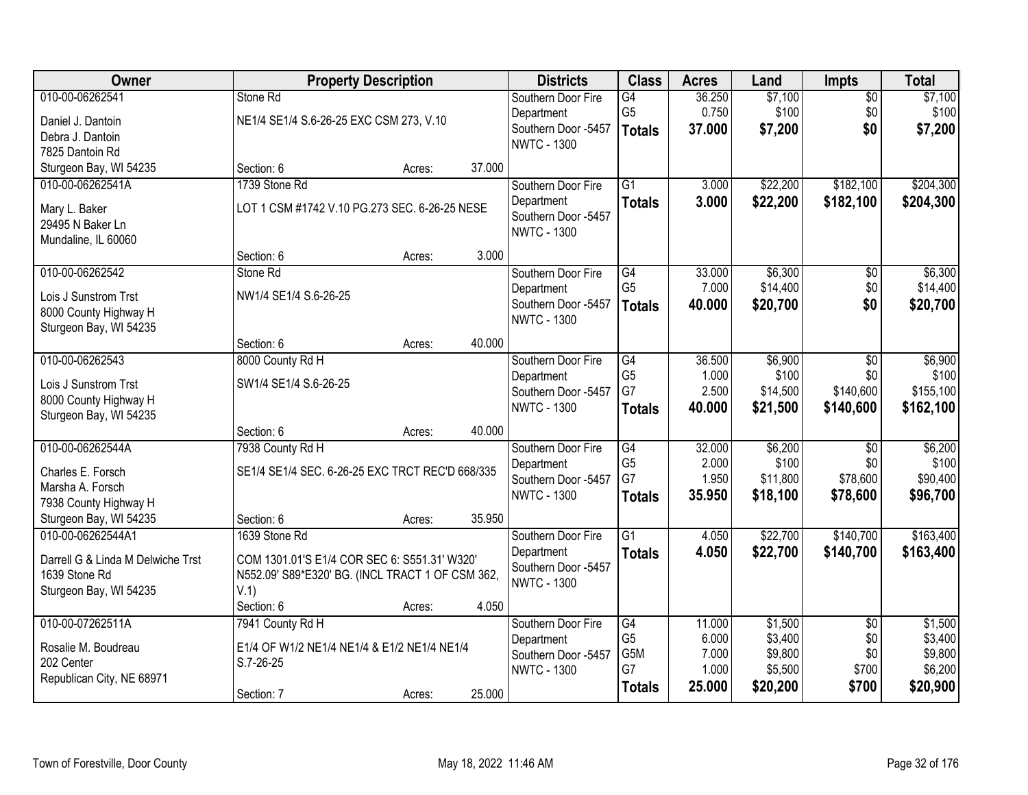| Owner | Property Description | | | Districts | Class | Acres | Land | Impts | Total |
|---|---|---|---|---|---|---|---|---|---|
| 010-00-06262541 | Stone Rd | | | Southern Door Fire | G4 | 36.250 | $7,100 | $0 | $7,100 |
| Daniel J. Dantoin | NE1/4 SE1/4 S.6-26-25 EXC CSM 273, V.10 | | | Department | G5 | 0.750 | $100 | $0 | $100 |
| Debra J. Dantoin | | | | Southern Door -5457 | **Totals** | **37.000** | **$7,200** | **$0** | **$7,200** |
| 7825 Dantoin Rd | | | | NWTC - 1300 | | | | | |
| Sturgeon Bay, WI 54235 | Section: 6 | Acres: | 37.000 | | | | | | |
| 010-00-06262541A | 1739 Stone Rd | | | Southern Door Fire | G1 | 3.000 | $22,200 | $182,100 | $204,300 |
| Mary L. Baker | LOT 1 CSM #1742 V.10 PG.273 SEC. 6-26-25 NESE | | | Department | **Totals** | **3.000** | **$22,200** | **$182,100** | **$204,300** |
| 29495 N Baker Ln | | | | Southern Door -5457 | | | | | |
| Mundaline, IL 60060 | | | | NWTC - 1300 | | | | | |
| | Section: 6 | Acres: | 3.000 | | | | | | |
| 010-00-06262542 | Stone Rd | | | Southern Door Fire | G4 | 33.000 | $6,300 | $0 | $6,300 |
| Lois J Sunstrom Trst | NW1/4 SE1/4 S.6-26-25 | | | Department | G5 | 7.000 | $14,400 | $0 | $14,400 |
| 8000 County Highway H | | | | Southern Door -5457 | **Totals** | **40.000** | **$20,700** | **$0** | **$20,700** |
| Sturgeon Bay, WI 54235 | | | | NWTC - 1300 | | | | | |
| | Section: 6 | Acres: | 40.000 | | | | | | |
| 010-00-06262543 | 8000 County Rd H | | | Southern Door Fire | G4 | 36.500 | $6,900 | $0 | $6,900 |
| Lois J Sunstrom Trst | SW1/4 SE1/4 S.6-26-25 | | | Department | G5 | 1.000 | $100 | $0 | $100 |
| 8000 County Highway H | | | | Southern Door -5457 | G7 | 2.500 | $14,500 | $140,600 | $155,100 |
| Sturgeon Bay, WI 54235 | | | | NWTC - 1300 | **Totals** | **40.000** | **$21,500** | **$140,600** | **$162,100** |
| | Section: 6 | Acres: | 40.000 | | | | | | |
| 010-00-06262544A | 7938 County Rd H | | | Southern Door Fire | G4 | 32.000 | $6,200 | $0 | $6,200 |
| Charles E. Forsch | SE1/4 SE1/4 SEC. 6-26-25 EXC TRCT REC'D 668/335 | | | Department | G5 | 2.000 | $100 | $0 | $100 |
| Marsha A. Forsch | | | | Southern Door -5457 | G7 | 1.950 | $11,800 | $78,600 | $90,400 |
| 7938 County Highway H | | | | NWTC - 1300 | **Totals** | **35.950** | **$18,100** | **$78,600** | **$96,700** |
| Sturgeon Bay, WI 54235 | Section: 6 | Acres: | 35.950 | | | | | | |
| 010-00-06262544A1 | 1639 Stone Rd | | | Southern Door Fire | G1 | 4.050 | $22,700 | $140,700 | $163,400 |
| Darrell G & Linda M Delwiche Trst | COM 1301.01'S E1/4 COR SEC 6: S551.31' W320' | | | Department | **Totals** | **4.050** | **$22,700** | **$140,700** | **$163,400** |
| 1639 Stone Rd | N552.09' S89*E320' BG. (INCL TRACT 1 OF CSM 362, | | | Southern Door -5457 | | | | | |
| Sturgeon Bay, WI 54235 | V.1) | | | NWTC - 1300 | | | | | |
| | Section: 6 | Acres: | 4.050 | | | | | | |
| 010-00-07262511A | 7941 County Rd H | | | Southern Door Fire | G4 | 11.000 | $1,500 | $0 | $1,500 |
| Rosalie M. Boudreau | E1/4 OF W1/2 NE1/4 NE1/4 & E1/2 NE1/4 NE1/4 | | | Department | G5 | 6.000 | $3,400 | $0 | $3,400 |
| 202 Center | S.7-26-25 | | | Southern Door -5457 | G5M | 7.000 | $9,800 | $0 | $9,800 |
| Republican City, NE 68971 | | | | NWTC - 1300 | G7 | 1.000 | $5,500 | $700 | $6,200 |
| | Section: 7 | Acres: | 25.000 | | **Totals** | **25.000** | **$20,200** | **$700** | **$20,900** |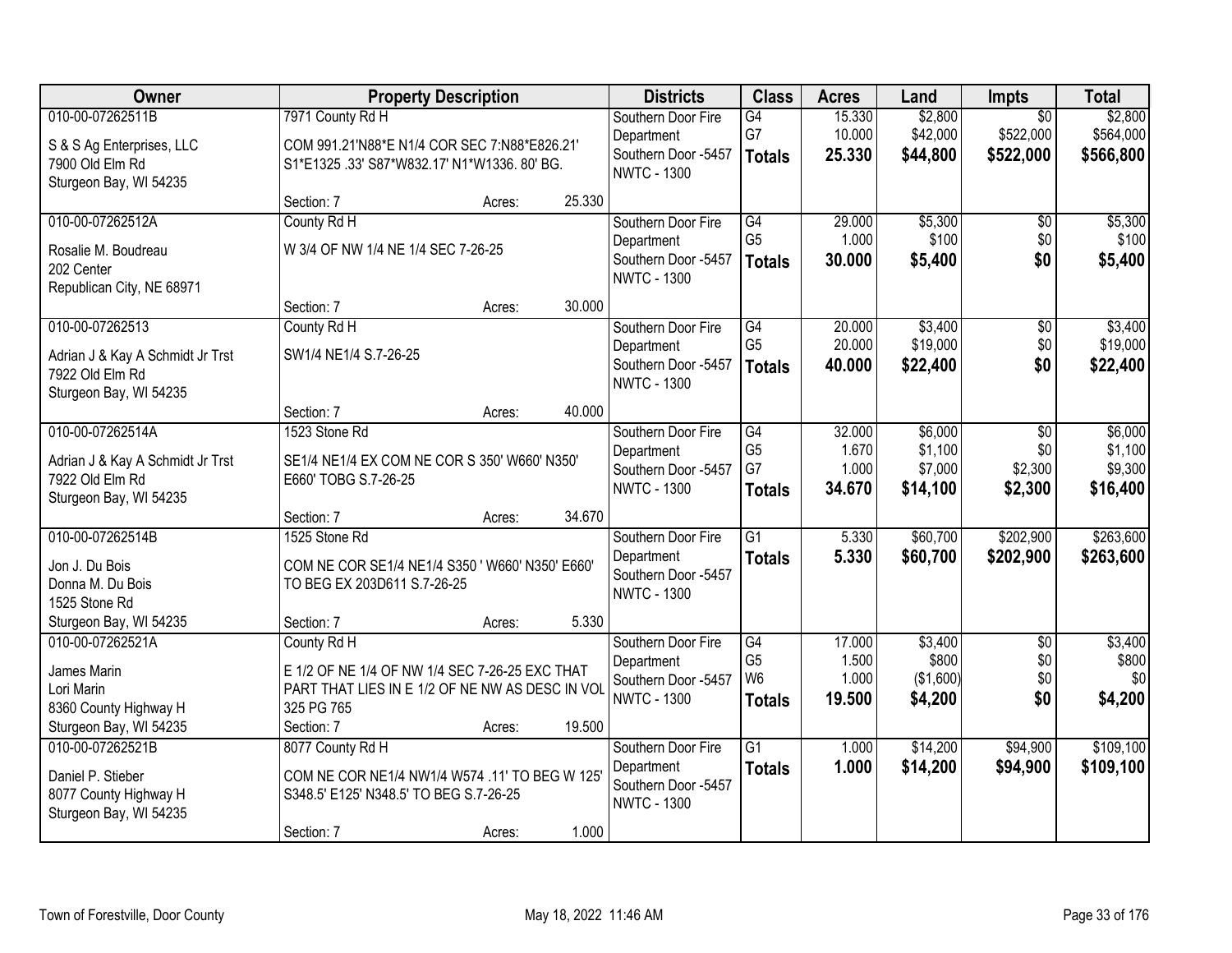| Owner | Property Description | | | Districts | Class | Acres | Land | Impts | Total |
|---|---|---|---|---|---|---|---|---|---|
| 010-00-07262511B<br>S & S Ag Enterprises, LLC<br>7900 Old Elm Rd<br>Sturgeon Bay, WI 54235 | 7971 County Rd H<br>COM 991.21'N88*E N1/4 COR SEC 7:N88*E826.21' S1*E1325 .33' S87*W832.17' N1*W1336. 80' BG.<br>Section: 7 | Acres: | 25.330 | Southern Door Fire Department<br>Southern Door -5457<br>NWTC - 1300 | G4<br>G7<br>**Totals** | 15.330<br>10.000<br>**25.330** | $2,800<br>$42,000<br>**$44,800** | $0<br>$522,000<br>**$522,000** | $2,800<br>$564,000<br>**$566,800** |
| 010-00-07262512A<br>Rosalie M. Boudreau<br>202 Center<br>Republican City, NE 68971 | County Rd H<br>W 3/4 OF NW 1/4 NE 1/4 SEC 7-26-25<br>Section: 7 | Acres: | 30.000 | Southern Door Fire Department<br>Southern Door -5457<br>NWTC - 1300 | G4<br>G5<br>**Totals** | 29.000<br>1.000<br>**30.000** | $5,300<br>$100<br>**$5,400** | $0<br>$0<br>**$0** | $5,300<br>$100<br>**$5,400** |
| 010-00-07262513<br>Adrian J & Kay A Schmidt Jr Trst<br>7922 Old Elm Rd<br>Sturgeon Bay, WI 54235 | County Rd H<br>SW1/4 NE1/4 S.7-26-25<br>Section: 7 | Acres: | 40.000 | Southern Door Fire Department<br>Southern Door -5457<br>NWTC - 1300 | G4<br>G5<br>**Totals** | 20.000<br>20.000<br>**40.000** | $3,400<br>$19,000<br>**$22,400** | $0<br>$0<br>**$0** | $3,400<br>$19,000<br>**$22,400** |
| 010-00-07262514A<br>Adrian J & Kay A Schmidt Jr Trst<br>7922 Old Elm Rd<br>Sturgeon Bay, WI 54235 | 1523 Stone Rd<br>SE1/4 NE1/4 EX COM NE COR S 350' W660' N350' E660' TOBG S.7-26-25<br>Section: 7 | Acres: | 34.670 | Southern Door Fire Department<br>Southern Door -5457<br>NWTC - 1300 | G4<br>G5<br>G7<br>**Totals** | 32.000<br>1.670<br>1.000<br>**34.670** | $6,000<br>$1,100<br>$7,000<br>**$14,100** | $0<br>$0<br>$2,300<br>**$2,300** | $6,000<br>$1,100<br>$9,300<br>**$16,400** |
| 010-00-07262514B<br>Jon J. Du Bois<br>Donna M. Du Bois<br>1525 Stone Rd<br>Sturgeon Bay, WI 54235 | 1525 Stone Rd<br>COM NE COR SE1/4 NE1/4 S350 ' W660' N350' E660' TO BEG EX 203D611 S.7-26-25<br>Section: 7 | Acres: | 5.330 | Southern Door Fire Department<br>Southern Door -5457<br>NWTC - 1300 | G1<br>**Totals** | 5.330<br>**5.330** | $60,700<br>**$60,700** | $202,900<br>**$202,900** | $263,600<br>**$263,600** |
| 010-00-07262521A<br>James Marin<br>Lori Marin<br>8360 County Highway H<br>Sturgeon Bay, WI 54235 | County Rd H<br>E 1/2 OF NE 1/4 OF NW 1/4 SEC 7-26-25 EXC THAT PART THAT LIES IN E 1/2 OF NE NW AS DESC IN VOL 325 PG 765<br>Section: 7 | Acres: | 19.500 | Southern Door Fire Department<br>Southern Door -5457<br>NWTC - 1300 | G4<br>G5<br>W6<br>**Totals** | 17.000<br>1.500<br>1.000<br>**19.500** | $3,400<br>$800<br>($1,600)<br>**$4,200** | $0<br>$0<br>$0<br>**$0** | $3,400<br>$800<br>$0<br>**$4,200** |
| 010-00-07262521B<br>Daniel P. Stieber<br>8077 County Highway H<br>Sturgeon Bay, WI 54235 | 8077 County Rd H<br>COM NE COR NE1/4 NW1/4 W574 .11' TO BEG W 125' S348.5' E125' N348.5' TO BEG S.7-26-25<br>Section: 7 | Acres: | 1.000 | Southern Door Fire Department<br>Southern Door -5457<br>NWTC - 1300 | G1<br>**Totals** | 1.000<br>**1.000** | $14,200<br>**$14,200** | $94,900<br>**$94,900** | $109,100<br>**$109,100** |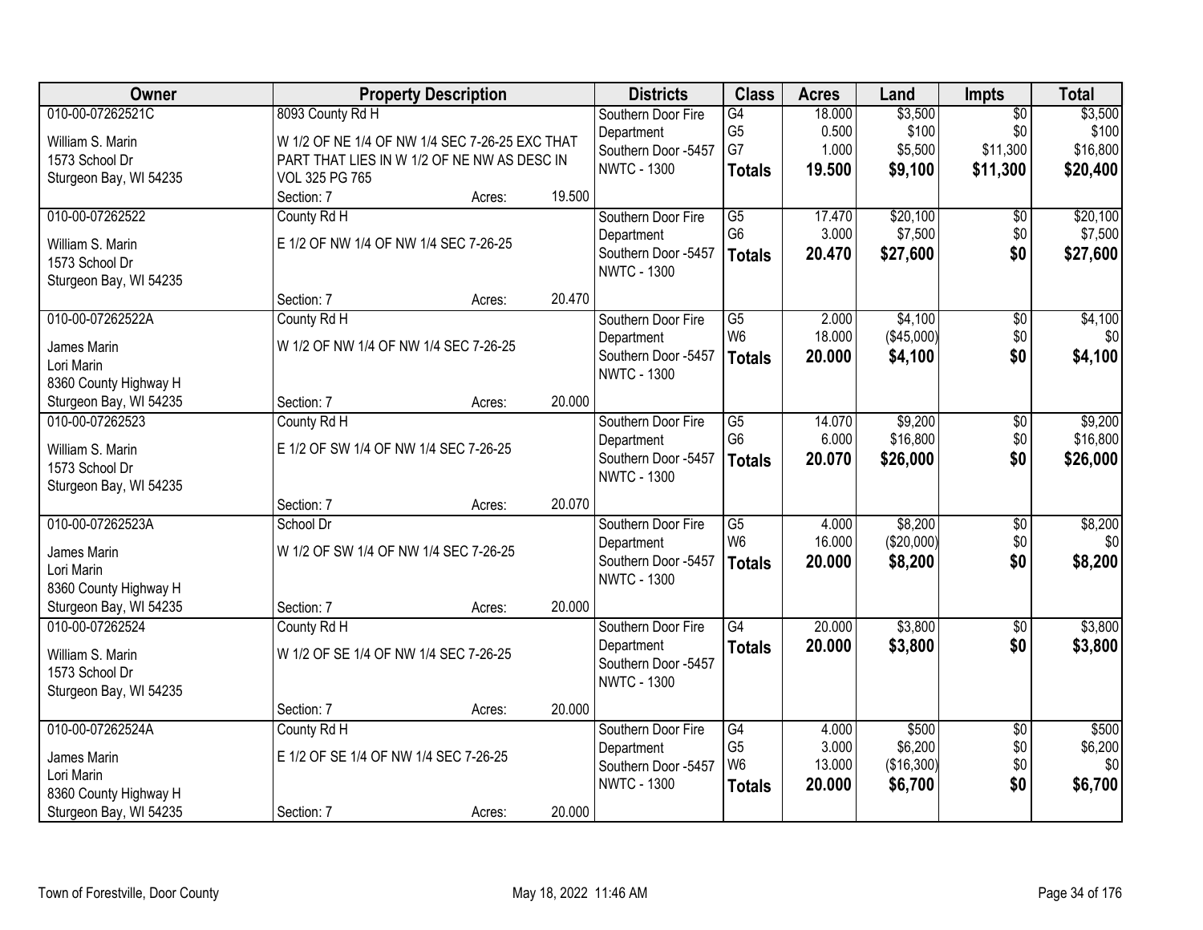| Owner | Property Description | | | Districts | Class | Acres | Land | Impts | Total |
|---|---|---|---|---|---|---|---|---|---|
| 010-00-07262521C<br>William S. Marin<br>1573 School Dr<br>Sturgeon Bay, WI 54235 | 8093 County Rd H<br>W 1/2 OF NE 1/4 OF NW 1/4 SEC 7-26-25 EXC THAT PART THAT LIES IN W 1/2 OF NE NW AS DESC IN VOL 325 PG 765<br>Section: 7 | Acres: | 19.500 | Southern Door Fire Department<br>Southern Door -5457<br>NWTC - 1300 | G4<br>G5<br>G7<br>**Totals** | 18.000<br>0.500<br>1.000<br>**19.500** | $3,500<br>$100<br>$5,500<br>**$9,100** | $0<br>$0<br>$11,300<br>**$11,300** | $3,500<br>$100<br>$16,800<br>**$20,400** |
| 010-00-07262522<br>William S. Marin<br>1573 School Dr<br>Sturgeon Bay, WI 54235 | County Rd H<br>E 1/2 OF NW 1/4 OF NW 1/4 SEC 7-26-25<br>Section: 7 | Acres: | 20.470 | Southern Door Fire Department<br>Southern Door -5457<br>NWTC - 1300 | G5<br>G6<br>**Totals** | 17.470<br>3.000<br>**20.470** | $20,100<br>$7,500<br>**$27,600** | $0<br>$0<br>**$0** | $20,100<br>$7,500<br>**$27,600** |
| 010-00-07262522A<br>James Marin<br>Lori Marin<br>8360 County Highway H<br>Sturgeon Bay, WI 54235 | County Rd H<br>W 1/2 OF NW 1/4 OF NW 1/4 SEC 7-26-25<br>Section: 7 | Acres: | 20.000 | Southern Door Fire Department<br>Southern Door -5457<br>NWTC - 1300 | G5<br>W6<br>**Totals** | 2.000<br>18.000<br>**20.000** | $4,100<br>($45,000)<br>**$4,100** | $0<br>$0<br>**$0** | $4,100<br>$0<br>**$4,100** |
| 010-00-07262523<br>William S. Marin<br>1573 School Dr<br>Sturgeon Bay, WI 54235 | County Rd H<br>E 1/2 OF SW 1/4 OF NW 1/4 SEC 7-26-25<br>Section: 7 | Acres: | 20.070 | Southern Door Fire Department<br>Southern Door -5457<br>NWTC - 1300 | G5<br>G6<br>**Totals** | 14.070<br>6.000<br>**20.070** | $9,200<br>$16,800<br>**$26,000** | $0<br>$0<br>**$0** | $9,200<br>$16,800<br>**$26,000** |
| 010-00-07262523A<br>James Marin<br>Lori Marin<br>8360 County Highway H<br>Sturgeon Bay, WI 54235 | School Dr<br>W 1/2 OF SW 1/4 OF NW 1/4 SEC 7-26-25<br>Section: 7 | Acres: | 20.000 | Southern Door Fire Department<br>Southern Door -5457<br>NWTC - 1300 | G5<br>W6<br>**Totals** | 4.000<br>16.000<br>**20.000** | $8,200<br>($20,000)<br>**$8,200** | $0<br>$0<br>**$0** | $8,200<br>$0<br>**$8,200** |
| 010-00-07262524<br>William S. Marin<br>1573 School Dr<br>Sturgeon Bay, WI 54235 | County Rd H<br>W 1/2 OF SE 1/4 OF NW 1/4 SEC 7-26-25<br>Section: 7 | Acres: | 20.000 | Southern Door Fire Department<br>Southern Door -5457<br>NWTC - 1300 | G4<br>**Totals** | 20.000<br>**20.000** | $3,800<br>**$3,800** | $0<br>**$0** | $3,800<br>**$3,800** |
| 010-00-07262524A<br>James Marin<br>Lori Marin<br>8360 County Highway H<br>Sturgeon Bay, WI 54235 | County Rd H<br>E 1/2 OF SE 1/4 OF NW 1/4 SEC 7-26-25<br>Section: 7 | Acres: | 20.000 | Southern Door Fire Department<br>Southern Door -5457<br>NWTC - 1300 | G4<br>G5<br>W6<br>**Totals** | 4.000<br>3.000<br>13.000<br>**20.000** | $500<br>$6,200<br>($16,300)<br>**$6,700** | $0<br>$0<br>$0<br>**$0** | $500<br>$6,200<br>$0<br>**$6,700** |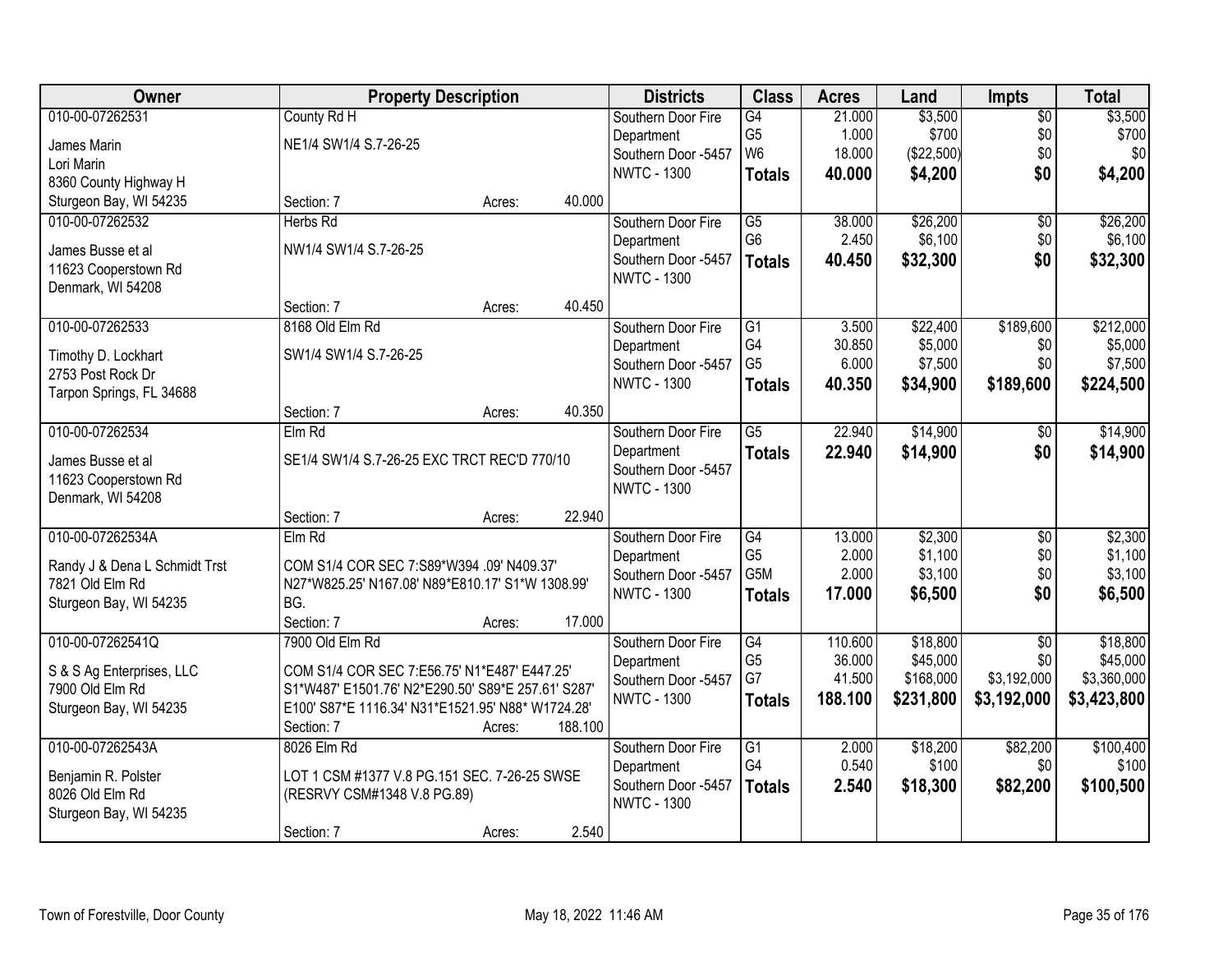| Owner | Property Description | | | Districts | Class | Acres | Land | Impts | Total |
|---|---|---|---|---|---|---|---|---|---|
| 010-00-07262531 | County Rd H | | | Southern Door Fire Department | G4 | 21.000 | $3,500 | $0 | $3,500 |
| James Marin | NE1/4 SW1/4 S.7-26-25 | | | Southern Door -5457 | G5 | 1.000 | $700 | $0 | $700 |
| Lori Marin | | | | NWTC - 1300 | W6 | 18.000 | ($22,500) | $0 | $0 |
| 8360 County Highway H | | | | | **Totals** | **40.000** | **$4,200** | **$0** | **$4,200** |
| Sturgeon Bay, WI 54235 | Section: 7 | Acres: | 40.000 | | | | | | |
| 010-00-07262532 | Herbs Rd | | | Southern Door Fire Department | G5 | 38.000 | $26,200 | $0 | $26,200 |
| James Busse et al | NW1/4 SW1/4 S.7-26-25 | | | Southern Door -5457 | G6 | 2.450 | $6,100 | $0 | $6,100 |
| 11623 Cooperstown Rd | | | | NWTC - 1300 | **Totals** | **40.450** | **$32,300** | **$0** | **$32,300** |
| Denmark, WI 54208 | Section: 7 | Acres: | 40.450 | | | | | | |
| 010-00-07262533 | 8168 Old Elm Rd | | | Southern Door Fire Department | G1 | 3.500 | $22,400 | $189,600 | $212,000 |
| Timothy D. Lockhart | SW1/4 SW1/4 S.7-26-25 | | | Southern Door -5457 | G4 | 30.850 | $5,000 | $0 | $5,000 |
| 2753 Post Rock Dr | | | | NWTC - 1300 | G5 | 6.000 | $7,500 | $0 | $7,500 |
| Tarpon Springs, FL 34688 | | | | | **Totals** | **40.350** | **$34,900** | **$189,600** | **$224,500** |
| | Section: 7 | Acres: | 40.350 | | | | | | |
| 010-00-07262534 | Elm Rd | | | Southern Door Fire Department | G5 | 22.940 | $14,900 | $0 | $14,900 |
| James Busse et al | SE1/4 SW1/4 S.7-26-25 EXC TRCT REC'D 770/10 | | | Southern Door -5457 | **Totals** | **22.940** | **$14,900** | **$0** | **$14,900** |
| 11623 Cooperstown Rd | | | | NWTC - 1300 | | | | | |
| Denmark, WI 54208 | Section: 7 | Acres: | 22.940 | | | | | | |
| 010-00-07262534A | Elm Rd | | | Southern Door Fire Department | G4 | 13.000 | $2,300 | $0 | $2,300 |
| Randy J & Dena L Schmidt Trst | COM S1/4 COR SEC 7:S89*W394 .09' N409.37' N27*W825.25' N167.08' N89*E810.17' S1*W 1308.99' BG. | | | Southern Door -5457 | G5 | 2.000 | $1,100 | $0 | $1,100 |
| 7821 Old Elm Rd | | | | NWTC - 1300 | G5M | 2.000 | $3,100 | $0 | $3,100 |
| Sturgeon Bay, WI 54235 | | | | | **Totals** | **17.000** | **$6,500** | **$0** | **$6,500** |
| | Section: 7 | Acres: | 17.000 | | | | | | |
| 010-00-07262541Q | 7900 Old Elm Rd | | | Southern Door Fire Department | G4 | 110.600 | $18,800 | $0 | $18,800 |
| S & S Ag Enterprises, LLC | COM S1/4 COR SEC 7:E56.75' N1*E487' E447.25' S1*W487' E1501.76' N2*E290.50' S89*E 257.61' S287' E100' S87*E 1116.34' N31*E1521.95' N88* W1724.28' | | | Southern Door -5457 | G5 | 36.000 | $45,000 | $0 | $45,000 |
| 7900 Old Elm Rd | | | | NWTC - 1300 | G7 | 41.500 | $168,000 | $3,192,000 | $3,360,000 |
| Sturgeon Bay, WI 54235 | | | | | **Totals** | **188.100** | **$231,800** | **$3,192,000** | **$3,423,800** |
| | Section: 7 | Acres: | 188.100 | | | | | | |
| 010-00-07262543A | 8026 Elm Rd | | | Southern Door Fire Department | G1 | 2.000 | $18,200 | $82,200 | $100,400 |
| Benjamin R. Polster | LOT 1 CSM #1377 V.8 PG.151 SEC. 7-26-25 SWSE (RESRVY CSM#1348 V.8 PG.89) | | | Southern Door -5457 | G4 | 0.540 | $100 | $0 | $100 |
| 8026 Old Elm Rd | | | | NWTC - 1300 | **Totals** | **2.540** | **$18,300** | **$82,200** | **$100,500** |
| Sturgeon Bay, WI 54235 | Section: 7 | Acres: | 2.540 | | | | | | |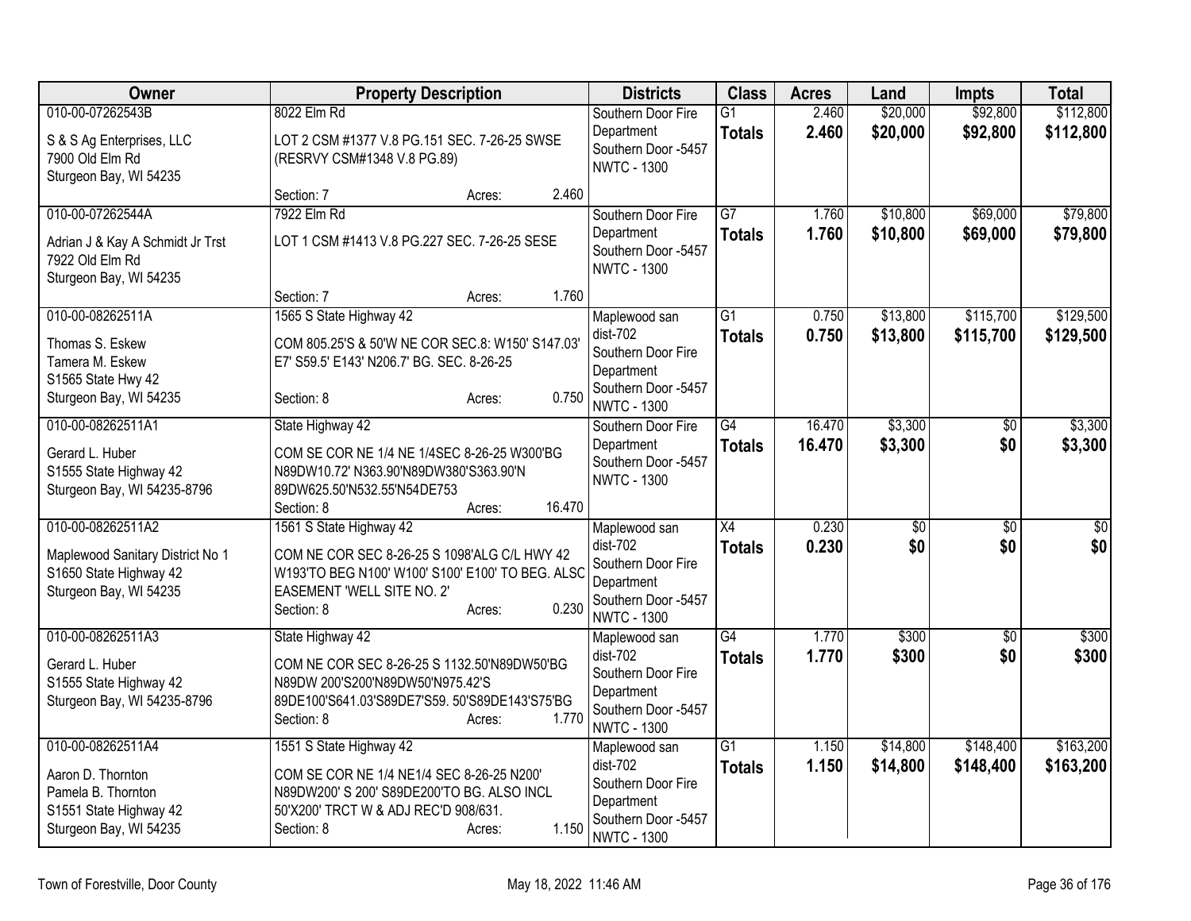| Owner | Property Description | Districts | Class | Acres | Land | Impts | Total |
|---|---|---|---|---|---|---|---|
| 010-00-07262543B<br>S & S Ag Enterprises, LLC<br>7900 Old Elm Rd<br>Sturgeon Bay, WI 54235 | 8022 Elm Rd<br>LOT 2 CSM #1377 V.8 PG.151 SEC. 7-26-25 SWSE (RESRVY CSM#1348 V.8 PG.89)<br>Section: 7 Acres: 2.460 | Southern Door Fire Department<br>Southern Door -5457<br>NWTC - 1300 | G1<br>**Totals** | 2.460<br>**2.460** | $20,000<br>**$20,000** | $92,800<br>**$92,800** | $112,800<br>**$112,800** |
| 010-00-07262544A<br>Adrian J & Kay A Schmidt Jr Trst<br>7922 Old Elm Rd<br>Sturgeon Bay, WI 54235 | 7922 Elm Rd<br>LOT 1 CSM #1413 V.8 PG.227 SEC. 7-26-25 SESE<br>Section: 7 Acres: 1.760 | Southern Door Fire Department<br>Southern Door -5457<br>NWTC - 1300 | G7<br>**Totals** | 1.760<br>**1.760** | $10,800<br>**$10,800** | $69,000<br>**$69,000** | $79,800<br>**$79,800** |
| 010-00-08262511A<br>Thomas S. Eskew<br>Tamera M. Eskew<br>S1565 State Hwy 42<br>Sturgeon Bay, WI 54235 | 1565 S State Highway 42<br>COM 805.25'S & 50'W NE COR SEC.8: W150' S147.03' E7' S59.5' E143' N206.7' BG. SEC. 8-26-25<br>Section: 8 Acres: 0.750 | Maplewood san dist-702<br>Southern Door Fire Department<br>Southern Door -5457<br>NWTC - 1300 | G1<br>**Totals** | 0.750<br>**0.750** | $13,800<br>**$13,800** | $115,700<br>**$115,700** | $129,500<br>**$129,500** |
| 010-00-08262511A1<br>Gerard L. Huber<br>S1555 State Highway 42<br>Sturgeon Bay, WI 54235-8796 | State Highway 42<br>COM SE COR NE 1/4 NE 1/4SEC 8-26-25 W300'BG N89DW10.72' N363.90'N89DW380'S363.90'N 89DW625.50'N532.55'N54DE753<br>Section: 8 Acres: 16.470 | Southern Door Fire Department<br>Southern Door -5457<br>NWTC - 1300 | G4<br>**Totals** | 16.470<br>**16.470** | $3,300<br>**$3,300** | $0<br>**$0** | $3,300<br>**$3,300** |
| 010-00-08262511A2<br>Maplewood Sanitary District No 1<br>S1650 State Highway 42<br>Sturgeon Bay, WI 54235 | 1561 S State Highway 42<br>COM NE COR SEC 8-26-25 S 1098'ALG C/L HWY 42 W193'TO BEG N100' W100' S100' E100' TO BEG. ALSO EASEMENT 'WELL SITE NO. 2'<br>Section: 8 Acres: 0.230 | Maplewood san dist-702<br>Southern Door Fire Department<br>Southern Door -5457<br>NWTC - 1300 | X4<br>**Totals** | 0.230<br>**0.230** | $0<br>**$0** | $0<br>**$0** | $0<br>**$0** |
| 010-00-08262511A3<br>Gerard L. Huber<br>S1555 State Highway 42<br>Sturgeon Bay, WI 54235-8796 | State Highway 42<br>COM NE COR SEC 8-26-25 S 1132.50'N89DW50'BG N89DW 200'S200'N89DW50'N975.42'S 89DE100'S641.03'S89DE7'S59. 50'S89DE143'S75'BG<br>Section: 8 Acres: 1.770 | Maplewood san dist-702<br>Southern Door Fire Department<br>Southern Door -5457<br>NWTC - 1300 | G4<br>**Totals** | 1.770<br>**1.770** | $300<br>**$300** | $0<br>**$0** | $300<br>**$300** |
| 010-00-08262511A4<br>Aaron D. Thornton<br>Pamela B. Thornton<br>S1551 State Highway 42<br>Sturgeon Bay, WI 54235 | 1551 S State Highway 42<br>COM SE COR NE 1/4 NE1/4 SEC 8-26-25 N200' N89DW200' S 200' S89DE200'TO BG. ALSO INCL 50'X200' TRCT W & ADJ REC'D 908/631.<br>Section: 8 Acres: 1.150 | Maplewood san dist-702<br>Southern Door Fire Department<br>Southern Door -5457<br>NWTC - 1300 | G1<br>**Totals** | 1.150<br>**1.150** | $14,800<br>**$14,800** | $148,400<br>**$148,400** | $163,200<br>**$163,200** |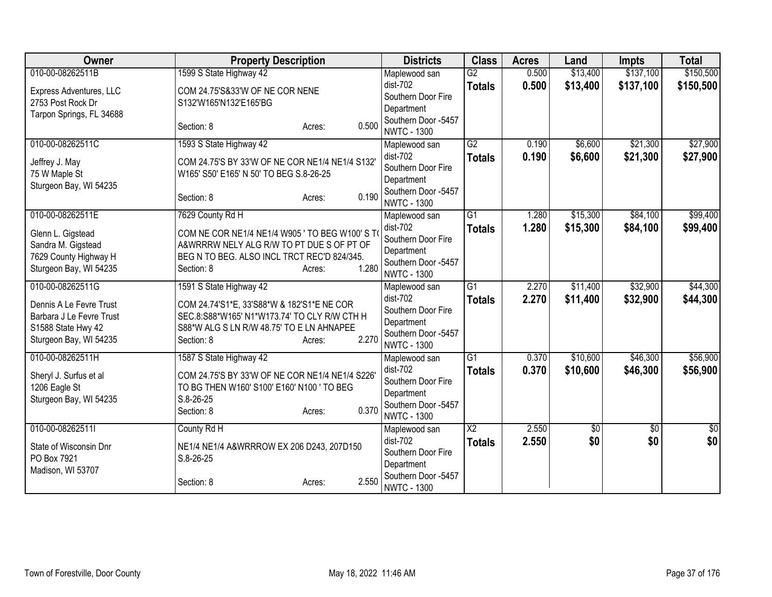| Owner | Property Description | Districts | Class | Acres | Land | Impts | Total |
|---|---|---|---|---|---|---|---|
| 010-00-08262511B<br>Express Adventures, LLC<br>2753 Post Rock Dr<br>Tarpon Springs, FL 34688 | 1599 S State Highway 42<br>COM 24.75'S&33'W OF NE COR NENE S132'W165'N132'E165'BG<br>Section: 8 Acres: 0.500 | Maplewood san dist-702<br>Southern Door Fire Department<br>Southern Door -5457<br>NWTC - 1300 | G2<br>**Totals** | 0.500<br>**0.500** | $13,400<br>**$13,400** | $137,100<br>**$137,100** | $150,500<br>**$150,500** |
| 010-00-08262511C<br>Jeffrey J. May<br>75 W Maple St<br>Sturgeon Bay, WI 54235 | 1593 S State Highway 42<br>COM 24.75'S BY 33'W OF NE COR NE1/4 NE1/4 S132' W165' S50' E165' N 50' TO BEG S.8-26-25<br>Section: 8 Acres: 0.190 | Maplewood san dist-702<br>Southern Door Fire Department<br>Southern Door -5457<br>NWTC - 1300 | G2<br>**Totals** | 0.190<br>**0.190** | $6,600<br>**$6,600** | $21,300<br>**$21,300** | $27,900<br>**$27,900** |
| 010-00-08262511E<br>Glenn L. Gigstead<br>Sandra M. Gigstead<br>7629 County Highway H<br>Sturgeon Bay, WI 54235 | 7629 County Rd H<br>COM NE COR NE1/4 NE1/4 W905 ' TO BEG W100' S T( A&WRRRW NELY ALG R/W TO PT DUE S OF PT OF BEG N TO BEG. ALSO INCL TRCT REC'D 824/345.<br>Section: 8 Acres: 1.280 | Maplewood san dist-702<br>Southern Door Fire Department<br>Southern Door -5457<br>NWTC - 1300 | G1<br>**Totals** | 1.280<br>**1.280** | $15,300<br>**$15,300** | $84,100<br>**$84,100** | $99,400<br>**$99,400** |
| 010-00-08262511G<br>Dennis A Le Fevre Trust<br>Barbara J Le Fevre Trust<br>S1588 State Hwy 42<br>Sturgeon Bay, WI 54235 | 1591 S State Highway 42<br>COM 24.74'S1*E, 33'S88*W & 182'S1*E NE COR SEC.8:S88*W165' N1*W173.74' TO CLY R/W CTH H S88*W ALG S LN R/W 48.75' TO E LN AHNAPEE<br>Section: 8 Acres: 2.270 | Maplewood san dist-702<br>Southern Door Fire Department<br>Southern Door -5457<br>NWTC - 1300 | G1<br>**Totals** | 2.270<br>**2.270** | $11,400<br>**$11,400** | $32,900<br>**$32,900** | $44,300<br>**$44,300** |
| 010-00-08262511H<br>Sheryl J. Surfus et al<br>1206 Eagle St<br>Sturgeon Bay, WI 54235 | 1587 S State Highway 42<br>COM 24.75'S BY 33'W OF NE COR NE1/4 NE1/4 S226' TO BG THEN W160' S100' E160' N100 ' TO BEG S.8-26-25<br>Section: 8 Acres: 0.370 | Maplewood san dist-702<br>Southern Door Fire Department<br>Southern Door -5457<br>NWTC - 1300 | G1<br>**Totals** | 0.370<br>**0.370** | $10,600<br>**$10,600** | $46,300<br>**$46,300** | $56,900<br>**$56,900** |
| 010-00-08262511I<br>State of Wisconsin Dnr<br>PO Box 7921<br>Madison, WI 53707 | County Rd H<br>NE1/4 NE1/4 A&WRRROW EX 206 D243, 207D150 S.8-26-25<br>Section: 8 Acres: 2.550 | Maplewood san dist-702<br>Southern Door Fire Department<br>Southern Door -5457<br>NWTC - 1300 | X2<br>**Totals** | 2.550<br>**2.550** | $0<br>**$0** | $0<br>**$0** | $0<br>**$0** |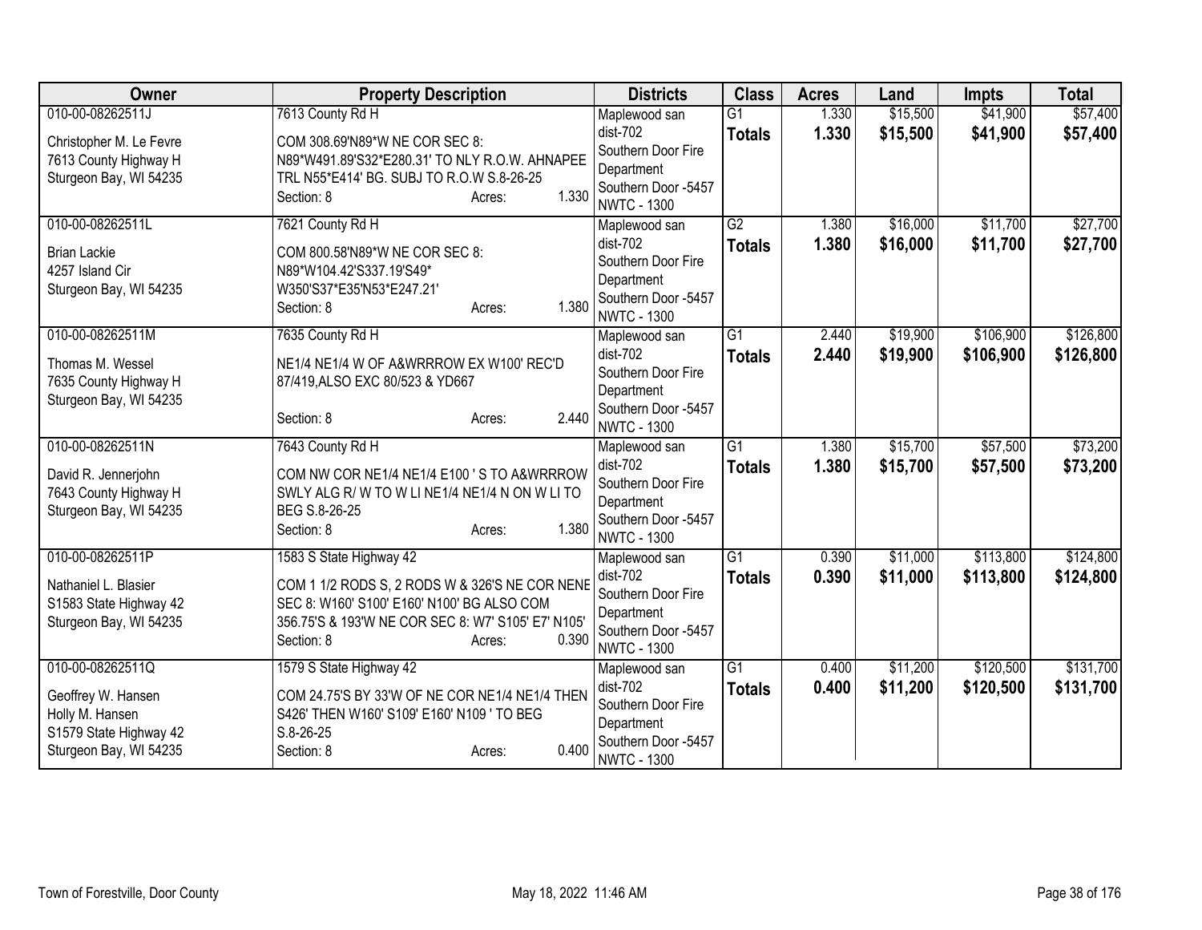| Owner | Property Description | Districts | Class | Acres | Land | Impts | Total |
|---|---|---|---|---|---|---|---|
| 010-00-08262511J<br>Christopher M. Le Fevre<br>7613 County Highway H<br>Sturgeon Bay, WI 54235 | 7613 County Rd H<br>COM 308.69'N89*W NE COR SEC 8: N89*W491.89'S32*E280.31' TO NLY R.O.W. AHNAPEE TRL N55*E414' BG. SUBJ TO R.O.W S.8-26-25<br>Section: 8 Acres: 1.330 | Maplewood san dist-702<br>Southern Door Fire Department<br>Southern Door -5457<br>NWTC - 1300 | G1<br>**Totals** | 1.330<br>**1.330** | $15,500<br>**$15,500** | $41,900<br>**$41,900** | $57,400<br>**$57,400** |
| 010-00-08262511L<br>Brian Lackie<br>4257 Island Cir<br>Sturgeon Bay, WI 54235 | 7621 County Rd H<br>COM 800.58'N89*W NE COR SEC 8: N89*W104.42'S337.19'S49* W350'S37*E35'N53*E247.21'<br>Section: 8 Acres: 1.380 | Maplewood san dist-702<br>Southern Door Fire Department<br>Southern Door -5457<br>NWTC - 1300 | G2<br>**Totals** | 1.380<br>**1.380** | $16,000<br>**$16,000** | $11,700<br>**$11,700** | $27,700<br>**$27,700** |
| 010-00-08262511M<br>Thomas M. Wessel<br>7635 County Highway H<br>Sturgeon Bay, WI 54235 | 7635 County Rd H<br>NE1/4 NE1/4 W OF A&WRRROW EX W100' REC'D 87/419,ALSO EXC 80/523 & YD667<br>Section: 8 Acres: 2.440 | Maplewood san dist-702<br>Southern Door Fire Department<br>Southern Door -5457<br>NWTC - 1300 | G1<br>**Totals** | 2.440<br>**2.440** | $19,900<br>**$19,900** | $106,900<br>**$106,900** | $126,800<br>**$126,800** |
| 010-00-08262511N<br>David R. Jennerjohn<br>7643 County Highway H<br>Sturgeon Bay, WI 54235 | 7643 County Rd H<br>COM NW COR NE1/4 NE1/4 E100 ' S TO A&WRRROW SWLY ALG R/ W TO W LI NE1/4 NE1/4 N ON W LI TO BEG S.8-26-25<br>Section: 8 Acres: 1.380 | Maplewood san dist-702<br>Southern Door Fire Department<br>Southern Door -5457<br>NWTC - 1300 | G1<br>**Totals** | 1.380<br>**1.380** | $15,700<br>**$15,700** | $57,500<br>**$57,500** | $73,200<br>**$73,200** |
| 010-00-08262511P<br>Nathaniel L. Blasier<br>S1583 State Highway 42<br>Sturgeon Bay, WI 54235 | 1583 S State Highway 42<br>COM 1 1/2 RODS S, 2 RODS W & 326'S NE COR NENE SEC 8: W160' S100' E160' N100' BG ALSO COM 356.75'S & 193'W NE COR SEC 8: W7' S105' E7' N105'<br>Section: 8 Acres: 0.390 | Maplewood san dist-702<br>Southern Door Fire Department<br>Southern Door -5457<br>NWTC - 1300 | G1<br>**Totals** | 0.390<br>**0.390** | $11,000<br>**$11,000** | $113,800<br>**$113,800** | $124,800<br>**$124,800** |
| 010-00-08262511Q<br>Geoffrey W. Hansen<br>Holly M. Hansen<br>S1579 State Highway 42<br>Sturgeon Bay, WI 54235 | 1579 S State Highway 42<br>COM 24.75'S BY 33'W OF NE COR NE1/4 NE1/4 THEN S426' THEN W160' S109' E160' N109 ' TO BEG S.8-26-25<br>Section: 8 Acres: 0.400 | Maplewood san dist-702<br>Southern Door Fire Department<br>Southern Door -5457<br>NWTC - 1300 | G1<br>**Totals** | 0.400<br>**0.400** | $11,200<br>**$11,200** | $120,500<br>**$120,500** | $131,700<br>**$131,700** |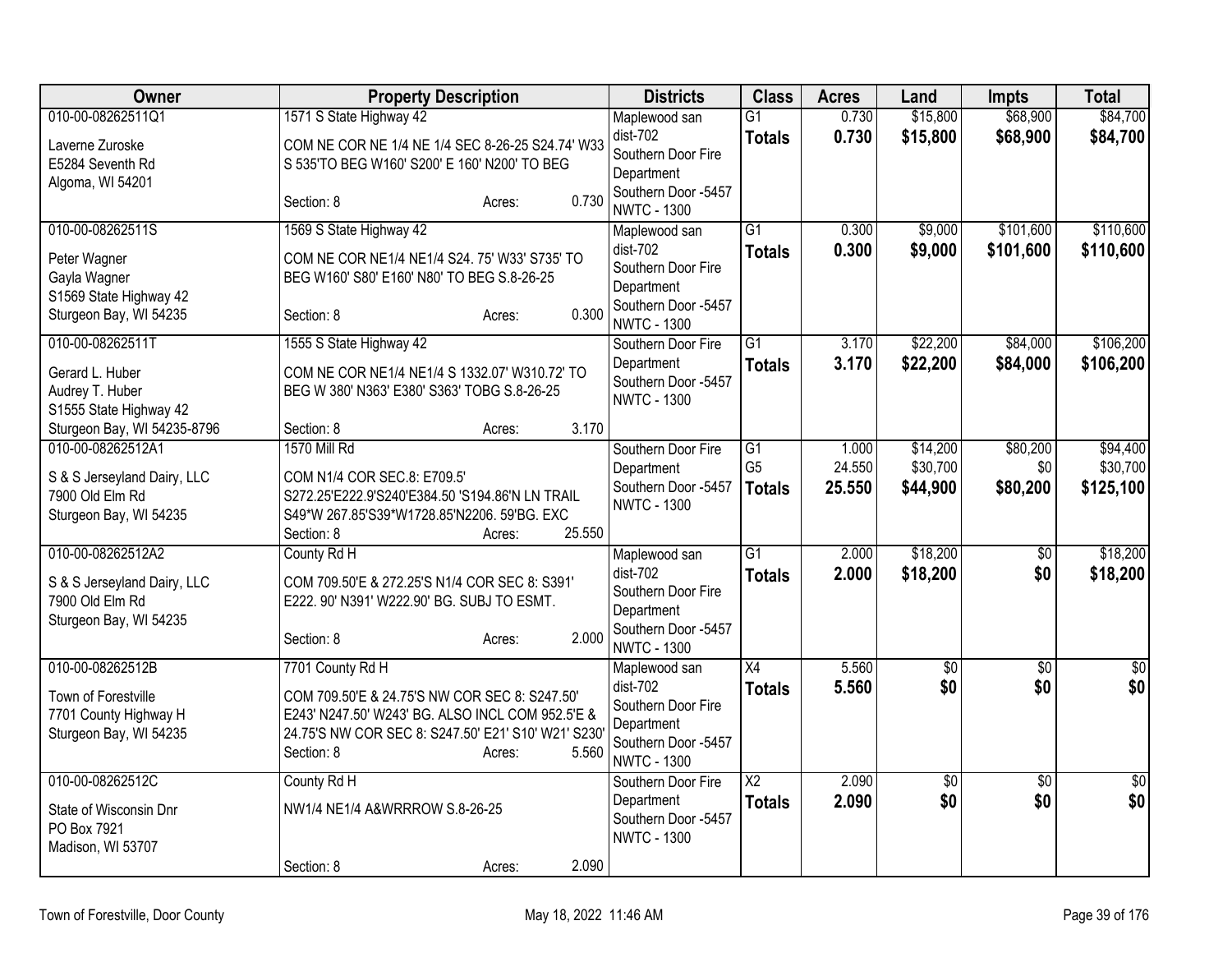| Owner | Property Description | Districts | Class | Acres | Land | Impts | Total |
|---|---|---|---|---|---|---|---|
| 010-00-08262511Q1<br>Laverne Zuroske<br>E5284 Seventh Rd<br>Algoma, WI 54201 | 1571 S State Highway 42<br>COM NE COR NE 1/4 NE 1/4 SEC 8-26-25 S24.74' W33 S 535'TO BEG W160' S200' E 160' N200' TO BEG<br>Section: 8 Acres: 0.730 | Maplewood san dist-702<br>Southern Door Fire Department<br>Southern Door -5457<br>NWTC - 1300 | G1<br>**Totals** | 0.730<br>**0.730** | $15,800<br>**$15,800** | $68,900<br>**$68,900** | $84,700<br>**$84,700** |
| 010-00-08262511S<br>Peter Wagner<br>Gayla Wagner<br>S1569 State Highway 42<br>Sturgeon Bay, WI 54235 | 1569 S State Highway 42<br>COM NE COR NE1/4 NE1/4 S24. 75' W33' S735' TO BEG W160' S80' E160' N80' TO BEG S.8-26-25<br>Section: 8 Acres: 0.300 | Maplewood san dist-702<br>Southern Door Fire Department<br>Southern Door -5457<br>NWTC - 1300 | G1<br>**Totals** | 0.300<br>**0.300** | $9,000<br>**$9,000** | $101,600<br>**$101,600** | $110,600<br>**$110,600** |
| 010-00-08262511T<br>Gerard L. Huber<br>Audrey T. Huber<br>S1555 State Highway 42<br>Sturgeon Bay, WI 54235-8796 | 1555 S State Highway 42<br>COM NE COR NE1/4 NE1/4 S 1332.07' W310.72' TO BEG W 380' N363' E380' S363' TOBG S.8-26-25<br>Section: 8 Acres: 3.170 | Southern Door Fire Department<br>Southern Door -5457<br>NWTC - 1300 | G1<br>**Totals** | 3.170<br>**3.170** | $22,200<br>**$22,200** | $84,000<br>**$84,000** | $106,200<br>**$106,200** |
| 010-00-08262512A1<br>S & S Jerseyland Dairy, LLC<br>7900 Old Elm Rd<br>Sturgeon Bay, WI 54235 | 1570 Mill Rd<br>COM N1/4 COR SEC.8: E709.5' S272.25'E222.9'S240'E384.50 'S194.86'N LN TRAIL S49*W 267.85'S39*W1728.85'N2206. 59'BG. EXC<br>Section: 8 Acres: 25.550 | Southern Door Fire Department<br>Southern Door -5457<br>NWTC - 1300 | G1<br>G5<br>**Totals** | 1.000<br>24.550<br>**25.550** | $14,200<br>$30,700<br>**$44,900** | $80,200<br>$0<br>**$80,200** | $94,400<br>$30,700<br>**$125,100** |
| 010-00-08262512A2<br>S & S Jerseyland Dairy, LLC<br>7900 Old Elm Rd<br>Sturgeon Bay, WI 54235 | County Rd H<br>COM 709.50'E & 272.25'S N1/4 COR SEC 8: S391' E222. 90' N391' W222.90' BG. SUBJ TO ESMT.<br>Section: 8 Acres: 2.000 | Maplewood san dist-702<br>Southern Door Fire Department<br>Southern Door -5457<br>NWTC - 1300 | G1<br>**Totals** | 2.000<br>**2.000** | $18,200<br>**$18,200** | $0<br>**$0** | $18,200<br>**$18,200** |
| 010-00-08262512B<br>Town of Forestville<br>7701 County Highway H<br>Sturgeon Bay, WI 54235 | 7701 County Rd H<br>COM 709.50'E & 24.75'S NW COR SEC 8: S247.50' E243' N247.50' W243' BG. ALSO INCL COM 952.5'E & 24.75'S NW COR SEC 8: S247.50' E21' S10' W21' S230'<br>Section: 8 Acres: 5.560 | Maplewood san dist-702<br>Southern Door Fire Department<br>Southern Door -5457<br>NWTC - 1300 | X4<br>**Totals** | 5.560<br>**5.560** | $0<br>**$0** | $0<br>**$0** | $0<br>**$0** |
| 010-00-08262512C<br>State of Wisconsin Dnr<br>PO Box 7921<br>Madison, WI 53707 | County Rd H<br>NW1/4 NE1/4 A&WRRROW S.8-26-25<br>Section: 8 Acres: 2.090 | Southern Door Fire Department<br>Southern Door -5457<br>NWTC - 1300 | X2<br>**Totals** | 2.090<br>**2.090** | $0<br>**$0** | $0<br>**$0** | $0<br>**$0** |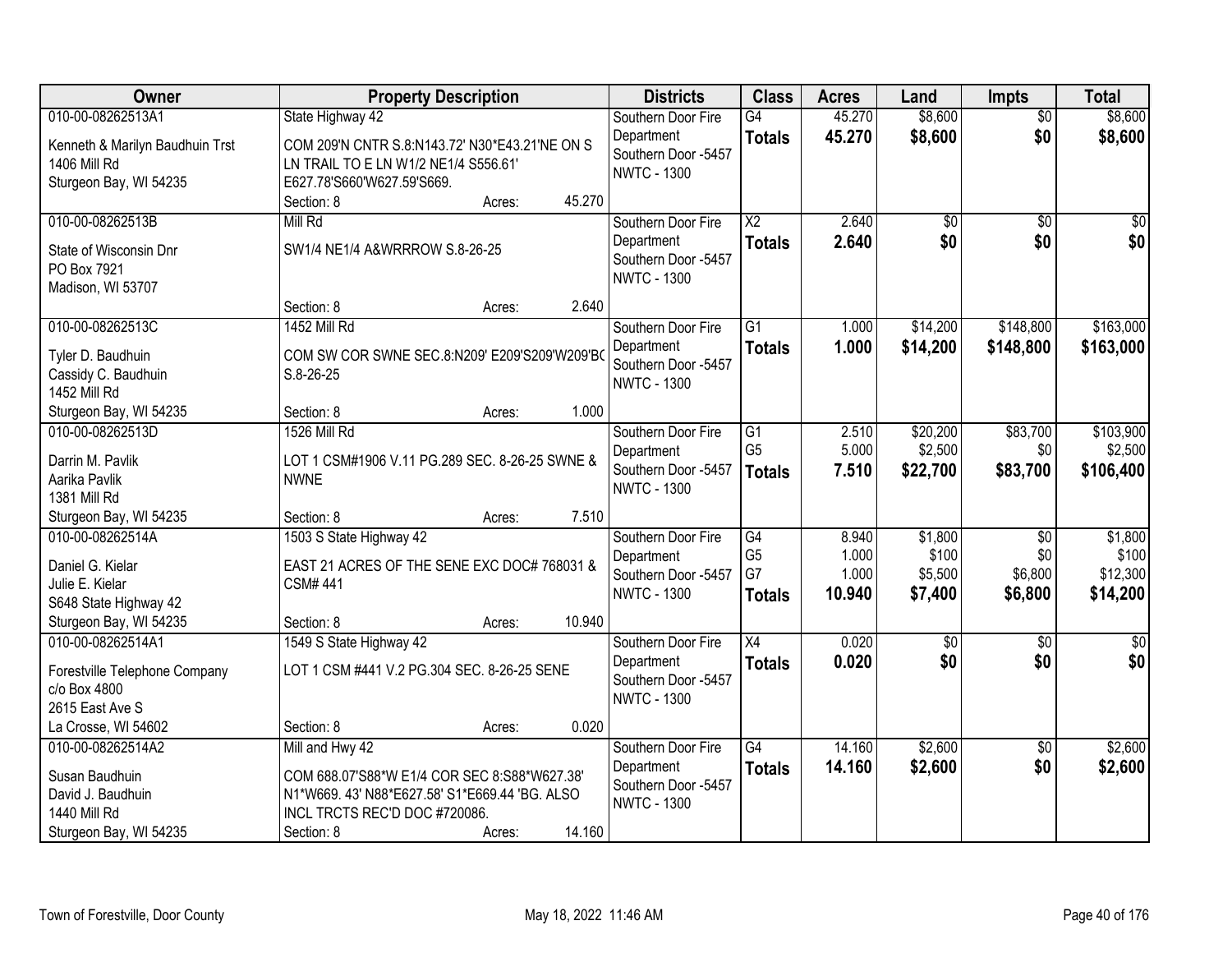| Owner | Property Description | Districts | Class | Acres | Land | Impts | Total |
|---|---|---|---|---|---|---|---|
| 010-00-08262513A1<br>Kenneth & Marilyn Baudhuin Trst<br>1406 Mill Rd<br>Sturgeon Bay, WI 54235 | State Highway 42<br>COM 209'N CNTR S.8:N143.72' N30*E43.21'NE ON S LN TRAIL TO E LN W1/2 NE1/4 S556.61' E627.78'S660'W627.59'S669.<br>Section: 8 Acres: 45.270 | Southern Door Fire Department<br>Southern Door -5457<br>NWTC - 1300 | G4<br>**Totals** | 45.270<br>**45.270** | $8,600<br>**$8,600** | $0<br>**$0** | $8,600<br>**$8,600** |
| 010-00-08262513B<br>State of Wisconsin Dnr<br>PO Box 7921<br>Madison, WI 53707 | Mill Rd<br>SW1/4 NE1/4 A&WRRROW S.8-26-25<br>Section: 8 Acres: 2.640 | Southern Door Fire Department<br>Southern Door -5457<br>NWTC - 1300 | X2<br>**Totals** | 2.640<br>**2.640** | $0<br>**$0** | $0<br>**$0** | $0<br>**$0** |
| 010-00-08262513C<br>Tyler D. Baudhuin<br>Cassidy C. Baudhuin<br>1452 Mill Rd<br>Sturgeon Bay, WI 54235 | 1452 Mill Rd<br>COM SW COR SWNE SEC.8:N209' E209'S209'W209'BG S.8-26-25<br>Section: 8 Acres: 1.000 | Southern Door Fire Department<br>Southern Door -5457<br>NWTC - 1300 | G1<br>**Totals** | 1.000<br>**1.000** | $14,200<br>**$14,200** | $148,800<br>**$148,800** | $163,000<br>**$163,000** |
| 010-00-08262513D<br>Darrin M. Pavlik<br>Aarika Pavlik<br>1381 Mill Rd<br>Sturgeon Bay, WI 54235 | 1526 Mill Rd<br>LOT 1 CSM#1906 V.11 PG.289 SEC. 8-26-25 SWNE & NWNE<br>Section: 8 Acres: 7.510 | Southern Door Fire Department<br>Southern Door -5457<br>NWTC - 1300 | G1<br>G5<br>**Totals** | 2.510<br>5.000<br>**7.510** | $20,200<br>$2,500<br>**$22,700** | $83,700<br>$0<br>**$83,700** | $103,900<br>$2,500<br>**$106,400** |
| 010-00-08262514A<br>Daniel G. Kielar<br>Julie E. Kielar<br>S648 State Highway 42<br>Sturgeon Bay, WI 54235 | 1503 S State Highway 42<br>EAST 21 ACRES OF THE SENE EXC DOC# 768031 & CSM# 441<br>Section: 8 Acres: 10.940 | Southern Door Fire Department<br>Southern Door -5457<br>NWTC - 1300 | G4<br>G5<br>G7<br>**Totals** | 8.940<br>1.000<br>1.000<br>**10.940** | $1,800<br>$100<br>$5,500<br>**$7,400** | $0<br>$0<br>$6,800<br>**$6,800** | $1,800<br>$100<br>$12,300<br>**$14,200** |
| 010-00-08262514A1<br>Forestville Telephone Company<br>c/o Box 4800<br>2615 East Ave S<br>La Crosse, WI 54602 | 1549 S State Highway 42<br>LOT 1 CSM #441 V.2 PG.304 SEC. 8-26-25 SENE<br>Section: 8 Acres: 0.020 | Southern Door Fire Department<br>Southern Door -5457<br>NWTC - 1300 | X4<br>**Totals** | 0.020<br>**0.020** | $0<br>**$0** | $0<br>**$0** | $0<br>**$0** |
| 010-00-08262514A2<br>Susan Baudhuin<br>David J. Baudhuin<br>1440 Mill Rd<br>Sturgeon Bay, WI 54235 | Mill and Hwy 42<br>COM 688.07'S88*W E1/4 COR SEC 8:S88*W627.38' N1*W669. 43' N88*E627.58' S1*E669.44 'BG. ALSO INCL TRCTS REC'D DOC #720086.<br>Section: 8 Acres: 14.160 | Southern Door Fire Department<br>Southern Door -5457<br>NWTC - 1300 | G4<br>**Totals** | 14.160<br>**14.160** | $2,600<br>**$2,600** | $0<br>**$0** | $2,600<br>**$2,600** |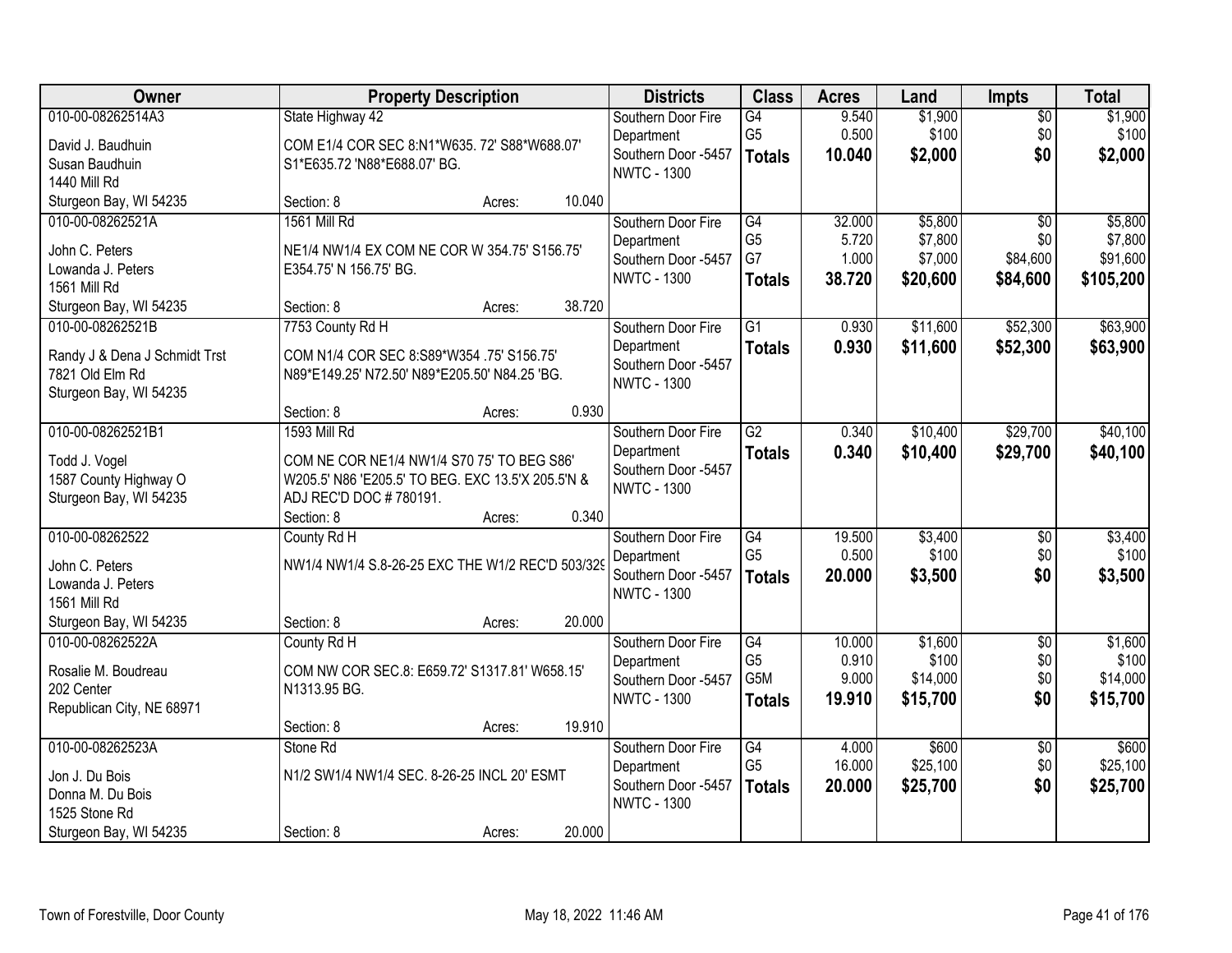| Owner | Property Description | | | Districts | Class | Acres | Land | Impts | Total |
|---|---|---|---|---|---|---|---|---|---|
| 010-00-08262514A3 | State Highway 42 | | | Southern Door Fire Department | G4 | 9.540 | $1,900 | $0 | $1,900 |
| David J. Baudhuin | COM E1/4 COR SEC 8:N1*W635. 72' S88*W688.07' S1*E635.72 'N88*E688.07' BG. | | | Southern Door -5457 | G5 | 0.500 | $100 | $0 | $100 |
| Susan Baudhuin | | | | NWTC - 1300 | **Totals** | **10.040** | **$2,000** | **$0** | **$2,000** |
| 1440 Mill Rd | | | | | | | | | |
| Sturgeon Bay, WI 54235 | Section: 8 | Acres: | 10.040 | | | | | | |
| 010-00-08262521A | 1561 Mill Rd | | | Southern Door Fire Department | G4 | 32.000 | $5,800 | $0 | $5,800 |
| John C. Peters | NE1/4 NW1/4 EX COM NE COR W 354.75' S156.75' E354.75' N 156.75' BG. | | | Southern Door -5457 | G5 | 5.720 | $7,800 | $0 | $7,800 |
| Lowanda J. Peters | | | | NWTC - 1300 | G7 | 1.000 | $7,000 | $84,600 | $91,600 |
| 1561 Mill Rd | | | | | **Totals** | **38.720** | **$20,600** | **$84,600** | **$105,200** |
| Sturgeon Bay, WI 54235 | Section: 8 | Acres: | 38.720 | | | | | | |
| 010-00-08262521B | 7753 County Rd H | | | Southern Door Fire Department | G1 | 0.930 | $11,600 | $52,300 | $63,900 |
| Randy J & Dena J Schmidt Trst | COM N1/4 COR SEC 8:S89*W354 .75' S156.75' N89*E149.25' N72.50' N89*E205.50' N84.25 'BG. | | | Southern Door -5457 | **Totals** | **0.930** | **$11,600** | **$52,300** | **$63,900** |
| 7821 Old Elm Rd | | | | NWTC - 1300 | | | | | |
| Sturgeon Bay, WI 54235 | Section: 8 | Acres: | 0.930 | | | | | | |
| 010-00-08262521B1 | 1593 Mill Rd | | | Southern Door Fire Department | G2 | 0.340 | $10,400 | $29,700 | $40,100 |
| Todd J. Vogel | COM NE COR NE1/4 NW1/4 S70 75' TO BEG S86' W205.5' N86 'E205.5' TO BEG. EXC 13.5'X 205.5'N & ADJ REC'D DOC # 780191. | | | Southern Door -5457 | **Totals** | **0.340** | **$10,400** | **$29,700** | **$40,100** |
| 1587 County Highway O | | | | NWTC - 1300 | | | | | |
| Sturgeon Bay, WI 54235 | Section: 8 | Acres: | 0.340 | | | | | | |
| 010-00-08262522 | County Rd H | | | Southern Door Fire Department | G4 | 19.500 | $3,400 | $0 | $3,400 |
| John C. Peters | NW1/4 NW1/4 S.8-26-25 EXC THE W1/2 REC'D 503/329 | | | Southern Door -5457 | G5 | 0.500 | $100 | $0 | $100 |
| Lowanda J. Peters | | | | NWTC - 1300 | **Totals** | **20.000** | **$3,500** | **$0** | **$3,500** |
| 1561 Mill Rd | | | | | | | | | |
| Sturgeon Bay, WI 54235 | Section: 8 | Acres: | 20.000 | | | | | | |
| 010-00-08262522A | County Rd H | | | Southern Door Fire Department | G4 | 10.000 | $1,600 | $0 | $1,600 |
| Rosalie M. Boudreau | COM NW COR SEC.8: E659.72' S1317.81' W658.15' N1313.95 BG. | | | Southern Door -5457 | G5 | 0.910 | $100 | $0 | $100 |
| 202 Center | | | | NWTC - 1300 | G5M | 9.000 | $14,000 | $0 | $14,000 |
| Republican City, NE 68971 | | | | | **Totals** | **19.910** | **$15,700** | **$0** | **$15,700** |
| | Section: 8 | Acres: | 19.910 | | | | | | |
| 010-00-08262523A | Stone Rd | | | Southern Door Fire Department | G4 | 4.000 | $600 | $0 | $600 |
| Jon J. Du Bois | N1/2 SW1/4 NW1/4 SEC. 8-26-25 INCL 20' ESMT | | | Southern Door -5457 | G5 | 16.000 | $25,100 | $0 | $25,100 |
| Donna M. Du Bois | | | | NWTC - 1300 | **Totals** | **20.000** | **$25,700** | **$0** | **$25,700** |
| 1525 Stone Rd | | | | | | | | | |
| Sturgeon Bay, WI 54235 | Section: 8 | Acres: | 20.000 | | | | | | |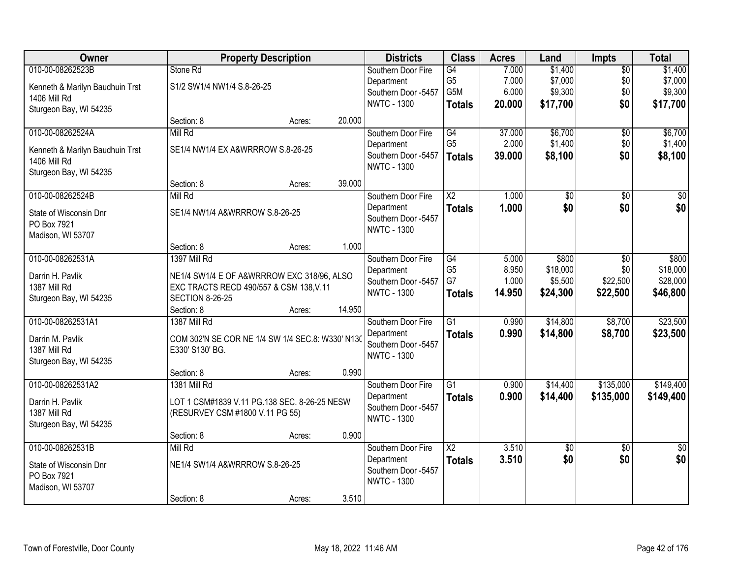| Owner | Property Description | Districts | Class | Acres | Land | Impts | Total |
|---|---|---|---|---|---|---|---|
| 010-00-08262523B<br>Kenneth & Marilyn Baudhuin Trst<br>1406 Mill Rd<br>Sturgeon Bay, WI 54235 | Stone Rd<br>S1/2 SW1/4 NW1/4 S.8-26-25<br>Section: 8 Acres: 20.000 | Southern Door Fire Department<br>Southern Door -5457<br>NWTC - 1300 | G4<br>G5<br>G5M<br>**Totals** | 7.000<br>7.000<br>6.000<br>**20.000** | $1,400<br>$7,000<br>$9,300<br>**$17,700** | $0<br>$0<br>$0<br>**$0** | $1,400<br>$7,000<br>$9,300<br>**$17,700** |
| 010-00-08262524A<br>Kenneth & Marilyn Baudhuin Trst<br>1406 Mill Rd<br>Sturgeon Bay, WI 54235 | Mill Rd<br>SE1/4 NW1/4 EX A&WRRROW S.8-26-25<br>Section: 8 Acres: 39.000 | Southern Door Fire Department<br>Southern Door -5457<br>NWTC - 1300 | G4<br>G5<br>**Totals** | 37.000<br>2.000<br>**39.000** | $6,700<br>$1,400<br>**$8,100** | $0<br>$0<br>**$0** | $6,700<br>$1,400<br>**$8,100** |
| 010-00-08262524B<br>State of Wisconsin Dnr<br>PO Box 7921<br>Madison, WI 53707 | Mill Rd<br>SE1/4 NW1/4 A&WRRROW S.8-26-25<br>Section: 8 Acres: 1.000 | Southern Door Fire Department<br>Southern Door -5457<br>NWTC - 1300 | X2<br>**Totals** | 1.000<br>**1.000** | $0<br>**$0** | $0<br>**$0** | $0<br>**$0** |
| 010-00-08262531A<br>Darrin H. Pavlik<br>1387 Mill Rd<br>Sturgeon Bay, WI 54235 | 1397 Mill Rd<br>NE1/4 SW1/4 E OF A&WRRROW EXC 318/96, ALSO EXC TRACTS RECD 490/557 & CSM 138,V.11 SECTION 8-26-25<br>Section: 8 Acres: 14.950 | Southern Door Fire Department<br>Southern Door -5457<br>NWTC - 1300 | G4<br>G5<br>G7<br>**Totals** | 5.000<br>8.950<br>1.000<br>**14.950** | $800<br>$18,000<br>$5,500<br>**$24,300** | $0<br>$0<br>$22,500<br>**$22,500** | $800<br>$18,000<br>$28,000<br>**$46,800** |
| 010-00-08262531A1<br>Darrin M. Pavlik<br>1387 Mill Rd<br>Sturgeon Bay, WI 54235 | 1387 Mill Rd<br>COM 302'N SE COR NE 1/4 SW 1/4 SEC.8: W330' N130 E330' S130' BG.<br>Section: 8 Acres: 0.990 | Southern Door Fire Department<br>Southern Door -5457<br>NWTC - 1300 | G1<br>**Totals** | 0.990<br>**0.990** | $14,800<br>**$14,800** | $8,700<br>**$8,700** | $23,500<br>**$23,500** |
| 010-00-08262531A2<br>Darrin H. Pavlik<br>1387 Mill Rd<br>Sturgeon Bay, WI 54235 | 1381 Mill Rd<br>LOT 1 CSM#1839 V.11 PG.138 SEC. 8-26-25 NESW (RESURVEY CSM #1800 V.11 PG 55)<br>Section: 8 Acres: 0.900 | Southern Door Fire Department<br>Southern Door -5457<br>NWTC - 1300 | G1<br>**Totals** | 0.900<br>**0.900** | $14,400<br>**$14,400** | $135,000<br>**$135,000** | $149,400<br>**$149,400** |
| 010-00-08262531B<br>State of Wisconsin Dnr<br>PO Box 7921<br>Madison, WI 53707 | Mill Rd<br>NE1/4 SW1/4 A&WRRROW S.8-26-25<br>Section: 8 Acres: 3.510 | Southern Door Fire Department<br>Southern Door -5457<br>NWTC - 1300 | X2<br>**Totals** | 3.510<br>**3.510** | $0<br>**$0** | $0<br>**$0** | $0<br>**$0** |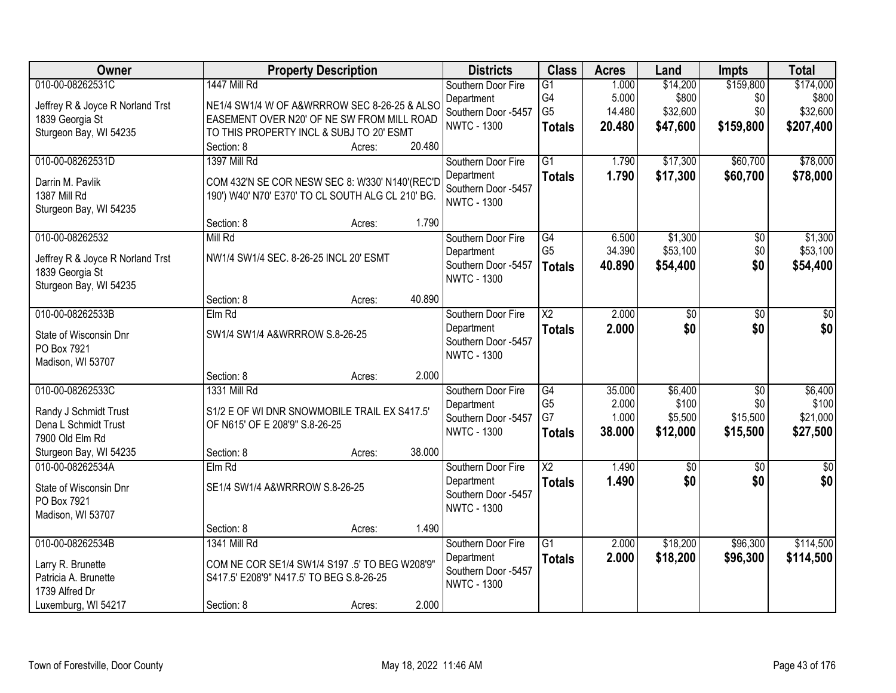| Owner | Property Description | Districts | Class | Acres | Land | Impts | Total |
|---|---|---|---|---|---|---|---|
| 010-00-08262531C<br>Jeffrey R & Joyce R Norland Trst<br>1839 Georgia St<br>Sturgeon Bay, WI 54235 | 1447 Mill Rd<br>NE1/4 SW1/4 W OF A&WRRROW SEC 8-26-25 & ALSO EASEMENT OVER N20' OF NE SW FROM MILL ROAD TO THIS PROPERTY INCL & SUBJ TO 20' ESMT<br>Section: 8 Acres: 20.480 | Southern Door Fire Department<br>Southern Door -5457<br>NWTC - 1300 | G1<br>G4<br>G5<br>**Totals** | 1.000<br>5.000<br>14.480<br>**20.480** | $14,200<br>$800<br>$32,600<br>**$47,600** | $159,800<br>$0<br>$0<br>**$159,800** | $174,000<br>$800<br>$32,600<br>**$207,400** |
| 010-00-08262531D<br>Darrin M. Pavlik<br>1387 Mill Rd<br>Sturgeon Bay, WI 54235 | 1397 Mill Rd<br>COM 432'N SE COR NESW SEC 8: W330' N140'(REC'D 190') W40' N70' E370' TO CL SOUTH ALG CL 210' BG.<br>Section: 8 Acres: 1.790 | Southern Door Fire Department<br>Southern Door -5457<br>NWTC - 1300 | G1<br>**Totals** | 1.790<br>**1.790** | $17,300<br>**$17,300** | $60,700<br>**$60,700** | $78,000<br>**$78,000** |
| 010-00-08262532<br>Jeffrey R & Joyce R Norland Trst<br>1839 Georgia St<br>Sturgeon Bay, WI 54235 | Mill Rd<br>NW1/4 SW1/4 SEC. 8-26-25 INCL 20' ESMT<br>Section: 8 Acres: 40.890 | Southern Door Fire Department<br>Southern Door -5457<br>NWTC - 1300 | G4<br>G5<br>**Totals** | 6.500<br>34.390<br>**40.890** | $1,300<br>$53,100<br>**$54,400** | $0<br>$0<br>**$0** | $1,300<br>$53,100<br>**$54,400** |
| 010-00-08262533B<br>State of Wisconsin Dnr<br>PO Box 7921<br>Madison, WI 53707 | Elm Rd<br>SW1/4 SW1/4 A&WRRROW S.8-26-25<br>Section: 8 Acres: 2.000 | Southern Door Fire Department<br>Southern Door -5457<br>NWTC - 1300 | X2<br>**Totals** | 2.000<br>**2.000** | $0<br>**$0** | $0<br>**$0** | $0<br>**$0** |
| 010-00-08262533C<br>Randy J Schmidt Trust<br>Dena L Schmidt Trust<br>7900 Old Elm Rd<br>Sturgeon Bay, WI 54235 | 1331 Mill Rd<br>S1/2 E OF WI DNR SNOWMOBILE TRAIL EX S417.5' OF N615' OF E 208'9" S.8-26-25<br>Section: 8 Acres: 38.000 | Southern Door Fire Department<br>Southern Door -5457<br>NWTC - 1300 | G4<br>G5<br>G7<br>**Totals** | 35.000<br>2.000<br>1.000<br>**38.000** | $6,400<br>$100<br>$5,500<br>**$12,000** | $0<br>$0<br>$15,500<br>**$15,500** | $6,400<br>$100<br>$21,000<br>**$27,500** |
| 010-00-08262534A<br>State of Wisconsin Dnr<br>PO Box 7921<br>Madison, WI 53707 | Elm Rd<br>SE1/4 SW1/4 A&WRRROW S.8-26-25<br>Section: 8 Acres: 1.490 | Southern Door Fire Department<br>Southern Door -5457<br>NWTC - 1300 | X2<br>**Totals** | 1.490<br>**1.490** | $0<br>**$0** | $0<br>**$0** | $0<br>**$0** |
| 010-00-08262534B<br>Larry R. Brunette<br>Patricia A. Brunette<br>1739 Alfred Dr<br>Luxemburg, WI 54217 | 1341 Mill Rd<br>COM NE COR SE1/4 SW1/4 S197 .5' TO BEG W208'9" S417.5' E208'9" N417.5' TO BEG S.8-26-25<br>Section: 8 Acres: 2.000 | Southern Door Fire Department<br>Southern Door -5457<br>NWTC - 1300 | G1<br>**Totals** | 2.000<br>**2.000** | $18,200<br>**$18,200** | $96,300<br>**$96,300** | $114,500<br>**$114,500** |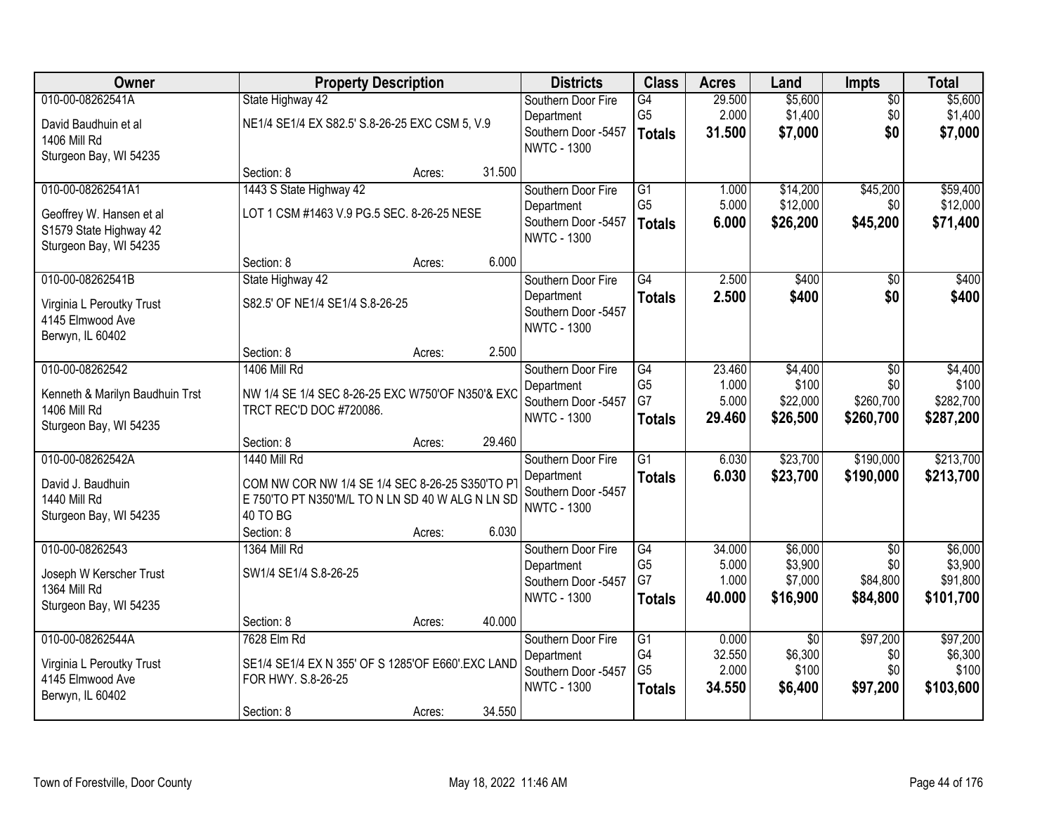| Owner | Property Description | Districts | Class | Acres | Land | Impts | Total |
|---|---|---|---|---|---|---|---|
| 010-00-08262541A<br>David Baudhuin et al<br>1406 Mill Rd<br>Sturgeon Bay, WI 54235 | State Highway 42<br>NE1/4 SE1/4 EX S82.5' S.8-26-25 EXC CSM 5, V.9<br>Section: 8 Acres: 31.500 | Southern Door Fire Department<br>Southern Door -5457<br>NWTC - 1300 | G4<br>G5<br>**Totals** | 29.500<br>2.000<br>**31.500** | $5,600<br>$1,400<br>**$7,000** | $0<br>$0<br>**$0** | $5,600<br>$1,400<br>**$7,000** |
| 010-00-08262541A1<br>Geoffrey W. Hansen et al<br>S1579 State Highway 42<br>Sturgeon Bay, WI 54235 | 1443 S State Highway 42<br>LOT 1 CSM #1463 V.9 PG.5 SEC. 8-26-25 NESE<br>Section: 8 Acres: 6.000 | Southern Door Fire Department<br>Southern Door -5457<br>NWTC - 1300 | G1<br>G5<br>**Totals** | 1.000<br>5.000<br>**6.000** | $14,200<br>$12,000<br>**$26,200** | $45,200<br>$0<br>**$45,200** | $59,400<br>$12,000<br>**$71,400** |
| 010-00-08262541B<br>Virginia L Peroutky Trust<br>4145 Elmwood Ave<br>Berwyn, IL 60402 | State Highway 42<br>S82.5' OF NE1/4 SE1/4 S.8-26-25<br>Section: 8 Acres: 2.500 | Southern Door Fire Department<br>Southern Door -5457<br>NWTC - 1300 | G4<br>**Totals** | 2.500<br>**2.500** | $400<br>**$400** | $0<br>**$0** | $400<br>**$400** |
| 010-00-08262542<br>Kenneth & Marilyn Baudhuin Trst<br>1406 Mill Rd<br>Sturgeon Bay, WI 54235 | 1406 Mill Rd<br>NW 1/4 SE 1/4 SEC 8-26-25 EXC W750'OF N350'& EXC TRCT REC'D DOC #720086.<br>Section: 8 Acres: 29.460 | Southern Door Fire Department<br>Southern Door -5457<br>NWTC - 1300 | G4<br>G5<br>G7<br>**Totals** | 23.460<br>1.000<br>5.000<br>**29.460** | $4,400<br>$100<br>$22,000<br>**$26,500** | $0<br>$0<br>$260,700<br>**$260,700** | $4,400<br>$100<br>$282,700<br>**$287,200** |
| 010-00-08262542A<br>David J. Baudhuin<br>1440 Mill Rd<br>Sturgeon Bay, WI 54235 | 1440 Mill Rd<br>COM NW COR NW 1/4 SE 1/4 SEC 8-26-25 S350'TO PT E 750'TO PT N350'M/L TO N LN SD 40 W ALG N LN SD 40 TO BG<br>Section: 8 Acres: 6.030 | Southern Door Fire Department<br>Southern Door -5457<br>NWTC - 1300 | G1<br>**Totals** | 6.030<br>**6.030** | $23,700<br>**$23,700** | $190,000<br>**$190,000** | $213,700<br>**$213,700** |
| 010-00-08262543<br>Joseph W Kerscher Trust<br>1364 Mill Rd<br>Sturgeon Bay, WI 54235 | 1364 Mill Rd<br>SW1/4 SE1/4 S.8-26-25<br>Section: 8 Acres: 40.000 | Southern Door Fire Department<br>Southern Door -5457<br>NWTC - 1300 | G4<br>G5<br>G7<br>**Totals** | 34.000<br>5.000<br>1.000<br>**40.000** | $6,000<br>$3,900<br>$7,000<br>**$16,900** | $0<br>$0<br>$84,800<br>**$84,800** | $6,000<br>$3,900<br>$91,800<br>**$101,700** |
| 010-00-08262544A<br>Virginia L Peroutky Trust<br>4145 Elmwood Ave<br>Berwyn, IL 60402 | 7628 Elm Rd<br>SE1/4 SE1/4 EX N 355' OF S 1285'OF E660'.EXC LAND FOR HWY. S.8-26-25<br>Section: 8 Acres: 34.550 | Southern Door Fire Department<br>Southern Door -5457<br>NWTC - 1300 | G1<br>G4<br>G5<br>**Totals** | 0.000<br>32.550<br>2.000<br>**34.550** | $0<br>$6,300<br>$100<br>**$6,400** | $97,200<br>$0<br>$0<br>**$97,200** | $97,200<br>$6,300<br>$100<br>**$103,600** |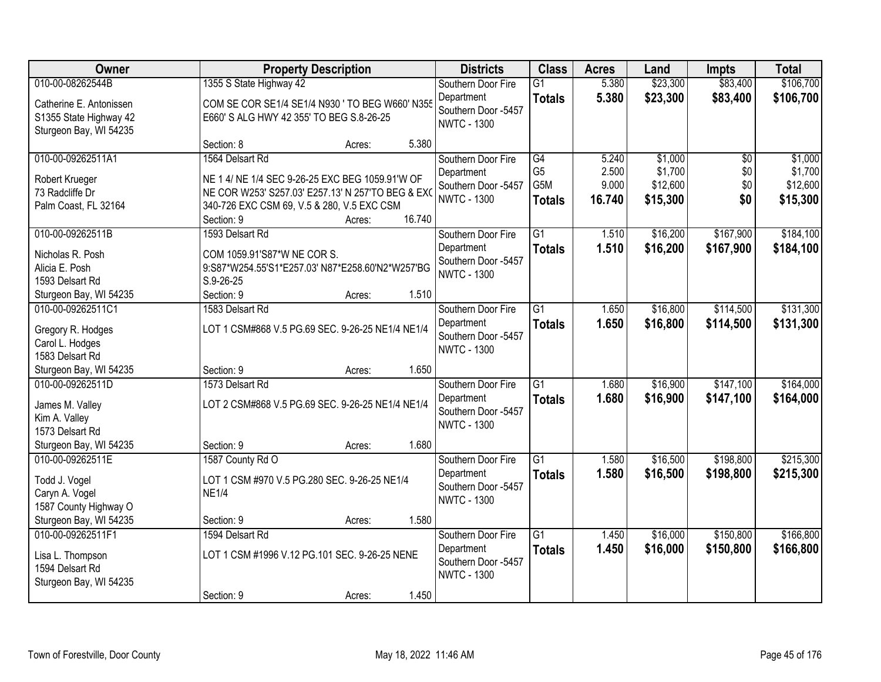| Owner | Property Description | Districts | Class | Acres | Land | Impts | Total |
|---|---|---|---|---|---|---|---|
| 010-00-08262544B<br>Catherine E. Antonissen<br>S1355 State Highway 42<br>Sturgeon Bay, WI 54235 | 1355 S State Highway 42<br>COM SE COR SE1/4 SE1/4 N930 ' TO BEG W660' N355 E660' S ALG HWY 42 355' TO BEG S.8-26-25<br>Section: 8 Acres: 5.380 | Southern Door Fire Department<br>Southern Door -5457<br>NWTC - 1300 | G1<br>**Totals** | 5.380<br>**5.380** | \$23,300<br>**\$23,300** | \$83,400<br>**\$83,400** | \$106,700<br>**\$106,700** |
| 010-00-09262511A1<br>Robert Krueger<br>73 Radcliffe Dr<br>Palm Coast, FL 32164 | 1564 Delsart Rd<br>NE 1 4/ NE 1/4 SEC 9-26-25 EXC BEG 1059.91'W OF NE COR W253' S257.03' E257.13' N 257'TO BEG & EXC 340-726 EXC CSM 69, V.5 & 280, V.5 EXC CSM<br>Section: 9 Acres: 16.740 | Southern Door Fire Department<br>Southern Door -5457<br>NWTC - 1300 | G4<br>G5<br>G5M<br>**Totals** | 5.240<br>2.500<br>9.000<br>**16.740** | \$1,000<br>\$1,700<br>\$12,600<br>**\$15,300** | \$0<br>\$0<br>\$0<br>**\$0** | \$1,000<br>\$1,700<br>\$12,600<br>**\$15,300** |
| 010-00-09262511B<br>Nicholas R. Posh<br>Alicia E. Posh<br>1593 Delsart Rd<br>Sturgeon Bay, WI 54235 | 1593 Delsart Rd<br>COM 1059.91'S87*W NE COR S. 9:S87*W254.55'S1*E257.03' N87*E258.60'N2*W257'BG S.9-26-25<br>Section: 9 Acres: 1.510 | Southern Door Fire Department<br>Southern Door -5457<br>NWTC - 1300 | G1<br>**Totals** | 1.510<br>**1.510** | \$16,200<br>**\$16,200** | \$167,900<br>**\$167,900** | \$184,100<br>**\$184,100** |
| 010-00-09262511C1<br>Gregory R. Hodges<br>Carol L. Hodges<br>1583 Delsart Rd<br>Sturgeon Bay, WI 54235 | 1583 Delsart Rd<br>LOT 1 CSM#868 V.5 PG.69 SEC. 9-26-25 NE1/4 NE1/4<br>Section: 9 Acres: 1.650 | Southern Door Fire Department<br>Southern Door -5457<br>NWTC - 1300 | G1<br>**Totals** | 1.650<br>**1.650** | \$16,800<br>**\$16,800** | \$114,500<br>**\$114,500** | \$131,300<br>**\$131,300** |
| 010-00-09262511D<br>James M. Valley<br>Kim A. Valley<br>1573 Delsart Rd<br>Sturgeon Bay, WI 54235 | 1573 Delsart Rd<br>LOT 2 CSM#868 V.5 PG.69 SEC. 9-26-25 NE1/4 NE1/4<br>Section: 9 Acres: 1.680 | Southern Door Fire Department<br>Southern Door -5457<br>NWTC - 1300 | G1<br>**Totals** | 1.680<br>**1.680** | \$16,900<br>**\$16,900** | \$147,100<br>**\$147,100** | \$164,000<br>**\$164,000** |
| 010-00-09262511E<br>Todd J. Vogel<br>Caryn A. Vogel<br>1587 County Highway O<br>Sturgeon Bay, WI 54235 | 1587 County Rd O<br>LOT 1 CSM #970 V.5 PG.280 SEC. 9-26-25 NE1/4 NE1/4<br>Section: 9 Acres: 1.580 | Southern Door Fire Department<br>Southern Door -5457<br>NWTC - 1300 | G1<br>**Totals** | 1.580<br>**1.580** | \$16,500<br>**\$16,500** | \$198,800<br>**\$198,800** | \$215,300<br>**\$215,300** |
| 010-00-09262511F1<br>Lisa L. Thompson<br>1594 Delsart Rd<br>Sturgeon Bay, WI 54235 | 1594 Delsart Rd<br>LOT 1 CSM #1996 V.12 PG.101 SEC. 9-26-25 NENE<br>Section: 9 Acres: 1.450 | Southern Door Fire Department<br>Southern Door -5457<br>NWTC - 1300 | G1<br>**Totals** | 1.450<br>**1.450** | \$16,000<br>**\$16,000** | \$150,800<br>**\$150,800** | \$166,800<br>**\$166,800** |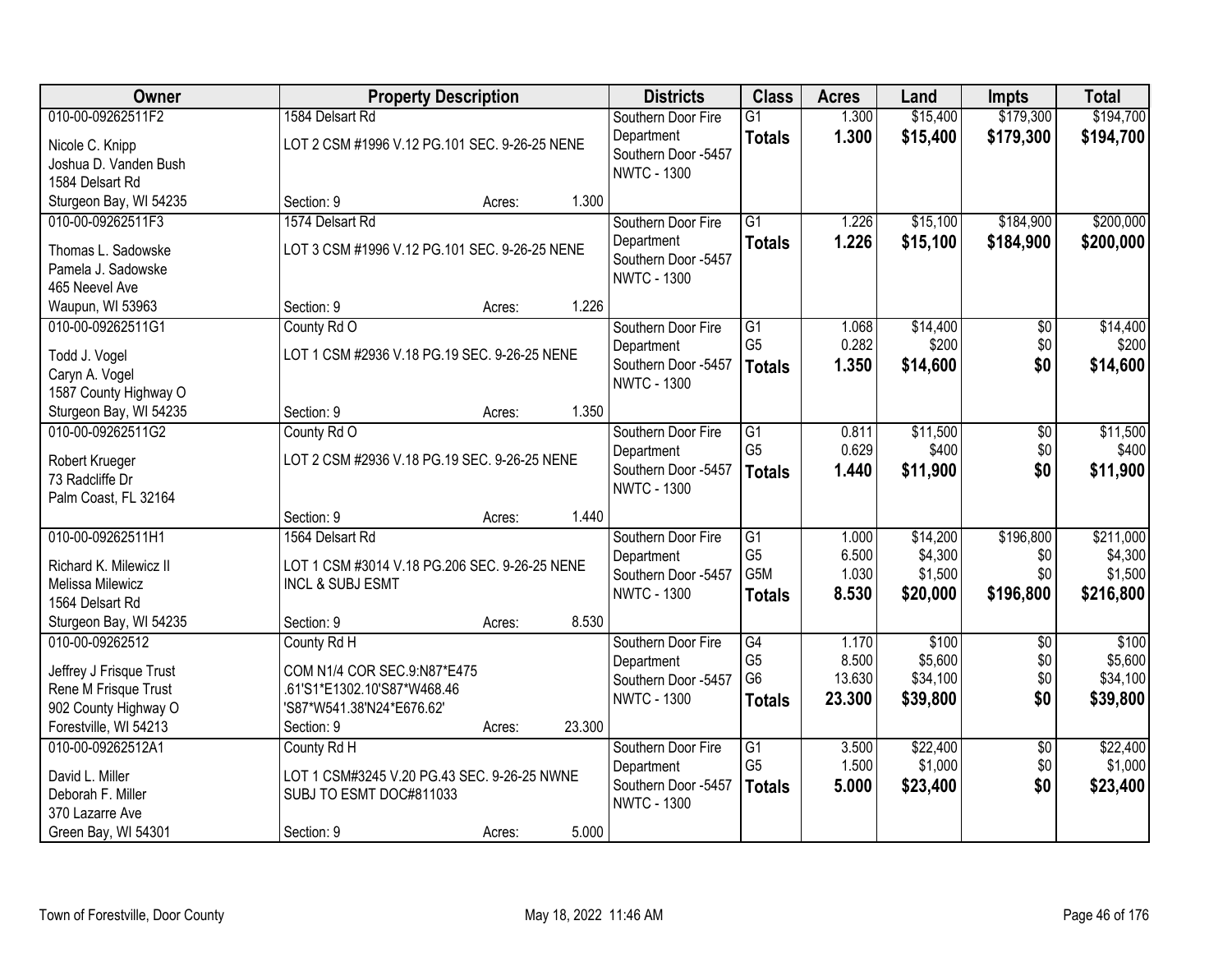| Owner | Property Description | Districts | Class | Acres | Land | Impts | Total |
|---|---|---|---|---|---|---|---|
| 010-00-09262511F2<br>Nicole C. Knipp<br>Joshua D. Vanden Bush<br>1584 Delsart Rd<br>Sturgeon Bay, WI 54235 | 1584 Delsart Rd<br>LOT 2 CSM #1996 V.12 PG.101 SEC. 9-26-25 NENE<br>Section: 9 Acres: 1.300 | Southern Door Fire Department<br>Southern Door -5457<br>NWTC - 1300 | G1<br>**Totals** | 1.300<br>**1.300** | $15,400<br>**$15,400** | $179,300<br>**$179,300** | $194,700<br>**$194,700** |
| 010-00-09262511F3<br>Thomas L. Sadowske<br>Pamela J. Sadowske<br>465 Neevel Ave<br>Waupun, WI 53963 | 1574 Delsart Rd<br>LOT 3 CSM #1996 V.12 PG.101 SEC. 9-26-25 NENE<br>Section: 9 Acres: 1.226 | Southern Door Fire Department<br>Southern Door -5457<br>NWTC - 1300 | G1<br>**Totals** | 1.226<br>**1.226** | $15,100<br>**$15,100** | $184,900<br>**$184,900** | $200,000<br>**$200,000** |
| 010-00-09262511G1<br>Todd J. Vogel<br>Caryn A. Vogel<br>1587 County Highway O<br>Sturgeon Bay, WI 54235 | County Rd O<br>LOT 1 CSM #2936 V.18 PG.19 SEC. 9-26-25 NENE<br>Section: 9 Acres: 1.350 | Southern Door Fire Department<br>Southern Door -5457<br>NWTC - 1300 | G1<br>G5<br>**Totals** | 1.068<br>0.282<br>**1.350** | $14,400<br>$200<br>**$14,600** | $0<br>$0<br>**$0** | $14,400<br>$200<br>**$14,600** |
| 010-00-09262511G2<br>Robert Krueger<br>73 Radcliffe Dr<br>Palm Coast, FL 32164 | County Rd O<br>LOT 2 CSM #2936 V.18 PG.19 SEC. 9-26-25 NENE<br>Section: 9 Acres: 1.440 | Southern Door Fire Department<br>Southern Door -5457<br>NWTC - 1300 | G1<br>G5<br>**Totals** | 0.811<br>0.629<br>**1.440** | $11,500<br>$400<br>**$11,900** | $0<br>$0<br>**$0** | $11,500<br>$400<br>**$11,900** |
| 010-00-09262511H1<br>Richard K. Milewicz II<br>Melissa Milewicz<br>1564 Delsart Rd<br>Sturgeon Bay, WI 54235 | 1564 Delsart Rd<br>LOT 1 CSM #3014 V.18 PG.206 SEC. 9-26-25 NENE INCL & SUBJ ESMT<br>Section: 9 Acres: 8.530 | Southern Door Fire Department<br>Southern Door -5457<br>NWTC - 1300 | G1<br>G5<br>G5M<br>**Totals** | 1.000<br>6.500<br>1.030<br>**8.530** | $14,200<br>$4,300<br>$1,500<br>**$20,000** | $196,800<br>$0<br>$0<br>**$196,800** | $211,000<br>$4,300<br>$1,500<br>**$216,800** |
| 010-00-09262512<br>Jeffrey J Frisque Trust<br>Rene M Frisque Trust<br>902 County Highway O<br>Forestville, WI 54213 | County Rd H<br>COM N1/4 COR SEC.9:N87*E475 .61'S1*E1302.10'S87*W468.46 'S87*W541.38'N24*E676.62'<br>Section: 9 Acres: 23.300 | Southern Door Fire Department<br>Southern Door -5457<br>NWTC - 1300 | G4<br>G5<br>G6<br>**Totals** | 1.170<br>8.500<br>13.630<br>**23.300** | $100<br>$5,600<br>$34,100<br>**$39,800** | $0<br>$0<br>$0<br>**$0** | $100<br>$5,600<br>$34,100<br>**$39,800** |
| 010-00-09262512A1<br>David L. Miller<br>Deborah F. Miller<br>370 Lazarre Ave<br>Green Bay, WI 54301 | County Rd H<br>LOT 1 CSM#3245 V.20 PG.43 SEC. 9-26-25 NWNE SUBJ TO ESMT DOC#811033<br>Section: 9 Acres: 5.000 | Southern Door Fire Department<br>Southern Door -5457<br>NWTC - 1300 | G1<br>G5<br>**Totals** | 3.500<br>1.500<br>**5.000** | $22,400<br>$1,000<br>**$23,400** | $0<br>$0<br>**$0** | $22,400<br>$1,000<br>**$23,400** |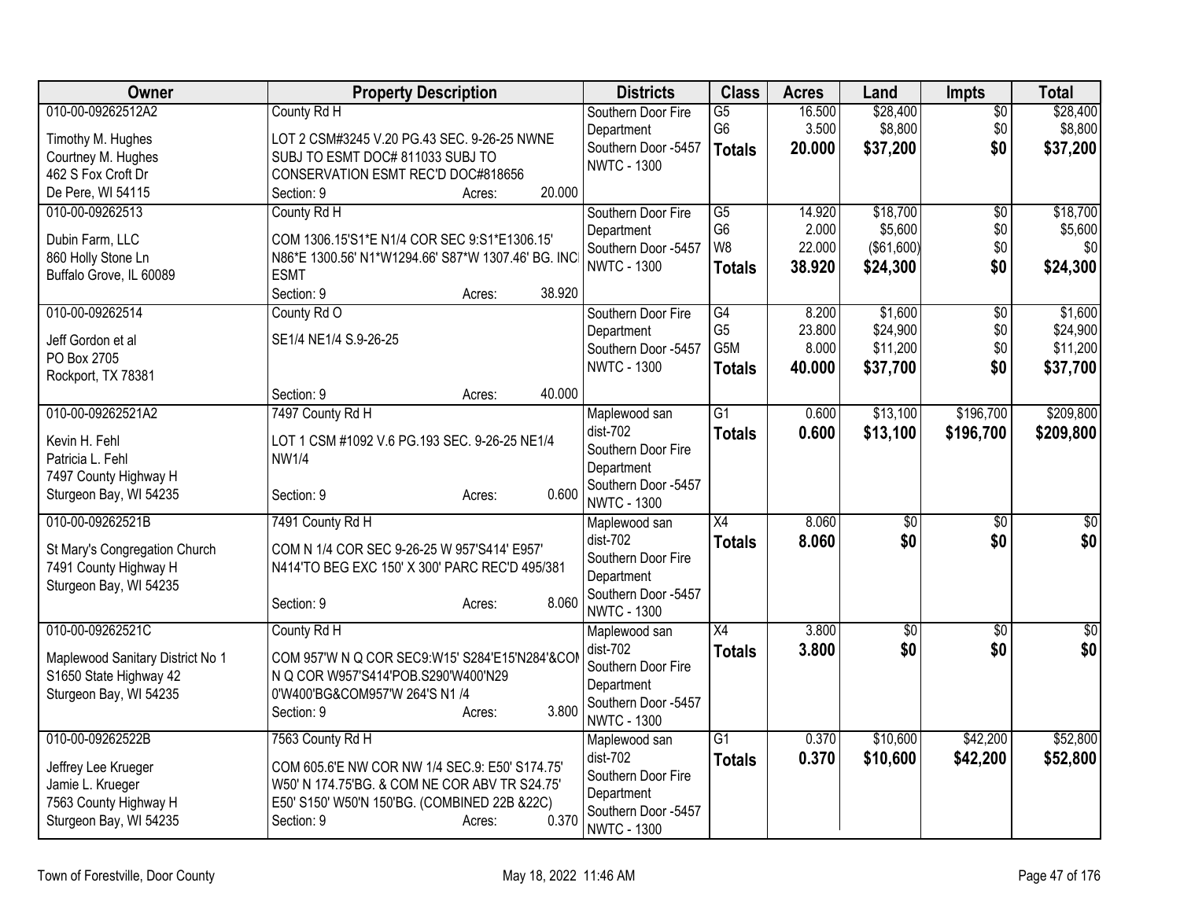| Owner | Property Description | Districts | Class | Acres | Land | Impts | Total |
|---|---|---|---|---|---|---|---|
| 010-00-09262512A2<br>Timothy M. Hughes<br>Courtney M. Hughes<br>462 S Fox Croft Dr<br>De Pere, WI 54115 | County Rd H<br>LOT 2 CSM#3245 V.20 PG.43 SEC. 9-26-25 NWNE SUBJ TO ESMT DOC# 811033 SUBJ TO CONSERVATION ESMT REC'D DOC#818656<br>Section: 9 Acres: 20.000 | Southern Door Fire Department<br>Southern Door -5457<br>NWTC - 1300 | G5<br>G6<br>**Totals** | 16.500<br>3.500<br>**20.000** | $28,400<br>$8,800<br>**$37,200** | $0<br>$0<br>**$0** | $28,400<br>$8,800<br>**$37,200** |
| 010-00-09262513<br>Dubin Farm, LLC<br>860 Holly Stone Ln<br>Buffalo Grove, IL 60089 | County Rd H<br>COM 1306.15'S1*E N1/4 COR SEC 9:S1*E1306.15' N86*E 1300.56' N1*W1294.66' S87*W 1307.46' BG. INCL ESMT<br>Section: 9 Acres: 38.920 | Southern Door Fire Department<br>Southern Door -5457<br>NWTC - 1300 | G5<br>G6<br>W8<br>**Totals** | 14.920<br>2.000<br>22.000<br>**38.920** | $18,700<br>$5,600<br>($61,600)<br>**$24,300** | $0<br>$0<br>$0<br>**$0** | $18,700<br>$5,600<br>$0<br>**$24,300** |
| 010-00-09262514<br>Jeff Gordon et al<br>PO Box 2705<br>Rockport, TX 78381 | County Rd O<br>SE1/4 NE1/4 S.9-26-25<br>Section: 9 Acres: 40.000 | Southern Door Fire Department<br>Southern Door -5457<br>NWTC - 1300 | G4<br>G5<br>G5M<br>**Totals** | 8.200<br>23.800<br>8.000<br>**40.000** | $1,600<br>$24,900<br>$11,200<br>**$37,700** | $0<br>$0<br>$0<br>**$0** | $1,600<br>$24,900<br>$11,200<br>**$37,700** |
| 010-00-09262521A2<br>Kevin H. Fehl<br>Patricia L. Fehl<br>7497 County Highway H<br>Sturgeon Bay, WI 54235 | 7497 County Rd H<br>LOT 1 CSM #1092 V.6 PG.193 SEC. 9-26-25 NE1/4 NW1/4<br>Section: 9 Acres: 0.600 | Maplewood san dist-702<br>Southern Door Fire Department<br>Southern Door -5457<br>NWTC - 1300 | G1<br>**Totals** | 0.600<br>**0.600** | $13,100<br>**$13,100** | $196,700<br>**$196,700** | $209,800<br>**$209,800** |
| 010-00-09262521B<br>St Mary's Congregation Church<br>7491 County Highway H<br>Sturgeon Bay, WI 54235 | 7491 County Rd H<br>COM N 1/4 COR SEC 9-26-25 W 957'S414' E957' N414'TO BEG EXC 150' X 300' PARC REC'D 495/381<br>Section: 9 Acres: 8.060 | Maplewood san dist-702<br>Southern Door Fire Department<br>Southern Door -5457<br>NWTC - 1300 | X4<br>**Totals** | 8.060<br>**8.060** | $0<br>**$0** | $0<br>**$0** | $0<br>**$0** |
| 010-00-09262521C<br>Maplewood Sanitary District No 1<br>S1650 State Highway 42<br>Sturgeon Bay, WI 54235 | County Rd H<br>COM 957'W N Q COR SEC9:W15' S284'E15'N284'&COM N Q COR W957'S414'POB.S290'W400'N29 0'W400'BG&COM957'W 264'S N1 /4<br>Section: 9 Acres: 3.800 | Maplewood san dist-702<br>Southern Door Fire Department<br>Southern Door -5457<br>NWTC - 1300 | X4<br>**Totals** | 3.800<br>**3.800** | $0<br>**$0** | $0<br>**$0** | $0<br>**$0** |
| 010-00-09262522B<br>Jeffrey Lee Krueger<br>Jamie L. Krueger<br>7563 County Highway H<br>Sturgeon Bay, WI 54235 | 7563 County Rd H<br>COM 605.6'E NW COR NW 1/4 SEC.9: E50' S174.75' W50' N 174.75'BG. & COM NE COR ABV TR S24.75' E50' S150' W50'N 150'BG. (COMBINED 22B &22C)<br>Section: 9 Acres: 0.370 | Maplewood san dist-702<br>Southern Door Fire Department<br>Southern Door -5457<br>NWTC - 1300 | G1<br>**Totals** | 0.370<br>**0.370** | $10,600<br>**$10,600** | $42,200<br>**$42,200** | $52,800<br>**$52,800** |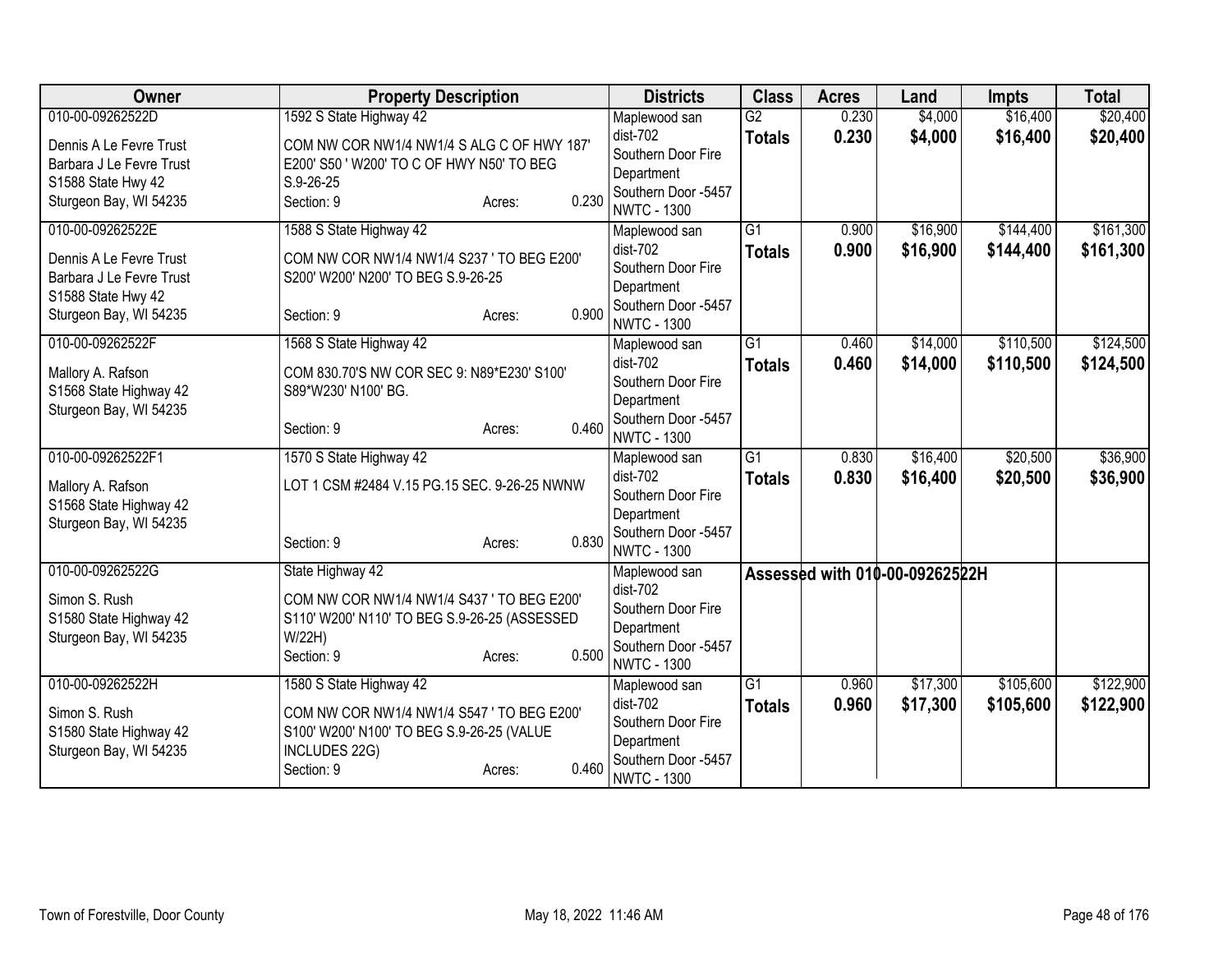| Owner | Property Description | Districts | Class | Acres | Land | Impts | Total |
|---|---|---|---|---|---|---|---|
| 010-00-09262522D<br>Dennis A Le Fevre Trust<br>Barbara J Le Fevre Trust<br>S1588 State Hwy 42<br>Sturgeon Bay, WI 54235 | 1592 S State Highway 42<br>COM NW COR NW1/4 NW1/4 S ALG C OF HWY 187' E200' S50 ' W200' TO C OF HWY N50' TO BEG S.9-26-25<br>Section: 9 Acres: 0.230 | Maplewood san dist-702<br>Southern Door Fire Department<br>Southern Door -5457<br>NWTC - 1300 | G2<br>**Totals** | 0.230<br>**0.230** | $4,000<br>**$4,000** | $16,400<br>**$16,400** | $20,400<br>**$20,400** |
| 010-00-09262522E<br>Dennis A Le Fevre Trust<br>Barbara J Le Fevre Trust<br>S1588 State Hwy 42<br>Sturgeon Bay, WI 54235 | 1588 S State Highway 42<br>COM NW COR NW1/4 NW1/4 S237 ' TO BEG E200' S200' W200' N200' TO BEG S.9-26-25<br>Section: 9 Acres: 0.900 | Maplewood san dist-702<br>Southern Door Fire Department<br>Southern Door -5457<br>NWTC - 1300 | G1<br>**Totals** | 0.900<br>**0.900** | $16,900<br>**$16,900** | $144,400<br>**$144,400** | $161,300<br>**$161,300** |
| 010-00-09262522F<br>Mallory A. Rafson<br>S1568 State Highway 42<br>Sturgeon Bay, WI 54235 | 1568 S State Highway 42<br>COM 830.70'S NW COR SEC 9: N89*E230' S100' S89*W230' N100' BG.<br>Section: 9 Acres: 0.460 | Maplewood san dist-702<br>Southern Door Fire Department<br>Southern Door -5457<br>NWTC - 1300 | G1<br>**Totals** | 0.460<br>**0.460** | $14,000<br>**$14,000** | $110,500<br>**$110,500** | $124,500<br>**$124,500** |
| 010-00-09262522F1<br>Mallory A. Rafson<br>S1568 State Highway 42<br>Sturgeon Bay, WI 54235 | 1570 S State Highway 42<br>LOT 1 CSM #2484 V.15 PG.15 SEC. 9-26-25 NWNW<br>Section: 9 Acres: 0.830 | Maplewood san dist-702<br>Southern Door Fire Department<br>Southern Door -5457<br>NWTC - 1300 | G1<br>**Totals** | 0.830<br>**0.830** | $16,400<br>**$16,400** | $20,500<br>**$20,500** | $36,900<br>**$36,900** |
| 010-00-09262522G<br>Simon S. Rush<br>S1580 State Highway 42<br>Sturgeon Bay, WI 54235 | State Highway 42<br>COM NW COR NW1/4 NW1/4 S437 ' TO BEG E200' S110' W200' N110' TO BEG S.9-26-25 (ASSESSED W/22H)<br>Section: 9 Acres: 0.500 | Maplewood san dist-702<br>Southern Door Fire Department<br>Southern Door -5457<br>NWTC - 1300 | Assessed with 010-00-09262522H | | | | |
| 010-00-09262522H<br>Simon S. Rush<br>S1580 State Highway 42<br>Sturgeon Bay, WI 54235 | 1580 S State Highway 42<br>COM NW COR NW1/4 NW1/4 S547 ' TO BEG E200' S100' W200' N100' TO BEG S.9-26-25 (VALUE INCLUDES 22G)<br>Section: 9 Acres: 0.460 | Maplewood san dist-702<br>Southern Door Fire Department<br>Southern Door -5457<br>NWTC - 1300 | G1<br>**Totals** | 0.960<br>**0.960** | $17,300<br>**$17,300** | $105,600<br>**$105,600** | $122,900<br>**$122,900** |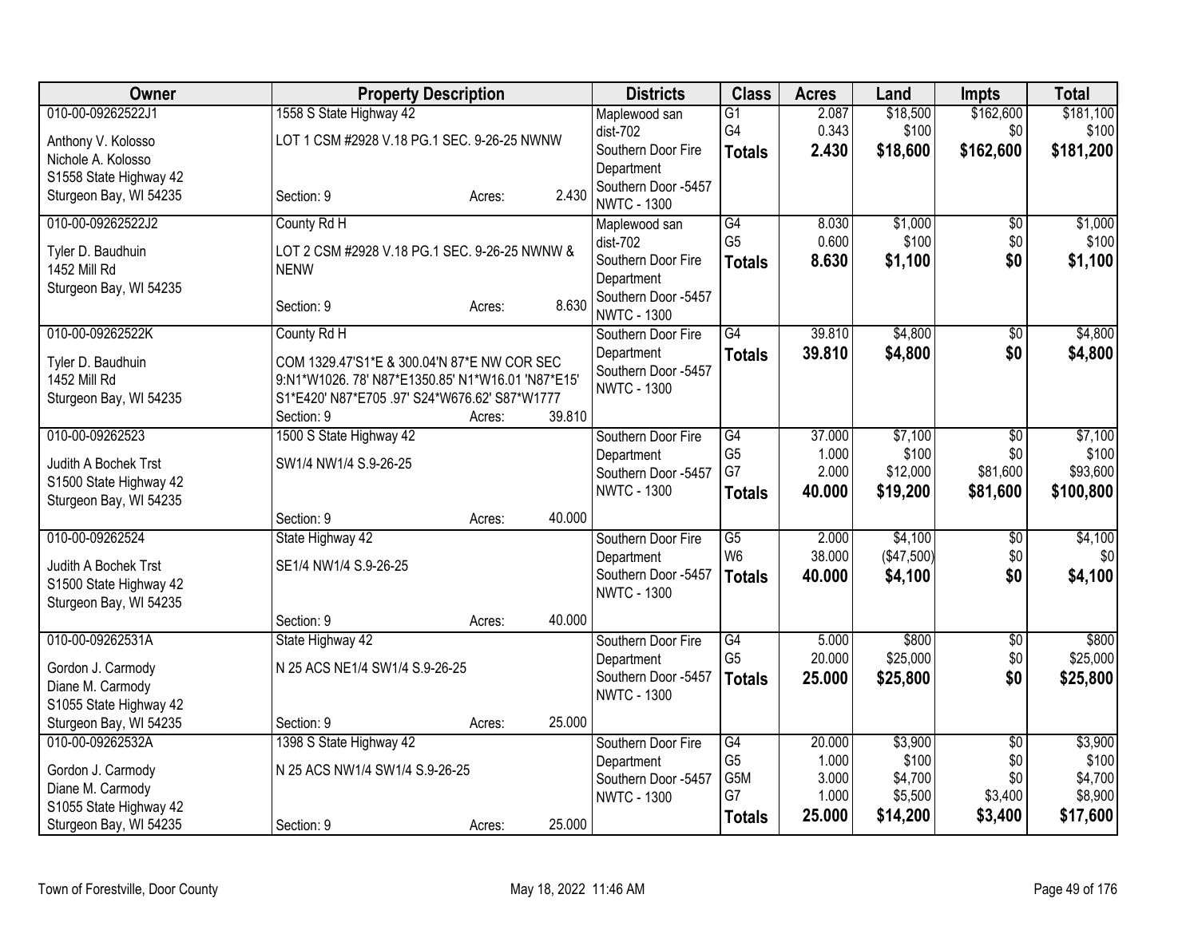| Owner | Property Description | Districts | Class | Acres | Land | Impts | Total |
|---|---|---|---|---|---|---|---|
| 010-00-09262522J1<br>Anthony V. Kolosso<br>Nichole A. Kolosso<br>S1558 State Highway 42<br>Sturgeon Bay, WI 54235 | 1558 S State Highway 42<br>LOT 1 CSM #2928 V.18 PG.1 SEC. 9-26-25 NWNW<br>Section: 9 Acres: 2.430 | Maplewood san dist-702<br>Southern Door Fire Department<br>Southern Door -5457<br>NWTC - 1300 | G1<br>G4<br>**Totals** | 2.087<br>0.343<br>**2.430** | $18,500<br>$100<br>**$18,600** | $162,600<br>$0<br>**$162,600** | $181,100<br>$100<br>**$181,200** |
| 010-00-09262522J2<br>Tyler D. Baudhuin<br>1452 Mill Rd<br>Sturgeon Bay, WI 54235 | County Rd H<br>LOT 2 CSM #2928 V.18 PG.1 SEC. 9-26-25 NWNW & NENW<br>Section: 9 Acres: 8.630 | Maplewood san dist-702<br>Southern Door Fire Department<br>Southern Door -5457<br>NWTC - 1300 | G4<br>G5<br>**Totals** | 8.030<br>0.600<br>**8.630** | $1,000<br>$100<br>**$1,100** | $0<br>$0<br>**$0** | $1,000<br>$100<br>**$1,100** |
| 010-00-09262522K<br>Tyler D. Baudhuin<br>1452 Mill Rd<br>Sturgeon Bay, WI 54235 | County Rd H<br>COM 1329.47'S1*E & 300.04'N 87*E NW COR SEC 9:N1*W1026. 78' N87*E1350.85' N1*W16.01 'N87*E15' S1*E420' N87*E705 .97' S24*W676.62' S87*W1777<br>Section: 9 Acres: 39.810 | Southern Door Fire Department<br>Southern Door -5457<br>NWTC - 1300 | G4<br>**Totals** | 39.810<br>**39.810** | $4,800<br>**$4,800** | $0<br>**$0** | $4,800<br>**$4,800** |
| 010-00-09262523<br>Judith A Bochek Trst<br>S1500 State Highway 42<br>Sturgeon Bay, WI 54235 | 1500 S State Highway 42<br>SW1/4 NW1/4 S.9-26-25<br>Section: 9 Acres: 40.000 | Southern Door Fire Department<br>Southern Door -5457<br>NWTC - 1300 | G4<br>G5<br>G7<br>**Totals** | 37.000<br>1.000<br>2.000<br>**40.000** | $7,100<br>$100<br>$12,000<br>**$19,200** | $0<br>$0<br>$81,600<br>**$81,600** | $7,100<br>$100<br>$93,600<br>**$100,800** |
| 010-00-09262524<br>Judith A Bochek Trst<br>S1500 State Highway 42<br>Sturgeon Bay, WI 54235 | State Highway 42<br>SE1/4 NW1/4 S.9-26-25<br>Section: 9 Acres: 40.000 | Southern Door Fire Department<br>Southern Door -5457<br>NWTC - 1300 | G5<br>W6<br>**Totals** | 2.000<br>38.000<br>**40.000** | $4,100<br>($47,500)<br>**$4,100** | $0<br>$0<br>**$0** | $4,100<br>$0<br>**$4,100** |
| 010-00-09262531A<br>Gordon J. Carmody<br>Diane M. Carmody<br>S1055 State Highway 42<br>Sturgeon Bay, WI 54235 | State Highway 42<br>N 25 ACS NE1/4 SW1/4 S.9-26-25<br>Section: 9 Acres: 25.000 | Southern Door Fire Department<br>Southern Door -5457<br>NWTC - 1300 | G4<br>G5<br>**Totals** | 5.000<br>20.000<br>**25.000** | $800<br>$25,000<br>**$25,800** | $0<br>$0<br>**$0** | $800<br>$25,000<br>**$25,800** |
| 010-00-09262532A<br>Gordon J. Carmody<br>Diane M. Carmody<br>S1055 State Highway 42<br>Sturgeon Bay, WI 54235 | 1398 S State Highway 42<br>N 25 ACS NW1/4 SW1/4 S.9-26-25<br>Section: 9 Acres: 25.000 | Southern Door Fire Department<br>Southern Door -5457<br>NWTC - 1300 | G4<br>G5<br>G5M<br>G7<br>**Totals** | 20.000<br>1.000<br>3.000<br>1.000<br>**25.000** | $3,900<br>$100<br>$4,700<br>$5,500<br>**$14,200** | $0<br>$0<br>$0<br>$3,400<br>**$3,400** | $3,900<br>$100<br>$4,700<br>$8,900<br>**$17,600** |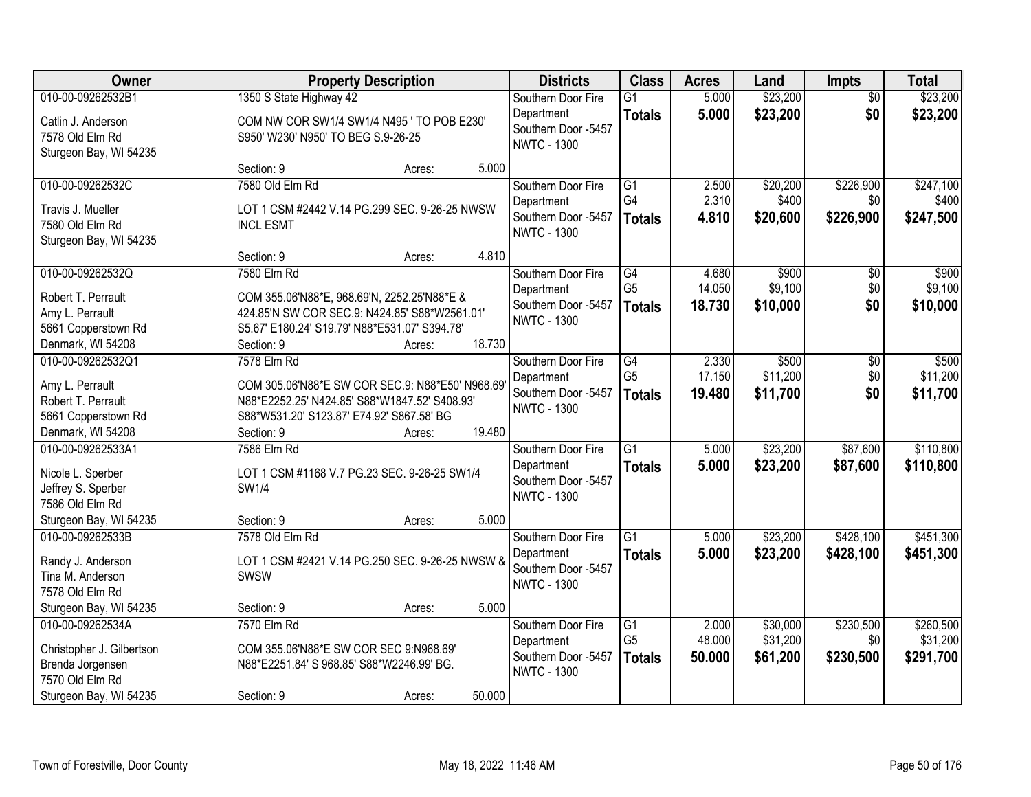| Owner | Property Description | Districts | Class | Acres | Land | Impts | Total |
|---|---|---|---|---|---|---|---|
| 010-00-09262532B1<br>Catlin J. Anderson<br>7578 Old Elm Rd<br>Sturgeon Bay, WI 54235 | 1350 S State Highway 42<br>COM NW COR SW1/4 SW1/4 N495 ' TO POB E230' S950' W230' N950' TO BEG S.9-26-25<br>Section: 9 Acres: 5.000 | Southern Door Fire Department<br>Southern Door -5457<br>NWTC - 1300 | G1<br>**Totals** | 5.000<br>**5.000** | $23,200<br>**$23,200** | $0<br>**$0** | $23,200<br>**$23,200** |
| 010-00-09262532C<br>Travis J. Mueller<br>7580 Old Elm Rd<br>Sturgeon Bay, WI 54235 | 7580 Old Elm Rd<br>LOT 1 CSM #2442 V.14 PG.299 SEC. 9-26-25 NWSW INCL ESMT<br>Section: 9 Acres: 4.810 | Southern Door Fire Department<br>Southern Door -5457<br>NWTC - 1300 | G1<br>G4<br>**Totals** | 2.500<br>2.310<br>**4.810** | $20,200<br>$400<br>**$20,600** | $226,900<br>$0<br>**$226,900** | $247,100<br>$400<br>**$247,500** |
| 010-00-09262532Q<br>Robert T. Perrault<br>Amy L. Perrault<br>5661 Copperstown Rd<br>Denmark, WI 54208 | 7580 Elm Rd<br>COM 355.06'N88*E, 968.69'N, 2252.25'N88*E & 424.85'N SW COR SEC.9: N424.85' S88*W2561.01' S5.67' E180.24' S19.79' N88*E531.07' S394.78'<br>Section: 9 Acres: 18.730 | Southern Door Fire Department<br>Southern Door -5457<br>NWTC - 1300 | G4<br>G5<br>**Totals** | 4.680<br>14.050<br>**18.730** | $900<br>$9,100<br>**$10,000** | $0<br>$0<br>**$0** | $900<br>$9,100<br>**$10,000** |
| 010-00-09262532Q1<br>Amy L. Perrault<br>Robert T. Perrault<br>5661 Copperstown Rd<br>Denmark, WI 54208 | 7578 Elm Rd<br>COM 305.06'N88*E SW COR SEC.9: N88*E50' N968.69' N88*E2252.25' N424.85' S88*W1847.52' S408.93' S88*W531.20' S123.87' E74.92' S867.58' BG<br>Section: 9 Acres: 19.480 | Southern Door Fire Department<br>Southern Door -5457<br>NWTC - 1300 | G4<br>G5<br>**Totals** | 2.330<br>17.150<br>**19.480** | $500<br>$11,200<br>**$11,700** | $0<br>$0<br>**$0** | $500<br>$11,200<br>**$11,700** |
| 010-00-09262533A1<br>Nicole L. Sperber<br>Jeffrey S. Sperber<br>7586 Old Elm Rd<br>Sturgeon Bay, WI 54235 | 7586 Elm Rd<br>LOT 1 CSM #1168 V.7 PG.23 SEC. 9-26-25 SW1/4 SW1/4<br>Section: 9 Acres: 5.000 | Southern Door Fire Department<br>Southern Door -5457<br>NWTC - 1300 | G1<br>**Totals** | 5.000<br>**5.000** | $23,200<br>**$23,200** | $87,600<br>**$87,600** | $110,800<br>**$110,800** |
| 010-00-09262533B<br>Randy J. Anderson<br>Tina M. Anderson<br>7578 Old Elm Rd<br>Sturgeon Bay, WI 54235 | 7578 Old Elm Rd<br>LOT 1 CSM #2421 V.14 PG.250 SEC. 9-26-25 NWSW & SWSW<br>Section: 9 Acres: 5.000 | Southern Door Fire Department<br>Southern Door -5457<br>NWTC - 1300 | G1<br>**Totals** | 5.000<br>**5.000** | $23,200<br>**$23,200** | $428,100<br>**$428,100** | $451,300<br>**$451,300** |
| 010-00-09262534A<br>Christopher J. Gilbertson<br>Brenda Jorgensen<br>7570 Old Elm Rd<br>Sturgeon Bay, WI 54235 | 7570 Elm Rd<br>COM 355.06'N88*E SW COR SEC 9:N968.69' N88*E2251.84' S 968.85' S88*W2246.99' BG.<br>Section: 9 Acres: 50.000 | Southern Door Fire Department<br>Southern Door -5457<br>NWTC - 1300 | G1<br>G5<br>**Totals** | 2.000<br>48.000<br>**50.000** | $30,000<br>$31,200<br>**$61,200** | $230,500<br>$0<br>**$230,500** | $260,500<br>$31,200<br>**$291,700** |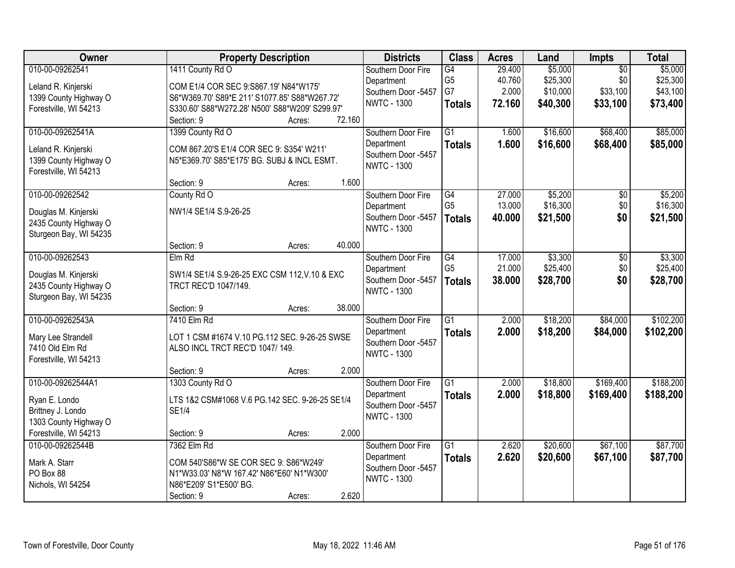| Owner | Property Description | Districts | Class | Acres | Land | Impts | Total |
|---|---|---|---|---|---|---|---|
| 010-00-09262541<br>Leland R. Kinjerski<br>1399 County Highway O<br>Forestville, WI 54213 | 1411 County Rd O<br>COM E1/4 COR SEC 9:S867.19' N84*W175' S6*W369.70' S89*E 211' S1077.85' S88*W267.72' S330.60' S88*W272.28' N500' S88*W209' S299.97'<br>Section: 9 Acres: 72.160 | Southern Door Fire Department<br>Southern Door -5457<br>NWTC - 1300 | G4<br>G5<br>G7<br>**Totals** | 29.400<br>40.760<br>2.000<br>**72.160** | $5,000<br>$25,300<br>$10,000<br>**$40,300** | $0<br>$0<br>$33,100<br>**$33,100** | $5,000<br>$25,300<br>$43,100<br>**$73,400** |
| 010-00-09262541A<br>Leland R. Kinjerski<br>1399 County Highway O<br>Forestville, WI 54213 | 1399 County Rd O<br>COM 867.20'S E1/4 COR SEC 9: S354' W211' N5*E369.70' S85*E175' BG. SUBJ & INCL ESMT.<br>Section: 9 Acres: 1.600 | Southern Door Fire Department<br>Southern Door -5457<br>NWTC - 1300 | G1<br>**Totals** | 1.600<br>**1.600** | $16,600<br>**$16,600** | $68,400<br>**$68,400** | $85,000<br>**$85,000** |
| 010-00-09262542<br>Douglas M. Kinjerski<br>2435 County Highway O<br>Sturgeon Bay, WI 54235 | County Rd O<br>NW1/4 SE1/4 S.9-26-25<br>Section: 9 Acres: 40.000 | Southern Door Fire Department<br>Southern Door -5457<br>NWTC - 1300 | G4<br>G5<br>**Totals** | 27.000<br>13.000<br>**40.000** | $5,200<br>$16,300<br>**$21,500** | $0<br>$0<br>**$0** | $5,200<br>$16,300<br>**$21,500** |
| 010-00-09262543<br>Douglas M. Kinjerski<br>2435 County Highway O<br>Sturgeon Bay, WI 54235 | Elm Rd<br>SW1/4 SE1/4 S.9-26-25 EXC CSM 112,V.10 & EXC TRCT REC'D 1047/149.<br>Section: 9 Acres: 38.000 | Southern Door Fire Department<br>Southern Door -5457<br>NWTC - 1300 | G4<br>G5<br>**Totals** | 17.000<br>21.000<br>**38.000** | $3,300<br>$25,400<br>**$28,700** | $0<br>$0<br>**$0** | $3,300<br>$25,400<br>**$28,700** |
| 010-00-09262543A<br>Mary Lee Strandell<br>7410 Old Elm Rd<br>Forestville, WI 54213 | 7410 Elm Rd<br>LOT 1 CSM #1674 V.10 PG.112 SEC. 9-26-25 SWSE ALSO INCL TRCT REC'D 1047/ 149.<br>Section: 9 Acres: 2.000 | Southern Door Fire Department<br>Southern Door -5457<br>NWTC - 1300 | G1<br>**Totals** | 2.000<br>**2.000** | $18,200<br>**$18,200** | $84,000<br>**$84,000** | $102,200<br>**$102,200** |
| 010-00-09262544A1<br>Ryan E. Londo<br>Brittney J. Londo<br>1303 County Highway O<br>Forestville, WI 54213 | 1303 County Rd O<br>LTS 1&2 CSM#1068 V.6 PG.142 SEC. 9-26-25 SE1/4 SE1/4<br>Section: 9 Acres: 2.000 | Southern Door Fire Department<br>Southern Door -5457<br>NWTC - 1300 | G1<br>**Totals** | 2.000<br>**2.000** | $18,800<br>**$18,800** | $169,400<br>**$169,400** | $188,200<br>**$188,200** |
| 010-00-09262544B<br>Mark A. Starr<br>PO Box 88<br>Nichols, WI 54254 | 7362 Elm Rd<br>COM 540'S86*W SE COR SEC 9: S86*W249' N1*W33.03' N8*W 167.42' N86*E60' N1*W300' N86*E209' S1*E500' BG.<br>Section: 9 Acres: 2.620 | Southern Door Fire Department<br>Southern Door -5457<br>NWTC - 1300 | G1<br>**Totals** | 2.620<br>**2.620** | $20,600<br>**$20,600** | $67,100<br>**$67,100** | $87,700<br>**$87,700** |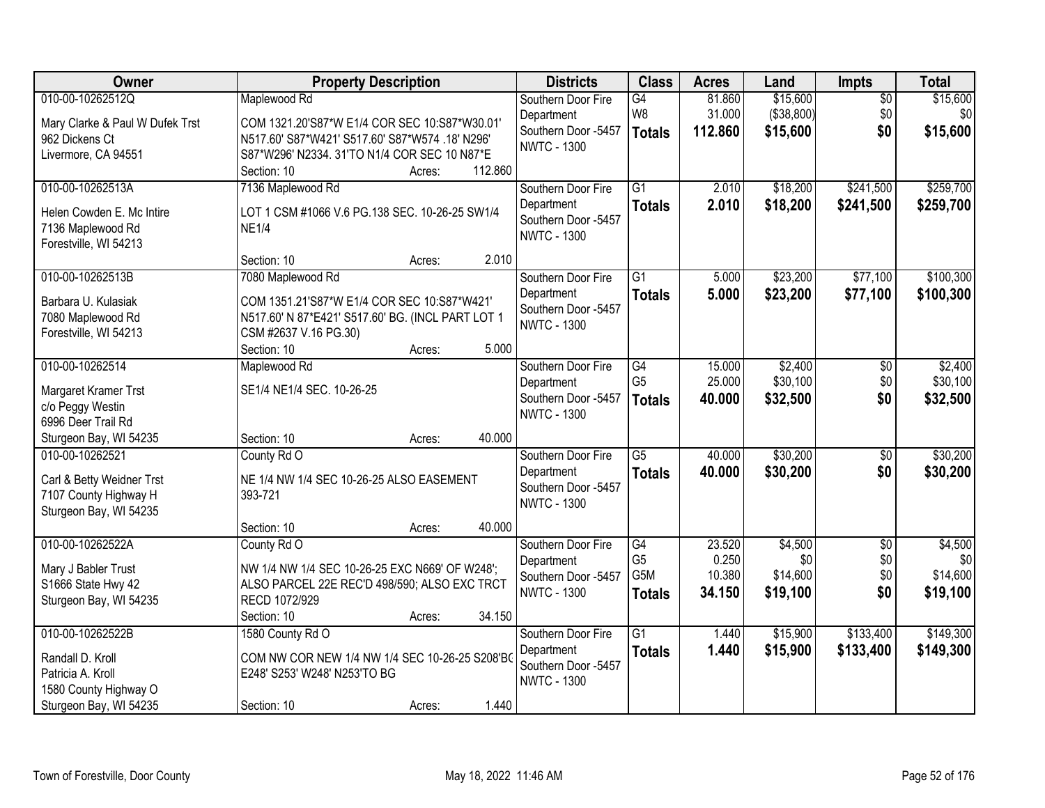| Owner | Property Description | Districts | Class | Acres | Land | Impts | Total |
|---|---|---|---|---|---|---|---|
| 010-00-10262512Q<br>Mary Clarke & Paul W Dufek Trst<br>962 Dickens Ct<br>Livermore, CA 94551 | Maplewood Rd<br>COM 1321.20'S87*W E1/4 COR SEC 10:S87*W30.01' N517.60' S87*W421' S517.60' S87*W574 .18' N296' S87*W296' N2334. 31'TO N1/4 COR SEC 10 N87*E<br>Section: 10 Acres: 112.860 | Southern Door Fire Department<br>Southern Door -5457<br>NWTC - 1300 | G4<br>W8<br>**Totals** | 81.860<br>31.000<br>**112.860** | $15,600<br>($38,800)<br>**$15,600** | $0<br>$0<br>**$0** | $15,600<br>$0<br>**$15,600** |
| 010-00-10262513A<br>Helen Cowden E. Mc Intire<br>7136 Maplewood Rd<br>Forestville, WI 54213 | 7136 Maplewood Rd<br>LOT 1 CSM #1066 V.6 PG.138 SEC. 10-26-25 SW1/4 NE1/4<br>Section: 10 Acres: 2.010 | Southern Door Fire Department<br>Southern Door -5457<br>NWTC - 1300 | G1<br>**Totals** | 2.010<br>**2.010** | $18,200<br>**$18,200** | $241,500<br>**$241,500** | $259,700<br>**$259,700** |
| 010-00-10262513B<br>Barbara U. Kulasiak<br>7080 Maplewood Rd<br>Forestville, WI 54213 | 7080 Maplewood Rd<br>COM 1351.21'S87*W E1/4 COR SEC 10:S87*W421' N517.60' N 87*E421' S517.60' BG. (INCL PART LOT 1 CSM #2637 V.16 PG.30)<br>Section: 10 Acres: 5.000 | Southern Door Fire Department<br>Southern Door -5457<br>NWTC - 1300 | G1<br>**Totals** | 5.000<br>**5.000** | $23,200<br>**$23,200** | $77,100<br>**$77,100** | $100,300<br>**$100,300** |
| 010-00-10262514<br>Margaret Kramer Trst<br>c/o Peggy Westin<br>6996 Deer Trail Rd<br>Sturgeon Bay, WI 54235 | Maplewood Rd<br>SE1/4 NE1/4 SEC. 10-26-25<br>Section: 10 Acres: 40.000 | Southern Door Fire Department<br>Southern Door -5457<br>NWTC - 1300 | G4<br>G5<br>**Totals** | 15.000<br>25.000<br>**40.000** | $2,400<br>$30,100<br>**$32,500** | $0<br>$0<br>**$0** | $2,400<br>$30,100<br>**$32,500** |
| 010-00-10262521<br>Carl & Betty Weidner Trst<br>7107 County Highway H<br>Sturgeon Bay, WI 54235 | County Rd O<br>NE 1/4 NW 1/4 SEC 10-26-25 ALSO EASEMENT 393-721<br>Section: 10 Acres: 40.000 | Southern Door Fire Department<br>Southern Door -5457<br>NWTC - 1300 | G5<br>**Totals** | 40.000<br>**40.000** | $30,200<br>**$30,200** | $0<br>**$0** | $30,200<br>**$30,200** |
| 010-00-10262522A<br>Mary J Babler Trust<br>S1666 State Hwy 42<br>Sturgeon Bay, WI 54235 | County Rd O<br>NW 1/4 NW 1/4 SEC 10-26-25 EXC N669' OF W248'; ALSO PARCEL 22E REC'D 498/590; ALSO EXC TRCT RECD 1072/929<br>Section: 10 Acres: 34.150 | Southern Door Fire Department<br>Southern Door -5457<br>NWTC - 1300 | G4<br>G5<br>G5M<br>**Totals** | 23.520<br>0.250<br>10.380<br>**34.150** | $4,500<br>$0<br>$14,600<br>**$19,100** | $0<br>$0<br>$0<br>**$0** | $4,500<br>$0<br>$14,600<br>**$19,100** |
| 010-00-10262522B<br>Randall D. Kroll<br>Patricia A. Kroll<br>1580 County Highway O<br>Sturgeon Bay, WI 54235 | 1580 County Rd O<br>COM NW COR NEW 1/4 NW 1/4 SEC 10-26-25 S208'BC E248' S253' W248' N253'TO BG<br>Section: 10 Acres: 1.440 | Southern Door Fire Department<br>Southern Door -5457<br>NWTC - 1300 | G1<br>**Totals** | 1.440<br>**1.440** | $15,900<br>**$15,900** | $133,400<br>**$133,400** | $149,300<br>**$149,300** |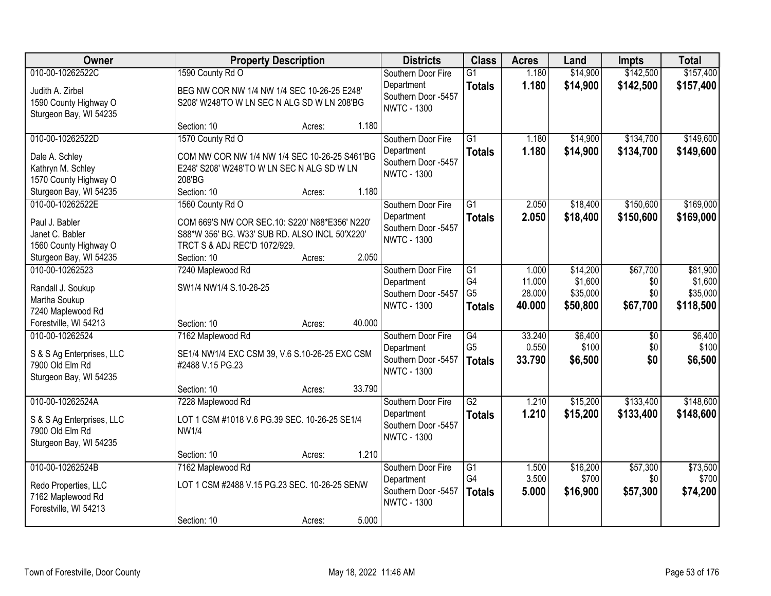| Owner | Property Description | Districts | Class | Acres | Land | Impts | Total |
|---|---|---|---|---|---|---|---|
| 010-00-10262522C<br>Judith A. Zirbel<br>1590 County Highway O<br>Sturgeon Bay, WI 54235 | 1590 County Rd O<br>BEG NW COR NW 1/4 NW 1/4 SEC 10-26-25 E248' S208' W248'TO W LN SEC N ALG SD W LN 208'BG<br>Section: 10 Acres: 1.180 | Southern Door Fire Department<br>Southern Door -5457<br>NWTC - 1300 | G1<br>**Totals** | 1.180<br>**1.180** | $14,900<br>**$14,900** | $142,500<br>**$142,500** | $157,400<br>**$157,400** |
| 010-00-10262522D<br>Dale A. Schley<br>Kathryn M. Schley<br>1570 County Highway O<br>Sturgeon Bay, WI 54235 | 1570 County Rd O<br>COM NW COR NW 1/4 NW 1/4 SEC 10-26-25 S461'BG E248' S208' W248'TO W LN SEC N ALG SD W LN 208'BG<br>Section: 10 Acres: 1.180 | Southern Door Fire Department<br>Southern Door -5457<br>NWTC - 1300 | G1<br>**Totals** | 1.180<br>**1.180** | $14,900<br>**$14,900** | $134,700<br>**$134,700** | $149,600<br>**$149,600** |
| 010-00-10262522E<br>Paul J. Babler<br>Janet C. Babler<br>1560 County Highway O<br>Sturgeon Bay, WI 54235 | 1560 County Rd O<br>COM 669'S NW COR SEC.10: S220' N88*E356' N220' S88*W 356' BG. W33' SUB RD. ALSO INCL 50'X220' TRCT S & ADJ REC'D 1072/929.<br>Section: 10 Acres: 2.050 | Southern Door Fire Department<br>Southern Door -5457<br>NWTC - 1300 | G1<br>**Totals** | 2.050<br>**2.050** | $18,400<br>**$18,400** | $150,600<br>**$150,600** | $169,000<br>**$169,000** |
| 010-00-10262523<br>Randall J. Soukup<br>Martha Soukup<br>7240 Maplewood Rd<br>Forestville, WI 54213 | 7240 Maplewood Rd<br>SW1/4 NW1/4 S.10-26-25<br>Section: 10 Acres: 40.000 | Southern Door Fire Department<br>Southern Door -5457<br>NWTC - 1300 | G1<br>G4<br>G5<br>**Totals** | 1.000<br>11.000<br>28.000<br>**40.000** | $14,200<br>$1,600<br>$35,000<br>**$50,800** | $67,700<br>$0<br>$0<br>**$67,700** | $81,900<br>$1,600<br>$35,000<br>**$118,500** |
| 010-00-10262524<br>S & S Ag Enterprises, LLC<br>7900 Old Elm Rd<br>Sturgeon Bay, WI 54235 | 7162 Maplewood Rd<br>SE1/4 NW1/4 EXC CSM 39, V.6 S.10-26-25 EXC CSM #2488 V.15 PG.23<br>Section: 10 Acres: 33.790 | Southern Door Fire Department<br>Southern Door -5457<br>NWTC - 1300 | G4<br>G5<br>**Totals** | 33.240<br>0.550<br>**33.790** | $6,400<br>$100<br>**$6,500** | $0<br>$0<br>**$0** | $6,400<br>$100<br>**$6,500** |
| 010-00-10262524A<br>S & S Ag Enterprises, LLC<br>7900 Old Elm Rd<br>Sturgeon Bay, WI 54235 | 7228 Maplewood Rd<br>LOT 1 CSM #1018 V.6 PG.39 SEC. 10-26-25 SE1/4 NW1/4<br>Section: 10 Acres: 1.210 | Southern Door Fire Department<br>Southern Door -5457<br>NWTC - 1300 | G2<br>**Totals** | 1.210<br>**1.210** | $15,200<br>**$15,200** | $133,400<br>**$133,400** | $148,600<br>**$148,600** |
| 010-00-10262524B<br>Redo Properties, LLC<br>7162 Maplewood Rd<br>Forestville, WI 54213 | 7162 Maplewood Rd<br>LOT 1 CSM #2488 V.15 PG.23 SEC. 10-26-25 SENW<br>Section: 10 Acres: 5.000 | Southern Door Fire Department<br>Southern Door -5457<br>NWTC - 1300 | G1<br>G4<br>**Totals** | 1.500<br>3.500<br>**5.000** | $16,200<br>$700<br>**$16,900** | $57,300<br>$0<br>**$57,300** | $73,500<br>$700<br>**$74,200** |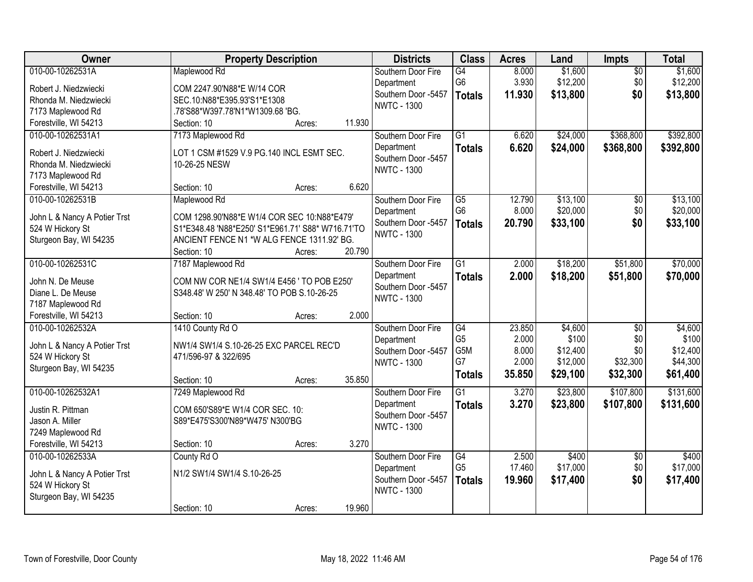| Owner | Property Description | Districts | Class | Acres | Land | Impts | Total |
|---|---|---|---|---|---|---|---|
| 010-00-10262531A<br>Robert J. Niedzwiecki<br>Rhonda M. Niedzwiecki<br>7173 Maplewood Rd<br>Forestville, WI 54213 | Maplewood Rd<br>COM 2247.90'N88*E W/14 COR SEC.10:N88*E395.93'S1*E1308 .78'S88*W397.78'N1*W1309.68 'BG.<br>Section: 10 Acres: 11.930 | Southern Door Fire Department<br>Southern Door -5457<br>NWTC - 1300 | G4<br>G6<br>**Totals** | 8.000<br>3.930<br>**11.930** | $1,600<br>$12,200<br>**$13,800** | $0<br>$0<br>**$0** | $1,600<br>$12,200<br>**$13,800** |
| 010-00-10262531A1<br>Robert J. Niedzwiecki<br>Rhonda M. Niedzwiecki<br>7173 Maplewood Rd<br>Forestville, WI 54213 | 7173 Maplewood Rd<br>LOT 1 CSM #1529 V.9 PG.140 INCL ESMT SEC. 10-26-25 NESW<br>Section: 10 Acres: 6.620 | Southern Door Fire Department<br>Southern Door -5457<br>NWTC - 1300 | G1<br>**Totals** | 6.620<br>**6.620** | $24,000<br>**$24,000** | $368,800<br>**$368,800** | $392,800<br>**$392,800** |
| 010-00-10262531B<br>John L & Nancy A Potier Trst<br>524 W Hickory St<br>Sturgeon Bay, WI 54235 | Maplewood Rd<br>COM 1298.90'N88*E W1/4 COR SEC 10:N88*E479' S1*E348.48 'N88*E250' S1*E961.71' S88* W716.71'TO ANCIENT FENCE N1 *W ALG FENCE 1311.92' BG.<br>Section: 10 Acres: 20.790 | Southern Door Fire Department<br>Southern Door -5457<br>NWTC - 1300 | G5<br>G6<br>**Totals** | 12.790<br>8.000<br>**20.790** | $13,100<br>$20,000<br>**$33,100** | $0<br>$0<br>**$0** | $13,100<br>$20,000<br>**$33,100** |
| 010-00-10262531C<br>John N. De Meuse<br>Diane L. De Meuse<br>7187 Maplewood Rd<br>Forestville, WI 54213 | 7187 Maplewood Rd<br>COM NW COR NE1/4 SW1/4 E456 ' TO POB E250' S348.48' W 250' N 348.48' TO POB S.10-26-25<br>Section: 10 Acres: 2.000 | Southern Door Fire Department<br>Southern Door -5457<br>NWTC - 1300 | G1<br>**Totals** | 2.000<br>**2.000** | $18,200<br>**$18,200** | $51,800<br>**$51,800** | $70,000<br>**$70,000** |
| 010-00-10262532A<br>John L & Nancy A Potier Trst<br>524 W Hickory St<br>Sturgeon Bay, WI 54235 | 1410 County Rd O<br>NW1/4 SW1/4 S.10-26-25 EXC PARCEL REC'D 471/596-97 & 322/695<br>Section: 10 Acres: 35.850 | Southern Door Fire Department<br>Southern Door -5457<br>NWTC - 1300 | G4<br>G5<br>G5M<br>G7<br>**Totals** | 23.850<br>2.000<br>8.000<br>2.000<br>**35.850** | $4,600<br>$100<br>$12,400<br>$12,000<br>**$29,100** | $0<br>$0<br>$0<br>$32,300<br>**$32,300** | $4,600<br>$100<br>$12,400<br>$44,300<br>**$61,400** |
| 010-00-10262532A1<br>Justin R. Pittman<br>Jason A. Miller<br>7249 Maplewood Rd<br>Forestville, WI 54213 | 7249 Maplewood Rd<br>COM 650'S89*E W1/4 COR SEC. 10: S89*E475'S300'N89*W475' N300'BG<br>Section: 10 Acres: 3.270 | Southern Door Fire Department<br>Southern Door -5457<br>NWTC - 1300 | G1<br>**Totals** | 3.270<br>**3.270** | $23,800<br>**$23,800** | $107,800<br>**$107,800** | $131,600<br>**$131,600** |
| 010-00-10262533A<br>John L & Nancy A Potier Trst<br>524 W Hickory St<br>Sturgeon Bay, WI 54235 | County Rd O<br>N1/2 SW1/4 SW1/4 S.10-26-25<br>Section: 10 Acres: 19.960 | Southern Door Fire Department<br>Southern Door -5457<br>NWTC - 1300 | G4<br>G5<br>**Totals** | 2.500<br>17.460<br>**19.960** | $400<br>$17,000<br>**$17,400** | $0<br>$0<br>**$0** | $400<br>$17,000<br>**$17,400** |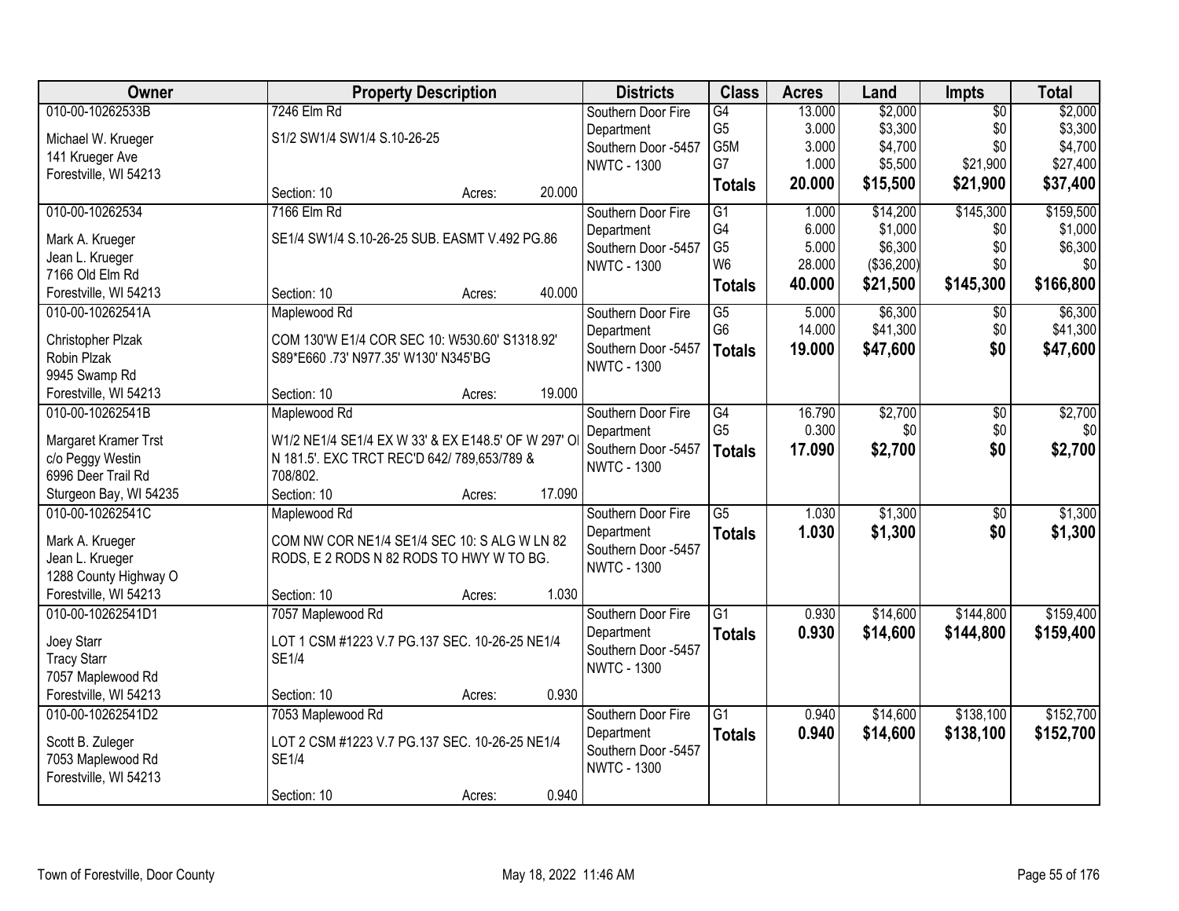| Owner | Property Description | Districts | Class | Acres | Land | Impts | Total |
|---|---|---|---|---|---|---|---|
| 010-00-10262533B<br>Michael W. Krueger<br>141 Krueger Ave<br>Forestville, WI 54213 | 7246 Elm Rd<br>S1/2 SW1/4 SW1/4 S.10-26-25<br>Section: 10 Acres: 20.000 | Southern Door Fire Department<br>Southern Door -5457<br>NWTC - 1300 | G4<br>G5<br>G5M<br>G7<br>**Totals** | 13.000<br>3.000<br>3.000<br>1.000<br>**20.000** | $2,000<br>$3,300<br>$4,700<br>$5,500<br>**$15,500** | $0<br>$0<br>$0<br>$21,900<br>**$21,900** | $2,000<br>$3,300<br>$4,700<br>$27,400<br>**$37,400** |
| 010-00-10262534<br>Mark A. Krueger<br>Jean L. Krueger<br>7166 Old Elm Rd<br>Forestville, WI 54213 | 7166 Elm Rd<br>SE1/4 SW1/4 S.10-26-25 SUB. EASMT V.492 PG.86<br>Section: 10 Acres: 40.000 | Southern Door Fire Department<br>Southern Door -5457<br>NWTC - 1300 | G1<br>G4<br>G5<br>W6<br>**Totals** | 1.000<br>6.000<br>5.000<br>28.000<br>**40.000** | $14,200<br>$1,000<br>$6,300<br>($36,200)<br>**$21,500** | $145,300<br>$0<br>$0<br>$0<br>**$145,300** | $159,500<br>$1,000<br>$6,300<br>$0<br>**$166,800** |
| 010-00-10262541A<br>Christopher Plzak<br>Robin Plzak<br>9945 Swamp Rd<br>Forestville, WI 54213 | Maplewood Rd<br>COM 130'W E1/4 COR SEC 10: W530.60' S1318.92' S89*E660 .73' N977.35' W130' N345'BG<br>Section: 10 Acres: 19.000 | Southern Door Fire Department<br>Southern Door -5457<br>NWTC - 1300 | G5<br>G6<br>**Totals** | 5.000<br>14.000<br>**19.000** | $6,300<br>$41,300<br>**$47,600** | $0<br>$0<br>**$0** | $6,300<br>$41,300<br>**$47,600** |
| 010-00-10262541B<br>Margaret Kramer Trst<br>c/o Peggy Westin<br>6996 Deer Trail Rd<br>Sturgeon Bay, WI 54235 | Maplewood Rd<br>W1/2 NE1/4 SE1/4 EX W 33' & EX E148.5' OF W 297' OI N 181.5'. EXC TRCT REC'D 642/ 789,653/789 & 708/802.<br>Section: 10 Acres: 17.090 | Southern Door Fire Department<br>Southern Door -5457<br>NWTC - 1300 | G4<br>G5<br>**Totals** | 16.790<br>0.300<br>**17.090** | $2,700<br>$0<br>**$2,700** | $0<br>$0<br>**$0** | $2,700<br>$0<br>**$2,700** |
| 010-00-10262541C<br>Mark A. Krueger<br>Jean L. Krueger<br>1288 County Highway O<br>Forestville, WI 54213 | Maplewood Rd<br>COM NW COR NE1/4 SE1/4 SEC 10: S ALG W LN 82 RODS, E 2 RODS N 82 RODS TO HWY W TO BG.<br>Section: 10 Acres: 1.030 | Southern Door Fire Department<br>Southern Door -5457<br>NWTC - 1300 | G5<br>**Totals** | 1.030<br>**1.030** | $1,300<br>**$1,300** | $0<br>**$0** | $1,300<br>**$1,300** |
| 010-00-10262541D1<br>Joey Starr<br>Tracy Starr<br>7057 Maplewood Rd<br>Forestville, WI 54213 | 7057 Maplewood Rd<br>LOT 1 CSM #1223 V.7 PG.137 SEC. 10-26-25 NE1/4 SE1/4<br>Section: 10 Acres: 0.930 | Southern Door Fire Department<br>Southern Door -5457<br>NWTC - 1300 | G1<br>**Totals** | 0.930<br>**0.930** | $14,600<br>**$14,600** | $144,800<br>**$144,800** | $159,400<br>**$159,400** |
| 010-00-10262541D2<br>Scott B. Zuleger<br>7053 Maplewood Rd<br>Forestville, WI 54213 | 7053 Maplewood Rd<br>LOT 2 CSM #1223 V.7 PG.137 SEC. 10-26-25 NE1/4 SE1/4<br>Section: 10 Acres: 0.940 | Southern Door Fire Department<br>Southern Door -5457<br>NWTC - 1300 | G1<br>**Totals** | 0.940<br>**0.940** | $14,600<br>**$14,600** | $138,100<br>**$138,100** | $152,700<br>**$152,700** |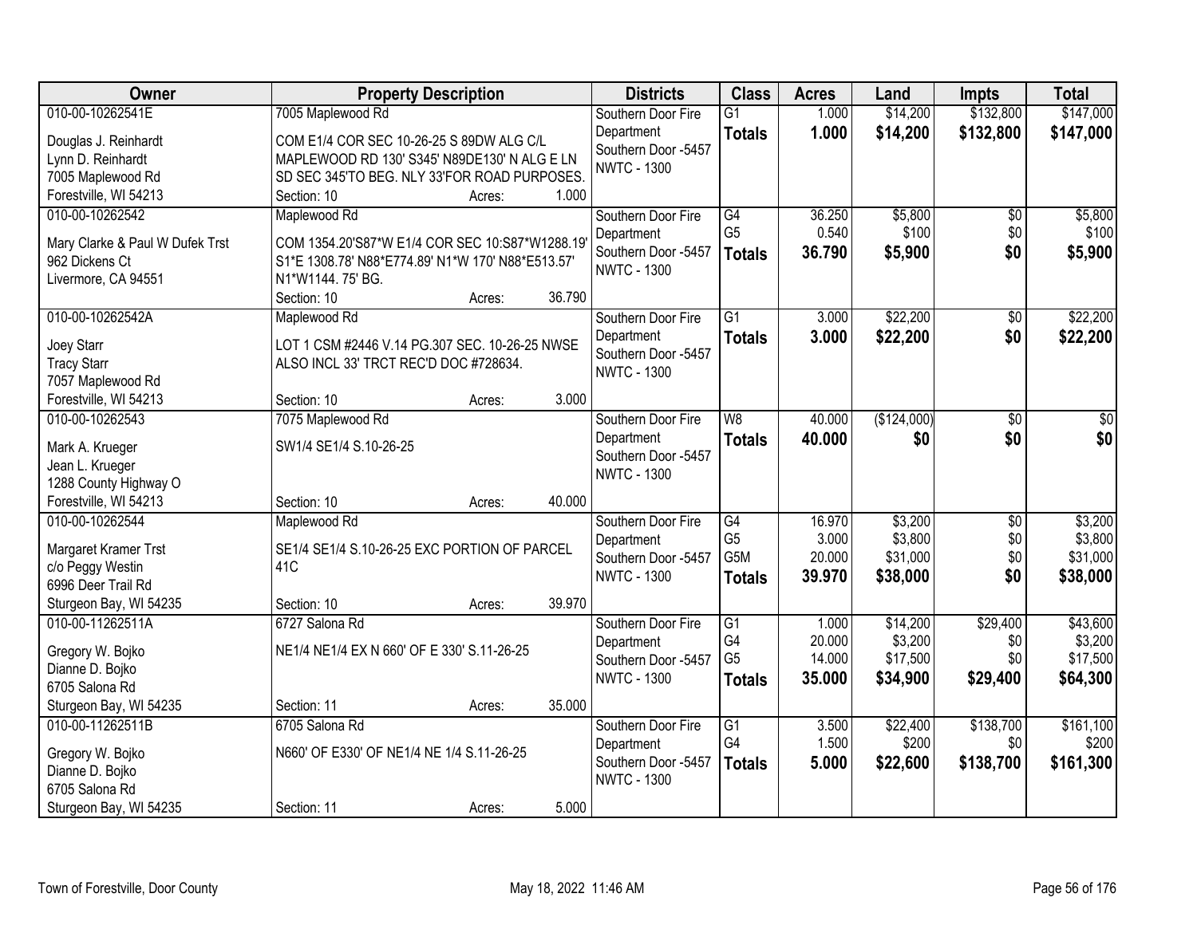| Owner | Property Description | Districts | Class | Acres | Land | Impts | Total |
|---|---|---|---|---|---|---|---|
| 010-00-10262541E<br>Douglas J. Reinhardt<br>Lynn D. Reinhardt<br>7005 Maplewood Rd<br>Forestville, WI 54213 | 7005 Maplewood Rd<br>COM E1/4 COR SEC 10-26-25 S 89DW ALG C/L MAPLEWOOD RD 130' S345' N89DE130' N ALG E LN SD SEC 345'TO BEG. NLY 33'FOR ROAD PURPOSES.<br>Section: 10 Acres: 1.000 | Southern Door Fire Department<br>Southern Door -5457<br>NWTC - 1300 | G1<br>**Totals** | 1.000<br>**1.000** | $14,200<br>**$14,200** | $132,800<br>**$132,800** | $147,000<br>**$147,000** |
| 010-00-10262542<br>Mary Clarke & Paul W Dufek Trst<br>962 Dickens Ct<br>Livermore, CA 94551 | Maplewood Rd<br>COM 1354.20'S87*W E1/4 COR SEC 10:S87*W1288.19' S1*E 1308.78' N88*E774.89' N1*W 170' N88*E513.57' N1*W1144. 75' BG.<br>Section: 10 Acres: 36.790 | Southern Door Fire Department<br>Southern Door -5457<br>NWTC - 1300 | G4<br>G5<br>**Totals** | 36.250<br>0.540<br>**36.790** | $5,800<br>$100<br>**$5,900** | $0<br>$0<br>**$0** | $5,800<br>$100<br>**$5,900** |
| 010-00-10262542A<br>Joey Starr<br>Tracy Starr<br>7057 Maplewood Rd<br>Forestville, WI 54213 | Maplewood Rd<br>LOT 1 CSM #2446 V.14 PG.307 SEC. 10-26-25 NWSE ALSO INCL 33' TRCT REC'D DOC #728634.<br>Section: 10 Acres: 3.000 | Southern Door Fire Department<br>Southern Door -5457<br>NWTC - 1300 | G1<br>**Totals** | 3.000<br>**3.000** | $22,200<br>**$22,200** | $0<br>**$0** | $22,200<br>**$22,200** |
| 010-00-10262543<br>Mark A. Krueger<br>Jean L. Krueger<br>1288 County Highway O<br>Forestville, WI 54213 | 7075 Maplewood Rd<br>SW1/4 SE1/4 S.10-26-25<br>Section: 10 Acres: 40.000 | Southern Door Fire Department<br>Southern Door -5457<br>NWTC - 1300 | W8<br>**Totals** | 40.000<br>**40.000** | ($124,000)<br>**$0** | $0<br>**$0** | $0<br>**$0** |
| 010-00-10262544<br>Margaret Kramer Trst<br>c/o Peggy Westin<br>6996 Deer Trail Rd<br>Sturgeon Bay, WI 54235 | Maplewood Rd<br>SE1/4 SE1/4 S.10-26-25 EXC PORTION OF PARCEL 41C<br>Section: 10 Acres: 39.970 | Southern Door Fire Department<br>Southern Door -5457<br>NWTC - 1300 | G4<br>G5<br>G5M<br>**Totals** | 16.970<br>3.000<br>20.000<br>**39.970** | $3,200<br>$3,800<br>$31,000<br>**$38,000** | $0<br>$0<br>$0<br>**$0** | $3,200<br>$3,800<br>$31,000<br>**$38,000** |
| 010-00-11262511A<br>Gregory W. Bojko<br>Dianne D. Bojko<br>6705 Salona Rd<br>Sturgeon Bay, WI 54235 | 6727 Salona Rd<br>NE1/4 NE1/4 EX N 660' OF E 330' S.11-26-25<br>Section: 11 Acres: 35.000 | Southern Door Fire Department<br>Southern Door -5457<br>NWTC - 1300 | G1<br>G4<br>G5<br>**Totals** | 1.000<br>20.000<br>14.000<br>**35.000** | $14,200<br>$3,200<br>$17,500<br>**$34,900** | $29,400<br>$0<br>$0<br>**$29,400** | $43,600<br>$3,200<br>$17,500<br>**$64,300** |
| 010-00-11262511B<br>Gregory W. Bojko<br>Dianne D. Bojko<br>6705 Salona Rd<br>Sturgeon Bay, WI 54235 | 6705 Salona Rd<br>N660' OF E330' OF NE1/4 NE 1/4 S.11-26-25<br>Section: 11 Acres: 5.000 | Southern Door Fire Department<br>Southern Door -5457<br>NWTC - 1300 | G1<br>G4<br>**Totals** | 3.500<br>1.500<br>**5.000** | $22,400<br>$200<br>**$22,600** | $138,700<br>$0<br>**$138,700** | $161,100<br>$200<br>**$161,300** |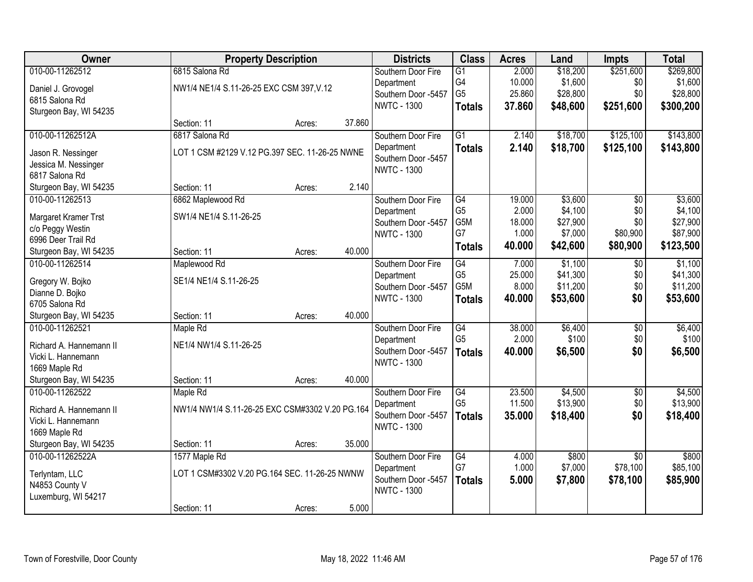| Owner | Property Description | | | Districts | Class | Acres | Land | Impts | Total |
|---|---|---|---|---|---|---|---|---|---|
| 010-00-11262512<br>Daniel J. Grovogel<br>6815 Salona Rd<br>Sturgeon Bay, WI 54235 | 6815 Salona Rd<br>NW1/4 NE1/4 S.11-26-25 EXC CSM 397,V.12<br>Section: 11 | Acres: | 37.860 | Southern Door Fire Department<br>Southern Door -5457<br>NWTC - 1300 | G1<br>G4<br>G5<br>**Totals** | 2.000<br>10.000<br>25.860<br>**37.860** | $18,200<br>$1,600<br>$28,800<br>**$48,600** | $251,600<br>$0<br>$0<br>**$251,600** | $269,800<br>$1,600<br>$28,800<br>**$300,200** |
| 010-00-11262512A<br>Jason R. Nessinger<br>Jessica M. Nessinger<br>6817 Salona Rd<br>Sturgeon Bay, WI 54235 | 6817 Salona Rd<br>LOT 1 CSM #2129 V.12 PG.397 SEC. 11-26-25 NWNE<br>Section: 11 | Acres: | 2.140 | Southern Door Fire Department<br>Southern Door -5457<br>NWTC - 1300 | G1<br>**Totals** | 2.140<br>**2.140** | $18,700<br>**$18,700** | $125,100<br>**$125,100** | $143,800<br>**$143,800** |
| 010-00-11262513<br>Margaret Kramer Trst<br>c/o Peggy Westin<br>6996 Deer Trail Rd<br>Sturgeon Bay, WI 54235 | 6862 Maplewood Rd<br>SW1/4 NE1/4 S.11-26-25<br>Section: 11 | Acres: | 40.000 | Southern Door Fire Department<br>Southern Door -5457<br>NWTC - 1300 | G4<br>G5<br>G5M<br>G7<br>**Totals** | 19.000<br>2.000<br>18.000<br>1.000<br>**40.000** | $3,600<br>$4,100<br>$27,900<br>$7,000<br>**$42,600** | $0<br>$0<br>$0<br>$80,900<br>**$80,900** | $3,600<br>$4,100<br>$27,900<br>$87,900<br>**$123,500** |
| 010-00-11262514<br>Gregory W. Bojko<br>Dianne D. Bojko<br>6705 Salona Rd<br>Sturgeon Bay, WI 54235 | Maplewood Rd<br>SE1/4 NE1/4 S.11-26-25<br>Section: 11 | Acres: | 40.000 | Southern Door Fire Department<br>Southern Door -5457<br>NWTC - 1300 | G4<br>G5<br>G5M<br>**Totals** | 7.000<br>25.000<br>8.000<br>**40.000** | $1,100<br>$41,300<br>$11,200<br>**$53,600** | $0<br>$0<br>$0<br>**$0** | $1,100<br>$41,300<br>$11,200<br>**$53,600** |
| 010-00-11262521<br>Richard A. Hannemann II<br>Vicki L. Hannemann<br>1669 Maple Rd<br>Sturgeon Bay, WI 54235 | Maple Rd<br>NE1/4 NW1/4 S.11-26-25<br>Section: 11 | Acres: | 40.000 | Southern Door Fire Department<br>Southern Door -5457<br>NWTC - 1300 | G4<br>G5<br>**Totals** | 38.000<br>2.000<br>**40.000** | $6,400<br>$100<br>**$6,500** | $0<br>$0<br>**$0** | $6,400<br>$100<br>**$6,500** |
| 010-00-11262522<br>Richard A. Hannemann II<br>Vicki L. Hannemann<br>1669 Maple Rd<br>Sturgeon Bay, WI 54235 | Maple Rd<br>NW1/4 NW1/4 S.11-26-25 EXC CSM#3302 V.20 PG.164<br>Section: 11 | Acres: | 35.000 | Southern Door Fire Department<br>Southern Door -5457<br>NWTC - 1300 | G4<br>G5<br>**Totals** | 23.500<br>11.500<br>**35.000** | $4,500<br>$13,900<br>**$18,400** | $0<br>$0<br>**$0** | $4,500<br>$13,900<br>**$18,400** |
| 010-00-11262522A<br>Terlyntam, LLC<br>N4853 County V<br>Luxemburg, WI 54217 | 1577 Maple Rd<br>LOT 1 CSM#3302 V.20 PG.164 SEC. 11-26-25 NWNW<br>Section: 11 | Acres: | 5.000 | Southern Door Fire Department<br>Southern Door -5457<br>NWTC - 1300 | G4<br>G7<br>**Totals** | 4.000<br>1.000<br>**5.000** | $800<br>$7,000<br>**$7,800** | $0<br>$78,100<br>**$78,100** | $800<br>$85,100<br>**$85,900** |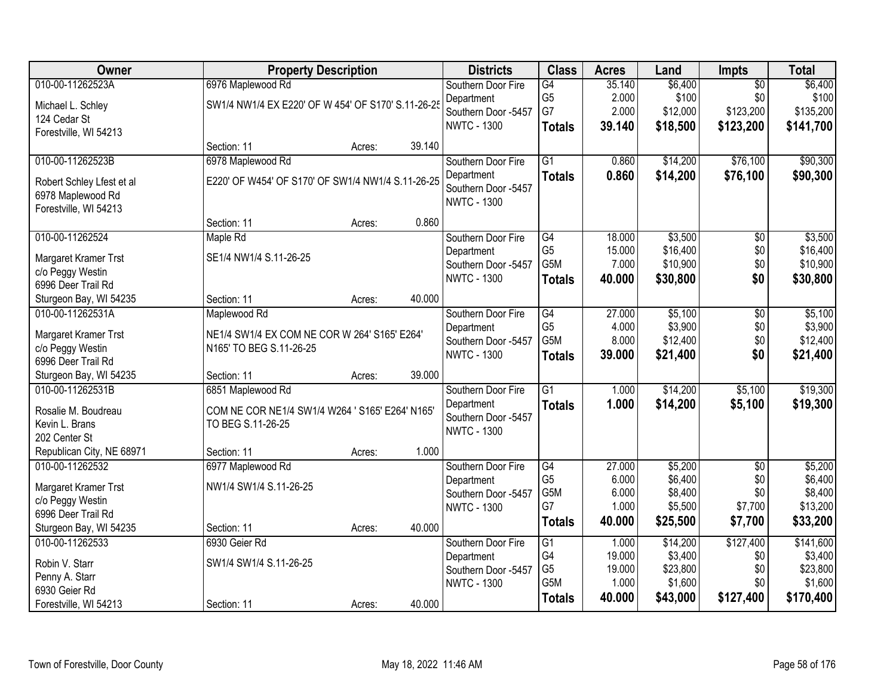| Owner | Property Description | | | Districts | Class | Acres | Land | Impts | Total |
|---|---|---|---|---|---|---|---|---|---|
| 010-00-11262523A | 6976 Maplewood Rd | | | Southern Door Fire | G4 | 35.140 | $6,400 | $0 | $6,400 |
| Michael L. Schley | SW1/4 NW1/4 EX E220' OF W 454' OF S170' S.11-26-25 | | | Department | G5 | 2.000 | $100 | $0 | $100 |
| 124 Cedar St | | | | Southern Door -5457 | G7 | 2.000 | $12,000 | $123,200 | $135,200 |
| Forestville, WI 54213 | | | | NWTC - 1300 | **Totals** | **39.140** | **$18,500** | **$123,200** | **$141,700** |
| | Section: 11 | Acres: | 39.140 | | | | | | |
| 010-00-11262523B | 6978 Maplewood Rd | | | Southern Door Fire | G1 | 0.860 | $14,200 | $76,100 | $90,300 |
| Robert Schley Lfest et al | E220' OF W454' OF S170' OF SW1/4 NW1/4 S.11-26-25 | | | Department | **Totals** | **0.860** | **$14,200** | **$76,100** | **$90,300** |
| 6978 Maplewood Rd | | | | Southern Door -5457 | | | | | |
| Forestville, WI 54213 | | | | NWTC - 1300 | | | | | |
| | Section: 11 | Acres: | 0.860 | | | | | | |
| 010-00-11262524 | Maple Rd | | | Southern Door Fire | G4 | 18.000 | $3,500 | $0 | $3,500 |
| Margaret Kramer Trst | SE1/4 NW1/4 S.11-26-25 | | | Department | G5 | 15.000 | $16,400 | $0 | $16,400 |
| c/o Peggy Westin | | | | Southern Door -5457 | G5M | 7.000 | $10,900 | $0 | $10,900 |
| 6996 Deer Trail Rd | | | | NWTC - 1300 | **Totals** | **40.000** | **$30,800** | **$0** | **$30,800** |
| Sturgeon Bay, WI 54235 | Section: 11 | Acres: | 40.000 | | | | | | |
| 010-00-11262531A | Maplewood Rd | | | Southern Door Fire | G4 | 27.000 | $5,100 | $0 | $5,100 |
| Margaret Kramer Trst | NE1/4 SW1/4 EX COM NE COR W 264' S165' E264' N165' TO BEG S.11-26-25 | | | Department | G5 | 4.000 | $3,900 | $0 | $3,900 |
| c/o Peggy Westin | | | | Southern Door -5457 | G5M | 8.000 | $12,400 | $0 | $12,400 |
| 6996 Deer Trail Rd | | | | NWTC - 1300 | **Totals** | **39.000** | **$21,400** | **$0** | **$21,400** |
| Sturgeon Bay, WI 54235 | Section: 11 | Acres: | 39.000 | | | | | | |
| 010-00-11262531B | 6851 Maplewood Rd | | | Southern Door Fire | G1 | 1.000 | $14,200 | $5,100 | $19,300 |
| Rosalie M. Boudreau | COM NE COR NE1/4 SW1/4 W264 ' S165' E264' N165' TO BEG S.11-26-25 | | | Department | **Totals** | **1.000** | **$14,200** | **$5,100** | **$19,300** |
| Kevin L. Brans | | | | Southern Door -5457 | | | | | |
| 202 Center St | | | | NWTC - 1300 | | | | | |
| Republican City, NE 68971 | Section: 11 | Acres: | 1.000 | | | | | | |
| 010-00-11262532 | 6977 Maplewood Rd | | | Southern Door Fire | G4 | 27.000 | $5,200 | $0 | $5,200 |
| Margaret Kramer Trst | NW1/4 SW1/4 S.11-26-25 | | | Department | G5 | 6.000 | $6,400 | $0 | $6,400 |
| c/o Peggy Westin | | | | Southern Door -5457 | G5M | 6.000 | $8,400 | $0 | $8,400 |
| 6996 Deer Trail Rd | | | | NWTC - 1300 | G7 | 1.000 | $5,500 | $7,700 | $13,200 |
| Sturgeon Bay, WI 54235 | Section: 11 | Acres: | 40.000 | | **Totals** | **40.000** | **$25,500** | **$7,700** | **$33,200** |
| 010-00-11262533 | 6930 Geier Rd | | | Southern Door Fire | G1 | 1.000 | $14,200 | $127,400 | $141,600 |
| Robin V. Starr | SW1/4 SW1/4 S.11-26-25 | | | Department | G4 | 19.000 | $3,400 | $0 | $3,400 |
| Penny A. Starr | | | | Southern Door -5457 | G5 | 19.000 | $23,800 | $0 | $23,800 |
| 6930 Geier Rd | | | | NWTC - 1300 | G5M | 1.000 | $1,600 | $0 | $1,600 |
| Forestville, WI 54213 | Section: 11 | Acres: | 40.000 | | **Totals** | **40.000** | **$43,000** | **$127,400** | **$170,400** |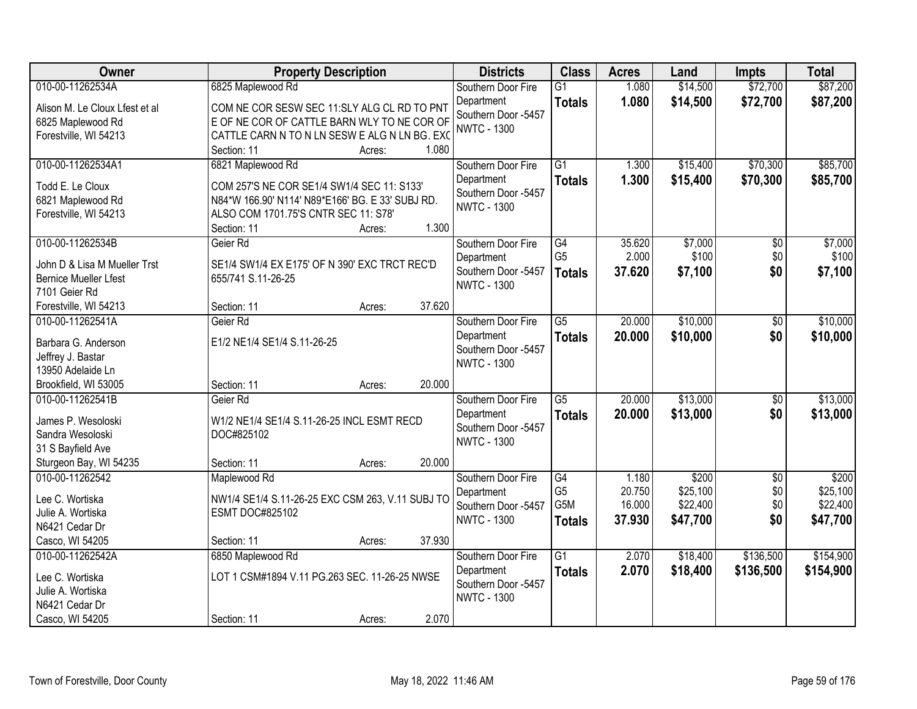| Owner | Property Description | Districts | Class | Acres | Land | Impts | Total |
|---|---|---|---|---|---|---|---|
| 010-00-11262534A<br>Alison M. Le Cloux Lfest et al<br>6825 Maplewood Rd<br>Forestville, WI 54213 | 6825 Maplewood Rd<br>COM NE COR SESW SEC 11:SLY ALG CL RD TO PNT E OF NE COR OF CATTLE BARN WLY TO NE COR OF CATTLE CARN N TO N LN SESW E ALG N LN BG. EXC<br>Section: 11 Acres: 1.080 | Southern Door Fire Department<br>Southern Door -5457<br>NWTC - 1300 | G1<br>**Totals** | 1.080<br>**1.080** | $14,500<br>**$14,500** | $72,700<br>**$72,700** | $87,200<br>**$87,200** |
| 010-00-11262534A1<br>Todd E. Le Cloux<br>6821 Maplewood Rd<br>Forestville, WI 54213 | 6821 Maplewood Rd<br>COM 257'S NE COR SE1/4 SW1/4 SEC 11: S133' N84*W 166.90' N114' N89*E166' BG. E 33' SUBJ RD. ALSO COM 1701.75'S CNTR SEC 11: S78'<br>Section: 11 Acres: 1.300 | Southern Door Fire Department<br>Southern Door -5457<br>NWTC - 1300 | G1<br>**Totals** | 1.300<br>**1.300** | $15,400<br>**$15,400** | $70,300<br>**$70,300** | $85,700<br>**$85,700** |
| 010-00-11262534B<br>John D & Lisa M Mueller Trst<br>Bernice Mueller Lfest<br>7101 Geier Rd<br>Forestville, WI 54213 | Geier Rd<br>SE1/4 SW1/4 EX E175' OF N 390' EXC TRCT REC'D 655/741 S.11-26-25<br>Section: 11 Acres: 37.620 | Southern Door Fire Department<br>Southern Door -5457<br>NWTC - 1300 | G4<br>G5<br>**Totals** | 35.620<br>2.000<br>**37.620** | $7,000<br>$100<br>**$7,100** | $0<br>$0<br>**$0** | $7,000<br>$100<br>**$7,100** |
| 010-00-11262541A<br>Barbara G. Anderson<br>Jeffrey J. Bastar<br>13950 Adelaide Ln<br>Brookfield, WI 53005 | Geier Rd<br>E1/2 NE1/4 SE1/4 S.11-26-25<br>Section: 11 Acres: 20.000 | Southern Door Fire Department<br>Southern Door -5457<br>NWTC - 1300 | G5<br>**Totals** | 20.000<br>**20.000** | $10,000<br>**$10,000** | $0<br>**$0** | $10,000<br>**$10,000** |
| 010-00-11262541B<br>James P. Wesoloski<br>Sandra Wesoloski<br>31 S Bayfield Ave<br>Sturgeon Bay, WI 54235 | Geier Rd<br>W1/2 NE1/4 SE1/4 S.11-26-25 INCL ESMT RECD DOC#825102<br>Section: 11 Acres: 20.000 | Southern Door Fire Department<br>Southern Door -5457<br>NWTC - 1300 | G5<br>**Totals** | 20.000<br>**20.000** | $13,000<br>**$13,000** | $0<br>**$0** | $13,000<br>**$13,000** |
| 010-00-11262542<br>Lee C. Wortiska<br>Julie A. Wortiska<br>N6421 Cedar Dr<br>Casco, WI 54205 | Maplewood Rd<br>NW1/4 SE1/4 S.11-26-25 EXC CSM 263, V.11 SUBJ TO ESMT DOC#825102<br>Section: 11 Acres: 37.930 | Southern Door Fire Department<br>Southern Door -5457<br>NWTC - 1300 | G4<br>G5<br>G5M<br>**Totals** | 1.180<br>20.750<br>16.000<br>**37.930** | $200<br>$25,100<br>$22,400<br>**$47,700** | $0<br>$0<br>$0<br>**$0** | $200<br>$25,100<br>$22,400<br>**$47,700** |
| 010-00-11262542A<br>Lee C. Wortiska<br>Julie A. Wortiska<br>N6421 Cedar Dr<br>Casco, WI 54205 | 6850 Maplewood Rd<br>LOT 1 CSM#1894 V.11 PG.263 SEC. 11-26-25 NWSE<br>Section: 11 Acres: 2.070 | Southern Door Fire Department<br>Southern Door -5457<br>NWTC - 1300 | G1<br>**Totals** | 2.070<br>**2.070** | $18,400<br>**$18,400** | $136,500<br>**$136,500** | $154,900<br>**$154,900** |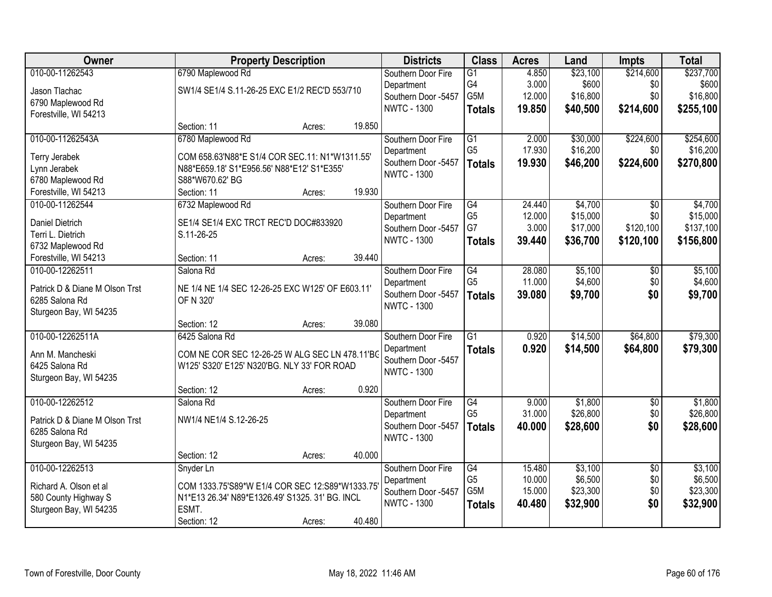| Owner | Property Description | | | Districts | Class | Acres | Land | Impts | Total |
|---|---|---|---|---|---|---|---|---|---|
| 010-00-11262543<br>Jason Tlachac<br>6790 Maplewood Rd<br>Forestville, WI 54213 | 6790 Maplewood Rd<br>SW1/4 SE1/4 S.11-26-25 EXC E1/2 REC'D 553/710 | | | Southern Door Fire Department<br>Southern Door -5457<br>NWTC - 1300 | G1<br>G4<br>G5M<br>**Totals** | 4.850<br>3.000<br>12.000<br>**19.850** | $23,100<br>$600<br>$16,800<br>**$40,500** | $214,600<br>$0<br>$0<br>**$214,600** | $237,700<br>$600<br>$16,800<br>**$255,100** |
| | Section: 11 | Acres: | 19.850 | | | | | | |
| 010-00-11262543A<br>Terry Jerabek<br>Lynn Jerabek<br>6780 Maplewood Rd<br>Forestville, WI 54213 | 6780 Maplewood Rd<br>COM 658.63'N88*E S1/4 COR SEC.11: N1*W1311.55' N88*E659.18' S1*E956.56' N88*E12' S1*E355' S88*W670.62' BG | | | Southern Door Fire Department<br>Southern Door -5457<br>NWTC - 1300 | G1<br>G5<br>**Totals** | 2.000<br>17.930<br>**19.930** | $30,000<br>$16,200<br>**$46,200** | $224,600<br>$0<br>**$224,600** | $254,600<br>$16,200<br>**$270,800** |
| | Section: 11 | Acres: | 19.930 | | | | | | |
| 010-00-11262544<br>Daniel Dietrich<br>Terri L. Dietrich<br>6732 Maplewood Rd<br>Forestville, WI 54213 | 6732 Maplewood Rd<br>SE1/4 SE1/4 EXC TRCT REC'D DOC#833920 S.11-26-25 | | | Southern Door Fire Department<br>Southern Door -5457<br>NWTC - 1300 | G4<br>G5<br>G7<br>**Totals** | 24.440<br>12.000<br>3.000<br>**39.440** | $4,700<br>$15,000<br>$17,000<br>**$36,700** | $0<br>$0<br>$120,100<br>**$120,100** | $4,700<br>$15,000<br>$137,100<br>**$156,800** |
| | Section: 11 | Acres: | 39.440 | | | | | | |
| 010-00-12262511<br>Patrick D & Diane M Olson Trst<br>6285 Salona Rd<br>Sturgeon Bay, WI 54235 | Salona Rd<br>NE 1/4 NE 1/4 SEC 12-26-25 EXC W125' OF E603.11' OF N 320' | | | Southern Door Fire Department<br>Southern Door -5457<br>NWTC - 1300 | G4<br>G5<br>**Totals** | 28.080<br>11.000<br>**39.080** | $5,100<br>$4,600<br>**$9,700** | $0<br>$0<br>**$0** | $5,100<br>$4,600<br>**$9,700** |
| | Section: 12 | Acres: | 39.080 | | | | | | |
| 010-00-12262511A<br>Ann M. Mancheski<br>6425 Salona Rd<br>Sturgeon Bay, WI 54235 | 6425 Salona Rd<br>COM NE COR SEC 12-26-25 W ALG SEC LN 478.11'BG W125' S320' E125' N320'BG. NLY 33' FOR ROAD | | | Southern Door Fire Department<br>Southern Door -5457<br>NWTC - 1300 | G1<br>**Totals** | 0.920<br>**0.920** | $14,500<br>**$14,500** | $64,800<br>**$64,800** | $79,300<br>**$79,300** |
| | Section: 12 | Acres: | 0.920 | | | | | | |
| 010-00-12262512<br>Patrick D & Diane M Olson Trst<br>6285 Salona Rd<br>Sturgeon Bay, WI 54235 | Salona Rd<br>NW1/4 NE1/4 S.12-26-25 | | | Southern Door Fire Department<br>Southern Door -5457<br>NWTC - 1300 | G4<br>G5<br>**Totals** | 9.000<br>31.000<br>**40.000** | $1,800<br>$26,800<br>**$28,600** | $0<br>$0<br>**$0** | $1,800<br>$26,800<br>**$28,600** |
| | Section: 12 | Acres: | 40.000 | | | | | | |
| 010-00-12262513<br>Richard A. Olson et al<br>580 County Highway S<br>Sturgeon Bay, WI 54235 | Snyder Ln<br>COM 1333.75'S89*W E1/4 COR SEC 12:S89*W1333.75' N1*E13 26.34' N89*E1326.49' S1325. 31' BG. INCL ESMT. | | | Southern Door Fire Department<br>Southern Door -5457<br>NWTC - 1300 | G4<br>G5<br>G5M<br>**Totals** | 15.480<br>10.000<br>15.000<br>**40.480** | $3,100<br>$6,500<br>$23,300<br>**$32,900** | $0<br>$0<br>$0<br>**$0** | $3,100<br>$6,500<br>$23,300<br>**$32,900** |
| | Section: 12 | Acres: | 40.480 | | | | | | |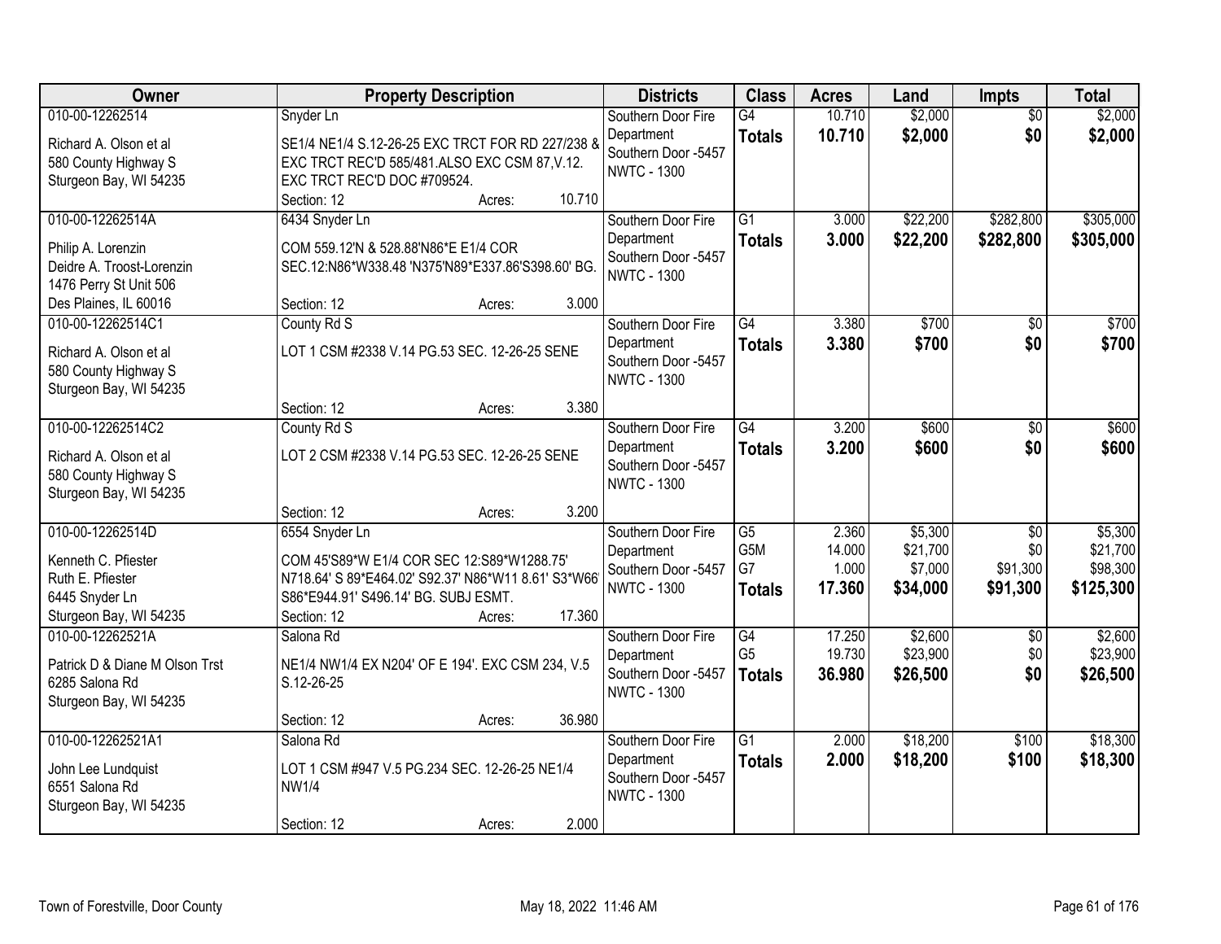| Owner | Property Description | Districts | Class | Acres | Land | Impts | Total |
|---|---|---|---|---|---|---|---|
| 010-00-12262514<br>Richard A. Olson et al<br>580 County Highway S<br>Sturgeon Bay, WI 54235 | Snyder Ln<br>SE1/4 NE1/4 S.12-26-25 EXC TRCT FOR RD 227/238 & EXC TRCT REC'D 585/481.ALSO EXC CSM 87,V.12. EXC TRCT REC'D DOC #709524.<br>Section: 12 Acres: 10.710 | Southern Door Fire Department<br>Southern Door -5457<br>NWTC - 1300 | G4<br>**Totals** | 10.710<br>**10.710** | $2,000<br>**$2,000** | $0<br>**$0** | $2,000<br>**$2,000** |
| 010-00-12262514A<br>Philip A. Lorenzin<br>Deidre A. Troost-Lorenzin<br>1476 Perry St Unit 506<br>Des Plaines, IL 60016 | 6434 Snyder Ln<br>COM 559.12'N & 528.88'N86*E E1/4 COR SEC.12:N86*W338.48 'N375'N89*E337.86'S398.60' BG.<br>Section: 12 Acres: 3.000 | Southern Door Fire Department<br>Southern Door -5457<br>NWTC - 1300 | G1<br>**Totals** | 3.000<br>**3.000** | $22,200<br>**$22,200** | $282,800<br>**$282,800** | $305,000<br>**$305,000** |
| 010-00-12262514C1<br>Richard A. Olson et al<br>580 County Highway S<br>Sturgeon Bay, WI 54235 | County Rd S<br>LOT 1 CSM #2338 V.14 PG.53 SEC. 12-26-25 SENE<br>Section: 12 Acres: 3.380 | Southern Door Fire Department<br>Southern Door -5457<br>NWTC - 1300 | G4<br>**Totals** | 3.380<br>**3.380** | $700<br>**$700** | $0<br>**$0** | $700<br>**$700** |
| 010-00-12262514C2<br>Richard A. Olson et al<br>580 County Highway S<br>Sturgeon Bay, WI 54235 | County Rd S<br>LOT 2 CSM #2338 V.14 PG.53 SEC. 12-26-25 SENE<br>Section: 12 Acres: 3.200 | Southern Door Fire Department<br>Southern Door -5457<br>NWTC - 1300 | G4<br>**Totals** | 3.200<br>**3.200** | $600<br>**$600** | $0<br>**$0** | $600<br>**$600** |
| 010-00-12262514D<br>Kenneth C. Pfiester<br>Ruth E. Pfiester<br>6445 Snyder Ln<br>Sturgeon Bay, WI 54235 | 6554 Snyder Ln<br>COM 45'S89*W E1/4 COR SEC 12:S89*W1288.75' N718.64' S 89*E464.02' S92.37' N86*W11 8.61' S3*W66 S86*E944.91' S496.14' BG. SUBJ ESMT.<br>Section: 12 Acres: 17.360 | Southern Door Fire Department<br>Southern Door -5457<br>NWTC - 1300 | G5<br>G5M<br>G7<br>**Totals** | 2.360<br>14.000<br>1.000<br>**17.360** | $5,300<br>$21,700<br>$7,000<br>**$34,000** | $0<br>$0<br>$91,300<br>**$91,300** | $5,300<br>$21,700<br>$98,300<br>**$125,300** |
| 010-00-12262521A<br>Patrick D & Diane M Olson Trst<br>6285 Salona Rd<br>Sturgeon Bay, WI 54235 | Salona Rd<br>NE1/4 NW1/4 EX N204' OF E 194'. EXC CSM 234, V.5 S.12-26-25<br>Section: 12 Acres: 36.980 | Southern Door Fire Department<br>Southern Door -5457<br>NWTC - 1300 | G4<br>G5<br>**Totals** | 17.250<br>19.730<br>**36.980** | $2,600<br>$23,900<br>**$26,500** | $0<br>$0<br>**$0** | $2,600<br>$23,900<br>**$26,500** |
| 010-00-12262521A1<br>John Lee Lundquist<br>6551 Salona Rd<br>Sturgeon Bay, WI 54235 | Salona Rd<br>LOT 1 CSM #947 V.5 PG.234 SEC. 12-26-25 NE1/4 NW1/4<br>Section: 12 Acres: 2.000 | Southern Door Fire Department<br>Southern Door -5457<br>NWTC - 1300 | G1<br>**Totals** | 2.000<br>**2.000** | $18,200<br>**$18,200** | $100<br>**$100** | $18,300<br>**$18,300** |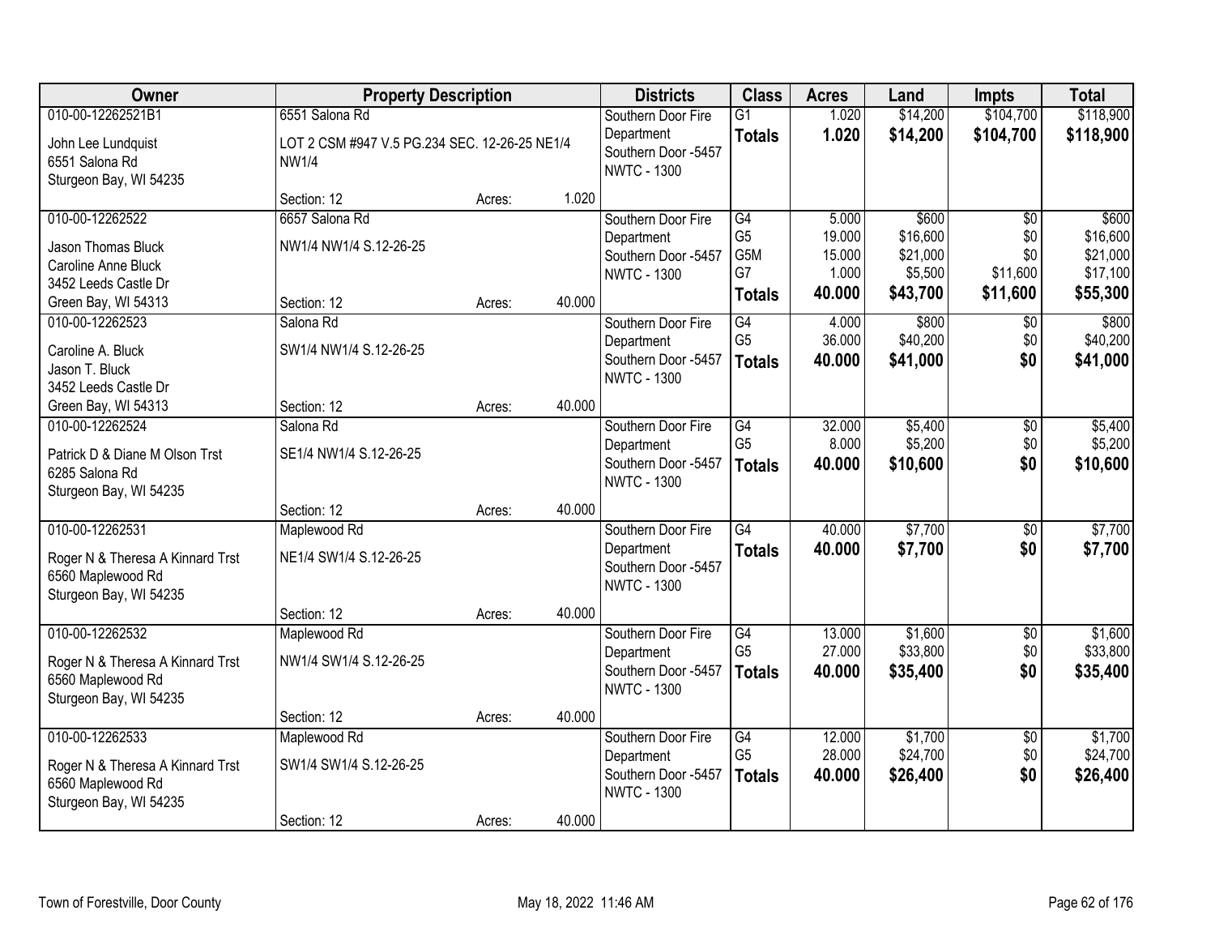| Owner | Property Description | | | Districts | Class | Acres | Land | Impts | Total |
|---|---|---|---|---|---|---|---|---|---|
| 010-00-12262521B1 | 6551 Salona Rd | | | Southern Door Fire | G1 | 1.020 | $14,200 | $104,700 | $118,900 |
| John Lee Lundquist<br>6551 Salona Rd<br>Sturgeon Bay, WI 54235 | LOT 2 CSM #947 V.5 PG.234 SEC. 12-26-25 NE1/4 NW1/4 | | | Department<br>Southern Door -5457<br>NWTC - 1300 | **Totals** | **1.020** | **$14,200** | **$104,700** | **$118,900** |
| | Section: 12 | Acres: | 1.020 | | | | | | |
| 010-00-12262522 | 6657 Salona Rd | | | Southern Door Fire | G4 | 5.000 | $600 | $0 | $600 |
| Jason Thomas Bluck<br>Caroline Anne Bluck<br>3452 Leeds Castle Dr | NW1/4 NW1/4 S.12-26-25 | | | Department<br>Southern Door -5457<br>NWTC - 1300 | G5<br>G5M<br>G7 | 19.000<br>15.000<br>1.000 | $16,600<br>$21,000<br>$5,500 | $0<br>$0<br>$11,600 | $16,600<br>$21,000<br>$17,100 |
| Green Bay, WI 54313 | Section: 12 | Acres: | 40.000 | | **Totals** | **40.000** | **$43,700** | **$11,600** | **$55,300** |
| 010-00-12262523 | Salona Rd | | | Southern Door Fire | G4 | 4.000 | $800 | $0 | $800 |
| Caroline A. Bluck<br>Jason T. Bluck<br>3452 Leeds Castle Dr | SW1/4 NW1/4 S.12-26-25 | | | Department<br>Southern Door -5457<br>NWTC - 1300 | G5 | 36.000 | $40,200 | $0 | $40,200 |
| | | | | | **Totals** | **40.000** | **$41,000** | **$0** | **$41,000** |
| Green Bay, WI 54313 | Section: 12 | Acres: | 40.000 | | | | | | |
| 010-00-12262524 | Salona Rd | | | Southern Door Fire | G4 | 32.000 | $5,400 | $0 | $5,400 |
| Patrick D & Diane M Olson Trst<br>6285 Salona Rd<br>Sturgeon Bay, WI 54235 | SE1/4 NW1/4 S.12-26-25 | | | Department<br>Southern Door -5457<br>NWTC - 1300 | G5 | 8.000 | $5,200 | $0 | $5,200 |
| | | | | | **Totals** | **40.000** | **$10,600** | **$0** | **$10,600** |
| | Section: 12 | Acres: | 40.000 | | | | | | |
| 010-00-12262531 | Maplewood Rd | | | Southern Door Fire | G4 | 40.000 | $7,700 | $0 | $7,700 |
| Roger N & Theresa A Kinnard Trst<br>6560 Maplewood Rd<br>Sturgeon Bay, WI 54235 | NE1/4 SW1/4 S.12-26-25 | | | Department<br>Southern Door -5457<br>NWTC - 1300 | **Totals** | **40.000** | **$7,700** | **$0** | **$7,700** |
| | Section: 12 | Acres: | 40.000 | | | | | | |
| 010-00-12262532 | Maplewood Rd | | | Southern Door Fire | G4 | 13.000 | $1,600 | $0 | $1,600 |
| Roger N & Theresa A Kinnard Trst<br>6560 Maplewood Rd<br>Sturgeon Bay, WI 54235 | NW1/4 SW1/4 S.12-26-25 | | | Department<br>Southern Door -5457<br>NWTC - 1300 | G5 | 27.000 | $33,800 | $0 | $33,800 |
| | | | | | **Totals** | **40.000** | **$35,400** | **$0** | **$35,400** |
| | Section: 12 | Acres: | 40.000 | | | | | | |
| 010-00-12262533 | Maplewood Rd | | | Southern Door Fire | G4 | 12.000 | $1,700 | $0 | $1,700 |
| Roger N & Theresa A Kinnard Trst<br>6560 Maplewood Rd<br>Sturgeon Bay, WI 54235 | SW1/4 SW1/4 S.12-26-25 | | | Department<br>Southern Door -5457<br>NWTC - 1300 | G5 | 28.000 | $24,700 | $0 | $24,700 |
| | | | | | **Totals** | **40.000** | **$26,400** | **$0** | **$26,400** |
| | Section: 12 | Acres: | 40.000 | | | | | | |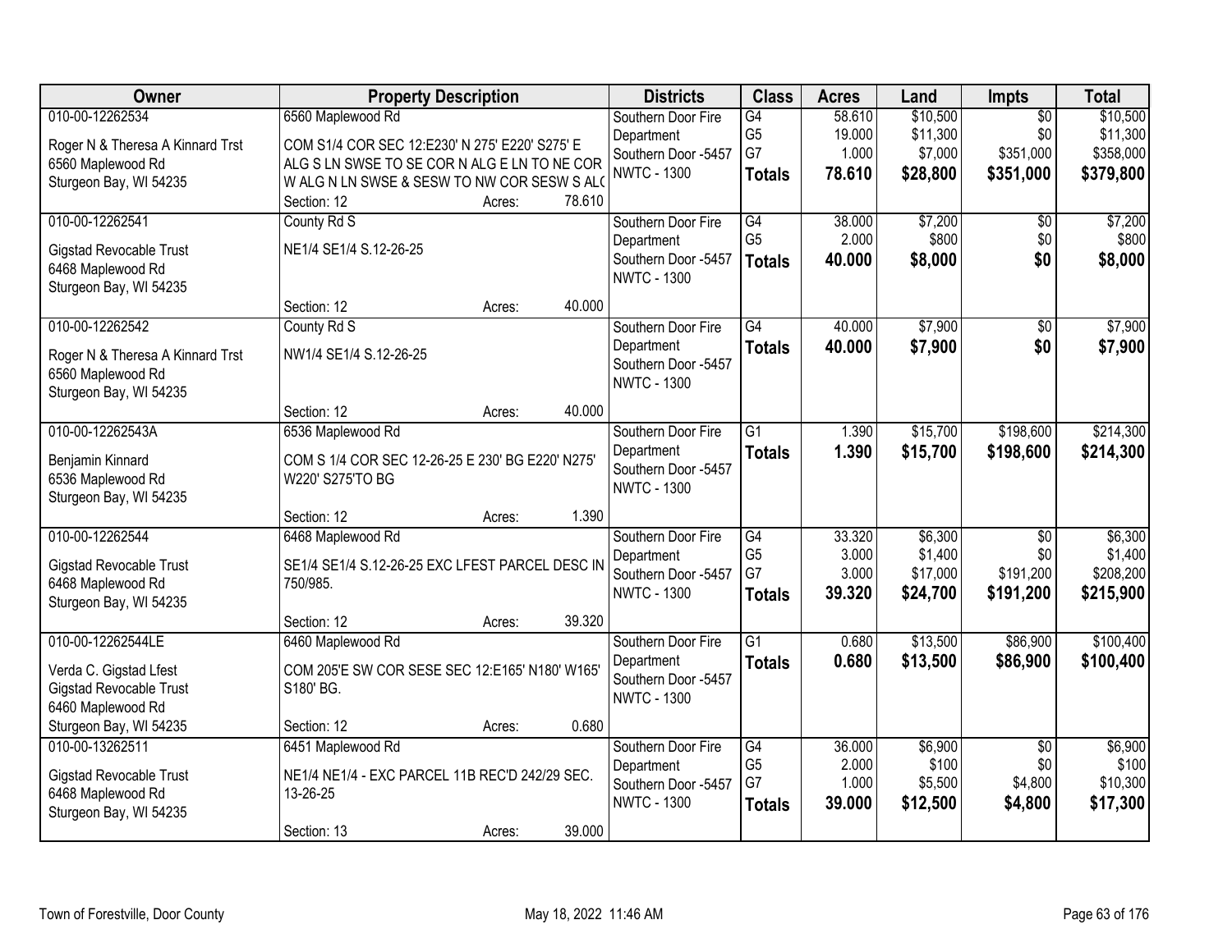| Owner | Property Description | Districts | Class | Acres | Land | Impts | Total |
|---|---|---|---|---|---|---|---|
| 010-00-12262534<br>Roger N & Theresa A Kinnard Trst<br>6560 Maplewood Rd<br>Sturgeon Bay, WI 54235 | 6560 Maplewood Rd<br>COM S1/4 COR SEC 12:E230' N 275' E220' S275' E ALG S LN SWSE TO SE COR N ALG E LN TO NE COR W ALG N LN SWSE & SESW TO NW COR SESW S ALC<br>Section: 12 Acres: 78.610 | Southern Door Fire Department<br>Southern Door -5457<br>NWTC - 1300 | G4<br>G5<br>G7<br>**Totals** | 58.610<br>19.000<br>1.000<br>**78.610** | $10,500<br>$11,300<br>$7,000<br>**$28,800** | $0<br>$0<br>$351,000<br>**$351,000** | $10,500<br>$11,300<br>$358,000<br>**$379,800** |
| 010-00-12262541<br>Gigstad Revocable Trust<br>6468 Maplewood Rd<br>Sturgeon Bay, WI 54235 | County Rd S<br>NE1/4 SE1/4 S.12-26-25<br>Section: 12 Acres: 40.000 | Southern Door Fire Department<br>Southern Door -5457<br>NWTC - 1300 | G4<br>G5<br>**Totals** | 38.000<br>2.000<br>**40.000** | $7,200<br>$800<br>**$8,000** | $0<br>$0<br>**$0** | $7,200<br>$800<br>**$8,000** |
| 010-00-12262542<br>Roger N & Theresa A Kinnard Trst<br>6560 Maplewood Rd<br>Sturgeon Bay, WI 54235 | County Rd S<br>NW1/4 SE1/4 S.12-26-25<br>Section: 12 Acres: 40.000 | Southern Door Fire Department<br>Southern Door -5457<br>NWTC - 1300 | G4<br>**Totals** | 40.000<br>**40.000** | $7,900<br>**$7,900** | $0<br>**$0** | $7,900<br>**$7,900** |
| 010-00-12262543A<br>Benjamin Kinnard<br>6536 Maplewood Rd<br>Sturgeon Bay, WI 54235 | 6536 Maplewood Rd<br>COM S 1/4 COR SEC 12-26-25 E 230' BG E220' N275' W220' S275'TO BG<br>Section: 12 Acres: 1.390 | Southern Door Fire Department<br>Southern Door -5457<br>NWTC - 1300 | G1<br>**Totals** | 1.390<br>**1.390** | $15,700<br>**$15,700** | $198,600<br>**$198,600** | $214,300<br>**$214,300** |
| 010-00-12262544<br>Gigstad Revocable Trust<br>6468 Maplewood Rd<br>Sturgeon Bay, WI 54235 | 6468 Maplewood Rd<br>SE1/4 SE1/4 S.12-26-25 EXC LFEST PARCEL DESC IN 750/985.<br>Section: 12 Acres: 39.320 | Southern Door Fire Department<br>Southern Door -5457<br>NWTC - 1300 | G4<br>G5<br>G7<br>**Totals** | 33.320<br>3.000<br>3.000<br>**39.320** | $6,300<br>$1,400<br>$17,000<br>**$24,700** | $0<br>$0<br>$191,200<br>**$191,200** | $6,300<br>$1,400<br>$208,200<br>**$215,900** |
| 010-00-12262544LE<br>Verda C. Gigstad Lfest<br>Gigstad Revocable Trust<br>6460 Maplewood Rd<br>Sturgeon Bay, WI 54235 | 6460 Maplewood Rd<br>COM 205'E SW COR SESE SEC 12:E165' N180' W165' S180' BG.<br>Section: 12 Acres: 0.680 | Southern Door Fire Department<br>Southern Door -5457<br>NWTC - 1300 | G1<br>**Totals** | 0.680<br>**0.680** | $13,500<br>**$13,500** | $86,900<br>**$86,900** | $100,400<br>**$100,400** |
| 010-00-13262511<br>Gigstad Revocable Trust<br>6468 Maplewood Rd<br>Sturgeon Bay, WI 54235 | 6451 Maplewood Rd<br>NE1/4 NE1/4 - EXC PARCEL 11B REC'D 242/29 SEC. 13-26-25<br>Section: 13 Acres: 39.000 | Southern Door Fire Department<br>Southern Door -5457<br>NWTC - 1300 | G4<br>G5<br>G7<br>**Totals** | 36.000<br>2.000<br>1.000<br>**39.000** | $6,900<br>$100<br>$5,500<br>**$12,500** | $0<br>$0<br>$4,800<br>**$4,800** | $6,900<br>$100<br>$10,300<br>**$17,300** |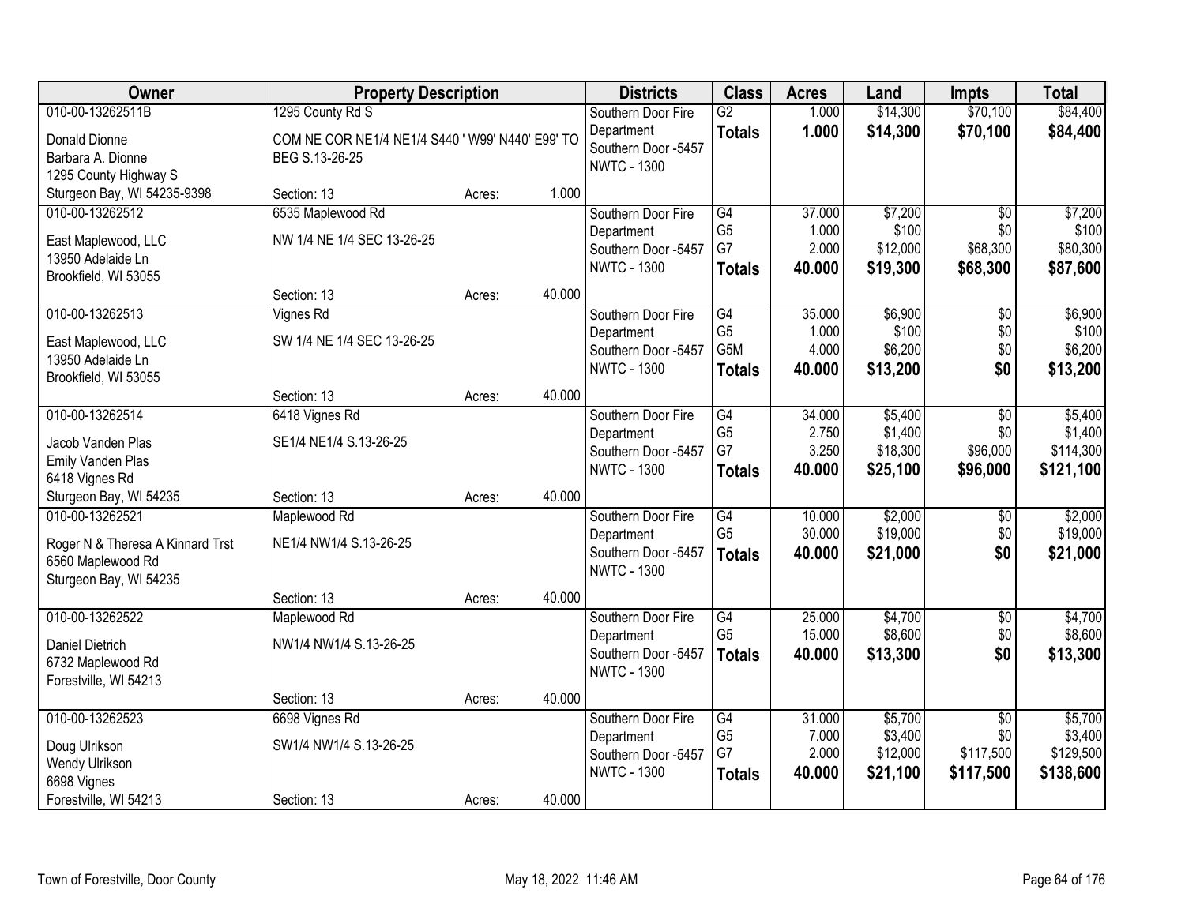| Owner | Property Description | | | Districts | Class | Acres | Land | Impts | Total |
|---|---|---|---|---|---|---|---|---|---|
| 010-00-13262511B | 1295 County Rd S | | | Southern Door Fire Department | G2 | 1.000 | $14,300 | $70,100 | $84,400 |
| Donald Dionne<br>Barbara A. Dionne<br>1295 County Highway S<br>Sturgeon Bay, WI 54235-9398 | COM NE COR NE1/4 NE1/4 S440 ' W99' N440' E99' TO BEG S.13-26-25 | | | Southern Door -5457<br>NWTC - 1300 | **Totals** | **1.000** | **$14,300** | **$70,100** | **$84,400** |
| | Section: 13 | Acres: | 1.000 | | | | | | |
| 010-00-13262512 | 6535 Maplewood Rd | | | Southern Door Fire Department | G4 | 37.000 | $7,200 | $0 | $7,200 |
| East Maplewood, LLC<br>13950 Adelaide Ln<br>Brookfield, WI 53055 | NW 1/4 NE 1/4 SEC 13-26-25 | | | Southern Door -5457 | G5 | 1.000 | $100 | $0 | $100 |
| | | | | NWTC - 1300 | G7 | 2.000 | $12,000 | $68,300 | $80,300 |
| | | | | | **Totals** | **40.000** | **$19,300** | **$68,300** | **$87,600** |
| | Section: 13 | Acres: | 40.000 | | | | | | |
| 010-00-13262513 | Vignes Rd | | | Southern Door Fire Department | G4 | 35.000 | $6,900 | $0 | $6,900 |
| East Maplewood, LLC<br>13950 Adelaide Ln<br>Brookfield, WI 53055 | SW 1/4 NE 1/4 SEC 13-26-25 | | | Southern Door -5457 | G5 | 1.000 | $100 | $0 | $100 |
| | | | | NWTC - 1300 | G5M | 4.000 | $6,200 | $0 | $6,200 |
| | | | | | **Totals** | **40.000** | **$13,200** | **$0** | **$13,200** |
| | Section: 13 | Acres: | 40.000 | | | | | | |
| 010-00-13262514 | 6418 Vignes Rd | | | Southern Door Fire Department | G4 | 34.000 | $5,400 | $0 | $5,400 |
| Jacob Vanden Plas<br>Emily Vanden Plas<br>6418 Vignes Rd<br>Sturgeon Bay, WI 54235 | SE1/4 NE1/4 S.13-26-25 | | | Southern Door -5457 | G5 | 2.750 | $1,400 | $0 | $1,400 |
| | | | | NWTC - 1300 | G7 | 3.250 | $18,300 | $96,000 | $114,300 |
| | | | | | **Totals** | **40.000** | **$25,100** | **$96,000** | **$121,100** |
| | Section: 13 | Acres: | 40.000 | | | | | | |
| 010-00-13262521 | Maplewood Rd | | | Southern Door Fire Department | G4 | 10.000 | $2,000 | $0 | $2,000 |
| Roger N & Theresa A Kinnard Trst<br>6560 Maplewood Rd<br>Sturgeon Bay, WI 54235 | NE1/4 NW1/4 S.13-26-25 | | | Southern Door -5457 | G5 | 30.000 | $19,000 | $0 | $19,000 |
| | | | | NWTC - 1300 | **Totals** | **40.000** | **$21,000** | **$0** | **$21,000** |
| | Section: 13 | Acres: | 40.000 | | | | | | |
| 010-00-13262522 | Maplewood Rd | | | Southern Door Fire Department | G4 | 25.000 | $4,700 | $0 | $4,700 |
| Daniel Dietrich<br>6732 Maplewood Rd<br>Forestville, WI 54213 | NW1/4 NW1/4 S.13-26-25 | | | Southern Door -5457 | G5 | 15.000 | $8,600 | $0 | $8,600 |
| | | | | NWTC - 1300 | **Totals** | **40.000** | **$13,300** | **$0** | **$13,300** |
| | Section: 13 | Acres: | 40.000 | | | | | | |
| 010-00-13262523 | 6698 Vignes Rd | | | Southern Door Fire Department | G4 | 31.000 | $5,700 | $0 | $5,700 |
| Doug Ulrikson<br>Wendy Ulrikson<br>6698 Vignes<br>Forestville, WI 54213 | SW1/4 NW1/4 S.13-26-25 | | | Southern Door -5457 | G5 | 7.000 | $3,400 | $0 | $3,400 |
| | | | | NWTC - 1300 | G7 | 2.000 | $12,000 | $117,500 | $129,500 |
| | | | | | **Totals** | **40.000** | **$21,100** | **$117,500** | **$138,600** |
| | Section: 13 | Acres: | 40.000 | | | | | | |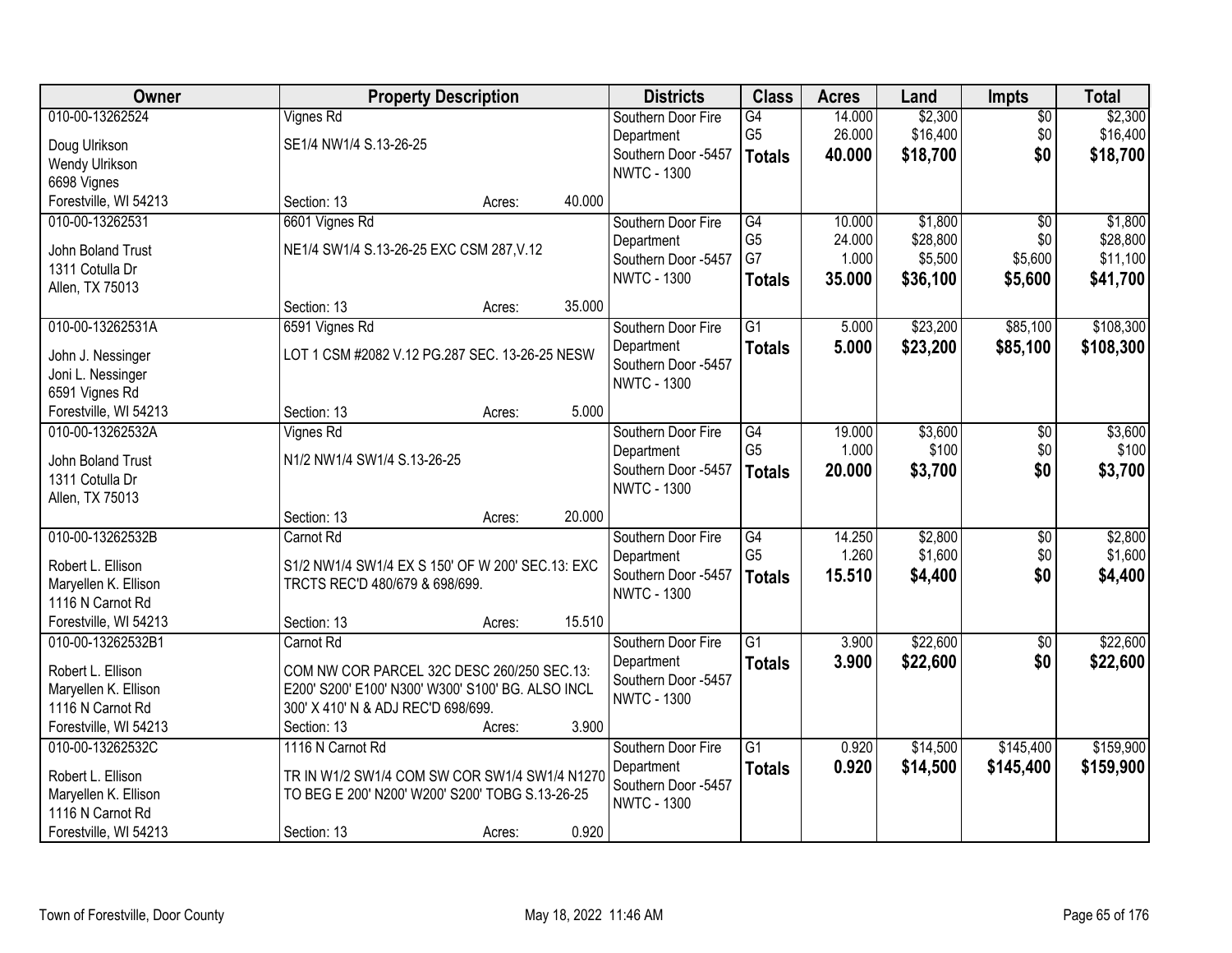| Owner | Property Description | Districts | Class | Acres | Land | Impts | Total |
|---|---|---|---|---|---|---|---|
| 010-00-13262524<br>Doug Ulrikson<br>Wendy Ulrikson<br>6698 Vignes<br>Forestville, WI 54213 | Vignes Rd<br>SE1/4 NW1/4 S.13-26-25<br>Section: 13 Acres: 40.000 | Southern Door Fire Department<br>Southern Door -5457<br>NWTC - 1300 | G4<br>G5<br>**Totals** | 14.000<br>26.000<br>**40.000** | $2,300<br>$16,400<br>**$18,700** | $0<br>$0<br>**$0** | $2,300<br>$16,400<br>**$18,700** |
| 010-00-13262531<br>John Boland Trust<br>1311 Cotulla Dr<br>Allen, TX 75013 | 6601 Vignes Rd<br>NE1/4 SW1/4 S.13-26-25 EXC CSM 287,V.12<br>Section: 13 Acres: 35.000 | Southern Door Fire Department<br>Southern Door -5457<br>NWTC - 1300 | G4<br>G5<br>G7<br>**Totals** | 10.000<br>24.000<br>1.000<br>**35.000** | $1,800<br>$28,800<br>$5,500<br>**$36,100** | $0<br>$0<br>$5,600<br>**$5,600** | $1,800<br>$28,800<br>$11,100<br>**$41,700** |
| 010-00-13262531A<br>John J. Nessinger<br>Joni L. Nessinger<br>6591 Vignes Rd<br>Forestville, WI 54213 | 6591 Vignes Rd<br>LOT 1 CSM #2082 V.12 PG.287 SEC. 13-26-25 NESW<br>Section: 13 Acres: 5.000 | Southern Door Fire Department<br>Southern Door -5457<br>NWTC - 1300 | G1<br>**Totals** | 5.000<br>**5.000** | $23,200<br>**$23,200** | $85,100<br>**$85,100** | $108,300<br>**$108,300** |
| 010-00-13262532A<br>John Boland Trust<br>1311 Cotulla Dr<br>Allen, TX 75013 | Vignes Rd<br>N1/2 NW1/4 SW1/4 S.13-26-25<br>Section: 13 Acres: 20.000 | Southern Door Fire Department<br>Southern Door -5457<br>NWTC - 1300 | G4<br>G5<br>**Totals** | 19.000<br>1.000<br>**20.000** | $3,600<br>$100<br>**$3,700** | $0<br>$0<br>**$0** | $3,600<br>$100<br>**$3,700** |
| 010-00-13262532B<br>Robert L. Ellison<br>Maryellen K. Ellison<br>1116 N Carnot Rd<br>Forestville, WI 54213 | Carnot Rd<br>S1/2 NW1/4 SW1/4 EX S 150' OF W 200' SEC.13: EXC TRCTS REC'D 480/679 & 698/699.<br>Section: 13 Acres: 15.510 | Southern Door Fire Department<br>Southern Door -5457<br>NWTC - 1300 | G4<br>G5<br>**Totals** | 14.250<br>1.260<br>**15.510** | $2,800<br>$1,600<br>**$4,400** | $0<br>$0<br>**$0** | $2,800<br>$1,600<br>**$4,400** |
| 010-00-13262532B1<br>Robert L. Ellison<br>Maryellen K. Ellison<br>1116 N Carnot Rd<br>Forestville, WI 54213 | Carnot Rd<br>COM NW COR PARCEL 32C DESC 260/250 SEC.13: E200' S200' E100' N300' W300' S100' BG. ALSO INCL 300' X 410' N & ADJ REC'D 698/699.<br>Section: 13 Acres: 3.900 | Southern Door Fire Department<br>Southern Door -5457<br>NWTC - 1300 | G1<br>**Totals** | 3.900<br>**3.900** | $22,600<br>**$22,600** | $0<br>**$0** | $22,600<br>**$22,600** |
| 010-00-13262532C<br>Robert L. Ellison<br>Maryellen K. Ellison<br>1116 N Carnot Rd<br>Forestville, WI 54213 | 1116 N Carnot Rd<br>TR IN W1/2 SW1/4 COM SW COR SW1/4 SW1/4 N1270 TO BEG E 200' N200' W200' S200' TOBG S.13-26-25<br>Section: 13 Acres: 0.920 | Southern Door Fire Department<br>Southern Door -5457<br>NWTC - 1300 | G1<br>**Totals** | 0.920<br>**0.920** | $14,500<br>**$14,500** | $145,400<br>**$145,400** | $159,900<br>**$159,900** |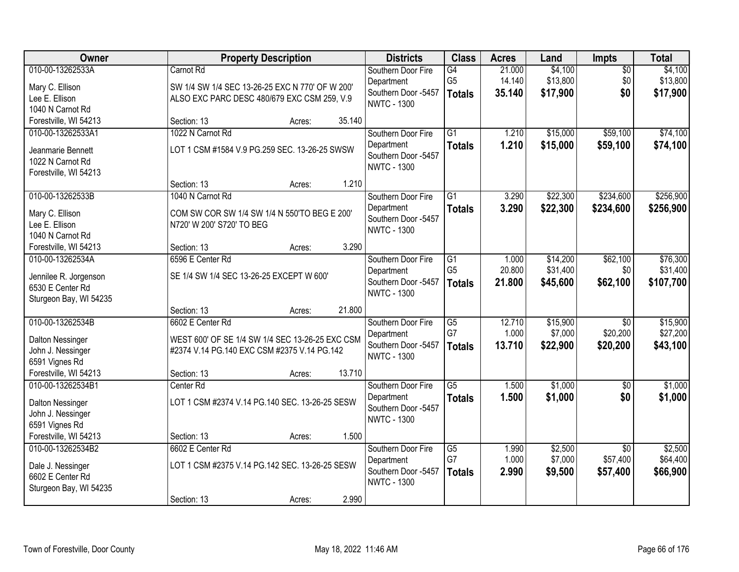| Owner | Property Description | Districts | Class | Acres | Land | Impts | Total |
|---|---|---|---|---|---|---|---|
| 010-00-13262533A<br>Mary C. Ellison<br>Lee E. Ellison<br>1040 N Carnot Rd<br>Forestville, WI 54213 | Carnot Rd<br>SW 1/4 SW 1/4 SEC 13-26-25 EXC N 770' OF W 200' ALSO EXC PARC DESC 480/679 EXC CSM 259, V.9<br>Section: 13 Acres: 35.140 | Southern Door Fire Department<br>Southern Door -5457<br>NWTC - 1300 | G4<br>G5<br>**Totals** | 21.000<br>14.140<br>**35.140** | $4,100<br>$13,800<br>**$17,900** | $0<br>$0<br>**$0** | $4,100<br>$13,800<br>**$17,900** |
| 010-00-13262533A1<br>Jeanmarie Bennett<br>1022 N Carnot Rd<br>Forestville, WI 54213 | 1022 N Carnot Rd<br>LOT 1 CSM #1584 V.9 PG.259 SEC. 13-26-25 SWSW<br>Section: 13 Acres: 1.210 | Southern Door Fire Department<br>Southern Door -5457<br>NWTC - 1300 | G1<br>**Totals** | 1.210<br>**1.210** | $15,000<br>**$15,000** | $59,100<br>**$59,100** | $74,100<br>**$74,100** |
| 010-00-13262533B<br>Mary C. Ellison<br>Lee E. Ellison<br>1040 N Carnot Rd<br>Forestville, WI 54213 | 1040 N Carnot Rd<br>COM SW COR SW 1/4 SW 1/4 N 550'TO BEG E 200' N720' W 200' S720' TO BEG<br>Section: 13 Acres: 3.290 | Southern Door Fire Department<br>Southern Door -5457<br>NWTC - 1300 | G1<br>**Totals** | 3.290<br>**3.290** | $22,300<br>**$22,300** | $234,600<br>**$234,600** | $256,900<br>**$256,900** |
| 010-00-13262534A<br>Jennilee R. Jorgenson<br>6530 E Center Rd<br>Sturgeon Bay, WI 54235 | 6596 E Center Rd<br>SE 1/4 SW 1/4 SEC 13-26-25 EXCEPT W 600'<br>Section: 13 Acres: 21.800 | Southern Door Fire Department<br>Southern Door -5457<br>NWTC - 1300 | G1<br>G5<br>**Totals** | 1.000<br>20.800<br>**21.800** | $14,200<br>$31,400<br>**$45,600** | $62,100<br>$0<br>**$62,100** | $76,300<br>$31,400<br>**$107,700** |
| 010-00-13262534B<br>Dalton Nessinger<br>John J. Nessinger<br>6591 Vignes Rd<br>Forestville, WI 54213 | 6602 E Center Rd<br>WEST 600' OF SE 1/4 SW 1/4 SEC 13-26-25 EXC CSM #2374 V.14 PG.140 EXC CSM #2375 V.14 PG.142<br>Section: 13 Acres: 13.710 | Southern Door Fire Department<br>Southern Door -5457<br>NWTC - 1300 | G5<br>G7<br>**Totals** | 12.710<br>1.000<br>**13.710** | $15,900<br>$7,000<br>**$22,900** | $0<br>$20,200<br>**$20,200** | $15,900<br>$27,200<br>**$43,100** |
| 010-00-13262534B1<br>Dalton Nessinger<br>John J. Nessinger<br>6591 Vignes Rd<br>Forestville, WI 54213 | Center Rd<br>LOT 1 CSM #2374 V.14 PG.140 SEC. 13-26-25 SESW<br>Section: 13 Acres: 1.500 | Southern Door Fire Department<br>Southern Door -5457<br>NWTC - 1300 | G5<br>**Totals** | 1.500<br>**1.500** | $1,000<br>**$1,000** | $0<br>**$0** | $1,000<br>**$1,000** |
| 010-00-13262534B2<br>Dale J. Nessinger<br>6602 E Center Rd<br>Sturgeon Bay, WI 54235 | 6602 E Center Rd<br>LOT 1 CSM #2375 V.14 PG.142 SEC. 13-26-25 SESW<br>Section: 13 Acres: 2.990 | Southern Door Fire Department<br>Southern Door -5457<br>NWTC - 1300 | G5<br>G7<br>**Totals** | 1.990<br>1.000<br>**2.990** | $2,500<br>$7,000<br>**$9,500** | $0<br>$57,400<br>**$57,400** | $2,500<br>$64,400<br>**$66,900** |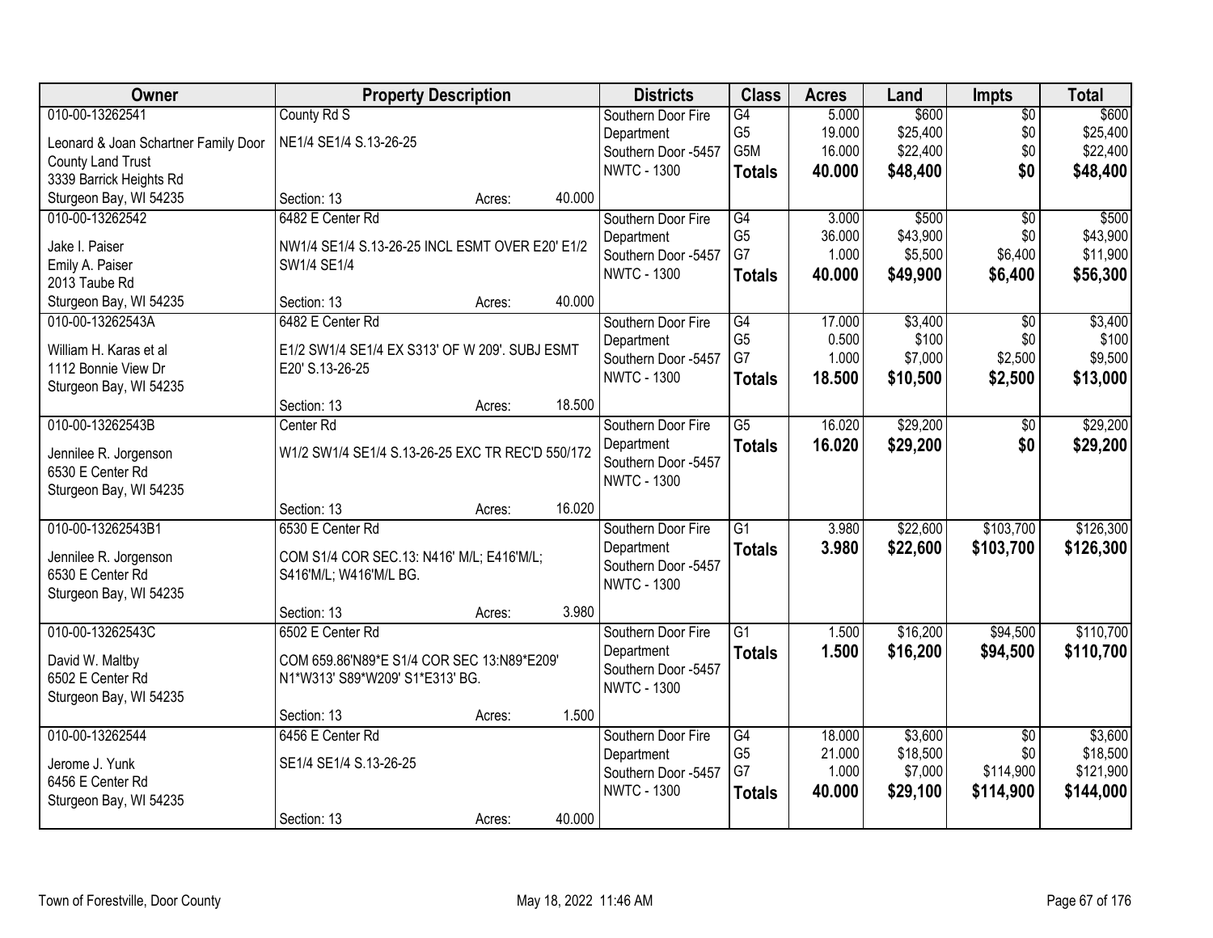| Owner | Property Description | | | Districts | Class | Acres | Land | Impts | Total |
|---|---|---|---|---|---|---|---|---|---|
| 010-00-13262541<br>Leonard & Joan Schartner Family Door County Land Trust<br>3339 Barrick Heights Rd<br>Sturgeon Bay, WI 54235 | County Rd S<br>NE1/4 SE1/4 S.13-26-25<br>Section: 13 | Acres: | 40.000 | Southern Door Fire Department<br>Southern Door -5457<br>NWTC - 1300 | G4<br>G5<br>G5M<br>**Totals** | 5.000<br>19.000<br>16.000<br>**40.000** | $600<br>$25,400<br>$22,400<br>**$48,400** | $0<br>$0<br>$0<br>**$0** | $600<br>$25,400<br>$22,400<br>**$48,400** |
| 010-00-13262542<br>Jake I. Paiser<br>Emily A. Paiser<br>2013 Taube Rd<br>Sturgeon Bay, WI 54235 | 6482 E Center Rd<br>NW1/4 SE1/4 S.13-26-25 INCL ESMT OVER E20' E1/2 SW1/4 SE1/4<br>Section: 13 | Acres: | 40.000 | Southern Door Fire Department<br>Southern Door -5457<br>NWTC - 1300 | G4<br>G5<br>G7<br>**Totals** | 3.000<br>36.000<br>1.000<br>**40.000** | $500<br>$43,900<br>$5,500<br>**$49,900** | $0<br>$0<br>$6,400<br>**$6,400** | $500<br>$43,900<br>$11,900<br>**$56,300** |
| 010-00-13262543A<br>William H. Karas et al<br>1112 Bonnie View Dr<br>Sturgeon Bay, WI 54235 | 6482 E Center Rd<br>E1/2 SW1/4 SE1/4 EX S313' OF W 209'. SUBJ ESMT E20' S.13-26-25<br>Section: 13 | Acres: | 18.500 | Southern Door Fire Department<br>Southern Door -5457<br>NWTC - 1300 | G4<br>G5<br>G7<br>**Totals** | 17.000<br>0.500<br>1.000<br>**18.500** | $3,400<br>$100<br>$7,000<br>**$10,500** | $0<br>$0<br>$2,500<br>**$2,500** | $3,400<br>$100<br>$9,500<br>**$13,000** |
| 010-00-13262543B<br>Jennilee R. Jorgenson<br>6530 E Center Rd<br>Sturgeon Bay, WI 54235 | Center Rd<br>W1/2 SW1/4 SE1/4 S.13-26-25 EXC TR REC'D 550/172<br>Section: 13 | Acres: | 16.020 | Southern Door Fire Department<br>Southern Door -5457<br>NWTC - 1300 | G5<br>**Totals** | 16.020<br>**16.020** | $29,200<br>**$29,200** | $0<br>**$0** | $29,200<br>**$29,200** |
| 010-00-13262543B1<br>Jennilee R. Jorgenson<br>6530 E Center Rd<br>Sturgeon Bay, WI 54235 | 6530 E Center Rd<br>COM S1/4 COR SEC.13: N416' M/L; E416'M/L; S416'M/L; W416'M/L BG.<br>Section: 13 | Acres: | 3.980 | Southern Door Fire Department<br>Southern Door -5457<br>NWTC - 1300 | G1<br>**Totals** | 3.980<br>**3.980** | $22,600<br>**$22,600** | $103,700<br>**$103,700** | $126,300<br>**$126,300** |
| 010-00-13262543C<br>David W. Maltby<br>6502 E Center Rd<br>Sturgeon Bay, WI 54235 | 6502 E Center Rd<br>COM 659.86'N89*E S1/4 COR SEC 13:N89*E209' N1*W313' S89*W209' S1*E313' BG.<br>Section: 13 | Acres: | 1.500 | Southern Door Fire Department<br>Southern Door -5457<br>NWTC - 1300 | G1<br>**Totals** | 1.500<br>**1.500** | $16,200<br>**$16,200** | $94,500<br>**$94,500** | $110,700<br>**$110,700** |
| 010-00-13262544<br>Jerome J. Yunk<br>6456 E Center Rd<br>Sturgeon Bay, WI 54235 | 6456 E Center Rd<br>SE1/4 SE1/4 S.13-26-25<br>Section: 13 | Acres: | 40.000 | Southern Door Fire Department<br>Southern Door -5457<br>NWTC - 1300 | G4<br>G5<br>G7<br>**Totals** | 18.000<br>21.000<br>1.000<br>**40.000** | $3,600<br>$18,500<br>$7,000<br>**$29,100** | $0<br>$0<br>$114,900<br>**$114,900** | $3,600<br>$18,500<br>$121,900<br>**$144,000** |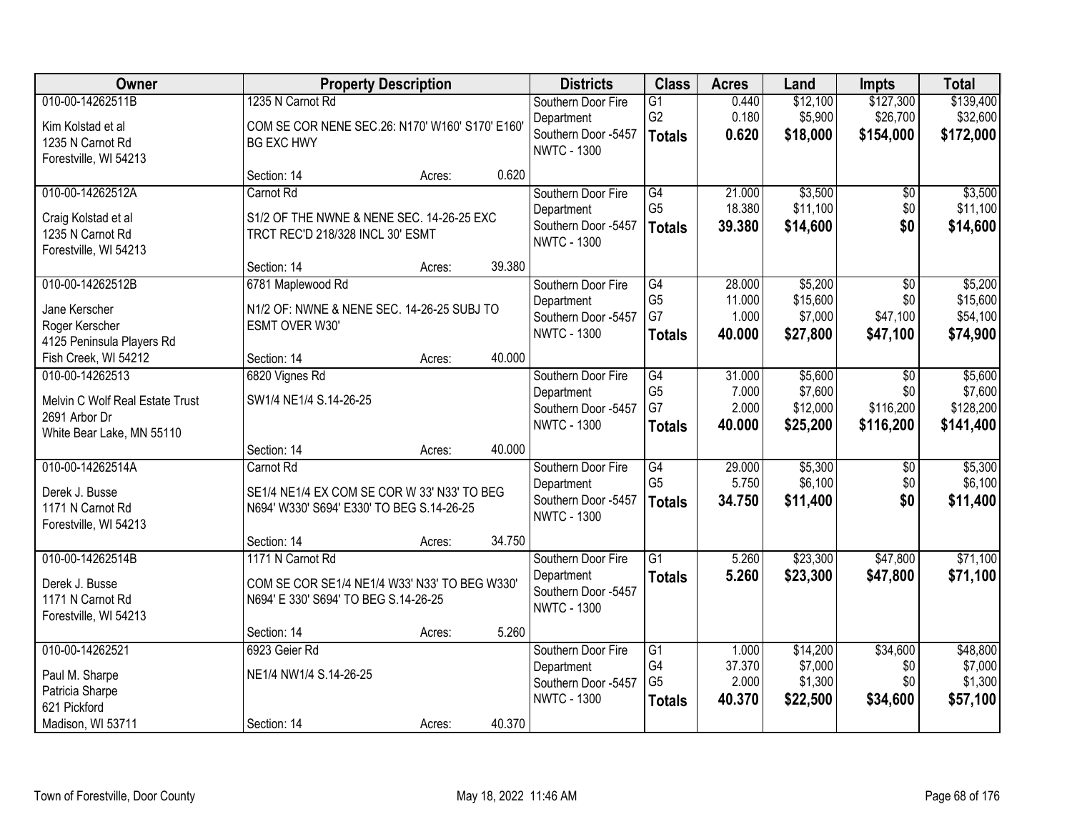| Owner | Property Description | | | Districts | Class | Acres | Land | Impts | Total |
|---|---|---|---|---|---|---|---|---|---|
| 010-00-14262511B<br>Kim Kolstad et al<br>1235 N Carnot Rd<br>Forestville, WI 54213 | 1235 N Carnot Rd<br>COM SE COR NENE SEC.26: N170' W160' S170' E160' BG EXC HWY<br>Section: 14 | Acres: | 0.620 | Southern Door Fire Department<br>Southern Door -5457<br>NWTC - 1300 | G1<br>G2<br>**Totals** | 0.440<br>0.180<br>**0.620** | $12,100<br>$5,900<br>**$18,000** | $127,300<br>$26,700<br>**$154,000** | $139,400<br>$32,600<br>**$172,000** |
| 010-00-14262512A<br>Craig Kolstad et al<br>1235 N Carnot Rd<br>Forestville, WI 54213 | Carnot Rd<br>S1/2 OF THE NWNE & NENE SEC. 14-26-25 EXC TRCT REC'D 218/328 INCL 30' ESMT<br>Section: 14 | Acres: | 39.380 | Southern Door Fire Department<br>Southern Door -5457<br>NWTC - 1300 | G4<br>G5<br>**Totals** | 21.000<br>18.380<br>**39.380** | $3,500<br>$11,100<br>**$14,600** | $0<br>$0<br>**$0** | $3,500<br>$11,100<br>**$14,600** |
| 010-00-14262512B<br>Jane Kerscher<br>Roger Kerscher<br>4125 Peninsula Players Rd<br>Fish Creek, WI 54212 | 6781 Maplewood Rd<br>N1/2 OF: NWNE & NENE SEC. 14-26-25 SUBJ TO ESMT OVER W30'<br>Section: 14 | Acres: | 40.000 | Southern Door Fire Department<br>Southern Door -5457<br>NWTC - 1300 | G4<br>G5<br>G7<br>**Totals** | 28.000<br>11.000<br>1.000<br>**40.000** | $5,200<br>$15,600<br>$7,000<br>**$27,800** | $0<br>$0<br>$47,100<br>**$47,100** | $5,200<br>$15,600<br>$54,100<br>**$74,900** |
| 010-00-14262513<br>Melvin C Wolf Real Estate Trust<br>2691 Arbor Dr<br>White Bear Lake, MN 55110 | 6820 Vignes Rd<br>SW1/4 NE1/4 S.14-26-25<br>Section: 14 | Acres: | 40.000 | Southern Door Fire Department<br>Southern Door -5457<br>NWTC - 1300 | G4<br>G5<br>G7<br>**Totals** | 31.000<br>7.000<br>2.000<br>**40.000** | $5,600<br>$7,600<br>$12,000<br>**$25,200** | $0<br>$0<br>$116,200<br>**$116,200** | $5,600<br>$7,600<br>$128,200<br>**$141,400** |
| 010-00-14262514A<br>Derek J. Busse<br>1171 N Carnot Rd<br>Forestville, WI 54213 | Carnot Rd<br>SE1/4 NE1/4 EX COM SE COR W 33' N33' TO BEG N694' W330' S694' E330' TO BEG S.14-26-25<br>Section: 14 | Acres: | 34.750 | Southern Door Fire Department<br>Southern Door -5457<br>NWTC - 1300 | G4<br>G5<br>**Totals** | 29.000<br>5.750<br>**34.750** | $5,300<br>$6,100<br>**$11,400** | $0<br>$0<br>**$0** | $5,300<br>$6,100<br>**$11,400** |
| 010-00-14262514B<br>Derek J. Busse<br>1171 N Carnot Rd<br>Forestville, WI 54213 | 1171 N Carnot Rd<br>COM SE COR SE1/4 NE1/4 W33' N33' TO BEG W330' N694' E 330' S694' TO BEG S.14-26-25<br>Section: 14 | Acres: | 5.260 | Southern Door Fire Department<br>Southern Door -5457<br>NWTC - 1300 | G1<br>**Totals** | 5.260<br>**5.260** | $23,300<br>**$23,300** | $47,800<br>**$47,800** | $71,100<br>**$71,100** |
| 010-00-14262521<br>Paul M. Sharpe<br>Patricia Sharpe<br>621 Pickford<br>Madison, WI 53711 | 6923 Geier Rd<br>NE1/4 NW1/4 S.14-26-25<br>Section: 14 | Acres: | 40.370 | Southern Door Fire Department<br>Southern Door -5457<br>NWTC - 1300 | G1<br>G4<br>G5<br>**Totals** | 1.000<br>37.370<br>2.000<br>**40.370** | $14,200<br>$7,000<br>$1,300<br>**$22,500** | $34,600<br>$0<br>$0<br>**$34,600** | $48,800<br>$7,000<br>$1,300<br>**$57,100** |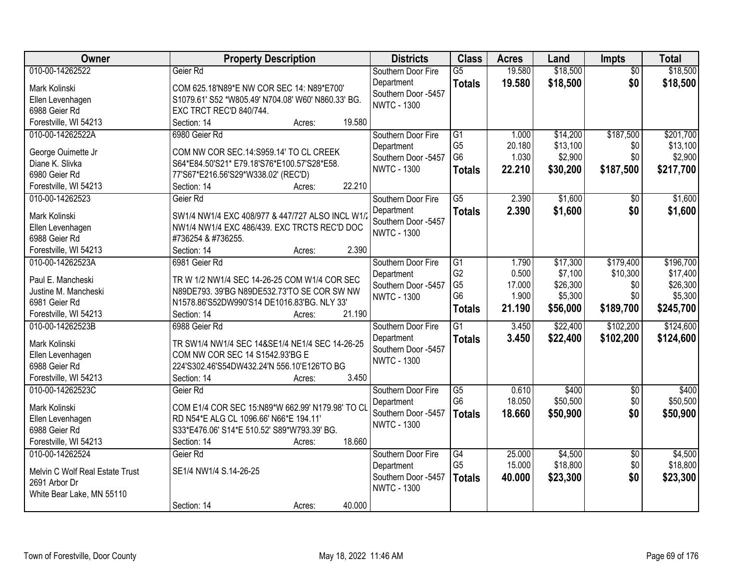| Owner | Property Description | Districts | Class | Acres | Land | Impts | Total |
|---|---|---|---|---|---|---|---|
| 010-00-14262522<br>Mark Kolinski<br>Ellen Levenhagen<br>6988 Geier Rd<br>Forestville, WI 54213 | Geier Rd<br>COM 625.18'N89*E NW COR SEC 14: N89*E700' S1079.61' S52 *W805.49' N704.08' W60' N860.33' BG. EXC TRCT REC'D 840/744.<br>Section: 14 Acres: 19.580 | Southern Door Fire Department<br>Southern Door -5457<br>NWTC - 1300 | G5<br>**Totals** | 19.580<br>**19.580** | $18,500<br>**$18,500** | $0<br>**$0** | $18,500<br>**$18,500** |
| 010-00-14262522A<br>George Ouimette Jr<br>Diane K. Slivka<br>6980 Geier Rd<br>Forestville, WI 54213 | 6980 Geier Rd<br>COM NW COR SEC.14:S959.14' TO CL CREEK S64*E84.50'S21* E79.18'S76*E100.57'S28*E58. 77'S67*E216.56'S29*W338.02' (REC'D)<br>Section: 14 Acres: 22.210 | Southern Door Fire Department<br>Southern Door -5457<br>NWTC - 1300 | G1<br>G5<br>G6<br>**Totals** | 1.000<br>20.180<br>1.030<br>**22.210** | $14,200<br>$13,100<br>$2,900<br>**$30,200** | $187,500<br>$0<br>$0<br>**$187,500** | $201,700<br>$13,100<br>$2,900<br>**$217,700** |
| 010-00-14262523<br>Mark Kolinski<br>Ellen Levenhagen<br>6988 Geier Rd<br>Forestville, WI 54213 | Geier Rd<br>SW1/4 NW1/4 EXC 408/977 & 447/727 ALSO INCL W1/4 NW1/4 NW1/4 EXC 486/439. EXC TRCTS REC'D DOC #736254 & #736255.<br>Section: 14 Acres: 2.390 | Southern Door Fire Department<br>Southern Door -5457<br>NWTC - 1300 | G5<br>**Totals** | 2.390<br>**2.390** | $1,600<br>**$1,600** | $0<br>**$0** | $1,600<br>**$1,600** |
| 010-00-14262523A<br>Paul E. Mancheski<br>Justine M. Mancheski<br>6981 Geier Rd<br>Forestville, WI 54213 | 6981 Geier Rd<br>TR W 1/2 NW1/4 SEC 14-26-25 COM W1/4 COR SEC N89DE793. 39'BG N89DE532.73'TO SE COR SW NW N1578.86'S52DW990'S14 DE1016.83'BG. NLY 33'<br>Section: 14 Acres: 21.190 | Southern Door Fire Department<br>Southern Door -5457<br>NWTC - 1300 | G1<br>G2<br>G5<br>G6<br>**Totals** | 1.790<br>0.500<br>17.000<br>1.900<br>**21.190** | $17,300<br>$7,100<br>$26,300<br>$5,300<br>**$56,000** | $179,400<br>$10,300<br>$0<br>$0<br>**$189,700** | $196,700<br>$17,400<br>$26,300<br>$5,300<br>**$245,700** |
| 010-00-14262523B<br>Mark Kolinski<br>Ellen Levenhagen<br>6988 Geier Rd<br>Forestville, WI 54213 | 6988 Geier Rd<br>TR SW1/4 NW1/4 SEC 14&SE1/4 NE1/4 SEC 14-26-25 COM NW COR SEC 14 S1542.93'BG E 224'S302.46'S54DW432.24'N 556.10'E126'TO BG<br>Section: 14 Acres: 3.450 | Southern Door Fire Department<br>Southern Door -5457<br>NWTC - 1300 | G1<br>**Totals** | 3.450<br>**3.450** | $22,400<br>**$22,400** | $102,200<br>**$102,200** | $124,600<br>**$124,600** |
| 010-00-14262523C<br>Mark Kolinski<br>Ellen Levenhagen<br>6988 Geier Rd<br>Forestville, WI 54213 | Geier Rd<br>COM E1/4 COR SEC 15:N89*W 662.99' N179.98' TO CL RD N54*E ALG CL 1096.66' N66*E 194.11' S33*E476.06' S14*E 510.52' S89*W793.39' BG.<br>Section: 14 Acres: 18.660 | Southern Door Fire Department<br>Southern Door -5457<br>NWTC - 1300 | G5<br>G6<br>**Totals** | 0.610<br>18.050<br>**18.660** | $400<br>$50,500<br>**$50,900** | $0<br>$0<br>**$0** | $400<br>$50,500<br>**$50,900** |
| 010-00-14262524<br>Melvin C Wolf Real Estate Trust<br>2691 Arbor Dr<br>White Bear Lake, MN 55110 | Geier Rd<br>SE1/4 NW1/4 S.14-26-25<br>Section: 14 Acres: 40.000 | Southern Door Fire Department<br>Southern Door -5457<br>NWTC - 1300 | G4<br>G5<br>**Totals** | 25.000<br>15.000<br>**40.000** | $4,500<br>$18,800<br>**$23,300** | $0<br>$0<br>**$0** | $4,500<br>$18,800<br>**$23,300** |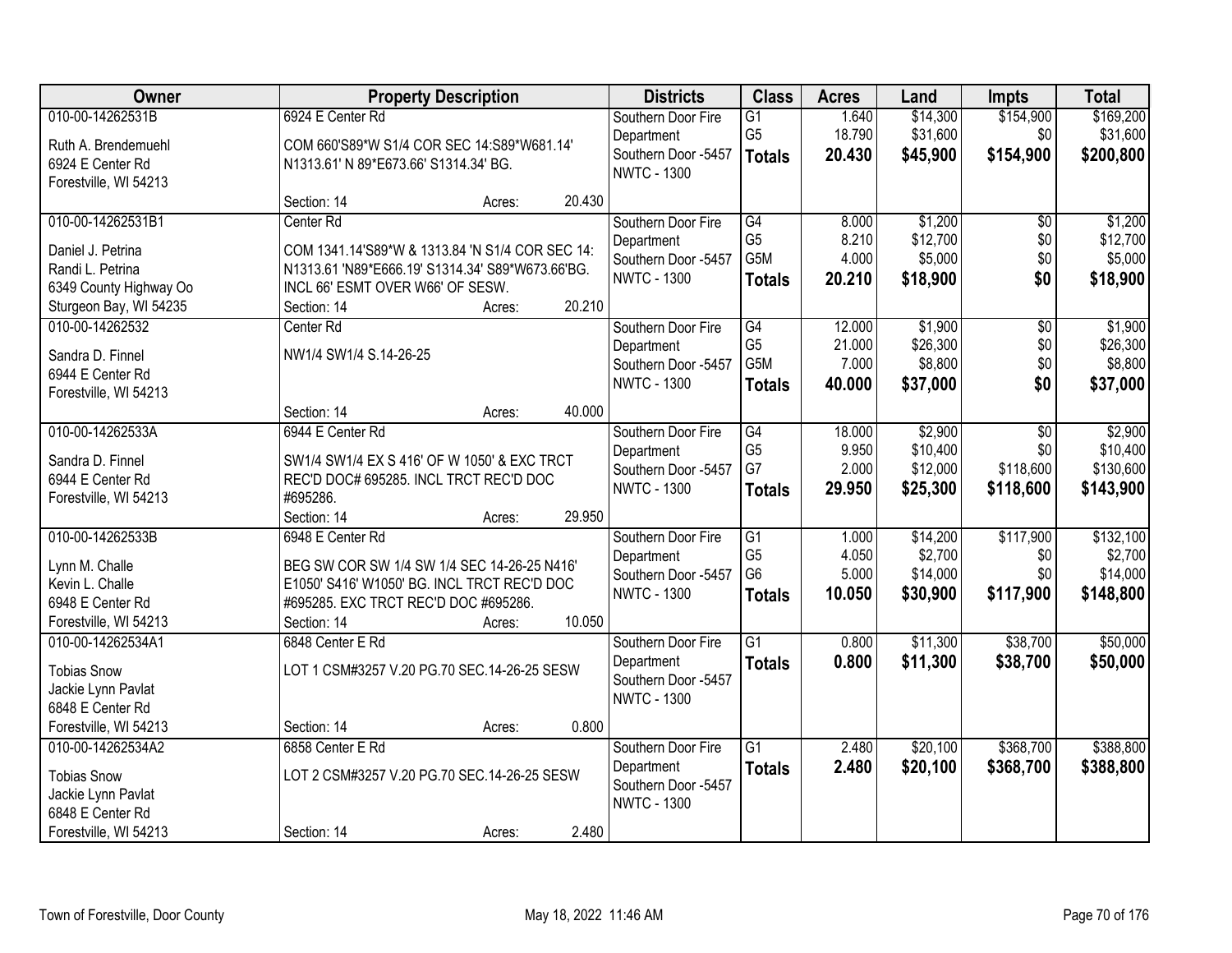| Owner | Property Description | Districts | Class | Acres | Land | Impts | Total |
|---|---|---|---|---|---|---|---|
| 010-00-14262531B<br>Ruth A. Brendemuehl<br>6924 E Center Rd<br>Forestville, WI 54213 | 6924 E Center Rd<br>COM 660'S89*W S1/4 COR SEC 14:S89*W681.14' N1313.61' N 89*E673.66' S1314.34' BG.<br>Section: 14 Acres: 20.430 | Southern Door Fire Department<br>Southern Door -5457<br>NWTC - 1300 | G1<br>G5<br>**Totals** | 1.640<br>18.790<br>**20.430** | $14,300<br>$31,600<br>**$45,900** | $154,900<br>$0<br>**$154,900** | $169,200<br>$31,600<br>**$200,800** |
| 010-00-14262531B1<br>Daniel J. Petrina<br>Randi L. Petrina<br>6349 County Highway Oo<br>Sturgeon Bay, WI 54235 | Center Rd<br>COM 1341.14'S89*W & 1313.84 'N S1/4 COR SEC 14: N1313.61 'N89*E666.19' S1314.34' S89*W673.66'BG. INCL 66' ESMT OVER W66' OF SESW.<br>Section: 14 Acres: 20.210 | Southern Door Fire Department<br>Southern Door -5457<br>NWTC - 1300 | G4<br>G5<br>G5M<br>**Totals** | 8.000<br>8.210<br>4.000<br>**20.210** | $1,200<br>$12,700<br>$5,000<br>**$18,900** | $0<br>$0<br>$0<br>**$0** | $1,200<br>$12,700<br>$5,000<br>**$18,900** |
| 010-00-14262532<br>Sandra D. Finnel<br>6944 E Center Rd<br>Forestville, WI 54213 | Center Rd<br>NW1/4 SW1/4 S.14-26-25<br>Section: 14 Acres: 40.000 | Southern Door Fire Department<br>Southern Door -5457<br>NWTC - 1300 | G4<br>G5<br>G5M<br>**Totals** | 12.000<br>21.000<br>7.000<br>**40.000** | $1,900<br>$26,300<br>$8,800<br>**$37,000** | $0<br>$0<br>$0<br>**$0** | $1,900<br>$26,300<br>$8,800<br>**$37,000** |
| 010-00-14262533A<br>Sandra D. Finnel<br>6944 E Center Rd<br>Forestville, WI 54213 | 6944 E Center Rd<br>SW1/4 SW1/4 EX S 416' OF W 1050' & EXC TRCT REC'D DOC# 695285. INCL TRCT REC'D DOC #695286.<br>Section: 14 Acres: 29.950 | Southern Door Fire Department<br>Southern Door -5457<br>NWTC - 1300 | G4<br>G5<br>G7<br>**Totals** | 18.000<br>9.950<br>2.000<br>**29.950** | $2,900<br>$10,400<br>$12,000<br>**$25,300** | $0<br>$0<br>$118,600<br>**$118,600** | $2,900<br>$10,400<br>$130,600<br>**$143,900** |
| 010-00-14262533B<br>Lynn M. Challe<br>Kevin L. Challe<br>6948 E Center Rd<br>Forestville, WI 54213 | 6948 E Center Rd<br>BEG SW COR SW 1/4 SW 1/4 SEC 14-26-25 N416' E1050' S416' W1050' BG. INCL TRCT REC'D DOC #695285. EXC TRCT REC'D DOC #695286.<br>Section: 14 Acres: 10.050 | Southern Door Fire Department<br>Southern Door -5457<br>NWTC - 1300 | G1<br>G5<br>G6<br>**Totals** | 1.000<br>4.050<br>5.000<br>**10.050** | $14,200<br>$2,700<br>$14,000<br>**$30,900** | $117,900<br>$0<br>$0<br>**$117,900** | $132,100<br>$2,700<br>$14,000<br>**$148,800** |
| 010-00-14262534A1<br>Tobias Snow<br>Jackie Lynn Pavlat<br>6848 E Center Rd<br>Forestville, WI 54213 | 6848 Center E Rd<br>LOT 1 CSM#3257 V.20 PG.70 SEC.14-26-25 SESW<br>Section: 14 Acres: 0.800 | Southern Door Fire Department<br>Southern Door -5457<br>NWTC - 1300 | G1<br>**Totals** | 0.800<br>**0.800** | $11,300<br>**$11,300** | $38,700<br>**$38,700** | $50,000<br>**$50,000** |
| 010-00-14262534A2<br>Tobias Snow<br>Jackie Lynn Pavlat<br>6848 E Center Rd<br>Forestville, WI 54213 | 6858 Center E Rd<br>LOT 2 CSM#3257 V.20 PG.70 SEC.14-26-25 SESW<br>Section: 14 Acres: 2.480 | Southern Door Fire Department<br>Southern Door -5457<br>NWTC - 1300 | G1<br>**Totals** | 2.480<br>**2.480** | $20,100<br>**$20,100** | $368,700<br>**$368,700** | $388,800<br>**$388,800** |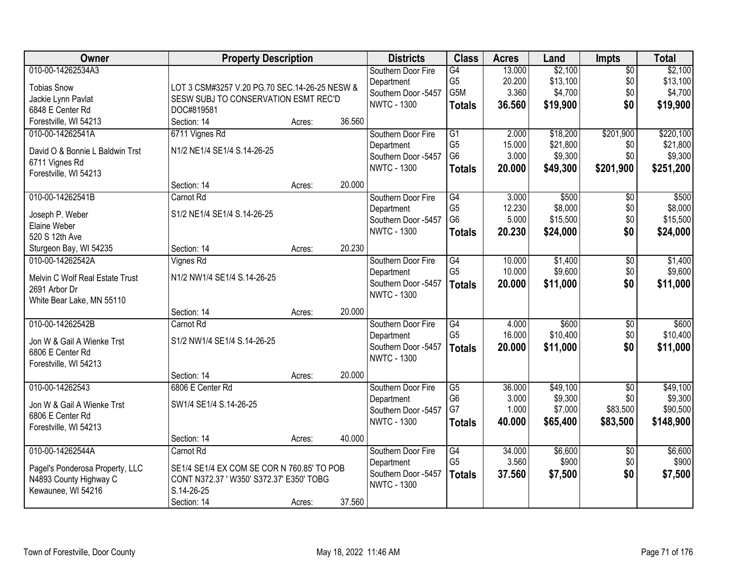| Owner | Property Description | | | Districts | Class | Acres | Land | Impts | Total |
|---|---|---|---|---|---|---|---|---|---|
| 010-00-14262534A3<br><br>Tobias Snow<br>Jackie Lynn Pavlat<br>6848 E Center Rd<br>Forestville, WI 54213 | LOT 3 CSM#3257 V.20 PG.70 SEC.14-26-25 NESW & SESW SUBJ TO CONSERVATION ESMT REC'D DOC#819581<br>Section: 14 | Acres: | 36.560 | Southern Door Fire Department<br>Southern Door -5457<br>NWTC - 1300 | G4<br>G5<br>G5M<br>**Totals** | 13.000<br>20.200<br>3.360<br>**36.560** | $2,100<br>$13,100<br>$4,700<br>**$19,900** | $0<br>$0<br>$0<br>**$0** | $2,100<br>$13,100<br>$4,700<br>**$19,900** |
| 010-00-14262541A<br><br>David O & Bonnie L Baldwin Trst<br>6711 Vignes Rd<br>Forestville, WI 54213 | 6711 Vignes Rd<br>N1/2 NE1/4 SE1/4 S.14-26-25<br>Section: 14 | Acres: | 20.000 | Southern Door Fire Department<br>Southern Door -5457<br>NWTC - 1300 | G1<br>G5<br>G6<br>**Totals** | 2.000<br>15.000<br>3.000<br>**20.000** | $18,200<br>$21,800<br>$9,300<br>**$49,300** | $201,900<br>$0<br>$0<br>**$201,900** | $220,100<br>$21,800<br>$9,300<br>**$251,200** |
| 010-00-14262541B<br><br>Joseph P. Weber<br>Elaine Weber<br>520 S 12th Ave<br>Sturgeon Bay, WI 54235 | Carnot Rd<br>S1/2 NE1/4 SE1/4 S.14-26-25<br>Section: 14 | Acres: | 20.230 | Southern Door Fire Department<br>Southern Door -5457<br>NWTC - 1300 | G4<br>G5<br>G6<br>**Totals** | 3.000<br>12.230<br>5.000<br>**20.230** | $500<br>$8,000<br>$15,500<br>**$24,000** | $0<br>$0<br>$0<br>**$0** | $500<br>$8,000<br>$15,500<br>**$24,000** |
| 010-00-14262542A<br><br>Melvin C Wolf Real Estate Trust<br>2691 Arbor Dr<br>White Bear Lake, MN 55110 | Vignes Rd<br>N1/2 NW1/4 SE1/4 S.14-26-25<br>Section: 14 | Acres: | 20.000 | Southern Door Fire Department<br>Southern Door -5457<br>NWTC - 1300 | G4<br>G5<br>**Totals** | 10.000<br>10.000<br>**20.000** | $1,400<br>$9,600<br>**$11,000** | $0<br>$0<br>**$0** | $1,400<br>$9,600<br>**$11,000** |
| 010-00-14262542B<br><br>Jon W & Gail A Wienke Trst<br>6806 E Center Rd<br>Forestville, WI 54213 | Carnot Rd<br>S1/2 NW1/4 SE1/4 S.14-26-25<br>Section: 14 | Acres: | 20.000 | Southern Door Fire Department<br>Southern Door -5457<br>NWTC - 1300 | G4<br>G5<br>**Totals** | 4.000<br>16.000<br>**20.000** | $600<br>$10,400<br>**$11,000** | $0<br>$0<br>**$0** | $600<br>$10,400<br>**$11,000** |
| 010-00-14262543<br><br>Jon W & Gail A Wienke Trst<br>6806 E Center Rd<br>Forestville, WI 54213 | 6806 E Center Rd<br>SW1/4 SE1/4 S.14-26-25<br>Section: 14 | Acres: | 40.000 | Southern Door Fire Department<br>Southern Door -5457<br>NWTC - 1300 | G5<br>G6<br>G7<br>**Totals** | 36.000<br>3.000<br>1.000<br>**40.000** | $49,100<br>$9,300<br>$7,000<br>**$65,400** | $0<br>$0<br>$83,500<br>**$83,500** | $49,100<br>$9,300<br>$90,500<br>**$148,900** |
| 010-00-14262544A<br><br>Pagel's Ponderosa Property, LLC<br>N4893 County Highway C<br>Kewaunee, WI 54216 | Carnot Rd<br>SE1/4 SE1/4 EX COM SE COR N 760.85' TO POB CONT N372.37 ' W350' S372.37' E350' TOBG S.14-26-25<br>Section: 14 | Acres: | 37.560 | Southern Door Fire Department<br>Southern Door -5457<br>NWTC - 1300 | G4<br>G5<br>**Totals** | 34.000<br>3.560<br>**37.560** | $6,600<br>$900<br>**$7,500** | $0<br>$0<br>**$0** | $6,600<br>$900<br>**$7,500** |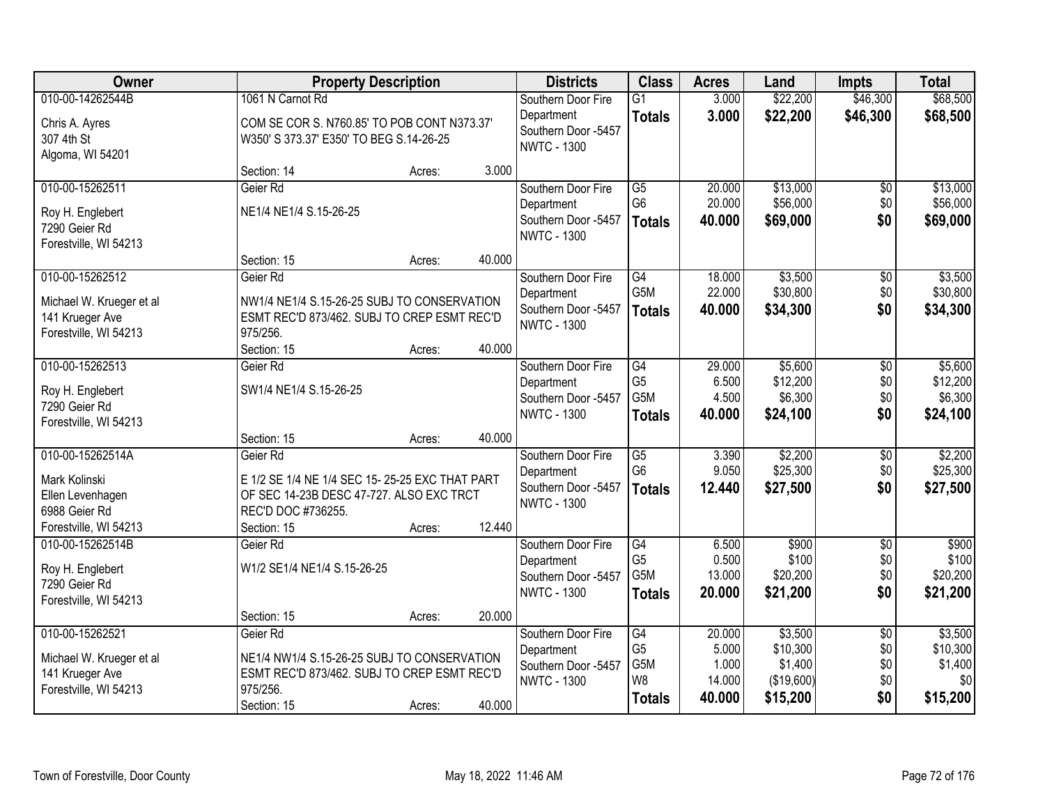| Owner | Property Description | Districts | Class | Acres | Land | Impts | Total |
|---|---|---|---|---|---|---|---|
| 010-00-14262544B<br>Chris A. Ayres<br>307 4th St<br>Algoma, WI 54201 | 1061 N Carnot Rd<br>COM SE COR S. N760.85' TO POB CONT N373.37' W350' S 373.37' E350' TO BEG S.14-26-25<br>Section: 14 Acres: 3.000 | Southern Door Fire Department<br>Southern Door -5457<br>NWTC - 1300 | G1<br>**Totals** | 3.000<br>**3.000** | $22,200<br>**$22,200** | $46,300<br>**$46,300** | $68,500<br>**$68,500** |
| 010-00-15262511<br>Roy H. Englebert<br>7290 Geier Rd<br>Forestville, WI 54213 | Geier Rd<br>NE1/4 NE1/4 S.15-26-25<br>Section: 15 Acres: 40.000 | Southern Door Fire Department<br>Southern Door -5457<br>NWTC - 1300 | G5<br>G6<br>**Totals** | 20.000<br>20.000<br>**40.000** | $13,000<br>$56,000<br>**$69,000** | $0<br>$0<br>**$0** | $13,000<br>$56,000<br>**$69,000** |
| 010-00-15262512<br>Michael W. Krueger et al<br>141 Krueger Ave<br>Forestville, WI 54213 | Geier Rd<br>NW1/4 NE1/4 S.15-26-25 SUBJ TO CONSERVATION ESMT REC'D 873/462. SUBJ TO CREP ESMT REC'D 975/256.<br>Section: 15 Acres: 40.000 | Southern Door Fire Department<br>Southern Door -5457<br>NWTC - 1300 | G4<br>G5M<br>**Totals** | 18.000<br>22.000<br>**40.000** | $3,500<br>$30,800<br>**$34,300** | $0<br>$0<br>**$0** | $3,500<br>$30,800<br>**$34,300** |
| 010-00-15262513<br>Roy H. Englebert<br>7290 Geier Rd<br>Forestville, WI 54213 | Geier Rd<br>SW1/4 NE1/4 S.15-26-25<br>Section: 15 Acres: 40.000 | Southern Door Fire Department<br>Southern Door -5457<br>NWTC - 1300 | G4<br>G5<br>G5M<br>**Totals** | 29.000<br>6.500<br>4.500<br>**40.000** | $5,600<br>$12,200<br>$6,300<br>**$24,100** | $0<br>$0<br>$0<br>**$0** | $5,600<br>$12,200<br>$6,300<br>**$24,100** |
| 010-00-15262514A<br>Mark Kolinski<br>Ellen Levenhagen<br>6988 Geier Rd<br>Forestville, WI 54213 | Geier Rd<br>E 1/2 SE 1/4 NE 1/4 SEC 15- 25-25 EXC THAT PART OF SEC 14-23B DESC 47-727. ALSO EXC TRCT REC'D DOC #736255.<br>Section: 15 Acres: 12.440 | Southern Door Fire Department<br>Southern Door -5457<br>NWTC - 1300 | G5<br>G6<br>**Totals** | 3.390<br>9.050<br>**12.440** | $2,200<br>$25,300<br>**$27,500** | $0<br>$0<br>**$0** | $2,200<br>$25,300<br>**$27,500** |
| 010-00-15262514B<br>Roy H. Englebert<br>7290 Geier Rd<br>Forestville, WI 54213 | Geier Rd<br>W1/2 SE1/4 NE1/4 S.15-26-25<br>Section: 15 Acres: 20.000 | Southern Door Fire Department<br>Southern Door -5457<br>NWTC - 1300 | G4<br>G5<br>G5M<br>**Totals** | 6.500<br>0.500<br>13.000<br>**20.000** | $900<br>$100<br>$20,200<br>**$21,200** | $0<br>$0<br>$0<br>**$0** | $900<br>$100<br>$20,200<br>**$21,200** |
| 010-00-15262521<br>Michael W. Krueger et al<br>141 Krueger Ave<br>Forestville, WI 54213 | Geier Rd<br>NE1/4 NW1/4 S.15-26-25 SUBJ TO CONSERVATION ESMT REC'D 873/462. SUBJ TO CREP ESMT REC'D 975/256.<br>Section: 15 Acres: 40.000 | Southern Door Fire Department<br>Southern Door -5457<br>NWTC - 1300 | G4<br>G5<br>G5M<br>W8<br>**Totals** | 20.000<br>5.000<br>1.000<br>14.000<br>**40.000** | $3,500<br>$10,300<br>$1,400<br>($19,600)<br>**$15,200** | $0<br>$0<br>$0<br>$0<br>**$0** | $3,500<br>$10,300<br>$1,400<br>$0<br>**$15,200** |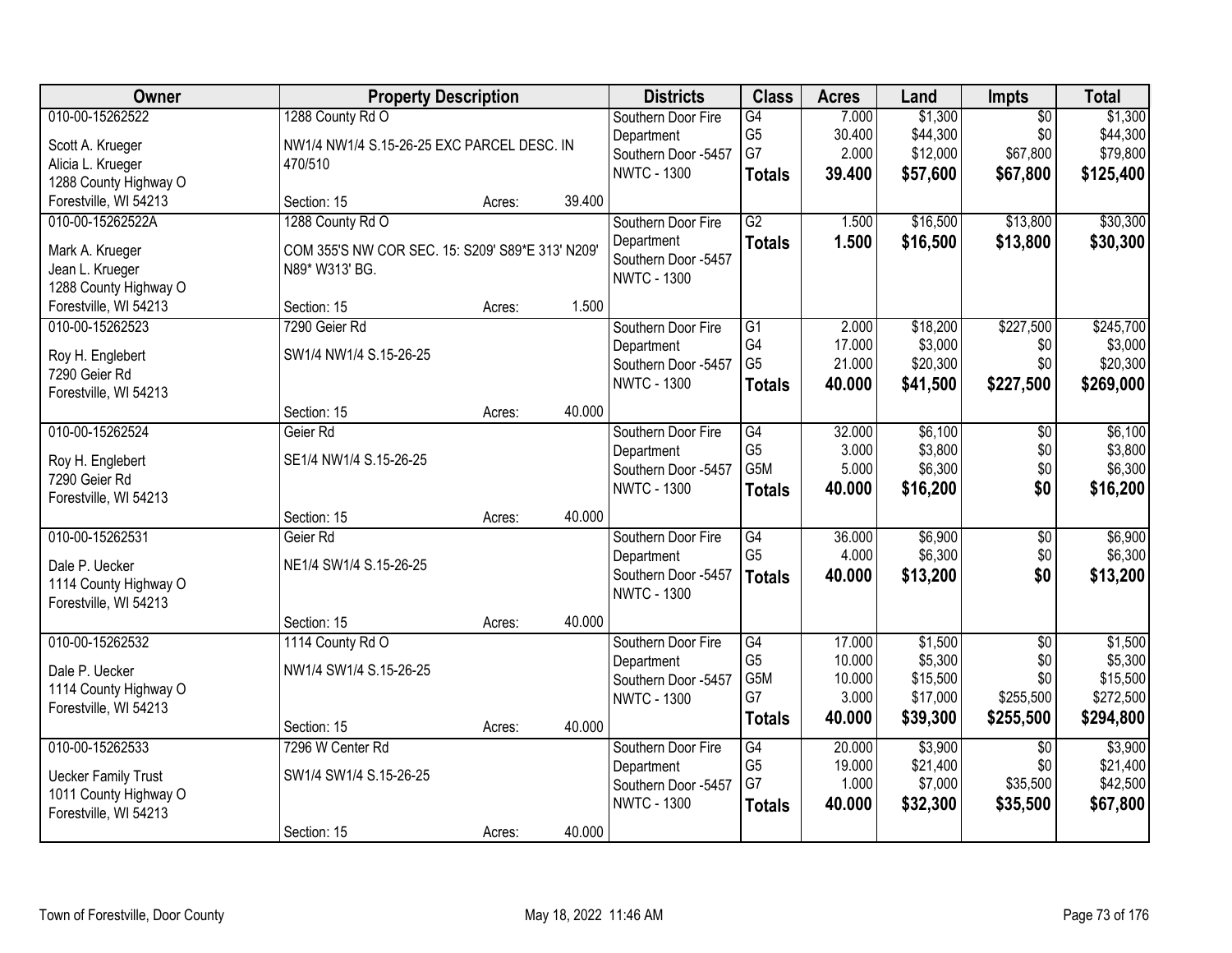| Owner | Property Description | | | Districts | Class | Acres | Land | Impts | Total |
|---|---|---|---|---|---|---|---|---|---|
| 010-00-15262522 | 1288 County Rd O | | | Southern Door Fire Department | G4 | 7.000 | $1,300 | $0 | $1,300 |
| Scott A. Krueger | NW1/4 NW1/4 S.15-26-25 EXC PARCEL DESC. IN 470/510 | | | Southern Door -5457 | G5 | 30.400 | $44,300 | $0 | $44,300 |
| Alicia L. Krueger | | | | NWTC - 1300 | G7 | 2.000 | $12,000 | $67,800 | $79,800 |
| 1288 County Highway O | | | | | **Totals** | **39.400** | **$57,600** | **$67,800** | **$125,400** |
| Forestville, WI 54213 | Section: 15 | Acres: | 39.400 | | | | | | |
| 010-00-15262522A | 1288 County Rd O | | | Southern Door Fire Department | G2 | 1.500 | $16,500 | $13,800 | $30,300 |
| Mark A. Krueger | COM 355'S NW COR SEC. 15: S209' S89*E 313' N209' N89* W313' BG. | | | Southern Door -5457 | **Totals** | **1.500** | **$16,500** | **$13,800** | **$30,300** |
| Jean L. Krueger | | | | NWTC - 1300 | | | | | |
| 1288 County Highway O | | | | | | | | | |
| Forestville, WI 54213 | Section: 15 | Acres: | 1.500 | | | | | | |
| 010-00-15262523 | 7290 Geier Rd | | | Southern Door Fire Department | G1 | 2.000 | $18,200 | $227,500 | $245,700 |
| Roy H. Englebert | SW1/4 NW1/4 S.15-26-25 | | | Southern Door -5457 | G4 | 17.000 | $3,000 | $0 | $3,000 |
| 7290 Geier Rd | | | | NWTC - 1300 | G5 | 21.000 | $20,300 | $0 | $20,300 |
| Forestville, WI 54213 | | | | | **Totals** | **40.000** | **$41,500** | **$227,500** | **$269,000** |
| | Section: 15 | Acres: | 40.000 | | | | | | |
| 010-00-15262524 | Geier Rd | | | Southern Door Fire Department | G4 | 32.000 | $6,100 | $0 | $6,100 |
| Roy H. Englebert | SE1/4 NW1/4 S.15-26-25 | | | Southern Door -5457 | G5 | 3.000 | $3,800 | $0 | $3,800 |
| 7290 Geier Rd | | | | NWTC - 1300 | G5M | 5.000 | $6,300 | $0 | $6,300 |
| Forestville, WI 54213 | | | | | **Totals** | **40.000** | **$16,200** | **$0** | **$16,200** |
| | Section: 15 | Acres: | 40.000 | | | | | | |
| 010-00-15262531 | Geier Rd | | | Southern Door Fire Department | G4 | 36.000 | $6,900 | $0 | $6,900 |
| Dale P. Uecker | NE1/4 SW1/4 S.15-26-25 | | | Southern Door -5457 | G5 | 4.000 | $6,300 | $0 | $6,300 |
| 1114 County Highway O | | | | NWTC - 1300 | **Totals** | **40.000** | **$13,200** | **$0** | **$13,200** |
| Forestville, WI 54213 | | | | | | | | | |
| | Section: 15 | Acres: | 40.000 | | | | | | |
| 010-00-15262532 | 1114 County Rd O | | | Southern Door Fire Department | G4 | 17.000 | $1,500 | $0 | $1,500 |
| Dale P. Uecker | NW1/4 SW1/4 S.15-26-25 | | | Southern Door -5457 | G5 | 10.000 | $5,300 | $0 | $5,300 |
| 1114 County Highway O | | | | NWTC - 1300 | G5M | 10.000 | $15,500 | $0 | $15,500 |
| Forestville, WI 54213 | | | | | G7 | 3.000 | $17,000 | $255,500 | $272,500 |
| | Section: 15 | Acres: | 40.000 | | **Totals** | **40.000** | **$39,300** | **$255,500** | **$294,800** |
| 010-00-15262533 | 7296 W Center Rd | | | Southern Door Fire Department | G4 | 20.000 | $3,900 | $0 | $3,900 |
| Uecker Family Trust | SW1/4 SW1/4 S.15-26-25 | | | Southern Door -5457 | G5 | 19.000 | $21,400 | $0 | $21,400 |
| 1011 County Highway O | | | | NWTC - 1300 | G7 | 1.000 | $7,000 | $35,500 | $42,500 |
| Forestville, WI 54213 | | | | | **Totals** | **40.000** | **$32,300** | **$35,500** | **$67,800** |
| | Section: 15 | Acres: | 40.000 | | | | | | |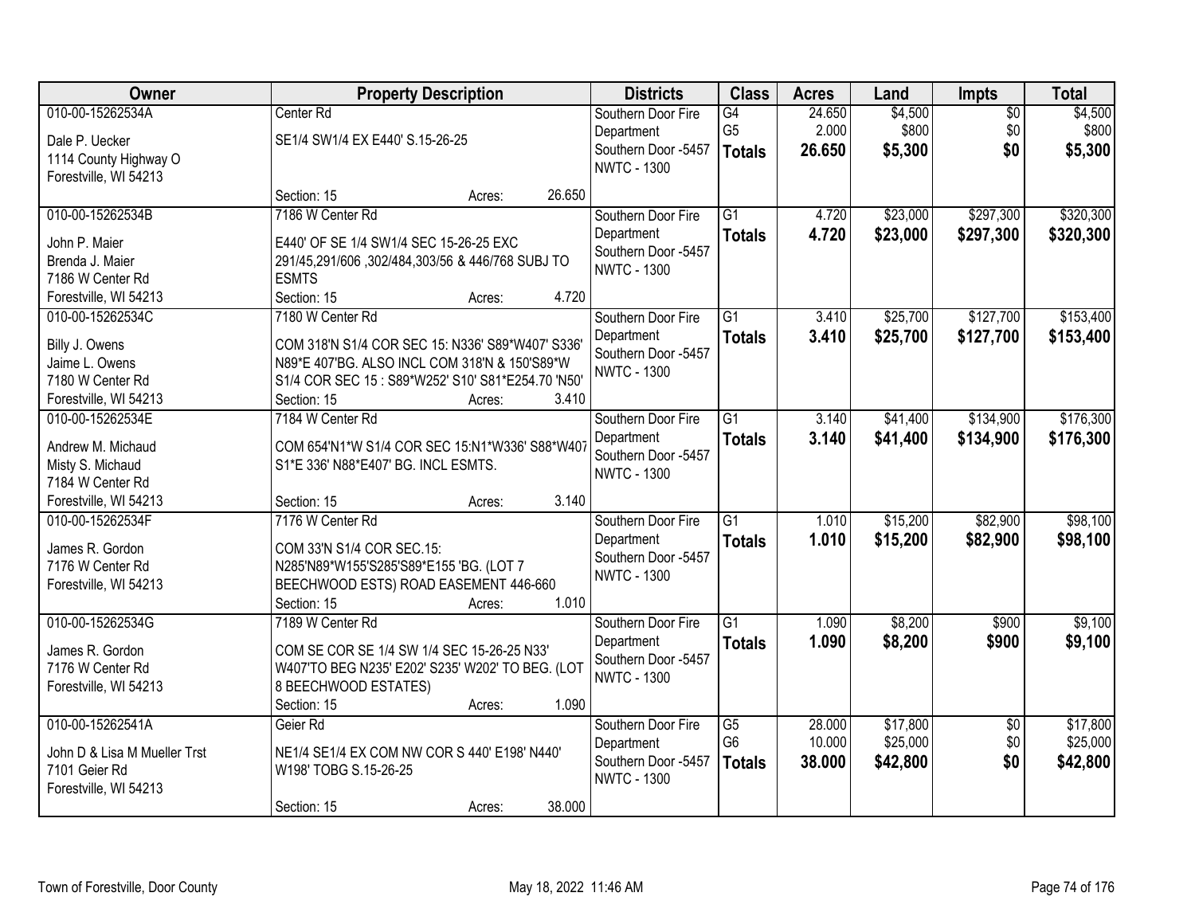| Owner | Property Description | Districts | Class | Acres | Land | Impts | Total |
|---|---|---|---|---|---|---|---|
| 010-00-15262534A<br>Dale P. Uecker<br>1114 County Highway O<br>Forestville, WI 54213 | Center Rd<br>SE1/4 SW1/4 EX E440' S.15-26-25<br>Section: 15 Acres: 26.650 | Southern Door Fire Department<br>Southern Door -5457<br>NWTC - 1300 | G4<br>G5<br>**Totals** | 24.650<br>2.000<br>**26.650** | $4,500<br>$800<br>**$5,300** | $0<br>$0<br>**$0** | $4,500<br>$800<br>**$5,300** |
| 010-00-15262534B<br>John P. Maier<br>Brenda J. Maier<br>7186 W Center Rd<br>Forestville, WI 54213 | 7186 W Center Rd<br>E440' OF SE 1/4 SW1/4 SEC 15-26-25 EXC 291/45,291/606 ,302/484,303/56 & 446/768 SUBJ TO ESMTS<br>Section: 15 Acres: 4.720 | Southern Door Fire Department<br>Southern Door -5457<br>NWTC - 1300 | G1<br>**Totals** | 4.720<br>**4.720** | $23,000<br>**$23,000** | $297,300<br>**$297,300** | $320,300<br>**$320,300** |
| 010-00-15262534C<br>Billy J. Owens<br>Jaime L. Owens<br>7180 W Center Rd<br>Forestville, WI 54213 | 7180 W Center Rd<br>COM 318'N S1/4 COR SEC 15: N336' S89*W407' S336' N89*E 407'BG. ALSO INCL COM 318'N & 150'S89*W S1/4 COR SEC 15 : S89*W252' S10' S81*E254.70 'N50'<br>Section: 15 Acres: 3.410 | Southern Door Fire Department<br>Southern Door -5457<br>NWTC - 1300 | G1<br>**Totals** | 3.410<br>**3.410** | $25,700<br>**$25,700** | $127,700<br>**$127,700** | $153,400<br>**$153,400** |
| 010-00-15262534E<br>Andrew M. Michaud<br>Misty S. Michaud<br>7184 W Center Rd<br>Forestville, WI 54213 | 7184 W Center Rd<br>COM 654'N1*W S1/4 COR SEC 15:N1*W336' S88*W407 S1*E 336' N88*E407' BG. INCL ESMTS.<br>Section: 15 Acres: 3.140 | Southern Door Fire Department<br>Southern Door -5457<br>NWTC - 1300 | G1<br>**Totals** | 3.140<br>**3.140** | $41,400<br>**$41,400** | $134,900<br>**$134,900** | $176,300<br>**$176,300** |
| 010-00-15262534F<br>James R. Gordon<br>7176 W Center Rd<br>Forestville, WI 54213 | 7176 W Center Rd<br>COM 33'N S1/4 COR SEC.15: N285'N89*W155'S285'S89*E155 'BG. (LOT 7 BEECHWOOD ESTS) ROAD EASEMENT 446-660<br>Section: 15 Acres: 1.010 | Southern Door Fire Department<br>Southern Door -5457<br>NWTC - 1300 | G1<br>**Totals** | 1.010<br>**1.010** | $15,200<br>**$15,200** | $82,900<br>**$82,900** | $98,100<br>**$98,100** |
| 010-00-15262534G<br>James R. Gordon<br>7176 W Center Rd<br>Forestville, WI 54213 | 7189 W Center Rd<br>COM SE COR SE 1/4 SW 1/4 SEC 15-26-25 N33' W407'TO BEG N235' E202' S235' W202' TO BEG. (LOT 8 BEECHWOOD ESTATES)<br>Section: 15 Acres: 1.090 | Southern Door Fire Department<br>Southern Door -5457<br>NWTC - 1300 | G1<br>**Totals** | 1.090<br>**1.090** | $8,200<br>**$8,200** | $900<br>**$900** | $9,100<br>**$9,100** |
| 010-00-15262541A<br>John D & Lisa M Mueller Trst<br>7101 Geier Rd<br>Forestville, WI 54213 | Geier Rd<br>NE1/4 SE1/4 EX COM NW COR S 440' E198' N440' W198' TOBG S.15-26-25<br>Section: 15 Acres: 38.000 | Southern Door Fire Department<br>Southern Door -5457<br>NWTC - 1300 | G5<br>G6<br>**Totals** | 28.000<br>10.000<br>**38.000** | $17,800<br>$25,000<br>**$42,800** | $0<br>$0<br>**$0** | $17,800<br>$25,000<br>**$42,800** |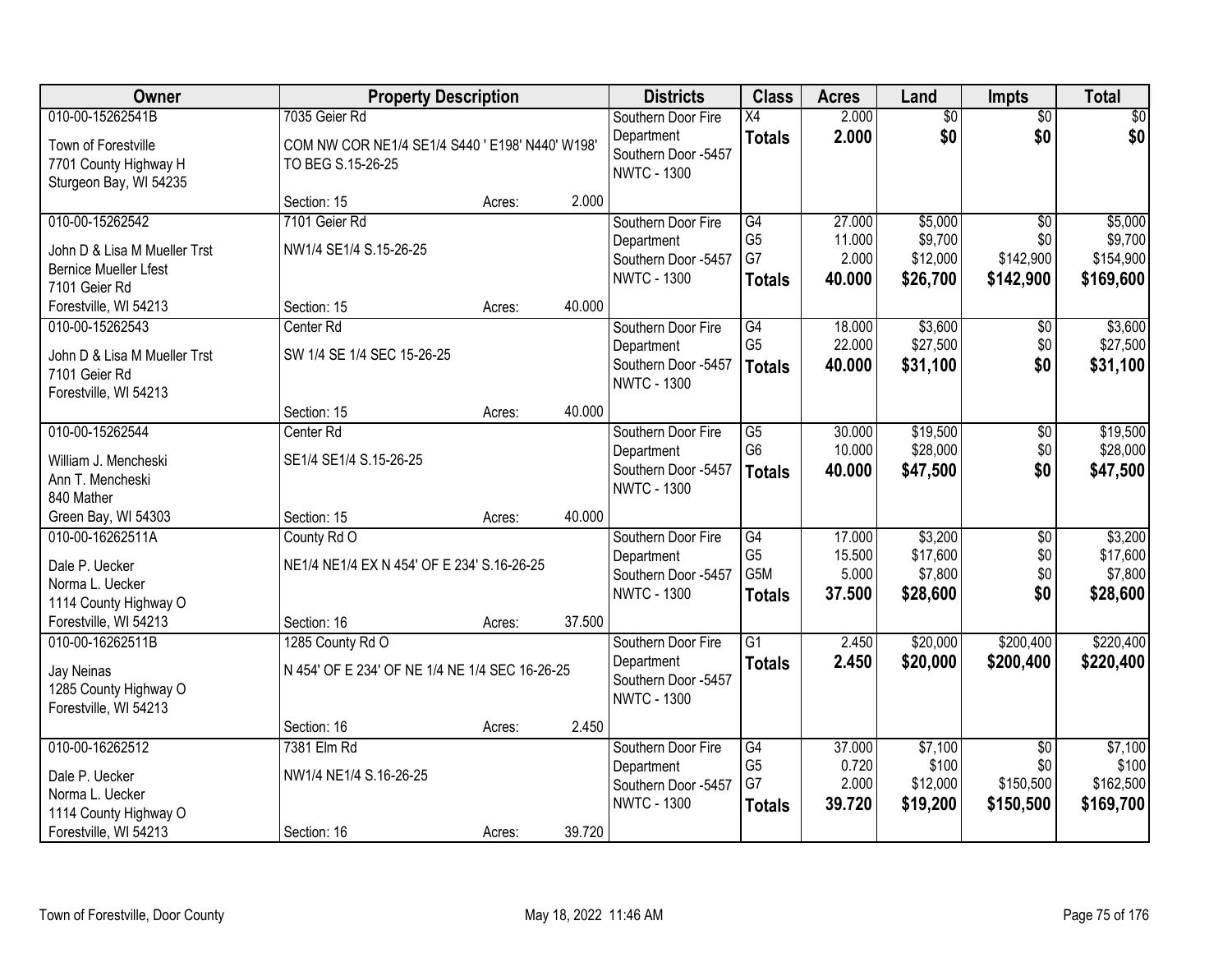| Owner | Property Description | | | Districts | Class | Acres | Land | Impts | Total |
|---|---|---|---|---|---|---|---|---|---|
| 010-00-15262541B | 7035 Geier Rd | | | Southern Door Fire Department | X4 | 2.000 | $0 | $0 | $0 |
| Town of Forestville<br>7701 County Highway H<br>Sturgeon Bay, WI 54235 | COM NW COR NE1/4 SE1/4 S440 ' E198' N440' W198' TO BEG S.15-26-25 | | | Southern Door -5457<br>NWTC - 1300 | **Totals** | **2.000** | **$0** | **$0** | **$0** |
| | Section: 15 | Acres: | 2.000 | | | | | | |
| 010-00-15262542 | 7101 Geier Rd | | | Southern Door Fire Department | G4 | 27.000 | $5,000 | $0 | $5,000 |
| John D & Lisa M Mueller Trst<br>Bernice Mueller Lfest<br>7101 Geier Rd<br>Forestville, WI 54213 | NW1/4 SE1/4 S.15-26-25 | | | Southern Door -5457<br>NWTC - 1300 | G5 | 11.000 | $9,700 | $0 | $9,700 |
| | | | | | G7 | 2.000 | $12,000 | $142,900 | $154,900 |
| | | | | | **Totals** | **40.000** | **$26,700** | **$142,900** | **$169,600** |
| | Section: 15 | Acres: | 40.000 | | | | | | |
| 010-00-15262543 | Center Rd | | | Southern Door Fire Department | G4 | 18.000 | $3,600 | $0 | $3,600 |
| John D & Lisa M Mueller Trst<br>7101 Geier Rd<br>Forestville, WI 54213 | SW 1/4 SE 1/4 SEC 15-26-25 | | | Southern Door -5457<br>NWTC - 1300 | G5 | 22.000 | $27,500 | $0 | $27,500 |
| | | | | | **Totals** | **40.000** | **$31,100** | **$0** | **$31,100** |
| | Section: 15 | Acres: | 40.000 | | | | | | |
| 010-00-15262544 | Center Rd | | | Southern Door Fire Department | G5 | 30.000 | $19,500 | $0 | $19,500 |
| William J. Mencheski<br>Ann T. Mencheski<br>840 Mather<br>Green Bay, WI 54303 | SE1/4 SE1/4 S.15-26-25 | | | Southern Door -5457<br>NWTC - 1300 | G6 | 10.000 | $28,000 | $0 | $28,000 |
| | | | | | **Totals** | **40.000** | **$47,500** | **$0** | **$47,500** |
| | Section: 15 | Acres: | 40.000 | | | | | | |
| 010-00-16262511A | County Rd O | | | Southern Door Fire Department | G4 | 17.000 | $3,200 | $0 | $3,200 |
| Dale P. Uecker<br>Norma L. Uecker<br>1114 County Highway O<br>Forestville, WI 54213 | NE1/4 NE1/4 EX N 454' OF E 234' S.16-26-25 | | | Southern Door -5457<br>NWTC - 1300 | G5 | 15.500 | $17,600 | $0 | $17,600 |
| | | | | | G5M | 5.000 | $7,800 | $0 | $7,800 |
| | | | | | **Totals** | **37.500** | **$28,600** | **$0** | **$28,600** |
| | Section: 16 | Acres: | 37.500 | | | | | | |
| 010-00-16262511B | 1285 County Rd O | | | Southern Door Fire Department | G1 | 2.450 | $20,000 | $200,400 | $220,400 |
| Jay Neinas<br>1285 County Highway O<br>Forestville, WI 54213 | N 454' OF E 234' OF NE 1/4 NE 1/4 SEC 16-26-25 | | | Southern Door -5457<br>NWTC - 1300 | **Totals** | **2.450** | **$20,000** | **$200,400** | **$220,400** |
| | Section: 16 | Acres: | 2.450 | | | | | | |
| 010-00-16262512 | 7381 Elm Rd | | | Southern Door Fire Department | G4 | 37.000 | $7,100 | $0 | $7,100 |
| Dale P. Uecker<br>Norma L. Uecker<br>1114 County Highway O<br>Forestville, WI 54213 | NW1/4 NE1/4 S.16-26-25 | | | Southern Door -5457<br>NWTC - 1300 | G5 | 0.720 | $100 | $0 | $100 |
| | | | | | G7 | 2.000 | $12,000 | $150,500 | $162,500 |
| | | | | | **Totals** | **39.720** | **$19,200** | **$150,500** | **$169,700** |
| | Section: 16 | Acres: | 39.720 | | | | | | |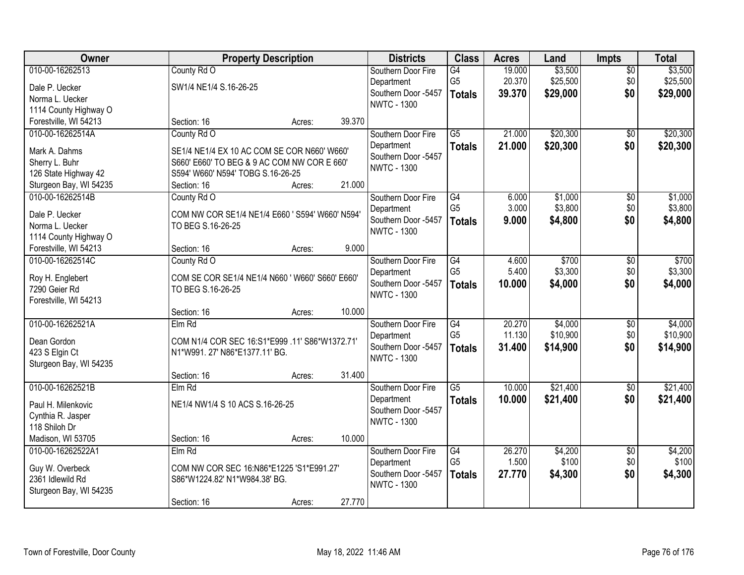| Owner | Property Description | Districts | Class | Acres | Land | Impts | Total |
|---|---|---|---|---|---|---|---|
| 010-00-16262513<br>Dale P. Uecker<br>Norma L. Uecker<br>1114 County Highway O<br>Forestville, WI 54213 | County Rd O<br>SW1/4 NE1/4 S.16-26-25<br>Section: 16 Acres: 39.370 | Southern Door Fire Department<br>Southern Door -5457<br>NWTC - 1300 | G4<br>G5<br>**Totals** | 19.000<br>20.370<br>**39.370** | $3,500<br>$25,500<br>**$29,000** | $0<br>$0<br>**$0** | $3,500<br>$25,500<br>**$29,000** |
| 010-00-16262514A<br>Mark A. Dahms<br>Sherry L. Buhr<br>126 State Highway 42<br>Sturgeon Bay, WI 54235 | County Rd O<br>SE1/4 NE1/4 EX 10 AC COM SE COR N660' W660' S660' E660' TO BEG & 9 AC COM NW COR E 660' S594' W660' N594' TOBG S.16-26-25<br>Section: 16 Acres: 21.000 | Southern Door Fire Department<br>Southern Door -5457<br>NWTC - 1300 | G5<br>**Totals** | 21.000<br>**21.000** | $20,300<br>**$20,300** | $0<br>**$0** | $20,300<br>**$20,300** |
| 010-00-16262514B<br>Dale P. Uecker<br>Norma L. Uecker<br>1114 County Highway O<br>Forestville, WI 54213 | County Rd O<br>COM NW COR SE1/4 NE1/4 E660 ' S594' W660' N594' TO BEG S.16-26-25<br>Section: 16 Acres: 9.000 | Southern Door Fire Department<br>Southern Door -5457<br>NWTC - 1300 | G4<br>G5<br>**Totals** | 6.000<br>3.000<br>**9.000** | $1,000<br>$3,800<br>**$4,800** | $0<br>$0<br>**$0** | $1,000<br>$3,800<br>**$4,800** |
| 010-00-16262514C<br>Roy H. Englebert<br>7290 Geier Rd<br>Forestville, WI 54213 | County Rd O<br>COM SE COR SE1/4 NE1/4 N660 ' W660' S660' E660' TO BEG S.16-26-25<br>Section: 16 Acres: 10.000 | Southern Door Fire Department<br>Southern Door -5457<br>NWTC - 1300 | G4<br>G5<br>**Totals** | 4.600<br>5.400<br>**10.000** | $700<br>$3,300<br>**$4,000** | $0<br>$0<br>**$0** | $700<br>$3,300<br>**$4,000** |
| 010-00-16262521A<br>Dean Gordon<br>423 S Elgin Ct<br>Sturgeon Bay, WI 54235 | Elm Rd<br>COM N1/4 COR SEC 16:S1*E999 .11' S86*W1372.71' N1*W991. 27' N86*E1377.11' BG.<br>Section: 16 Acres: 31.400 | Southern Door Fire Department<br>Southern Door -5457<br>NWTC - 1300 | G4<br>G5<br>**Totals** | 20.270<br>11.130<br>**31.400** | $4,000<br>$10,900<br>**$14,900** | $0<br>$0<br>**$0** | $4,000<br>$10,900<br>**$14,900** |
| 010-00-16262521B<br>Paul H. Milenkovic<br>Cynthia R. Jasper<br>118 Shiloh Dr<br>Madison, WI 53705 | Elm Rd<br>NE1/4 NW1/4 S 10 ACS S.16-26-25<br>Section: 16 Acres: 10.000 | Southern Door Fire Department<br>Southern Door -5457<br>NWTC - 1300 | G5<br>**Totals** | 10.000<br>**10.000** | $21,400<br>**$21,400** | $0<br>**$0** | $21,400<br>**$21,400** |
| 010-00-16262522A1<br>Guy W. Overbeck<br>2361 Idlewild Rd<br>Sturgeon Bay, WI 54235 | Elm Rd<br>COM NW COR SEC 16:N86*E1225 'S1*E991.27' S86*W1224.82' N1*W984.38' BG.<br>Section: 16 Acres: 27.770 | Southern Door Fire Department<br>Southern Door -5457<br>NWTC - 1300 | G4<br>G5<br>**Totals** | 26.270<br>1.500<br>**27.770** | $4,200<br>$100<br>**$4,300** | $0<br>$0<br>**$0** | $4,200<br>$100<br>**$4,300** |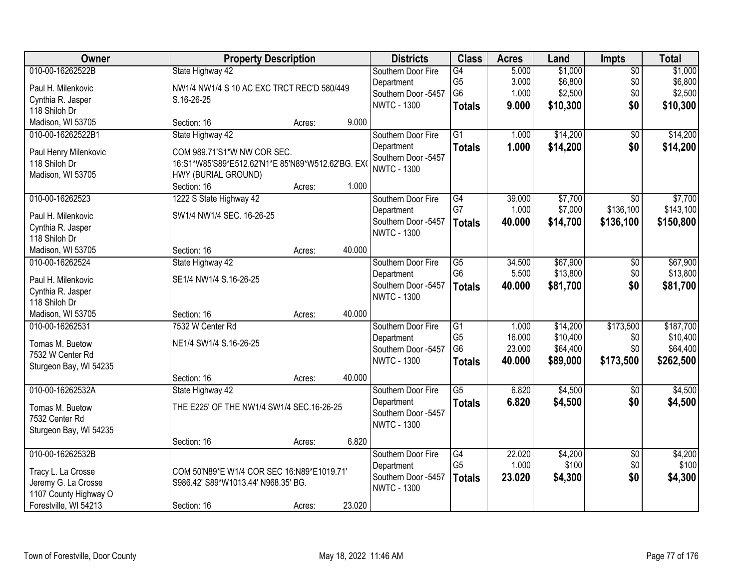| Owner | Property Description | Districts | Class | Acres | Land | Impts | Total |
|---|---|---|---|---|---|---|---|
| 010-00-16262522B<br>Paul H. Milenkovic<br>Cynthia R. Jasper<br>118 Shiloh Dr<br>Madison, WI 53705 | State Highway 42<br>NW1/4 NW1/4 S 10 AC EXC TRCT REC'D 580/449 S.16-26-25<br>Section: 16 Acres: 9.000 | Southern Door Fire Department<br>Southern Door -5457<br>NWTC - 1300 | G4<br>G5<br>G6<br>**Totals** | 5.000<br>3.000<br>1.000<br>**9.000** | $1,000<br>$6,800<br>$2,500<br>**$10,300** | $0<br>$0<br>$0<br>**$0** | $1,000<br>$6,800<br>$2,500<br>**$10,300** |
| 010-00-16262522B1<br>Paul Henry Milenkovic<br>118 Shiloh Dr<br>Madison, WI 53705 | State Highway 42<br>COM 989.71'S1*W NW COR SEC. 16:S1*W85'S89*E512.62'N1*E 85'N89*W512.62'BG. EX( HWY (BURIAL GROUND)<br>Section: 16 Acres: 1.000 | Southern Door Fire Department<br>Southern Door -5457<br>NWTC - 1300 | G1<br>**Totals** | 1.000<br>**1.000** | $14,200<br>**$14,200** | $0<br>**$0** | $14,200<br>**$14,200** |
| 010-00-16262523<br>Paul H. Milenkovic<br>Cynthia R. Jasper<br>118 Shiloh Dr<br>Madison, WI 53705 | 1222 S State Highway 42<br>SW1/4 NW1/4 SEC. 16-26-25<br>Section: 16 Acres: 40.000 | Southern Door Fire Department<br>Southern Door -5457<br>NWTC - 1300 | G4<br>G7<br>**Totals** | 39.000<br>1.000<br>**40.000** | $7,700<br>$7,000<br>**$14,700** | $0<br>$136,100<br>**$136,100** | $7,700<br>$143,100<br>**$150,800** |
| 010-00-16262524<br>Paul H. Milenkovic<br>Cynthia R. Jasper<br>118 Shiloh Dr<br>Madison, WI 53705 | State Highway 42<br>SE1/4 NW1/4 S.16-26-25<br>Section: 16 Acres: 40.000 | Southern Door Fire Department<br>Southern Door -5457<br>NWTC - 1300 | G5<br>G6<br>**Totals** | 34.500<br>5.500<br>**40.000** | $67,900<br>$13,800<br>**$81,700** | $0<br>$0<br>**$0** | $67,900<br>$13,800<br>**$81,700** |
| 010-00-16262531<br>Tomas M. Buetow<br>7532 W Center Rd<br>Sturgeon Bay, WI 54235 | 7532 W Center Rd<br>NE1/4 SW1/4 S.16-26-25<br>Section: 16 Acres: 40.000 | Southern Door Fire Department<br>Southern Door -5457<br>NWTC - 1300 | G1<br>G5<br>G6<br>**Totals** | 1.000<br>16.000<br>23.000<br>**40.000** | $14,200<br>$10,400<br>$64,400<br>**$89,000** | $173,500<br>$0<br>$0<br>**$173,500** | $187,700<br>$10,400<br>$64,400<br>**$262,500** |
| 010-00-16262532A<br>Tomas M. Buetow<br>7532 Center Rd<br>Sturgeon Bay, WI 54235 | State Highway 42<br>THE E225' OF THE NW1/4 SW1/4 SEC.16-26-25<br>Section: 16 Acres: 6.820 | Southern Door Fire Department<br>Southern Door -5457<br>NWTC - 1300 | G5<br>**Totals** | 6.820<br>**6.820** | $4,500<br>**$4,500** | $0<br>**$0** | $4,500<br>**$4,500** |
| 010-00-16262532B<br>Tracy L. La Crosse<br>Jeremy G. La Crosse<br>1107 County Highway O<br>Forestville, WI 54213 | COM 50'N89*E W1/4 COR SEC 16:N89*E1019.71' S986.42' S89*W1013.44' N968.35' BG.<br>Section: 16 Acres: 23.020 | Southern Door Fire Department<br>Southern Door -5457<br>NWTC - 1300 | G4<br>G5<br>**Totals** | 22.020<br>1.000<br>**23.020** | $4,200<br>$100<br>**$4,300** | $0<br>$0<br>**$0** | $4,200<br>$100<br>**$4,300** |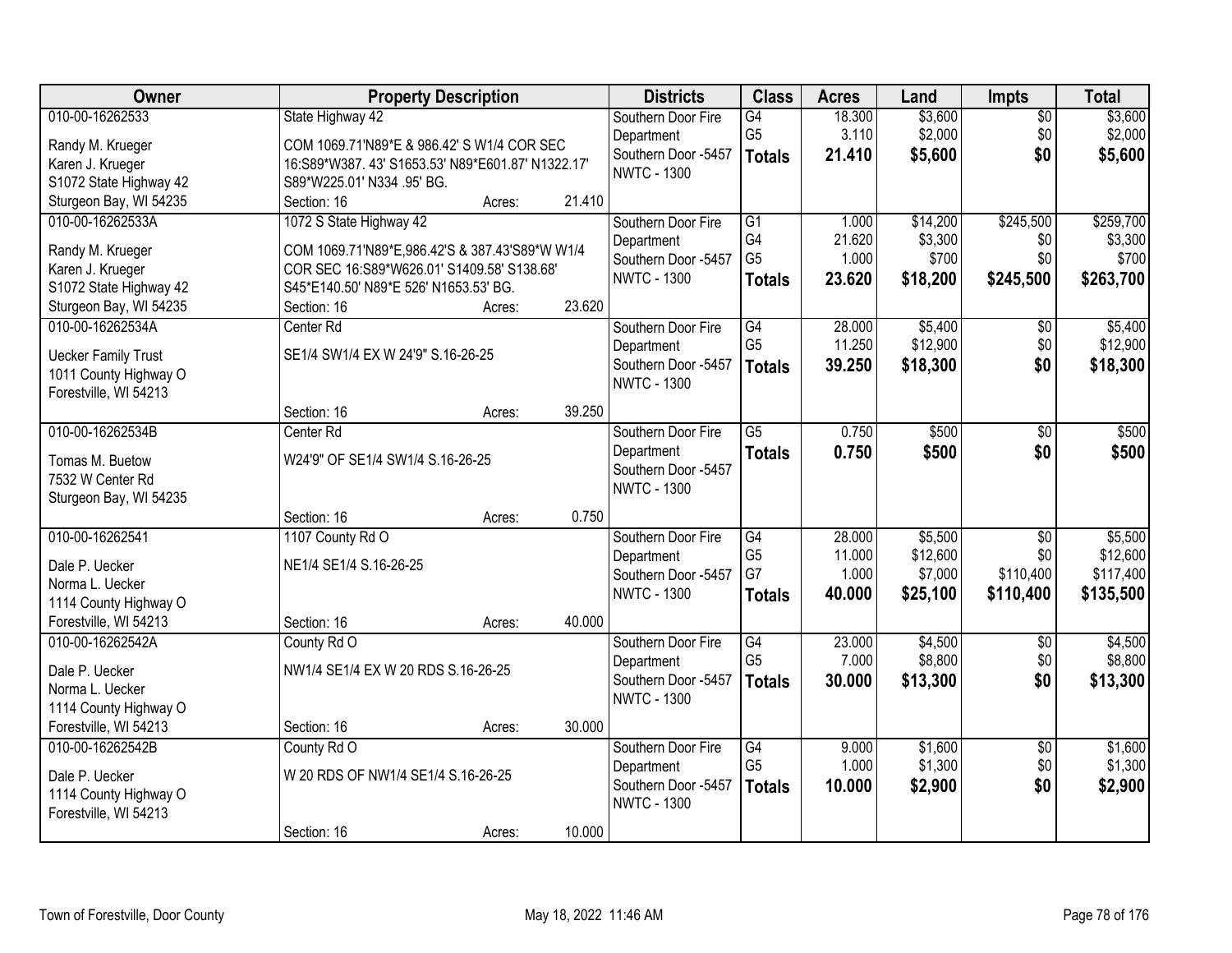| Owner | Property Description | | | Districts | Class | Acres | Land | Impts | Total |
|---|---|---|---|---|---|---|---|---|---|
| 010-00-16262533 | State Highway 42 | | | Southern Door Fire Department | G4 | 18.300 | $3,600 | $0 | $3,600 |
| Randy M. Krueger | COM 1069.71'N89*E & 986.42' S W1/4 COR SEC 16:S89*W387. 43' S1653.53' N89*E601.87' N1322.17' S89*W225.01' N334 .95' BG. | | | Southern Door -5457 | G5 | 3.110 | $2,000 | $0 | $2,000 |
| Karen J. Krueger | | | | NWTC - 1300 | **Totals** | **21.410** | **$5,600** | **$0** | **$5,600** |
| S1072 State Highway 42 | | | | | | | | | |
| Sturgeon Bay, WI 54235 | Section: 16 | Acres: | 21.410 | | | | | | |
| 010-00-16262533A | 1072 S State Highway 42 | | | Southern Door Fire Department | G1 | 1.000 | $14,200 | $245,500 | $259,700 |
| Randy M. Krueger | COM 1069.71'N89*E,986.42'S & 387.43'S89*W W1/4 COR SEC 16:S89*W626.01' S1409.58' S138.68' S45*E140.50' N89*E 526' N1653.53' BG. | | | Southern Door -5457 | G4 | 21.620 | $3,300 | $0 | $3,300 |
| Karen J. Krueger | | | | NWTC - 1300 | G5 | 1.000 | $700 | $0 | $700 |
| S1072 State Highway 42 | | | | | **Totals** | **23.620** | **$18,200** | **$245,500** | **$263,700** |
| Sturgeon Bay, WI 54235 | Section: 16 | Acres: | 23.620 | | | | | | |
| 010-00-16262534A | Center Rd | | | Southern Door Fire Department | G4 | 28.000 | $5,400 | $0 | $5,400 |
| Uecker Family Trust | SE1/4 SW1/4 EX W 24'9" S.16-26-25 | | | Southern Door -5457 | G5 | 11.250 | $12,900 | $0 | $12,900 |
| 1011 County Highway O | | | | NWTC - 1300 | **Totals** | **39.250** | **$18,300** | **$0** | **$18,300** |
| Forestville, WI 54213 | Section: 16 | Acres: | 39.250 | | | | | | |
| 010-00-16262534B | Center Rd | | | Southern Door Fire Department | G5 | 0.750 | $500 | $0 | $500 |
| Tomas M. Buetow | W24'9" OF SE1/4 SW1/4 S.16-26-25 | | | Southern Door -5457 | **Totals** | **0.750** | **$500** | **$0** | **$500** |
| 7532 W Center Rd | | | | NWTC - 1300 | | | | | |
| Sturgeon Bay, WI 54235 | Section: 16 | Acres: | 0.750 | | | | | | |
| 010-00-16262541 | 1107 County Rd O | | | Southern Door Fire Department | G4 | 28.000 | $5,500 | $0 | $5,500 |
| Dale P. Uecker | NE1/4 SE1/4 S.16-26-25 | | | Southern Door -5457 | G5 | 11.000 | $12,600 | $0 | $12,600 |
| Norma L. Uecker | | | | NWTC - 1300 | G7 | 1.000 | $7,000 | $110,400 | $117,400 |
| 1114 County Highway O | | | | | **Totals** | **40.000** | **$25,100** | **$110,400** | **$135,500** |
| Forestville, WI 54213 | Section: 16 | Acres: | 40.000 | | | | | | |
| 010-00-16262542A | County Rd O | | | Southern Door Fire Department | G4 | 23.000 | $4,500 | $0 | $4,500 |
| Dale P. Uecker | NW1/4 SE1/4 EX W 20 RDS S.16-26-25 | | | Southern Door -5457 | G5 | 7.000 | $8,800 | $0 | $8,800 |
| Norma L. Uecker | | | | NWTC - 1300 | **Totals** | **30.000** | **$13,300** | **$0** | **$13,300** |
| 1114 County Highway O | | | | | | | | | |
| Forestville, WI 54213 | Section: 16 | Acres: | 30.000 | | | | | | |
| 010-00-16262542B | County Rd O | | | Southern Door Fire Department | G4 | 9.000 | $1,600 | $0 | $1,600 |
| Dale P. Uecker | W 20 RDS OF NW1/4 SE1/4 S.16-26-25 | | | Southern Door -5457 | G5 | 1.000 | $1,300 | $0 | $1,300 |
| 1114 County Highway O | | | | NWTC - 1300 | **Totals** | **10.000** | **$2,900** | **$0** | **$2,900** |
| Forestville, WI 54213 | Section: 16 | Acres: | 10.000 | | | | | | |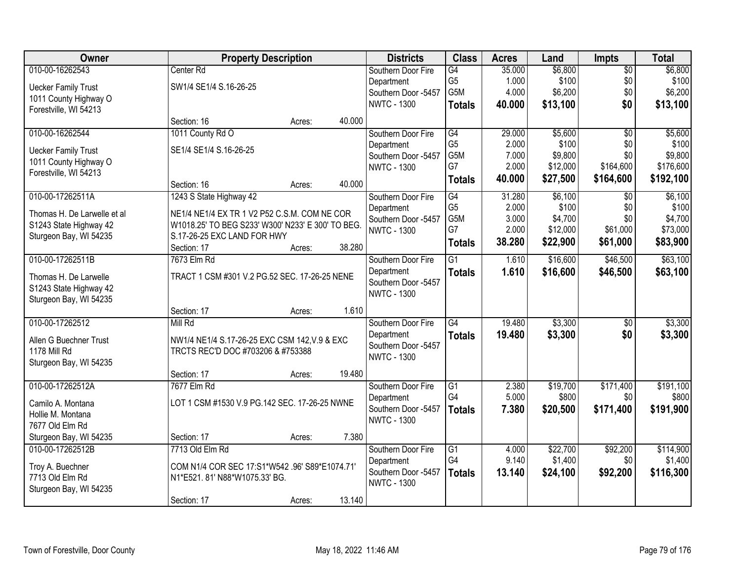| Owner | Property Description | | | Districts | Class | Acres | Land | Impts | Total |
|---|---|---|---|---|---|---|---|---|---|
| 010-00-16262543<br>Uecker Family Trust<br>1011 County Highway O<br>Forestville, WI 54213 | Center Rd<br>SW1/4 SE1/4 S.16-26-25<br><br>Section: 16 | Acres: | 40.000 | Southern Door Fire Department<br>Southern Door -5457<br>NWTC - 1300 | G4<br>G5<br>G5M<br>**Totals** | 35.000<br>1.000<br>4.000<br>**40.000** | $6,800<br>$100<br>$6,200<br>**$13,100** | $0<br>$0<br>$0<br>**$0** | $6,800<br>$100<br>$6,200<br>**$13,100** |
| 010-00-16262544<br>Uecker Family Trust<br>1011 County Highway O<br>Forestville, WI 54213 | 1011 County Rd O<br>SE1/4 SE1/4 S.16-26-25<br><br>Section: 16 | Acres: | 40.000 | Southern Door Fire Department<br>Southern Door -5457<br>NWTC - 1300 | G4<br>G5<br>G5M<br>G7<br>**Totals** | 29.000<br>2.000<br>7.000<br>2.000<br>**40.000** | $5,600<br>$100<br>$9,800<br>$12,000<br>**$27,500** | $0<br>$0<br>$0<br>$164,600<br>**$164,600** | $5,600<br>$100<br>$9,800<br>$176,600<br>**$192,100** |
| 010-00-17262511A<br>Thomas H. De Larwelle et al<br>S1243 State Highway 42<br>Sturgeon Bay, WI 54235 | 1243 S State Highway 42<br>NE1/4 NE1/4 EX TR 1 V2 P52 C.S.M. COM NE COR W1018.25' TO BEG S233' W300' N233' E 300' TO BEG. S.17-26-25 EXC LAND FOR HWY<br>Section: 17 | Acres: | 38.280 | Southern Door Fire Department<br>Southern Door -5457<br>NWTC - 1300 | G4<br>G5<br>G5M<br>G7<br>**Totals** | 31.280<br>2.000<br>3.000<br>2.000<br>**38.280** | $6,100<br>$100<br>$4,700<br>$12,000<br>**$22,900** | $0<br>$0<br>$0<br>$61,000<br>**$61,000** | $6,100<br>$100<br>$4,700<br>$73,000<br>**$83,900** |
| 010-00-17262511B<br>Thomas H. De Larwelle<br>S1243 State Highway 42<br>Sturgeon Bay, WI 54235 | 7673 Elm Rd<br>TRACT 1 CSM #301 V.2 PG.52 SEC. 17-26-25 NENE<br><br>Section: 17 | Acres: | 1.610 | Southern Door Fire Department<br>Southern Door -5457<br>NWTC - 1300 | G1<br>**Totals** | 1.610<br>**1.610** | $16,600<br>**$16,600** | $46,500<br>**$46,500** | $63,100<br>**$63,100** |
| 010-00-17262512<br>Allen G Buechner Trust<br>1178 Mill Rd<br>Sturgeon Bay, WI 54235 | Mill Rd<br>NW1/4 NE1/4 S.17-26-25 EXC CSM 142,V.9 & EXC TRCTS REC'D DOC #703206 & #753388<br><br>Section: 17 | Acres: | 19.480 | Southern Door Fire Department<br>Southern Door -5457<br>NWTC - 1300 | G4<br>**Totals** | 19.480<br>**19.480** | $3,300<br>**$3,300** | $0<br>**$0** | $3,300<br>**$3,300** |
| 010-00-17262512A<br>Camilo A. Montana<br>Hollie M. Montana<br>7677 Old Elm Rd<br>Sturgeon Bay, WI 54235 | 7677 Elm Rd<br>LOT 1 CSM #1530 V.9 PG.142 SEC. 17-26-25 NWNE<br><br>Section: 17 | Acres: | 7.380 | Southern Door Fire Department<br>Southern Door -5457<br>NWTC - 1300 | G1<br>G4<br>**Totals** | 2.380<br>5.000<br>**7.380** | $19,700<br>$800<br>**$20,500** | $171,400<br>$0<br>**$171,400** | $191,100<br>$800<br>**$191,900** |
| 010-00-17262512B<br>Troy A. Buechner<br>7713 Old Elm Rd<br>Sturgeon Bay, WI 54235 | 7713 Old Elm Rd<br>COM N1/4 COR SEC 17:S1*W542 .96' S89*E1074.71' N1*E521. 81' N88*W1075.33' BG.<br><br>Section: 17 | Acres: | 13.140 | Southern Door Fire Department<br>Southern Door -5457<br>NWTC - 1300 | G1<br>G4<br>**Totals** | 4.000<br>9.140<br>**13.140** | $22,700<br>$1,400<br>**$24,100** | $92,200<br>$0<br>**$92,200** | $114,900<br>$1,400<br>**$116,300** |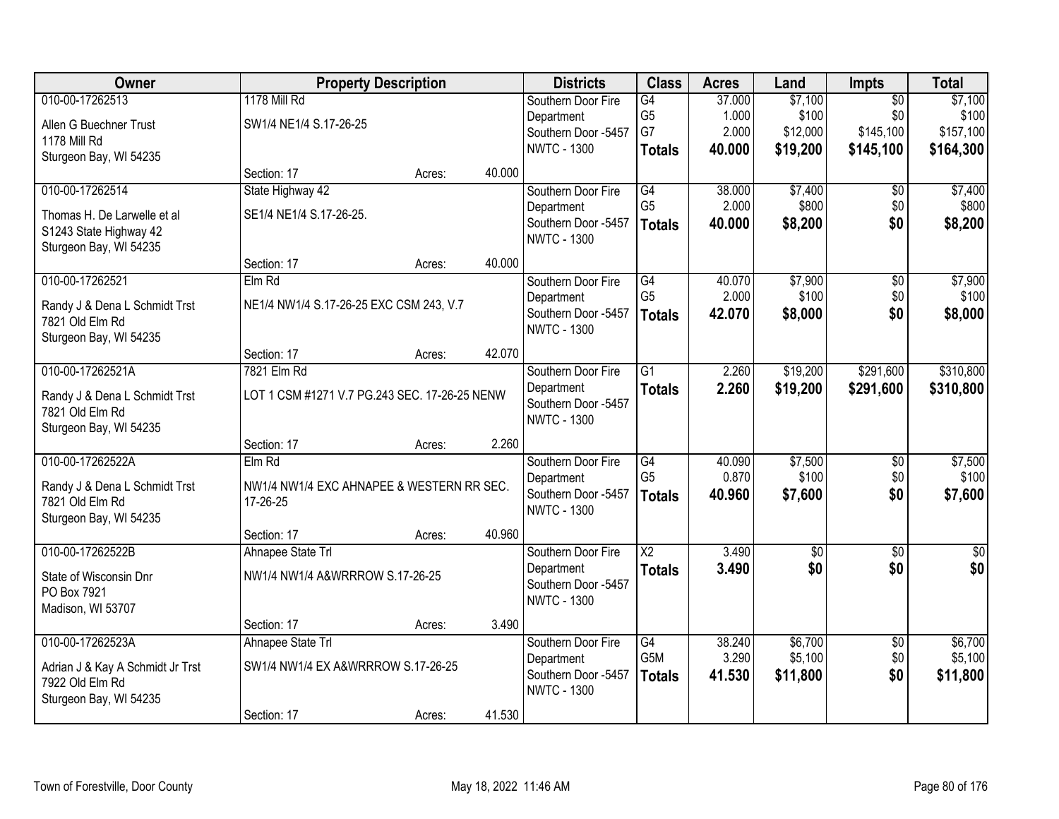| Owner | Property Description | | | Districts | Class | Acres | Land | Impts | Total |
|---|---|---|---|---|---|---|---|---|---|
| 010-00-17262513<br>Allen G Buechner Trust<br>1178 Mill Rd<br>Sturgeon Bay, WI 54235 | 1178 Mill Rd<br>SW1/4 NE1/4 S.17-26-25<br>Section: 17 | Acres: | 40.000 | Southern Door Fire Department<br>Southern Door -5457<br>NWTC - 1300 | G4<br>G5<br>G7<br>**Totals** | 37.000<br>1.000<br>2.000<br>**40.000** | $7,100<br>$100<br>$12,000<br>**$19,200** | $0<br>$0<br>$145,100<br>**$145,100** | $7,100<br>$100<br>$157,100<br>**$164,300** |
| 010-00-17262514<br>Thomas H. De Larwelle et al<br>S1243 State Highway 42<br>Sturgeon Bay, WI 54235 | State Highway 42<br>SE1/4 NE1/4 S.17-26-25.<br>Section: 17 | Acres: | 40.000 | Southern Door Fire Department<br>Southern Door -5457<br>NWTC - 1300 | G4<br>G5<br>**Totals** | 38.000<br>2.000<br>**40.000** | $7,400<br>$800<br>**$8,200** | $0<br>$0<br>**$0** | $7,400<br>$800<br>**$8,200** |
| 010-00-17262521<br>Randy J & Dena L Schmidt Trst<br>7821 Old Elm Rd<br>Sturgeon Bay, WI 54235 | Elm Rd<br>NE1/4 NW1/4 S.17-26-25 EXC CSM 243, V.7<br>Section: 17 | Acres: | 42.070 | Southern Door Fire Department<br>Southern Door -5457<br>NWTC - 1300 | G4<br>G5<br>**Totals** | 40.070<br>2.000<br>**42.070** | $7,900<br>$100<br>**$8,000** | $0<br>$0<br>**$0** | $7,900<br>$100<br>**$8,000** |
| 010-00-17262521A<br>Randy J & Dena L Schmidt Trst<br>7821 Old Elm Rd<br>Sturgeon Bay, WI 54235 | 7821 Elm Rd<br>LOT 1 CSM #1271 V.7 PG.243 SEC. 17-26-25 NENW<br>Section: 17 | Acres: | 2.260 | Southern Door Fire Department<br>Southern Door -5457<br>NWTC - 1300 | G1<br>**Totals** | 2.260<br>**2.260** | $19,200<br>**$19,200** | $291,600<br>**$291,600** | $310,800<br>**$310,800** |
| 010-00-17262522A<br>Randy J & Dena L Schmidt Trst<br>7821 Old Elm Rd<br>Sturgeon Bay, WI 54235 | Elm Rd<br>NW1/4 NW1/4 EXC AHNAPEE & WESTERN RR SEC. 17-26-25<br>Section: 17 | Acres: | 40.960 | Southern Door Fire Department<br>Southern Door -5457<br>NWTC - 1300 | G4<br>G5<br>**Totals** | 40.090<br>0.870<br>**40.960** | $7,500<br>$100<br>**$7,600** | $0<br>$0<br>**$0** | $7,500<br>$100<br>**$7,600** |
| 010-00-17262522B<br>State of Wisconsin Dnr<br>PO Box 7921<br>Madison, WI 53707 | Ahnapee State Trl<br>NW1/4 NW1/4 A&WRRROW S.17-26-25<br>Section: 17 | Acres: | 3.490 | Southern Door Fire Department<br>Southern Door -5457<br>NWTC - 1300 | X2<br>**Totals** | 3.490<br>**3.490** | $0<br>**$0** | $0<br>**$0** | $0<br>**$0** |
| 010-00-17262523A<br>Adrian J & Kay A Schmidt Jr Trst<br>7922 Old Elm Rd<br>Sturgeon Bay, WI 54235 | Ahnapee State Trl<br>SW1/4 NW1/4 EX A&WRRROW S.17-26-25<br>Section: 17 | Acres: | 41.530 | Southern Door Fire Department<br>Southern Door -5457<br>NWTC - 1300 | G4<br>G5M<br>**Totals** | 38.240<br>3.290<br>**41.530** | $6,700<br>$5,100<br>**$11,800** | $0<br>$0<br>**$0** | $6,700<br>$5,100<br>**$11,800** |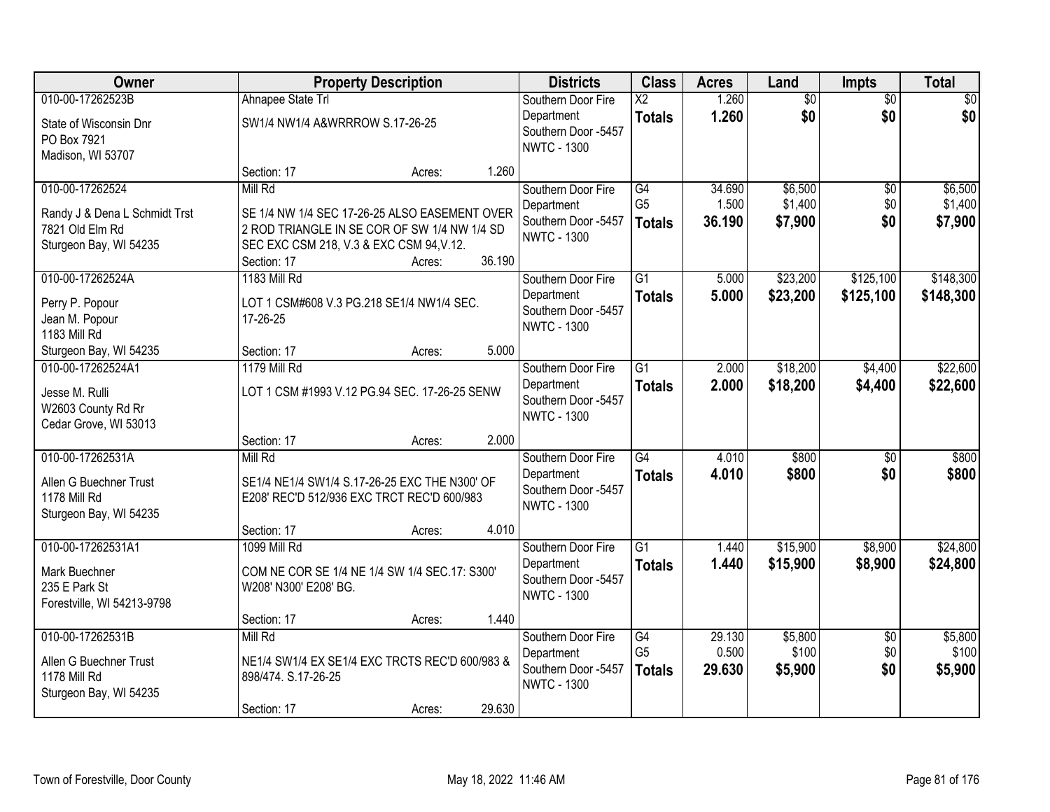| Owner | Property Description | Districts | Class | Acres | Land | Impts | Total |
|---|---|---|---|---|---|---|---|
| 010-00-17262523B<br>State of Wisconsin Dnr<br>PO Box 7921<br>Madison, WI 53707 | Ahnapee State Trl<br>SW1/4 NW1/4 A&WRRROW S.17-26-25<br>Section: 17 Acres: 1.260 | Southern Door Fire Department<br>Southern Door -5457<br>NWTC - 1300 | X2<br>**Totals** | 1.260<br>**1.260** | $0<br>**$0** | $0<br>**$0** | $0<br>**$0** |
| 010-00-17262524<br>Randy J & Dena L Schmidt Trst<br>7821 Old Elm Rd<br>Sturgeon Bay, WI 54235 | Mill Rd<br>SE 1/4 NW 1/4 SEC 17-26-25 ALSO EASEMENT OVER 2 ROD TRIANGLE IN SE COR OF SW 1/4 NW 1/4 SD SEC EXC CSM 218, V.3 & EXC CSM 94,V.12.<br>Section: 17 Acres: 36.190 | Southern Door Fire Department<br>Southern Door -5457<br>NWTC - 1300 | G4<br>G5<br>**Totals** | 34.690<br>1.500<br>**36.190** | $6,500<br>$1,400<br>**$7,900** | $0<br>$0<br>**$0** | $6,500<br>$1,400<br>**$7,900** |
| 010-00-17262524A<br>Perry P. Popour<br>Jean M. Popour<br>1183 Mill Rd<br>Sturgeon Bay, WI 54235 | 1183 Mill Rd<br>LOT 1 CSM#608 V.3 PG.218 SE1/4 NW1/4 SEC. 17-26-25<br>Section: 17 Acres: 5.000 | Southern Door Fire Department<br>Southern Door -5457<br>NWTC - 1300 | G1<br>**Totals** | 5.000<br>**5.000** | $23,200<br>**$23,200** | $125,100<br>**$125,100** | $148,300<br>**$148,300** |
| 010-00-17262524A1<br>Jesse M. Rulli<br>W2603 County Rd Rr<br>Cedar Grove, WI 53013 | 1179 Mill Rd<br>LOT 1 CSM #1993 V.12 PG.94 SEC. 17-26-25 SENW<br>Section: 17 Acres: 2.000 | Southern Door Fire Department<br>Southern Door -5457<br>NWTC - 1300 | G1<br>**Totals** | 2.000<br>**2.000** | $18,200<br>**$18,200** | $4,400<br>**$4,400** | $22,600<br>**$22,600** |
| 010-00-17262531A<br>Allen G Buechner Trust<br>1178 Mill Rd<br>Sturgeon Bay, WI 54235 | Mill Rd<br>SE1/4 NE1/4 SW1/4 S.17-26-25 EXC THE N300' OF E208' REC'D 512/936 EXC TRCT REC'D 600/983<br>Section: 17 Acres: 4.010 | Southern Door Fire Department<br>Southern Door -5457<br>NWTC - 1300 | G4<br>**Totals** | 4.010<br>**4.010** | $800<br>**$800** | $0<br>**$0** | $800<br>**$800** |
| 010-00-17262531A1<br>Mark Buechner<br>235 E Park St<br>Forestville, WI 54213-9798 | 1099 Mill Rd<br>COM NE COR SE 1/4 NE 1/4 SW 1/4 SEC.17: S300' W208' N300' E208' BG.<br>Section: 17 Acres: 1.440 | Southern Door Fire Department<br>Southern Door -5457<br>NWTC - 1300 | G1<br>**Totals** | 1.440<br>**1.440** | $15,900<br>**$15,900** | $8,900<br>**$8,900** | $24,800<br>**$24,800** |
| 010-00-17262531B<br>Allen G Buechner Trust<br>1178 Mill Rd<br>Sturgeon Bay, WI 54235 | Mill Rd<br>NE1/4 SW1/4 EX SE1/4 EXC TRCTS REC'D 600/983 & 898/474. S.17-26-25<br>Section: 17 Acres: 29.630 | Southern Door Fire Department<br>Southern Door -5457<br>NWTC - 1300 | G4<br>G5<br>**Totals** | 29.130<br>0.500<br>**29.630** | $5,800<br>$100<br>**$5,900** | $0<br>$0<br>**$0** | $5,800<br>$100<br>**$5,900** |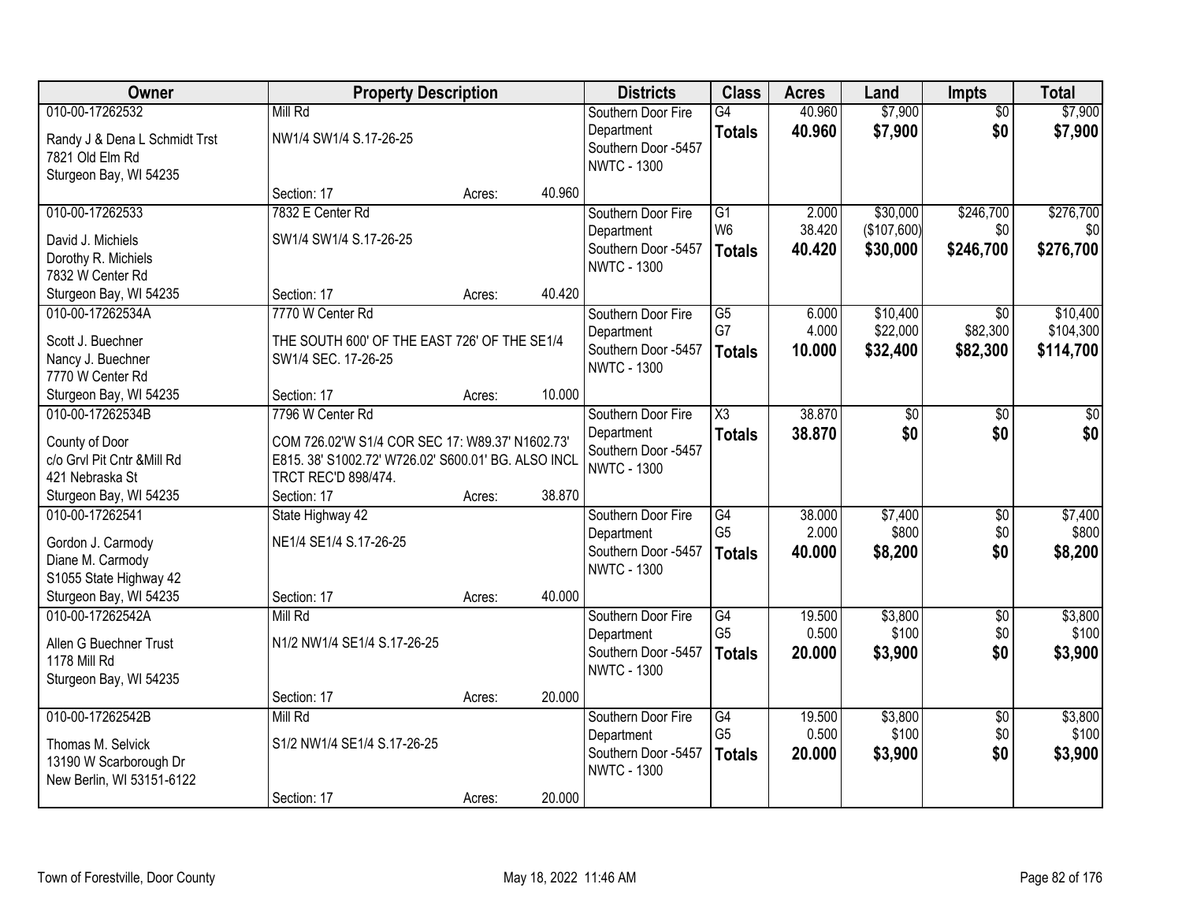| Owner | Property Description | Districts | Class | Acres | Land | Impts | Total |
|---|---|---|---|---|---|---|---|
| 010-00-17262532<br>Randy J & Dena L Schmidt Trst<br>7821 Old Elm Rd<br>Sturgeon Bay, WI 54235 | Mill Rd<br>NW1/4 SW1/4 S.17-26-25<br>Section: 17 Acres: 40.960 | Southern Door Fire Department<br>Southern Door -5457<br>NWTC - 1300 | G4<br>**Totals** | 40.960<br>**40.960** | $7,900<br>**$7,900** | $0<br>**$0** | $7,900<br>**$7,900** |
| 010-00-17262533<br>David J. Michiels<br>Dorothy R. Michiels<br>7832 W Center Rd<br>Sturgeon Bay, WI 54235 | 7832 E Center Rd<br>SW1/4 SW1/4 S.17-26-25<br>Section: 17 Acres: 40.420 | Southern Door Fire Department<br>Southern Door -5457<br>NWTC - 1300 | G1<br>W6<br>**Totals** | 2.000<br>38.420<br>**40.420** | $30,000<br>($107,600)<br>**$30,000** | $246,700<br>$0<br>**$246,700** | $276,700<br>$0<br>**$276,700** |
| 010-00-17262534A<br>Scott J. Buechner<br>Nancy J. Buechner<br>7770 W Center Rd<br>Sturgeon Bay, WI 54235 | 7770 W Center Rd<br>THE SOUTH 600' OF THE EAST 726' OF THE SE1/4 SW1/4 SEC. 17-26-25<br>Section: 17 Acres: 10.000 | Southern Door Fire Department<br>Southern Door -5457<br>NWTC - 1300 | G5<br>G7<br>**Totals** | 6.000<br>4.000<br>**10.000** | $10,400<br>$22,000<br>**$32,400** | $0<br>$82,300<br>**$82,300** | $10,400<br>$104,300<br>**$114,700** |
| 010-00-17262534B<br>County of Door<br>c/o Grvl Pit Cntr &Mill Rd<br>421 Nebraska St<br>Sturgeon Bay, WI 54235 | 7796 W Center Rd<br>COM 726.02'W S1/4 COR SEC 17: W89.37' N1602.73' E815. 38' S1002.72' W726.02' S600.01' BG. ALSO INCL TRCT REC'D 898/474.<br>Section: 17 Acres: 38.870 | Southern Door Fire Department<br>Southern Door -5457<br>NWTC - 1300 | X3<br>**Totals** | 38.870<br>**38.870** | $0<br>**$0** | $0<br>**$0** | $0<br>**$0** |
| 010-00-17262541<br>Gordon J. Carmody<br>Diane M. Carmody<br>S1055 State Highway 42<br>Sturgeon Bay, WI 54235 | State Highway 42<br>NE1/4 SE1/4 S.17-26-25<br>Section: 17 Acres: 40.000 | Southern Door Fire Department<br>Southern Door -5457<br>NWTC - 1300 | G4<br>G5<br>**Totals** | 38.000<br>2.000<br>**40.000** | $7,400<br>$800<br>**$8,200** | $0<br>$0<br>**$0** | $7,400<br>$800<br>**$8,200** |
| 010-00-17262542A<br>Allen G Buechner Trust<br>1178 Mill Rd<br>Sturgeon Bay, WI 54235 | Mill Rd<br>N1/2 NW1/4 SE1/4 S.17-26-25<br>Section: 17 Acres: 20.000 | Southern Door Fire Department<br>Southern Door -5457<br>NWTC - 1300 | G4<br>G5<br>**Totals** | 19.500<br>0.500<br>**20.000** | $3,800<br>$100<br>**$3,900** | $0<br>$0<br>**$0** | $3,800<br>$100<br>**$3,900** |
| 010-00-17262542B<br>Thomas M. Selvick<br>13190 W Scarborough Dr<br>New Berlin, WI 53151-6122 | Mill Rd<br>S1/2 NW1/4 SE1/4 S.17-26-25<br>Section: 17 Acres: 20.000 | Southern Door Fire Department<br>Southern Door -5457<br>NWTC - 1300 | G4<br>G5<br>**Totals** | 19.500<br>0.500<br>**20.000** | $3,800<br>$100<br>**$3,900** | $0<br>$0<br>**$0** | $3,800<br>$100<br>**$3,900** |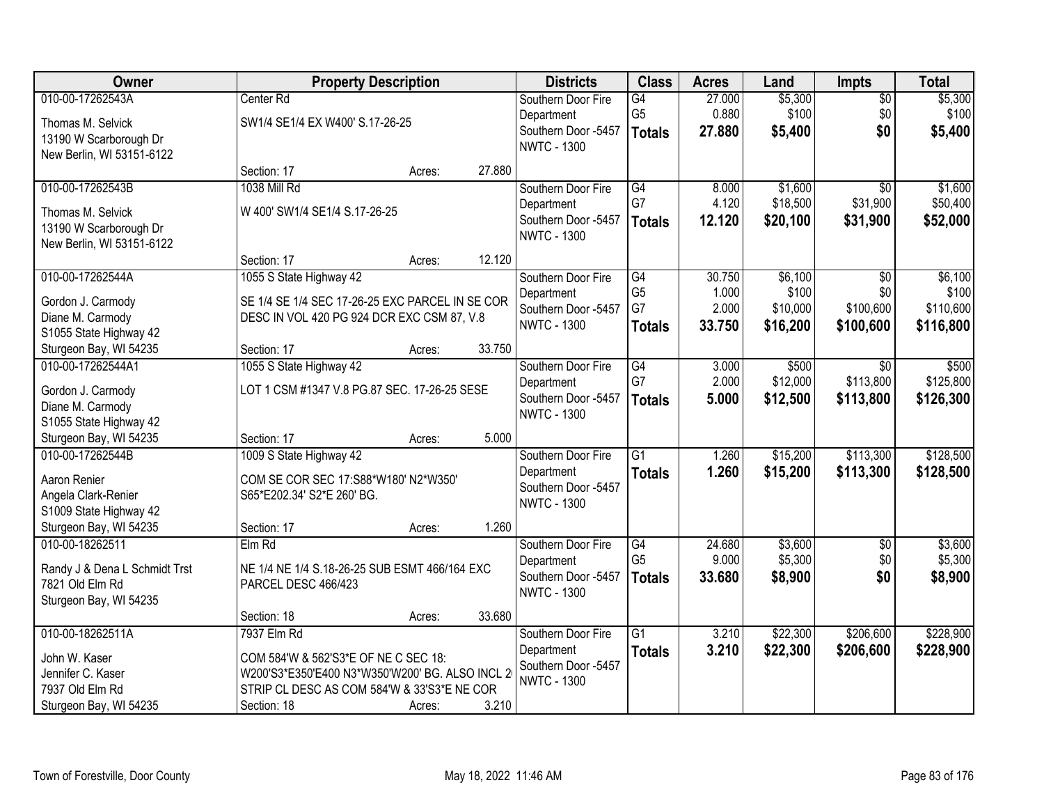| Owner | Property Description | | | Districts | Class | Acres | Land | Impts | Total |
|---|---|---|---|---|---|---|---|---|---|
| 010-00-17262543A | Center Rd | | | Southern Door Fire Department | G4 | 27.000 | $5,300 | $0 | $5,300 |
| Thomas M. Selvick<br>13190 W Scarborough Dr<br>New Berlin, WI 53151-6122 | SW1/4 SE1/4 EX W400' S.17-26-25 | | | Southern Door -5457<br>NWTC - 1300 | G5 | 0.880 | $100 | $0 | $100 |
| | | | | | **Totals** | **27.880** | **$5,400** | **$0** | **$5,400** |
| | Section: 17 | Acres: | 27.880 | | | | | | |
| 010-00-17262543B | 1038 Mill Rd | | | Southern Door Fire Department | G4 | 8.000 | $1,600 | $0 | $1,600 |
| Thomas M. Selvick<br>13190 W Scarborough Dr<br>New Berlin, WI 53151-6122 | W 400' SW1/4 SE1/4 S.17-26-25 | | | Southern Door -5457<br>NWTC - 1300 | G7 | 4.120 | $18,500 | $31,900 | $50,400 |
| | | | | | **Totals** | **12.120** | **$20,100** | **$31,900** | **$52,000** |
| | Section: 17 | Acres: | 12.120 | | | | | | |
| 010-00-17262544A | 1055 S State Highway 42 | | | Southern Door Fire Department | G4 | 30.750 | $6,100 | $0 | $6,100 |
| Gordon J. Carmody<br>Diane M. Carmody<br>S1055 State Highway 42<br>Sturgeon Bay, WI 54235 | SE 1/4 SE 1/4 SEC 17-26-25 EXC PARCEL IN SE COR DESC IN VOL 420 PG 924 DCR EXC CSM 87, V.8 | | | Southern Door -5457<br>NWTC - 1300 | G5 | 1.000 | $100 | $0 | $100 |
| | | | | | G7 | 2.000 | $10,000 | $100,600 | $110,600 |
| | | | | | **Totals** | **33.750** | **$16,200** | **$100,600** | **$116,800** |
| | Section: 17 | Acres: | 33.750 | | | | | | |
| 010-00-17262544A1 | 1055 S State Highway 42 | | | Southern Door Fire Department | G4 | 3.000 | $500 | $0 | $500 |
| Gordon J. Carmody<br>Diane M. Carmody<br>S1055 State Highway 42<br>Sturgeon Bay, WI 54235 | LOT 1 CSM #1347 V.8 PG.87 SEC. 17-26-25 SESE | | | Southern Door -5457<br>NWTC - 1300 | G7 | 2.000 | $12,000 | $113,800 | $125,800 |
| | | | | | **Totals** | **5.000** | **$12,500** | **$113,800** | **$126,300** |
| | Section: 17 | Acres: | 5.000 | | | | | | |
| 010-00-17262544B | 1009 S State Highway 42 | | | Southern Door Fire Department | G1 | 1.260 | $15,200 | $113,300 | $128,500 |
| Aaron Renier<br>Angela Clark-Renier<br>S1009 State Highway 42<br>Sturgeon Bay, WI 54235 | COM SE COR SEC 17:S88*W180' N2*W350' S65*E202.34' S2*E 260' BG. | | | Southern Door -5457<br>NWTC - 1300 | **Totals** | **1.260** | **$15,200** | **$113,300** | **$128,500** |
| | Section: 17 | Acres: | 1.260 | | | | | | |
| 010-00-18262511 | Elm Rd | | | Southern Door Fire Department | G4 | 24.680 | $3,600 | $0 | $3,600 |
| Randy J & Dena L Schmidt Trst<br>7821 Old Elm Rd<br>Sturgeon Bay, WI 54235 | NE 1/4 NE 1/4 S.18-26-25 SUB ESMT 466/164 EXC PARCEL DESC 466/423 | | | Southern Door -5457<br>NWTC - 1300 | G5 | 9.000 | $5,300 | $0 | $5,300 |
| | | | | | **Totals** | **33.680** | **$8,900** | **$0** | **$8,900** |
| | Section: 18 | Acres: | 33.680 | | | | | | |
| 010-00-18262511A | 7937 Elm Rd | | | Southern Door Fire Department | G1 | 3.210 | $22,300 | $206,600 | $228,900 |
| John W. Kaser<br>Jennifer C. Kaser<br>7937 Old Elm Rd<br>Sturgeon Bay, WI 54235 | COM 584'W & 562'S3*E OF NE C SEC 18: W200'S3*E350'E400 N3*W350'W200' BG. ALSO INCL 2 STRIP CL DESC AS COM 584'W & 33'S3*E NE COR | | | Southern Door -5457<br>NWTC - 1300 | **Totals** | **3.210** | **$22,300** | **$206,600** | **$228,900** |
| | Section: 18 | Acres: | 3.210 | | | | | | |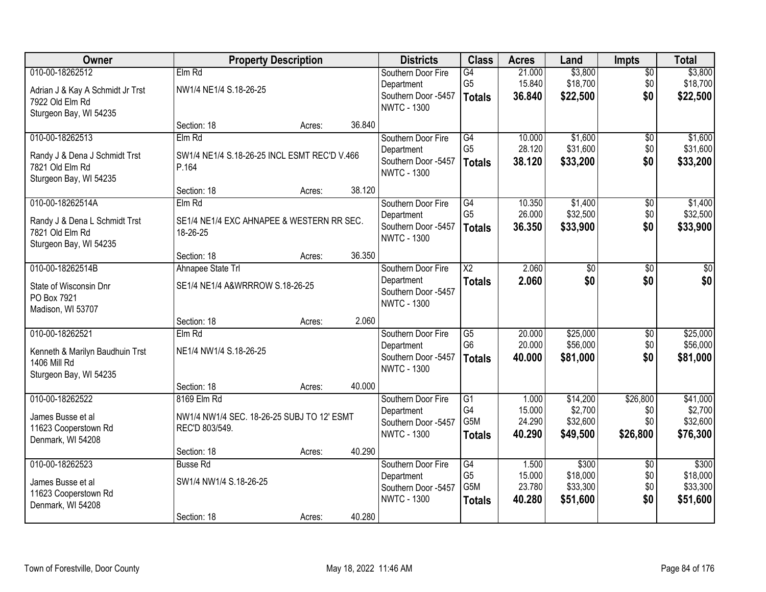| Owner | Property Description | Districts | Class | Acres | Land | Impts | Total |
|---|---|---|---|---|---|---|---|
| 010-00-18262512<br>Adrian J & Kay A Schmidt Jr Trst<br>7922 Old Elm Rd<br>Sturgeon Bay, WI 54235 | Elm Rd<br>NW1/4 NE1/4 S.18-26-25<br>Section: 18 Acres: 36.840 | Southern Door Fire Department<br>Southern Door -5457<br>NWTC - 1300 | G4<br>G5<br>**Totals** | 21.000<br>15.840<br>**36.840** | $3,800<br>$18,700<br>**$22,500** | $0<br>$0<br>**$0** | $3,800<br>$18,700<br>**$22,500** |
| 010-00-18262513<br>Randy J & Dena J Schmidt Trst<br>7821 Old Elm Rd<br>Sturgeon Bay, WI 54235 | Elm Rd<br>SW1/4 NE1/4 S.18-26-25 INCL ESMT REC'D V.466 P.164<br>Section: 18 Acres: 38.120 | Southern Door Fire Department<br>Southern Door -5457<br>NWTC - 1300 | G4<br>G5<br>**Totals** | 10.000<br>28.120<br>**38.120** | $1,600<br>$31,600<br>**$33,200** | $0<br>$0<br>**$0** | $1,600<br>$31,600<br>**$33,200** |
| 010-00-18262514A<br>Randy J & Dena L Schmidt Trst<br>7821 Old Elm Rd<br>Sturgeon Bay, WI 54235 | Elm Rd<br>SE1/4 NE1/4 EXC AHNAPEE & WESTERN RR SEC. 18-26-25<br>Section: 18 Acres: 36.350 | Southern Door Fire Department<br>Southern Door -5457<br>NWTC - 1300 | G4<br>G5<br>**Totals** | 10.350<br>26.000<br>**36.350** | $1,400<br>$32,500<br>**$33,900** | $0<br>$0<br>**$0** | $1,400<br>$32,500<br>**$33,900** |
| 010-00-18262514B<br>State of Wisconsin Dnr<br>PO Box 7921<br>Madison, WI 53707 | Ahnapee State Trl<br>SE1/4 NE1/4 A&WRRROW S.18-26-25<br>Section: 18 Acres: 2.060 | Southern Door Fire Department<br>Southern Door -5457<br>NWTC - 1300 | X2<br>**Totals** | 2.060<br>**2.060** | $0<br>**$0** | $0<br>**$0** | $0<br>**$0** |
| 010-00-18262521<br>Kenneth & Marilyn Baudhuin Trst<br>1406 Mill Rd<br>Sturgeon Bay, WI 54235 | Elm Rd<br>NE1/4 NW1/4 S.18-26-25<br>Section: 18 Acres: 40.000 | Southern Door Fire Department<br>Southern Door -5457<br>NWTC - 1300 | G5<br>G6<br>**Totals** | 20.000<br>20.000<br>**40.000** | $25,000<br>$56,000<br>**$81,000** | $0<br>$0<br>**$0** | $25,000<br>$56,000<br>**$81,000** |
| 010-00-18262522<br>James Busse et al<br>11623 Cooperstown Rd<br>Denmark, WI 54208 | 8169 Elm Rd<br>NW1/4 NW1/4 SEC. 18-26-25 SUBJ TO 12' ESMT REC'D 803/549.<br>Section: 18 Acres: 40.290 | Southern Door Fire Department<br>Southern Door -5457<br>NWTC - 1300 | G1<br>G4<br>G5M<br>**Totals** | 1.000<br>15.000<br>24.290<br>**40.290** | $14,200<br>$2,700<br>$32,600<br>**$49,500** | $26,800<br>$0<br>$0<br>**$26,800** | $41,000<br>$2,700<br>$32,600<br>**$76,300** |
| 010-00-18262523<br>James Busse et al<br>11623 Cooperstown Rd<br>Denmark, WI 54208 | Busse Rd<br>SW1/4 NW1/4 S.18-26-25<br>Section: 18 Acres: 40.280 | Southern Door Fire Department<br>Southern Door -5457<br>NWTC - 1300 | G4<br>G5<br>G5M<br>**Totals** | 1.500<br>15.000<br>23.780<br>**40.280** | $300<br>$18,000<br>$33,300<br>**$51,600** | $0<br>$0<br>$0<br>**$0** | $300<br>$18,000<br>$33,300<br>**$51,600** |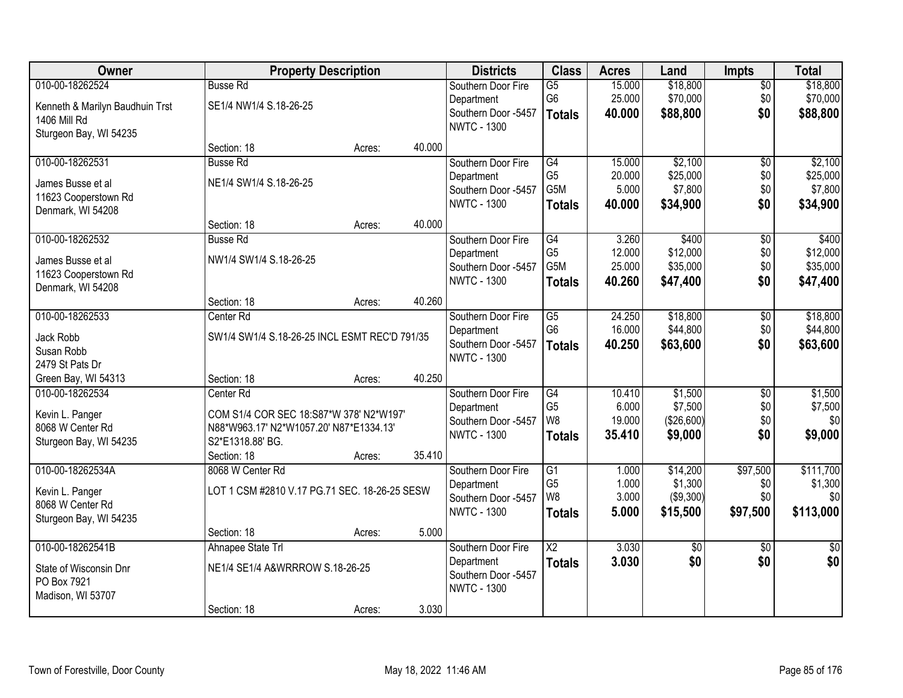| Owner | Property Description | | | Districts | Class | Acres | Land | Impts | Total |
|---|---|---|---|---|---|---|---|---|---|
| 010-00-18262524<br>Kenneth & Marilyn Baudhuin Trst<br>1406 Mill Rd<br>Sturgeon Bay, WI 54235 | Busse Rd<br>SE1/4 NW1/4 S.18-26-25<br>Section: 18 | Acres: | 40.000 | Southern Door Fire Department<br>Southern Door -5457<br>NWTC - 1300 | G5<br>G6<br>**Totals** | 15.000<br>25.000<br>**40.000** | $18,800<br>$70,000<br>**$88,800** | $0<br>$0<br>**$0** | $18,800<br>$70,000<br>**$88,800** |
| 010-00-18262531<br>James Busse et al<br>11623 Cooperstown Rd<br>Denmark, WI 54208 | Busse Rd<br>NE1/4 SW1/4 S.18-26-25<br>Section: 18 | Acres: | 40.000 | Southern Door Fire Department<br>Southern Door -5457<br>NWTC - 1300 | G4<br>G5<br>G5M<br>**Totals** | 15.000<br>20.000<br>5.000<br>**40.000** | $2,100<br>$25,000<br>$7,800<br>**$34,900** | $0<br>$0<br>$0<br>**$0** | $2,100<br>$25,000<br>$7,800<br>**$34,900** |
| 010-00-18262532<br>James Busse et al<br>11623 Cooperstown Rd<br>Denmark, WI 54208 | Busse Rd<br>NW1/4 SW1/4 S.18-26-25<br>Section: 18 | Acres: | 40.260 | Southern Door Fire Department<br>Southern Door -5457<br>NWTC - 1300 | G4<br>G5<br>G5M<br>**Totals** | 3.260<br>12.000<br>25.000<br>**40.260** | $400<br>$12,000<br>$35,000<br>**$47,400** | $0<br>$0<br>$0<br>**$0** | $400<br>$12,000<br>$35,000<br>**$47,400** |
| 010-00-18262533<br>Jack Robb<br>Susan Robb<br>2479 St Pats Dr<br>Green Bay, WI 54313 | Center Rd<br>SW1/4 SW1/4 S.18-26-25 INCL ESMT REC'D 791/35<br>Section: 18 | Acres: | 40.250 | Southern Door Fire Department<br>Southern Door -5457<br>NWTC - 1300 | G5<br>G6<br>**Totals** | 24.250<br>16.000<br>**40.250** | $18,800<br>$44,800<br>**$63,600** | $0<br>$0<br>**$0** | $18,800<br>$44,800<br>**$63,600** |
| 010-00-18262534<br>Kevin L. Panger<br>8068 W Center Rd<br>Sturgeon Bay, WI 54235 | Center Rd<br>COM S1/4 COR SEC 18:S87*W 378' N2*W197' N88*W963.17' N2*W1057.20' N87*E1334.13' S2*E1318.88' BG.<br>Section: 18 | Acres: | 35.410 | Southern Door Fire Department<br>Southern Door -5457<br>NWTC - 1300 | G4<br>G5<br>W8<br>**Totals** | 10.410<br>6.000<br>19.000<br>**35.410** | $1,500<br>$7,500<br>($26,600)<br>**$9,000** | $0<br>$0<br>$0<br>**$0** | $1,500<br>$7,500<br>$0<br>**$9,000** |
| 010-00-18262534A<br>Kevin L. Panger<br>8068 W Center Rd<br>Sturgeon Bay, WI 54235 | 8068 W Center Rd<br>LOT 1 CSM #2810 V.17 PG.71 SEC. 18-26-25 SESW<br>Section: 18 | Acres: | 5.000 | Southern Door Fire Department<br>Southern Door -5457<br>NWTC - 1300 | G1<br>G5<br>W8<br>**Totals** | 1.000<br>1.000<br>3.000<br>**5.000** | $14,200<br>$1,300<br>($9,300)<br>**$15,500** | $97,500<br>$0<br>$0<br>**$97,500** | $111,700<br>$1,300<br>$0<br>**$113,000** |
| 010-00-18262541B<br>State of Wisconsin Dnr<br>PO Box 7921<br>Madison, WI 53707 | Ahnapee State Trl<br>NE1/4 SE1/4 A&WRRROW S.18-26-25<br>Section: 18 | Acres: | 3.030 | Southern Door Fire Department<br>Southern Door -5457<br>NWTC - 1300 | X2<br>**Totals** | 3.030<br>**3.030** | $0<br>**$0** | $0<br>**$0** | $0<br>**$0** |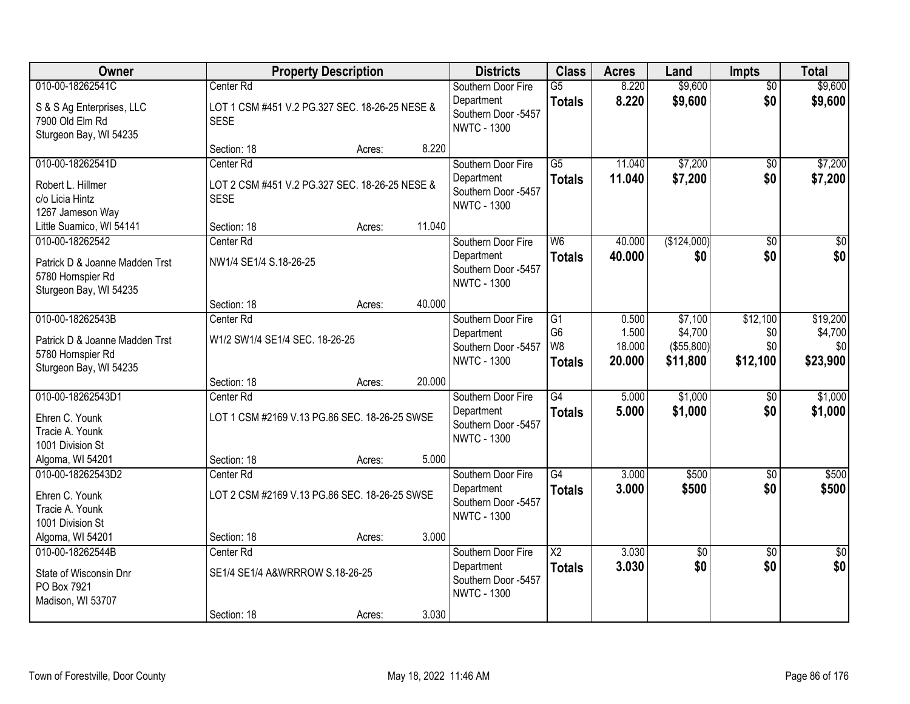| Owner | Property Description | | | Districts | Class | Acres | Land | Impts | Total |
|---|---|---|---|---|---|---|---|---|---|
| 010-00-18262541C<br>S & S Ag Enterprises, LLC<br>7900 Old Elm Rd<br>Sturgeon Bay, WI 54235 | Center Rd<br>LOT 1 CSM #451 V.2 PG.327 SEC. 18-26-25 NESE & SESE<br>Section: 18 | Acres: | 8.220 | Southern Door Fire Department<br>Southern Door -5457<br>NWTC - 1300 | G5<br>**Totals** | 8.220<br>**8.220** | $9,600<br>**$9,600** | $0<br>**$0** | $9,600<br>**$9,600** |
| 010-00-18262541D<br>Robert L. Hillmer<br>c/o Licia Hintz<br>1267 Jameson Way<br>Little Suamico, WI 54141 | Center Rd<br>LOT 2 CSM #451 V.2 PG.327 SEC. 18-26-25 NESE & SESE<br>Section: 18 | Acres: | 11.040 | Southern Door Fire Department<br>Southern Door -5457<br>NWTC - 1300 | G5<br>**Totals** | 11.040<br>**11.040** | $7,200<br>**$7,200** | $0<br>**$0** | $7,200<br>**$7,200** |
| 010-00-18262542<br>Patrick D & Joanne Madden Trst<br>5780 Hornspier Rd<br>Sturgeon Bay, WI 54235 | Center Rd<br>NW1/4 SE1/4 S.18-26-25<br>Section: 18 | Acres: | 40.000 | Southern Door Fire Department<br>Southern Door -5457<br>NWTC - 1300 | W6<br>**Totals** | 40.000<br>**40.000** | ($124,000)<br>**$0** | $0<br>**$0** | $0<br>**$0** |
| 010-00-18262543B<br>Patrick D & Joanne Madden Trst<br>5780 Hornspier Rd<br>Sturgeon Bay, WI 54235 | Center Rd<br>W1/2 SW1/4 SE1/4 SEC. 18-26-25<br>Section: 18 | Acres: | 20.000 | Southern Door Fire Department<br>Southern Door -5457<br>NWTC - 1300 | G1<br>G6<br>W8<br>**Totals** | 0.500<br>1.500<br>18.000<br>**20.000** | $7,100<br>$4,700<br>($55,800)<br>**$11,800** | $12,100<br>$0<br>$0<br>**$12,100** | $19,200<br>$4,700<br>$0<br>**$23,900** |
| 010-00-18262543D1<br>Ehren C. Younk<br>Tracie A. Younk<br>1001 Division St<br>Algoma, WI 54201 | Center Rd<br>LOT 1 CSM #2169 V.13 PG.86 SEC. 18-26-25 SWSE<br>Section: 18 | Acres: | 5.000 | Southern Door Fire Department<br>Southern Door -5457<br>NWTC - 1300 | G4<br>**Totals** | 5.000<br>**5.000** | $1,000<br>**$1,000** | $0<br>**$0** | $1,000<br>**$1,000** |
| 010-00-18262543D2<br>Ehren C. Younk<br>Tracie A. Younk<br>1001 Division St<br>Algoma, WI 54201 | Center Rd<br>LOT 2 CSM #2169 V.13 PG.86 SEC. 18-26-25 SWSE<br>Section: 18 | Acres: | 3.000 | Southern Door Fire Department<br>Southern Door -5457<br>NWTC - 1300 | G4<br>**Totals** | 3.000<br>**3.000** | $500<br>**$500** | $0<br>**$0** | $500<br>**$500** |
| 010-00-18262544B<br>State of Wisconsin Dnr<br>PO Box 7921<br>Madison, WI 53707 | Center Rd<br>SE1/4 SE1/4 A&WRRROW S.18-26-25<br>Section: 18 | Acres: | 3.030 | Southern Door Fire Department<br>Southern Door -5457<br>NWTC - 1300 | X2<br>**Totals** | 3.030<br>**3.030** | $0<br>**$0** | $0<br>**$0** | $0<br>**$0** |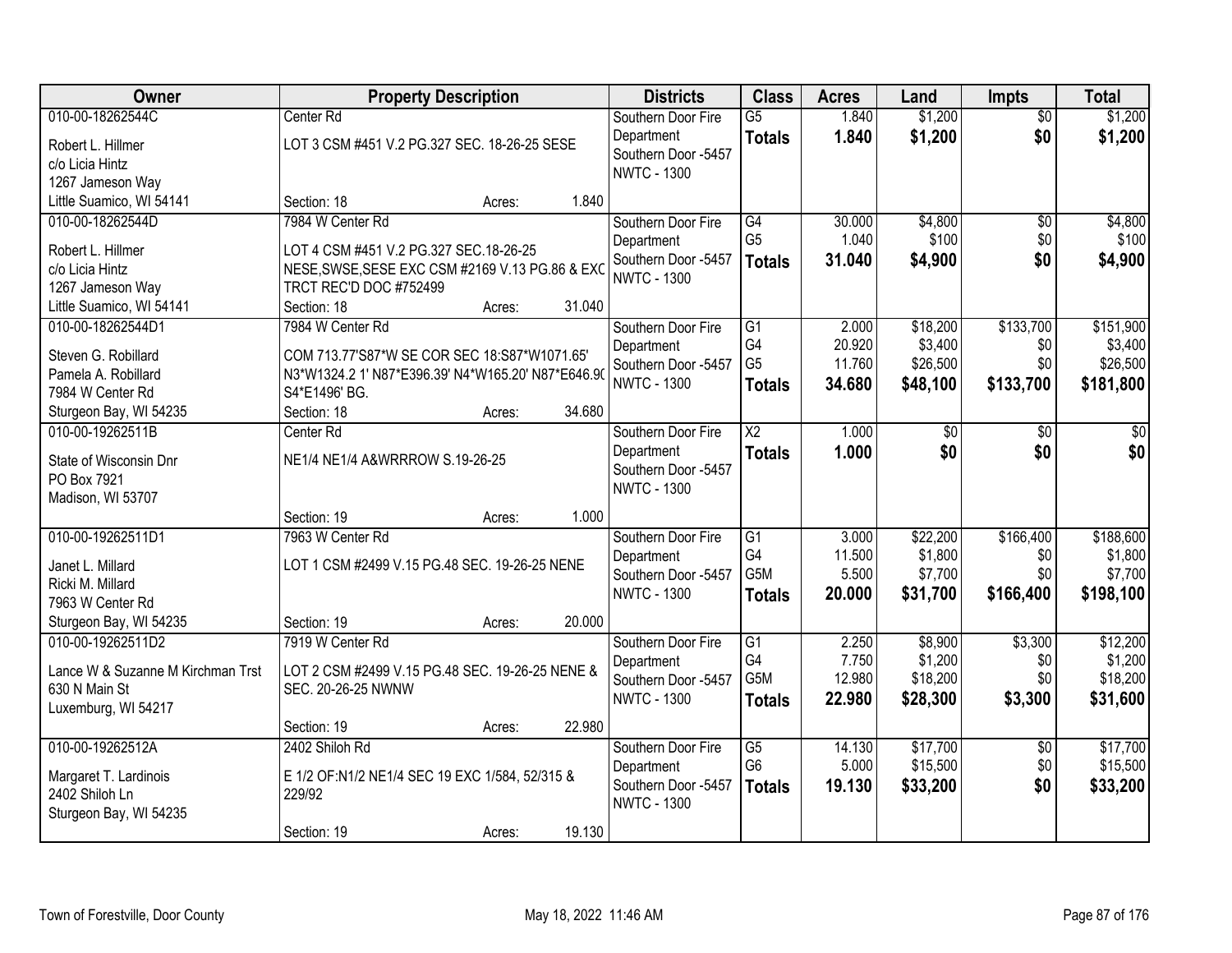| Owner | Property Description | Districts | Class | Acres | Land | Impts | Total |
|---|---|---|---|---|---|---|---|
| 010-00-18262544C<br>Robert L. Hillmer<br>c/o Licia Hintz<br>1267 Jameson Way<br>Little Suamico, WI 54141 | Center Rd<br>LOT 3 CSM #451 V.2 PG.327 SEC. 18-26-25 SESE<br>Section: 18 Acres: 1.840 | Southern Door Fire Department<br>Southern Door -5457<br>NWTC - 1300 | G5<br>**Totals** | 1.840<br>**1.840** | $1,200<br>**$1,200** | $0<br>**$0** | $1,200<br>**$1,200** |
| 010-00-18262544D<br>Robert L. Hillmer<br>c/o Licia Hintz<br>1267 Jameson Way<br>Little Suamico, WI 54141 | 7984 W Center Rd<br>LOT 4 CSM #451 V.2 PG.327 SEC.18-26-25 NESE,SWSE,SESE EXC CSM #2169 V.13 PG.86 & EXC TRCT REC'D DOC #752499<br>Section: 18 Acres: 31.040 | Southern Door Fire Department<br>Southern Door -5457<br>NWTC - 1300 | G4<br>G5<br>**Totals** | 30.000<br>1.040<br>**31.040** | $4,800<br>$100<br>**$4,900** | $0<br>$0<br>**$0** | $4,800<br>$100<br>**$4,900** |
| 010-00-18262544D1<br>Steven G. Robillard<br>Pamela A. Robillard<br>7984 W Center Rd<br>Sturgeon Bay, WI 54235 | 7984 W Center Rd<br>COM 713.77'S87*W SE COR SEC 18:S87*W1071.65' N3*W1324.2 1' N87*E396.39' N4*W165.20' N87*E646.90 S4*E1496' BG.<br>Section: 18 Acres: 34.680 | Southern Door Fire Department<br>Southern Door -5457<br>NWTC - 1300 | G1<br>G4<br>G5<br>**Totals** | 2.000<br>20.920<br>11.760<br>**34.680** | $18,200<br>$3,400<br>$26,500<br>**$48,100** | $133,700<br>$0<br>$0<br>**$133,700** | $151,900<br>$3,400<br>$26,500<br>**$181,800** |
| 010-00-19262511B<br>State of Wisconsin Dnr<br>PO Box 7921<br>Madison, WI 53707 | Center Rd<br>NE1/4 NE1/4 A&WRRROW S.19-26-25<br>Section: 19 Acres: 1.000 | Southern Door Fire Department<br>Southern Door -5457<br>NWTC - 1300 | X2<br>**Totals** | 1.000<br>**1.000** | $0<br>**$0** | $0<br>**$0** | $0<br>**$0** |
| 010-00-19262511D1<br>Janet L. Millard<br>Ricki M. Millard<br>7963 W Center Rd<br>Sturgeon Bay, WI 54235 | 7963 W Center Rd<br>LOT 1 CSM #2499 V.15 PG.48 SEC. 19-26-25 NENE<br>Section: 19 Acres: 20.000 | Southern Door Fire Department<br>Southern Door -5457<br>NWTC - 1300 | G1<br>G4<br>G5M<br>**Totals** | 3.000<br>11.500<br>5.500<br>**20.000** | $22,200<br>$1,800<br>$7,700<br>**$31,700** | $166,400<br>$0<br>$0<br>**$166,400** | $188,600<br>$1,800<br>$7,700<br>**$198,100** |
| 010-00-19262511D2<br>Lance W & Suzanne M Kirchman Trst<br>630 N Main St<br>Luxemburg, WI 54217 | 7919 W Center Rd<br>LOT 2 CSM #2499 V.15 PG.48 SEC. 19-26-25 NENE & SEC. 20-26-25 NWNW<br>Section: 19 Acres: 22.980 | Southern Door Fire Department<br>Southern Door -5457<br>NWTC - 1300 | G1<br>G4<br>G5M<br>**Totals** | 2.250<br>7.750<br>12.980<br>**22.980** | $8,900<br>$1,200<br>$18,200<br>**$28,300** | $3,300<br>$0<br>$0<br>**$3,300** | $12,200<br>$1,200<br>$18,200<br>**$31,600** |
| 010-00-19262512A<br>Margaret T. Lardinois<br>2402 Shiloh Ln<br>Sturgeon Bay, WI 54235 | 2402 Shiloh Rd<br>E 1/2 OF:N1/2 NE1/4 SEC 19 EXC 1/584, 52/315 & 229/92<br>Section: 19 Acres: 19.130 | Southern Door Fire Department<br>Southern Door -5457<br>NWTC - 1300 | G5<br>G6<br>**Totals** | 14.130<br>5.000<br>**19.130** | $17,700<br>$15,500<br>**$33,200** | $0<br>$0<br>**$0** | $17,700<br>$15,500<br>**$33,200** |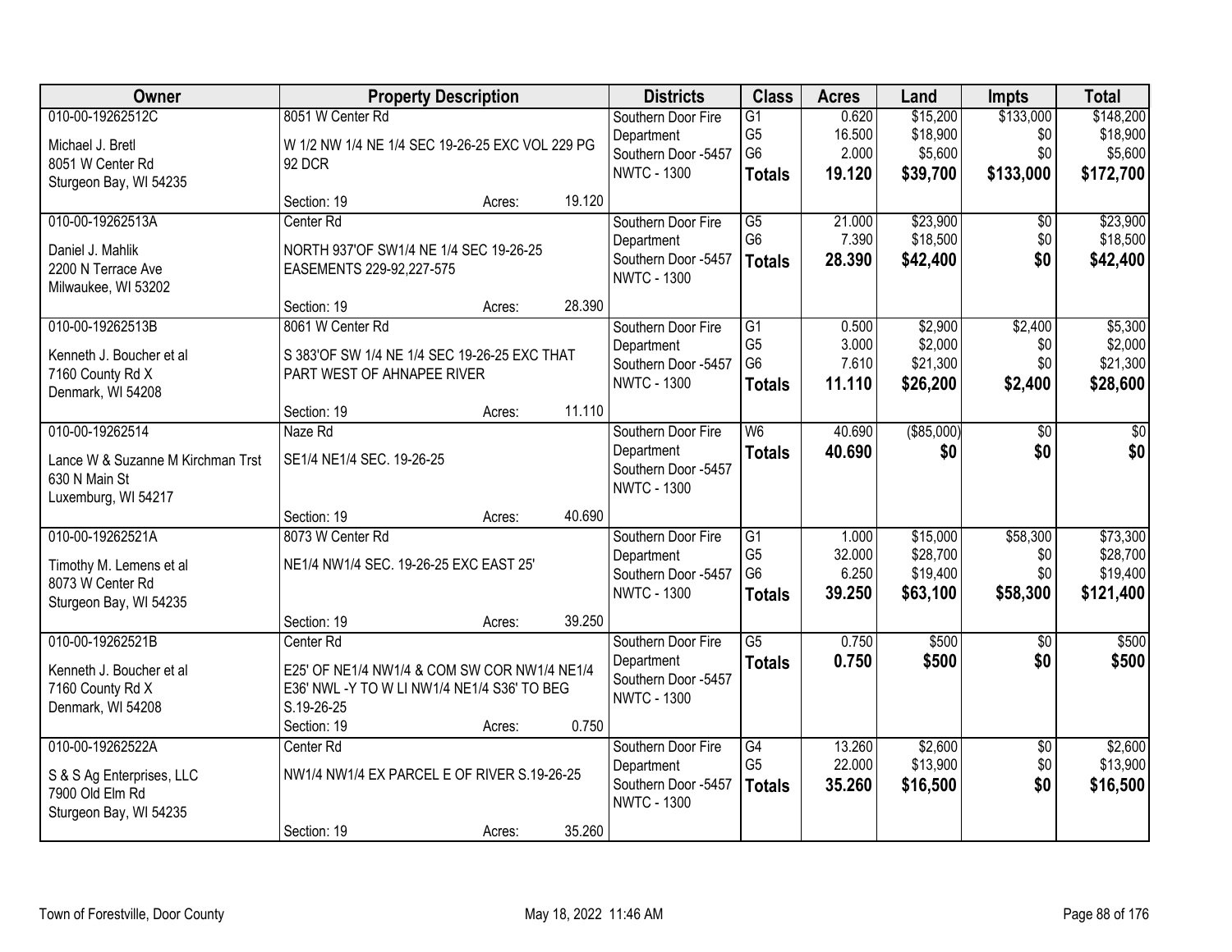| Owner | Property Description | | | Districts | Class | Acres | Land | Impts | Total |
|---|---|---|---|---|---|---|---|---|---|
| 010-00-19262512C<br>Michael J. Bretl<br>8051 W Center Rd<br>Sturgeon Bay, WI 54235 | 8051 W Center Rd<br>W 1/2 NW 1/4 NE 1/4 SEC 19-26-25 EXC VOL 229 PG 92 DCR<br>Section: 19 | Acres: | 19.120 | Southern Door Fire Department<br>Southern Door -5457<br>NWTC - 1300 | G1<br>G5<br>G6<br>**Totals** | 0.620<br>16.500<br>2.000<br>**19.120** | $15,200<br>$18,900<br>$5,600<br>**$39,700** | $133,000<br>$0<br>$0<br>**$133,000** | $148,200<br>$18,900<br>$5,600<br>**$172,700** |
| 010-00-19262513A<br>Daniel J. Mahlik<br>2200 N Terrace Ave<br>Milwaukee, WI 53202 | Center Rd<br>NORTH 937'OF SW1/4 NE 1/4 SEC 19-26-25 EASEMENTS 229-92,227-575<br>Section: 19 | Acres: | 28.390 | Southern Door Fire Department<br>Southern Door -5457<br>NWTC - 1300 | G5<br>G6<br>**Totals** | 21.000<br>7.390<br>**28.390** | $23,900<br>$18,500<br>**$42,400** | $0<br>$0<br>**$0** | $23,900<br>$18,500<br>**$42,400** |
| 010-00-19262513B<br>Kenneth J. Boucher et al<br>7160 County Rd X<br>Denmark, WI 54208 | 8061 W Center Rd<br>S 383'OF SW 1/4 NE 1/4 SEC 19-26-25 EXC THAT PART WEST OF AHNAPEE RIVER<br>Section: 19 | Acres: | 11.110 | Southern Door Fire Department<br>Southern Door -5457<br>NWTC - 1300 | G1<br>G5<br>G6<br>**Totals** | 0.500<br>3.000<br>7.610<br>**11.110** | $2,900<br>$2,000<br>$21,300<br>**$26,200** | $2,400<br>$0<br>$0<br>**$2,400** | $5,300<br>$2,000<br>$21,300<br>**$28,600** |
| 010-00-19262514<br>Lance W & Suzanne M Kirchman Trst<br>630 N Main St<br>Luxemburg, WI 54217 | Naze Rd<br>SE1/4 NE1/4 SEC. 19-26-25<br>Section: 19 | Acres: | 40.690 | Southern Door Fire Department<br>Southern Door -5457<br>NWTC - 1300 | W6<br>**Totals** | 40.690<br>**40.690** | ($85,000)<br>**$0** | $0<br>**$0** | $0<br>**$0** |
| 010-00-19262521A<br>Timothy M. Lemens et al<br>8073 W Center Rd<br>Sturgeon Bay, WI 54235 | 8073 W Center Rd<br>NE1/4 NW1/4 SEC. 19-26-25 EXC EAST 25'<br>Section: 19 | Acres: | 39.250 | Southern Door Fire Department<br>Southern Door -5457<br>NWTC - 1300 | G1<br>G5<br>G6<br>**Totals** | 1.000<br>32.000<br>6.250<br>**39.250** | $15,000<br>$28,700<br>$19,400<br>**$63,100** | $58,300<br>$0<br>$0<br>**$58,300** | $73,300<br>$28,700<br>$19,400<br>**$121,400** |
| 010-00-19262521B<br>Kenneth J. Boucher et al<br>7160 County Rd X<br>Denmark, WI 54208 | Center Rd<br>E25' OF NE1/4 NW1/4 & COM SW COR NW1/4 NE1/4 E36' NWL -Y TO W LI NW1/4 NE1/4 S36' TO BEG S.19-26-25<br>Section: 19 | Acres: | 0.750 | Southern Door Fire Department<br>Southern Door -5457<br>NWTC - 1300 | G5<br>**Totals** | 0.750<br>**0.750** | $500<br>**$500** | $0<br>**$0** | $500<br>**$500** |
| 010-00-19262522A<br>S & S Ag Enterprises, LLC<br>7900 Old Elm Rd<br>Sturgeon Bay, WI 54235 | Center Rd<br>NW1/4 NW1/4 EX PARCEL E OF RIVER S.19-26-25<br>Section: 19 | Acres: | 35.260 | Southern Door Fire Department<br>Southern Door -5457<br>NWTC - 1300 | G4<br>G5<br>**Totals** | 13.260<br>22.000<br>**35.260** | $2,600<br>$13,900<br>**$16,500** | $0<br>$0<br>**$0** | $2,600<br>$13,900<br>**$16,500** |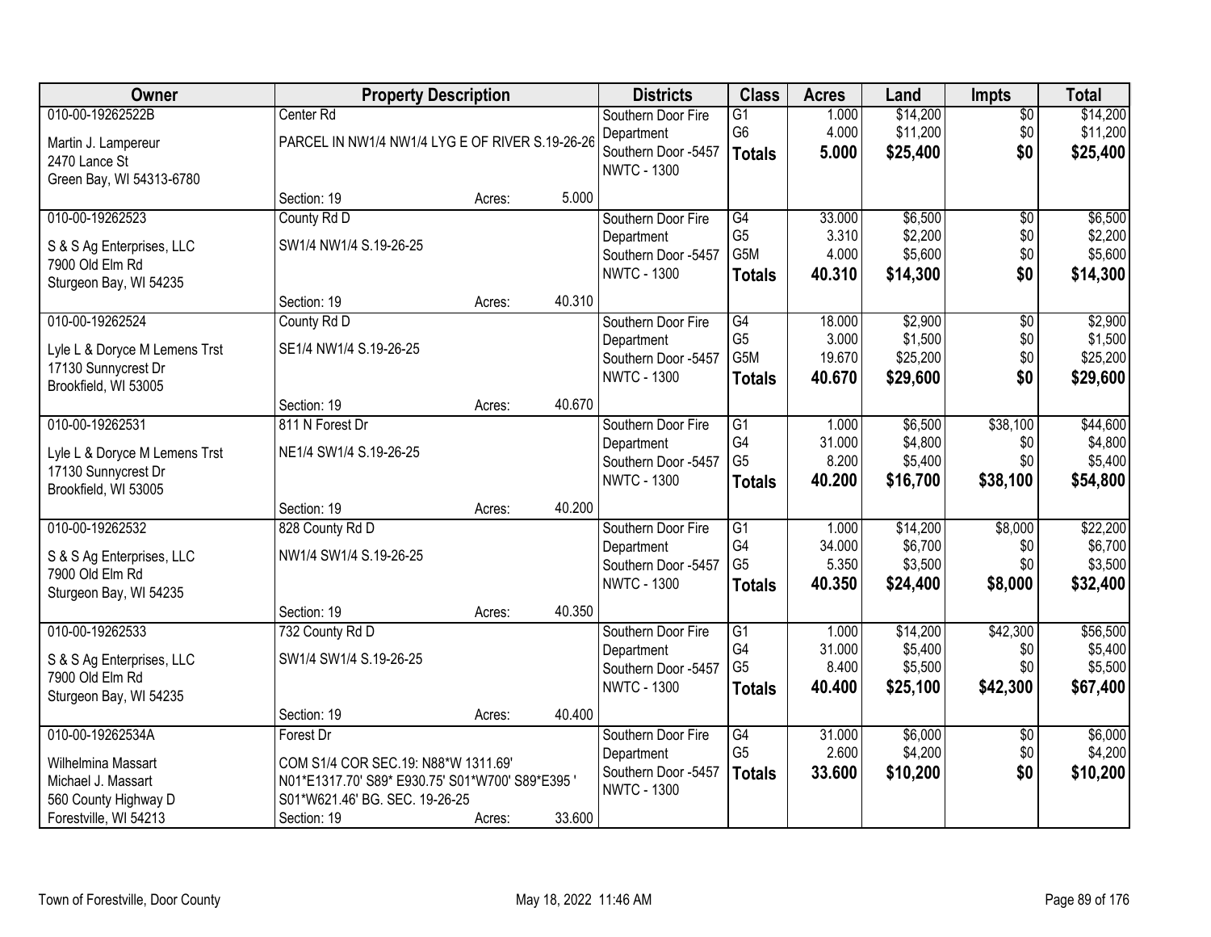| Owner | Property Description | | | Districts | Class | Acres | Land | Impts | Total |
|---|---|---|---|---|---|---|---|---|---|
| 010-00-19262522B | Center Rd | | | Southern Door Fire | G1 | 1.000 | $14,200 | $0 | $14,200 |
| Martin J. Lampereur | PARCEL IN NW1/4 NW1/4 LYG E OF RIVER S.19-26-26 | | | Department | G6 | 4.000 | $11,200 | $0 | $11,200 |
| 2470 Lance St | | | | Southern Door -5457 | **Totals** | **5.000** | **$25,400** | **$0** | **$25,400** |
| Green Bay, WI 54313-6780 | | | | NWTC - 1300 | | | | | |
| | Section: 19 | Acres: | 5.000 | | | | | | |
| 010-00-19262523 | County Rd D | | | Southern Door Fire | G4 | 33.000 | $6,500 | $0 | $6,500 |
| S & S Ag Enterprises, LLC | SW1/4 NW1/4 S.19-26-25 | | | Department | G5 | 3.310 | $2,200 | $0 | $2,200 |
| 7900 Old Elm Rd | | | | Southern Door -5457 | G5M | 4.000 | $5,600 | $0 | $5,600 |
| Sturgeon Bay, WI 54235 | | | | NWTC - 1300 | **Totals** | **40.310** | **$14,300** | **$0** | **$14,300** |
| | Section: 19 | Acres: | 40.310 | | | | | | |
| 010-00-19262524 | County Rd D | | | Southern Door Fire | G4 | 18.000 | $2,900 | $0 | $2,900 |
| Lyle L & Doryce M Lemens Trst | SE1/4 NW1/4 S.19-26-25 | | | Department | G5 | 3.000 | $1,500 | $0 | $1,500 |
| 17130 Sunnycrest Dr | | | | Southern Door -5457 | G5M | 19.670 | $25,200 | $0 | $25,200 |
| Brookfield, WI 53005 | | | | NWTC - 1300 | **Totals** | **40.670** | **$29,600** | **$0** | **$29,600** |
| | Section: 19 | Acres: | 40.670 | | | | | | |
| 010-00-19262531 | 811 N Forest Dr | | | Southern Door Fire | G1 | 1.000 | $6,500 | $38,100 | $44,600 |
| Lyle L & Doryce M Lemens Trst | NE1/4 SW1/4 S.19-26-25 | | | Department | G4 | 31.000 | $4,800 | $0 | $4,800 |
| 17130 Sunnycrest Dr | | | | Southern Door -5457 | G5 | 8.200 | $5,400 | $0 | $5,400 |
| Brookfield, WI 53005 | | | | NWTC - 1300 | **Totals** | **40.200** | **$16,700** | **$38,100** | **$54,800** |
| | Section: 19 | Acres: | 40.200 | | | | | | |
| 010-00-19262532 | 828 County Rd D | | | Southern Door Fire | G1 | 1.000 | $14,200 | $8,000 | $22,200 |
| S & S Ag Enterprises, LLC | NW1/4 SW1/4 S.19-26-25 | | | Department | G4 | 34.000 | $6,700 | $0 | $6,700 |
| 7900 Old Elm Rd | | | | Southern Door -5457 | G5 | 5.350 | $3,500 | $0 | $3,500 |
| Sturgeon Bay, WI 54235 | | | | NWTC - 1300 | **Totals** | **40.350** | **$24,400** | **$8,000** | **$32,400** |
| | Section: 19 | Acres: | 40.350 | | | | | | |
| 010-00-19262533 | 732 County Rd D | | | Southern Door Fire | G1 | 1.000 | $14,200 | $42,300 | $56,500 |
| S & S Ag Enterprises, LLC | SW1/4 SW1/4 S.19-26-25 | | | Department | G4 | 31.000 | $5,400 | $0 | $5,400 |
| 7900 Old Elm Rd | | | | Southern Door -5457 | G5 | 8.400 | $5,500 | $0 | $5,500 |
| Sturgeon Bay, WI 54235 | | | | NWTC - 1300 | **Totals** | **40.400** | **$25,100** | **$42,300** | **$67,400** |
| | Section: 19 | Acres: | 40.400 | | | | | | |
| 010-00-19262534A | Forest Dr | | | Southern Door Fire | G4 | 31.000 | $6,000 | $0 | $6,000 |
| Wilhelmina Massart | COM S1/4 COR SEC.19: N88*W 1311.69' | | | Department | G5 | 2.600 | $4,200 | $0 | $4,200 |
| Michael J. Massart | N01*E1317.70' S89* E930.75' S01*W700' S89*E395 ' | | | Southern Door -5457 | **Totals** | **33.600** | **$10,200** | **$0** | **$10,200** |
| 560 County Highway D | S01*W621.46' BG. SEC. 19-26-25 | | | NWTC - 1300 | | | | | |
| Forestville, WI 54213 | Section: 19 | Acres: | 33.600 | | | | | | |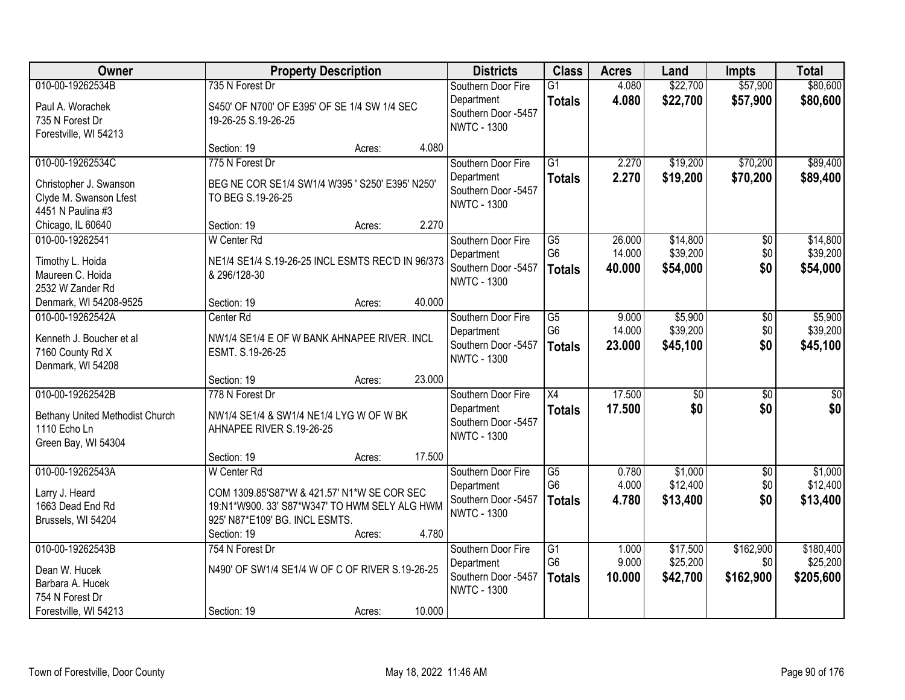| Owner | Property Description | Districts | Class | Acres | Land | Impts | Total |
|---|---|---|---|---|---|---|---|
| 010-00-19262534B<br>Paul A. Worachek<br>735 N Forest Dr<br>Forestville, WI 54213 | 735 N Forest Dr<br>S450' OF N700' OF E395' OF SE 1/4 SW 1/4 SEC 19-26-25 S.19-26-25<br>Section: 19 Acres: 4.080 | Southern Door Fire Department<br>Southern Door -5457<br>NWTC - 1300 | G1<br>**Totals** | 4.080<br>**4.080** | $22,700<br>**$22,700** | $57,900<br>**$57,900** | $80,600<br>**$80,600** |
| 010-00-19262534C<br>Christopher J. Swanson<br>Clyde M. Swanson Lfest<br>4451 N Paulina #3<br>Chicago, IL 60640 | 775 N Forest Dr<br>BEG NE COR SE1/4 SW1/4 W395 ' S250' E395' N250' TO BEG S.19-26-25<br>Section: 19 Acres: 2.270 | Southern Door Fire Department<br>Southern Door -5457<br>NWTC - 1300 | G1<br>**Totals** | 2.270<br>**2.270** | $19,200<br>**$19,200** | $70,200<br>**$70,200** | $89,400<br>**$89,400** |
| 010-00-19262541<br>Timothy L. Hoida<br>Maureen C. Hoida<br>2532 W Zander Rd<br>Denmark, WI 54208-9525 | W Center Rd<br>NE1/4 SE1/4 S.19-26-25 INCL ESMTS REC'D IN 96/373 & 296/128-30<br>Section: 19 Acres: 40.000 | Southern Door Fire Department<br>Southern Door -5457<br>NWTC - 1300 | G5<br>G6<br>**Totals** | 26.000<br>14.000<br>**40.000** | $14,800<br>$39,200<br>**$54,000** | $0<br>$0<br>**$0** | $14,800<br>$39,200<br>**$54,000** |
| 010-00-19262542A<br>Kenneth J. Boucher et al<br>7160 County Rd X<br>Denmark, WI 54208 | Center Rd<br>NW1/4 SE1/4 E OF W BANK AHNAPEE RIVER. INCL ESMT. S.19-26-25<br>Section: 19 Acres: 23.000 | Southern Door Fire Department<br>Southern Door -5457<br>NWTC - 1300 | G5<br>G6<br>**Totals** | 9.000<br>14.000<br>**23.000** | $5,900<br>$39,200<br>**$45,100** | $0<br>$0<br>**$0** | $5,900<br>$39,200<br>**$45,100** |
| 010-00-19262542B<br>Bethany United Methodist Church<br>1110 Echo Ln<br>Green Bay, WI 54304 | 778 N Forest Dr<br>NW1/4 SE1/4 & SW1/4 NE1/4 LYG W OF W BK AHNAPEE RIVER S.19-26-25<br>Section: 19 Acres: 17.500 | Southern Door Fire Department<br>Southern Door -5457<br>NWTC - 1300 | X4<br>**Totals** | 17.500<br>**17.500** | $0<br>**$0** | $0<br>**$0** | $0<br>**$0** |
| 010-00-19262543A<br>Larry J. Heard<br>1663 Dead End Rd<br>Brussels, WI 54204 | W Center Rd<br>COM 1309.85'S87*W & 421.57' N1*W SE COR SEC 19:N1*W900. 33' S87*W347' TO HWM SELY ALG HWM 925' N87*E109' BG. INCL ESMTS.<br>Section: 19 Acres: 4.780 | Southern Door Fire Department<br>Southern Door -5457<br>NWTC - 1300 | G5<br>G6<br>**Totals** | 0.780<br>4.000<br>**4.780** | $1,000<br>$12,400<br>**$13,400** | $0<br>$0<br>**$0** | $1,000<br>$12,400<br>**$13,400** |
| 010-00-19262543B<br>Dean W. Hucek<br>Barbara A. Hucek<br>754 N Forest Dr<br>Forestville, WI 54213 | 754 N Forest Dr<br>N490' OF SW1/4 SE1/4 W OF C OF RIVER S.19-26-25<br>Section: 19 Acres: 10.000 | Southern Door Fire Department<br>Southern Door -5457<br>NWTC - 1300 | G1<br>G6<br>**Totals** | 1.000<br>9.000<br>**10.000** | $17,500<br>$25,200<br>**$42,700** | $162,900<br>$0<br>**$162,900** | $180,400<br>$25,200<br>**$205,600** |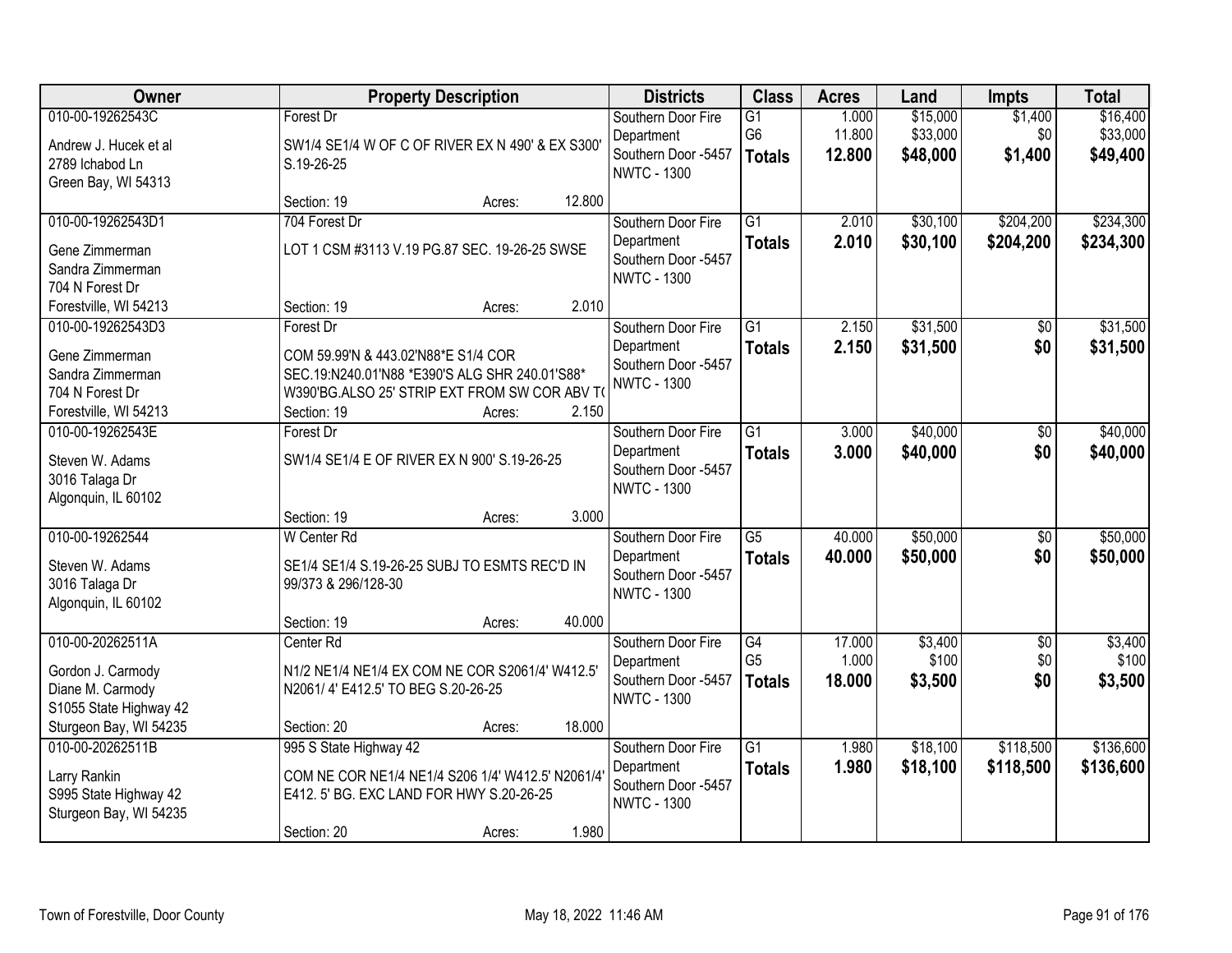| Owner | Property Description | Districts | Class | Acres | Land | Impts | Total |
|---|---|---|---|---|---|---|---|
| 010-00-19262543C<br>Andrew J. Hucek et al<br>2789 Ichabod Ln<br>Green Bay, WI 54313 | Forest Dr<br>SW1/4 SE1/4 W OF C OF RIVER EX N 490' & EX S300' S.19-26-25<br>Section: 19 Acres: 12.800 | Southern Door Fire Department<br>Southern Door -5457<br>NWTC - 1300 | G1<br>G6<br>**Totals** | 1.000<br>11.800<br>**12.800** | $15,000<br>$33,000<br>**$48,000** | $1,400<br>$0<br>**$1,400** | $16,400<br>$33,000<br>**$49,400** |
| 010-00-19262543D1<br>Gene Zimmerman<br>Sandra Zimmerman<br>704 N Forest Dr<br>Forestville, WI 54213 | 704 Forest Dr<br>LOT 1 CSM #3113 V.19 PG.87 SEC. 19-26-25 SWSE<br>Section: 19 Acres: 2.010 | Southern Door Fire Department<br>Southern Door -5457<br>NWTC - 1300 | G1<br>**Totals** | 2.010<br>**2.010** | $30,100<br>**$30,100** | $204,200<br>**$204,200** | $234,300<br>**$234,300** |
| 010-00-19262543D3<br>Gene Zimmerman<br>Sandra Zimmerman<br>704 N Forest Dr<br>Forestville, WI 54213 | Forest Dr<br>COM 59.99'N & 443.02'N88*E S1/4 COR SEC.19:N240.01'N88 *E390'S ALG SHR 240.01'S88* W390'BG.ALSO 25' STRIP EXT FROM SW COR ABV T(<br>Section: 19 Acres: 2.150 | Southern Door Fire Department<br>Southern Door -5457<br>NWTC - 1300 | G1<br>**Totals** | 2.150<br>**2.150** | $31,500<br>**$31,500** | $0<br>**$0** | $31,500<br>**$31,500** |
| 010-00-19262543E<br>Steven W. Adams<br>3016 Talaga Dr<br>Algonquin, IL 60102 | Forest Dr<br>SW1/4 SE1/4 E OF RIVER EX N 900' S.19-26-25<br>Section: 19 Acres: 3.000 | Southern Door Fire Department<br>Southern Door -5457<br>NWTC - 1300 | G1<br>**Totals** | 3.000<br>**3.000** | $40,000<br>**$40,000** | $0<br>**$0** | $40,000<br>**$40,000** |
| 010-00-19262544<br>Steven W. Adams<br>3016 Talaga Dr<br>Algonquin, IL 60102 | W Center Rd<br>SE1/4 SE1/4 S.19-26-25 SUBJ TO ESMTS REC'D IN 99/373 & 296/128-30<br>Section: 19 Acres: 40.000 | Southern Door Fire Department<br>Southern Door -5457<br>NWTC - 1300 | G5<br>**Totals** | 40.000<br>**40.000** | $50,000<br>**$50,000** | $0<br>**$0** | $50,000<br>**$50,000** |
| 010-00-20262511A<br>Gordon J. Carmody<br>Diane M. Carmody<br>S1055 State Highway 42<br>Sturgeon Bay, WI 54235 | Center Rd<br>N1/2 NE1/4 NE1/4 EX COM NE COR S2061/4' W412.5' N2061/ 4' E412.5' TO BEG S.20-26-25<br>Section: 20 Acres: 18.000 | Southern Door Fire Department<br>Southern Door -5457<br>NWTC - 1300 | G4<br>G5<br>**Totals** | 17.000<br>1.000<br>**18.000** | $3,400<br>$100<br>**$3,500** | $0<br>$0<br>**$0** | $3,400<br>$100<br>**$3,500** |
| 010-00-20262511B<br>Larry Rankin<br>S995 State Highway 42<br>Sturgeon Bay, WI 54235 | 995 S State Highway 42<br>COM NE COR NE1/4 NE1/4 S206 1/4' W412.5' N2061/4' E412. 5' BG. EXC LAND FOR HWY S.20-26-25<br>Section: 20 Acres: 1.980 | Southern Door Fire Department<br>Southern Door -5457<br>NWTC - 1300 | G1<br>**Totals** | 1.980<br>**1.980** | $18,100<br>**$18,100** | $118,500<br>**$118,500** | $136,600<br>**$136,600** |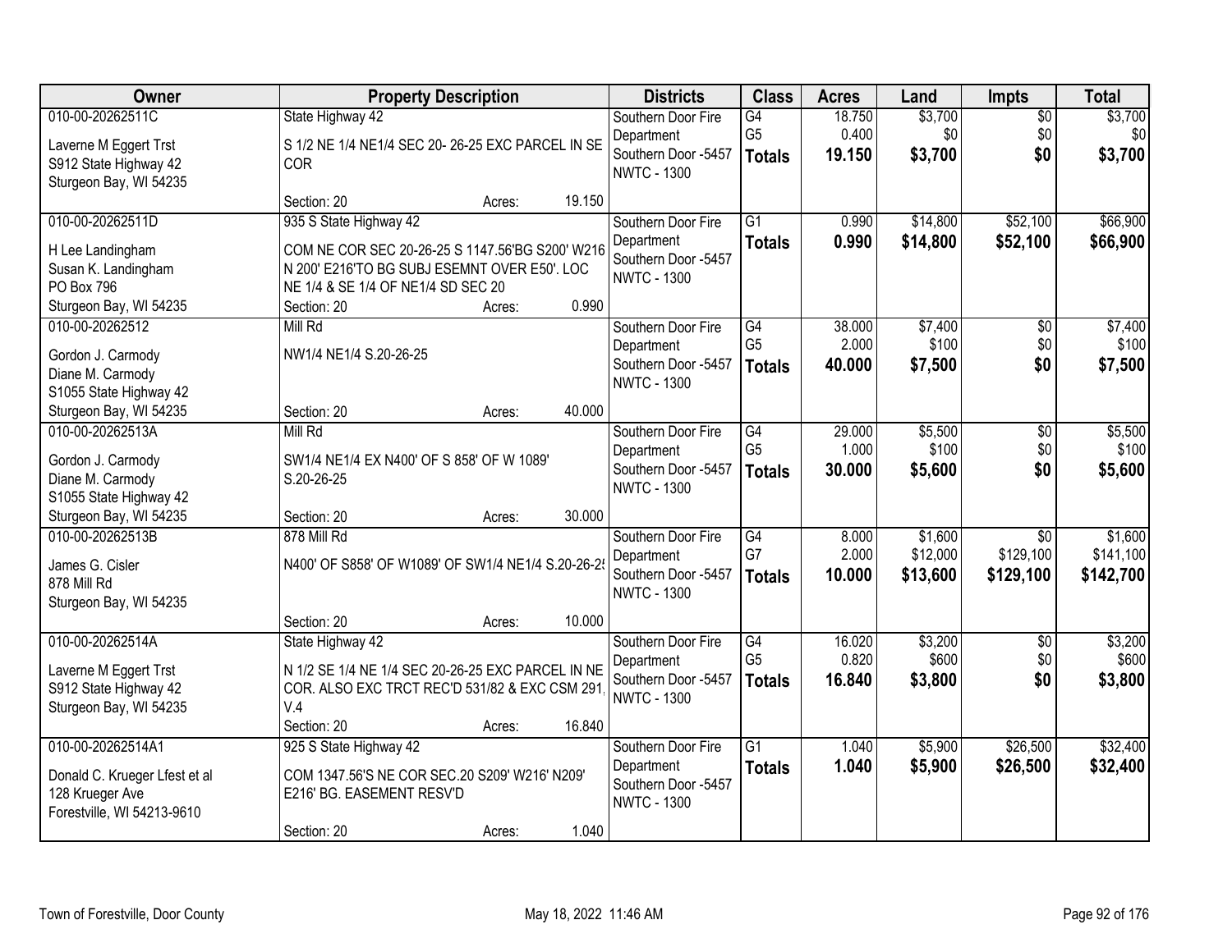| Owner | Property Description | Districts | Class | Acres | Land | Impts | Total |
|---|---|---|---|---|---|---|---|
| 010-00-20262511C<br>Laverne M Eggert Trst<br>S912 State Highway 42<br>Sturgeon Bay, WI 54235 | State Highway 42<br>S 1/2 NE 1/4 NE1/4 SEC 20- 26-25 EXC PARCEL IN SE COR<br>Section: 20 Acres: 19.150 | Southern Door Fire Department<br>Southern Door -5457<br>NWTC - 1300 | G4<br>G5<br>**Totals** | 18.750<br>0.400<br>**19.150** | $3,700<br>$0<br>**$3,700** | $0<br>$0<br>**$0** | $3,700<br>$0<br>**$3,700** |
| 010-00-20262511D<br>H Lee Landingham<br>Susan K. Landingham<br>PO Box 796<br>Sturgeon Bay, WI 54235 | 935 S State Highway 42<br>COM NE COR SEC 20-26-25 S 1147.56'BG S200' W216 N 200' E216'TO BG SUBJ ESEMNT OVER E50'. LOC NE 1/4 & SE 1/4 OF NE1/4 SD SEC 20<br>Section: 20 Acres: 0.990 | Southern Door Fire Department<br>Southern Door -5457<br>NWTC - 1300 | G1<br>**Totals** | 0.990<br>**0.990** | $14,800<br>**$14,800** | $52,100<br>**$52,100** | $66,900<br>**$66,900** |
| 010-00-20262512<br>Gordon J. Carmody<br>Diane M. Carmody<br>S1055 State Highway 42<br>Sturgeon Bay, WI 54235 | Mill Rd<br>NW1/4 NE1/4 S.20-26-25<br>Section: 20 Acres: 40.000 | Southern Door Fire Department<br>Southern Door -5457<br>NWTC - 1300 | G4<br>G5<br>**Totals** | 38.000<br>2.000<br>**40.000** | $7,400<br>$100<br>**$7,500** | $0<br>$0<br>**$0** | $7,400<br>$100<br>**$7,500** |
| 010-00-20262513A<br>Gordon J. Carmody<br>Diane M. Carmody<br>S1055 State Highway 42<br>Sturgeon Bay, WI 54235 | Mill Rd<br>SW1/4 NE1/4 EX N400' OF S 858' OF W 1089' S.20-26-25<br>Section: 20 Acres: 30.000 | Southern Door Fire Department<br>Southern Door -5457<br>NWTC - 1300 | G4<br>G5<br>**Totals** | 29.000<br>1.000<br>**30.000** | $5,500<br>$100<br>**$5,600** | $0<br>$0<br>**$0** | $5,500<br>$100<br>**$5,600** |
| 010-00-20262513B<br>James G. Cisler<br>878 Mill Rd<br>Sturgeon Bay, WI 54235 | 878 Mill Rd<br>N400' OF S858' OF W1089' OF SW1/4 NE1/4 S.20-26-2!<br>Section: 20 Acres: 10.000 | Southern Door Fire Department<br>Southern Door -5457<br>NWTC - 1300 | G4<br>G7<br>**Totals** | 8.000<br>2.000<br>**10.000** | $1,600<br>$12,000<br>**$13,600** | $0<br>$129,100<br>**$129,100** | $1,600<br>$141,100<br>**$142,700** |
| 010-00-20262514A<br>Laverne M Eggert Trst<br>S912 State Highway 42<br>Sturgeon Bay, WI 54235 | State Highway 42<br>N 1/2 SE 1/4 NE 1/4 SEC 20-26-25 EXC PARCEL IN NE COR. ALSO EXC TRCT REC'D 531/82 & EXC CSM 291, V.4<br>Section: 20 Acres: 16.840 | Southern Door Fire Department<br>Southern Door -5457<br>NWTC - 1300 | G4<br>G5<br>**Totals** | 16.020<br>0.820<br>**16.840** | $3,200<br>$600<br>**$3,800** | $0<br>$0<br>**$0** | $3,200<br>$600<br>**$3,800** |
| 010-00-20262514A1<br>Donald C. Krueger Lfest et al<br>128 Krueger Ave<br>Forestville, WI 54213-9610 | 925 S State Highway 42<br>COM 1347.56'S NE COR SEC.20 S209' W216' N209' E216' BG. EASEMENT RESV'D<br>Section: 20 Acres: 1.040 | Southern Door Fire Department<br>Southern Door -5457<br>NWTC - 1300 | G1<br>**Totals** | 1.040<br>**1.040** | $5,900<br>**$5,900** | $26,500<br>**$26,500** | $32,400<br>**$32,400** |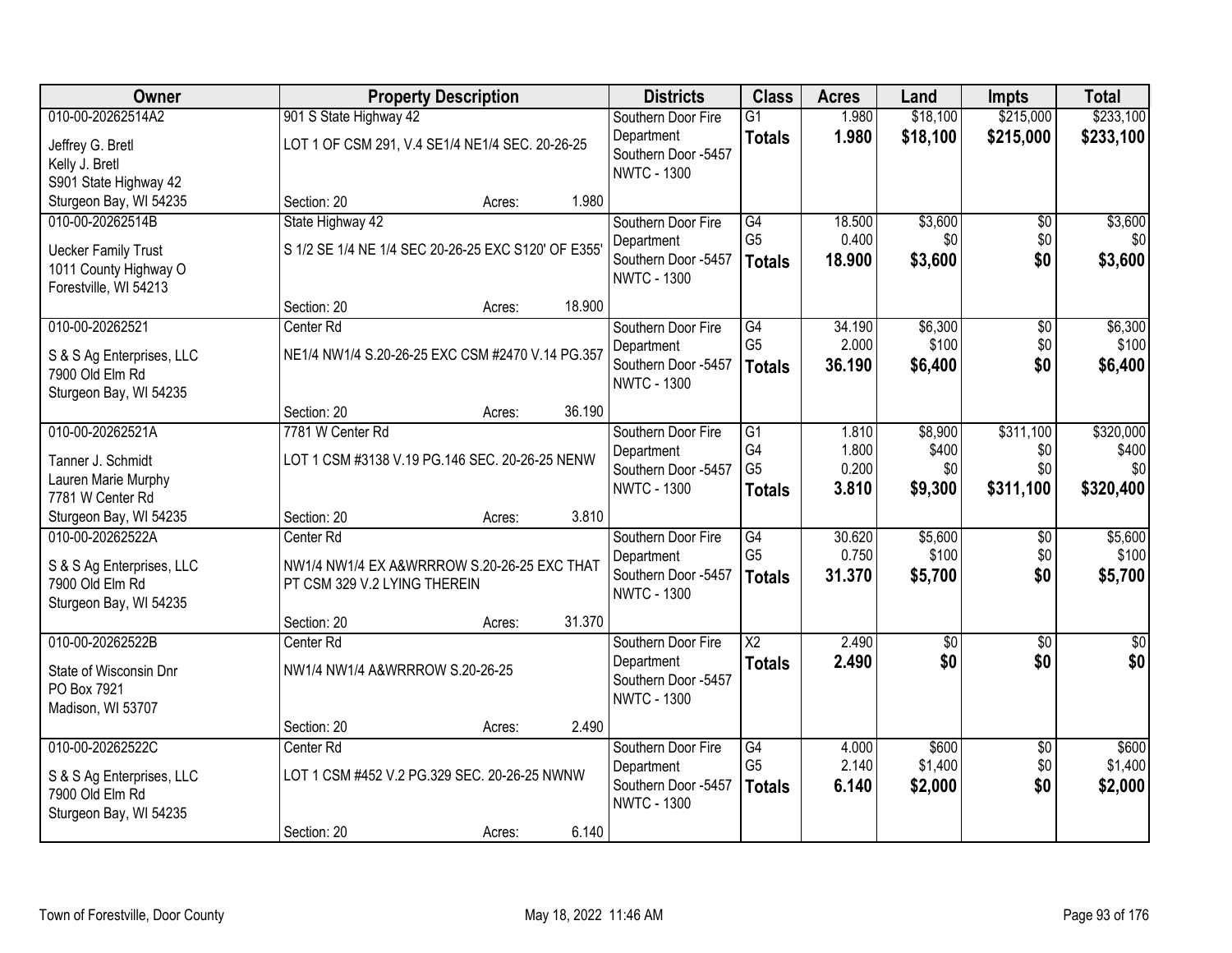| Owner | Property Description | Districts | Class | Acres | Land | Impts | Total |
|---|---|---|---|---|---|---|---|
| 010-00-20262514A2<br>Jeffrey G. Bretl<br>Kelly J. Bretl<br>S901 State Highway 42<br>Sturgeon Bay, WI 54235 | 901 S State Highway 42<br>LOT 1 OF CSM 291, V.4 SE1/4 NE1/4 SEC. 20-26-25<br>Section: 20 Acres: 1.980 | Southern Door Fire Department<br>Southern Door -5457<br>NWTC - 1300 | G1<br>**Totals** | 1.980<br>**1.980** | $18,100<br>**$18,100** | $215,000<br>**$215,000** | $233,100<br>**$233,100** |
| 010-00-20262514B<br>Uecker Family Trust<br>1011 County Highway O<br>Forestville, WI 54213 | State Highway 42<br>S 1/2 SE 1/4 NE 1/4 SEC 20-26-25 EXC S120' OF E355'<br>Section: 20 Acres: 18.900 | Southern Door Fire Department<br>Southern Door -5457<br>NWTC - 1300 | G4<br>G5<br>**Totals** | 18.500<br>0.400<br>**18.900** | $3,600<br>$0<br>**$3,600** | $0<br>$0<br>**$0** | $3,600<br>$0<br>**$3,600** |
| 010-00-20262521<br>S & S Ag Enterprises, LLC<br>7900 Old Elm Rd<br>Sturgeon Bay, WI 54235 | Center Rd<br>NE1/4 NW1/4 S.20-26-25 EXC CSM #2470 V.14 PG.357<br>Section: 20 Acres: 36.190 | Southern Door Fire Department<br>Southern Door -5457<br>NWTC - 1300 | G4<br>G5<br>**Totals** | 34.190<br>2.000<br>**36.190** | $6,300<br>$100<br>**$6,400** | $0<br>$0<br>**$0** | $6,300<br>$100<br>**$6,400** |
| 010-00-20262521A<br>Tanner J. Schmidt<br>Lauren Marie Murphy<br>7781 W Center Rd<br>Sturgeon Bay, WI 54235 | 7781 W Center Rd<br>LOT 1 CSM #3138 V.19 PG.146 SEC. 20-26-25 NENW<br>Section: 20 Acres: 3.810 | Southern Door Fire Department<br>Southern Door -5457<br>NWTC - 1300 | G1<br>G4<br>G5<br>**Totals** | 1.810<br>1.800<br>0.200<br>**3.810** | $8,900<br>$400<br>$0<br>**$9,300** | $311,100<br>$0<br>$0<br>**$311,100** | $320,000<br>$400<br>$0<br>**$320,400** |
| 010-00-20262522A<br>S & S Ag Enterprises, LLC<br>7900 Old Elm Rd<br>Sturgeon Bay, WI 54235 | Center Rd<br>NW1/4 NW1/4 EX A&WRRROW S.20-26-25 EXC THAT PT CSM 329 V.2 LYING THEREIN<br>Section: 20 Acres: 31.370 | Southern Door Fire Department<br>Southern Door -5457<br>NWTC - 1300 | G4<br>G5<br>**Totals** | 30.620<br>0.750<br>**31.370** | $5,600<br>$100<br>**$5,700** | $0<br>$0<br>**$0** | $5,600<br>$100<br>**$5,700** |
| 010-00-20262522B<br>State of Wisconsin Dnr<br>PO Box 7921<br>Madison, WI 53707 | Center Rd<br>NW1/4 NW1/4 A&WRRROW S.20-26-25<br>Section: 20 Acres: 2.490 | Southern Door Fire Department<br>Southern Door -5457<br>NWTC - 1300 | X2<br>**Totals** | 2.490<br>**2.490** | $0<br>**$0** | $0<br>**$0** | $0<br>**$0** |
| 010-00-20262522C<br>S & S Ag Enterprises, LLC<br>7900 Old Elm Rd<br>Sturgeon Bay, WI 54235 | Center Rd<br>LOT 1 CSM #452 V.2 PG.329 SEC. 20-26-25 NWNW<br>Section: 20 Acres: 6.140 | Southern Door Fire Department<br>Southern Door -5457<br>NWTC - 1300 | G4<br>G5<br>**Totals** | 4.000<br>2.140<br>**6.140** | $600<br>$1,400<br>**$2,000** | $0<br>$0<br>**$0** | $600<br>$1,400<br>**$2,000** |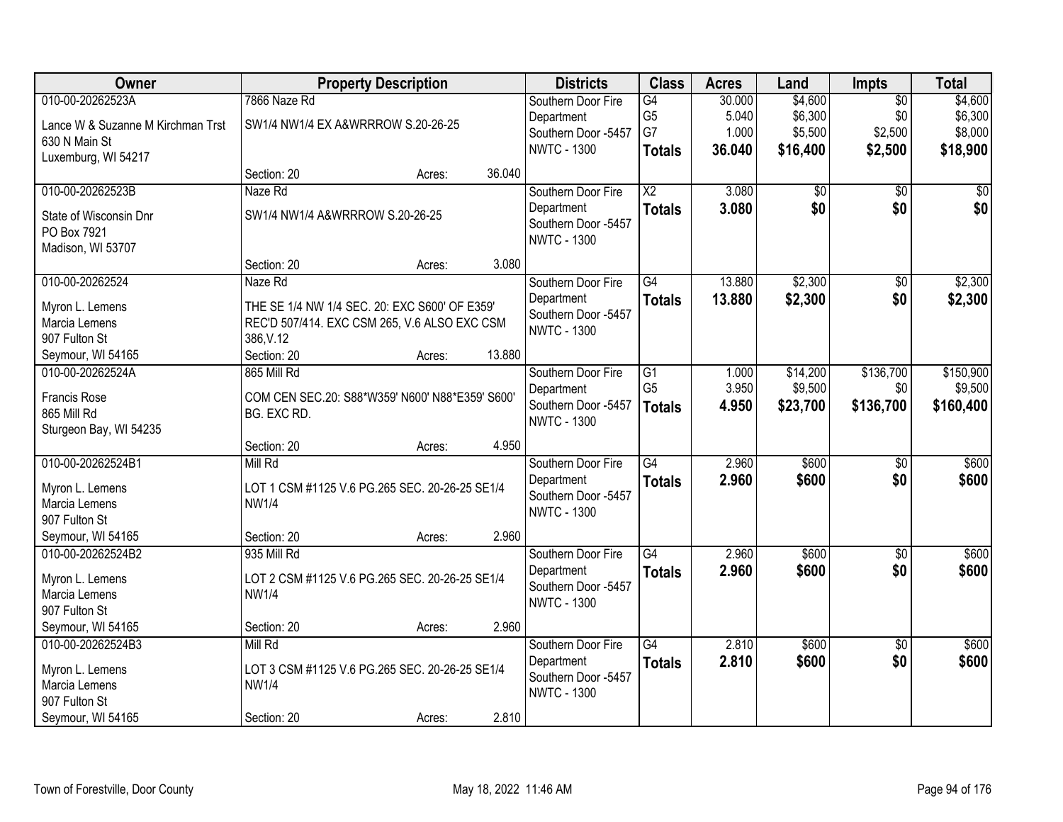| Owner | Property Description | | | Districts | Class | Acres | Land | Impts | Total |
|---|---|---|---|---|---|---|---|---|---|
| 010-00-20262523A<br>Lance W & Suzanne M Kirchman Trst<br>630 N Main St<br>Luxemburg, WI 54217 | 7866 Naze Rd<br>SW1/4 NW1/4 EX A&WRRROW S.20-26-25<br>Section: 20 | Acres: | 36.040 | Southern Door Fire Department<br>Southern Door -5457<br>NWTC - 1300 | G4<br>G5<br>G7<br>**Totals** | 30.000<br>5.040<br>1.000<br>**36.040** | $4,600<br>$6,300<br>$5,500<br>**$16,400** | $0<br>$0<br>$2,500<br>**$2,500** | $4,600<br>$6,300<br>$8,000<br>**$18,900** |
| 010-00-20262523B<br>State of Wisconsin Dnr<br>PO Box 7921<br>Madison, WI 53707 | Naze Rd<br>SW1/4 NW1/4 A&WRRROW S.20-26-25<br>Section: 20 | Acres: | 3.080 | Southern Door Fire Department<br>Southern Door -5457<br>NWTC - 1300 | X2<br>**Totals** | 3.080<br>**3.080** | $0<br>**$0** | $0<br>**$0** | $0<br>**$0** |
| 010-00-20262524<br>Myron L. Lemens<br>Marcia Lemens<br>907 Fulton St<br>Seymour, WI 54165 | Naze Rd<br>THE SE 1/4 NW 1/4 SEC. 20: EXC S600' OF E359' REC'D 507/414. EXC CSM 265, V.6 ALSO EXC CSM 386,V.12<br>Section: 20 | Acres: | 13.880 | Southern Door Fire Department<br>Southern Door -5457<br>NWTC - 1300 | G4<br>**Totals** | 13.880<br>**13.880** | $2,300<br>**$2,300** | $0<br>**$0** | $2,300<br>**$2,300** |
| 010-00-20262524A<br>Francis Rose<br>865 Mill Rd<br>Sturgeon Bay, WI 54235 | 865 Mill Rd<br>COM CEN SEC.20: S88*W359' N600' N88*E359' S600' BG. EXC RD.<br>Section: 20 | Acres: | 4.950 | Southern Door Fire Department<br>Southern Door -5457<br>NWTC - 1300 | G1<br>G5<br>**Totals** | 1.000<br>3.950<br>**4.950** | $14,200<br>$9,500<br>**$23,700** | $136,700<br>$0<br>**$136,700** | $150,900<br>$9,500<br>**$160,400** |
| 010-00-20262524B1<br>Myron L. Lemens<br>Marcia Lemens<br>907 Fulton St<br>Seymour, WI 54165 | Mill Rd<br>LOT 1 CSM #1125 V.6 PG.265 SEC. 20-26-25 SE1/4 NW1/4<br>Section: 20 | Acres: | 2.960 | Southern Door Fire Department<br>Southern Door -5457<br>NWTC - 1300 | G4<br>**Totals** | 2.960<br>**2.960** | $600<br>**$600** | $0<br>**$0** | $600<br>**$600** |
| 010-00-20262524B2<br>Myron L. Lemens<br>Marcia Lemens<br>907 Fulton St<br>Seymour, WI 54165 | 935 Mill Rd<br>LOT 2 CSM #1125 V.6 PG.265 SEC. 20-26-25 SE1/4 NW1/4<br>Section: 20 | Acres: | 2.960 | Southern Door Fire Department<br>Southern Door -5457<br>NWTC - 1300 | G4<br>**Totals** | 2.960<br>**2.960** | $600<br>**$600** | $0<br>**$0** | $600<br>**$600** |
| 010-00-20262524B3<br>Myron L. Lemens<br>Marcia Lemens<br>907 Fulton St<br>Seymour, WI 54165 | Mill Rd<br>LOT 3 CSM #1125 V.6 PG.265 SEC. 20-26-25 SE1/4 NW1/4<br>Section: 20 | Acres: | 2.810 | Southern Door Fire Department<br>Southern Door -5457<br>NWTC - 1300 | G4<br>**Totals** | 2.810<br>**2.810** | $600<br>**$600** | $0<br>**$0** | $600<br>**$600** |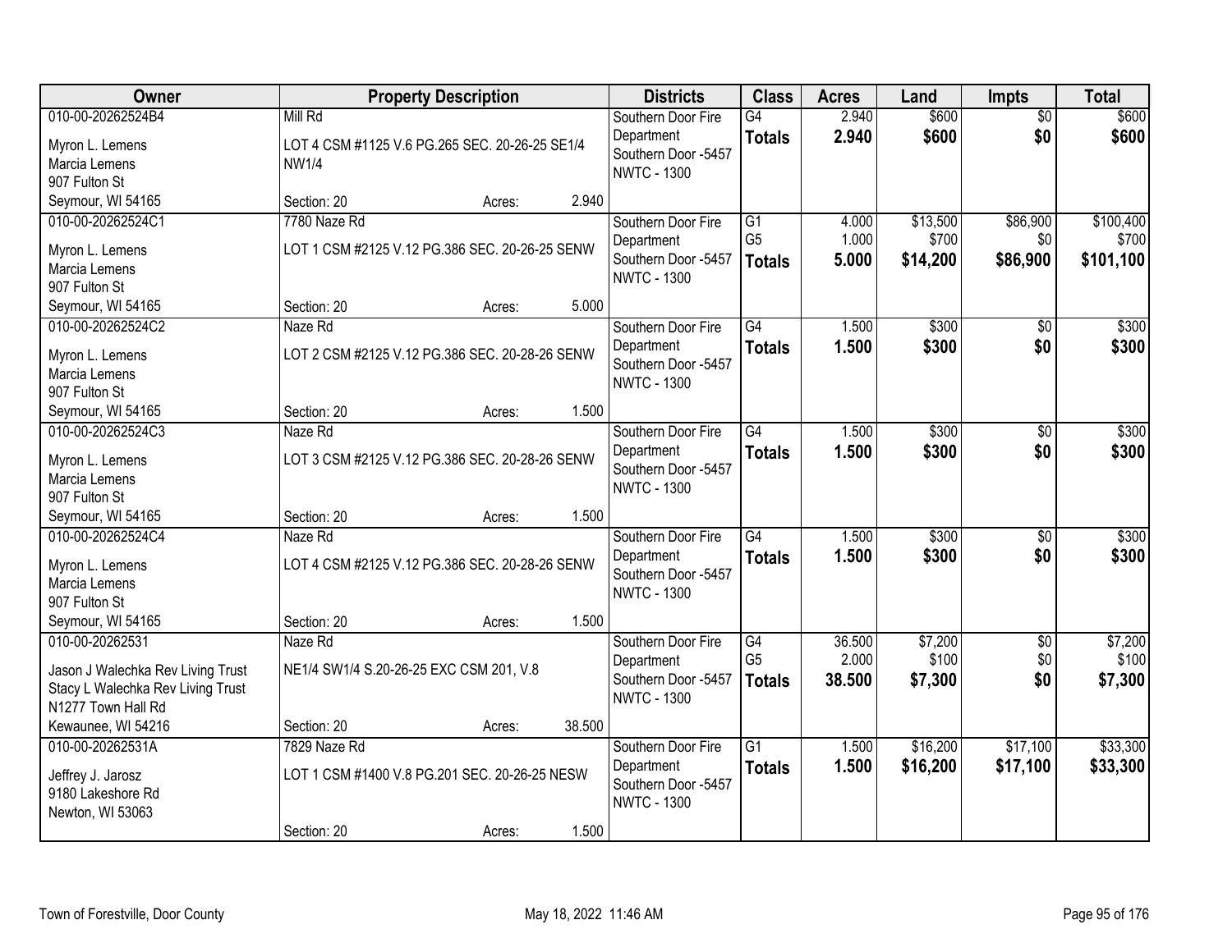| Owner | Property Description | Districts | Class | Acres | Land | Impts | Total |
|---|---|---|---|---|---|---|---|
| 010-00-20262524B4<br>Myron L. Lemens<br>Marcia Lemens<br>907 Fulton St<br>Seymour, WI 54165 | Mill Rd<br>LOT 4 CSM #1125 V.6 PG.265 SEC. 20-26-25 SE1/4 NW1/4<br>Section: 20 Acres: 2.940 | Southern Door Fire Department<br>Southern Door -5457<br>NWTC - 1300 | G4<br>**Totals** | 2.940<br>**2.940** | $600<br>**$600** | $0<br>**$0** | $600<br>**$600** |
| 010-00-20262524C1<br>Myron L. Lemens<br>Marcia Lemens<br>907 Fulton St<br>Seymour, WI 54165 | 7780 Naze Rd<br>LOT 1 CSM #2125 V.12 PG.386 SEC. 20-26-25 SENW<br>Section: 20 Acres: 5.000 | Southern Door Fire Department<br>Southern Door -5457<br>NWTC - 1300 | G1<br>G5<br>**Totals** | 4.000<br>1.000<br>**5.000** | $13,500<br>$700<br>**$14,200** | $86,900<br>$0<br>**$86,900** | $100,400<br>$700<br>**$101,100** |
| 010-00-20262524C2<br>Myron L. Lemens<br>Marcia Lemens<br>907 Fulton St<br>Seymour, WI 54165 | Naze Rd<br>LOT 2 CSM #2125 V.12 PG.386 SEC. 20-28-26 SENW<br>Section: 20 Acres: 1.500 | Southern Door Fire Department<br>Southern Door -5457<br>NWTC - 1300 | G4<br>**Totals** | 1.500<br>**1.500** | $300<br>**$300** | $0<br>**$0** | $300<br>**$300** |
| 010-00-20262524C3<br>Myron L. Lemens<br>Marcia Lemens<br>907 Fulton St<br>Seymour, WI 54165 | Naze Rd<br>LOT 3 CSM #2125 V.12 PG.386 SEC. 20-28-26 SENW<br>Section: 20 Acres: 1.500 | Southern Door Fire Department<br>Southern Door -5457<br>NWTC - 1300 | G4<br>**Totals** | 1.500<br>**1.500** | $300<br>**$300** | $0<br>**$0** | $300<br>**$300** |
| 010-00-20262524C4<br>Myron L. Lemens<br>Marcia Lemens<br>907 Fulton St<br>Seymour, WI 54165 | Naze Rd<br>LOT 4 CSM #2125 V.12 PG.386 SEC. 20-28-26 SENW<br>Section: 20 Acres: 1.500 | Southern Door Fire Department<br>Southern Door -5457<br>NWTC - 1300 | G4<br>**Totals** | 1.500<br>**1.500** | $300<br>**$300** | $0<br>**$0** | $300<br>**$300** |
| 010-00-20262531<br>Jason J Walechka Rev Living Trust<br>Stacy L Walechka Rev Living Trust<br>N1277 Town Hall Rd<br>Kewaunee, WI 54216 | Naze Rd<br>NE1/4 SW1/4 S.20-26-25 EXC CSM 201, V.8<br>Section: 20 Acres: 38.500 | Southern Door Fire Department<br>Southern Door -5457<br>NWTC - 1300 | G4<br>G5<br>**Totals** | 36.500<br>2.000<br>**38.500** | $7,200<br>$100<br>**$7,300** | $0<br>$0<br>**$0** | $7,200<br>$100<br>**$7,300** |
| 010-00-20262531A<br>Jeffrey J. Jarosz<br>9180 Lakeshore Rd<br>Newton, WI 53063 | 7829 Naze Rd<br>LOT 1 CSM #1400 V.8 PG.201 SEC. 20-26-25 NESW<br>Section: 20 Acres: 1.500 | Southern Door Fire Department<br>Southern Door -5457<br>NWTC - 1300 | G1<br>**Totals** | 1.500<br>**1.500** | $16,200<br>**$16,200** | $17,100<br>**$17,100** | $33,300<br>**$33,300** |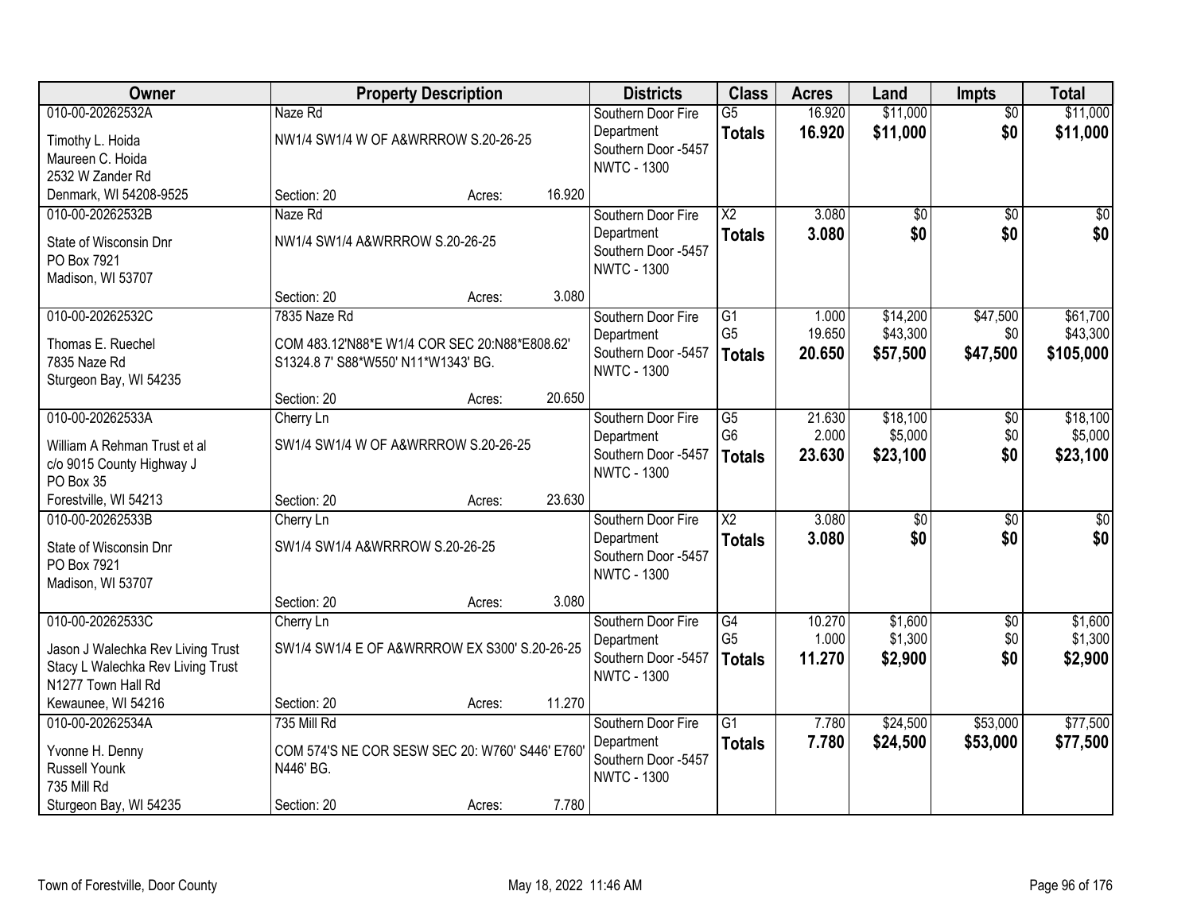| Owner | Property Description | | | Districts | Class | Acres | Land | Impts | Total |
|---|---|---|---|---|---|---|---|---|---|
| 010-00-20262532A<br>Timothy L. Hoida<br>Maureen C. Hoida<br>2532 W Zander Rd<br>Denmark, WI 54208-9525 | Naze Rd<br>NW1/4 SW1/4 W OF A&WRRROW S.20-26-25<br>Section: 20 | Acres: | 16.920 | Southern Door Fire Department<br>Southern Door -5457<br>NWTC - 1300 | G5<br>**Totals** | 16.920<br>**16.920** | $11,000<br>**$11,000** | $0<br>**$0** | $11,000<br>**$11,000** |
| 010-00-20262532B<br>State of Wisconsin Dnr<br>PO Box 7921<br>Madison, WI 53707 | Naze Rd<br>NW1/4 SW1/4 A&WRRROW S.20-26-25<br>Section: 20 | Acres: | 3.080 | Southern Door Fire Department<br>Southern Door -5457<br>NWTC - 1300 | X2<br>**Totals** | 3.080<br>**3.080** | $0<br>**$0** | $0<br>**$0** | $0<br>**$0** |
| 010-00-20262532C<br>Thomas E. Ruechel<br>7835 Naze Rd<br>Sturgeon Bay, WI 54235 | 7835 Naze Rd<br>COM 483.12'N88*E W1/4 COR SEC 20:N88*E808.62' S1324.8 7' S88*W550' N11*W1343' BG.<br>Section: 20 | Acres: | 20.650 | Southern Door Fire Department<br>Southern Door -5457<br>NWTC - 1300 | G1<br>G5<br>**Totals** | 1.000<br>19.650<br>**20.650** | $14,200<br>$43,300<br>**$57,500** | $47,500<br>$0<br>**$47,500** | $61,700<br>$43,300<br>**$105,000** |
| 010-00-20262533A<br>William A Rehman Trust et al<br>c/o 9015 County Highway J<br>PO Box 35<br>Forestville, WI 54213 | Cherry Ln<br>SW1/4 SW1/4 W OF A&WRRROW S.20-26-25<br>Section: 20 | Acres: | 23.630 | Southern Door Fire Department<br>Southern Door -5457<br>NWTC - 1300 | G5<br>G6<br>**Totals** | 21.630<br>2.000<br>**23.630** | $18,100<br>$5,000<br>**$23,100** | $0<br>$0<br>**$0** | $18,100<br>$5,000<br>**$23,100** |
| 010-00-20262533B<br>State of Wisconsin Dnr<br>PO Box 7921<br>Madison, WI 53707 | Cherry Ln<br>SW1/4 SW1/4 A&WRRROW S.20-26-25<br>Section: 20 | Acres: | 3.080 | Southern Door Fire Department<br>Southern Door -5457<br>NWTC - 1300 | X2<br>**Totals** | 3.080<br>**3.080** | $0<br>**$0** | $0<br>**$0** | $0<br>**$0** |
| 010-00-20262533C<br>Jason J Walechka Rev Living Trust<br>Stacy L Walechka Rev Living Trust<br>N1277 Town Hall Rd<br>Kewaunee, WI 54216 | Cherry Ln<br>SW1/4 SW1/4 E OF A&WRRROW EX S300' S.20-26-25<br>Section: 20 | Acres: | 11.270 | Southern Door Fire Department<br>Southern Door -5457<br>NWTC - 1300 | G4<br>G5<br>**Totals** | 10.270<br>1.000<br>**11.270** | $1,600<br>$1,300<br>**$2,900** | $0<br>$0<br>**$0** | $1,600<br>$1,300<br>**$2,900** |
| 010-00-20262534A<br>Yvonne H. Denny<br>Russell Younk<br>735 Mill Rd<br>Sturgeon Bay, WI 54235 | 735 Mill Rd<br>COM 574'S NE COR SESW SEC 20: W760' S446' E760' N446' BG.<br>Section: 20 | Acres: | 7.780 | Southern Door Fire Department<br>Southern Door -5457<br>NWTC - 1300 | G1<br>**Totals** | 7.780<br>**7.780** | $24,500<br>**$24,500** | $53,000<br>**$53,000** | $77,500<br>**$77,500** |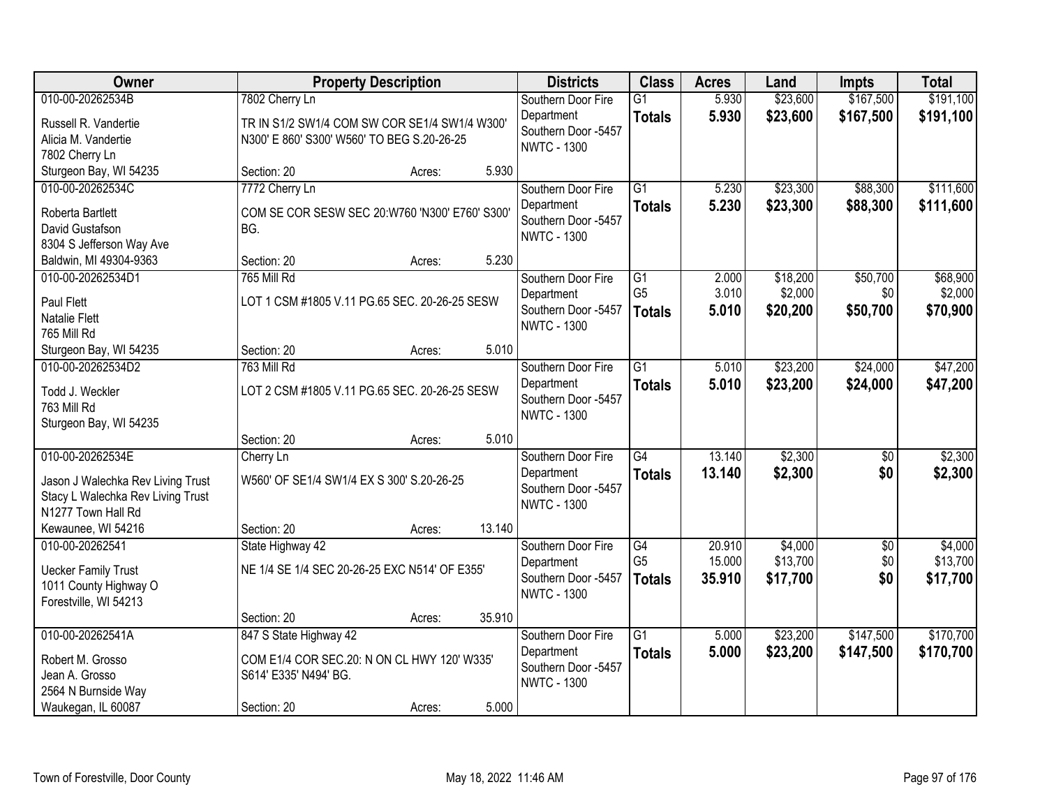| Owner | Property Description | Districts | Class | Acres | Land | Impts | Total |
|---|---|---|---|---|---|---|---|
| 010-00-20262534B<br>Russell R. Vandertie<br>Alicia M. Vandertie<br>7802 Cherry Ln<br>Sturgeon Bay, WI 54235 | 7802 Cherry Ln<br>TR IN S1/2 SW1/4 COM SW COR SE1/4 SW1/4 W300' N300' E 860' S300' W560' TO BEG S.20-26-25<br>Section: 20 Acres: 5.930 | Southern Door Fire Department<br>Southern Door -5457<br>NWTC - 1300 | G1<br>**Totals** | 5.930<br>**5.930** | $23,600<br>**$23,600** | $167,500<br>**$167,500** | $191,100<br>**$191,100** |
| 010-00-20262534C<br>Roberta Bartlett<br>David Gustafson<br>8304 S Jefferson Way Ave<br>Baldwin, MI 49304-9363 | 7772 Cherry Ln<br>COM SE COR SESW SEC 20:W760 'N300' E760' S300' BG.<br>Section: 20 Acres: 5.230 | Southern Door Fire Department<br>Southern Door -5457<br>NWTC - 1300 | G1<br>**Totals** | 5.230<br>**5.230** | $23,300<br>**$23,300** | $88,300<br>**$88,300** | $111,600<br>**$111,600** |
| 010-00-20262534D1<br>Paul Flett<br>Natalie Flett<br>765 Mill Rd<br>Sturgeon Bay, WI 54235 | 765 Mill Rd<br>LOT 1 CSM #1805 V.11 PG.65 SEC. 20-26-25 SESW<br>Section: 20 Acres: 5.010 | Southern Door Fire Department<br>Southern Door -5457<br>NWTC - 1300 | G1<br>G5<br>**Totals** | 2.000<br>3.010<br>**5.010** | $18,200<br>$2,000<br>**$20,200** | $50,700<br>$0<br>**$50,700** | $68,900<br>$2,000<br>**$70,900** |
| 010-00-20262534D2<br>Todd J. Weckler<br>763 Mill Rd<br>Sturgeon Bay, WI 54235 | 763 Mill Rd<br>LOT 2 CSM #1805 V.11 PG.65 SEC. 20-26-25 SESW<br>Section: 20 Acres: 5.010 | Southern Door Fire Department<br>Southern Door -5457<br>NWTC - 1300 | G1<br>**Totals** | 5.010<br>**5.010** | $23,200<br>**$23,200** | $24,000<br>**$24,000** | $47,200<br>**$47,200** |
| 010-00-20262534E<br>Jason J Walechka Rev Living Trust<br>Stacy L Walechka Rev Living Trust<br>N1277 Town Hall Rd<br>Kewaunee, WI 54216 | Cherry Ln<br>W560' OF SE1/4 SW1/4 EX S 300' S.20-26-25<br>Section: 20 Acres: 13.140 | Southern Door Fire Department<br>Southern Door -5457<br>NWTC - 1300 | G4<br>**Totals** | 13.140<br>**13.140** | $2,300<br>**$2,300** | $0<br>**$0** | $2,300<br>**$2,300** |
| 010-00-20262541<br>Uecker Family Trust<br>1011 County Highway O<br>Forestville, WI 54213 | State Highway 42<br>NE 1/4 SE 1/4 SEC 20-26-25 EXC N514' OF E355'<br>Section: 20 Acres: 35.910 | Southern Door Fire Department<br>Southern Door -5457<br>NWTC - 1300 | G4<br>G5<br>**Totals** | 20.910<br>15.000<br>**35.910** | $4,000<br>$13,700<br>**$17,700** | $0<br>$0<br>**$0** | $4,000<br>$13,700<br>**$17,700** |
| 010-00-20262541A<br>Robert M. Grosso<br>Jean A. Grosso<br>2564 N Burnside Way<br>Waukegan, IL 60087 | 847 S State Highway 42<br>COM E1/4 COR SEC.20: N ON CL HWY 120' W335' S614' E335' N494' BG.<br>Section: 20 Acres: 5.000 | Southern Door Fire Department<br>Southern Door -5457<br>NWTC - 1300 | G1<br>**Totals** | 5.000<br>**5.000** | $23,200<br>**$23,200** | $147,500<br>**$147,500** | $170,700<br>**$170,700** |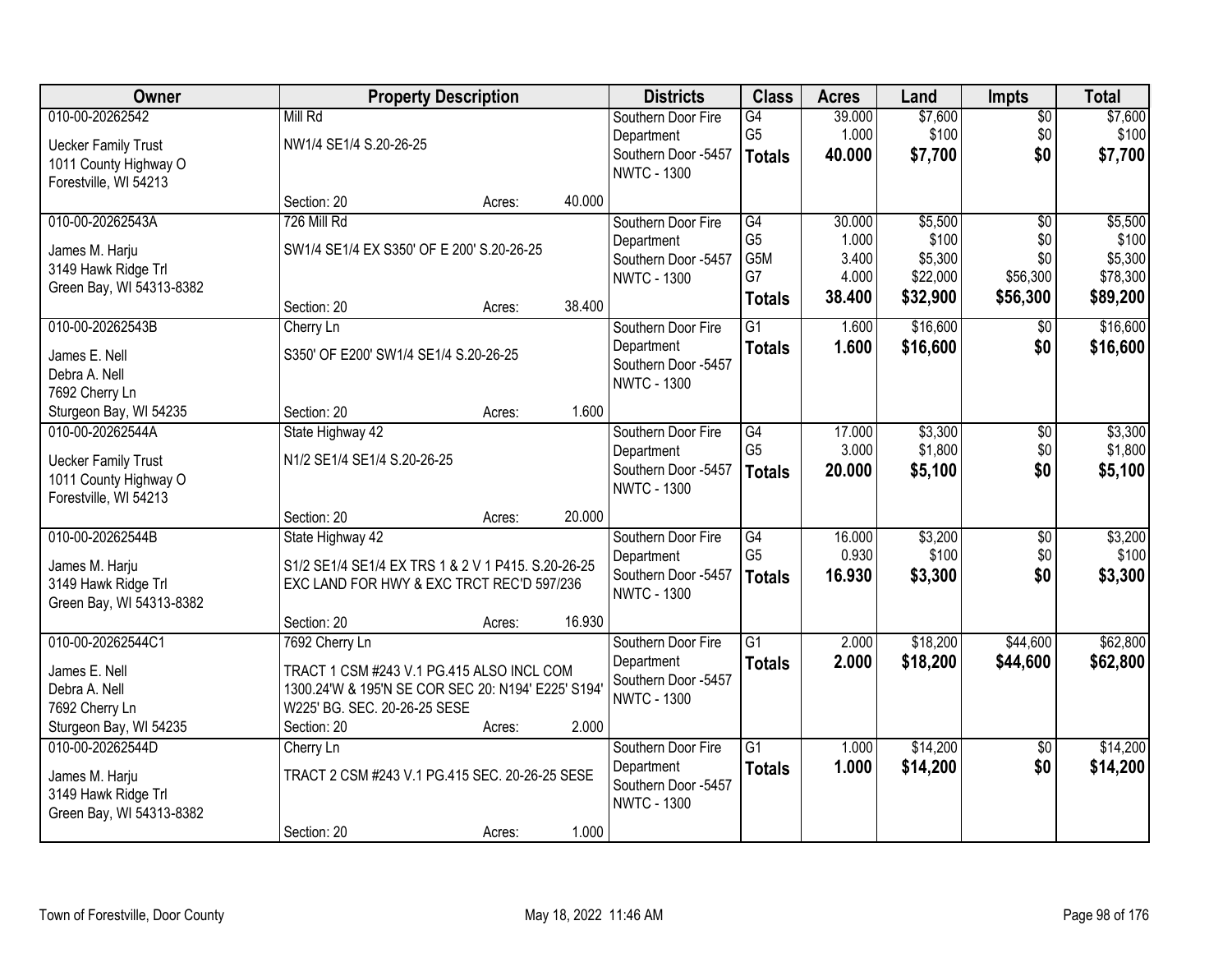| Owner | Property Description | Districts | Class | Acres | Land | Impts | Total |
|---|---|---|---|---|---|---|---|
| 010-00-20262542<br>Uecker Family Trust<br>1011 County Highway O<br>Forestville, WI 54213 | Mill Rd<br>NW1/4 SE1/4 S.20-26-25<br>Section: 20 Acres: 40.000 | Southern Door Fire Department<br>Southern Door -5457<br>NWTC - 1300 | G4<br>G5<br>**Totals** | 39.000<br>1.000<br>**40.000** | $7,600<br>$100<br>**$7,700** | $0<br>$0<br>**$0** | $7,600<br>$100<br>**$7,700** |
| 010-00-20262543A<br>James M. Harju<br>3149 Hawk Ridge Trl<br>Green Bay, WI 54313-8382 | 726 Mill Rd<br>SW1/4 SE1/4 EX S350' OF E 200' S.20-26-25<br>Section: 20 Acres: 38.400 | Southern Door Fire Department<br>Southern Door -5457<br>NWTC - 1300 | G4<br>G5<br>G5M<br>G7<br>**Totals** | 30.000<br>1.000<br>3.400<br>4.000<br>**38.400** | $5,500<br>$100<br>$5,300<br>$22,000<br>**$32,900** | $0<br>$0<br>$0<br>$56,300<br>**$56,300** | $5,500<br>$100<br>$5,300<br>$78,300<br>**$89,200** |
| 010-00-20262543B<br>James E. Nell<br>Debra A. Nell<br>7692 Cherry Ln<br>Sturgeon Bay, WI 54235 | Cherry Ln<br>S350' OF E200' SW1/4 SE1/4 S.20-26-25<br>Section: 20 Acres: 1.600 | Southern Door Fire Department<br>Southern Door -5457<br>NWTC - 1300 | G1<br>**Totals** | 1.600<br>**1.600** | $16,600<br>**$16,600** | $0<br>**$0** | $16,600<br>**$16,600** |
| 010-00-20262544A<br>Uecker Family Trust<br>1011 County Highway O<br>Forestville, WI 54213 | State Highway 42<br>N1/2 SE1/4 SE1/4 S.20-26-25<br>Section: 20 Acres: 20.000 | Southern Door Fire Department<br>Southern Door -5457<br>NWTC - 1300 | G4<br>G5<br>**Totals** | 17.000<br>3.000<br>**20.000** | $3,300<br>$1,800<br>**$5,100** | $0<br>$0<br>**$0** | $3,300<br>$1,800<br>**$5,100** |
| 010-00-20262544B<br>James M. Harju<br>3149 Hawk Ridge Trl<br>Green Bay, WI 54313-8382 | State Highway 42<br>S1/2 SE1/4 SE1/4 EX TRS 1 & 2 V 1 P415. S.20-26-25 EXC LAND FOR HWY & EXC TRCT REC'D 597/236<br>Section: 20 Acres: 16.930 | Southern Door Fire Department<br>Southern Door -5457<br>NWTC - 1300 | G4<br>G5<br>**Totals** | 16.000<br>0.930<br>**16.930** | $3,200<br>$100<br>**$3,300** | $0<br>$0<br>**$0** | $3,200<br>$100<br>**$3,300** |
| 010-00-20262544C1<br>James E. Nell<br>Debra A. Nell<br>7692 Cherry Ln<br>Sturgeon Bay, WI 54235 | 7692 Cherry Ln<br>TRACT 1 CSM #243 V.1 PG.415 ALSO INCL COM 1300.24'W & 195'N SE COR SEC 20: N194' E225' S194' W225' BG. SEC. 20-26-25 SESE<br>Section: 20 Acres: 2.000 | Southern Door Fire Department<br>Southern Door -5457<br>NWTC - 1300 | G1<br>**Totals** | 2.000<br>**2.000** | $18,200<br>**$18,200** | $44,600<br>**$44,600** | $62,800<br>**$62,800** |
| 010-00-20262544D<br>James M. Harju<br>3149 Hawk Ridge Trl<br>Green Bay, WI 54313-8382 | Cherry Ln<br>TRACT 2 CSM #243 V.1 PG.415 SEC. 20-26-25 SESE<br>Section: 20 Acres: 1.000 | Southern Door Fire Department<br>Southern Door -5457<br>NWTC - 1300 | G1<br>**Totals** | 1.000<br>**1.000** | $14,200<br>**$14,200** | $0<br>**$0** | $14,200<br>**$14,200** |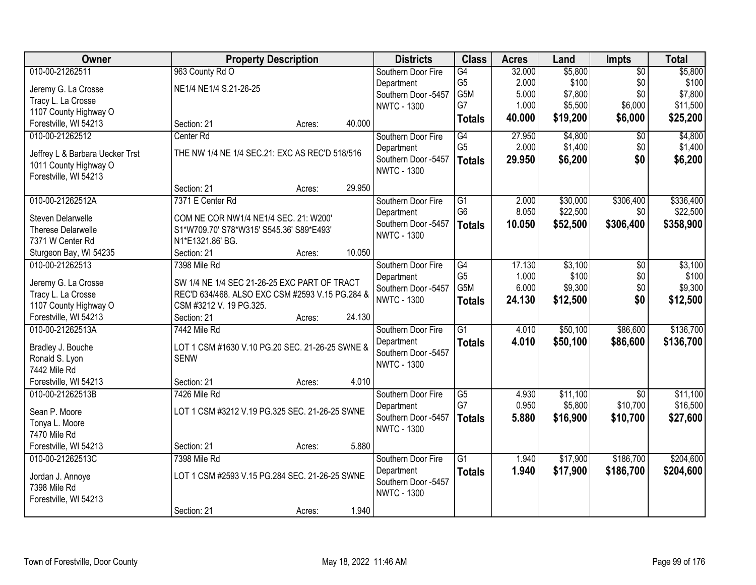| Owner | Property Description | | | Districts | Class | Acres | Land | Impts | Total |
|---|---|---|---|---|---|---|---|---|---|
| 010-00-21262511 | 963 County Rd O | | | Southern Door Fire | G4 | 32.000 | $5,800 | $0 | $5,800 |
| Jeremy G. La Crosse | NE1/4 NE1/4 S.21-26-25 | | | Department | G5 | 2.000 | $100 | $0 | $100 |
| Tracy L. La Crosse | | | | Southern Door -5457 | G5M | 5.000 | $7,800 | $0 | $7,800 |
| 1107 County Highway O | | | | NWTC - 1300 | G7 | 1.000 | $5,500 | $6,000 | $11,500 |
| Forestville, WI 54213 | Section: 21 | Acres: | 40.000 | | **Totals** | **40.000** | **$19,200** | **$6,000** | **$25,200** |
| 010-00-21262512 | Center Rd | | | Southern Door Fire | G4 | 27.950 | $4,800 | $0 | $4,800 |
| Jeffrey L & Barbara Uecker Trst | THE NW 1/4 NE 1/4 SEC.21: EXC AS REC'D 518/516 | | | Department | G5 | 2.000 | $1,400 | $0 | $1,400 |
| 1011 County Highway O | | | | Southern Door -5457 | **Totals** | **29.950** | **$6,200** | **$0** | **$6,200** |
| Forestville, WI 54213 | | | | NWTC - 1300 | | | | | |
| | Section: 21 | Acres: | 29.950 | | | | | | |
| 010-00-21262512A | 7371 E Center Rd | | | Southern Door Fire | G1 | 2.000 | $30,000 | $306,400 | $336,400 |
| Steven Delarwelle | COM NE COR NW1/4 NE1/4 SEC. 21: W200' | | | Department | G6 | 8.050 | $22,500 | $0 | $22,500 |
| Therese Delarwelle | S1*W709.70' S78*W315' S545.36' S89*E493' | | | Southern Door -5457 | **Totals** | **10.050** | **$52,500** | **$306,400** | **$358,900** |
| 7371 W Center Rd | N1*E1321.86' BG. | | | NWTC - 1300 | | | | | |
| Sturgeon Bay, WI 54235 | Section: 21 | Acres: | 10.050 | | | | | | |
| 010-00-21262513 | 7398 Mile Rd | | | Southern Door Fire | G4 | 17.130 | $3,100 | $0 | $3,100 |
| Jeremy G. La Crosse | SW 1/4 NE 1/4 SEC 21-26-25 EXC PART OF TRACT | | | Department | G5 | 1.000 | $100 | $0 | $100 |
| Tracy L. La Crosse | REC'D 634/468. ALSO EXC CSM #2593 V.15 PG.284 & | | | Southern Door -5457 | G5M | 6.000 | $9,300 | $0 | $9,300 |
| 1107 County Highway O | CSM #3212 V. 19 PG.325. | | | NWTC - 1300 | **Totals** | **24.130** | **$12,500** | **$0** | **$12,500** |
| Forestville, WI 54213 | Section: 21 | Acres: | 24.130 | | | | | | |
| 010-00-21262513A | 7442 Mile Rd | | | Southern Door Fire | G1 | 4.010 | $50,100 | $86,600 | $136,700 |
| Bradley J. Bouche | LOT 1 CSM #1630 V.10 PG.20 SEC. 21-26-25 SWNE & | | | Department | **Totals** | **4.010** | **$50,100** | **$86,600** | **$136,700** |
| Ronald S. Lyon | SENW | | | Southern Door -5457 | | | | | |
| 7442 Mile Rd | | | | NWTC - 1300 | | | | | |
| Forestville, WI 54213 | Section: 21 | Acres: | 4.010 | | | | | | |
| 010-00-21262513B | 7426 Mile Rd | | | Southern Door Fire | G5 | 4.930 | $11,100 | $0 | $11,100 |
| Sean P. Moore | LOT 1 CSM #3212 V.19 PG.325 SEC. 21-26-25 SWNE | | | Department | G7 | 0.950 | $5,800 | $10,700 | $16,500 |
| Tonya L. Moore | | | | Southern Door -5457 | **Totals** | **5.880** | **$16,900** | **$10,700** | **$27,600** |
| 7470 Mile Rd | | | | NWTC - 1300 | | | | | |
| Forestville, WI 54213 | Section: 21 | Acres: | 5.880 | | | | | | |
| 010-00-21262513C | 7398 Mile Rd | | | Southern Door Fire | G1 | 1.940 | $17,900 | $186,700 | $204,600 |
| Jordan J. Annoye | LOT 1 CSM #2593 V.15 PG.284 SEC. 21-26-25 SWNE | | | Department | **Totals** | **1.940** | **$17,900** | **$186,700** | **$204,600** |
| 7398 Mile Rd | | | | Southern Door -5457 | | | | | |
| Forestville, WI 54213 | | | | NWTC - 1300 | | | | | |
| | Section: 21 | Acres: | 1.940 | | | | | | |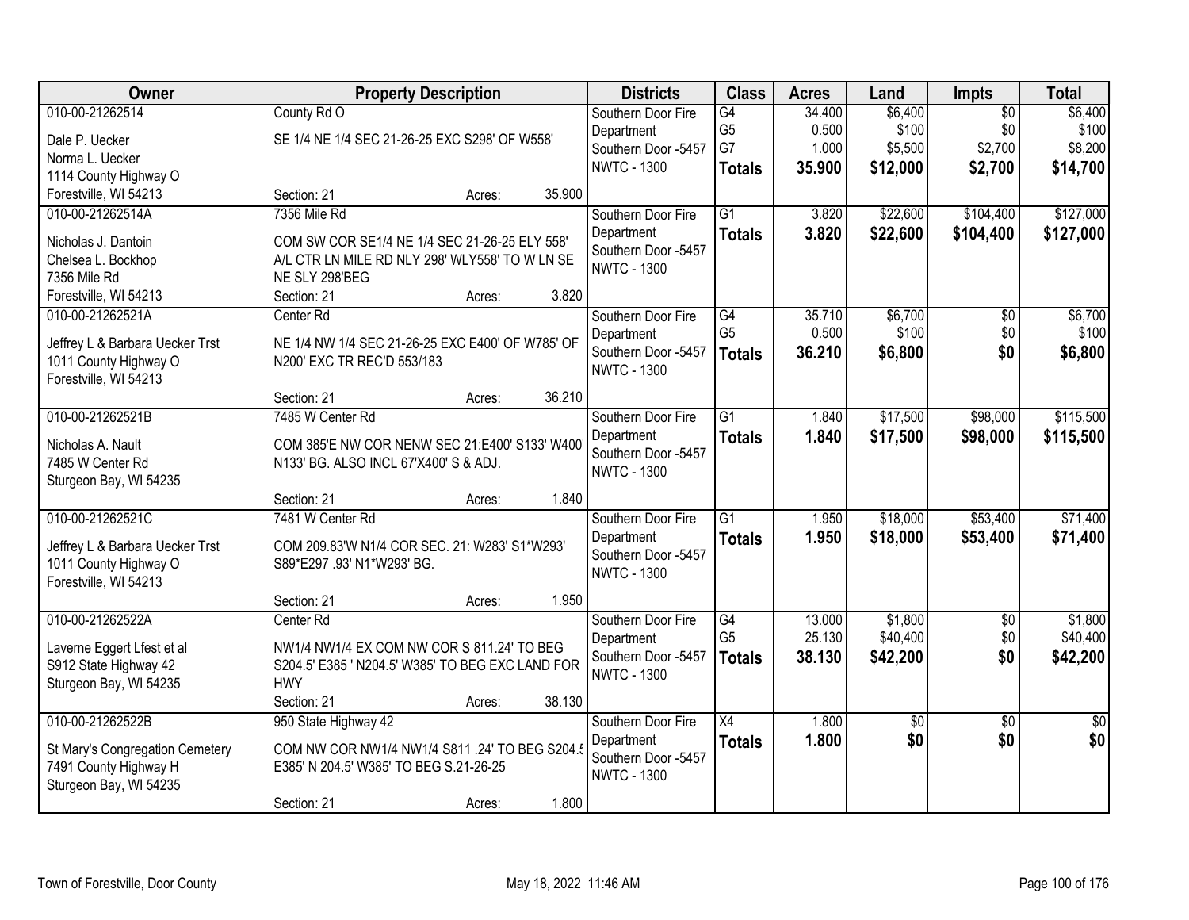| Owner | Property Description | Districts | Class | Acres | Land | Impts | Total |
|---|---|---|---|---|---|---|---|
| 010-00-21262514<br>Dale P. Uecker<br>Norma L. Uecker<br>1114 County Highway O<br>Forestville, WI 54213 | County Rd O<br>SE 1/4 NE 1/4 SEC 21-26-25 EXC S298' OF W558'<br>Section: 21 Acres: 35.900 | Southern Door Fire Department<br>Southern Door -5457<br>NWTC - 1300 | G4<br>G5<br>G7<br>**Totals** | 34.400<br>0.500<br>1.000<br>**35.900** | $6,400<br>$100<br>$5,500<br>**$12,000** | $0<br>$0<br>$2,700<br>**$2,700** | $6,400<br>$100<br>$8,200<br>**$14,700** |
| 010-00-21262514A<br>Nicholas J. Dantoin<br>Chelsea L. Bockhop<br>7356 Mile Rd<br>Forestville, WI 54213 | 7356 Mile Rd<br>COM SW COR SE1/4 NE 1/4 SEC 21-26-25 ELY 558' A/L CTR LN MILE RD NLY 298' WLY558' TO W LN SE NE SLY 298'BEG<br>Section: 21 Acres: 3.820 | Southern Door Fire Department<br>Southern Door -5457<br>NWTC - 1300 | G1<br>**Totals** | 3.820<br>**3.820** | $22,600<br>**$22,600** | $104,400<br>**$104,400** | $127,000<br>**$127,000** |
| 010-00-21262521A<br>Jeffrey L & Barbara Uecker Trst<br>1011 County Highway O<br>Forestville, WI 54213 | Center Rd<br>NE 1/4 NW 1/4 SEC 21-26-25 EXC E400' OF W785' OF N200' EXC TR REC'D 553/183<br>Section: 21 Acres: 36.210 | Southern Door Fire Department<br>Southern Door -5457<br>NWTC - 1300 | G4<br>G5<br>**Totals** | 35.710<br>0.500<br>**36.210** | $6,700<br>$100<br>**$6,800** | $0<br>$0<br>**$0** | $6,700<br>$100<br>**$6,800** |
| 010-00-21262521B<br>Nicholas A. Nault<br>7485 W Center Rd<br>Sturgeon Bay, WI 54235 | 7485 W Center Rd<br>COM 385'E NW COR NENW SEC 21:E400' S133' W400' N133' BG. ALSO INCL 67'X400' S & ADJ.<br>Section: 21 Acres: 1.840 | Southern Door Fire Department<br>Southern Door -5457<br>NWTC - 1300 | G1<br>**Totals** | 1.840<br>**1.840** | $17,500<br>**$17,500** | $98,000<br>**$98,000** | $115,500<br>**$115,500** |
| 010-00-21262521C<br>Jeffrey L & Barbara Uecker Trst<br>1011 County Highway O<br>Forestville, WI 54213 | 7481 W Center Rd<br>COM 209.83'W N1/4 COR SEC. 21: W283' S1*W293' S89*E297 .93' N1*W293' BG.<br>Section: 21 Acres: 1.950 | Southern Door Fire Department<br>Southern Door -5457<br>NWTC - 1300 | G1<br>**Totals** | 1.950<br>**1.950** | $18,000<br>**$18,000** | $53,400<br>**$53,400** | $71,400<br>**$71,400** |
| 010-00-21262522A<br>Laverne Eggert Lfest et al<br>S912 State Highway 42<br>Sturgeon Bay, WI 54235 | Center Rd<br>NW1/4 NW1/4 EX COM NW COR S 811.24' TO BEG S204.5' E385 ' N204.5' W385' TO BEG EXC LAND FOR HWY<br>Section: 21 Acres: 38.130 | Southern Door Fire Department<br>Southern Door -5457<br>NWTC - 1300 | G4<br>G5<br>**Totals** | 13.000<br>25.130<br>**38.130** | $1,800<br>$40,400<br>**$42,200** | $0<br>$0<br>**$0** | $1,800<br>$40,400<br>**$42,200** |
| 010-00-21262522B<br>St Mary's Congregation Cemetery<br>7491 County Highway H<br>Sturgeon Bay, WI 54235 | 950 State Highway 42<br>COM NW COR NW1/4 NW1/4 S811 .24' TO BEG S204.5 E385' N 204.5' W385' TO BEG S.21-26-25<br>Section: 21 Acres: 1.800 | Southern Door Fire Department<br>Southern Door -5457<br>NWTC - 1300 | X4<br>**Totals** | 1.800<br>**1.800** | $0<br>**$0** | $0<br>**$0** | $0<br>**$0** |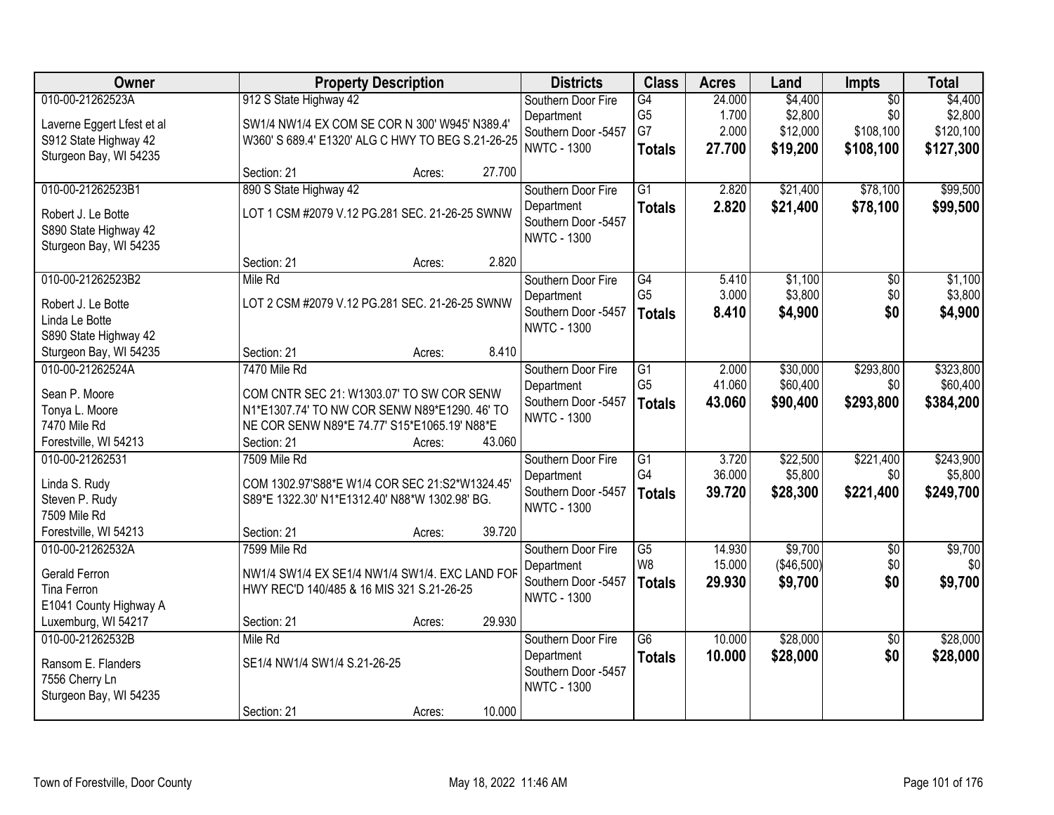| Owner | Property Description | Districts | Class | Acres | Land | Impts | Total |
|---|---|---|---|---|---|---|---|
| 010-00-21262523A<br>Laverne Eggert Lfest et al<br>S912 State Highway 42<br>Sturgeon Bay, WI 54235 | 912 S State Highway 42<br>SW1/4 NW1/4 EX COM SE COR N 300' W945' N389.4' W360' S 689.4' E1320' ALG C HWY TO BEG S.21-26-25<br>Section: 21 Acres: 27.700 | Southern Door Fire Department<br>Southern Door -5457<br>NWTC - 1300 | G4<br>G5<br>G7<br>**Totals** | 24.000<br>1.700<br>2.000<br>**27.700** | $4,400<br>$2,800<br>$12,000<br>**$19,200** | $0<br>$0<br>$108,100<br>**$108,100** | $4,400<br>$2,800<br>$120,100<br>**$127,300** |
| 010-00-21262523B1<br>Robert J. Le Botte<br>S890 State Highway 42<br>Sturgeon Bay, WI 54235 | 890 S State Highway 42<br>LOT 1 CSM #2079 V.12 PG.281 SEC. 21-26-25 SWNW<br>Section: 21 Acres: 2.820 | Southern Door Fire Department<br>Southern Door -5457<br>NWTC - 1300 | G1<br>**Totals** | 2.820<br>**2.820** | $21,400<br>**$21,400** | $78,100<br>**$78,100** | $99,500<br>**$99,500** |
| 010-00-21262523B2<br>Robert J. Le Botte<br>Linda Le Botte<br>S890 State Highway 42<br>Sturgeon Bay, WI 54235 | Mile Rd<br>LOT 2 CSM #2079 V.12 PG.281 SEC. 21-26-25 SWNW<br>Section: 21 Acres: 8.410 | Southern Door Fire Department<br>Southern Door -5457<br>NWTC - 1300 | G4<br>G5<br>**Totals** | 5.410<br>3.000<br>**8.410** | $1,100<br>$3,800<br>**$4,900** | $0<br>$0<br>**$0** | $1,100<br>$3,800<br>**$4,900** |
| 010-00-21262524A<br>Sean P. Moore<br>Tonya L. Moore<br>7470 Mile Rd<br>Forestville, WI 54213 | 7470 Mile Rd<br>COM CNTR SEC 21: W1303.07' TO SW COR SENW N1*E1307.74' TO NW COR SENW N89*E1290. 46' TO NE COR SENW N89*E 74.77' S15*E1065.19' N88*E<br>Section: 21 Acres: 43.060 | Southern Door Fire Department<br>Southern Door -5457<br>NWTC - 1300 | G1<br>G5<br>**Totals** | 2.000<br>41.060<br>**43.060** | $30,000<br>$60,400<br>**$90,400** | $293,800<br>$0<br>**$293,800** | $323,800<br>$60,400<br>**$384,200** |
| 010-00-21262531<br>Linda S. Rudy<br>Steven P. Rudy<br>7509 Mile Rd<br>Forestville, WI 54213 | 7509 Mile Rd<br>COM 1302.97'S88*E W1/4 COR SEC 21:S2*W1324.45' S89*E 1322.30' N1*E1312.40' N88*W 1302.98' BG.<br>Section: 21 Acres: 39.720 | Southern Door Fire Department<br>Southern Door -5457<br>NWTC - 1300 | G1<br>G4<br>**Totals** | 3.720<br>36.000<br>**39.720** | $22,500<br>$5,800<br>**$28,300** | $221,400<br>$0<br>**$221,400** | $243,900<br>$5,800<br>**$249,700** |
| 010-00-21262532A<br>Gerald Ferron<br>Tina Ferron<br>E1041 County Highway A<br>Luxemburg, WI 54217 | 7599 Mile Rd<br>NW1/4 SW1/4 EX SE1/4 NW1/4 SW1/4. EXC LAND FOR HWY REC'D 140/485 & 16 MIS 321 S.21-26-25<br>Section: 21 Acres: 29.930 | Southern Door Fire Department<br>Southern Door -5457<br>NWTC - 1300 | G5<br>W8<br>**Totals** | 14.930<br>15.000<br>**29.930** | $9,700<br>($46,500)<br>**$9,700** | $0<br>$0<br>**$0** | $9,700<br>$0<br>**$9,700** |
| 010-00-21262532B<br>Ransom E. Flanders<br>7556 Cherry Ln<br>Sturgeon Bay, WI 54235 | Mile Rd<br>SE1/4 NW1/4 SW1/4 S.21-26-25<br>Section: 21 Acres: 10.000 | Southern Door Fire Department<br>Southern Door -5457<br>NWTC - 1300 | G6<br>**Totals** | 10.000<br>**10.000** | $28,000<br>**$28,000** | $0<br>**$0** | $28,000<br>**$28,000** |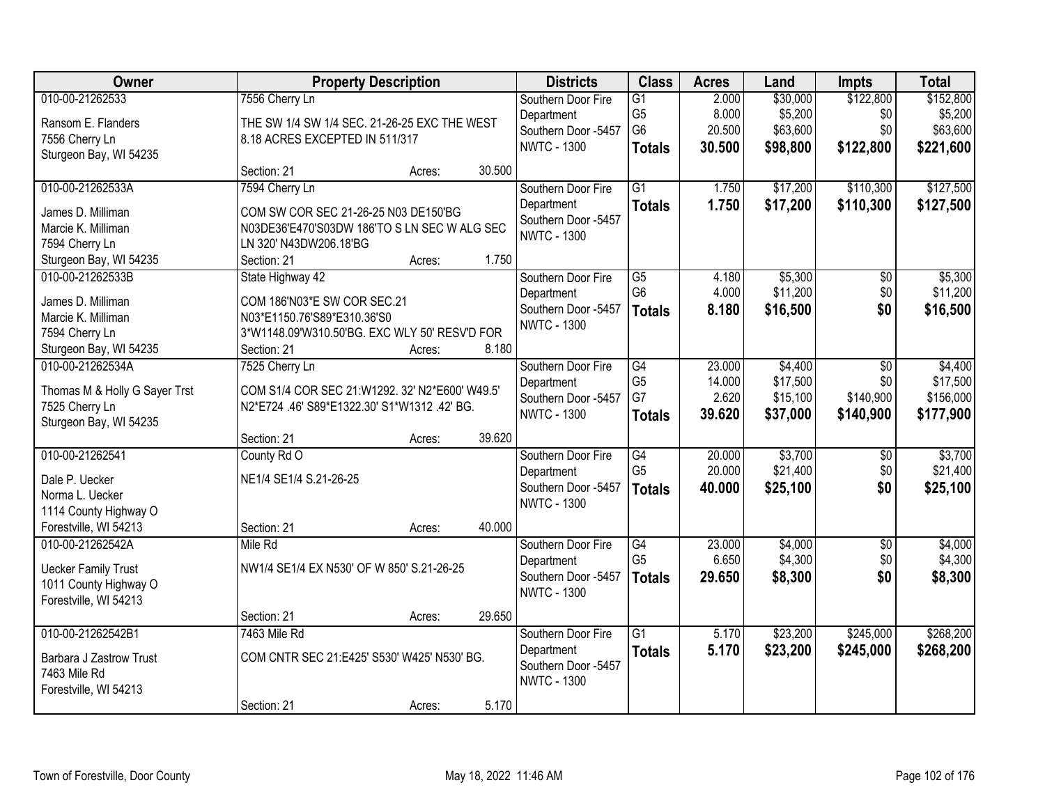| Owner | Property Description | Districts | Class | Acres | Land | Impts | Total |
|---|---|---|---|---|---|---|---|
| 010-00-21262533<br>Ransom E. Flanders<br>7556 Cherry Ln<br>Sturgeon Bay, WI 54235 | 7556 Cherry Ln<br>THE SW 1/4 SW 1/4 SEC. 21-26-25 EXC THE WEST 8.18 ACRES EXCEPTED IN 511/317<br>Section: 21 Acres: 30.500 | Southern Door Fire Department<br>Southern Door -5457<br>NWTC - 1300 | G1<br>G5<br>G6<br>**Totals** | 2.000<br>8.000<br>20.500<br>**30.500** | $30,000<br>$5,200<br>$63,600<br>**$98,800** | $122,800<br>$0<br>$0<br>**$122,800** | $152,800<br>$5,200<br>$63,600<br>**$221,600** |
| 010-00-21262533A<br>James D. Milliman<br>Marcie K. Milliman<br>7594 Cherry Ln<br>Sturgeon Bay, WI 54235 | 7594 Cherry Ln<br>COM SW COR SEC 21-26-25 N03 DE150'BG N03DE36'E470'S03DW 186'TO S LN SEC W ALG SEC LN 320' N43DW206.18'BG<br>Section: 21 Acres: 1.750 | Southern Door Fire Department<br>Southern Door -5457<br>NWTC - 1300 | G1<br>**Totals** | 1.750<br>**1.750** | $17,200<br>**$17,200** | $110,300<br>**$110,300** | $127,500<br>**$127,500** |
| 010-00-21262533B<br>James D. Milliman<br>Marcie K. Milliman<br>7594 Cherry Ln<br>Sturgeon Bay, WI 54235 | State Highway 42<br>COM 186'N03*E SW COR SEC.21 N03*E1150.76'S89*E310.36'S0 3*W1148.09'W310.50'BG. EXC WLY 50' RESV'D FOR<br>Section: 21 Acres: 8.180 | Southern Door Fire Department<br>Southern Door -5457<br>NWTC - 1300 | G5<br>G6<br>**Totals** | 4.180<br>4.000<br>**8.180** | $5,300<br>$11,200<br>**$16,500** | $0<br>$0<br>**$0** | $5,300<br>$11,200<br>**$16,500** |
| 010-00-21262534A<br>Thomas M & Holly G Sayer Trst<br>7525 Cherry Ln<br>Sturgeon Bay, WI 54235 | 7525 Cherry Ln<br>COM S1/4 COR SEC 21:W1292. 32' N2*E600' W49.5' N2*E724 .46' S89*E1322.30' S1*W1312 .42' BG.<br>Section: 21 Acres: 39.620 | Southern Door Fire Department<br>Southern Door -5457<br>NWTC - 1300 | G4<br>G5<br>G7<br>**Totals** | 23.000<br>14.000<br>2.620<br>**39.620** | $4,400<br>$17,500<br>$15,100<br>**$37,000** | $0<br>$0<br>$140,900<br>**$140,900** | $4,400<br>$17,500<br>$156,000<br>**$177,900** |
| 010-00-21262541<br>Dale P. Uecker<br>Norma L. Uecker<br>1114 County Highway O<br>Forestville, WI 54213 | County Rd O<br>NE1/4 SE1/4 S.21-26-25<br>Section: 21 Acres: 40.000 | Southern Door Fire Department<br>Southern Door -5457<br>NWTC - 1300 | G4<br>G5<br>**Totals** | 20.000<br>20.000<br>**40.000** | $3,700<br>$21,400<br>**$25,100** | $0<br>$0<br>**$0** | $3,700<br>$21,400<br>**$25,100** |
| 010-00-21262542A<br>Uecker Family Trust<br>1011 County Highway O<br>Forestville, WI 54213 | Mile Rd<br>NW1/4 SE1/4 EX N530' OF W 850' S.21-26-25<br>Section: 21 Acres: 29.650 | Southern Door Fire Department<br>Southern Door -5457<br>NWTC - 1300 | G4<br>G5<br>**Totals** | 23.000<br>6.650<br>**29.650** | $4,000<br>$4,300<br>**$8,300** | $0<br>$0<br>**$0** | $4,000<br>$4,300<br>**$8,300** |
| 010-00-21262542B1<br>Barbara J Zastrow Trust<br>7463 Mile Rd<br>Forestville, WI 54213 | 7463 Mile Rd<br>COM CNTR SEC 21:E425' S530' W425' N530' BG.<br>Section: 21 Acres: 5.170 | Southern Door Fire Department<br>Southern Door -5457<br>NWTC - 1300 | G1<br>**Totals** | 5.170<br>**5.170** | $23,200<br>**$23,200** | $245,000<br>**$245,000** | $268,200<br>**$268,200** |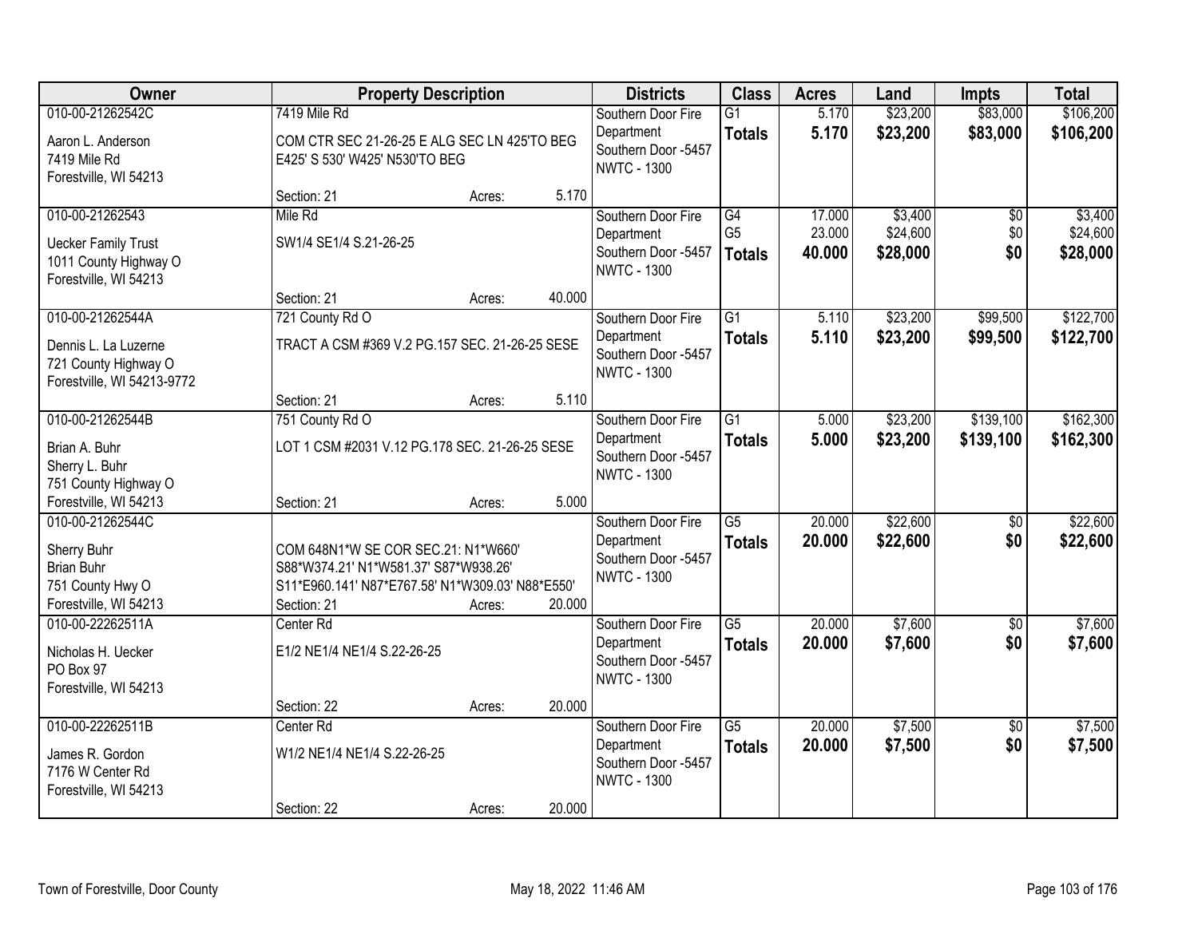| Owner | Property Description | | | Districts | Class | Acres | Land | Impts | Total |
|---|---|---|---|---|---|---|---|---|---|
| 010-00-21262542C<br>Aaron L. Anderson<br>7419 Mile Rd<br>Forestville, WI 54213 | 7419 Mile Rd<br>COM CTR SEC 21-26-25 E ALG SEC LN 425'TO BEG E425' S 530' W425' N530'TO BEG<br>Section: 21 | Acres: | 5.170 | Southern Door Fire Department<br>Southern Door -5457<br>NWTC - 1300 | G1<br>**Totals** | 5.170<br>**5.170** | \$23,200<br>**\$23,200** | \$83,000<br>**\$83,000** | \$106,200<br>**\$106,200** |
| 010-00-21262543<br>Uecker Family Trust<br>1011 County Highway O<br>Forestville, WI 54213 | Mile Rd<br>SW1/4 SE1/4 S.21-26-25<br>Section: 21 | Acres: | 40.000 | Southern Door Fire Department<br>Southern Door -5457<br>NWTC - 1300 | G4<br>G5<br>**Totals** | 17.000<br>23.000<br>**40.000** | \$3,400<br>\$24,600<br>**\$28,000** | \$0<br>\$0<br>**\$0** | \$3,400<br>\$24,600<br>**\$28,000** |
| 010-00-21262544A<br>Dennis L. La Luzerne<br>721 County Highway O<br>Forestville, WI 54213-9772 | 721 County Rd O<br>TRACT A CSM #369 V.2 PG.157 SEC. 21-26-25 SESE<br>Section: 21 | Acres: | 5.110 | Southern Door Fire Department<br>Southern Door -5457<br>NWTC - 1300 | G1<br>**Totals** | 5.110<br>**5.110** | \$23,200<br>**\$23,200** | \$99,500<br>**\$99,500** | \$122,700<br>**\$122,700** |
| 010-00-21262544B<br>Brian A. Buhr<br>Sherry L. Buhr<br>751 County Highway O<br>Forestville, WI 54213 | 751 County Rd O<br>LOT 1 CSM #2031 V.12 PG.178 SEC. 21-26-25 SESE<br>Section: 21 | Acres: | 5.000 | Southern Door Fire Department<br>Southern Door -5457<br>NWTC - 1300 | G1<br>**Totals** | 5.000<br>**5.000** | \$23,200<br>**\$23,200** | \$139,100<br>**\$139,100** | \$162,300<br>**\$162,300** |
| 010-00-21262544C<br>Sherry Buhr<br>Brian Buhr<br>751 County Hwy O<br>Forestville, WI 54213 | COM 648N1*W SE COR SEC.21: N1*W660' S88*W374.21' N1*W581.37' S87*W938.26' S11*E960.141' N87*E767.58' N1*W309.03' N88*E550'<br>Section: 21 | Acres: | 20.000 | Southern Door Fire Department<br>Southern Door -5457<br>NWTC - 1300 | G5<br>**Totals** | 20.000<br>**20.000** | \$22,600<br>**\$22,600** | \$0<br>**\$0** | \$22,600<br>**\$22,600** |
| 010-00-22262511A<br>Nicholas H. Uecker<br>PO Box 97<br>Forestville, WI 54213 | Center Rd<br>E1/2 NE1/4 NE1/4 S.22-26-25<br>Section: 22 | Acres: | 20.000 | Southern Door Fire Department<br>Southern Door -5457<br>NWTC - 1300 | G5<br>**Totals** | 20.000<br>**20.000** | \$7,600<br>**\$7,600** | \$0<br>**\$0** | \$7,600<br>**\$7,600** |
| 010-00-22262511B<br>James R. Gordon<br>7176 W Center Rd<br>Forestville, WI 54213 | Center Rd<br>W1/2 NE1/4 NE1/4 S.22-26-25<br>Section: 22 | Acres: | 20.000 | Southern Door Fire Department<br>Southern Door -5457<br>NWTC - 1300 | G5<br>**Totals** | 20.000<br>**20.000** | \$7,500<br>**\$7,500** | \$0<br>**\$0** | \$7,500<br>**\$7,500** |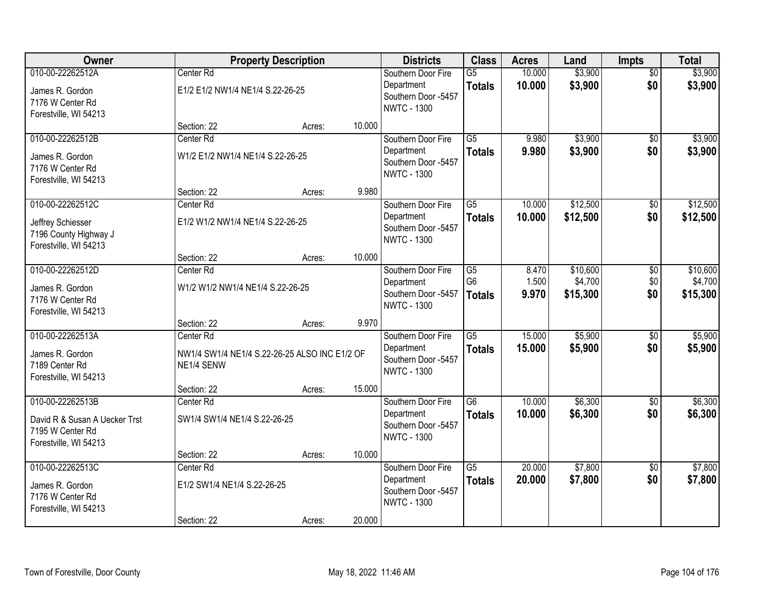| Owner | Property Description | | | Districts | Class | Acres | Land | Impts | Total |
|---|---|---|---|---|---|---|---|---|---|
| 010-00-22262512A<br>James R. Gordon<br>7176 W Center Rd<br>Forestville, WI 54213 | Center Rd<br>E1/2 E1/2 NW1/4 NE1/4 S.22-26-25<br>Section: 22 | Acres: | 10.000 | Southern Door Fire Department<br>Southern Door -5457<br>NWTC - 1300 | G5<br>**Totals** | 10.000<br>**10.000** | $3,900<br>**$3,900** | $0<br>**$0** | $3,900<br>**$3,900** |
| 010-00-22262512B<br>James R. Gordon<br>7176 W Center Rd<br>Forestville, WI 54213 | Center Rd<br>W1/2 E1/2 NW1/4 NE1/4 S.22-26-25<br>Section: 22 | Acres: | 9.980 | Southern Door Fire Department<br>Southern Door -5457<br>NWTC - 1300 | G5<br>**Totals** | 9.980<br>**9.980** | $3,900<br>**$3,900** | $0<br>**$0** | $3,900<br>**$3,900** |
| 010-00-22262512C<br>Jeffrey Schiesser<br>7196 County Highway J<br>Forestville, WI 54213 | Center Rd<br>E1/2 W1/2 NW1/4 NE1/4 S.22-26-25<br>Section: 22 | Acres: | 10.000 | Southern Door Fire Department<br>Southern Door -5457<br>NWTC - 1300 | G5<br>**Totals** | 10.000<br>**10.000** | $12,500<br>**$12,500** | $0<br>**$0** | $12,500<br>**$12,500** |
| 010-00-22262512D<br>James R. Gordon<br>7176 W Center Rd<br>Forestville, WI 54213 | Center Rd<br>W1/2 W1/2 NW1/4 NE1/4 S.22-26-25<br>Section: 22 | Acres: | 9.970 | Southern Door Fire Department<br>Southern Door -5457<br>NWTC - 1300 | G5<br>G6<br>**Totals** | 8.470<br>1.500<br>**9.970** | $10,600<br>$4,700<br>**$15,300** | $0<br>$0<br>**$0** | $10,600<br>$4,700<br>**$15,300** |
| 010-00-22262513A<br>James R. Gordon<br>7189 Center Rd<br>Forestville, WI 54213 | Center Rd<br>NW1/4 SW1/4 NE1/4 S.22-26-25 ALSO INC E1/2 OF NE1/4 SENW<br>Section: 22 | Acres: | 15.000 | Southern Door Fire Department<br>Southern Door -5457<br>NWTC - 1300 | G5<br>**Totals** | 15.000<br>**15.000** | $5,900<br>**$5,900** | $0<br>**$0** | $5,900<br>**$5,900** |
| 010-00-22262513B<br>David R & Susan A Uecker Trst<br>7195 W Center Rd<br>Forestville, WI 54213 | Center Rd<br>SW1/4 SW1/4 NE1/4 S.22-26-25<br>Section: 22 | Acres: | 10.000 | Southern Door Fire Department<br>Southern Door -5457<br>NWTC - 1300 | G6<br>**Totals** | 10.000<br>**10.000** | $6,300<br>**$6,300** | $0<br>**$0** | $6,300<br>**$6,300** |
| 010-00-22262513C<br>James R. Gordon<br>7176 W Center Rd<br>Forestville, WI 54213 | Center Rd<br>E1/2 SW1/4 NE1/4 S.22-26-25<br>Section: 22 | Acres: | 20.000 | Southern Door Fire Department<br>Southern Door -5457<br>NWTC - 1300 | G5<br>**Totals** | 20.000<br>**20.000** | $7,800<br>**$7,800** | $0<br>**$0** | $7,800<br>**$7,800** |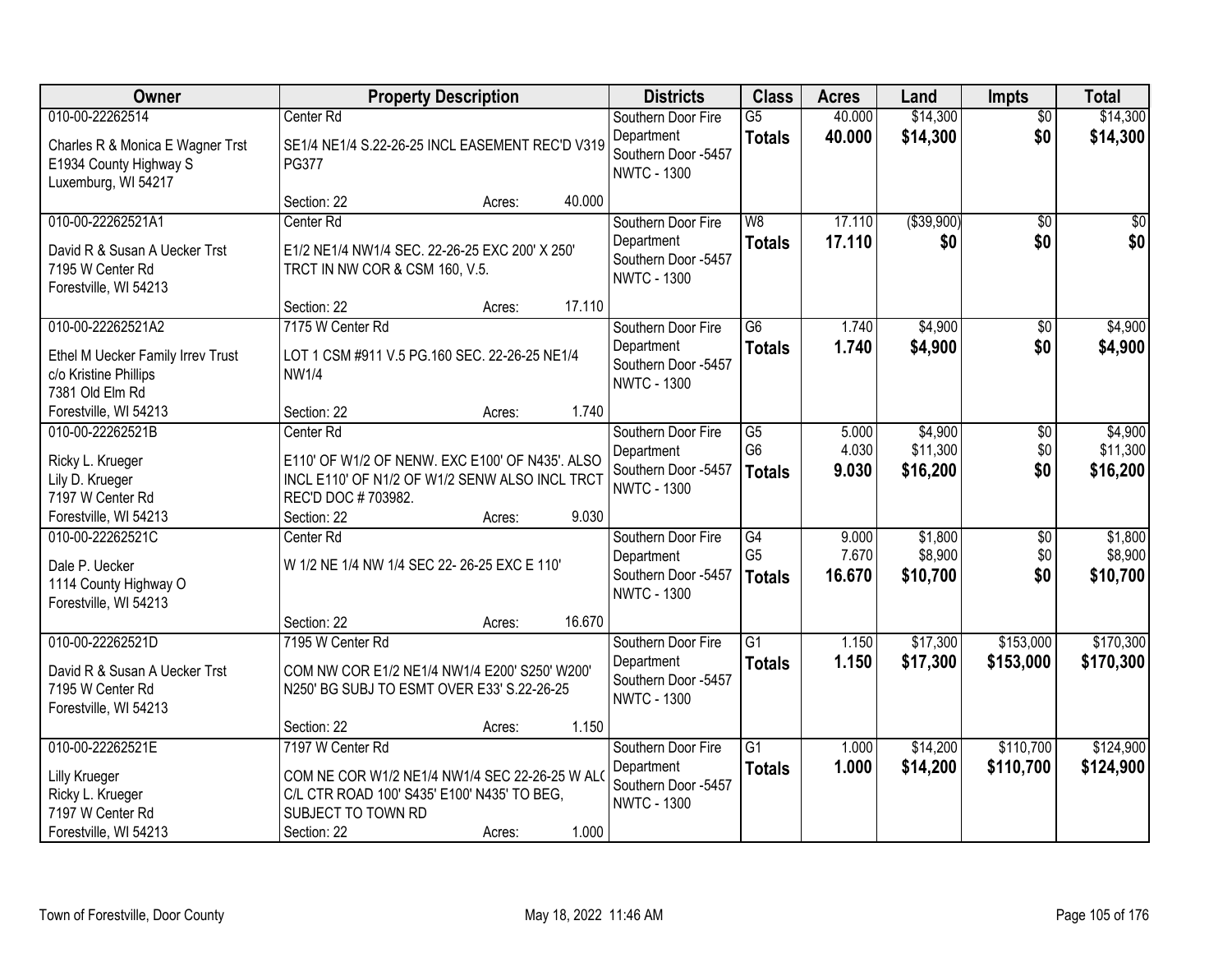| Owner | Property Description | Districts | Class | Acres | Land | Impts | Total |
|---|---|---|---|---|---|---|---|
| 010-00-22262514<br>Charles R & Monica E Wagner Trst<br>E1934 County Highway S<br>Luxemburg, WI 54217 | Center Rd<br>SE1/4 NE1/4 S.22-26-25 INCL EASEMENT REC'D V319 PG377<br>Section: 22 Acres: 40.000 | Southern Door Fire Department<br>Southern Door -5457<br>NWTC - 1300 | G5<br>**Totals** | 40.000<br>**40.000** | $14,300<br>**$14,300** | $0<br>**$0** | $14,300<br>**$14,300** |
| 010-00-22262521A1<br>David R & Susan A Uecker Trst<br>7195 W Center Rd<br>Forestville, WI 54213 | Center Rd<br>E1/2 NE1/4 NW1/4 SEC. 22-26-25 EXC 200' X 250' TRCT IN NW COR & CSM 160, V.5.<br>Section: 22 Acres: 17.110 | Southern Door Fire Department<br>Southern Door -5457<br>NWTC - 1300 | W8<br>**Totals** | 17.110<br>**17.110** | ($39,900)<br>**$0** | $0<br>**$0** | $0<br>**$0** |
| 010-00-22262521A2<br>Ethel M Uecker Family Irrev Trust<br>c/o Kristine Phillips<br>7381 Old Elm Rd<br>Forestville, WI 54213 | 7175 W Center Rd<br>LOT 1 CSM #911 V.5 PG.160 SEC. 22-26-25 NE1/4 NW1/4<br>Section: 22 Acres: 1.740 | Southern Door Fire Department<br>Southern Door -5457<br>NWTC - 1300 | G6<br>**Totals** | 1.740<br>**1.740** | $4,900<br>**$4,900** | $0<br>**$0** | $4,900<br>**$4,900** |
| 010-00-22262521B<br>Ricky L. Krueger<br>Lily D. Krueger<br>7197 W Center Rd<br>Forestville, WI 54213 | Center Rd<br>E110' OF W1/2 OF NENW. EXC E100' OF N435'. ALSO INCL E110' OF N1/2 OF W1/2 SENW ALSO INCL TRCT REC'D DOC # 703982.<br>Section: 22 Acres: 9.030 | Southern Door Fire Department<br>Southern Door -5457<br>NWTC - 1300 | G5<br>G6<br>**Totals** | 5.000<br>4.030<br>**9.030** | $4,900<br>$11,300<br>**$16,200** | $0<br>$0<br>**$0** | $4,900<br>$11,300<br>**$16,200** |
| 010-00-22262521C<br>Dale P. Uecker<br>1114 County Highway O<br>Forestville, WI 54213 | Center Rd<br>W 1/2 NE 1/4 NW 1/4 SEC 22- 26-25 EXC E 110'<br>Section: 22 Acres: 16.670 | Southern Door Fire Department<br>Southern Door -5457<br>NWTC - 1300 | G4<br>G5<br>**Totals** | 9.000<br>7.670<br>**16.670** | $1,800<br>$8,900<br>**$10,700** | $0<br>$0<br>**$0** | $1,800<br>$8,900<br>**$10,700** |
| 010-00-22262521D<br>David R & Susan A Uecker Trst<br>7195 W Center Rd<br>Forestville, WI 54213 | 7195 W Center Rd<br>COM NW COR E1/2 NE1/4 NW1/4 E200' S250' W200' N250' BG SUBJ TO ESMT OVER E33' S.22-26-25<br>Section: 22 Acres: 1.150 | Southern Door Fire Department<br>Southern Door -5457<br>NWTC - 1300 | G1<br>**Totals** | 1.150<br>**1.150** | $17,300<br>**$17,300** | $153,000<br>**$153,000** | $170,300<br>**$170,300** |
| 010-00-22262521E<br>Lilly Krueger<br>Ricky L. Krueger<br>7197 W Center Rd<br>Forestville, WI 54213 | 7197 W Center Rd<br>COM NE COR W1/2 NE1/4 NW1/4 SEC 22-26-25 W ALO C/L CTR ROAD 100' S435' E100' N435' TO BEG, SUBJECT TO TOWN RD<br>Section: 22 Acres: 1.000 | Southern Door Fire Department<br>Southern Door -5457<br>NWTC - 1300 | G1<br>**Totals** | 1.000<br>**1.000** | $14,200<br>**$14,200** | $110,700<br>**$110,700** | $124,900<br>**$124,900** |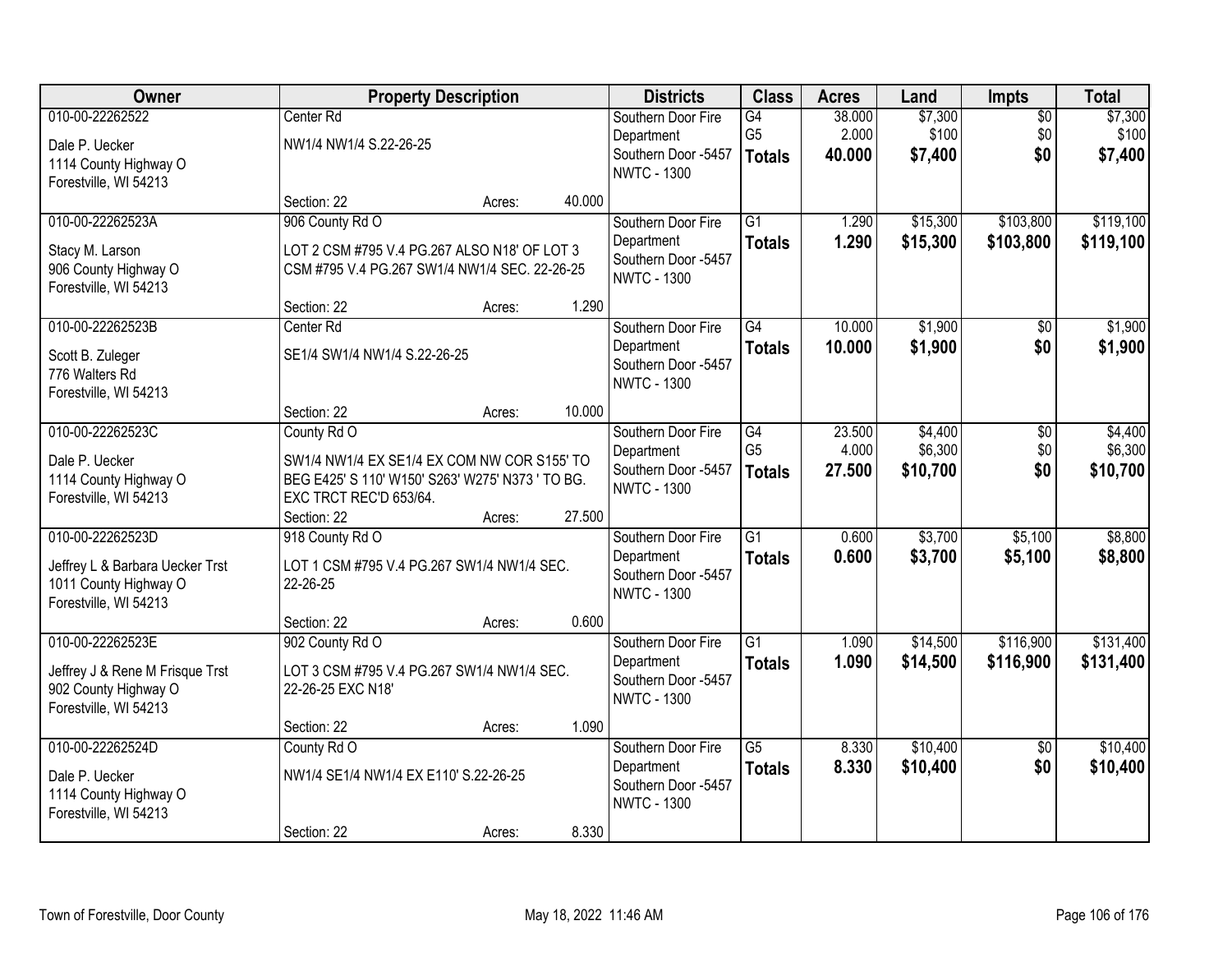| Owner | Property Description | Districts | Class | Acres | Land | Impts | Total |
|---|---|---|---|---|---|---|---|
| 010-00-22262522<br>Dale P. Uecker<br>1114 County Highway O<br>Forestville, WI 54213 | Center Rd<br>NW1/4 NW1/4 S.22-26-25<br>Section: 22 Acres: 40.000 | Southern Door Fire Department<br>Southern Door -5457<br>NWTC - 1300 | G4<br>G5<br>**Totals** | 38.000<br>2.000<br>**40.000** | $7,300<br>$100<br>**$7,400** | $0<br>$0<br>**$0** | $7,300<br>$100<br>**$7,400** |
| 010-00-22262523A<br>Stacy M. Larson<br>906 County Highway O<br>Forestville, WI 54213 | 906 County Rd O<br>LOT 2 CSM #795 V.4 PG.267 ALSO N18' OF LOT 3 CSM #795 V.4 PG.267 SW1/4 NW1/4 SEC. 22-26-25<br>Section: 22 Acres: 1.290 | Southern Door Fire Department<br>Southern Door -5457<br>NWTC - 1300 | G1<br>**Totals** | 1.290<br>**1.290** | $15,300<br>**$15,300** | $103,800<br>**$103,800** | $119,100<br>**$119,100** |
| 010-00-22262523B<br>Scott B. Zuleger<br>776 Walters Rd<br>Forestville, WI 54213 | Center Rd<br>SE1/4 SW1/4 NW1/4 S.22-26-25<br>Section: 22 Acres: 10.000 | Southern Door Fire Department<br>Southern Door -5457<br>NWTC - 1300 | G4<br>**Totals** | 10.000<br>**10.000** | $1,900<br>**$1,900** | $0<br>**$0** | $1,900<br>**$1,900** |
| 010-00-22262523C<br>Dale P. Uecker<br>1114 County Highway O<br>Forestville, WI 54213 | County Rd O<br>SW1/4 NW1/4 EX SE1/4 EX COM NW COR S155' TO BEG E425' S 110' W150' S263' W275' N373 ' TO BG. EXC TRCT REC'D 653/64.<br>Section: 22 Acres: 27.500 | Southern Door Fire Department<br>Southern Door -5457<br>NWTC - 1300 | G4<br>G5<br>**Totals** | 23.500<br>4.000<br>**27.500** | $4,400<br>$6,300<br>**$10,700** | $0<br>$0<br>**$0** | $4,400<br>$6,300<br>**$10,700** |
| 010-00-22262523D<br>Jeffrey L & Barbara Uecker Trst<br>1011 County Highway O<br>Forestville, WI 54213 | 918 County Rd O<br>LOT 1 CSM #795 V.4 PG.267 SW1/4 NW1/4 SEC. 22-26-25<br>Section: 22 Acres: 0.600 | Southern Door Fire Department<br>Southern Door -5457<br>NWTC - 1300 | G1<br>**Totals** | 0.600<br>**0.600** | $3,700<br>**$3,700** | $5,100<br>**$5,100** | $8,800<br>**$8,800** |
| 010-00-22262523E<br>Jeffrey J & Rene M Frisque Trst<br>902 County Highway O<br>Forestville, WI 54213 | 902 County Rd O<br>LOT 3 CSM #795 V.4 PG.267 SW1/4 NW1/4 SEC. 22-26-25 EXC N18'<br>Section: 22 Acres: 1.090 | Southern Door Fire Department<br>Southern Door -5457<br>NWTC - 1300 | G1<br>**Totals** | 1.090<br>**1.090** | $14,500<br>**$14,500** | $116,900<br>**$116,900** | $131,400<br>**$131,400** |
| 010-00-22262524D<br>Dale P. Uecker<br>1114 County Highway O<br>Forestville, WI 54213 | County Rd O<br>NW1/4 SE1/4 NW1/4 EX E110' S.22-26-25<br>Section: 22 Acres: 8.330 | Southern Door Fire Department<br>Southern Door -5457<br>NWTC - 1300 | G5<br>**Totals** | 8.330<br>**8.330** | $10,400<br>**$10,400** | $0<br>**$0** | $10,400<br>**$10,400** |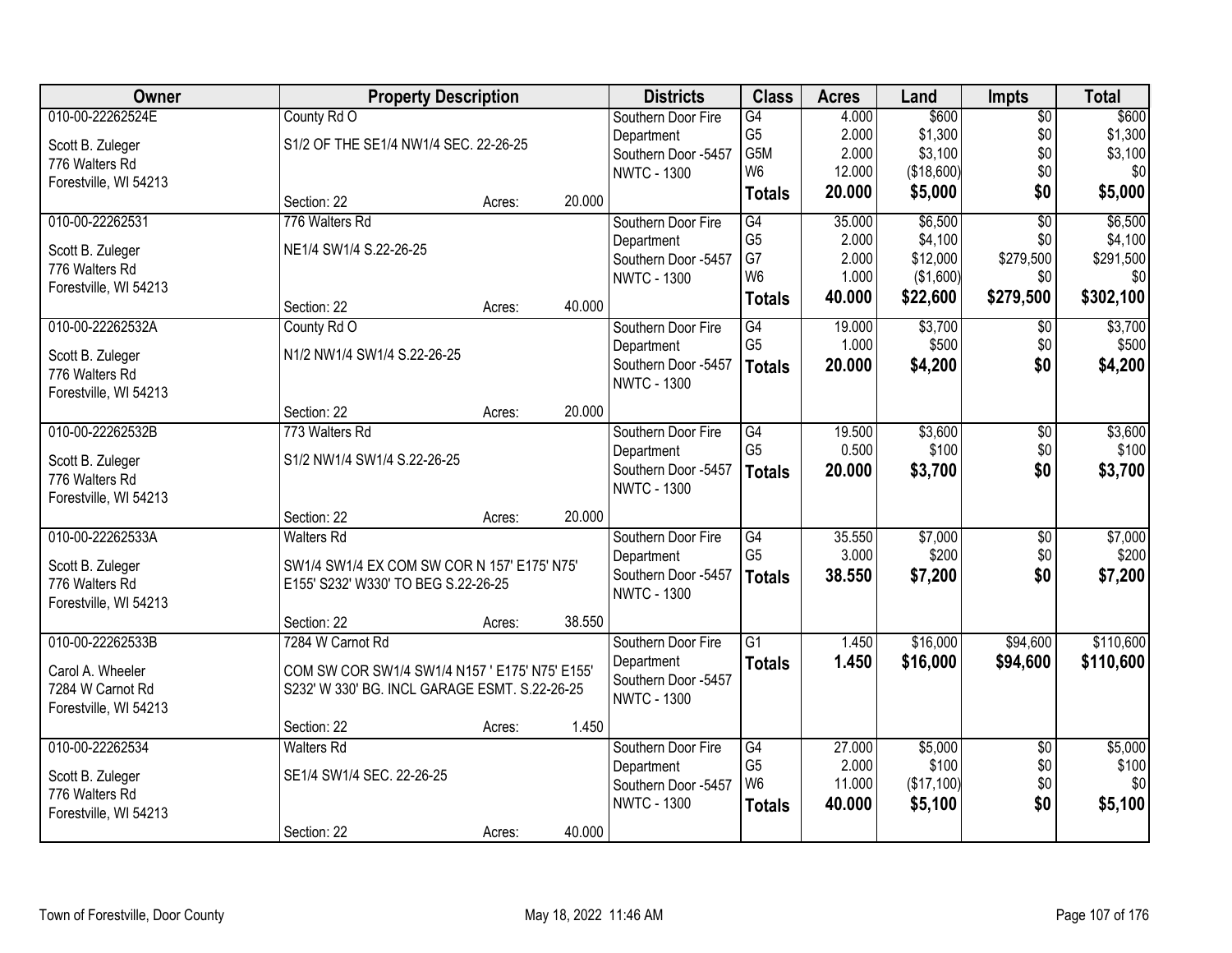| Owner | Property Description | | | Districts | Class | Acres | Land | Impts | Total |
|---|---|---|---|---|---|---|---|---|---|
| 010-00-22262524E | County Rd O | | | Southern Door Fire | G4 | 4.000 | $600 | $0 | $600 |
| Scott B. Zuleger | S1/2 OF THE SE1/4 NW1/4 SEC. 22-26-25 | | | Department | G5 | 2.000 | $1,300 | $0 | $1,300 |
| 776 Walters Rd | | | | Southern Door -5457 | G5M | 2.000 | $3,100 | $0 | $3,100 |
| Forestville, WI 54213 | | | | NWTC - 1300 | W6 | 12.000 | ($18,600) | $0 | $0 |
| | Section: 22 | Acres: | 20.000 | | **Totals** | **20.000** | **$5,000** | **$0** | **$5,000** |
| 010-00-22262531 | 776 Walters Rd | | | Southern Door Fire | G4 | 35.000 | $6,500 | $0 | $6,500 |
| Scott B. Zuleger | NE1/4 SW1/4 S.22-26-25 | | | Department | G5 | 2.000 | $4,100 | $0 | $4,100 |
| 776 Walters Rd | | | | Southern Door -5457 | G7 | 2.000 | $12,000 | $279,500 | $291,500 |
| Forestville, WI 54213 | | | | NWTC - 1300 | W6 | 1.000 | ($1,600) | $0 | $0 |
| | Section: 22 | Acres: | 40.000 | | **Totals** | **40.000** | **$22,600** | **$279,500** | **$302,100** |
| 010-00-22262532A | County Rd O | | | Southern Door Fire | G4 | 19.000 | $3,700 | $0 | $3,700 |
| Scott B. Zuleger | N1/2 NW1/4 SW1/4 S.22-26-25 | | | Department | G5 | 1.000 | $500 | $0 | $500 |
| 776 Walters Rd | | | | Southern Door -5457 | **Totals** | **20.000** | **$4,200** | **$0** | **$4,200** |
| Forestville, WI 54213 | | | | NWTC - 1300 | | | | | |
| | Section: 22 | Acres: | 20.000 | | | | | | |
| 010-00-22262532B | 773 Walters Rd | | | Southern Door Fire | G4 | 19.500 | $3,600 | $0 | $3,600 |
| Scott B. Zuleger | S1/2 NW1/4 SW1/4 S.22-26-25 | | | Department | G5 | 0.500 | $100 | $0 | $100 |
| 776 Walters Rd | | | | Southern Door -5457 | **Totals** | **20.000** | **$3,700** | **$0** | **$3,700** |
| Forestville, WI 54213 | | | | NWTC - 1300 | | | | | |
| | Section: 22 | Acres: | 20.000 | | | | | | |
| 010-00-22262533A | Walters Rd | | | Southern Door Fire | G4 | 35.550 | $7,000 | $0 | $7,000 |
| Scott B. Zuleger | SW1/4 SW1/4 EX COM SW COR N 157' E175' N75' | | | Department | G5 | 3.000 | $200 | $0 | $200 |
| 776 Walters Rd | E155' S232' W330' TO BEG S.22-26-25 | | | Southern Door -5457 | **Totals** | **38.550** | **$7,200** | **$0** | **$7,200** |
| Forestville, WI 54213 | | | | NWTC - 1300 | | | | | |
| | Section: 22 | Acres: | 38.550 | | | | | | |
| 010-00-22262533B | 7284 W Carnot Rd | | | Southern Door Fire | G1 | 1.450 | $16,000 | $94,600 | $110,600 |
| Carol A. Wheeler | COM SW COR SW1/4 SW1/4 N157 ' E175' N75' E155' | | | Department | **Totals** | **1.450** | **$16,000** | **$94,600** | **$110,600** |
| 7284 W Carnot Rd | S232' W 330' BG. INCL GARAGE ESMT. S.22-26-25 | | | Southern Door -5457 | | | | | |
| Forestville, WI 54213 | | | | NWTC - 1300 | | | | | |
| | Section: 22 | Acres: | 1.450 | | | | | | |
| 010-00-22262534 | Walters Rd | | | Southern Door Fire | G4 | 27.000 | $5,000 | $0 | $5,000 |
| Scott B. Zuleger | SE1/4 SW1/4 SEC. 22-26-25 | | | Department | G5 | 2.000 | $100 | $0 | $100 |
| 776 Walters Rd | | | | Southern Door -5457 | W6 | 11.000 | ($17,100) | $0 | $0 |
| Forestville, WI 54213 | | | | NWTC - 1300 | **Totals** | **40.000** | **$5,100** | **$0** | **$5,100** |
| | Section: 22 | Acres: | 40.000 | | | | | | |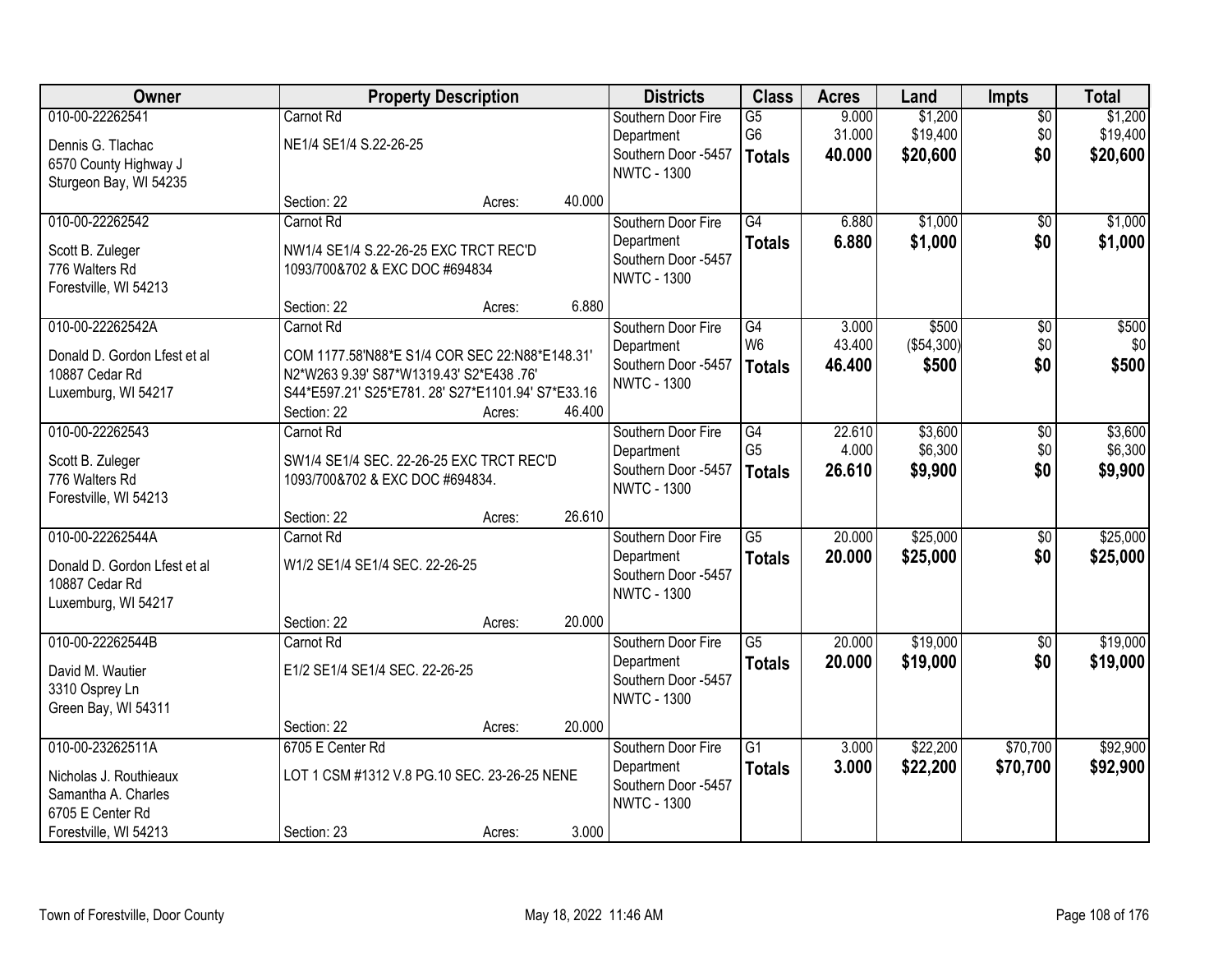| Owner | Property Description | Districts | Class | Acres | Land | Impts | Total |
|---|---|---|---|---|---|---|---|
| 010-00-22262541<br>Dennis G. Tlachac<br>6570 County Highway J<br>Sturgeon Bay, WI 54235 | Carnot Rd<br>NE1/4 SE1/4 S.22-26-25<br>Section: 22 Acres: 40.000 | Southern Door Fire Department<br>Southern Door -5457<br>NWTC - 1300 | G5<br>G6<br>**Totals** | 9.000<br>31.000<br>**40.000** | $1,200<br>$19,400<br>**$20,600** | $0<br>$0<br>**$0** | $1,200<br>$19,400<br>**$20,600** |
| 010-00-22262542<br>Scott B. Zuleger<br>776 Walters Rd<br>Forestville, WI 54213 | Carnot Rd<br>NW1/4 SE1/4 S.22-26-25 EXC TRCT REC'D 1093/700&702 & EXC DOC #694834<br>Section: 22 Acres: 6.880 | Southern Door Fire Department<br>Southern Door -5457<br>NWTC - 1300 | G4<br>**Totals** | 6.880<br>**6.880** | $1,000<br>**$1,000** | $0<br>**$0** | $1,000<br>**$1,000** |
| 010-00-22262542A<br>Donald D. Gordon Lfest et al<br>10887 Cedar Rd<br>Luxemburg, WI 54217 | Carnot Rd<br>COM 1177.58'N88*E S1/4 COR SEC 22:N88*E148.31' N2*W263 9.39' S87*W1319.43' S2*E438 .76' S44*E597.21' S25*E781. 28' S27*E1101.94' S7*E33.16<br>Section: 22 Acres: 46.400 | Southern Door Fire Department<br>Southern Door -5457<br>NWTC - 1300 | G4<br>W6<br>**Totals** | 3.000<br>43.400<br>**46.400** | $500<br>($54,300)<br>**$500** | $0<br>$0<br>**$0** | $500<br>$0<br>**$500** |
| 010-00-22262543<br>Scott B. Zuleger<br>776 Walters Rd<br>Forestville, WI 54213 | Carnot Rd<br>SW1/4 SE1/4 SEC. 22-26-25 EXC TRCT REC'D 1093/700&702 & EXC DOC #694834.<br>Section: 22 Acres: 26.610 | Southern Door Fire Department<br>Southern Door -5457<br>NWTC - 1300 | G4<br>G5<br>**Totals** | 22.610<br>4.000<br>**26.610** | $3,600<br>$6,300<br>**$9,900** | $0<br>$0<br>**$0** | $3,600<br>$6,300<br>**$9,900** |
| 010-00-22262544A<br>Donald D. Gordon Lfest et al<br>10887 Cedar Rd<br>Luxemburg, WI 54217 | Carnot Rd<br>W1/2 SE1/4 SE1/4 SEC. 22-26-25<br>Section: 22 Acres: 20.000 | Southern Door Fire Department<br>Southern Door -5457<br>NWTC - 1300 | G5<br>**Totals** | 20.000<br>**20.000** | $25,000<br>**$25,000** | $0<br>**$0** | $25,000<br>**$25,000** |
| 010-00-22262544B<br>David M. Wautier<br>3310 Osprey Ln<br>Green Bay, WI 54311 | Carnot Rd<br>E1/2 SE1/4 SE1/4 SEC. 22-26-25<br>Section: 22 Acres: 20.000 | Southern Door Fire Department<br>Southern Door -5457<br>NWTC - 1300 | G5<br>**Totals** | 20.000<br>**20.000** | $19,000<br>**$19,000** | $0<br>**$0** | $19,000<br>**$19,000** |
| 010-00-23262511A<br>Nicholas J. Routhieaux<br>Samantha A. Charles<br>6705 E Center Rd<br>Forestville, WI 54213 | 6705 E Center Rd<br>LOT 1 CSM #1312 V.8 PG.10 SEC. 23-26-25 NENE<br>Section: 23 Acres: 3.000 | Southern Door Fire Department<br>Southern Door -5457<br>NWTC - 1300 | G1<br>**Totals** | 3.000<br>**3.000** | $22,200<br>**$22,200** | $70,700<br>**$70,700** | $92,900<br>**$92,900** |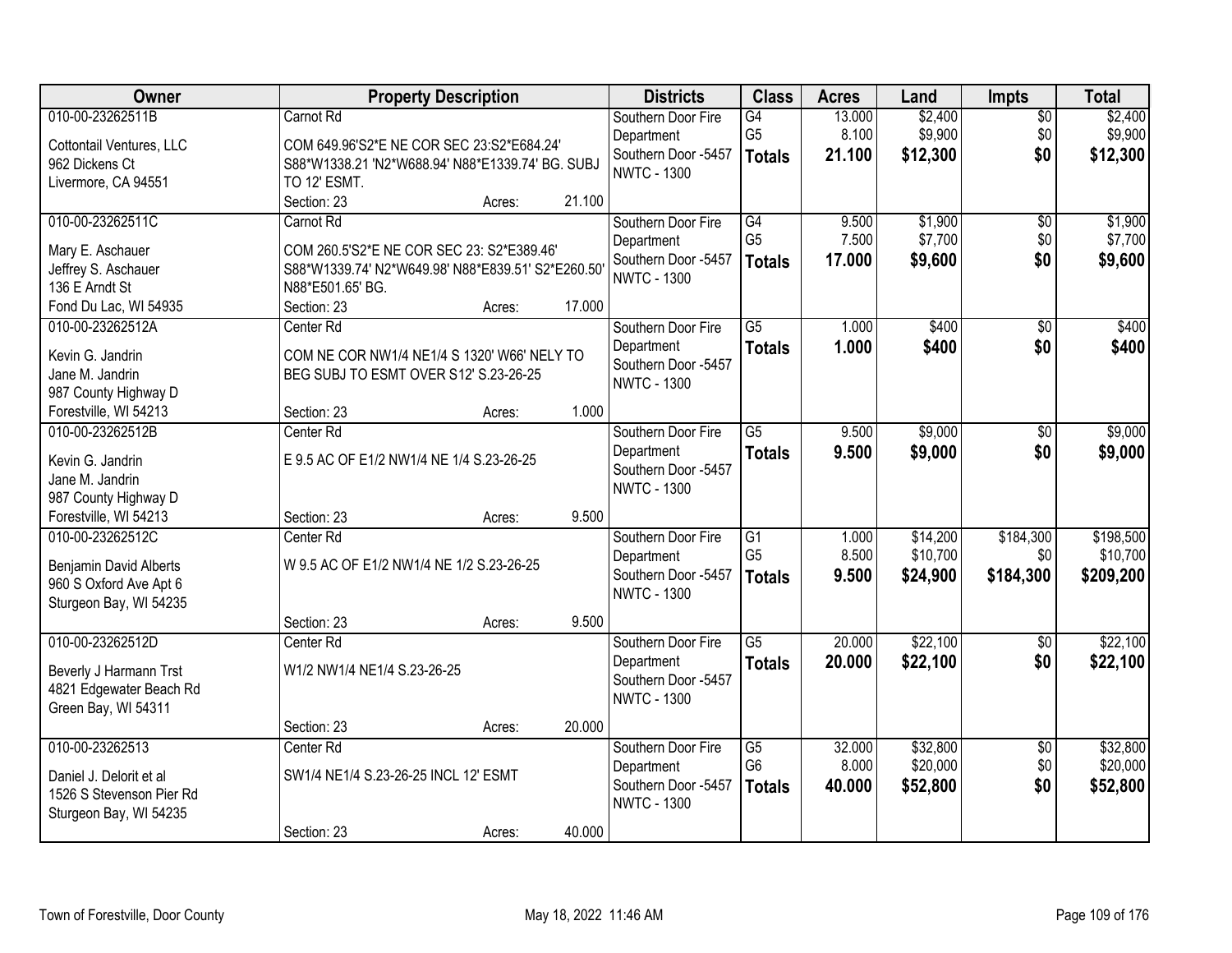| Owner | Property Description | Districts | Class | Acres | Land | Impts | Total |
|---|---|---|---|---|---|---|---|
| 010-00-23262511B<br>Cottontail Ventures, LLC<br>962 Dickens Ct<br>Livermore, CA 94551 | Carnot Rd<br>COM 649.96'S2*E NE COR SEC 23:S2*E684.24' S88*W1338.21 'N2*W688.94' N88*E1339.74' BG. SUBJ TO 12' ESMT.<br>Section: 23 Acres: 21.100 | Southern Door Fire Department<br>Southern Door -5457<br>NWTC - 1300 | G4<br>G5<br>**Totals** | 13.000<br>8.100<br>**21.100** | $2,400<br>$9,900<br>**$12,300** | $0<br>$0<br>**$0** | $2,400<br>$9,900<br>**$12,300** |
| 010-00-23262511C<br>Mary E. Aschauer<br>Jeffrey S. Aschauer<br>136 E Arndt St<br>Fond Du Lac, WI 54935 | Carnot Rd<br>COM 260.5'S2*E NE COR SEC 23: S2*E389.46' S88*W1339.74' N2*W649.98' N88*E839.51' S2*E260.50' N88*E501.65' BG.<br>Section: 23 Acres: 17.000 | Southern Door Fire Department<br>Southern Door -5457<br>NWTC - 1300 | G4<br>G5<br>**Totals** | 9.500<br>7.500<br>**17.000** | $1,900<br>$7,700<br>**$9,600** | $0<br>$0<br>**$0** | $1,900<br>$7,700<br>**$9,600** |
| 010-00-23262512A<br>Kevin G. Jandrin<br>Jane M. Jandrin<br>987 County Highway D<br>Forestville, WI 54213 | Center Rd<br>COM NE COR NW1/4 NE1/4 S 1320' W66' NELY TO BEG SUBJ TO ESMT OVER S12' S.23-26-25<br>Section: 23 Acres: 1.000 | Southern Door Fire Department<br>Southern Door -5457<br>NWTC - 1300 | G5<br>**Totals** | 1.000<br>**1.000** | $400<br>**$400** | $0<br>**$0** | $400<br>**$400** |
| 010-00-23262512B<br>Kevin G. Jandrin<br>Jane M. Jandrin<br>987 County Highway D<br>Forestville, WI 54213 | Center Rd<br>E 9.5 AC OF E1/2 NW1/4 NE 1/4 S.23-26-25<br>Section: 23 Acres: 9.500 | Southern Door Fire Department<br>Southern Door -5457<br>NWTC - 1300 | G5<br>**Totals** | 9.500<br>**9.500** | $9,000<br>**$9,000** | $0<br>**$0** | $9,000<br>**$9,000** |
| 010-00-23262512C<br>Benjamin David Alberts<br>960 S Oxford Ave Apt 6<br>Sturgeon Bay, WI 54235 | Center Rd<br>W 9.5 AC OF E1/2 NW1/4 NE 1/2 S.23-26-25<br>Section: 23 Acres: 9.500 | Southern Door Fire Department<br>Southern Door -5457<br>NWTC - 1300 | G1<br>G5<br>**Totals** | 1.000<br>8.500<br>**9.500** | $14,200<br>$10,700<br>**$24,900** | $184,300<br>$0<br>**$184,300** | $198,500<br>$10,700<br>**$209,200** |
| 010-00-23262512D<br>Beverly J Harmann Trst<br>4821 Edgewater Beach Rd<br>Green Bay, WI 54311 | Center Rd<br>W1/2 NW1/4 NE1/4 S.23-26-25<br>Section: 23 Acres: 20.000 | Southern Door Fire Department<br>Southern Door -5457<br>NWTC - 1300 | G5<br>**Totals** | 20.000<br>**20.000** | $22,100<br>**$22,100** | $0<br>**$0** | $22,100<br>**$22,100** |
| 010-00-23262513<br>Daniel J. Delorit et al<br>1526 S Stevenson Pier Rd<br>Sturgeon Bay, WI 54235 | Center Rd<br>SW1/4 NE1/4 S.23-26-25 INCL 12' ESMT<br>Section: 23 Acres: 40.000 | Southern Door Fire Department<br>Southern Door -5457<br>NWTC - 1300 | G5<br>G6<br>**Totals** | 32.000<br>8.000<br>**40.000** | $32,800<br>$20,000<br>**$52,800** | $0<br>$0<br>**$0** | $32,800<br>$20,000<br>**$52,800** |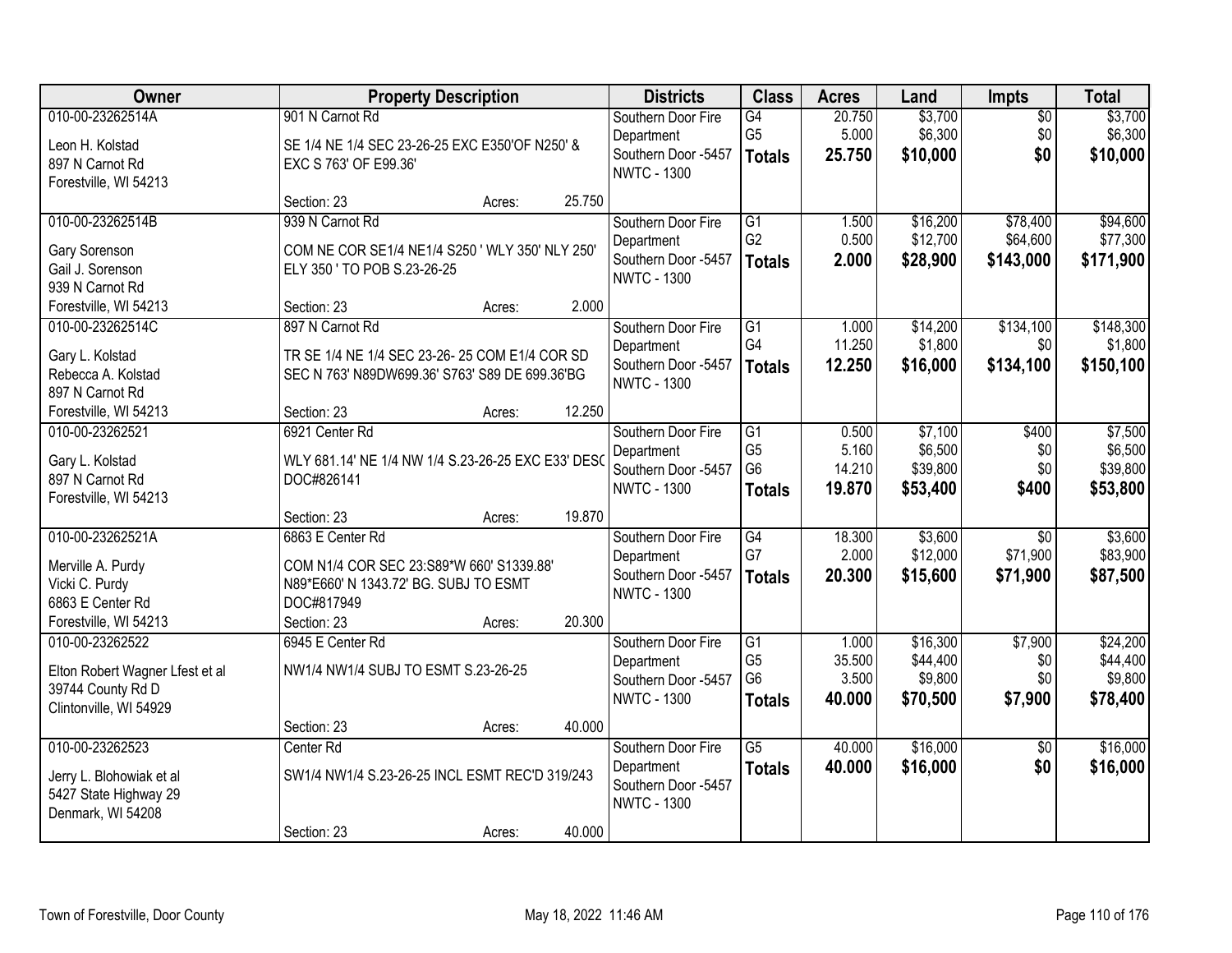| Owner | Property Description | Districts | Class | Acres | Land | Impts | Total |
|---|---|---|---|---|---|---|---|
| 010-00-23262514A<br>Leon H. Kolstad<br>897 N Carnot Rd<br>Forestville, WI 54213 | 901 N Carnot Rd<br>SE 1/4 NE 1/4 SEC 23-26-25 EXC E350'OF N250' & EXC S 763' OF E99.36'<br>Section: 23 Acres: 25.750 | Southern Door Fire Department<br>Southern Door -5457<br>NWTC - 1300 | G4<br>G5<br>**Totals** | 20.750<br>5.000<br>**25.750** | $3,700<br>$6,300<br>**$10,000** | $0<br>$0<br>**$0** | $3,700<br>$6,300<br>**$10,000** |
| 010-00-23262514B<br>Gary Sorenson<br>Gail J. Sorenson<br>939 N Carnot Rd<br>Forestville, WI 54213 | 939 N Carnot Rd<br>COM NE COR SE1/4 NE1/4 S250 ' WLY 350' NLY 250' ELY 350 ' TO POB S.23-26-25<br>Section: 23 Acres: 2.000 | Southern Door Fire Department<br>Southern Door -5457<br>NWTC - 1300 | G1<br>G2<br>**Totals** | 1.500<br>0.500<br>**2.000** | $16,200<br>$12,700<br>**$28,900** | $78,400<br>$64,600<br>**$143,000** | $94,600<br>$77,300<br>**$171,900** |
| 010-00-23262514C<br>Gary L. Kolstad<br>Rebecca A. Kolstad<br>897 N Carnot Rd<br>Forestville, WI 54213 | 897 N Carnot Rd<br>TR SE 1/4 NE 1/4 SEC 23-26- 25 COM E1/4 COR SD SEC N 763' N89DW699.36' S763' S89 DE 699.36'BG<br>Section: 23 Acres: 12.250 | Southern Door Fire Department<br>Southern Door -5457<br>NWTC - 1300 | G1<br>G4<br>**Totals** | 1.000<br>11.250<br>**12.250** | $14,200<br>$1,800<br>**$16,000** | $134,100<br>$0<br>**$134,100** | $148,300<br>$1,800<br>**$150,100** |
| 010-00-23262521<br>Gary L. Kolstad<br>897 N Carnot Rd<br>Forestville, WI 54213 | 6921 Center Rd<br>WLY 681.14' NE 1/4 NW 1/4 S.23-26-25 EXC E33' DESC DOC#826141<br>Section: 23 Acres: 19.870 | Southern Door Fire Department<br>Southern Door -5457<br>NWTC - 1300 | G1<br>G5<br>G6<br>**Totals** | 0.500<br>5.160<br>14.210<br>**19.870** | $7,100<br>$6,500<br>$39,800<br>**$53,400** | $400<br>$0<br>$0<br>**$400** | $7,500<br>$6,500<br>$39,800<br>**$53,800** |
| 010-00-23262521A<br>Merville A. Purdy<br>Vicki C. Purdy<br>6863 E Center Rd<br>Forestville, WI 54213 | 6863 E Center Rd<br>COM N1/4 COR SEC 23:S89*W 660' S1339.88' N89*E660' N 1343.72' BG. SUBJ TO ESMT DOC#817949<br>Section: 23 Acres: 20.300 | Southern Door Fire Department<br>Southern Door -5457<br>NWTC - 1300 | G4<br>G7<br>**Totals** | 18.300<br>2.000<br>**20.300** | $3,600<br>$12,000<br>**$15,600** | $0<br>$71,900<br>**$71,900** | $3,600<br>$83,900<br>**$87,500** |
| 010-00-23262522<br>Elton Robert Wagner Lfest et al<br>39744 County Rd D<br>Clintonville, WI 54929 | 6945 E Center Rd<br>NW1/4 NW1/4 SUBJ TO ESMT S.23-26-25<br>Section: 23 Acres: 40.000 | Southern Door Fire Department<br>Southern Door -5457<br>NWTC - 1300 | G1<br>G5<br>G6<br>**Totals** | 1.000<br>35.500<br>3.500<br>**40.000** | $16,300<br>$44,400<br>$9,800<br>**$70,500** | $7,900<br>$0<br>$0<br>**$7,900** | $24,200<br>$44,400<br>$9,800<br>**$78,400** |
| 010-00-23262523<br>Jerry L. Blohowiak et al<br>5427 State Highway 29<br>Denmark, WI 54208 | Center Rd<br>SW1/4 NW1/4 S.23-26-25 INCL ESMT REC'D 319/243<br>Section: 23 Acres: 40.000 | Southern Door Fire Department<br>Southern Door -5457<br>NWTC - 1300 | G5<br>**Totals** | 40.000<br>**40.000** | $16,000<br>**$16,000** | $0<br>**$0** | $16,000<br>**$16,000** |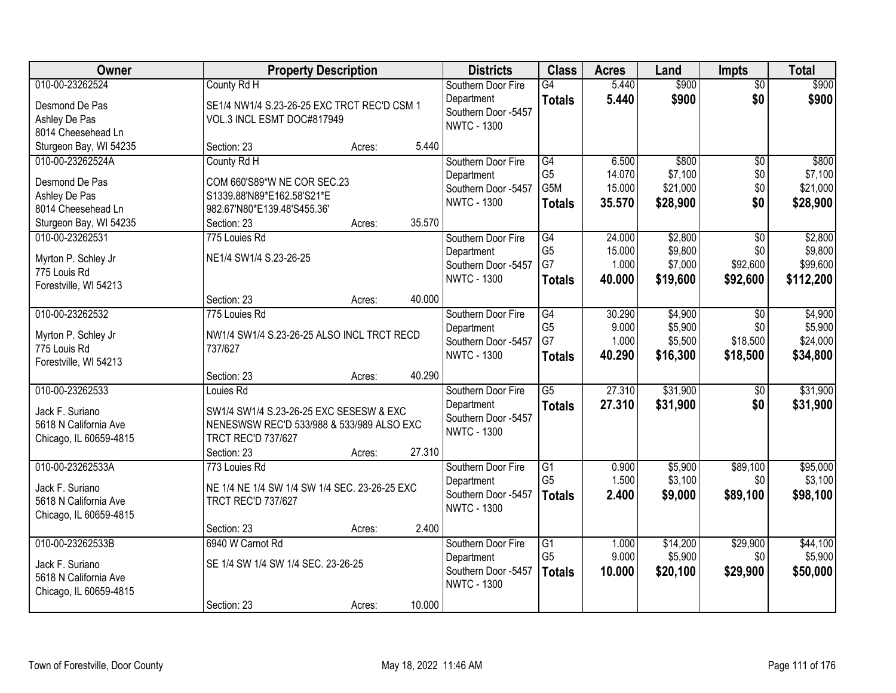| Owner | Property Description | Districts | Class | Acres | Land | Impts | Total |
|---|---|---|---|---|---|---|---|
| 010-00-23262524<br>Desmond De Pas<br>Ashley De Pas<br>8014 Cheesehead Ln<br>Sturgeon Bay, WI 54235 | County Rd H<br>SE1/4 NW1/4 S.23-26-25 EXC TRCT REC'D CSM 1 VOL.3 INCL ESMT DOC#817949<br>Section: 23 Acres: 5.440 | Southern Door Fire Department<br>Southern Door -5457<br>NWTC - 1300 | G4<br>**Totals** | 5.440<br>**5.440** | \$900<br>**\$900** | \$0<br>**\$0** | \$900<br>**\$900** |
| 010-00-23262524A<br>Desmond De Pas<br>Ashley De Pas<br>8014 Cheesehead Ln<br>Sturgeon Bay, WI 54235 | County Rd H<br>COM 660'S89*W NE COR SEC.23 S1339.88'N89*E162.58'S21*E 982.67'N80*E139.48'S455.36'<br>Section: 23 Acres: 35.570 | Southern Door Fire Department<br>Southern Door -5457<br>NWTC - 1300 | G4<br>G5<br>G5M<br>**Totals** | 6.500<br>14.070<br>15.000<br>**35.570** | \$800<br>\$7,100<br>\$21,000<br>**\$28,900** | \$0<br>\$0<br>\$0<br>**\$0** | \$800<br>\$7,100<br>\$21,000<br>**\$28,900** |
| 010-00-23262531<br>Myrton P. Schley Jr<br>775 Louis Rd<br>Forestville, WI 54213 | 775 Louies Rd<br>NE1/4 SW1/4 S.23-26-25<br>Section: 23 Acres: 40.000 | Southern Door Fire Department<br>Southern Door -5457<br>NWTC - 1300 | G4<br>G5<br>G7<br>**Totals** | 24.000<br>15.000<br>1.000<br>**40.000** | \$2,800<br>\$9,800<br>\$7,000<br>**\$19,600** | \$0<br>\$0<br>\$92,600<br>**\$92,600** | \$2,800<br>\$9,800<br>\$99,600<br>**\$112,200** |
| 010-00-23262532<br>Myrton P. Schley Jr<br>775 Louis Rd<br>Forestville, WI 54213 | 775 Louies Rd<br>NW1/4 SW1/4 S.23-26-25 ALSO INCL TRCT RECD 737/627<br>Section: 23 Acres: 40.290 | Southern Door Fire Department<br>Southern Door -5457<br>NWTC - 1300 | G4<br>G5<br>G7<br>**Totals** | 30.290<br>9.000<br>1.000<br>**40.290** | \$4,900<br>\$5,900<br>\$5,500<br>**\$16,300** | \$0<br>\$0<br>\$18,500<br>**\$18,500** | \$4,900<br>\$5,900<br>\$24,000<br>**\$34,800** |
| 010-00-23262533<br>Jack F. Suriano<br>5618 N California Ave<br>Chicago, IL 60659-4815 | Louies Rd<br>SW1/4 SW1/4 S.23-26-25 EXC SESESW & EXC NENESWSW REC'D 533/988 & 533/989 ALSO EXC TRCT REC'D 737/627<br>Section: 23 Acres: 27.310 | Southern Door Fire Department<br>Southern Door -5457<br>NWTC - 1300 | G5<br>**Totals** | 27.310<br>**27.310** | \$31,900<br>**\$31,900** | \$0<br>**\$0** | \$31,900<br>**\$31,900** |
| 010-00-23262533A<br>Jack F. Suriano<br>5618 N California Ave<br>Chicago, IL 60659-4815 | 773 Louies Rd<br>NE 1/4 NE 1/4 SW 1/4 SW 1/4 SEC. 23-26-25 EXC TRCT REC'D 737/627<br>Section: 23 Acres: 2.400 | Southern Door Fire Department<br>Southern Door -5457<br>NWTC - 1300 | G1<br>G5<br>**Totals** | 0.900<br>1.500<br>**2.400** | \$5,900<br>\$3,100<br>**\$9,000** | \$89,100<br>\$0<br>**\$89,100** | \$95,000<br>\$3,100<br>**\$98,100** |
| 010-00-23262533B<br>Jack F. Suriano<br>5618 N California Ave<br>Chicago, IL 60659-4815 | 6940 W Carnot Rd<br>SE 1/4 SW 1/4 SW 1/4 SEC. 23-26-25<br>Section: 23 Acres: 10.000 | Southern Door Fire Department<br>Southern Door -5457<br>NWTC - 1300 | G1<br>G5<br>**Totals** | 1.000<br>9.000<br>**10.000** | \$14,200<br>\$5,900<br>**\$20,100** | \$29,900<br>\$0<br>**\$29,900** | \$44,100<br>\$5,900<br>**\$50,000** |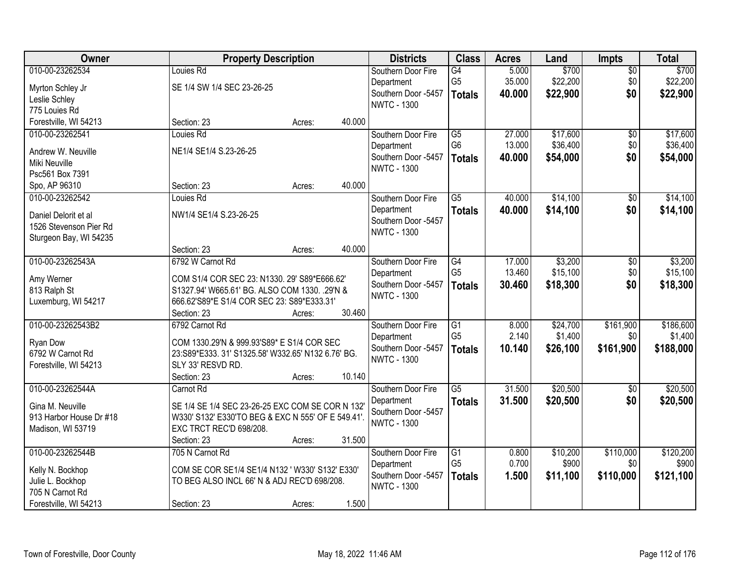| Owner | Property Description | Districts | Class | Acres | Land | Impts | Total |
|---|---|---|---|---|---|---|---|
| 010-00-23262534<br>Myrton Schley Jr<br>Leslie Schley<br>775 Louies Rd<br>Forestville, WI 54213 | Louies Rd<br>SE 1/4 SW 1/4 SEC 23-26-25<br>Section: 23 Acres: 40.000 | Southern Door Fire Department<br>Southern Door -5457<br>NWTC - 1300 | G4<br>G5<br>**Totals** | 5.000<br>35.000<br>**40.000** | $700<br>$22,200<br>**$22,900** | $0<br>$0<br>**$0** | $700<br>$22,200<br>**$22,900** |
| 010-00-23262541<br>Andrew W. Neuville<br>Miki Neuville<br>Psc561 Box 7391<br>Spo, AP 96310 | Louies Rd<br>NE1/4 SE1/4 S.23-26-25<br>Section: 23 Acres: 40.000 | Southern Door Fire Department<br>Southern Door -5457<br>NWTC - 1300 | G5<br>G6<br>**Totals** | 27.000<br>13.000<br>**40.000** | $17,600<br>$36,400<br>**$54,000** | $0<br>$0<br>**$0** | $17,600<br>$36,400<br>**$54,000** |
| 010-00-23262542<br>Daniel Delorit et al<br>1526 Stevenson Pier Rd<br>Sturgeon Bay, WI 54235 | Louies Rd<br>NW1/4 SE1/4 S.23-26-25<br>Section: 23 Acres: 40.000 | Southern Door Fire Department<br>Southern Door -5457<br>NWTC - 1300 | G5<br>**Totals** | 40.000<br>**40.000** | $14,100<br>**$14,100** | $0<br>**$0** | $14,100<br>**$14,100** |
| 010-00-23262543A<br>Amy Werner<br>813 Ralph St<br>Luxemburg, WI 54217 | 6792 W Carnot Rd<br>COM S1/4 COR SEC 23: N1330. 29' S89*E666.62' S1327.94' W665.61' BG. ALSO COM 1330. .29'N & 666.62'S89*E S1/4 COR SEC 23: S89*E333.31'<br>Section: 23 Acres: 30.460 | Southern Door Fire Department<br>Southern Door -5457<br>NWTC - 1300 | G4<br>G5<br>**Totals** | 17.000<br>13.460<br>**30.460** | $3,200<br>$15,100<br>**$18,300** | $0<br>$0<br>**$0** | $3,200<br>$15,100<br>**$18,300** |
| 010-00-23262543B2<br>Ryan Dow<br>6792 W Carnot Rd<br>Forestville, WI 54213 | 6792 Carnot Rd<br>COM 1330.29'N & 999.93'S89* E S1/4 COR SEC 23:S89*E333. 31' S1325.58' W332.65' N132 6.76' BG. SLY 33' RESVD RD.<br>Section: 23 Acres: 10.140 | Southern Door Fire Department<br>Southern Door -5457<br>NWTC - 1300 | G1<br>G5<br>**Totals** | 8.000<br>2.140<br>**10.140** | $24,700<br>$1,400<br>**$26,100** | $161,900<br>$0<br>**$161,900** | $186,600<br>$1,400<br>**$188,000** |
| 010-00-23262544A<br>Gina M. Neuville<br>913 Harbor House Dr #18<br>Madison, WI 53719 | Carnot Rd<br>SE 1/4 SE 1/4 SEC 23-26-25 EXC COM SE COR N 132' W330' S132' E330'TO BEG & EXC N 555' OF E 549.41'. EXC TRCT REC'D 698/208.<br>Section: 23 Acres: 31.500 | Southern Door Fire Department<br>Southern Door -5457<br>NWTC - 1300 | G5<br>**Totals** | 31.500<br>**31.500** | $20,500<br>**$20,500** | $0<br>**$0** | $20,500<br>**$20,500** |
| 010-00-23262544B<br>Kelly N. Bockhop<br>Julie L. Bockhop<br>705 N Carnot Rd<br>Forestville, WI 54213 | 705 N Carnot Rd<br>COM SE COR SE1/4 SE1/4 N132 ' W330' S132' E330' TO BEG ALSO INCL 66' N & ADJ REC'D 698/208.<br>Section: 23 Acres: 1.500 | Southern Door Fire Department<br>Southern Door -5457<br>NWTC - 1300 | G1<br>G5<br>**Totals** | 0.800<br>0.700<br>**1.500** | $10,200<br>$900<br>**$11,100** | $110,000<br>$0<br>**$110,000** | $120,200<br>$900<br>**$121,100** |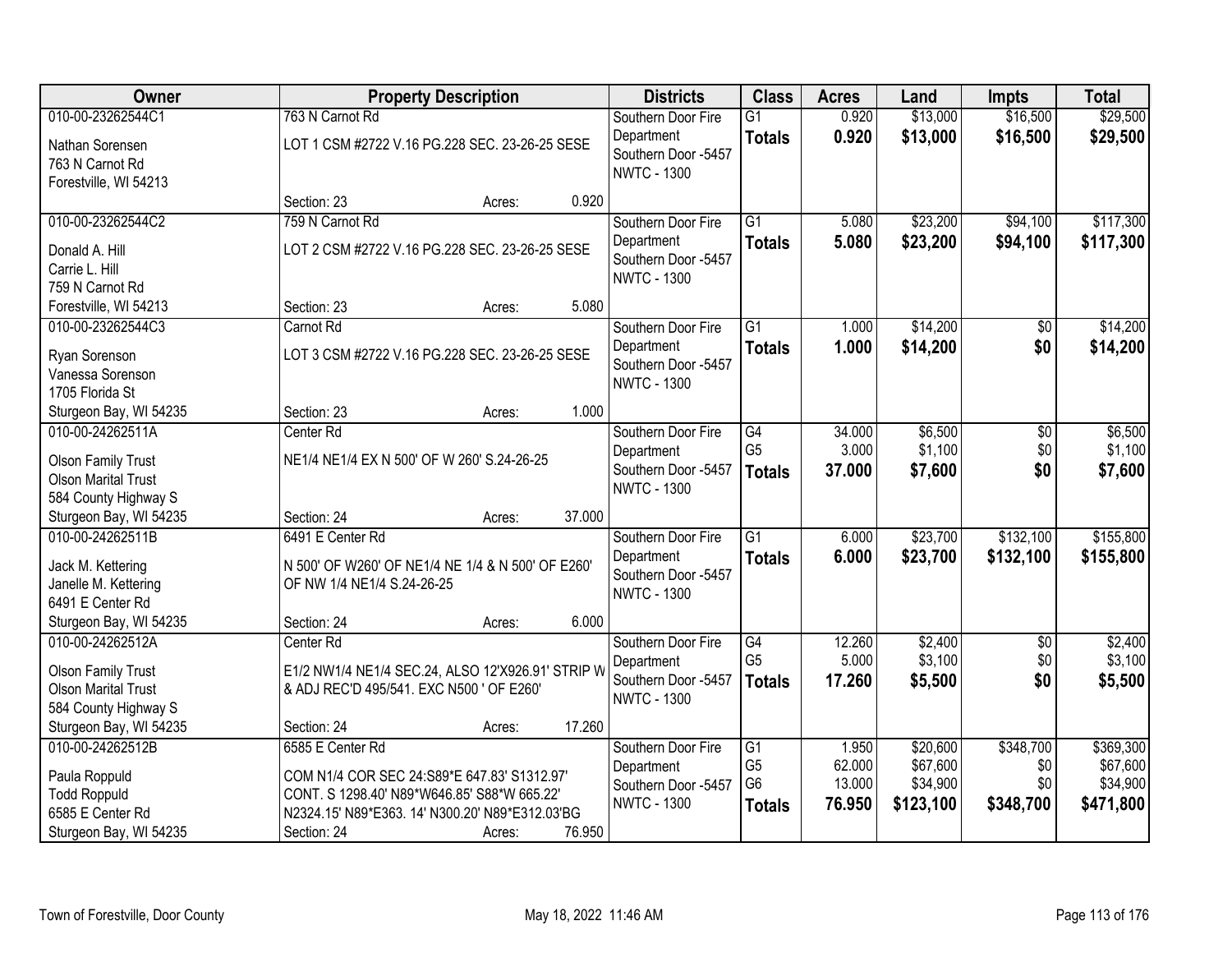| Owner | Property Description | Districts | Class | Acres | Land | Impts | Total |
|---|---|---|---|---|---|---|---|
| 010-00-23262544C1<br>Nathan Sorensen<br>763 N Carnot Rd<br>Forestville, WI 54213 | 763 N Carnot Rd<br>LOT 1 CSM #2722 V.16 PG.228 SEC. 23-26-25 SESE<br>Section: 23 Acres: 0.920 | Southern Door Fire Department<br>Southern Door -5457<br>NWTC - 1300 | G1<br>**Totals** | 0.920<br>**0.920** | $13,000<br>**$13,000** | $16,500<br>**$16,500** | $29,500<br>**$29,500** |
| 010-00-23262544C2<br>Donald A. Hill<br>Carrie L. Hill<br>759 N Carnot Rd<br>Forestville, WI 54213 | 759 N Carnot Rd<br>LOT 2 CSM #2722 V.16 PG.228 SEC. 23-26-25 SESE<br>Section: 23 Acres: 5.080 | Southern Door Fire Department<br>Southern Door -5457<br>NWTC - 1300 | G1<br>**Totals** | 5.080<br>**5.080** | $23,200<br>**$23,200** | $94,100<br>**$94,100** | $117,300<br>**$117,300** |
| 010-00-23262544C3<br>Ryan Sorenson<br>Vanessa Sorenson<br>1705 Florida St<br>Sturgeon Bay, WI 54235 | Carnot Rd<br>LOT 3 CSM #2722 V.16 PG.228 SEC. 23-26-25 SESE<br>Section: 23 Acres: 1.000 | Southern Door Fire Department<br>Southern Door -5457<br>NWTC - 1300 | G1<br>**Totals** | 1.000<br>**1.000** | $14,200<br>**$14,200** | $0<br>**$0** | $14,200<br>**$14,200** |
| 010-00-24262511A<br>Olson Family Trust<br>Olson Marital Trust<br>584 County Highway S<br>Sturgeon Bay, WI 54235 | Center Rd<br>NE1/4 NE1/4 EX N 500' OF W 260' S.24-26-25<br>Section: 24 Acres: 37.000 | Southern Door Fire Department<br>Southern Door -5457<br>NWTC - 1300 | G4<br>G5<br>**Totals** | 34.000<br>3.000<br>**37.000** | $6,500<br>$1,100<br>**$7,600** | $0<br>$0<br>**$0** | $6,500<br>$1,100<br>**$7,600** |
| 010-00-24262511B<br>Jack M. Kettering<br>Janelle M. Kettering<br>6491 E Center Rd<br>Sturgeon Bay, WI 54235 | 6491 E Center Rd<br>N 500' OF W260' OF NE1/4 NE 1/4 & N 500' OF E260' OF NW 1/4 NE1/4 S.24-26-25<br>Section: 24 Acres: 6.000 | Southern Door Fire Department<br>Southern Door -5457<br>NWTC - 1300 | G1<br>**Totals** | 6.000<br>**6.000** | $23,700<br>**$23,700** | $132,100<br>**$132,100** | $155,800<br>**$155,800** |
| 010-00-24262512A<br>Olson Family Trust<br>Olson Marital Trust<br>584 County Highway S<br>Sturgeon Bay, WI 54235 | Center Rd<br>E1/2 NW1/4 NE1/4 SEC.24, ALSO 12'X926.91' STRIP W & ADJ REC'D 495/541. EXC N500 ' OF E260'<br>Section: 24 Acres: 17.260 | Southern Door Fire Department<br>Southern Door -5457<br>NWTC - 1300 | G4<br>G5<br>**Totals** | 12.260<br>5.000<br>**17.260** | $2,400<br>$3,100<br>**$5,500** | $0<br>$0<br>**$0** | $2,400<br>$3,100<br>**$5,500** |
| 010-00-24262512B<br>Paula Roppuld<br>Todd Roppuld<br>6585 E Center Rd<br>Sturgeon Bay, WI 54235 | 6585 E Center Rd<br>COM N1/4 COR SEC 24:S89*E 647.83' S1312.97' CONT. S 1298.40' N89*W646.85' S88*W 665.22' N2324.15' N89*E363. 14' N300.20' N89*E312.03'BG<br>Section: 24 Acres: 76.950 | Southern Door Fire Department<br>Southern Door -5457<br>NWTC - 1300 | G1<br>G5<br>G6<br>**Totals** | 1.950<br>62.000<br>13.000<br>**76.950** | $20,600<br>$67,600<br>$34,900<br>**$123,100** | $348,700<br>$0<br>$0<br>**$348,700** | $369,300<br>$67,600<br>$34,900<br>**$471,800** |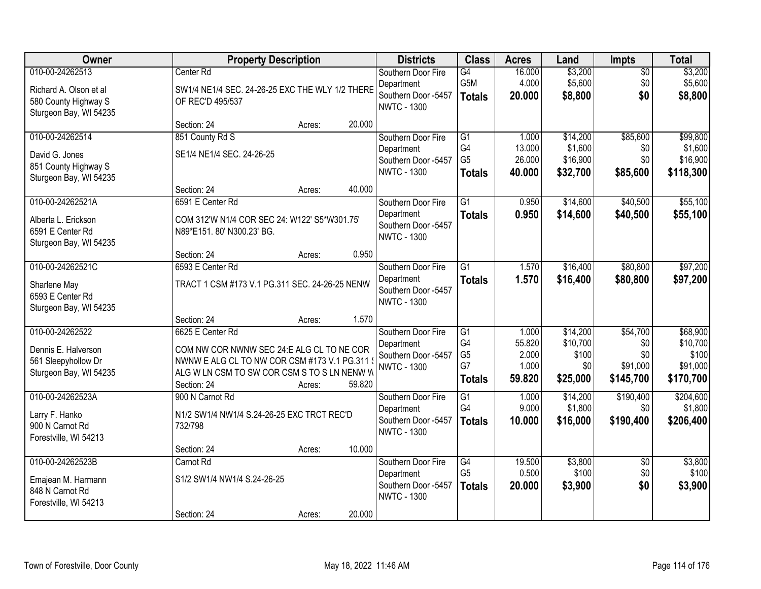| Owner | Property Description | | | Districts | Class | Acres | Land | Impts | Total |
|---|---|---|---|---|---|---|---|---|---|
| 010-00-24262513<br><br>Richard A. Olson et al<br>580 County Highway S<br>Sturgeon Bay, WI 54235 | Center Rd<br><br>SW1/4 NE1/4 SEC. 24-26-25 EXC THE WLY 1/2 THERE OF REC'D 495/537<br><br>Section: 24 | Acres: | 20.000 | Southern Door Fire Department<br>Southern Door -5457<br>NWTC - 1300 | G4<br>G5M<br>**Totals** | 16.000<br>4.000<br>**20.000** | $3,200<br>$5,600<br>**$8,800** | $0<br>$0<br>**$0** | $3,200<br>$5,600<br>**$8,800** |
| 010-00-24262514<br><br>David G. Jones<br>851 County Highway S<br>Sturgeon Bay, WI 54235 | 851 County Rd S<br><br>SE1/4 NE1/4 SEC. 24-26-25<br><br>Section: 24 | Acres: | 40.000 | Southern Door Fire Department<br>Southern Door -5457<br>NWTC - 1300 | G1<br>G4<br>G5<br>**Totals** | 1.000<br>13.000<br>26.000<br>**40.000** | $14,200<br>$1,600<br>$16,900<br>**$32,700** | $85,600<br>$0<br>$0<br>**$85,600** | $99,800<br>$1,600<br>$16,900<br>**$118,300** |
| 010-00-24262521A<br><br>Alberta L. Erickson<br>6591 E Center Rd<br>Sturgeon Bay, WI 54235 | 6591 E Center Rd<br><br>COM 312'W N1/4 COR SEC 24: W122' S5*W301.75' N89*E151. 80' N300.23' BG.<br><br>Section: 24 | Acres: | 0.950 | Southern Door Fire Department<br>Southern Door -5457<br>NWTC - 1300 | G1<br>**Totals** | 0.950<br>**0.950** | $14,600<br>**$14,600** | $40,500<br>**$40,500** | $55,100<br>**$55,100** |
| 010-00-24262521C<br><br>Sharlene May<br>6593 E Center Rd<br>Sturgeon Bay, WI 54235 | 6593 E Center Rd<br><br>TRACT 1 CSM #173 V.1 PG.311 SEC. 24-26-25 NENW<br><br>Section: 24 | Acres: | 1.570 | Southern Door Fire Department<br>Southern Door -5457<br>NWTC - 1300 | G1<br>**Totals** | 1.570<br>**1.570** | $16,400<br>**$16,400** | $80,800<br>**$80,800** | $97,200<br>**$97,200** |
| 010-00-24262522<br><br>Dennis E. Halverson<br>561 Sleepyhollow Dr<br>Sturgeon Bay, WI 54235 | 6625 E Center Rd<br><br>COM NW COR NWNW SEC 24:E ALG CL TO NE COR NWNW E ALG CL TO NW COR CSM #173 V.1 PG.311 S ALG W LN CSM TO SW COR CSM S TO S LN NENW W<br>Section: 24 | Acres: | 59.820 | Southern Door Fire Department<br>Southern Door -5457<br>NWTC - 1300 | G1<br>G4<br>G5<br>G7<br>**Totals** | 1.000<br>55.820<br>2.000<br>1.000<br>**59.820** | $14,200<br>$10,700<br>$100<br>$0<br>**$25,000** | $54,700<br>$0<br>$0<br>$91,000<br>**$145,700** | $68,900<br>$10,700<br>$100<br>$91,000<br>**$170,700** |
| 010-00-24262523A<br><br>Larry F. Hanko<br>900 N Carnot Rd<br>Forestville, WI 54213 | 900 N Carnot Rd<br><br>N1/2 SW1/4 NW1/4 S.24-26-25 EXC TRCT REC'D 732/798<br><br>Section: 24 | Acres: | 10.000 | Southern Door Fire Department<br>Southern Door -5457<br>NWTC - 1300 | G1<br>G4<br>**Totals** | 1.000<br>9.000<br>**10.000** | $14,200<br>$1,800<br>**$16,000** | $190,400<br>$0<br>**$190,400** | $204,600<br>$1,800<br>**$206,400** |
| 010-00-24262523B<br><br>Emajean M. Harmann<br>848 N Carnot Rd<br>Forestville, WI 54213 | Carnot Rd<br><br>S1/2 SW1/4 NW1/4 S.24-26-25<br><br>Section: 24 | Acres: | 20.000 | Southern Door Fire Department<br>Southern Door -5457<br>NWTC - 1300 | G4<br>G5<br>**Totals** | 19.500<br>0.500<br>**20.000** | $3,800<br>$100<br>**$3,900** | $0<br>$0<br>**$0** | $3,800<br>$100<br>**$3,900** |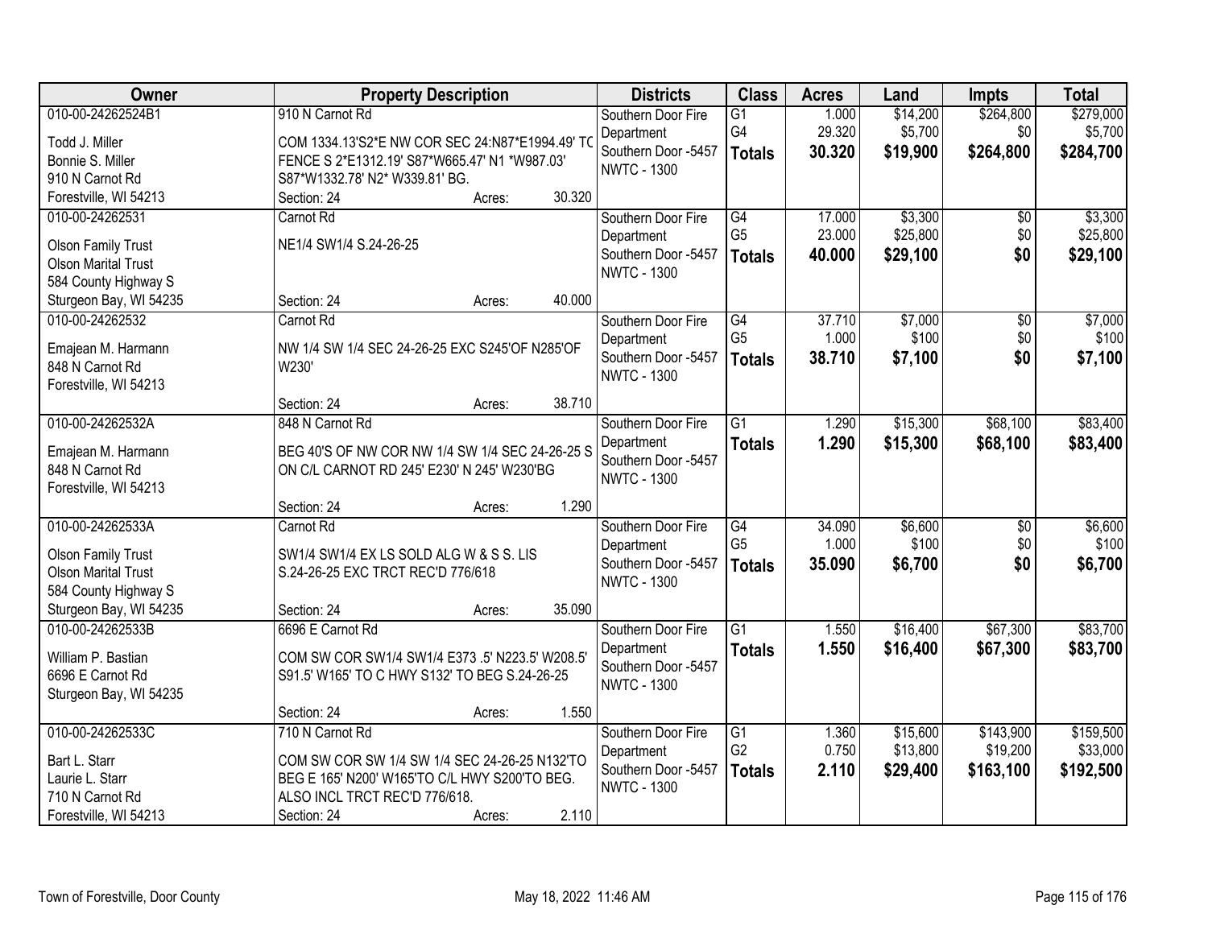| Owner | Property Description | Districts | Class | Acres | Land | Impts | Total |
|---|---|---|---|---|---|---|---|
| 010-00-24262524B1<br>Todd J. Miller<br>Bonnie S. Miller<br>910 N Carnot Rd<br>Forestville, WI 54213 | 910 N Carnot Rd<br>COM 1334.13'S2*E NW COR SEC 24:N87*E1994.49' TO FENCE S 2*E1312.19' S87*W665.47' N1 *W987.03' S87*W1332.78' N2* W339.81' BG.<br>Section: 24 Acres: 30.320 | Southern Door Fire Department<br>Southern Door -5457<br>NWTC - 1300 | G1<br>G4<br>**Totals** | 1.000<br>29.320<br>**30.320** | $14,200<br>$5,700<br>**$19,900** | $264,800<br>$0<br>**$264,800** | $279,000<br>$5,700<br>**$284,700** |
| 010-00-24262531<br>Olson Family Trust<br>Olson Marital Trust<br>584 County Highway S<br>Sturgeon Bay, WI 54235 | Carnot Rd<br>NE1/4 SW1/4 S.24-26-25<br>Section: 24 Acres: 40.000 | Southern Door Fire Department<br>Southern Door -5457<br>NWTC - 1300 | G4<br>G5<br>**Totals** | 17.000<br>23.000<br>**40.000** | $3,300<br>$25,800<br>**$29,100** | $0<br>$0<br>**$0** | $3,300<br>$25,800<br>**$29,100** |
| 010-00-24262532<br>Emajean M. Harmann<br>848 N Carnot Rd<br>Forestville, WI 54213 | Carnot Rd<br>NW 1/4 SW 1/4 SEC 24-26-25 EXC S245'OF N285'OF W230'<br>Section: 24 Acres: 38.710 | Southern Door Fire Department<br>Southern Door -5457<br>NWTC - 1300 | G4<br>G5<br>**Totals** | 37.710<br>1.000<br>**38.710** | $7,000<br>$100<br>**$7,100** | $0<br>$0<br>**$0** | $7,000<br>$100<br>**$7,100** |
| 010-00-24262532A<br>Emajean M. Harmann<br>848 N Carnot Rd<br>Forestville, WI 54213 | 848 N Carnot Rd<br>BEG 40'S OF NW COR NW 1/4 SW 1/4 SEC 24-26-25 S ON C/L CARNOT RD 245' E230' N 245' W230'BG<br>Section: 24 Acres: 1.290 | Southern Door Fire Department<br>Southern Door -5457<br>NWTC - 1300 | G1<br>**Totals** | 1.290<br>**1.290** | $15,300<br>**$15,300** | $68,100<br>**$68,100** | $83,400<br>**$83,400** |
| 010-00-24262533A<br>Olson Family Trust<br>Olson Marital Trust<br>584 County Highway S<br>Sturgeon Bay, WI 54235 | Carnot Rd<br>SW1/4 SW1/4 EX LS SOLD ALG W & S S. LIS S.24-26-25 EXC TRCT REC'D 776/618<br>Section: 24 Acres: 35.090 | Southern Door Fire Department<br>Southern Door -5457<br>NWTC - 1300 | G4<br>G5<br>**Totals** | 34.090<br>1.000<br>**35.090** | $6,600<br>$100<br>**$6,700** | $0<br>$0<br>**$0** | $6,600<br>$100<br>**$6,700** |
| 010-00-24262533B<br>William P. Bastian<br>6696 E Carnot Rd<br>Sturgeon Bay, WI 54235 | 6696 E Carnot Rd<br>COM SW COR SW1/4 SW1/4 E373 .5' N223.5' W208.5' S91.5' W165' TO C HWY S132' TO BEG S.24-26-25<br>Section: 24 Acres: 1.550 | Southern Door Fire Department<br>Southern Door -5457<br>NWTC - 1300 | G1<br>**Totals** | 1.550<br>**1.550** | $16,400<br>**$16,400** | $67,300<br>**$67,300** | $83,700<br>**$83,700** |
| 010-00-24262533C<br>Bart L. Starr<br>Laurie L. Starr<br>710 N Carnot Rd<br>Forestville, WI 54213 | 710 N Carnot Rd<br>COM SW COR SW 1/4 SW 1/4 SEC 24-26-25 N132'TO BEG E 165' N200' W165'TO C/L HWY S200'TO BEG. ALSO INCL TRCT REC'D 776/618.<br>Section: 24 Acres: 2.110 | Southern Door Fire Department<br>Southern Door -5457<br>NWTC - 1300 | G1<br>G2<br>**Totals** | 1.360<br>0.750<br>**2.110** | $15,600<br>$13,800<br>**$29,400** | $143,900<br>$19,200<br>**$163,100** | $159,500<br>$33,000<br>**$192,500** |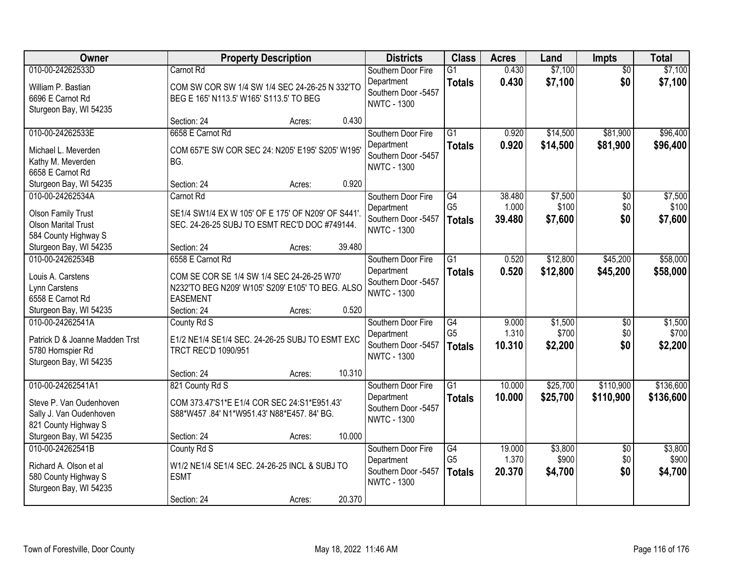| Owner | Property Description | Districts | Class | Acres | Land | Impts | Total |
|---|---|---|---|---|---|---|---|
| 010-00-24262533D<br>William P. Bastian<br>6696 E Carnot Rd<br>Sturgeon Bay, WI 54235 | Carnot Rd<br>COM SW COR SW 1/4 SW 1/4 SEC 24-26-25 N 332'TO BEG E 165' N113.5' W165' S113.5' TO BEG<br>Section: 24 Acres: 0.430 | Southern Door Fire Department<br>Southern Door -5457<br>NWTC - 1300 | G1<br>**Totals** | 0.430<br>**0.430** | $7,100<br>**$7,100** | $0<br>**$0** | $7,100<br>**$7,100** |
| 010-00-24262533E<br>Michael L. Meverden<br>Kathy M. Meverden<br>6658 E Carnot Rd<br>Sturgeon Bay, WI 54235 | 6658 E Carnot Rd<br>COM 657'E SW COR SEC 24: N205' E195' S205' W195' BG.<br>Section: 24 Acres: 0.920 | Southern Door Fire Department<br>Southern Door -5457<br>NWTC - 1300 | G1<br>**Totals** | 0.920<br>**0.920** | $14,500<br>**$14,500** | $81,900<br>**$81,900** | $96,400<br>**$96,400** |
| 010-00-24262534A<br>Olson Family Trust<br>Olson Marital Trust<br>584 County Highway S<br>Sturgeon Bay, WI 54235 | Carnot Rd<br>SE1/4 SW1/4 EX W 105' OF E 175' OF N209' OF S441'. SEC. 24-26-25 SUBJ TO ESMT REC'D DOC #749144.<br>Section: 24 Acres: 39.480 | Southern Door Fire Department<br>Southern Door -5457<br>NWTC - 1300 | G4<br>G5<br>**Totals** | 38.480<br>1.000<br>**39.480** | $7,500<br>$100<br>**$7,600** | $0<br>$0<br>**$0** | $7,500<br>$100<br>**$7,600** |
| 010-00-24262534B<br>Louis A. Carstens<br>Lynn Carstens<br>6558 E Carnot Rd<br>Sturgeon Bay, WI 54235 | 6558 E Carnot Rd<br>COM SE COR SE 1/4 SW 1/4 SEC 24-26-25 W70' N232'TO BEG N209' W105' S209' E105' TO BEG. ALSO EASEMENT<br>Section: 24 Acres: 0.520 | Southern Door Fire Department<br>Southern Door -5457<br>NWTC - 1300 | G1<br>**Totals** | 0.520<br>**0.520** | $12,800<br>**$12,800** | $45,200<br>**$45,200** | $58,000<br>**$58,000** |
| 010-00-24262541A<br>Patrick D & Joanne Madden Trst<br>5780 Hornspier Rd<br>Sturgeon Bay, WI 54235 | County Rd S<br>E1/2 NE1/4 SE1/4 SEC. 24-26-25 SUBJ TO ESMT EXC TRCT REC'D 1090/951<br>Section: 24 Acres: 10.310 | Southern Door Fire Department<br>Southern Door -5457<br>NWTC - 1300 | G4<br>G5<br>**Totals** | 9.000<br>1.310<br>**10.310** | $1,500<br>$700<br>**$2,200** | $0<br>$0<br>**$0** | $1,500<br>$700<br>**$2,200** |
| 010-00-24262541A1<br>Steve P. Van Oudenhoven<br>Sally J. Van Oudenhoven<br>821 County Highway S<br>Sturgeon Bay, WI 54235 | 821 County Rd S<br>COM 373.47'S1*E E1/4 COR SEC 24:S1*E951.43' S88*W457 .84' N1*W951.43' N88*E457. 84' BG.<br>Section: 24 Acres: 10.000 | Southern Door Fire Department<br>Southern Door -5457<br>NWTC - 1300 | G1<br>**Totals** | 10.000<br>**10.000** | $25,700<br>**$25,700** | $110,900<br>**$110,900** | $136,600<br>**$136,600** |
| 010-00-24262541B<br>Richard A. Olson et al<br>580 County Highway S<br>Sturgeon Bay, WI 54235 | County Rd S<br>W1/2 NE1/4 SE1/4 SEC. 24-26-25 INCL & SUBJ TO ESMT<br>Section: 24 Acres: 20.370 | Southern Door Fire Department<br>Southern Door -5457<br>NWTC - 1300 | G4<br>G5<br>**Totals** | 19.000<br>1.370<br>**20.370** | $3,800<br>$900<br>**$4,700** | $0<br>$0<br>**$0** | $3,800<br>$900<br>**$4,700** |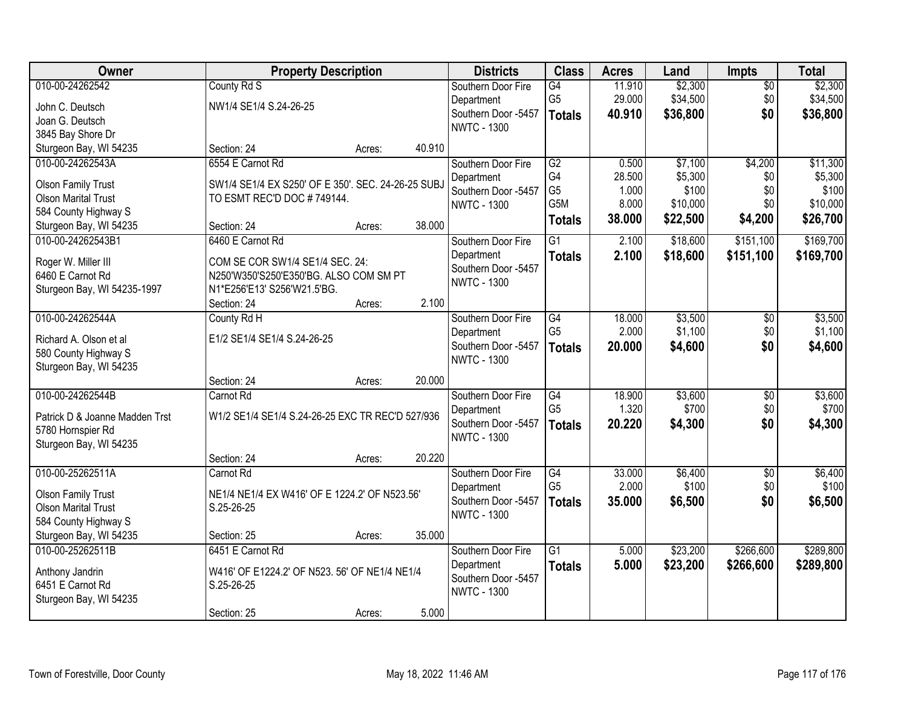| Owner | Property Description | Districts | Class | Acres | Land | Impts | Total |
|---|---|---|---|---|---|---|---|
| 010-00-24262542<br>John C. Deutsch<br>Joan G. Deutsch<br>3845 Bay Shore Dr<br>Sturgeon Bay, WI 54235 | County Rd S<br>NW1/4 SE1/4 S.24-26-25<br>Section: 24 Acres: 40.910 | Southern Door Fire Department<br>Southern Door -5457<br>NWTC - 1300 | G4<br>G5<br>**Totals** | 11.910<br>29.000<br>**40.910** | $2,300<br>$34,500<br>**$36,800** | $0<br>$0<br>**$0** | $2,300<br>$34,500<br>**$36,800** |
| 010-00-24262543A<br>Olson Family Trust<br>Olson Marital Trust<br>584 County Highway S<br>Sturgeon Bay, WI 54235 | 6554 E Carnot Rd<br>SW1/4 SE1/4 EX S250' OF E 350'. SEC. 24-26-25 SUBJ TO ESMT REC'D DOC # 749144.<br>Section: 24 Acres: 38.000 | Southern Door Fire Department<br>Southern Door -5457<br>NWTC - 1300 | G2<br>G4<br>G5<br>G5M<br>**Totals** | 0.500<br>28.500<br>1.000<br>8.000<br>**38.000** | $7,100<br>$5,300<br>$100<br>$10,000<br>**$22,500** | $4,200<br>$0<br>$0<br>$0<br>**$4,200** | $11,300<br>$5,300<br>$100<br>$10,000<br>**$26,700** |
| 010-00-24262543B1<br>Roger W. Miller III<br>6460 E Carnot Rd<br>Sturgeon Bay, WI 54235-1997 | 6460 E Carnot Rd<br>COM SE COR SW1/4 SE1/4 SEC. 24: N250'W350'S250'E350'BG. ALSO COM SM PT N1*E256'E13' S256'W21.5'BG.<br>Section: 24 Acres: 2.100 | Southern Door Fire Department<br>Southern Door -5457<br>NWTC - 1300 | G1<br>**Totals** | 2.100<br>**2.100** | $18,600<br>**$18,600** | $151,100<br>**$151,100** | $169,700<br>**$169,700** |
| 010-00-24262544A<br>Richard A. Olson et al<br>580 County Highway S<br>Sturgeon Bay, WI 54235 | County Rd H<br>E1/2 SE1/4 SE1/4 S.24-26-25<br>Section: 24 Acres: 20.000 | Southern Door Fire Department<br>Southern Door -5457<br>NWTC - 1300 | G4<br>G5<br>**Totals** | 18.000<br>2.000<br>**20.000** | $3,500<br>$1,100<br>**$4,600** | $0<br>$0<br>**$0** | $3,500<br>$1,100<br>**$4,600** |
| 010-00-24262544B<br>Patrick D & Joanne Madden Trst<br>5780 Hornspier Rd<br>Sturgeon Bay, WI 54235 | Carnot Rd<br>W1/2 SE1/4 SE1/4 S.24-26-25 EXC TR REC'D 527/936<br>Section: 24 Acres: 20.220 | Southern Door Fire Department<br>Southern Door -5457<br>NWTC - 1300 | G4<br>G5<br>**Totals** | 18.900<br>1.320<br>**20.220** | $3,600<br>$700<br>**$4,300** | $0<br>$0<br>**$0** | $3,600<br>$700<br>**$4,300** |
| 010-00-25262511A<br>Olson Family Trust<br>Olson Marital Trust<br>584 County Highway S<br>Sturgeon Bay, WI 54235 | Carnot Rd<br>NE1/4 NE1/4 EX W416' OF E 1224.2' OF N523.56' S.25-26-25<br>Section: 25 Acres: 35.000 | Southern Door Fire Department<br>Southern Door -5457<br>NWTC - 1300 | G4<br>G5<br>**Totals** | 33.000<br>2.000<br>**35.000** | $6,400<br>$100<br>**$6,500** | $0<br>$0<br>**$0** | $6,400<br>$100<br>**$6,500** |
| 010-00-25262511B<br>Anthony Jandrin<br>6451 E Carnot Rd<br>Sturgeon Bay, WI 54235 | 6451 E Carnot Rd<br>W416' OF E1224.2' OF N523. 56' OF NE1/4 NE1/4 S.25-26-25<br>Section: 25 Acres: 5.000 | Southern Door Fire Department<br>Southern Door -5457<br>NWTC - 1300 | G1<br>**Totals** | 5.000<br>**5.000** | $23,200<br>**$23,200** | $266,600<br>**$266,600** | $289,800<br>**$289,800** |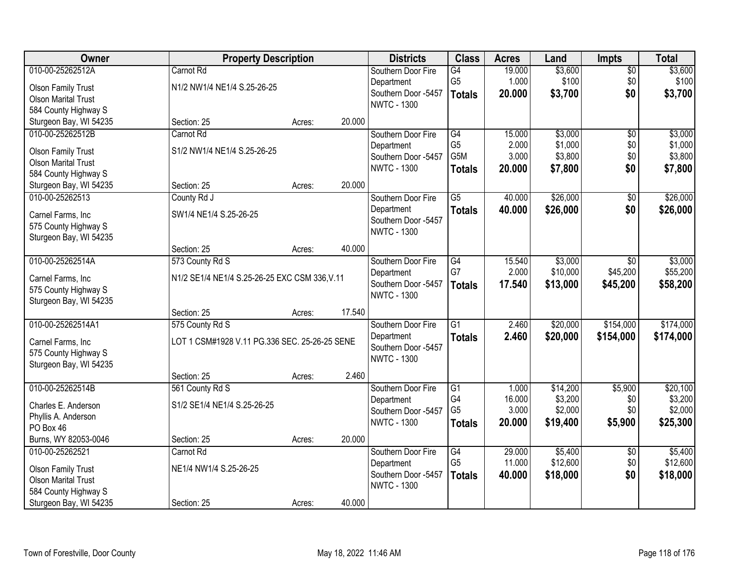| Owner | Property Description | | | Districts | Class | Acres | Land | Impts | Total |
|---|---|---|---|---|---|---|---|---|---|
| 010-00-25262512A | Carnot Rd | | | Southern Door Fire Department | G4 | 19.000 | $3,600 | $0 | $3,600 |
| Olson Family Trust | N1/2 NW1/4 NE1/4 S.25-26-25 | | | Southern Door -5457 | G5 | 1.000 | $100 | $0 | $100 |
| Olson Marital Trust | | | | NWTC - 1300 | **Totals** | **20.000** | **$3,700** | **$0** | **$3,700** |
| 584 County Highway S | | | | | | | | | |
| Sturgeon Bay, WI 54235 | Section: 25 | Acres: | 20.000 | | | | | | |
| 010-00-25262512B | Carnot Rd | | | Southern Door Fire Department | G4 | 15.000 | $3,000 | $0 | $3,000 |
| Olson Family Trust | S1/2 NW1/4 NE1/4 S.25-26-25 | | | Southern Door -5457 | G5 | 2.000 | $1,000 | $0 | $1,000 |
| Olson Marital Trust | | | | NWTC - 1300 | G5M | 3.000 | $3,800 | $0 | $3,800 |
| 584 County Highway S | | | | | **Totals** | **20.000** | **$7,800** | **$0** | **$7,800** |
| Sturgeon Bay, WI 54235 | Section: 25 | Acres: | 20.000 | | | | | | |
| 010-00-25262513 | County Rd J | | | Southern Door Fire Department | G5 | 40.000 | $26,000 | $0 | $26,000 |
| Carnel Farms, Inc | SW1/4 NE1/4 S.25-26-25 | | | Southern Door -5457 | **Totals** | **40.000** | **$26,000** | **$0** | **$26,000** |
| 575 County Highway S | | | | NWTC - 1300 | | | | | |
| Sturgeon Bay, WI 54235 | Section: 25 | Acres: | 40.000 | | | | | | |
| 010-00-25262514A | 573 County Rd S | | | Southern Door Fire Department | G4 | 15.540 | $3,000 | $0 | $3,000 |
| Carnel Farms, Inc | N1/2 SE1/4 NE1/4 S.25-26-25 EXC CSM 336,V.11 | | | Southern Door -5457 | G7 | 2.000 | $10,000 | $45,200 | $55,200 |
| 575 County Highway S | | | | NWTC - 1300 | **Totals** | **17.540** | **$13,000** | **$45,200** | **$58,200** |
| Sturgeon Bay, WI 54235 | Section: 25 | Acres: | 17.540 | | | | | | |
| 010-00-25262514A1 | 575 County Rd S | | | Southern Door Fire Department | G1 | 2.460 | $20,000 | $154,000 | $174,000 |
| Carnel Farms, Inc | LOT 1 CSM#1928 V.11 PG.336 SEC. 25-26-25 SENE | | | Southern Door -5457 | **Totals** | **2.460** | **$20,000** | **$154,000** | **$174,000** |
| 575 County Highway S | | | | NWTC - 1300 | | | | | |
| Sturgeon Bay, WI 54235 | Section: 25 | Acres: | 2.460 | | | | | | |
| 010-00-25262514B | 561 County Rd S | | | Southern Door Fire Department | G1 | 1.000 | $14,200 | $5,900 | $20,100 |
| Charles E. Anderson | S1/2 SE1/4 NE1/4 S.25-26-25 | | | Southern Door -5457 | G4 | 16.000 | $3,200 | $0 | $3,200 |
| Phyllis A. Anderson | | | | NWTC - 1300 | G5 | 3.000 | $2,000 | $0 | $2,000 |
| PO Box 46 | | | | | **Totals** | **20.000** | **$19,400** | **$5,900** | **$25,300** |
| Burns, WY 82053-0046 | Section: 25 | Acres: | 20.000 | | | | | | |
| 010-00-25262521 | Carnot Rd | | | Southern Door Fire Department | G4 | 29.000 | $5,400 | $0 | $5,400 |
| Olson Family Trust | NE1/4 NW1/4 S.25-26-25 | | | Southern Door -5457 | G5 | 11.000 | $12,600 | $0 | $12,600 |
| Olson Marital Trust | | | | NWTC - 1300 | **Totals** | **40.000** | **$18,000** | **$0** | **$18,000** |
| 584 County Highway S | | | | | | | | | |
| Sturgeon Bay, WI 54235 | Section: 25 | Acres: | 40.000 | | | | | | |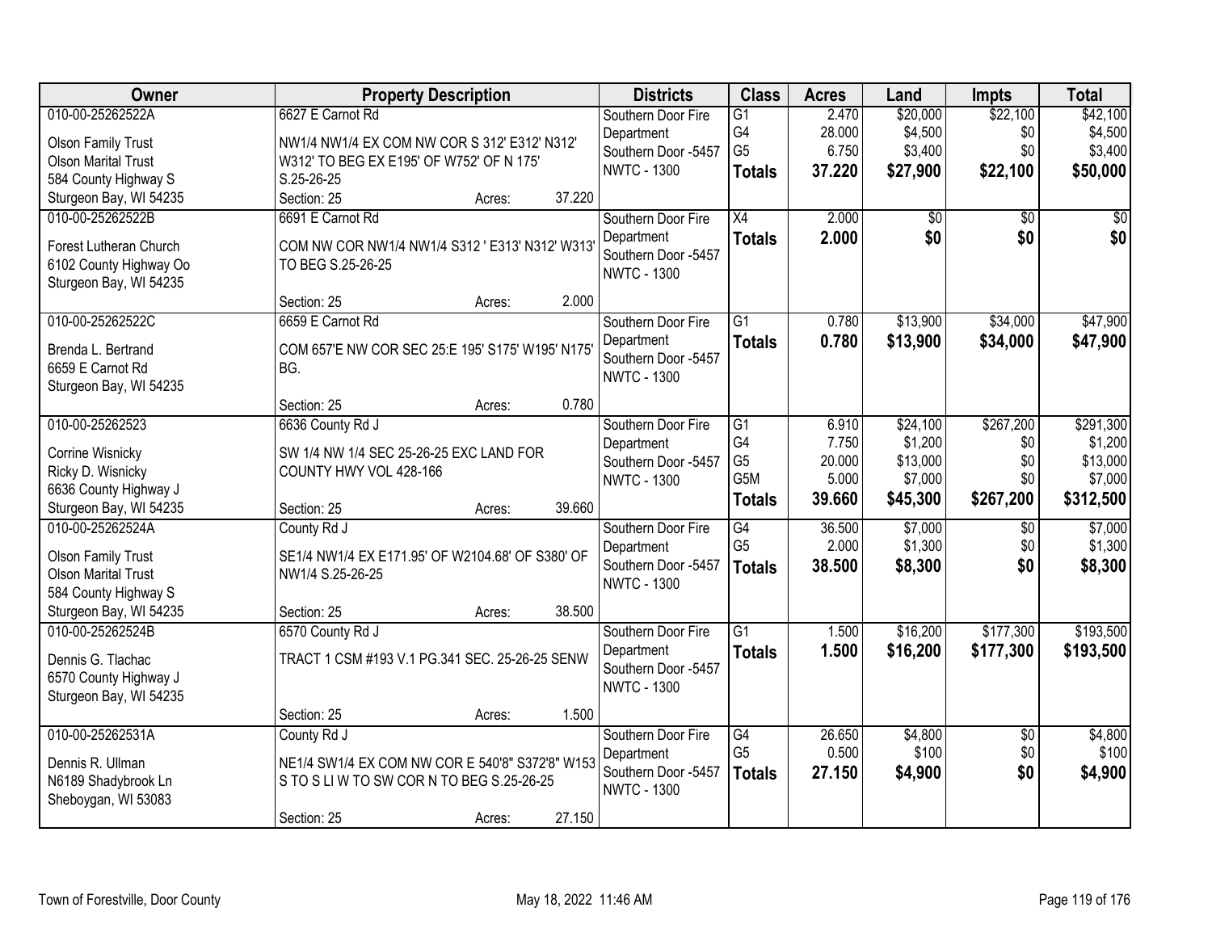| Owner | Property Description | Districts | Class | Acres | Land | Impts | Total |
|---|---|---|---|---|---|---|---|
| 010-00-25262522A<br>Olson Family Trust<br>Olson Marital Trust<br>584 County Highway S<br>Sturgeon Bay, WI 54235 | 6627 E Carnot Rd<br>NW1/4 NW1/4 EX COM NW COR S 312' E312' N312' W312' TO BEG EX E195' OF W752' OF N 175' S.25-26-25<br>Section: 25 Acres: 37.220 | Southern Door Fire Department<br>Southern Door -5457<br>NWTC - 1300 | G1<br>G4<br>G5<br>**Totals** | 2.470<br>28.000<br>6.750<br>**37.220** | $20,000<br>$4,500<br>$3,400<br>**$27,900** | $22,100<br>$0<br>$0<br>**$22,100** | $42,100<br>$4,500<br>$3,400<br>**$50,000** |
| 010-00-25262522B<br>Forest Lutheran Church<br>6102 County Highway Oo<br>Sturgeon Bay, WI 54235 | 6691 E Carnot Rd<br>COM NW COR NW1/4 NW1/4 S312 ' E313' N312' W313' TO BEG S.25-26-25<br>Section: 25 Acres: 2.000 | Southern Door Fire Department<br>Southern Door -5457<br>NWTC - 1300 | X4<br>**Totals** | 2.000<br>**2.000** | $0<br>**$0** | $0<br>**$0** | $0<br>**$0** |
| 010-00-25262522C<br>Brenda L. Bertrand<br>6659 E Carnot Rd<br>Sturgeon Bay, WI 54235 | 6659 E Carnot Rd<br>COM 657'E NW COR SEC 25:E 195' S175' W195' N175' BG.<br>Section: 25 Acres: 0.780 | Southern Door Fire Department<br>Southern Door -5457<br>NWTC - 1300 | G1<br>**Totals** | 0.780<br>**0.780** | $13,900<br>**$13,900** | $34,000<br>**$34,000** | $47,900<br>**$47,900** |
| 010-00-25262523<br>Corrine Wisnicky<br>Ricky D. Wisnicky<br>6636 County Highway J<br>Sturgeon Bay, WI 54235 | 6636 County Rd J<br>SW 1/4 NW 1/4 SEC 25-26-25 EXC LAND FOR COUNTY HWY VOL 428-166<br>Section: 25 Acres: 39.660 | Southern Door Fire Department<br>Southern Door -5457<br>NWTC - 1300 | G1<br>G4<br>G5<br>G5M<br>**Totals** | 6.910<br>7.750<br>20.000<br>5.000<br>**39.660** | $24,100<br>$1,200<br>$13,000<br>$7,000<br>**$45,300** | $267,200<br>$0<br>$0<br>$0<br>**$267,200** | $291,300<br>$1,200<br>$13,000<br>$7,000<br>**$312,500** |
| 010-00-25262524A<br>Olson Family Trust<br>Olson Marital Trust<br>584 County Highway S<br>Sturgeon Bay, WI 54235 | County Rd J<br>SE1/4 NW1/4 EX E171.95' OF W2104.68' OF S380' OF NW1/4 S.25-26-25<br>Section: 25 Acres: 38.500 | Southern Door Fire Department<br>Southern Door -5457<br>NWTC - 1300 | G4<br>G5<br>**Totals** | 36.500<br>2.000<br>**38.500** | $7,000<br>$1,300<br>**$8,300** | $0<br>$0<br>**$0** | $7,000<br>$1,300<br>**$8,300** |
| 010-00-25262524B<br>Dennis G. Tlachac<br>6570 County Highway J<br>Sturgeon Bay, WI 54235 | 6570 County Rd J<br>TRACT 1 CSM #193 V.1 PG.341 SEC. 25-26-25 SENW<br>Section: 25 Acres: 1.500 | Southern Door Fire Department<br>Southern Door -5457<br>NWTC - 1300 | G1<br>**Totals** | 1.500<br>**1.500** | $16,200<br>**$16,200** | $177,300<br>**$177,300** | $193,500<br>**$193,500** |
| 010-00-25262531A<br>Dennis R. Ullman<br>N6189 Shadybrook Ln<br>Sheboygan, WI 53083 | County Rd J<br>NE1/4 SW1/4 EX COM NW COR E 540'8" S372'8" W153 S TO S LI W TO SW COR N TO BEG S.25-26-25<br>Section: 25 Acres: 27.150 | Southern Door Fire Department<br>Southern Door -5457<br>NWTC - 1300 | G4<br>G5<br>**Totals** | 26.650<br>0.500<br>**27.150** | $4,800<br>$100<br>**$4,900** | $0<br>$0<br>**$0** | $4,800<br>$100<br>**$4,900** |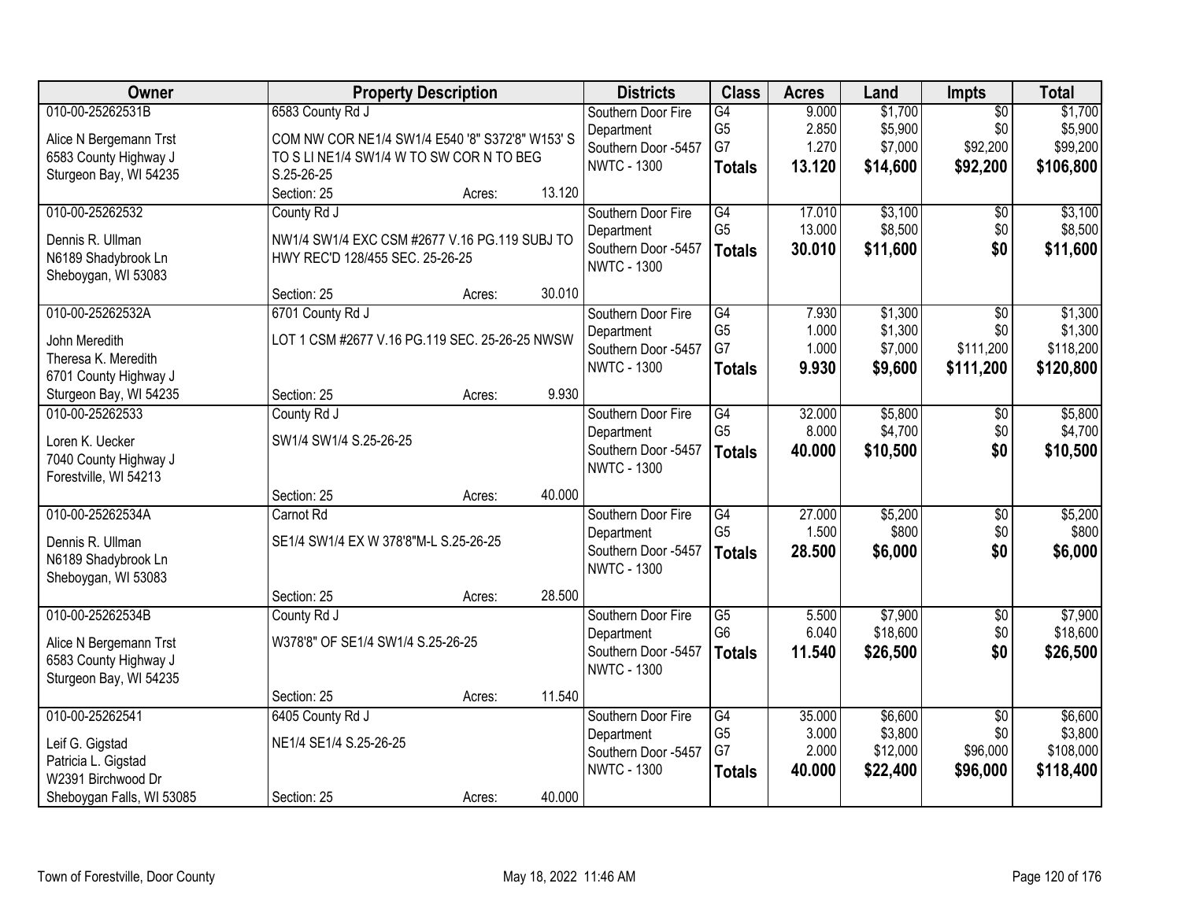| Owner | Property Description | | | Districts | Class | Acres | Land | Impts | Total |
|---|---|---|---|---|---|---|---|---|---|
| 010-00-25262531B<br>Alice N Bergemann Trst<br>6583 County Highway J<br>Sturgeon Bay, WI 54235 | 6583 County Rd J<br>COM NW COR NE1/4 SW1/4 E540 '8" S372'8" W153' S TO S LI NE1/4 SW1/4 W TO SW COR N TO BEG S.25-26-25<br>Section: 25 | Acres: | 13.120 | Southern Door Fire Department<br>Southern Door -5457<br>NWTC - 1300 | G4<br>G5<br>G7<br>**Totals** | 9.000<br>2.850<br>1.270<br>**13.120** | $1,700<br>$5,900<br>$7,000<br>**$14,600** | $0<br>$0<br>$92,200<br>**$92,200** | $1,700<br>$5,900<br>$99,200<br>**$106,800** |
| 010-00-25262532<br>Dennis R. Ullman<br>N6189 Shadybrook Ln<br>Sheboygan, WI 53083 | County Rd J<br>NW1/4 SW1/4 EXC CSM #2677 V.16 PG.119 SUBJ TO HWY REC'D 128/455 SEC. 25-26-25<br>Section: 25 | Acres: | 30.010 | Southern Door Fire Department<br>Southern Door -5457<br>NWTC - 1300 | G4<br>G5<br>**Totals** | 17.010<br>13.000<br>**30.010** | $3,100<br>$8,500<br>**$11,600** | $0<br>$0<br>**$0** | $3,100<br>$8,500<br>**$11,600** |
| 010-00-25262532A<br>John Meredith<br>Theresa K. Meredith<br>6701 County Highway J<br>Sturgeon Bay, WI 54235 | 6701 County Rd J<br>LOT 1 CSM #2677 V.16 PG.119 SEC. 25-26-25 NWSW<br>Section: 25 | Acres: | 9.930 | Southern Door Fire Department<br>Southern Door -5457<br>NWTC - 1300 | G4<br>G5<br>G7<br>**Totals** | 7.930<br>1.000<br>1.000<br>**9.930** | $1,300<br>$1,300<br>$7,000<br>**$9,600** | $0<br>$0<br>$111,200<br>**$111,200** | $1,300<br>$1,300<br>$118,200<br>**$120,800** |
| 010-00-25262533<br>Loren K. Uecker<br>7040 County Highway J<br>Forestville, WI 54213 | County Rd J<br>SW1/4 SW1/4 S.25-26-25<br>Section: 25 | Acres: | 40.000 | Southern Door Fire Department<br>Southern Door -5457<br>NWTC - 1300 | G4<br>G5<br>**Totals** | 32.000<br>8.000<br>**40.000** | $5,800<br>$4,700<br>**$10,500** | $0<br>$0<br>**$0** | $5,800<br>$4,700<br>**$10,500** |
| 010-00-25262534A<br>Dennis R. Ullman<br>N6189 Shadybrook Ln<br>Sheboygan, WI 53083 | Carnot Rd<br>SE1/4 SW1/4 EX W 378'8"M-L S.25-26-25<br>Section: 25 | Acres: | 28.500 | Southern Door Fire Department<br>Southern Door -5457<br>NWTC - 1300 | G4<br>G5<br>**Totals** | 27.000<br>1.500<br>**28.500** | $5,200<br>$800<br>**$6,000** | $0<br>$0<br>**$0** | $5,200<br>$800<br>**$6,000** |
| 010-00-25262534B<br>Alice N Bergemann Trst<br>6583 County Highway J<br>Sturgeon Bay, WI 54235 | County Rd J<br>W378'8" OF SE1/4 SW1/4 S.25-26-25<br>Section: 25 | Acres: | 11.540 | Southern Door Fire Department<br>Southern Door -5457<br>NWTC - 1300 | G5<br>G6<br>**Totals** | 5.500<br>6.040<br>**11.540** | $7,900<br>$18,600<br>**$26,500** | $0<br>$0<br>**$0** | $7,900<br>$18,600<br>**$26,500** |
| 010-00-25262541<br>Leif G. Gigstad<br>Patricia L. Gigstad<br>W2391 Birchwood Dr<br>Sheboygan Falls, WI 53085 | 6405 County Rd J<br>NE1/4 SE1/4 S.25-26-25<br>Section: 25 | Acres: | 40.000 | Southern Door Fire Department<br>Southern Door -5457<br>NWTC - 1300 | G4<br>G5<br>G7<br>**Totals** | 35.000<br>3.000<br>2.000<br>**40.000** | $6,600<br>$3,800<br>$12,000<br>**$22,400** | $0<br>$0<br>$96,000<br>**$96,000** | $6,600<br>$3,800<br>$108,000<br>**$118,400** |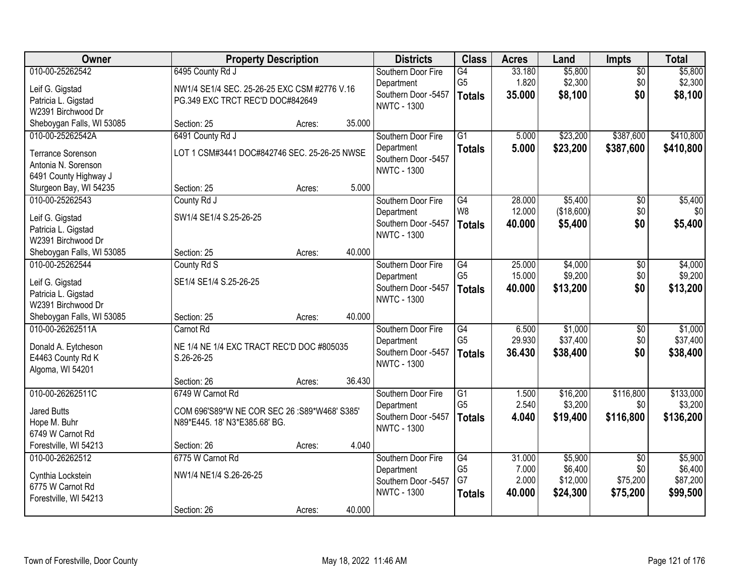| Owner | Property Description | | | Districts | Class | Acres | Land | Impts | Total |
|---|---|---|---|---|---|---|---|---|---|
| 010-00-25262542 | 6495 County Rd J | | | Southern Door Fire Department | G4 | 33.180 | $5,800 | $0 | $5,800 |
| Leif G. Gigstad | NW1/4 SE1/4 SEC. 25-26-25 EXC CSM #2776 V.16 PG.349 EXC TRCT REC'D DOC#842649 | | | Southern Door -5457 | G5 | 1.820 | $2,300 | $0 | $2,300 |
| Patricia L. Gigstad | | | | NWTC - 1300 | **Totals** | **35.000** | **$8,100** | **$0** | **$8,100** |
| W2391 Birchwood Dr | | | | | | | | | |
| Sheboygan Falls, WI 53085 | Section: 25 | Acres: | 35.000 | | | | | | |
| 010-00-25262542A | 6491 County Rd J | | | Southern Door Fire Department | G1 | 5.000 | $23,200 | $387,600 | $410,800 |
| Terrance Sorenson | LOT 1 CSM#3441 DOC#842746 SEC. 25-26-25 NWSE | | | Southern Door -5457 | **Totals** | **5.000** | **$23,200** | **$387,600** | **$410,800** |
| Antonia N. Sorenson | | | | NWTC - 1300 | | | | | |
| 6491 County Highway J | | | | | | | | | |
| Sturgeon Bay, WI 54235 | Section: 25 | Acres: | 5.000 | | | | | | |
| 010-00-25262543 | County Rd J | | | Southern Door Fire Department | G4 | 28.000 | $5,400 | $0 | $5,400 |
| Leif G. Gigstad | SW1/4 SE1/4 S.25-26-25 | | | Southern Door -5457 | W8 | 12.000 | ($18,600) | $0 | $0 |
| Patricia L. Gigstad | | | | NWTC - 1300 | **Totals** | **40.000** | **$5,400** | **$0** | **$5,400** |
| W2391 Birchwood Dr | | | | | | | | | |
| Sheboygan Falls, WI 53085 | Section: 25 | Acres: | 40.000 | | | | | | |
| 010-00-25262544 | County Rd S | | | Southern Door Fire Department | G4 | 25.000 | $4,000 | $0 | $4,000 |
| Leif G. Gigstad | SE1/4 SE1/4 S.25-26-25 | | | Southern Door -5457 | G5 | 15.000 | $9,200 | $0 | $9,200 |
| Patricia L. Gigstad | | | | NWTC - 1300 | **Totals** | **40.000** | **$13,200** | **$0** | **$13,200** |
| W2391 Birchwood Dr | | | | | | | | | |
| Sheboygan Falls, WI 53085 | Section: 25 | Acres: | 40.000 | | | | | | |
| 010-00-26262511A | Carnot Rd | | | Southern Door Fire Department | G4 | 6.500 | $1,000 | $0 | $1,000 |
| Donald A. Eytcheson | NE 1/4 NE 1/4 EXC TRACT REC'D DOC #805035 S.26-26-25 | | | Southern Door -5457 | G5 | 29.930 | $37,400 | $0 | $37,400 |
| E4463 County Rd K | | | | NWTC - 1300 | **Totals** | **36.430** | **$38,400** | **$0** | **$38,400** |
| Algoma, WI 54201 | | | | | | | | | |
| | Section: 26 | Acres: | 36.430 | | | | | | |
| 010-00-26262511C | 6749 W Carnot Rd | | | Southern Door Fire Department | G1 | 1.500 | $16,200 | $116,800 | $133,000 |
| Jared Butts | COM 696'S89*W NE COR SEC 26 :S89*W468' S385' N89*E445. 18' N3*E385.68' BG. | | | Southern Door -5457 | G5 | 2.540 | $3,200 | $0 | $3,200 |
| Hope M. Buhr | | | | NWTC - 1300 | **Totals** | **4.040** | **$19,400** | **$116,800** | **$136,200** |
| 6749 W Carnot Rd | | | | | | | | | |
| Forestville, WI 54213 | Section: 26 | Acres: | 4.040 | | | | | | |
| 010-00-26262512 | 6775 W Carnot Rd | | | Southern Door Fire Department | G4 | 31.000 | $5,900 | $0 | $5,900 |
| Cynthia Lockstein | NW1/4 NE1/4 S.26-26-25 | | | Southern Door -5457 | G5 | 7.000 | $6,400 | $0 | $6,400 |
| 6775 W Carnot Rd | | | | NWTC - 1300 | G7 | 2.000 | $12,000 | $75,200 | $87,200 |
| Forestville, WI 54213 | | | | | **Totals** | **40.000** | **$24,300** | **$75,200** | **$99,500** |
| | Section: 26 | Acres: | 40.000 | | | | | | |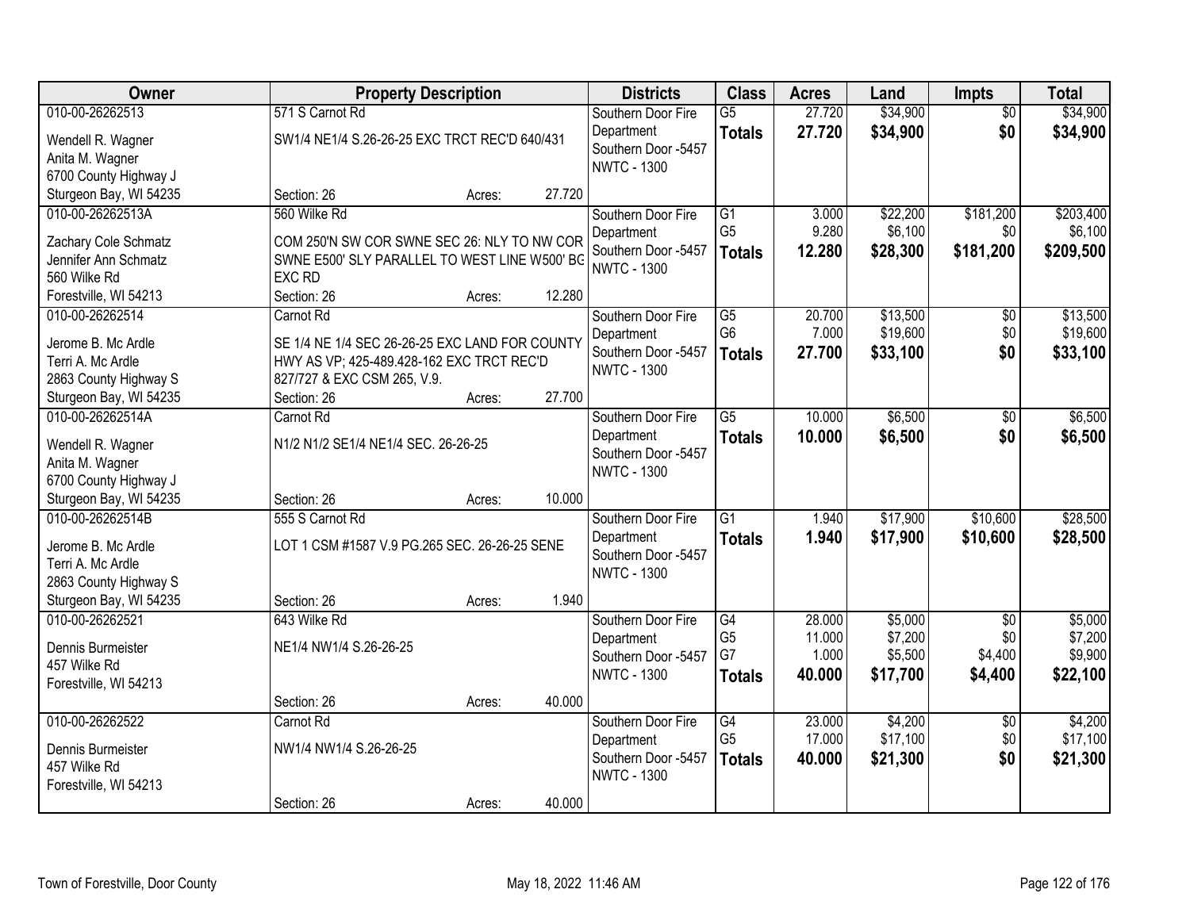| Owner | Property Description | Districts | Class | Acres | Land | Impts | Total |
|---|---|---|---|---|---|---|---|
| 010-00-26262513<br>Wendell R. Wagner<br>Anita M. Wagner<br>6700 County Highway J<br>Sturgeon Bay, WI 54235 | 571 S Carnot Rd<br>SW1/4 NE1/4 S.26-26-25 EXC TRCT REC'D 640/431<br>Section: 26 Acres: 27.720 | Southern Door Fire Department<br>Southern Door -5457<br>NWTC - 1300 | G5<br>**Totals** | 27.720<br>**27.720** | \$34,900<br>**\$34,900** | \$0<br>**\$0** | \$34,900<br>**\$34,900** |
| 010-00-26262513A<br>Zachary Cole Schmatz<br>Jennifer Ann Schmatz<br>560 Wilke Rd<br>Forestville, WI 54213 | 560 Wilke Rd<br>COM 250'N SW COR SWNE SEC 26: NLY TO NW COR SWNE E500' SLY PARALLEL TO WEST LINE W500' BG EXC RD<br>Section: 26 Acres: 12.280 | Southern Door Fire Department<br>Southern Door -5457<br>NWTC - 1300 | G1<br>G5<br>**Totals** | 3.000<br>9.280<br>**12.280** | \$22,200<br>\$6,100<br>**\$28,300** | \$181,200<br>\$0<br>**\$181,200** | \$203,400<br>\$6,100<br>**\$209,500** |
| 010-00-26262514<br>Jerome B. Mc Ardle<br>Terri A. Mc Ardle<br>2863 County Highway S<br>Sturgeon Bay, WI 54235 | Carnot Rd<br>SE 1/4 NE 1/4 SEC 26-26-25 EXC LAND FOR COUNTY HWY AS VP; 425-489.428-162 EXC TRCT REC'D 827/727 & EXC CSM 265, V.9.<br>Section: 26 Acres: 27.700 | Southern Door Fire Department<br>Southern Door -5457<br>NWTC - 1300 | G5<br>G6<br>**Totals** | 20.700<br>7.000<br>**27.700** | \$13,500<br>\$19,600<br>**\$33,100** | \$0<br>\$0<br>**\$0** | \$13,500<br>\$19,600<br>**\$33,100** |
| 010-00-26262514A<br>Wendell R. Wagner<br>Anita M. Wagner<br>6700 County Highway J<br>Sturgeon Bay, WI 54235 | Carnot Rd<br>N1/2 N1/2 SE1/4 NE1/4 SEC. 26-26-25<br>Section: 26 Acres: 10.000 | Southern Door Fire Department<br>Southern Door -5457<br>NWTC - 1300 | G5<br>**Totals** | 10.000<br>**10.000** | \$6,500<br>**\$6,500** | \$0<br>**\$0** | \$6,500<br>**\$6,500** |
| 010-00-26262514B<br>Jerome B. Mc Ardle<br>Terri A. Mc Ardle<br>2863 County Highway S<br>Sturgeon Bay, WI 54235 | 555 S Carnot Rd<br>LOT 1 CSM #1587 V.9 PG.265 SEC. 26-26-25 SENE<br>Section: 26 Acres: 1.940 | Southern Door Fire Department<br>Southern Door -5457<br>NWTC - 1300 | G1<br>**Totals** | 1.940<br>**1.940** | \$17,900<br>**\$17,900** | \$10,600<br>**\$10,600** | \$28,500<br>**\$28,500** |
| 010-00-26262521<br>Dennis Burmeister<br>457 Wilke Rd<br>Forestville, WI 54213 | 643 Wilke Rd<br>NE1/4 NW1/4 S.26-26-25<br>Section: 26 Acres: 40.000 | Southern Door Fire Department<br>Southern Door -5457<br>NWTC - 1300 | G4<br>G5<br>G7<br>**Totals** | 28.000<br>11.000<br>1.000<br>**40.000** | \$5,000<br>\$7,200<br>\$5,500<br>**\$17,700** | \$0<br>\$0<br>\$4,400<br>**\$4,400** | \$5,000<br>\$7,200<br>\$9,900<br>**\$22,100** |
| 010-00-26262522<br>Dennis Burmeister<br>457 Wilke Rd<br>Forestville, WI 54213 | Carnot Rd<br>NW1/4 NW1/4 S.26-26-25<br>Section: 26 Acres: 40.000 | Southern Door Fire Department<br>Southern Door -5457<br>NWTC - 1300 | G4<br>G5<br>**Totals** | 23.000<br>17.000<br>**40.000** | \$4,200<br>\$17,100<br>**\$21,300** | \$0<br>\$0<br>**\$0** | \$4,200<br>\$17,100<br>**\$21,300** |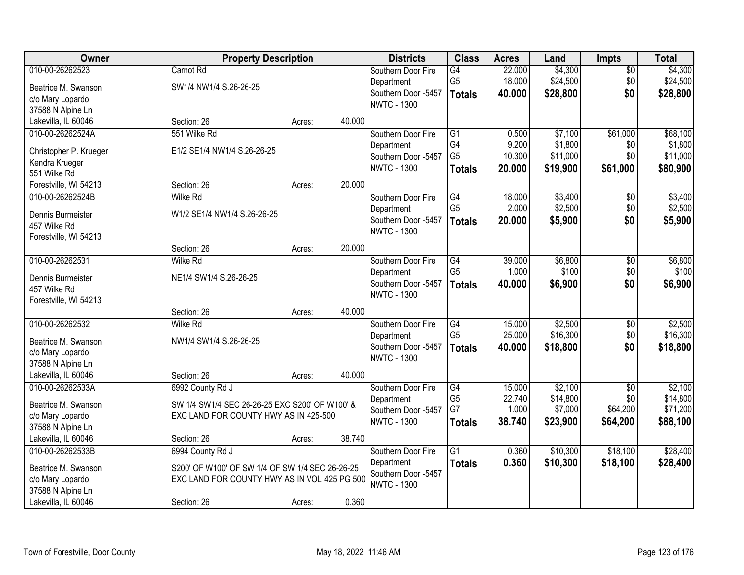| Owner | Property Description | | Districts | Class | Acres | Land | Impts | Total |
|---|---|---|---|---|---|---|---|---|
| 010-00-26262523<br>Beatrice M. Swanson<br>c/o Mary Lopardo<br>37588 N Alpine Ln<br>Lakevilla, IL 60046 | Carnot Rd<br>SW1/4 NW1/4 S.26-26-25<br>Section: 26 | Acres: 40.000 | Southern Door Fire Department<br>Southern Door -5457<br>NWTC - 1300 | G4<br>G5<br>**Totals** | 22.000<br>18.000<br>**40.000** | $4,300<br>$24,500<br>**$28,800** | $0<br>$0<br>**$0** | $4,300<br>$24,500<br>**$28,800** |
| 010-00-26262524A<br>Christopher P. Krueger<br>Kendra Krueger<br>551 Wilke Rd<br>Forestville, WI 54213 | 551 Wilke Rd<br>E1/2 SE1/4 NW1/4 S.26-26-25<br>Section: 26 | Acres: 20.000 | Southern Door Fire Department<br>Southern Door -5457<br>NWTC - 1300 | G1<br>G4<br>G5<br>**Totals** | 0.500<br>9.200<br>10.300<br>**20.000** | $7,100<br>$1,800<br>$11,000<br>**$19,900** | $61,000<br>$0<br>$0<br>**$61,000** | $68,100<br>$1,800<br>$11,000<br>**$80,900** |
| 010-00-26262524B<br>Dennis Burmeister<br>457 Wilke Rd<br>Forestville, WI 54213 | Wilke Rd<br>W1/2 SE1/4 NW1/4 S.26-26-25<br>Section: 26 | Acres: 20.000 | Southern Door Fire Department<br>Southern Door -5457<br>NWTC - 1300 | G4<br>G5<br>**Totals** | 18.000<br>2.000<br>**20.000** | $3,400<br>$2,500<br>**$5,900** | $0<br>$0<br>**$0** | $3,400<br>$2,500<br>**$5,900** |
| 010-00-26262531<br>Dennis Burmeister<br>457 Wilke Rd<br>Forestville, WI 54213 | Wilke Rd<br>NE1/4 SW1/4 S.26-26-25<br>Section: 26 | Acres: 40.000 | Southern Door Fire Department<br>Southern Door -5457<br>NWTC - 1300 | G4<br>G5<br>**Totals** | 39.000<br>1.000<br>**40.000** | $6,800<br>$100<br>**$6,900** | $0<br>$0<br>**$0** | $6,800<br>$100<br>**$6,900** |
| 010-00-26262532<br>Beatrice M. Swanson<br>c/o Mary Lopardo<br>37588 N Alpine Ln<br>Lakevilla, IL 60046 | Wilke Rd<br>NW1/4 SW1/4 S.26-26-25<br>Section: 26 | Acres: 40.000 | Southern Door Fire Department<br>Southern Door -5457<br>NWTC - 1300 | G4<br>G5<br>**Totals** | 15.000<br>25.000<br>**40.000** | $2,500<br>$16,300<br>**$18,800** | $0<br>$0<br>**$0** | $2,500<br>$16,300<br>**$18,800** |
| 010-00-26262533A<br>Beatrice M. Swanson<br>c/o Mary Lopardo<br>37588 N Alpine Ln<br>Lakevilla, IL 60046 | 6992 County Rd J<br>SW 1/4 SW1/4 SEC 26-26-25 EXC S200' OF W100' & EXC LAND FOR COUNTY HWY AS IN 425-500<br>Section: 26 | Acres: 38.740 | Southern Door Fire Department<br>Southern Door -5457<br>NWTC - 1300 | G4<br>G5<br>G7<br>**Totals** | 15.000<br>22.740<br>1.000<br>**38.740** | $2,100<br>$14,800<br>$7,000<br>**$23,900** | $0<br>$0<br>$64,200<br>**$64,200** | $2,100<br>$14,800<br>$71,200<br>**$88,100** |
| 010-00-26262533B<br>Beatrice M. Swanson<br>c/o Mary Lopardo<br>37588 N Alpine Ln<br>Lakevilla, IL 60046 | 6994 County Rd J<br>S200' OF W100' OF SW 1/4 OF SW 1/4 SEC 26-26-25 EXC LAND FOR COUNTY HWY AS IN VOL 425 PG 500<br>Section: 26 | Acres: 0.360 | Southern Door Fire Department<br>Southern Door -5457<br>NWTC - 1300 | G1<br>**Totals** | 0.360<br>**0.360** | $10,300<br>**$10,300** | $18,100<br>**$18,100** | $28,400<br>**$28,400** |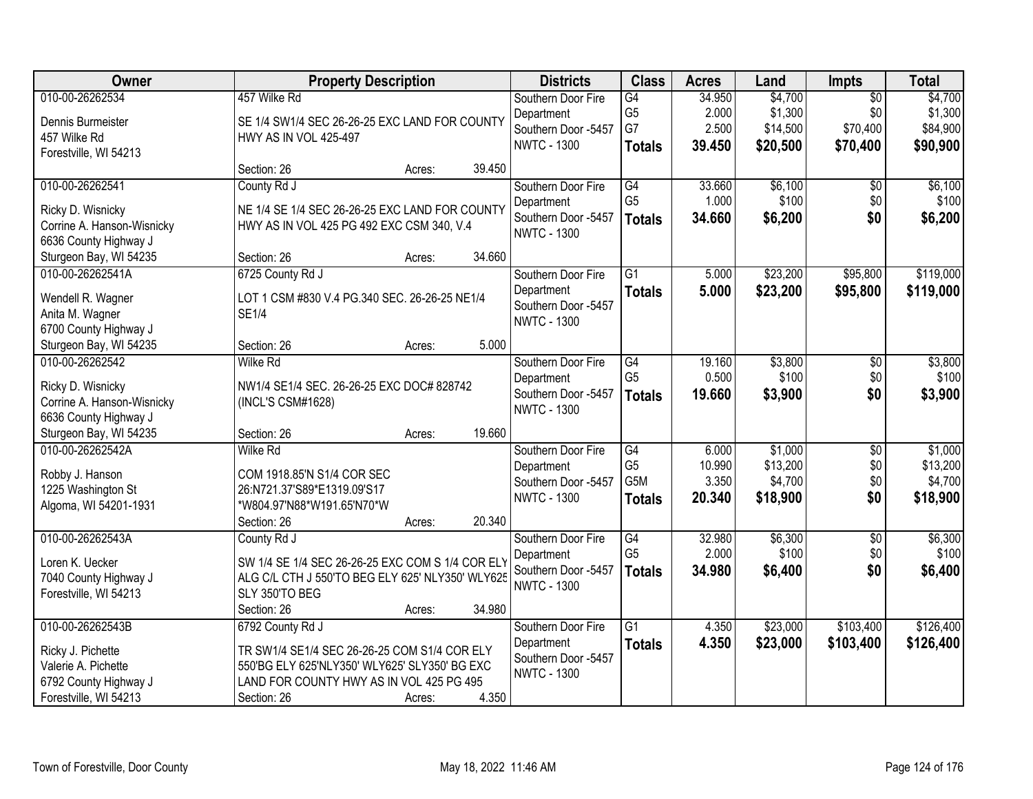| Owner | Property Description | Districts | Class | Acres | Land | Impts | Total |
|---|---|---|---|---|---|---|---|
| 010-00-26262534<br>Dennis Burmeister<br>457 Wilke Rd<br>Forestville, WI 54213 | 457 Wilke Rd<br>SE 1/4 SW1/4 SEC 26-26-25 EXC LAND FOR COUNTY HWY AS IN VOL 425-497<br>Section: 26 Acres: 39.450 | Southern Door Fire Department<br>Southern Door -5457<br>NWTC - 1300 | G4<br>G5<br>G7<br>**Totals** | 34.950<br>2.000<br>2.500<br>**39.450** | $4,700<br>$1,300<br>$14,500<br>**$20,500** | $0<br>$0<br>$70,400<br>**$70,400** | $4,700<br>$1,300<br>$84,900<br>**$90,900** |
| 010-00-26262541<br>Ricky D. Wisnicky<br>Corrine A. Hanson-Wisnicky<br>6636 County Highway J<br>Sturgeon Bay, WI 54235 | County Rd J<br>NE 1/4 SE 1/4 SEC 26-26-25 EXC LAND FOR COUNTY HWY AS IN VOL 425 PG 492 EXC CSM 340, V.4<br>Section: 26 Acres: 34.660 | Southern Door Fire Department<br>Southern Door -5457<br>NWTC - 1300 | G4<br>G5<br>**Totals** | 33.660<br>1.000<br>**34.660** | $6,100<br>$100<br>**$6,200** | $0<br>$0<br>**$0** | $6,100<br>$100<br>**$6,200** |
| 010-00-26262541A<br>Wendell R. Wagner<br>Anita M. Wagner<br>6700 County Highway J<br>Sturgeon Bay, WI 54235 | 6725 County Rd J<br>LOT 1 CSM #830 V.4 PG.340 SEC. 26-26-25 NE1/4 SE1/4<br>Section: 26 Acres: 5.000 | Southern Door Fire Department<br>Southern Door -5457<br>NWTC - 1300 | G1<br>**Totals** | 5.000<br>**5.000** | $23,200<br>**$23,200** | $95,800<br>**$95,800** | $119,000<br>**$119,000** |
| 010-00-26262542<br>Ricky D. Wisnicky<br>Corrine A. Hanson-Wisnicky<br>6636 County Highway J<br>Sturgeon Bay, WI 54235 | Wilke Rd<br>NW1/4 SE1/4 SEC. 26-26-25 EXC DOC# 828742 (INCL'S CSM#1628)<br>Section: 26 Acres: 19.660 | Southern Door Fire Department<br>Southern Door -5457<br>NWTC - 1300 | G4<br>G5<br>**Totals** | 19.160<br>0.500<br>**19.660** | $3,800<br>$100<br>**$3,900** | $0<br>$0<br>**$0** | $3,800<br>$100<br>**$3,900** |
| 010-00-26262542A<br>Robby J. Hanson<br>1225 Washington St<br>Algoma, WI 54201-1931 | Wilke Rd<br>COM 1918.85'N S1/4 COR SEC 26:N721.37'S89*E1319.09'S17 *W804.97'N88*W191.65'N70*W<br>Section: 26 Acres: 20.340 | Southern Door Fire Department<br>Southern Door -5457<br>NWTC - 1300 | G4<br>G5<br>G5M<br>**Totals** | 6.000<br>10.990<br>3.350<br>**20.340** | $1,000<br>$13,200<br>$4,700<br>**$18,900** | $0<br>$0<br>$0<br>**$0** | $1,000<br>$13,200<br>$4,700<br>**$18,900** |
| 010-00-26262543A<br>Loren K. Uecker<br>7040 County Highway J<br>Forestville, WI 54213 | County Rd J<br>SW 1/4 SE 1/4 SEC 26-26-25 EXC COM S 1/4 COR ELY ALG C/L CTH J 550'TO BEG ELY 625' NLY350' WLY625' SLY 350'TO BEG<br>Section: 26 Acres: 34.980 | Southern Door Fire Department<br>Southern Door -5457<br>NWTC - 1300 | G4<br>G5<br>**Totals** | 32.980<br>2.000<br>**34.980** | $6,300<br>$100<br>**$6,400** | $0<br>$0<br>**$0** | $6,300<br>$100<br>**$6,400** |
| 010-00-26262543B<br>Ricky J. Pichette<br>Valerie A. Pichette<br>6792 County Highway J<br>Forestville, WI 54213 | 6792 County Rd J<br>TR SW1/4 SE1/4 SEC 26-26-25 COM S1/4 COR ELY 550'BG ELY 625'NLY350' WLY625' SLY350' BG EXC LAND FOR COUNTY HWY AS IN VOL 425 PG 495<br>Section: 26 Acres: 4.350 | Southern Door Fire Department<br>Southern Door -5457<br>NWTC - 1300 | G1<br>**Totals** | 4.350<br>**4.350** | $23,000<br>**$23,000** | $103,400<br>**$103,400** | $126,400<br>**$126,400** |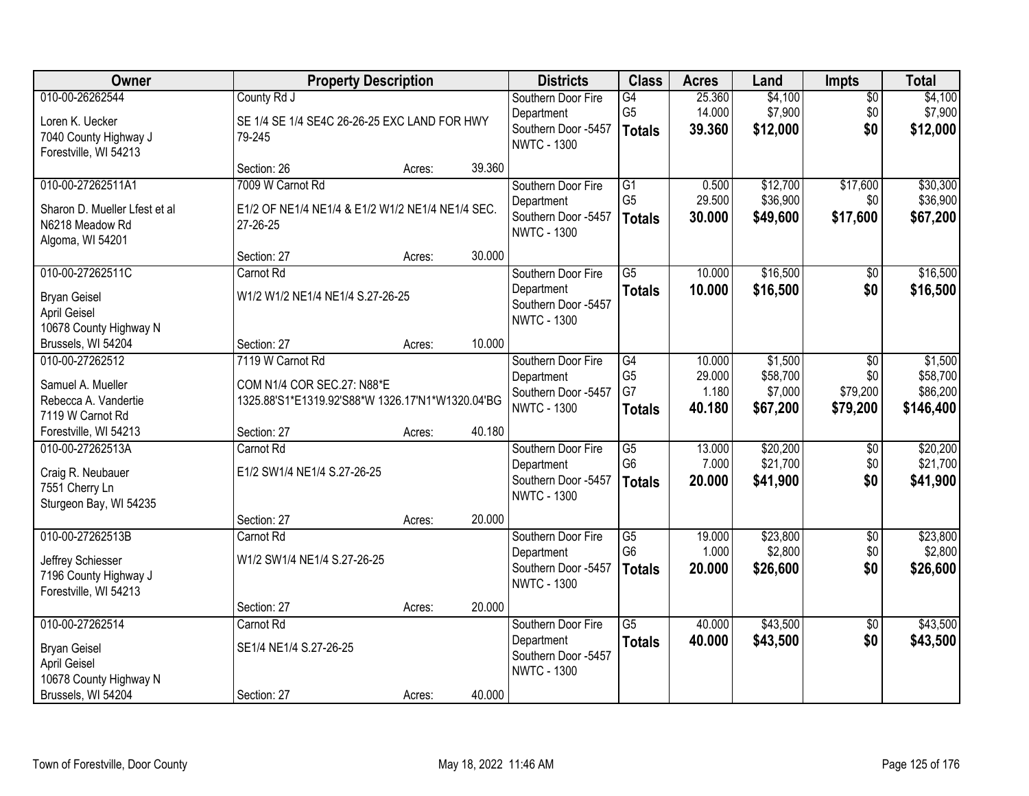| Owner | Property Description | Districts | Class | Acres | Land | Impts | Total |
|---|---|---|---|---|---|---|---|
| 010-00-26262544<br>Loren K. Uecker<br>7040 County Highway J<br>Forestville, WI 54213 | County Rd J<br>SE 1/4 SE 1/4 SE4C 26-26-25 EXC LAND FOR HWY 79-245<br>Section: 26 Acres: 39.360 | Southern Door Fire Department<br>Southern Door -5457<br>NWTC - 1300 | G4<br>G5<br>**Totals** | 25.360<br>14.000<br>**39.360** | $4,100<br>$7,900<br>**$12,000** | $0<br>$0<br>**$0** | $4,100<br>$7,900<br>**$12,000** |
| 010-00-27262511A1<br>Sharon D. Mueller Lfest et al<br>N6218 Meadow Rd<br>Algoma, WI 54201 | 7009 W Carnot Rd<br>E1/2 OF NE1/4 NE1/4 & E1/2 W1/2 NE1/4 NE1/4 SEC. 27-26-25<br>Section: 27 Acres: 30.000 | Southern Door Fire Department<br>Southern Door -5457<br>NWTC - 1300 | G1<br>G5<br>**Totals** | 0.500<br>29.500<br>**30.000** | $12,700<br>$36,900<br>**$49,600** | $17,600<br>$0<br>**$17,600** | $30,300<br>$36,900<br>**$67,200** |
| 010-00-27262511C<br>Bryan Geisel<br>April Geisel<br>10678 County Highway N<br>Brussels, WI 54204 | Carnot Rd<br>W1/2 W1/2 NE1/4 NE1/4 S.27-26-25<br>Section: 27 Acres: 10.000 | Southern Door Fire Department<br>Southern Door -5457<br>NWTC - 1300 | G5<br>**Totals** | 10.000<br>**10.000** | $16,500<br>**$16,500** | $0<br>**$0** | $16,500<br>**$16,500** |
| 010-00-27262512<br>Samuel A. Mueller<br>Rebecca A. Vandertie<br>7119 W Carnot Rd<br>Forestville, WI 54213 | 7119 W Carnot Rd<br>COM N1/4 COR SEC.27: N88*E 1325.88'S1*E1319.92'S88*W 1326.17'N1*W1320.04'BG<br>Section: 27 Acres: 40.180 | Southern Door Fire Department<br>Southern Door -5457<br>NWTC - 1300 | G4<br>G5<br>G7<br>**Totals** | 10.000<br>29.000<br>1.180<br>**40.180** | $1,500<br>$58,700<br>$7,000<br>**$67,200** | $0<br>$0<br>$79,200<br>**$79,200** | $1,500<br>$58,700<br>$86,200<br>**$146,400** |
| 010-00-27262513A<br>Craig R. Neubauer<br>7551 Cherry Ln<br>Sturgeon Bay, WI 54235 | Carnot Rd<br>E1/2 SW1/4 NE1/4 S.27-26-25<br>Section: 27 Acres: 20.000 | Southern Door Fire Department<br>Southern Door -5457<br>NWTC - 1300 | G5<br>G6<br>**Totals** | 13.000<br>7.000<br>**20.000** | $20,200<br>$21,700<br>**$41,900** | $0<br>$0<br>**$0** | $20,200<br>$21,700<br>**$41,900** |
| 010-00-27262513B<br>Jeffrey Schiesser<br>7196 County Highway J<br>Forestville, WI 54213 | Carnot Rd<br>W1/2 SW1/4 NE1/4 S.27-26-25<br>Section: 27 Acres: 20.000 | Southern Door Fire Department<br>Southern Door -5457<br>NWTC - 1300 | G5<br>G6<br>**Totals** | 19.000<br>1.000<br>**20.000** | $23,800<br>$2,800<br>**$26,600** | $0<br>$0<br>**$0** | $23,800<br>$2,800<br>**$26,600** |
| 010-00-27262514<br>Bryan Geisel<br>April Geisel<br>10678 County Highway N<br>Brussels, WI 54204 | Carnot Rd<br>SE1/4 NE1/4 S.27-26-25<br>Section: 27 Acres: 40.000 | Southern Door Fire Department<br>Southern Door -5457<br>NWTC - 1300 | G5<br>**Totals** | 40.000<br>**40.000** | $43,500<br>**$43,500** | $0<br>**$0** | $43,500<br>**$43,500** |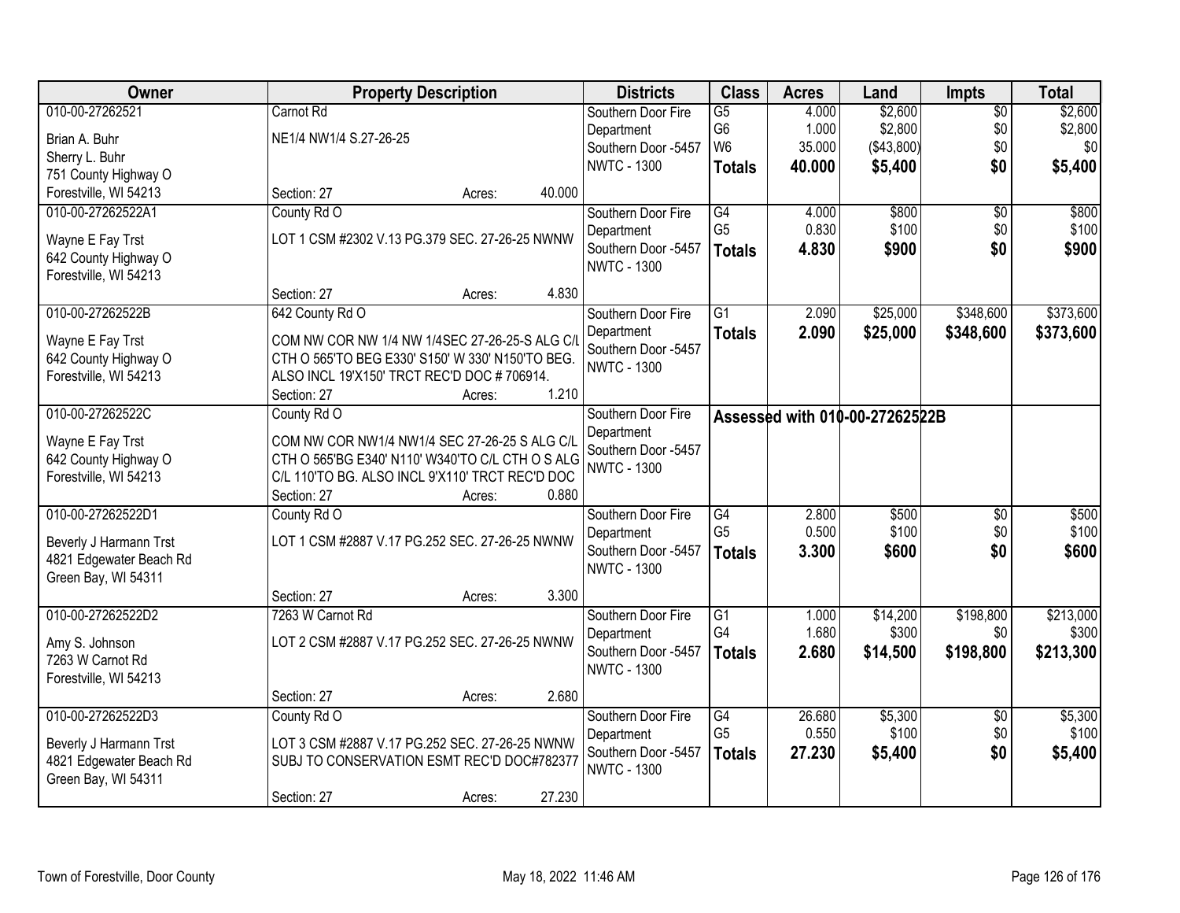| Owner | Property Description | Districts | Class | Acres | Land | Impts | Total |
|---|---|---|---|---|---|---|---|
| 010-00-27262521<br>Brian A. Buhr<br>Sherry L. Buhr<br>751 County Highway O<br>Forestville, WI 54213 | Carnot Rd<br>NE1/4 NW1/4 S.27-26-25<br>Section: 27 Acres: 40.000 | Southern Door Fire Department<br>Southern Door -5457<br>NWTC - 1300 | G5<br>G6<br>W6<br>**Totals** | 4.000<br>1.000<br>35.000<br>**40.000** | $2,600<br>$2,800<br>($43,800)<br>**$5,400** | $0<br>$0<br>$0<br>**$0** | $2,600<br>$2,800<br>$0<br>**$5,400** |
| 010-00-27262522A1<br>Wayne E Fay Trst<br>642 County Highway O<br>Forestville, WI 54213 | County Rd O<br>LOT 1 CSM #2302 V.13 PG.379 SEC. 27-26-25 NWNW<br>Section: 27 Acres: 4.830 | Southern Door Fire Department<br>Southern Door -5457<br>NWTC - 1300 | G4<br>G5<br>**Totals** | 4.000<br>0.830<br>**4.830** | $800<br>$100<br>**$900** | $0<br>$0<br>**$0** | $800<br>$100<br>**$900** |
| 010-00-27262522B<br>Wayne E Fay Trst<br>642 County Highway O<br>Forestville, WI 54213 | 642 County Rd O<br>COM NW COR NW 1/4 NW 1/4SEC 27-26-25-S ALG C/L CTH O 565'TO BEG E330' S150' W 330' N150'TO BEG. ALSO INCL 19'X150' TRCT REC'D DOC # 706914.<br>Section: 27 Acres: 1.210 | Southern Door Fire Department<br>Southern Door -5457<br>NWTC - 1300 | G1<br>**Totals** | 2.090<br>**2.090** | $25,000<br>**$25,000** | $348,600<br>**$348,600** | $373,600<br>**$373,600** |
| 010-00-27262522C<br>Wayne E Fay Trst<br>642 County Highway O<br>Forestville, WI 54213 | County Rd O<br>COM NW COR NW1/4 NW1/4 SEC 27-26-25 S ALG C/L CTH O 565'BG E340' N110' W340'TO C/L CTH O S ALG C/L 110'TO BG. ALSO INCL 9'X110' TRCT REC'D DOC<br>Section: 27 Acres: 0.880 | Southern Door Fire Department<br>Southern Door -5457<br>NWTC - 1300 | Assessed with 010-00-27262522B | | | | |
| 010-00-27262522D1<br>Beverly J Harmann Trst<br>4821 Edgewater Beach Rd<br>Green Bay, WI 54311 | County Rd O<br>LOT 1 CSM #2887 V.17 PG.252 SEC. 27-26-25 NWNW<br>Section: 27 Acres: 3.300 | Southern Door Fire Department<br>Southern Door -5457<br>NWTC - 1300 | G4<br>G5<br>**Totals** | 2.800<br>0.500<br>**3.300** | $500<br>$100<br>**$600** | $0<br>$0<br>**$0** | $500<br>$100<br>**$600** |
| 010-00-27262522D2<br>Amy S. Johnson<br>7263 W Carnot Rd<br>Forestville, WI 54213 | 7263 W Carnot Rd<br>LOT 2 CSM #2887 V.17 PG.252 SEC. 27-26-25 NWNW<br>Section: 27 Acres: 2.680 | Southern Door Fire Department<br>Southern Door -5457<br>NWTC - 1300 | G1<br>G4<br>**Totals** | 1.000<br>1.680<br>**2.680** | $14,200<br>$300<br>**$14,500** | $198,800<br>$0<br>**$198,800** | $213,000<br>$300<br>**$213,300** |
| 010-00-27262522D3<br>Beverly J Harmann Trst<br>4821 Edgewater Beach Rd<br>Green Bay, WI 54311 | County Rd O<br>LOT 3 CSM #2887 V.17 PG.252 SEC. 27-26-25 NWNW SUBJ TO CONSERVATION ESMT REC'D DOC#782377<br>Section: 27 Acres: 27.230 | Southern Door Fire Department<br>Southern Door -5457<br>NWTC - 1300 | G4<br>G5<br>**Totals** | 26.680<br>0.550<br>**27.230** | $5,300<br>$100<br>**$5,400** | $0<br>$0<br>**$0** | $5,300<br>$100<br>**$5,400** |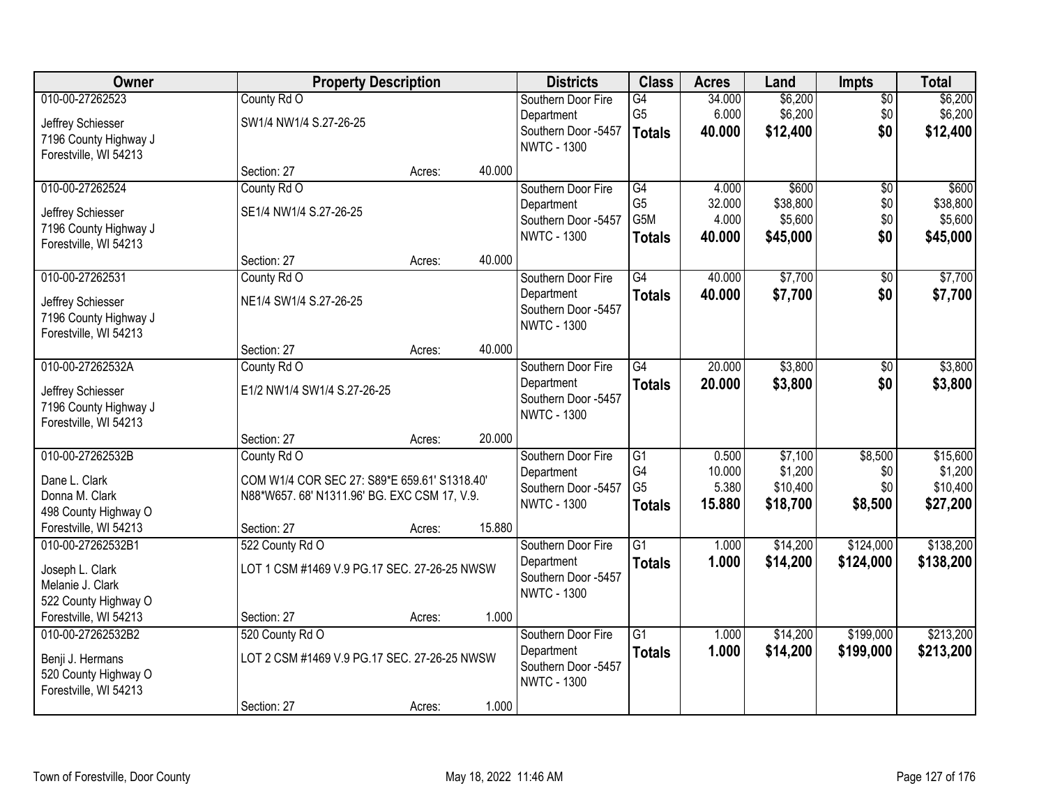| Owner | Property Description | | | Districts | Class | Acres | Land | Impts | Total |
|---|---|---|---|---|---|---|---|---|---|
| 010-00-27262523 | County Rd O | | | Southern Door Fire Department | G4 | 34.000 | $6,200 | $0 | $6,200 |
| Jeffrey Schiesser | SW1/4 NW1/4 S.27-26-25 | | | Southern Door -5457 | G5 | 6.000 | $6,200 | $0 | $6,200 |
| 7196 County Highway J | | | | NWTC - 1300 | **Totals** | **40.000** | **$12,400** | **$0** | **$12,400** |
| Forestville, WI 54213 | | | | | | | | | |
| | Section: 27 | Acres: | 40.000 | | | | | | |
| 010-00-27262524 | County Rd O | | | Southern Door Fire Department | G4 | 4.000 | $600 | $0 | $600 |
| Jeffrey Schiesser | SE1/4 NW1/4 S.27-26-25 | | | Southern Door -5457 | G5 | 32.000 | $38,800 | $0 | $38,800 |
| 7196 County Highway J | | | | NWTC - 1300 | G5M | 4.000 | $5,600 | $0 | $5,600 |
| Forestville, WI 54213 | | | | | **Totals** | **40.000** | **$45,000** | **$0** | **$45,000** |
| | Section: 27 | Acres: | 40.000 | | | | | | |
| 010-00-27262531 | County Rd O | | | Southern Door Fire Department | G4 | 40.000 | $7,700 | $0 | $7,700 |
| Jeffrey Schiesser | NE1/4 SW1/4 S.27-26-25 | | | Southern Door -5457 | **Totals** | **40.000** | **$7,700** | **$0** | **$7,700** |
| 7196 County Highway J | | | | NWTC - 1300 | | | | | |
| Forestville, WI 54213 | | | | | | | | | |
| | Section: 27 | Acres: | 40.000 | | | | | | |
| 010-00-27262532A | County Rd O | | | Southern Door Fire Department | G4 | 20.000 | $3,800 | $0 | $3,800 |
| Jeffrey Schiesser | E1/2 NW1/4 SW1/4 S.27-26-25 | | | Southern Door -5457 | **Totals** | **20.000** | **$3,800** | **$0** | **$3,800** |
| 7196 County Highway J | | | | NWTC - 1300 | | | | | |
| Forestville, WI 54213 | | | | | | | | | |
| | Section: 27 | Acres: | 20.000 | | | | | | |
| 010-00-27262532B | County Rd O | | | Southern Door Fire Department | G1 | 0.500 | $7,100 | $8,500 | $15,600 |
| Dane L. Clark | COM W1/4 COR SEC 27: S89*E 659.61' S1318.40' | | | Southern Door -5457 | G4 | 10.000 | $1,200 | $0 | $1,200 |
| Donna M. Clark | N88*W657. 68' N1311.96' BG. EXC CSM 17, V.9. | | | NWTC - 1300 | G5 | 5.380 | $10,400 | $0 | $10,400 |
| 498 County Highway O | | | | | **Totals** | **15.880** | **$18,700** | **$8,500** | **$27,200** |
| Forestville, WI 54213 | Section: 27 | Acres: | 15.880 | | | | | | |
| 010-00-27262532B1 | 522 County Rd O | | | Southern Door Fire Department | G1 | 1.000 | $14,200 | $124,000 | $138,200 |
| Joseph L. Clark | LOT 1 CSM #1469 V.9 PG.17 SEC. 27-26-25 NWSW | | | Southern Door -5457 | **Totals** | **1.000** | **$14,200** | **$124,000** | **$138,200** |
| Melanie J. Clark | | | | NWTC - 1300 | | | | | |
| 522 County Highway O | | | | | | | | | |
| Forestville, WI 54213 | Section: 27 | Acres: | 1.000 | | | | | | |
| 010-00-27262532B2 | 520 County Rd O | | | Southern Door Fire Department | G1 | 1.000 | $14,200 | $199,000 | $213,200 |
| Benji J. Hermans | LOT 2 CSM #1469 V.9 PG.17 SEC. 27-26-25 NWSW | | | Southern Door -5457 | **Totals** | **1.000** | **$14,200** | **$199,000** | **$213,200** |
| 520 County Highway O | | | | NWTC - 1300 | | | | | |
| Forestville, WI 54213 | | | | | | | | | |
| | Section: 27 | Acres: | 1.000 | | | | | | |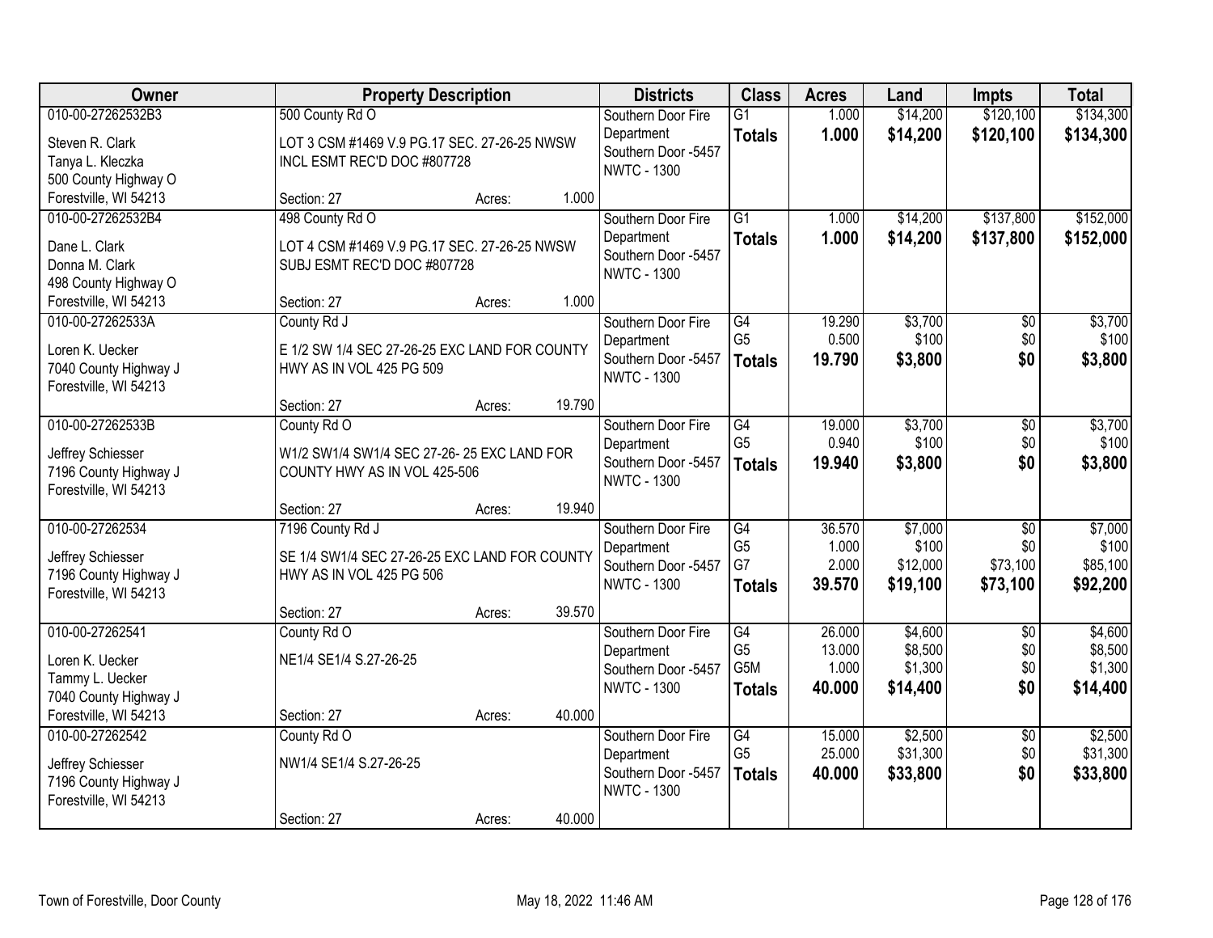| Owner | Property Description | Districts | Class | Acres | Land | Impts | Total |
|---|---|---|---|---|---|---|---|
| 010-00-27262532B3<br>Steven R. Clark<br>Tanya L. Kleczka<br>500 County Highway O<br>Forestville, WI 54213 | 500 County Rd O<br>LOT 3 CSM #1469 V.9 PG.17 SEC. 27-26-25 NWSW INCL ESMT REC'D DOC #807728<br>Section: 27 Acres: 1.000 | Southern Door Fire Department<br>Southern Door -5457<br>NWTC - 1300 | G1<br>**Totals** | 1.000<br>**1.000** | $14,200<br>**$14,200** | $120,100<br>**$120,100** | $134,300<br>**$134,300** |
| 010-00-27262532B4<br>Dane L. Clark<br>Donna M. Clark<br>498 County Highway O<br>Forestville, WI 54213 | 498 County Rd O<br>LOT 4 CSM #1469 V.9 PG.17 SEC. 27-26-25 NWSW SUBJ ESMT REC'D DOC #807728<br>Section: 27 Acres: 1.000 | Southern Door Fire Department<br>Southern Door -5457<br>NWTC - 1300 | G1<br>**Totals** | 1.000<br>**1.000** | $14,200<br>**$14,200** | $137,800<br>**$137,800** | $152,000<br>**$152,000** |
| 010-00-27262533A<br>Loren K. Uecker<br>7040 County Highway J<br>Forestville, WI 54213 | County Rd J<br>E 1/2 SW 1/4 SEC 27-26-25 EXC LAND FOR COUNTY HWY AS IN VOL 425 PG 509<br>Section: 27 Acres: 19.790 | Southern Door Fire Department<br>Southern Door -5457<br>NWTC - 1300 | G4<br>G5<br>**Totals** | 19.290<br>0.500<br>**19.790** | $3,700<br>$100<br>**$3,800** | $0<br>$0<br>**$0** | $3,700<br>$100<br>**$3,800** |
| 010-00-27262533B<br>Jeffrey Schiesser<br>7196 County Highway J<br>Forestville, WI 54213 | County Rd O<br>W1/2 SW1/4 SW1/4 SEC 27-26- 25 EXC LAND FOR COUNTY HWY AS IN VOL 425-506<br>Section: 27 Acres: 19.940 | Southern Door Fire Department<br>Southern Door -5457<br>NWTC - 1300 | G4<br>G5<br>**Totals** | 19.000<br>0.940<br>**19.940** | $3,700<br>$100<br>**$3,800** | $0<br>$0<br>**$0** | $3,700<br>$100<br>**$3,800** |
| 010-00-27262534<br>Jeffrey Schiesser<br>7196 County Highway J<br>Forestville, WI 54213 | 7196 County Rd J<br>SE 1/4 SW1/4 SEC 27-26-25 EXC LAND FOR COUNTY HWY AS IN VOL 425 PG 506<br>Section: 27 Acres: 39.570 | Southern Door Fire Department<br>Southern Door -5457<br>NWTC - 1300 | G4<br>G5<br>G7<br>**Totals** | 36.570<br>1.000<br>2.000<br>**39.570** | $7,000<br>$100<br>$12,000<br>**$19,100** | $0<br>$0<br>$73,100<br>**$73,100** | $7,000<br>$100<br>$85,100<br>**$92,200** |
| 010-00-27262541<br>Loren K. Uecker<br>Tammy L. Uecker<br>7040 County Highway J<br>Forestville, WI 54213 | County Rd O<br>NE1/4 SE1/4 S.27-26-25<br>Section: 27 Acres: 40.000 | Southern Door Fire Department<br>Southern Door -5457<br>NWTC - 1300 | G4<br>G5<br>G5M<br>**Totals** | 26.000<br>13.000<br>1.000<br>**40.000** | $4,600<br>$8,500<br>$1,300<br>**$14,400** | $0<br>$0<br>$0<br>**$0** | $4,600<br>$8,500<br>$1,300<br>**$14,400** |
| 010-00-27262542<br>Jeffrey Schiesser<br>7196 County Highway J<br>Forestville, WI 54213 | County Rd O<br>NW1/4 SE1/4 S.27-26-25<br>Section: 27 Acres: 40.000 | Southern Door Fire Department<br>Southern Door -5457<br>NWTC - 1300 | G4<br>G5<br>**Totals** | 15.000<br>25.000<br>**40.000** | $2,500<br>$31,300<br>**$33,800** | $0<br>$0<br>**$0** | $2,500<br>$31,300<br>**$33,800** |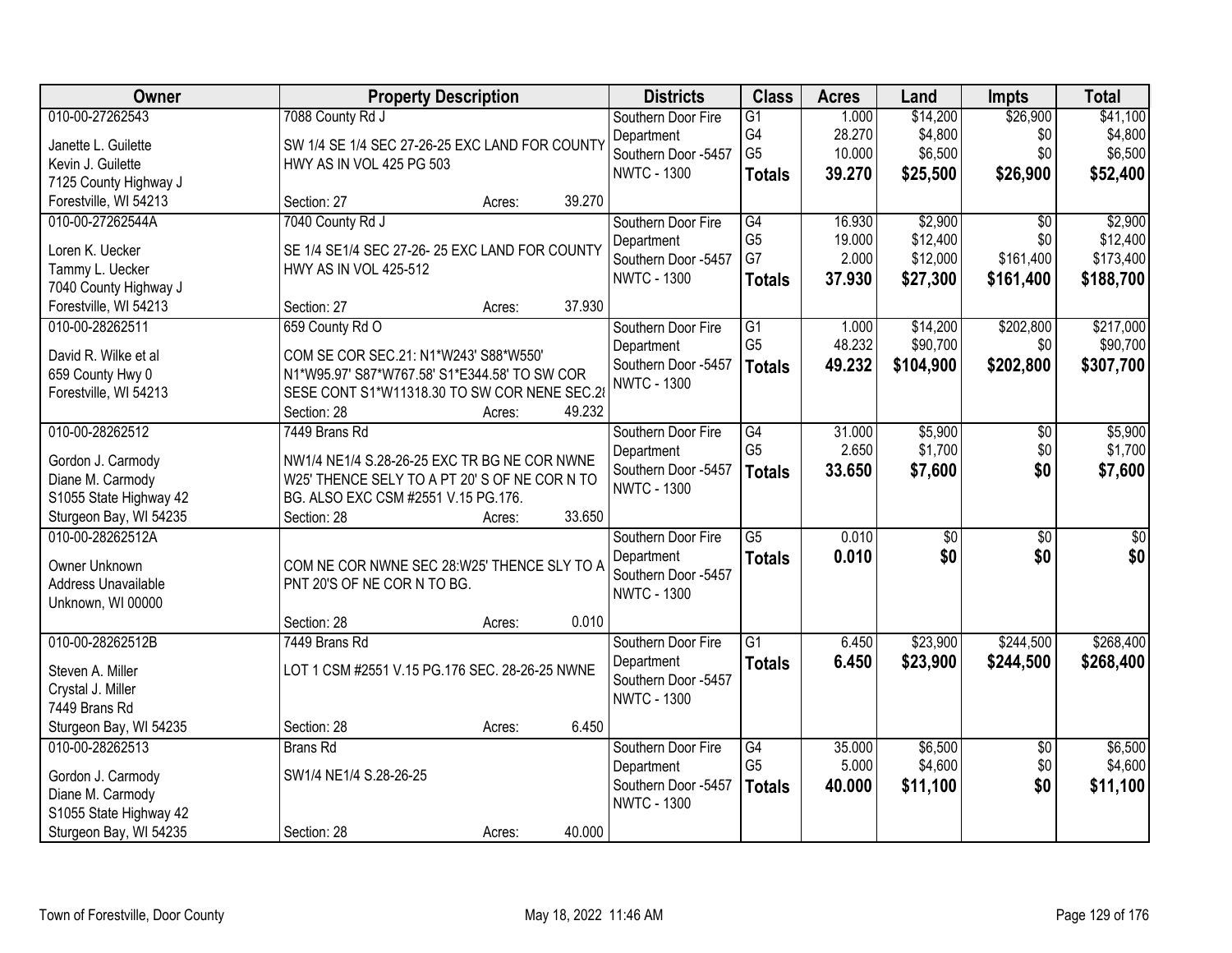| Owner | Property Description | Districts | Class | Acres | Land | Impts | Total |
|---|---|---|---|---|---|---|---|
| 010-00-27262543<br>Janette L. Guilette<br>Kevin J. Guilette<br>7125 County Highway J<br>Forestville, WI 54213 | 7088 County Rd J<br>SW 1/4 SE 1/4 SEC 27-26-25 EXC LAND FOR COUNTY HWY AS IN VOL 425 PG 503<br>Section: 27 Acres: 39.270 | Southern Door Fire Department<br>Southern Door -5457<br>NWTC - 1300 | G1<br>G4<br>G5<br>**Totals** | 1.000<br>28.270<br>10.000<br>**39.270** | $14,200<br>$4,800<br>$6,500<br>**$25,500** | $26,900<br>$0<br>$0<br>**$26,900** | $41,100<br>$4,800<br>$6,500<br>**$52,400** |
| 010-00-27262544A<br>Loren K. Uecker<br>Tammy L. Uecker<br>7040 County Highway J<br>Forestville, WI 54213 | 7040 County Rd J<br>SE 1/4 SE1/4 SEC 27-26- 25 EXC LAND FOR COUNTY HWY AS IN VOL 425-512<br>Section: 27 Acres: 37.930 | Southern Door Fire Department<br>Southern Door -5457<br>NWTC - 1300 | G4<br>G5<br>G7<br>**Totals** | 16.930<br>19.000<br>2.000<br>**37.930** | $2,900<br>$12,400<br>$12,000<br>**$27,300** | $0<br>$0<br>$161,400<br>**$161,400** | $2,900<br>$12,400<br>$173,400<br>**$188,700** |
| 010-00-28262511<br>David R. Wilke et al<br>659 County Hwy 0<br>Forestville, WI 54213 | 659 County Rd O<br>COM SE COR SEC.21: N1*W243' S88*W550' N1*W95.97' S87*W767.58' S1*E344.58' TO SW COR SESE CONT S1*W11318.30 TO SW COR NENE SEC.2(<br>Section: 28 Acres: 49.232 | Southern Door Fire Department<br>Southern Door -5457<br>NWTC - 1300 | G1<br>G5<br>**Totals** | 1.000<br>48.232<br>**49.232** | $14,200<br>$90,700<br>**$104,900** | $202,800<br>$0<br>**$202,800** | $217,000<br>$90,700<br>**$307,700** |
| 010-00-28262512<br>Gordon J. Carmody<br>Diane M. Carmody<br>S1055 State Highway 42<br>Sturgeon Bay, WI 54235 | 7449 Brans Rd<br>NW1/4 NE1/4 S.28-26-25 EXC TR BG NE COR NWNE W25' THENCE SELY TO A PT 20' S OF NE COR N TO BG. ALSO EXC CSM #2551 V.15 PG.176.<br>Section: 28 Acres: 33.650 | Southern Door Fire Department<br>Southern Door -5457<br>NWTC - 1300 | G4<br>G5<br>**Totals** | 31.000<br>2.650<br>**33.650** | $5,900<br>$1,700<br>**$7,600** | $0<br>$0<br>**$0** | $5,900<br>$1,700<br>**$7,600** |
| 010-00-28262512A<br>Owner Unknown<br>Address Unavailable<br>Unknown, WI 00000 | COM NE COR NWNE SEC 28:W25' THENCE SLY TO A PNT 20'S OF NE COR N TO BG.<br>Section: 28 Acres: 0.010 | Southern Door Fire Department<br>Southern Door -5457<br>NWTC - 1300 | G5<br>**Totals** | 0.010<br>**0.010** | $0<br>**$0** | $0<br>**$0** | $0<br>**$0** |
| 010-00-28262512B<br>Steven A. Miller<br>Crystal J. Miller<br>7449 Brans Rd<br>Sturgeon Bay, WI 54235 | 7449 Brans Rd<br>LOT 1 CSM #2551 V.15 PG.176 SEC. 28-26-25 NWNE<br>Section: 28 Acres: 6.450 | Southern Door Fire Department<br>Southern Door -5457<br>NWTC - 1300 | G1<br>**Totals** | 6.450<br>**6.450** | $23,900<br>**$23,900** | $244,500<br>**$244,500** | $268,400<br>**$268,400** |
| 010-00-28262513<br>Gordon J. Carmody<br>Diane M. Carmody<br>S1055 State Highway 42<br>Sturgeon Bay, WI 54235 | Brans Rd<br>SW1/4 NE1/4 S.28-26-25<br>Section: 28 Acres: 40.000 | Southern Door Fire Department<br>Southern Door -5457<br>NWTC - 1300 | G4<br>G5<br>**Totals** | 35.000<br>5.000<br>**40.000** | $6,500<br>$4,600<br>**$11,100** | $0<br>$0<br>**$0** | $6,500<br>$4,600<br>**$11,100** |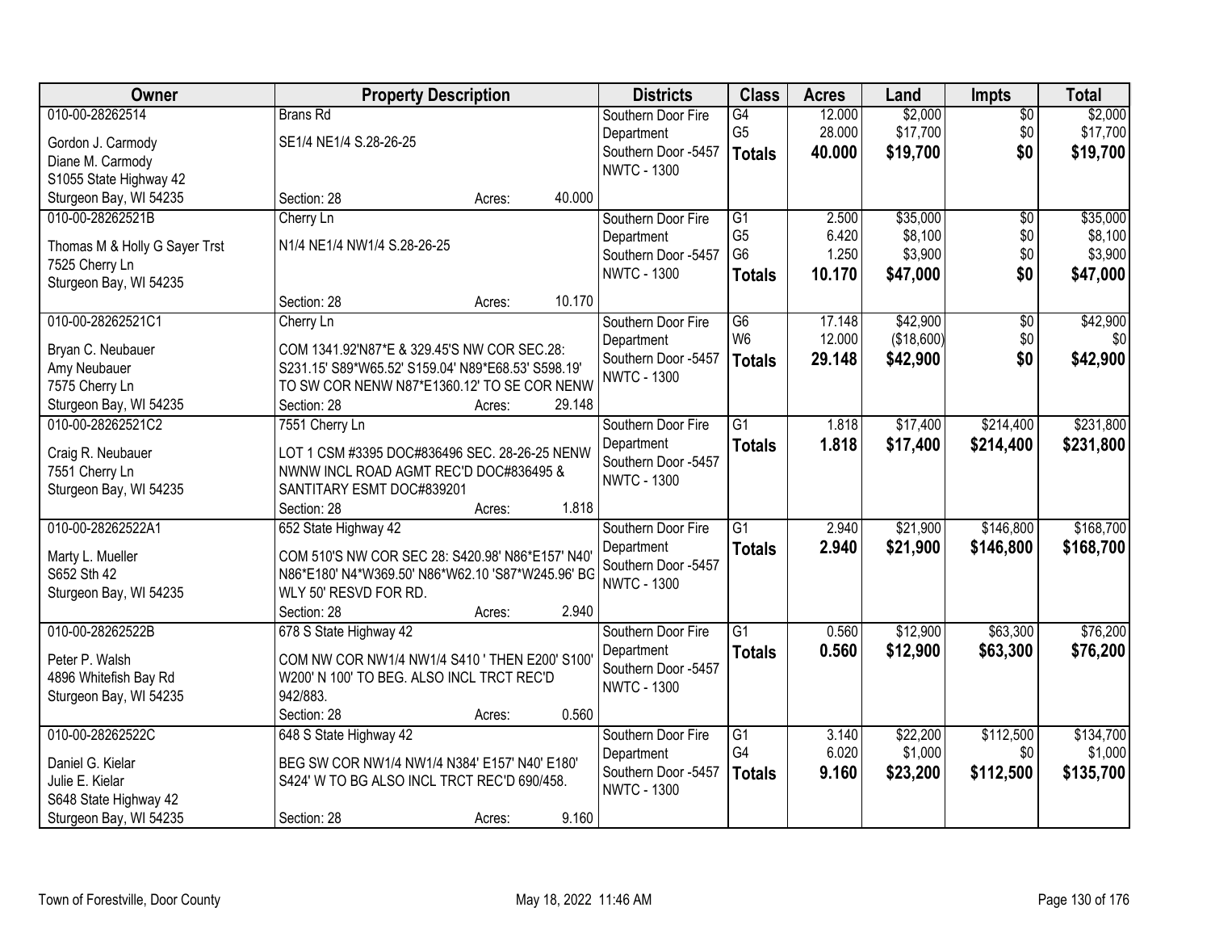| Owner | Property Description | Districts | Class | Acres | Land | Impts | Total |
|---|---|---|---|---|---|---|---|
| 010-00-28262514<br>Gordon J. Carmody<br>Diane M. Carmody<br>S1055 State Highway 42<br>Sturgeon Bay, WI 54235 | Brans Rd<br>SE1/4 NE1/4 S.28-26-25<br>Section: 28 Acres: 40.000 | Southern Door Fire Department<br>Southern Door -5457<br>NWTC - 1300 | G4<br>G5<br>**Totals** | 12.000<br>28.000<br>**40.000** | $2,000<br>$17,700<br>**$19,700** | $0<br>$0<br>**$0** | $2,000<br>$17,700<br>**$19,700** |
| 010-00-28262521B<br>Thomas M & Holly G Sayer Trst<br>7525 Cherry Ln<br>Sturgeon Bay, WI 54235 | Cherry Ln<br>N1/4 NE1/4 NW1/4 S.28-26-25<br>Section: 28 Acres: 10.170 | Southern Door Fire Department<br>Southern Door -5457<br>NWTC - 1300 | G1<br>G5<br>G6<br>**Totals** | 2.500<br>6.420<br>1.250<br>**10.170** | $35,000<br>$8,100<br>$3,900<br>**$47,000** | $0<br>$0<br>$0<br>**$0** | $35,000<br>$8,100<br>$3,900<br>**$47,000** |
| 010-00-28262521C1<br>Bryan C. Neubauer<br>Amy Neubauer<br>7575 Cherry Ln<br>Sturgeon Bay, WI 54235 | Cherry Ln<br>COM 1341.92'N87*E & 329.45'S NW COR SEC.28: S231.15' S89*W65.52' S159.04' N89*E68.53' S598.19' TO SW COR NENW N87*E1360.12' TO SE COR NENW<br>Section: 28 Acres: 29.148 | Southern Door Fire Department<br>Southern Door -5457<br>NWTC - 1300 | G6<br>W6<br>**Totals** | 17.148<br>12.000<br>**29.148** | $42,900<br>($18,600)<br>**$42,900** | $0<br>$0<br>**$0** | $42,900<br>$0<br>**$42,900** |
| 010-00-28262521C2<br>Craig R. Neubauer<br>7551 Cherry Ln<br>Sturgeon Bay, WI 54235 | 7551 Cherry Ln<br>LOT 1 CSM #3395 DOC#836496 SEC. 28-26-25 NENW NWNW INCL ROAD AGMT REC'D DOC#836495 & SANTITARY ESMT DOC#839201<br>Section: 28 Acres: 1.818 | Southern Door Fire Department<br>Southern Door -5457<br>NWTC - 1300 | G1<br>**Totals** | 1.818<br>**1.818** | $17,400<br>**$17,400** | $214,400<br>**$214,400** | $231,800<br>**$231,800** |
| 010-00-28262522A1<br>Marty L. Mueller<br>S652 Sth 42<br>Sturgeon Bay, WI 54235 | 652 State Highway 42<br>COM 510'S NW COR SEC 28: S420.98' N86*E157' N40' N86*E180' N4*W369.50' N86*W62.10 'S87*W245.96' BG WLY 50' RESVD FOR RD.<br>Section: 28 Acres: 2.940 | Southern Door Fire Department<br>Southern Door -5457<br>NWTC - 1300 | G1<br>**Totals** | 2.940<br>**2.940** | $21,900<br>**$21,900** | $146,800<br>**$146,800** | $168,700<br>**$168,700** |
| 010-00-28262522B<br>Peter P. Walsh<br>4896 Whitefish Bay Rd<br>Sturgeon Bay, WI 54235 | 678 S State Highway 42<br>COM NW COR NW1/4 NW1/4 S410 ' THEN E200' S100' W200' N 100' TO BEG. ALSO INCL TRCT REC'D 942/883.<br>Section: 28 Acres: 0.560 | Southern Door Fire Department<br>Southern Door -5457<br>NWTC - 1300 | G1<br>**Totals** | 0.560<br>**0.560** | $12,900<br>**$12,900** | $63,300<br>**$63,300** | $76,200<br>**$76,200** |
| 010-00-28262522C<br>Daniel G. Kielar<br>Julie E. Kielar<br>S648 State Highway 42<br>Sturgeon Bay, WI 54235 | 648 S State Highway 42<br>BEG SW COR NW1/4 NW1/4 N384' E157' N40' E180' S424' W TO BG ALSO INCL TRCT REC'D 690/458.<br>Section: 28 Acres: 9.160 | Southern Door Fire Department<br>Southern Door -5457<br>NWTC - 1300 | G1<br>G4<br>**Totals** | 3.140<br>6.020<br>**9.160** | $22,200<br>$1,000<br>**$23,200** | $112,500<br>$0<br>**$112,500** | $134,700<br>$1,000<br>**$135,700** |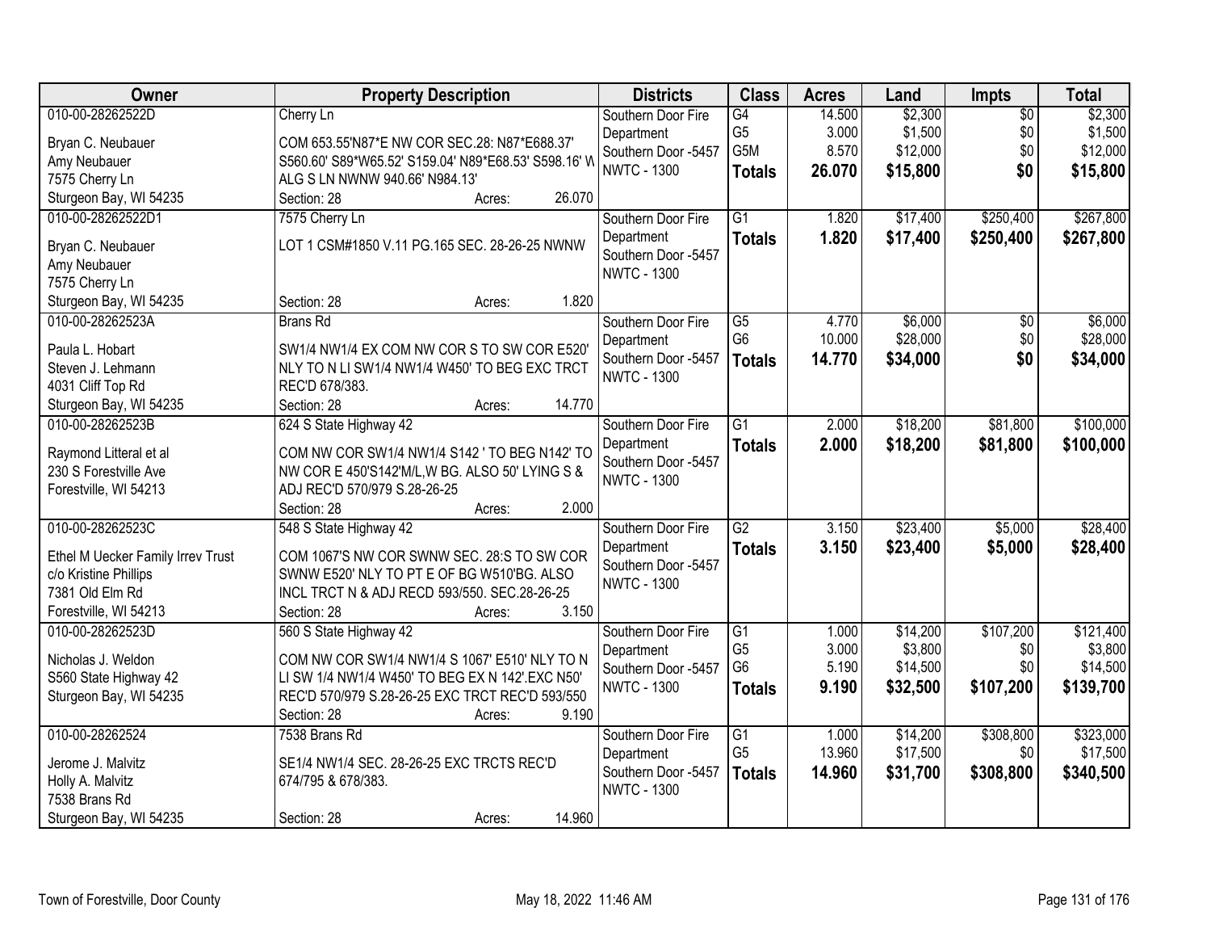| Owner | Property Description | Districts | Class | Acres | Land | Impts | Total |
|---|---|---|---|---|---|---|---|
| 010-00-28262522D<br>Bryan C. Neubauer<br>Amy Neubauer<br>7575 Cherry Ln<br>Sturgeon Bay, WI 54235 | Cherry Ln<br>COM 653.55'N87*E NW COR SEC.28: N87*E688.37' S560.60' S89*W65.52' S159.04' N89*E68.53' S598.16' W ALG S LN NWNW 940.66' N984.13'<br>Section: 28 Acres: 26.070 | Southern Door Fire Department<br>Southern Door -5457<br>NWTC - 1300 | G4<br>G5<br>G5M<br>**Totals** | 14.500<br>3.000<br>8.570<br>**26.070** | $2,300<br>$1,500<br>$12,000<br>**$15,800** | $0<br>$0<br>$0<br>**$0** | $2,300<br>$1,500<br>$12,000<br>**$15,800** |
| 010-00-28262522D1<br>Bryan C. Neubauer<br>Amy Neubauer<br>7575 Cherry Ln<br>Sturgeon Bay, WI 54235 | 7575 Cherry Ln<br>LOT 1 CSM#1850 V.11 PG.165 SEC. 28-26-25 NWNW<br>Section: 28 Acres: 1.820 | Southern Door Fire Department<br>Southern Door -5457<br>NWTC - 1300 | G1<br>**Totals** | 1.820<br>**1.820** | $17,400<br>**$17,400** | $250,400<br>**$250,400** | $267,800<br>**$267,800** |
| 010-00-28262523A<br>Paula L. Hobart<br>Steven J. Lehmann<br>4031 Cliff Top Rd<br>Sturgeon Bay, WI 54235 | Brans Rd<br>SW1/4 NW1/4 EX COM NW COR S TO SW COR E520' NLY TO N LI SW1/4 NW1/4 W450' TO BEG EXC TRCT REC'D 678/383.<br>Section: 28 Acres: 14.770 | Southern Door Fire Department<br>Southern Door -5457<br>NWTC - 1300 | G5<br>G6<br>**Totals** | 4.770<br>10.000<br>**14.770** | $6,000<br>$28,000<br>**$34,000** | $0<br>$0<br>**$0** | $6,000<br>$28,000<br>**$34,000** |
| 010-00-28262523B<br>Raymond Litteral et al<br>230 S Forestville Ave<br>Forestville, WI 54213 | 624 S State Highway 42<br>COM NW COR SW1/4 NW1/4 S142 ' TO BEG N142' TO NW COR E 450'S142'M/L,W BG. ALSO 50' LYING S & ADJ REC'D 570/979 S.28-26-25<br>Section: 28 Acres: 2.000 | Southern Door Fire Department<br>Southern Door -5457<br>NWTC - 1300 | G1<br>**Totals** | 2.000<br>**2.000** | $18,200<br>**$18,200** | $81,800<br>**$81,800** | $100,000<br>**$100,000** |
| 010-00-28262523C<br>Ethel M Uecker Family Irrev Trust<br>c/o Kristine Phillips<br>7381 Old Elm Rd<br>Forestville, WI 54213 | 548 S State Highway 42<br>COM 1067'S NW COR SWNW SEC. 28:S TO SW COR SWNW E520' NLY TO PT E OF BG W510'BG. ALSO INCL TRCT N & ADJ RECD 593/550. SEC.28-26-25<br>Section: 28 Acres: 3.150 | Southern Door Fire Department<br>Southern Door -5457<br>NWTC - 1300 | G2<br>**Totals** | 3.150<br>**3.150** | $23,400<br>**$23,400** | $5,000<br>**$5,000** | $28,400<br>**$28,400** |
| 010-00-28262523D<br>Nicholas J. Weldon<br>S560 State Highway 42<br>Sturgeon Bay, WI 54235 | 560 S State Highway 42<br>COM NW COR SW1/4 NW1/4 S 1067' E510' NLY TO N LI SW 1/4 NW1/4 W450' TO BEG EX N 142'.EXC N50' REC'D 570/979 S.28-26-25 EXC TRCT REC'D 593/550<br>Section: 28 Acres: 9.190 | Southern Door Fire Department<br>Southern Door -5457<br>NWTC - 1300 | G1<br>G5<br>G6<br>**Totals** | 1.000<br>3.000<br>5.190<br>**9.190** | $14,200<br>$3,800<br>$14,500<br>**$32,500** | $107,200<br>$0<br>$0<br>**$107,200** | $121,400<br>$3,800<br>$14,500<br>**$139,700** |
| 010-00-28262524<br>Jerome J. Malvitz<br>Holly A. Malvitz<br>7538 Brans Rd<br>Sturgeon Bay, WI 54235 | 7538 Brans Rd<br>SE1/4 NW1/4 SEC. 28-26-25 EXC TRCTS REC'D 674/795 & 678/383.<br>Section: 28 Acres: 14.960 | Southern Door Fire Department<br>Southern Door -5457<br>NWTC - 1300 | G1<br>G5<br>**Totals** | 1.000<br>13.960<br>**14.960** | $14,200<br>$17,500<br>**$31,700** | $308,800<br>$0<br>**$308,800** | $323,000<br>$17,500<br>**$340,500** |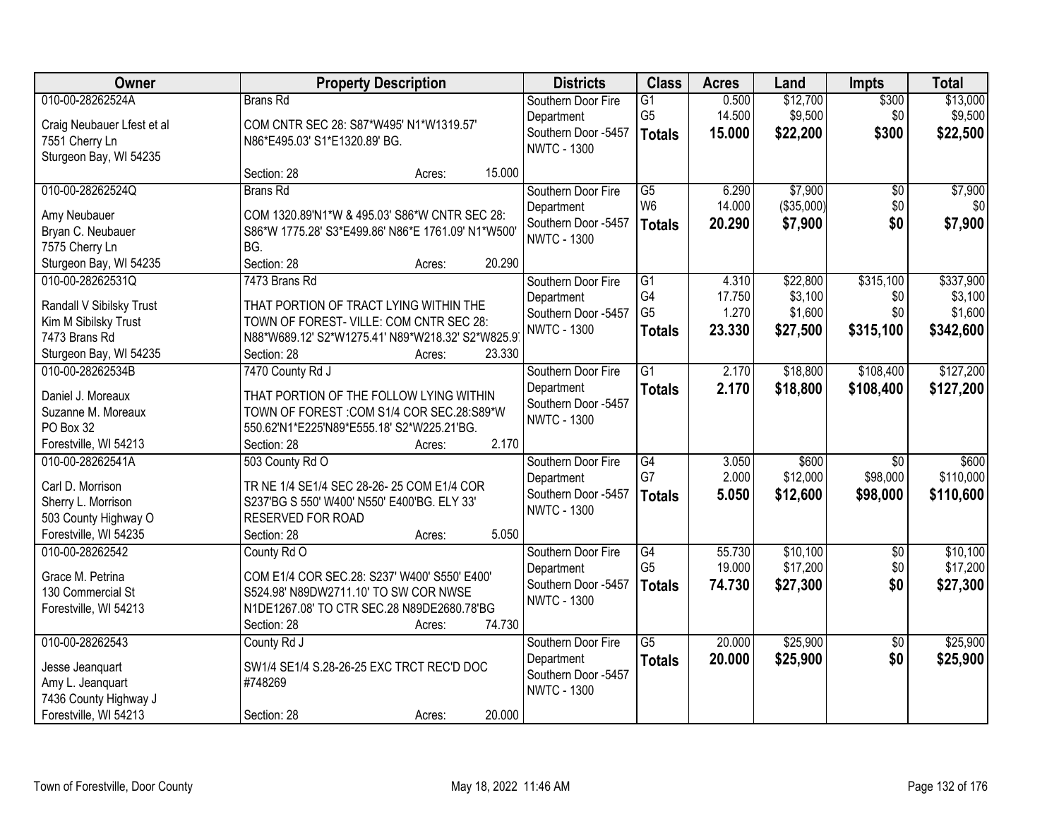| Owner | Property Description | Districts | Class | Acres | Land | Impts | Total |
|---|---|---|---|---|---|---|---|
| 010-00-28262524A<br>Craig Neubauer Lfest et al<br>7551 Cherry Ln<br>Sturgeon Bay, WI 54235 | Brans Rd<br>COM CNTR SEC 28: S87*W495' N1*W1319.57' N86*E495.03' S1*E1320.89' BG.<br>Section: 28 Acres: 15.000 | Southern Door Fire Department<br>Southern Door -5457<br>NWTC - 1300 | G1<br>G5<br>**Totals** | 0.500<br>14.500<br>**15.000** | $12,700<br>$9,500<br>**$22,200** | $300<br>$0<br>**$300** | $13,000<br>$9,500<br>**$22,500** |
| 010-00-28262524Q<br>Amy Neubauer<br>Bryan C. Neubauer<br>7575 Cherry Ln<br>Sturgeon Bay, WI 54235 | Brans Rd<br>COM 1320.89'N1*W & 495.03' S86*W CNTR SEC 28: S86*W 1775.28' S3*E499.86' N86*E 1761.09' N1*W500' BG.<br>Section: 28 Acres: 20.290 | Southern Door Fire Department<br>Southern Door -5457<br>NWTC - 1300 | G5<br>W6<br>**Totals** | 6.290<br>14.000<br>**20.290** | $7,900<br>($35,000)<br>**$7,900** | $0<br>$0<br>**$0** | $7,900<br>$0<br>**$7,900** |
| 010-00-28262531Q<br>Randall V Sibilsky Trust<br>Kim M Sibilsky Trust<br>7473 Brans Rd<br>Sturgeon Bay, WI 54235 | 7473 Brans Rd<br>THAT PORTION OF TRACT LYING WITHIN THE TOWN OF FOREST- VILLE: COM CNTR SEC 28: N88*W689.12' S2*W1275.41' N89*W218.32' S2*W825.9<br>Section: 28 Acres: 23.330 | Southern Door Fire Department<br>Southern Door -5457<br>NWTC - 1300 | G1<br>G4<br>G5<br>**Totals** | 4.310<br>17.750<br>1.270<br>**23.330** | $22,800<br>$3,100<br>$1,600<br>**$27,500** | $315,100<br>$0<br>$0<br>**$315,100** | $337,900<br>$3,100<br>$1,600<br>**$342,600** |
| 010-00-28262534B<br>Daniel J. Moreaux<br>Suzanne M. Moreaux<br>PO Box 32<br>Forestville, WI 54213 | 7470 County Rd J<br>THAT PORTION OF THE FOLLOW LYING WITHIN TOWN OF FOREST :COM S1/4 COR SEC.28:S89*W 550.62'N1*E225'N89*E555.18' S2*W225.21'BG.<br>Section: 28 Acres: 2.170 | Southern Door Fire Department<br>Southern Door -5457<br>NWTC - 1300 | G1<br>**Totals** | 2.170<br>**2.170** | $18,800<br>**$18,800** | $108,400<br>**$108,400** | $127,200<br>**$127,200** |
| 010-00-28262541A<br>Carl D. Morrison<br>Sherry L. Morrison<br>503 County Highway O<br>Forestville, WI 54235 | 503 County Rd O<br>TR NE 1/4 SE1/4 SEC 28-26- 25 COM E1/4 COR S237'BG S 550' W400' N550' E400'BG. ELY 33' RESERVED FOR ROAD<br>Section: 28 Acres: 5.050 | Southern Door Fire Department<br>Southern Door -5457<br>NWTC - 1300 | G4<br>G7<br>**Totals** | 3.050<br>2.000<br>**5.050** | $600<br>$12,000<br>**$12,600** | $0<br>$98,000<br>**$98,000** | $600<br>$110,000<br>**$110,600** |
| 010-00-28262542<br>Grace M. Petrina<br>130 Commercial St<br>Forestville, WI 54213 | County Rd O<br>COM E1/4 COR SEC.28: S237' W400' S550' E400' S524.98' N89DW2711.10' TO SW COR NWSE N1DE1267.08' TO CTR SEC.28 N89DE2680.78'BG<br>Section: 28 Acres: 74.730 | Southern Door Fire Department<br>Southern Door -5457<br>NWTC - 1300 | G4<br>G5<br>**Totals** | 55.730<br>19.000<br>**74.730** | $10,100<br>$17,200<br>**$27,300** | $0<br>$0<br>**$0** | $10,100<br>$17,200<br>**$27,300** |
| 010-00-28262543<br>Jesse Jeanquart<br>Amy L. Jeanquart<br>7436 County Highway J<br>Forestville, WI 54213 | County Rd J<br>SW1/4 SE1/4 S.28-26-25 EXC TRCT REC'D DOC #748269<br>Section: 28 Acres: 20.000 | Southern Door Fire Department<br>Southern Door -5457<br>NWTC - 1300 | G5<br>**Totals** | 20.000<br>**20.000** | $25,900<br>**$25,900** | $0<br>**$0** | $25,900<br>**$25,900** |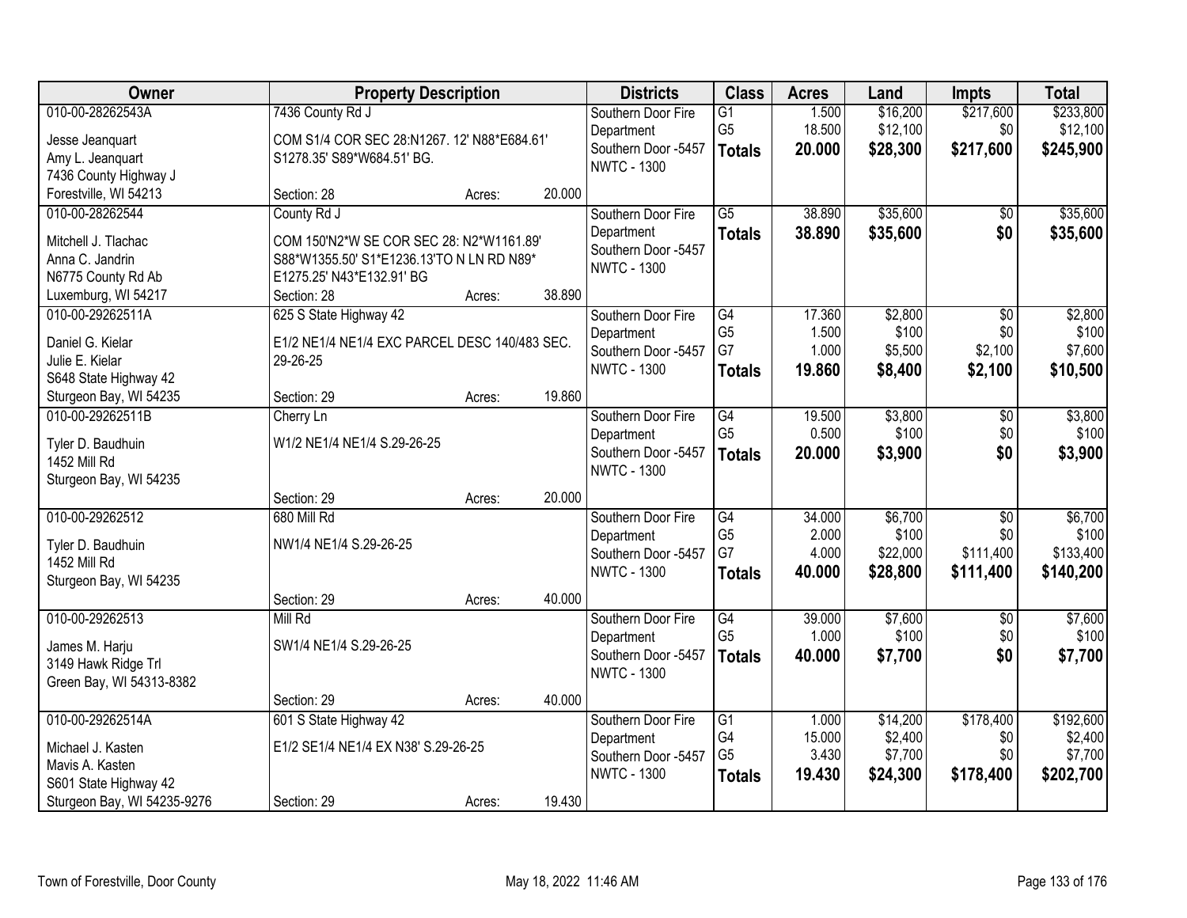| Owner | Property Description | | | Districts | Class | Acres | Land | Impts | Total |
|---|---|---|---|---|---|---|---|---|---|
| 010-00-28262543A | 7436 County Rd J | | | Southern Door Fire Department | G1 | 1.500 | $16,200 | $217,600 | $233,800 |
| Jesse Jeanquart | COM S1/4 COR SEC 28:N1267. 12' N88*E684.61' S1278.35' S89*W684.51' BG. | | | Southern Door -5457 | G5 | 18.500 | $12,100 | $0 | $12,100 |
| Amy L. Jeanquart | | | | NWTC - 1300 | **Totals** | **20.000** | **$28,300** | **$217,600** | **$245,900** |
| 7436 County Highway J | | | | | | | | | |
| Forestville, WI 54213 | Section: 28 | Acres: | 20.000 | | | | | | |
| 010-00-28262544 | County Rd J | | | Southern Door Fire Department | G5 | 38.890 | $35,600 | $0 | $35,600 |
| Mitchell J. Tlachac | COM 150'N2*W SE COR SEC 28: N2*W1161.89' S88*W1355.50' S1*E1236.13'TO N LN RD N89* E1275.25' N43*E132.91' BG | | | Southern Door -5457 | **Totals** | **38.890** | **$35,600** | **$0** | **$35,600** |
| Anna C. Jandrin | | | | NWTC - 1300 | | | | | |
| N6775 County Rd Ab | | | | | | | | | |
| Luxemburg, WI 54217 | Section: 28 | Acres: | 38.890 | | | | | | |
| 010-00-29262511A | 625 S State Highway 42 | | | Southern Door Fire Department | G4 | 17.360 | $2,800 | $0 | $2,800 |
| Daniel G. Kielar | E1/2 NE1/4 NE1/4 EXC PARCEL DESC 140/483 SEC. 29-26-25 | | | Southern Door -5457 | G5 | 1.500 | $100 | $0 | $100 |
| Julie E. Kielar | | | | NWTC - 1300 | G7 | 1.000 | $5,500 | $2,100 | $7,600 |
| S648 State Highway 42 | | | | | **Totals** | **19.860** | **$8,400** | **$2,100** | **$10,500** |
| Sturgeon Bay, WI 54235 | Section: 29 | Acres: | 19.860 | | | | | | |
| 010-00-29262511B | Cherry Ln | | | Southern Door Fire Department | G4 | 19.500 | $3,800 | $0 | $3,800 |
| Tyler D. Baudhuin | W1/2 NE1/4 NE1/4 S.29-26-25 | | | Southern Door -5457 | G5 | 0.500 | $100 | $0 | $100 |
| 1452 Mill Rd | | | | NWTC - 1300 | **Totals** | **20.000** | **$3,900** | **$0** | **$3,900** |
| Sturgeon Bay, WI 54235 | | | | | | | | | |
| | Section: 29 | Acres: | 20.000 | | | | | | |
| 010-00-29262512 | 680 Mill Rd | | | Southern Door Fire Department | G4 | 34.000 | $6,700 | $0 | $6,700 |
| Tyler D. Baudhuin | NW1/4 NE1/4 S.29-26-25 | | | Southern Door -5457 | G5 | 2.000 | $100 | $0 | $100 |
| 1452 Mill Rd | | | | NWTC - 1300 | G7 | 4.000 | $22,000 | $111,400 | $133,400 |
| Sturgeon Bay, WI 54235 | | | | | **Totals** | **40.000** | **$28,800** | **$111,400** | **$140,200** |
| | Section: 29 | Acres: | 40.000 | | | | | | |
| 010-00-29262513 | Mill Rd | | | Southern Door Fire Department | G4 | 39.000 | $7,600 | $0 | $7,600 |
| James M. Harju | SW1/4 NE1/4 S.29-26-25 | | | Southern Door -5457 | G5 | 1.000 | $100 | $0 | $100 |
| 3149 Hawk Ridge Trl | | | | NWTC - 1300 | **Totals** | **40.000** | **$7,700** | **$0** | **$7,700** |
| Green Bay, WI 54313-8382 | | | | | | | | | |
| | Section: 29 | Acres: | 40.000 | | | | | | |
| 010-00-29262514A | 601 S State Highway 42 | | | Southern Door Fire Department | G1 | 1.000 | $14,200 | $178,400 | $192,600 |
| Michael J. Kasten | E1/2 SE1/4 NE1/4 EX N38' S.29-26-25 | | | Southern Door -5457 | G4 | 15.000 | $2,400 | $0 | $2,400 |
| Mavis A. Kasten | | | | NWTC - 1300 | G5 | 3.430 | $7,700 | $0 | $7,700 |
| S601 State Highway 42 | | | | | **Totals** | **19.430** | **$24,300** | **$178,400** | **$202,700** |
| Sturgeon Bay, WI 54235-9276 | Section: 29 | Acres: | 19.430 | | | | | | |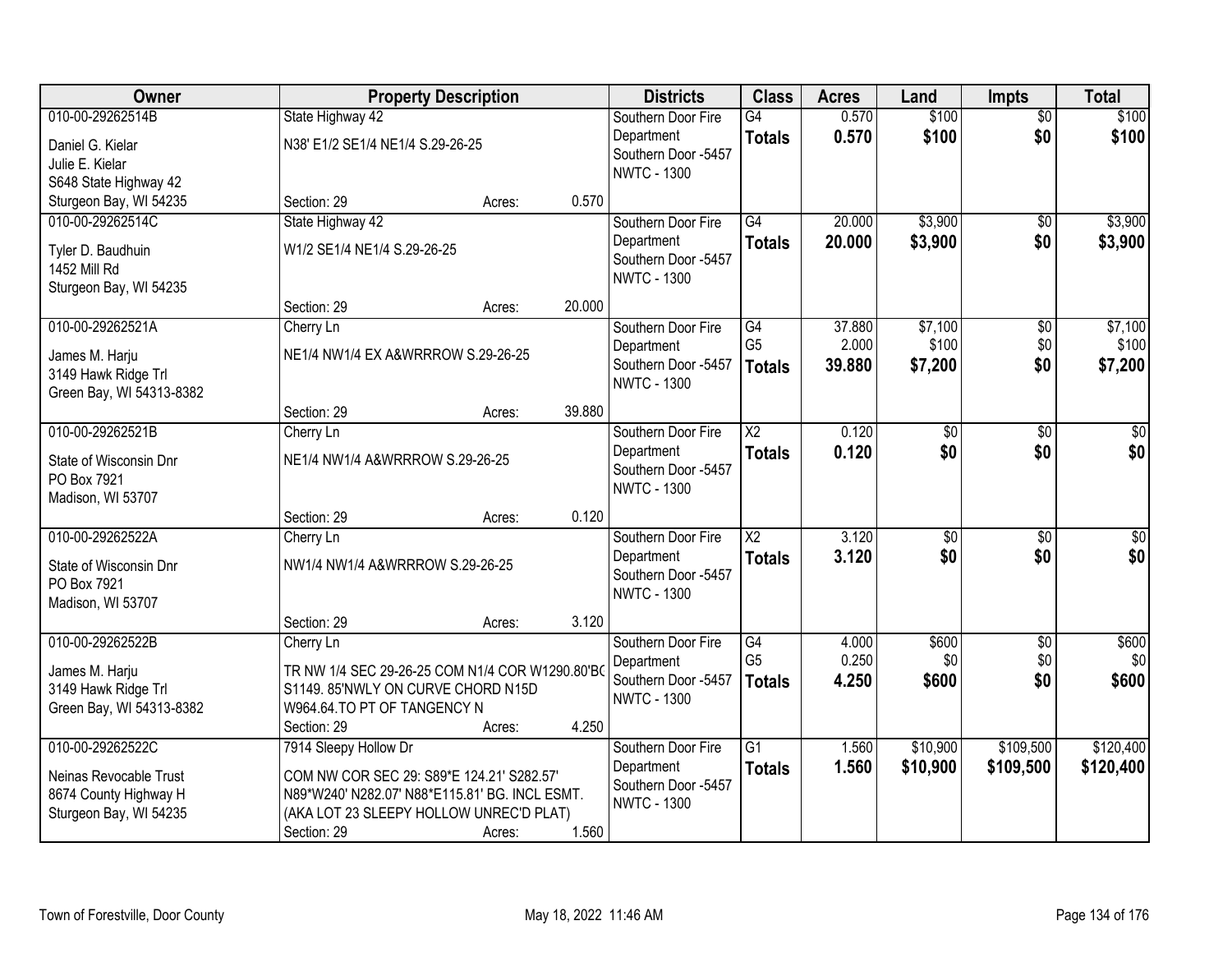| Owner | Property Description | Districts | Class | Acres | Land | Impts | Total |
|---|---|---|---|---|---|---|---|
| 010-00-29262514B<br>Daniel G. Kielar<br>Julie E. Kielar<br>S648 State Highway 42<br>Sturgeon Bay, WI 54235 | State Highway 42<br>N38' E1/2 SE1/4 NE1/4 S.29-26-25<br>Section: 29 Acres: 0.570 | Southern Door Fire Department<br>Southern Door -5457<br>NWTC - 1300 | G4<br>**Totals** | 0.570<br>**0.570** | $100<br>**$100** | $0<br>**$0** | $100<br>**$100** |
| 010-00-29262514C<br>Tyler D. Baudhuin<br>1452 Mill Rd<br>Sturgeon Bay, WI 54235 | State Highway 42<br>W1/2 SE1/4 NE1/4 S.29-26-25<br>Section: 29 Acres: 20.000 | Southern Door Fire Department<br>Southern Door -5457<br>NWTC - 1300 | G4<br>**Totals** | 20.000<br>**20.000** | $3,900<br>**$3,900** | $0<br>**$0** | $3,900<br>**$3,900** |
| 010-00-29262521A<br>James M. Harju<br>3149 Hawk Ridge Trl<br>Green Bay, WI 54313-8382 | Cherry Ln<br>NE1/4 NW1/4 EX A&WRRROW S.29-26-25<br>Section: 29 Acres: 39.880 | Southern Door Fire Department<br>Southern Door -5457<br>NWTC - 1300 | G4<br>G5<br>**Totals** | 37.880<br>2.000<br>**39.880** | $7,100<br>$100<br>**$7,200** | $0<br>$0<br>**$0** | $7,100<br>$100<br>**$7,200** |
| 010-00-29262521B<br>State of Wisconsin Dnr<br>PO Box 7921<br>Madison, WI 53707 | Cherry Ln<br>NE1/4 NW1/4 A&WRRROW S.29-26-25<br>Section: 29 Acres: 0.120 | Southern Door Fire Department<br>Southern Door -5457<br>NWTC - 1300 | X2<br>**Totals** | 0.120<br>**0.120** | $0<br>**$0** | $0<br>**$0** | $0<br>**$0** |
| 010-00-29262522A<br>State of Wisconsin Dnr<br>PO Box 7921<br>Madison, WI 53707 | Cherry Ln<br>NW1/4 NW1/4 A&WRRROW S.29-26-25<br>Section: 29 Acres: 3.120 | Southern Door Fire Department<br>Southern Door -5457<br>NWTC - 1300 | X2<br>**Totals** | 3.120<br>**3.120** | $0<br>**$0** | $0<br>**$0** | $0<br>**$0** |
| 010-00-29262522B<br>James M. Harju<br>3149 Hawk Ridge Trl<br>Green Bay, WI 54313-8382 | Cherry Ln<br>TR NW 1/4 SEC 29-26-25 COM N1/4 COR W1290.80'BC S1149. 85'NWLY ON CURVE CHORD N15D W964.64.TO PT OF TANGENCY N<br>Section: 29 Acres: 4.250 | Southern Door Fire Department<br>Southern Door -5457<br>NWTC - 1300 | G4<br>G5<br>**Totals** | 4.000<br>0.250<br>**4.250** | $600<br>$0<br>**$600** | $0<br>$0<br>**$0** | $600<br>$0<br>**$600** |
| 010-00-29262522C<br>Neinas Revocable Trust<br>8674 County Highway H<br>Sturgeon Bay, WI 54235 | 7914 Sleepy Hollow Dr<br>COM NW COR SEC 29: S89*E 124.21' S282.57' N89*W240' N282.07' N88*E115.81' BG. INCL ESMT. (AKA LOT 23 SLEEPY HOLLOW UNREC'D PLAT)<br>Section: 29 Acres: 1.560 | Southern Door Fire Department<br>Southern Door -5457<br>NWTC - 1300 | G1<br>**Totals** | 1.560<br>**1.560** | $10,900<br>**$10,900** | $109,500<br>**$109,500** | $120,400<br>**$120,400** |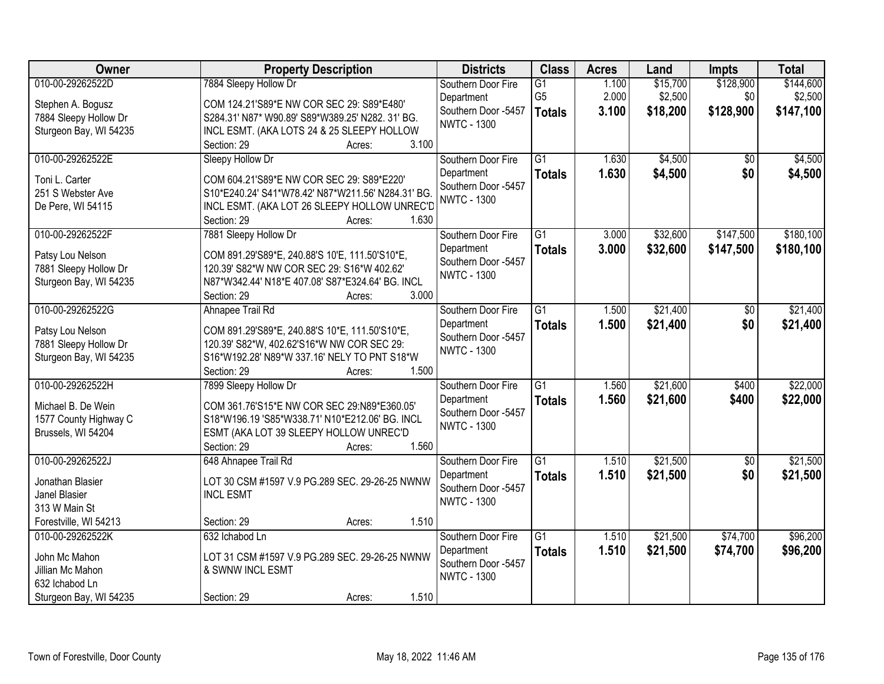| Owner | Property Description | Districts | Class | Acres | Land | Impts | Total |
|---|---|---|---|---|---|---|---|
| 010-00-29262522D<br><br>Stephen A. Bogusz<br>7884 Sleepy Hollow Dr<br>Sturgeon Bay, WI 54235 | 7884 Sleepy Hollow Dr<br><br>COM 124.21'S89*E NW COR SEC 29: S89*E480' S284.31' N87* W90.89' S89*W389.25' N282. 31' BG. INCL ESMT. (AKA LOTS 24 & 25 SLEEPY HOLLOW<br>Section: 29 Acres: 3.100 | Southern Door Fire Department<br>Southern Door -5457<br>NWTC - 1300 | G1<br>G5<br>**Totals** | 1.100<br>2.000<br>**3.100** | $15,700<br>$2,500<br>**$18,200** | $128,900<br>$0<br>**$128,900** | $144,600<br>$2,500<br>**$147,100** |
| 010-00-29262522E<br><br>Toni L. Carter<br>251 S Webster Ave<br>De Pere, WI 54115 | Sleepy Hollow Dr<br><br>COM 604.21'S89*E NW COR SEC 29: S89*E220' S10*E240.24' S41*W78.42' N87*W211.56' N284.31' BG. INCL ESMT. (AKA LOT 26 SLEEPY HOLLOW UNREC'D<br>Section: 29 Acres: 1.630 | Southern Door Fire Department<br>Southern Door -5457<br>NWTC - 1300 | G1<br>**Totals** | 1.630<br>**1.630** | $4,500<br>**$4,500** | $0<br>**$0** | $4,500<br>**$4,500** |
| 010-00-29262522F<br><br>Patsy Lou Nelson<br>7881 Sleepy Hollow Dr<br>Sturgeon Bay, WI 54235 | 7881 Sleepy Hollow Dr<br><br>COM 891.29'S89*E, 240.88'S 10'E, 111.50'S10*E, 120.39' S82*W NW COR SEC 29: S16*W 402.62' N87*W342.44' N18*E 407.08' S87*E324.64' BG. INCL<br>Section: 29 Acres: 3.000 | Southern Door Fire Department<br>Southern Door -5457<br>NWTC - 1300 | G1<br>**Totals** | 3.000<br>**3.000** | $32,600<br>**$32,600** | $147,500<br>**$147,500** | $180,100<br>**$180,100** |
| 010-00-29262522G<br><br>Patsy Lou Nelson<br>7881 Sleepy Hollow Dr<br>Sturgeon Bay, WI 54235 | Ahnapee Trail Rd<br><br>COM 891.29'S89*E, 240.88'S 10*E, 111.50'S10*E, 120.39' S82*W, 402.62'S16*W NW COR SEC 29: S16*W192.28' N89*W 337.16' NELY TO PNT S18*W<br>Section: 29 Acres: 1.500 | Southern Door Fire Department<br>Southern Door -5457<br>NWTC - 1300 | G1<br>**Totals** | 1.500<br>**1.500** | $21,400<br>**$21,400** | $0<br>**$0** | $21,400<br>**$21,400** |
| 010-00-29262522H<br><br>Michael B. De Wein<br>1577 County Highway C<br>Brussels, WI 54204 | 7899 Sleepy Hollow Dr<br><br>COM 361.76'S15*E NW COR SEC 29:N89*E360.05' S18*W196.19 'S85*W338.71' N10*E212.06' BG. INCL ESMT (AKA LOT 39 SLEEPY HOLLOW UNREC'D<br>Section: 29 Acres: 1.560 | Southern Door Fire Department<br>Southern Door -5457<br>NWTC - 1300 | G1<br>**Totals** | 1.560<br>**1.560** | $21,600<br>**$21,600** | $400<br>**$400** | $22,000<br>**$22,000** |
| 010-00-29262522J<br><br>Jonathan Blasier<br>Janel Blasier<br>313 W Main St<br>Forestville, WI 54213 | 648 Ahnapee Trail Rd<br><br>LOT 30 CSM #1597 V.9 PG.289 SEC. 29-26-25 NWNW INCL ESMT<br>Section: 29 Acres: 1.510 | Southern Door Fire Department<br>Southern Door -5457<br>NWTC - 1300 | G1<br>**Totals** | 1.510<br>**1.510** | $21,500<br>**$21,500** | $0<br>**$0** | $21,500<br>**$21,500** |
| 010-00-29262522K<br><br>John Mc Mahon<br>Jillian Mc Mahon<br>632 Ichabod Ln<br>Sturgeon Bay, WI 54235 | 632 Ichabod Ln<br><br>LOT 31 CSM #1597 V.9 PG.289 SEC. 29-26-25 NWNW & SWNW INCL ESMT<br>Section: 29 Acres: 1.510 | Southern Door Fire Department<br>Southern Door -5457<br>NWTC - 1300 | G1<br>**Totals** | 1.510<br>**1.510** | $21,500<br>**$21,500** | $74,700<br>**$74,700** | $96,200<br>**$96,200** |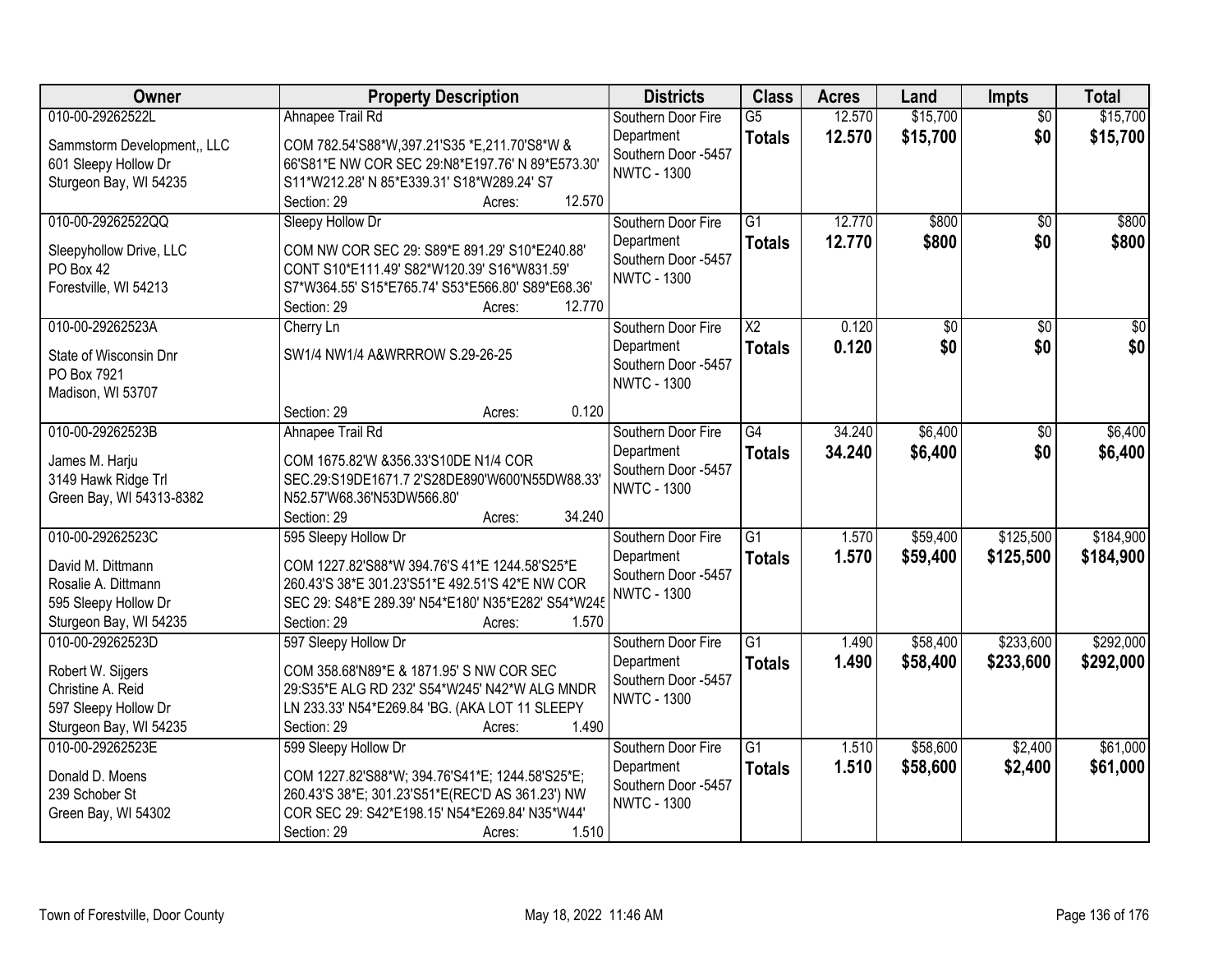| Owner | Property Description | Districts | Class | Acres | Land | Impts | Total |
|---|---|---|---|---|---|---|---|
| 010-00-29262522L<br>Sammstorm Development,, LLC<br>601 Sleepy Hollow Dr<br>Sturgeon Bay, WI 54235 | Ahnapee Trail Rd<br>COM 782.54'S88*W,397.21'S35 *E,211.70'S8*W & 66'S81*E NW COR SEC 29:N8*E197.76' N 89*E573.30' S11*W212.28' N 85*E339.31' S18*W289.24' S7<br>Section: 29 Acres: 12.570 | Southern Door Fire Department<br>Southern Door -5457<br>NWTC - 1300 | G5<br>**Totals** | 12.570<br>**12.570** | $15,700<br>**$15,700** | $0<br>**$0** | $15,700<br>**$15,700** |
| 010-00-29262522QQ<br>Sleepyhollow Drive, LLC<br>PO Box 42<br>Forestville, WI 54213 | Sleepy Hollow Dr<br>COM NW COR SEC 29: S89*E 891.29' S10*E240.88' CONT S10*E111.49' S82*W120.39' S16*W831.59' S7*W364.55' S15*E765.74' S53*E566.80' S89*E68.36'<br>Section: 29 Acres: 12.770 | Southern Door Fire Department<br>Southern Door -5457<br>NWTC - 1300 | G1<br>**Totals** | 12.770<br>**12.770** | $800<br>**$800** | $0<br>**$0** | $800<br>**$800** |
| 010-00-29262523A<br>State of Wisconsin Dnr<br>PO Box 7921<br>Madison, WI 53707 | Cherry Ln<br>SW1/4 NW1/4 A&WRRROW S.29-26-25<br>Section: 29 Acres: 0.120 | Southern Door Fire Department<br>Southern Door -5457<br>NWTC - 1300 | X2<br>**Totals** | 0.120<br>**0.120** | $0<br>**$0** | $0<br>**$0** | $0<br>**$0** |
| 010-00-29262523B<br>James M. Harju<br>3149 Hawk Ridge Trl<br>Green Bay, WI 54313-8382 | Ahnapee Trail Rd<br>COM 1675.82'W &356.33'S10DE N1/4 COR SEC.29:S19DE1671.7 2'S28DE890'W600'N55DW88.33' N52.57'W68.36'N53DW566.80'<br>Section: 29 Acres: 34.240 | Southern Door Fire Department<br>Southern Door -5457<br>NWTC - 1300 | G4<br>**Totals** | 34.240<br>**34.240** | $6,400<br>**$6,400** | $0<br>**$0** | $6,400<br>**$6,400** |
| 010-00-29262523C<br>David M. Dittmann<br>Rosalie A. Dittmann<br>595 Sleepy Hollow Dr<br>Sturgeon Bay, WI 54235 | 595 Sleepy Hollow Dr<br>COM 1227.82'S88*W 394.76'S 41*E 1244.58'S25*E 260.43'S 38*E 301.23'S51*E 492.51'S 42*E NW COR SEC 29: S48*E 289.39' N54*E180' N35*E282' S54*W245<br>Section: 29 Acres: 1.570 | Southern Door Fire Department<br>Southern Door -5457<br>NWTC - 1300 | G1<br>**Totals** | 1.570<br>**1.570** | $59,400<br>**$59,400** | $125,500<br>**$125,500** | $184,900<br>**$184,900** |
| 010-00-29262523D<br>Robert W. Sijgers<br>Christine A. Reid<br>597 Sleepy Hollow Dr<br>Sturgeon Bay, WI 54235 | 597 Sleepy Hollow Dr<br>COM 358.68'N89*E & 1871.95' S NW COR SEC 29:S35*E ALG RD 232' S54*W245' N42*W ALG MNDR LN 233.33' N54*E269.84 'BG. (AKA LOT 11 SLEEPY<br>Section: 29 Acres: 1.490 | Southern Door Fire Department<br>Southern Door -5457<br>NWTC - 1300 | G1<br>**Totals** | 1.490<br>**1.490** | $58,400<br>**$58,400** | $233,600<br>**$233,600** | $292,000<br>**$292,000** |
| 010-00-29262523E<br>Donald D. Moens<br>239 Schober St<br>Green Bay, WI 54302 | 599 Sleepy Hollow Dr<br>COM 1227.82'S88*W; 394.76'S41*E; 1244.58'S25*E; 260.43'S 38*E; 301.23'S51*E(REC'D AS 361.23') NW COR SEC 29: S42*E198.15' N54*E269.84' N35*W44'<br>Section: 29 Acres: 1.510 | Southern Door Fire Department<br>Southern Door -5457<br>NWTC - 1300 | G1<br>**Totals** | 1.510<br>**1.510** | $58,600<br>**$58,600** | $2,400<br>**$2,400** | $61,000<br>**$61,000** |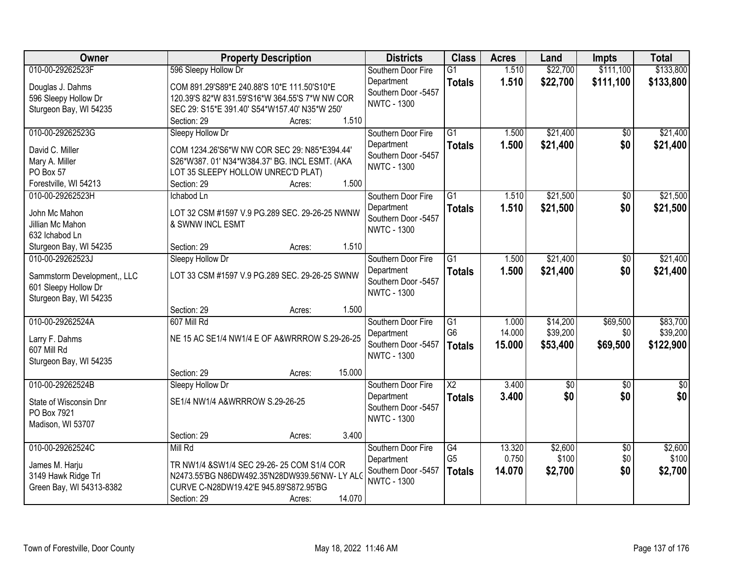| Owner | Property Description | Districts | Class | Acres | Land | Impts | Total |
|---|---|---|---|---|---|---|---|
| 010-00-29262523F<br>Douglas J. Dahms<br>596 Sleepy Hollow Dr<br>Sturgeon Bay, WI 54235 | 596 Sleepy Hollow Dr<br>COM 891.29'S89*E 240.88'S 10*E 111.50'S10*E 120.39'S 82*W 831.59'S16*W 364.55'S 7*W NW COR SEC 29: S15*E 391.40' S54*W157.40' N35*W 250'<br>Section: 29 Acres: 1.510 | Southern Door Fire Department<br>Southern Door -5457<br>NWTC - 1300 | G1<br>**Totals** | 1.510<br>**1.510** | $22,700<br>**$22,700** | $111,100<br>**$111,100** | $133,800<br>**$133,800** |
| 010-00-29262523G<br>David C. Miller<br>Mary A. Miller<br>PO Box 57<br>Forestville, WI 54213 | Sleepy Hollow Dr<br>COM 1234.26'S6*W NW COR SEC 29: N85*E394.44' S26*W387. 01' N34*W384.37' BG. INCL ESMT. (AKA LOT 35 SLEEPY HOLLOW UNREC'D PLAT)<br>Section: 29 Acres: 1.500 | Southern Door Fire Department<br>Southern Door -5457<br>NWTC - 1300 | G1<br>**Totals** | 1.500<br>**1.500** | $21,400<br>**$21,400** | $0<br>**$0** | $21,400<br>**$21,400** |
| 010-00-29262523H<br>John Mc Mahon<br>Jillian Mc Mahon<br>632 Ichabod Ln<br>Sturgeon Bay, WI 54235 | Ichabod Ln<br>LOT 32 CSM #1597 V.9 PG.289 SEC. 29-26-25 NWNW & SWNW INCL ESMT<br>Section: 29 Acres: 1.510 | Southern Door Fire Department<br>Southern Door -5457<br>NWTC - 1300 | G1<br>**Totals** | 1.510<br>**1.510** | $21,500<br>**$21,500** | $0<br>**$0** | $21,500<br>**$21,500** |
| 010-00-29262523J<br>Sammstorm Development,, LLC<br>601 Sleepy Hollow Dr<br>Sturgeon Bay, WI 54235 | Sleepy Hollow Dr<br>LOT 33 CSM #1597 V.9 PG.289 SEC. 29-26-25 SWNW<br>Section: 29 Acres: 1.500 | Southern Door Fire Department<br>Southern Door -5457<br>NWTC - 1300 | G1<br>**Totals** | 1.500<br>**1.500** | $21,400<br>**$21,400** | $0<br>**$0** | $21,400<br>**$21,400** |
| 010-00-29262524A<br>Larry F. Dahms<br>607 Mill Rd<br>Sturgeon Bay, WI 54235 | 607 Mill Rd<br>NE 15 AC SE1/4 NW1/4 E OF A&WRRROW S.29-26-25<br>Section: 29 Acres: 15.000 | Southern Door Fire Department<br>Southern Door -5457<br>NWTC - 1300 | G1<br>G6<br>**Totals** | 1.000<br>14.000<br>**15.000** | $14,200<br>$39,200<br>**$53,400** | $69,500<br>$0<br>**$69,500** | $83,700<br>$39,200<br>**$122,900** |
| 010-00-29262524B<br>State of Wisconsin Dnr<br>PO Box 7921<br>Madison, WI 53707 | Sleepy Hollow Dr<br>SE1/4 NW1/4 A&WRRROW S.29-26-25<br>Section: 29 Acres: 3.400 | Southern Door Fire Department<br>Southern Door -5457<br>NWTC - 1300 | X2<br>**Totals** | 3.400<br>**3.400** | $0<br>**$0** | $0<br>**$0** | $0<br>**$0** |
| 010-00-29262524C<br>James M. Harju<br>3149 Hawk Ridge Trl<br>Green Bay, WI 54313-8382 | Mill Rd<br>TR NW1/4 &SW1/4 SEC 29-26- 25 COM S1/4 COR N2473.55'BG N86DW492.35'N28DW939.56'NW- LY ALC CURVE C-N28DW19.42'E 945.89'S872.95'BG<br>Section: 29 Acres: 14.070 | Southern Door Fire Department<br>Southern Door -5457<br>NWTC - 1300 | G4<br>G5<br>**Totals** | 13.320<br>0.750<br>**14.070** | $2,600<br>$100<br>**$2,700** | $0<br>$0<br>**$0** | $2,600<br>$100<br>**$2,700** |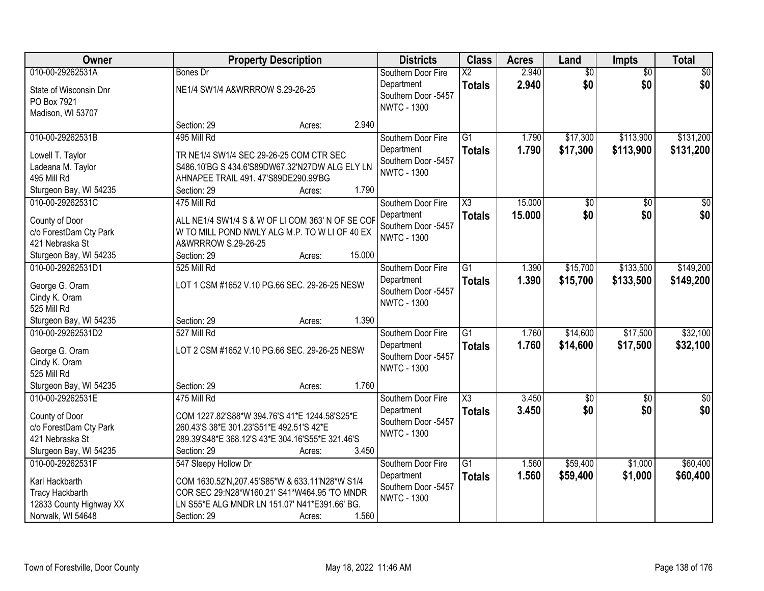| Owner | Property Description | Districts | Class | Acres | Land | Impts | Total |
|---|---|---|---|---|---|---|---|
| 010-00-29262531A<br>State of Wisconsin Dnr<br>PO Box 7921<br>Madison, WI 53707 | Bones Dr<br>NE1/4 SW1/4 A&WRRROW S.29-26-25<br>Section: 29 Acres: 2.940 | Southern Door Fire Department<br>Southern Door -5457<br>NWTC - 1300 | X2<br>**Totals** | 2.940<br>**2.940** | $0<br>**$0** | $0<br>**$0** | $0<br>**$0** |
| 010-00-29262531B<br>Lowell T. Taylor<br>Ladeana M. Taylor<br>495 Mill Rd<br>Sturgeon Bay, WI 54235 | 495 Mill Rd<br>TR NE1/4 SW1/4 SEC 29-26-25 COM CTR SEC S486.10'BG S 434.6'S89DW67.32'N27DW ALG ELY LN AHNAPEE TRAIL 491. 47'S89DE290.99'BG<br>Section: 29 Acres: 1.790 | Southern Door Fire Department<br>Southern Door -5457<br>NWTC - 1300 | G1<br>**Totals** | 1.790<br>**1.790** | $17,300<br>**$17,300** | $113,900<br>**$113,900** | $131,200<br>**$131,200** |
| 010-00-29262531C<br>County of Door<br>c/o ForestDam Cty Park<br>421 Nebraska St<br>Sturgeon Bay, WI 54235 | 475 Mill Rd<br>ALL NE1/4 SW1/4 S & W OF LI COM 363' N OF SE COF W TO MILL POND NWLY ALG M.P. TO W LI OF 40 EX A&WRRROW S.29-26-25<br>Section: 29 Acres: 15.000 | Southern Door Fire Department<br>Southern Door -5457<br>NWTC - 1300 | X3<br>**Totals** | 15.000<br>**15.000** | $0<br>**$0** | $0<br>**$0** | $0<br>**$0** |
| 010-00-29262531D1<br>George G. Oram<br>Cindy K. Oram<br>525 Mill Rd<br>Sturgeon Bay, WI 54235 | 525 Mill Rd<br>LOT 1 CSM #1652 V.10 PG.66 SEC. 29-26-25 NESW<br>Section: 29 Acres: 1.390 | Southern Door Fire Department<br>Southern Door -5457<br>NWTC - 1300 | G1<br>**Totals** | 1.390<br>**1.390** | $15,700<br>**$15,700** | $133,500<br>**$133,500** | $149,200<br>**$149,200** |
| 010-00-29262531D2<br>George G. Oram<br>Cindy K. Oram<br>525 Mill Rd<br>Sturgeon Bay, WI 54235 | 527 Mill Rd<br>LOT 2 CSM #1652 V.10 PG.66 SEC. 29-26-25 NESW<br>Section: 29 Acres: 1.760 | Southern Door Fire Department<br>Southern Door -5457<br>NWTC - 1300 | G1<br>**Totals** | 1.760<br>**1.760** | $14,600<br>**$14,600** | $17,500<br>**$17,500** | $32,100<br>**$32,100** |
| 010-00-29262531E<br>County of Door<br>c/o ForestDam Cty Park<br>421 Nebraska St<br>Sturgeon Bay, WI 54235 | 475 Mill Rd<br>COM 1227.82'S88*W 394.76'S 41*E 1244.58'S25*E 260.43'S 38*E 301.23'S51*E 492.51'S 42*E 289.39'S48*E 368.12'S 43*E 304.16'S55*E 321.46'S<br>Section: 29 Acres: 3.450 | Southern Door Fire Department<br>Southern Door -5457<br>NWTC - 1300 | X3<br>**Totals** | 3.450<br>**3.450** | $0<br>**$0** | $0<br>**$0** | $0<br>**$0** |
| 010-00-29262531F<br>Karl Hackbarth<br>Tracy Hackbarth<br>12833 County Highway XX<br>Norwalk, WI 54648 | 547 Sleepy Hollow Dr<br>COM 1630.52'N,207.45'S85*W & 633.11'N28*W S1/4 COR SEC 29:N28*W160.21' S41*W464.95 'TO MNDR LN S55*E ALG MNDR LN 151.07' N41*E391.66' BG.<br>Section: 29 Acres: 1.560 | Southern Door Fire Department<br>Southern Door -5457<br>NWTC - 1300 | G1<br>**Totals** | 1.560<br>**1.560** | $59,400<br>**$59,400** | $1,000<br>**$1,000** | $60,400<br>**$60,400** |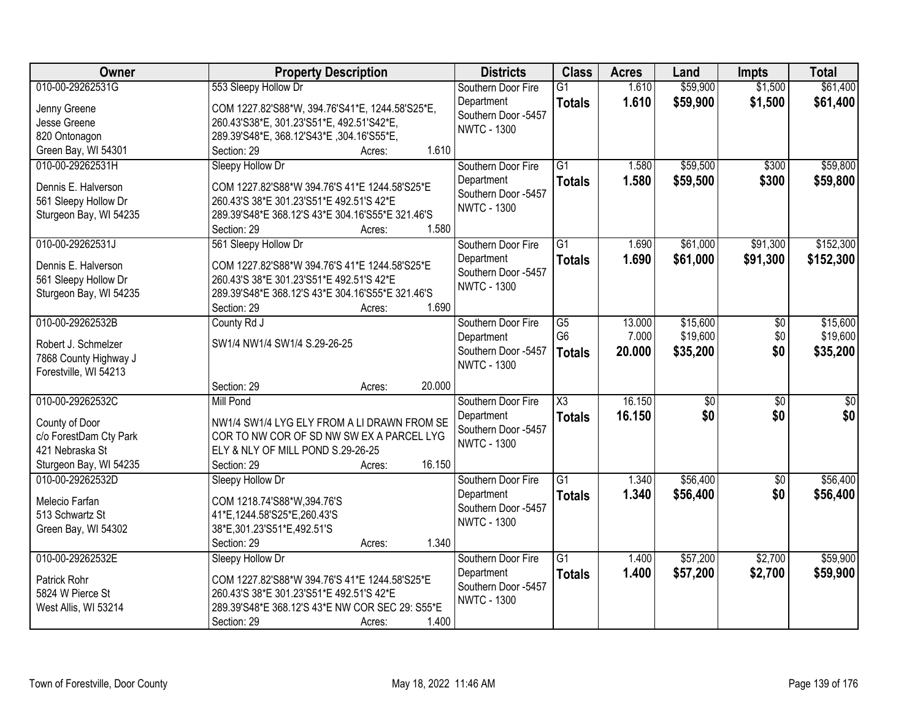| Owner | Property Description | Districts | Class | Acres | Land | Impts | Total |
|---|---|---|---|---|---|---|---|
| 010-00-29262531G<br>Jenny Greene<br>Jesse Greene<br>820 Ontonagon<br>Green Bay, WI 54301 | 553 Sleepy Hollow Dr<br>COM 1227.82'S88*W, 394.76'S41*E, 1244.58'S25*E, 260.43'S38*E, 301.23'S51*E, 492.51'S42*E, 289.39'S48*E, 368.12'S43*E ,304.16'S55*E,<br>Section: 29 Acres: 1.610 | Southern Door Fire Department<br>Southern Door -5457<br>NWTC - 1300 | G1<br>**Totals** | 1.610<br>**1.610** | $59,900<br>**$59,900** | $1,500<br>**$1,500** | $61,400<br>**$61,400** |
| 010-00-29262531H<br>Dennis E. Halverson<br>561 Sleepy Hollow Dr<br>Sturgeon Bay, WI 54235 | Sleepy Hollow Dr<br>COM 1227.82'S88*W 394.76'S 41*E 1244.58'S25*E 260.43'S 38*E 301.23'S51*E 492.51'S 42*E 289.39'S48*E 368.12'S 43*E 304.16'S55*E 321.46'S<br>Section: 29 Acres: 1.580 | Southern Door Fire Department<br>Southern Door -5457<br>NWTC - 1300 | G1<br>**Totals** | 1.580<br>**1.580** | $59,500<br>**$59,500** | $300<br>**$300** | $59,800<br>**$59,800** |
| 010-00-29262531J<br>Dennis E. Halverson<br>561 Sleepy Hollow Dr<br>Sturgeon Bay, WI 54235 | 561 Sleepy Hollow Dr<br>COM 1227.82'S88*W 394.76'S 41*E 1244.58'S25*E 260.43'S 38*E 301.23'S51*E 492.51'S 42*E 289.39'S48*E 368.12'S 43*E 304.16'S55*E 321.46'S<br>Section: 29 Acres: 1.690 | Southern Door Fire Department<br>Southern Door -5457<br>NWTC - 1300 | G1<br>**Totals** | 1.690<br>**1.690** | $61,000<br>**$61,000** | $91,300<br>**$91,300** | $152,300<br>**$152,300** |
| 010-00-29262532B<br>Robert J. Schmelzer<br>7868 County Highway J<br>Forestville, WI 54213 | County Rd J<br>SW1/4 NW1/4 SW1/4 S.29-26-25<br>Section: 29 Acres: 20.000 | Southern Door Fire Department<br>Southern Door -5457<br>NWTC - 1300 | G5<br>G6<br>**Totals** | 13.000<br>7.000<br>**20.000** | $15,600<br>$19,600<br>**$35,200** | $0<br>$0<br>**$0** | $15,600<br>$19,600<br>**$35,200** |
| 010-00-29262532C<br>County of Door<br>c/o ForestDam Cty Park<br>421 Nebraska St<br>Sturgeon Bay, WI 54235 | Mill Pond<br>NW1/4 SW1/4 LYG ELY FROM A LI DRAWN FROM SE COR TO NW COR OF SD NW SW EX A PARCEL LYG ELY & NLY OF MILL POND S.29-26-25<br>Section: 29 Acres: 16.150 | Southern Door Fire Department<br>Southern Door -5457<br>NWTC - 1300 | X3<br>**Totals** | 16.150<br>**16.150** | $0<br>**$0** | $0<br>**$0** | $0<br>**$0** |
| 010-00-29262532D<br>Melecio Farfan<br>513 Schwartz St<br>Green Bay, WI 54302 | Sleepy Hollow Dr<br>COM 1218.74'S88*W,394.76'S 41*E,1244.58'S25*E,260.43'S 38*E,301.23'S51*E,492.51'S<br>Section: 29 Acres: 1.340 | Southern Door Fire Department<br>Southern Door -5457<br>NWTC - 1300 | G1<br>**Totals** | 1.340<br>**1.340** | $56,400<br>**$56,400** | $0<br>**$0** | $56,400<br>**$56,400** |
| 010-00-29262532E<br>Patrick Rohr<br>5824 W Pierce St<br>West Allis, WI 53214 | Sleepy Hollow Dr<br>COM 1227.82'S88*W 394.76'S 41*E 1244.58'S25*E 260.43'S 38*E 301.23'S51*E 492.51'S 42*E 289.39'S48*E 368.12'S 43*E NW COR SEC 29: S55*E<br>Section: 29 Acres: 1.400 | Southern Door Fire Department<br>Southern Door -5457<br>NWTC - 1300 | G1<br>**Totals** | 1.400<br>**1.400** | $57,200<br>**$57,200** | $2,700<br>**$2,700** | $59,900<br>**$59,900** |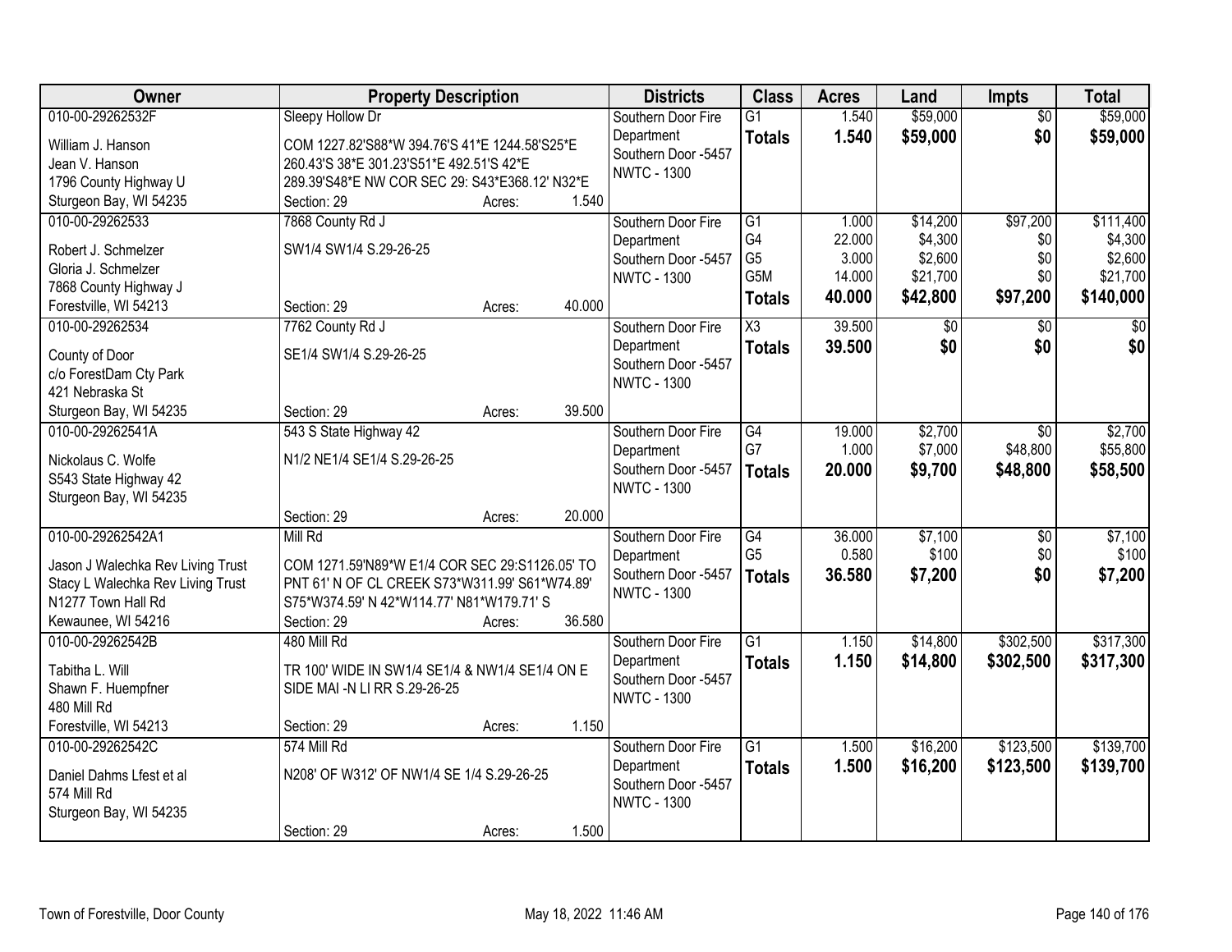| Owner | Property Description | Districts | Class | Acres | Land | Impts | Total |
|---|---|---|---|---|---|---|---|
| 010-00-29262532F<br>William J. Hanson<br>Jean V. Hanson<br>1796 County Highway U<br>Sturgeon Bay, WI 54235 | Sleepy Hollow Dr<br>COM 1227.82'S88*W 394.76'S 41*E 1244.58'S25*E 260.43'S 38*E 301.23'S51*E 492.51'S 42*E 289.39'S48*E NW COR SEC 29: S43*E368.12' N32*E<br>Section: 29 Acres: 1.540 | Southern Door Fire Department<br>Southern Door -5457<br>NWTC - 1300 | G1<br>**Totals** | 1.540<br>**1.540** | \$59,000<br>**\$59,000** | \$0<br>**\$0** | \$59,000<br>**\$59,000** |
| 010-00-29262533<br>Robert J. Schmelzer<br>Gloria J. Schmelzer<br>7868 County Highway J<br>Forestville, WI 54213 | 7868 County Rd J<br>SW1/4 SW1/4 S.29-26-25<br>Section: 29 Acres: 40.000 | Southern Door Fire Department<br>Southern Door -5457<br>NWTC - 1300 | G1<br>G4<br>G5<br>G5M<br>**Totals** | 1.000<br>22.000<br>3.000<br>14.000<br>**40.000** | \$14,200<br>\$4,300<br>\$2,600<br>\$21,700<br>**\$42,800** | \$97,200<br>\$0<br>\$0<br>\$0<br>**\$97,200** | \$111,400<br>\$4,300<br>\$2,600<br>\$21,700<br>**\$140,000** |
| 010-00-29262534<br>County of Door<br>c/o ForestDam Cty Park<br>421 Nebraska St<br>Sturgeon Bay, WI 54235 | 7762 County Rd J<br>SE1/4 SW1/4 S.29-26-25<br>Section: 29 Acres: 39.500 | Southern Door Fire Department<br>Southern Door -5457<br>NWTC - 1300 | X3<br>**Totals** | 39.500<br>**39.500** | \$0<br>**\$0** | \$0<br>**\$0** | \$0<br>**\$0** |
| 010-00-29262541A<br>Nickolaus C. Wolfe<br>S543 State Highway 42<br>Sturgeon Bay, WI 54235 | 543 S State Highway 42<br>N1/2 NE1/4 SE1/4 S.29-26-25<br>Section: 29 Acres: 20.000 | Southern Door Fire Department<br>Southern Door -5457<br>NWTC - 1300 | G4<br>G7<br>**Totals** | 19.000<br>1.000<br>**20.000** | \$2,700<br>\$7,000<br>**\$9,700** | \$0<br>\$48,800<br>**\$48,800** | \$2,700<br>\$55,800<br>**\$58,500** |
| 010-00-29262542A1<br>Jason J Walechka Rev Living Trust<br>Stacy L Walechka Rev Living Trust<br>N1277 Town Hall Rd<br>Kewaunee, WI 54216 | Mill Rd<br>COM 1271.59'N89*W E1/4 COR SEC 29:S1126.05' TO PNT 61' N OF CL CREEK S73*W311.99' S61*W74.89' S75*W374.59' N 42*W114.77' N81*W179.71' S<br>Section: 29 Acres: 36.580 | Southern Door Fire Department<br>Southern Door -5457<br>NWTC - 1300 | G4<br>G5<br>**Totals** | 36.000<br>0.580<br>**36.580** | \$7,100<br>\$100<br>**\$7,200** | \$0<br>\$0<br>**\$0** | \$7,100<br>\$100<br>**\$7,200** |
| 010-00-29262542B<br>Tabitha L. Will<br>Shawn F. Huempfner<br>480 Mill Rd<br>Forestville, WI 54213 | 480 Mill Rd<br>TR 100' WIDE IN SW1/4 SE1/4 & NW1/4 SE1/4 ON E SIDE MAI -N LI RR S.29-26-25<br>Section: 29 Acres: 1.150 | Southern Door Fire Department<br>Southern Door -5457<br>NWTC - 1300 | G1<br>**Totals** | 1.150<br>**1.150** | \$14,800<br>**\$14,800** | \$302,500<br>**\$302,500** | \$317,300<br>**\$317,300** |
| 010-00-29262542C<br>Daniel Dahms Lfest et al<br>574 Mill Rd<br>Sturgeon Bay, WI 54235 | 574 Mill Rd<br>N208' OF W312' OF NW1/4 SE 1/4 S.29-26-25<br>Section: 29 Acres: 1.500 | Southern Door Fire Department<br>Southern Door -5457<br>NWTC - 1300 | G1<br>**Totals** | 1.500<br>**1.500** | \$16,200<br>**\$16,200** | \$123,500<br>**\$123,500** | \$139,700<br>**\$139,700** |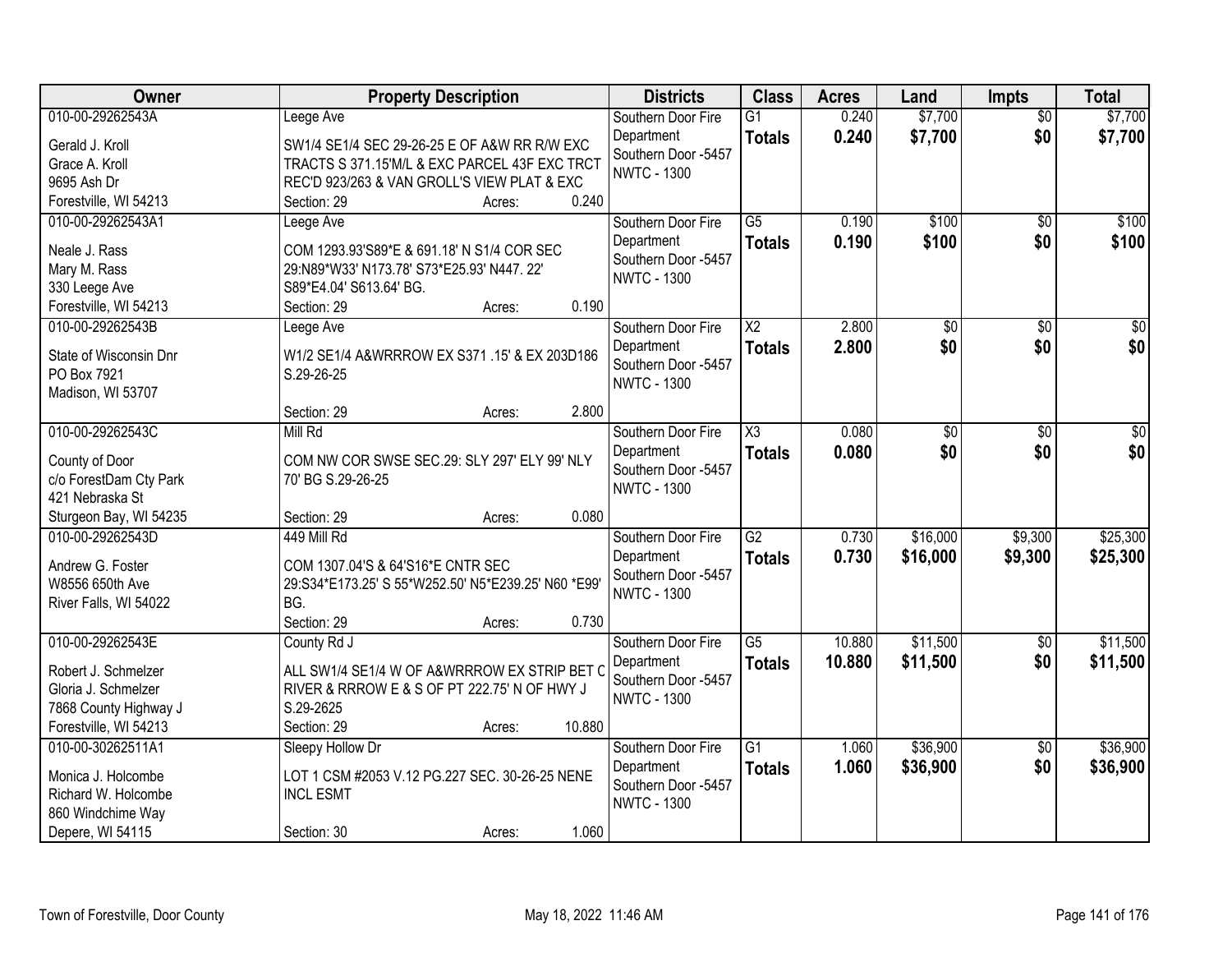| Owner | Property Description | Districts | Class | Acres | Land | Impts | Total |
|---|---|---|---|---|---|---|---|
| 010-00-29262543A<br>Gerald J. Kroll<br>Grace A. Kroll<br>9695 Ash Dr<br>Forestville, WI 54213 | Leege Ave<br>SW1/4 SE1/4 SEC 29-26-25 E OF A&W RR R/W EXC TRACTS S 371.15'M/L & EXC PARCEL 43F EXC TRCT REC'D 923/263 & VAN GROLL'S VIEW PLAT & EXC<br>Section: 29 Acres: 0.240 | Southern Door Fire Department<br>Southern Door -5457<br>NWTC - 1300 | G1<br>**Totals** | 0.240<br>**0.240** | $7,700<br>**$7,700** | $0<br>**$0** | $7,700<br>**$7,700** |
| 010-00-29262543A1<br>Neale J. Rass<br>Mary M. Rass<br>330 Leege Ave<br>Forestville, WI 54213 | Leege Ave<br>COM 1293.93'S89*E & 691.18' N S1/4 COR SEC 29:N89*W33' N173.78' S73*E25.93' N447. 22' S89*E4.04' S613.64' BG.<br>Section: 29 Acres: 0.190 | Southern Door Fire Department<br>Southern Door -5457<br>NWTC - 1300 | G5<br>**Totals** | 0.190<br>**0.190** | $100<br>**$100** | $0<br>**$0** | $100<br>**$100** |
| 010-00-29262543B<br>State of Wisconsin Dnr<br>PO Box 7921<br>Madison, WI 53707 | Leege Ave<br>W1/2 SE1/4 A&WRRROW EX S371 .15' & EX 203D186 S.29-26-25<br>Section: 29 Acres: 2.800 | Southern Door Fire Department<br>Southern Door -5457<br>NWTC - 1300 | X2<br>**Totals** | 2.800<br>**2.800** | $0<br>**$0** | $0<br>**$0** | $0<br>**$0** |
| 010-00-29262543C<br>County of Door<br>c/o ForestDam Cty Park<br>421 Nebraska St<br>Sturgeon Bay, WI 54235 | Mill Rd<br>COM NW COR SWSE SEC.29: SLY 297' ELY 99' NLY 70' BG S.29-26-25<br>Section: 29 Acres: 0.080 | Southern Door Fire Department<br>Southern Door -5457<br>NWTC - 1300 | X3<br>**Totals** | 0.080<br>**0.080** | $0<br>**$0** | $0<br>**$0** | $0<br>**$0** |
| 010-00-29262543D<br>Andrew G. Foster<br>W8556 650th Ave<br>River Falls, WI 54022 | 449 Mill Rd<br>COM 1307.04'S & 64'S16*E CNTR SEC 29:S34*E173.25' S 55*W252.50' N5*E239.25' N60 *E99' BG.<br>Section: 29 Acres: 0.730 | Southern Door Fire Department<br>Southern Door -5457<br>NWTC - 1300 | G2<br>**Totals** | 0.730<br>**0.730** | $16,000<br>**$16,000** | $9,300<br>**$9,300** | $25,300<br>**$25,300** |
| 010-00-29262543E<br>Robert J. Schmelzer<br>Gloria J. Schmelzer<br>7868 County Highway J<br>Forestville, WI 54213 | County Rd J<br>ALL SW1/4 SE1/4 W OF A&WRRROW EX STRIP BET C RIVER & RRROW E & S OF PT 222.75' N OF HWY J S.29-2625<br>Section: 29 Acres: 10.880 | Southern Door Fire Department<br>Southern Door -5457<br>NWTC - 1300 | G5<br>**Totals** | 10.880<br>**10.880** | $11,500<br>**$11,500** | $0<br>**$0** | $11,500<br>**$11,500** |
| 010-00-30262511A1<br>Monica J. Holcombe<br>Richard W. Holcombe<br>860 Windchime Way<br>Depere, WI 54115 | Sleepy Hollow Dr<br>LOT 1 CSM #2053 V.12 PG.227 SEC. 30-26-25 NENE INCL ESMT<br>Section: 30 Acres: 1.060 | Southern Door Fire Department<br>Southern Door -5457<br>NWTC - 1300 | G1<br>**Totals** | 1.060<br>**1.060** | $36,900<br>**$36,900** | $0<br>**$0** | $36,900<br>**$36,900** |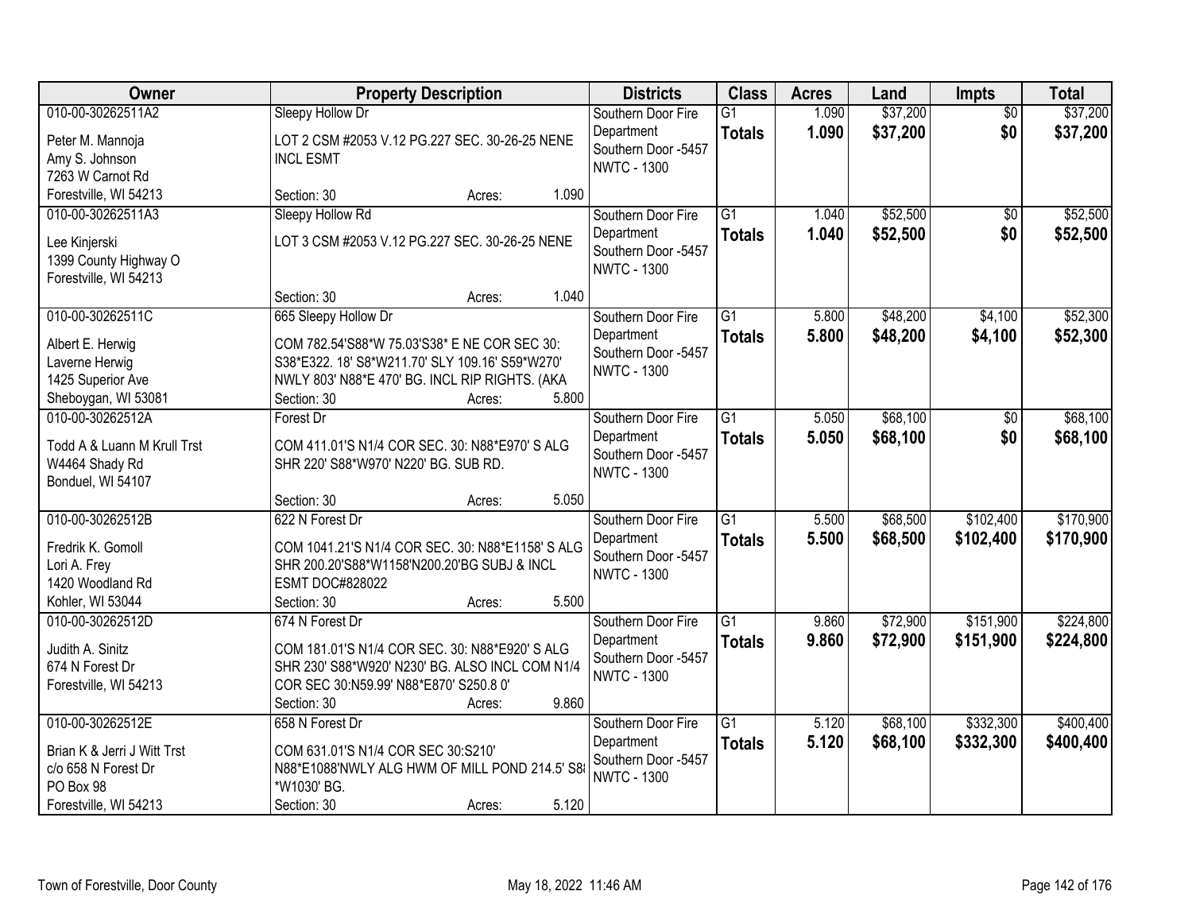| Owner | Property Description | Districts | Class | Acres | Land | Impts | Total |
|---|---|---|---|---|---|---|---|
| 010-00-30262511A2<br>Peter M. Mannoja<br>Amy S. Johnson<br>7263 W Carnot Rd<br>Forestville, WI 54213 | Sleepy Hollow Dr<br>LOT 2 CSM #2053 V.12 PG.227 SEC. 30-26-25 NENE INCL ESMT<br>Section: 30 Acres: 1.090 | Southern Door Fire Department<br>Southern Door -5457<br>NWTC - 1300 | G1<br>**Totals** | 1.090<br>**1.090** | $37,200<br>**$37,200** | $0<br>**$0** | $37,200<br>**$37,200** |
| 010-00-30262511A3<br>Lee Kinjerski<br>1399 County Highway O<br>Forestville, WI 54213 | Sleepy Hollow Rd<br>LOT 3 CSM #2053 V.12 PG.227 SEC. 30-26-25 NENE<br>Section: 30 Acres: 1.040 | Southern Door Fire Department<br>Southern Door -5457<br>NWTC - 1300 | G1<br>**Totals** | 1.040<br>**1.040** | $52,500<br>**$52,500** | $0<br>**$0** | $52,500<br>**$52,500** |
| 010-00-30262511C<br>Albert E. Herwig<br>Laverne Herwig<br>1425 Superior Ave<br>Sheboygan, WI 53081 | 665 Sleepy Hollow Dr<br>COM 782.54'S88*W 75.03'S38* E NE COR SEC 30: S38*E322. 18' S8*W211.70' SLY 109.16' S59*W270' NWLY 803' N88*E 470' BG. INCL RIP RIGHTS. (AKA<br>Section: 30 Acres: 5.800 | Southern Door Fire Department<br>Southern Door -5457<br>NWTC - 1300 | G1<br>**Totals** | 5.800<br>**5.800** | $48,200<br>**$48,200** | $4,100<br>**$4,100** | $52,300<br>**$52,300** |
| 010-00-30262512A<br>Todd A & Luann M Krull Trst<br>W4464 Shady Rd<br>Bonduel, WI 54107 | Forest Dr<br>COM 411.01'S N1/4 COR SEC. 30: N88*E970' S ALG SHR 220' S88*W970' N220' BG. SUB RD.<br>Section: 30 Acres: 5.050 | Southern Door Fire Department<br>Southern Door -5457<br>NWTC - 1300 | G1<br>**Totals** | 5.050<br>**5.050** | $68,100<br>**$68,100** | $0<br>**$0** | $68,100<br>**$68,100** |
| 010-00-30262512B<br>Fredrik K. Gomoll<br>Lori A. Frey<br>1420 Woodland Rd<br>Kohler, WI 53044 | 622 N Forest Dr<br>COM 1041.21'S N1/4 COR SEC. 30: N88*E1158' S ALG SHR 200.20'S88*W1158'N200.20'BG SUBJ & INCL ESMT DOC#828022<br>Section: 30 Acres: 5.500 | Southern Door Fire Department<br>Southern Door -5457<br>NWTC - 1300 | G1<br>**Totals** | 5.500<br>**5.500** | $68,500<br>**$68,500** | $102,400<br>**$102,400** | $170,900<br>**$170,900** |
| 010-00-30262512D<br>Judith A. Sinitz<br>674 N Forest Dr<br>Forestville, WI 54213 | 674 N Forest Dr<br>COM 181.01'S N1/4 COR SEC. 30: N88*E920' S ALG SHR 230' S88*W920' N230' BG. ALSO INCL COM N1/4 COR SEC 30:N59.99' N88*E870' S250.8 0'<br>Section: 30 Acres: 9.860 | Southern Door Fire Department<br>Southern Door -5457<br>NWTC - 1300 | G1<br>**Totals** | 9.860<br>**9.860** | $72,900<br>**$72,900** | $151,900<br>**$151,900** | $224,800<br>**$224,800** |
| 010-00-30262512E<br>Brian K & Jerri J Witt Trst<br>c/o 658 N Forest Dr<br>PO Box 98<br>Forestville, WI 54213 | 658 N Forest Dr<br>COM 631.01'S N1/4 COR SEC 30:S210' N88*E1088'NWLY ALG HWM OF MILL POND 214.5' S8 *W1030' BG.<br>Section: 30 Acres: 5.120 | Southern Door Fire Department<br>Southern Door -5457<br>NWTC - 1300 | G1<br>**Totals** | 5.120<br>**5.120** | $68,100<br>**$68,100** | $332,300<br>**$332,300** | $400,400<br>**$400,400** |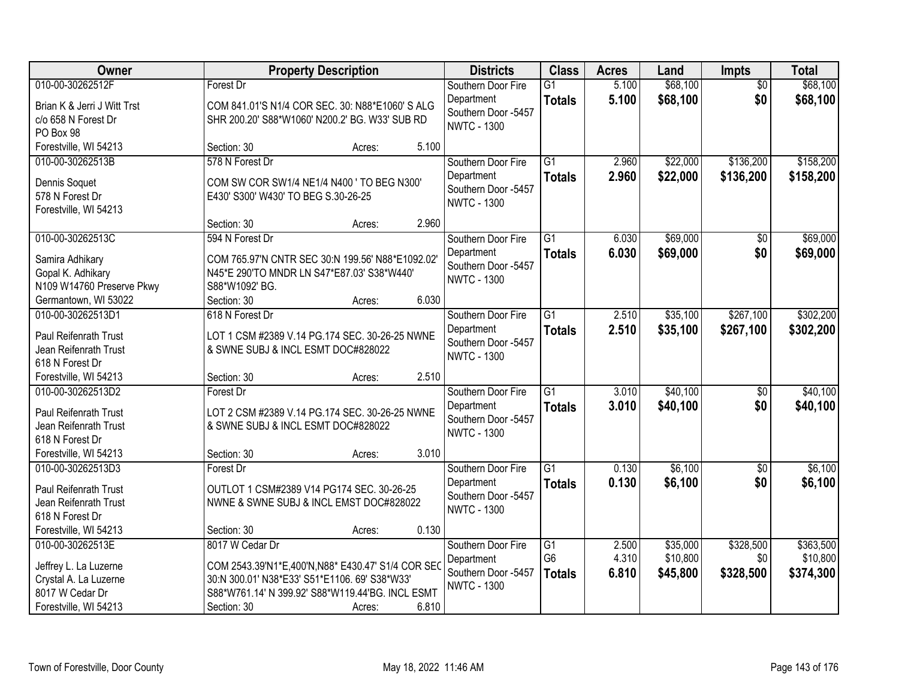| Owner | Property Description | Districts | Class | Acres | Land | Impts | Total |
|---|---|---|---|---|---|---|---|
| 010-00-30262512F<br>Brian K & Jerri J Witt Trst<br>c/o 658 N Forest Dr<br>PO Box 98<br>Forestville, WI 54213 | Forest Dr<br>COM 841.01'S N1/4 COR SEC. 30: N88*E1060' S ALG SHR 200.20' S88*W1060' N200.2' BG. W33' SUB RD<br>Section: 30 Acres: 5.100 | Southern Door Fire Department<br>Southern Door -5457<br>NWTC - 1300 | G1<br>**Totals** | 5.100<br>**5.100** | $68,100<br>**$68,100** | $0<br>**$0** | $68,100<br>**$68,100** |
| 010-00-30262513B<br>Dennis Soquet<br>578 N Forest Dr<br>Forestville, WI 54213 | 578 N Forest Dr<br>COM SW COR SW1/4 NE1/4 N400 ' TO BEG N300' E430' S300' W430' TO BEG S.30-26-25<br>Section: 30 Acres: 2.960 | Southern Door Fire Department<br>Southern Door -5457<br>NWTC - 1300 | G1<br>**Totals** | 2.960<br>**2.960** | $22,000<br>**$22,000** | $136,200<br>**$136,200** | $158,200<br>**$158,200** |
| 010-00-30262513C<br>Samira Adhikary<br>Gopal K. Adhikary<br>N109 W14760 Preserve Pkwy<br>Germantown, WI 53022 | 594 N Forest Dr<br>COM 765.97'N CNTR SEC 30:N 199.56' N88*E1092.02' N45*E 290'TO MNDR LN S47*E87.03' S38*W440' S88*W1092' BG.<br>Section: 30 Acres: 6.030 | Southern Door Fire Department<br>Southern Door -5457<br>NWTC - 1300 | G1<br>**Totals** | 6.030<br>**6.030** | $69,000<br>**$69,000** | $0<br>**$0** | $69,000<br>**$69,000** |
| 010-00-30262513D1<br>Paul Reifenrath Trust<br>Jean Reifenrath Trust<br>618 N Forest Dr<br>Forestville, WI 54213 | 618 N Forest Dr<br>LOT 1 CSM #2389 V.14 PG.174 SEC. 30-26-25 NWNE & SWNE SUBJ & INCL ESMT DOC#828022<br>Section: 30 Acres: 2.510 | Southern Door Fire Department<br>Southern Door -5457<br>NWTC - 1300 | G1<br>**Totals** | 2.510<br>**2.510** | $35,100<br>**$35,100** | $267,100<br>**$267,100** | $302,200<br>**$302,200** |
| 010-00-30262513D2<br>Paul Reifenrath Trust<br>Jean Reifenrath Trust<br>618 N Forest Dr<br>Forestville, WI 54213 | Forest Dr<br>LOT 2 CSM #2389 V.14 PG.174 SEC. 30-26-25 NWNE & SWNE SUBJ & INCL ESMT DOC#828022<br>Section: 30 Acres: 3.010 | Southern Door Fire Department<br>Southern Door -5457<br>NWTC - 1300 | G1<br>**Totals** | 3.010<br>**3.010** | $40,100<br>**$40,100** | $0<br>**$0** | $40,100<br>**$40,100** |
| 010-00-30262513D3<br>Paul Reifenrath Trust<br>Jean Reifenrath Trust<br>618 N Forest Dr<br>Forestville, WI 54213 | Forest Dr<br>OUTLOT 1 CSM#2389 V14 PG174 SEC. 30-26-25 NWNE & SWNE SUBJ & INCL EMST DOC#828022<br>Section: 30 Acres: 0.130 | Southern Door Fire Department<br>Southern Door -5457<br>NWTC - 1300 | G1<br>**Totals** | 0.130<br>**0.130** | $6,100<br>**$6,100** | $0<br>**$0** | $6,100<br>**$6,100** |
| 010-00-30262513E<br>Jeffrey L. La Luzerne<br>Crystal A. La Luzerne<br>8017 W Cedar Dr<br>Forestville, WI 54213 | 8017 W Cedar Dr<br>COM 2543.39'N1*E,400'N,N88* E430.47' S1/4 COR SEC 30:N 300.01' N38*E33' S51*E1106. 69' S38*W33' S88*W761.14' N 399.92' S88*W119.44'BG. INCL ESMT<br>Section: 30 Acres: 6.810 | Southern Door Fire Department<br>Southern Door -5457<br>NWTC - 1300 | G1<br>G6<br>**Totals** | 2.500<br>4.310<br>**6.810** | $35,000<br>$10,800<br>**$45,800** | $328,500<br>$0<br>**$328,500** | $363,500<br>$10,800<br>**$374,300** |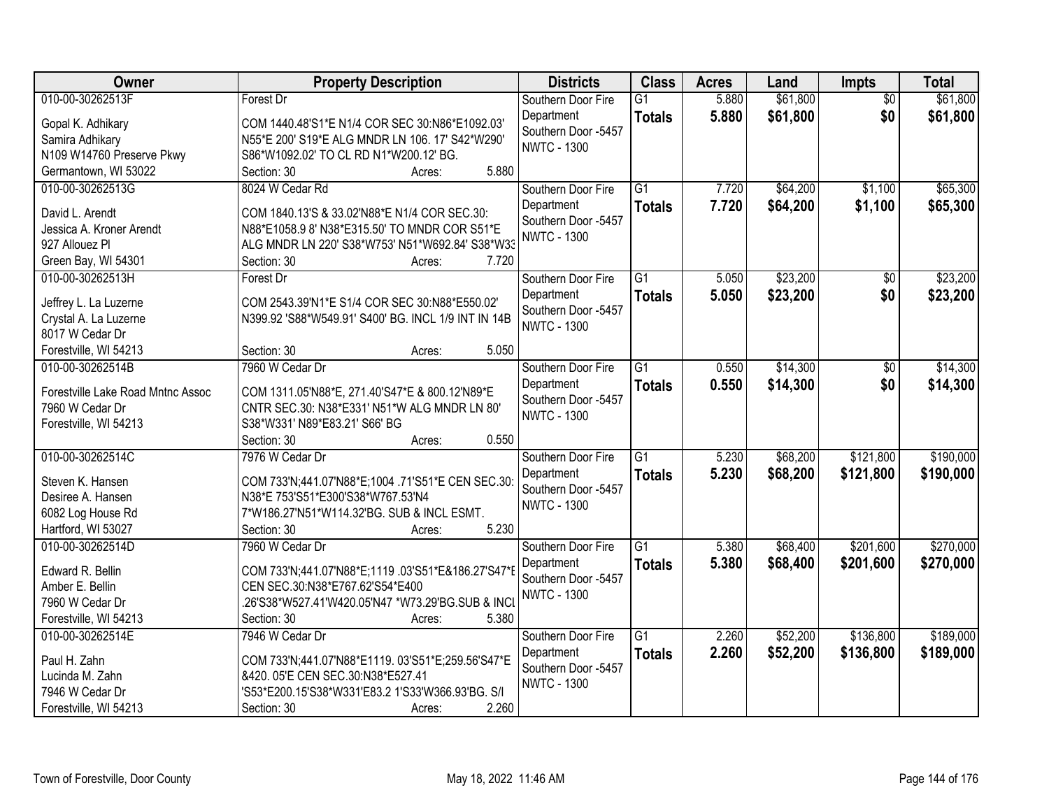| Owner | Property Description | Districts | Class | Acres | Land | Impts | Total |
|---|---|---|---|---|---|---|---|
| 010-00-30262513F<br>Gopal K. Adhikary<br>Samira Adhikary<br>N109 W14760 Preserve Pkwy<br>Germantown, WI 53022 | Forest Dr<br>COM 1440.48'S1*E N1/4 COR SEC 30:N86*E1092.03' N55*E 200' S19*E ALG MNDR LN 106. 17' S42*W290' S86*W1092.02' TO CL RD N1*W200.12' BG.<br>Section: 30 Acres: 5.880 | Southern Door Fire Department<br>Southern Door -5457<br>NWTC - 1300 | G1<br>**Totals** | 5.880<br>**5.880** | $61,800<br>**$61,800** | $0<br>**$0** | $61,800<br>**$61,800** |
| 010-00-30262513G<br>David L. Arendt<br>Jessica A. Kroner Arendt<br>927 Allouez Pl<br>Green Bay, WI 54301 | 8024 W Cedar Rd<br>COM 1840.13'S & 33.02'N88*E N1/4 COR SEC.30: N88*E1058.9 8' N38*E315.50' TO MNDR COR S51*E ALG MNDR LN 220' S38*W753' N51*W692.84' S38*W33<br>Section: 30 Acres: 7.720 | Southern Door Fire Department<br>Southern Door -5457<br>NWTC - 1300 | G1<br>**Totals** | 7.720<br>**7.720** | $64,200<br>**$64,200** | $1,100<br>**$1,100** | $65,300<br>**$65,300** |
| 010-00-30262513H<br>Jeffrey L. La Luzerne<br>Crystal A. La Luzerne<br>8017 W Cedar Dr<br>Forestville, WI 54213 | Forest Dr<br>COM 2543.39'N1*E S1/4 COR SEC 30:N88*E550.02' N399.92 'S88*W549.91' S400' BG. INCL 1/9 INT IN 14B<br>Section: 30 Acres: 5.050 | Southern Door Fire Department<br>Southern Door -5457<br>NWTC - 1300 | G1<br>**Totals** | 5.050<br>**5.050** | $23,200<br>**$23,200** | $0<br>**$0** | $23,200<br>**$23,200** |
| 010-00-30262514B<br>Forestville Lake Road Mntnc Assoc<br>7960 W Cedar Dr<br>Forestville, WI 54213 | 7960 W Cedar Dr<br>COM 1311.05'N88*E, 271.40'S47*E & 800.12'N89*E CNTR SEC.30: N38*E331' N51*W ALG MNDR LN 80' S38*W331' N89*E83.21' S66' BG<br>Section: 30 Acres: 0.550 | Southern Door Fire Department<br>Southern Door -5457<br>NWTC - 1300 | G1<br>**Totals** | 0.550<br>**0.550** | $14,300<br>**$14,300** | $0<br>**$0** | $14,300<br>**$14,300** |
| 010-00-30262514C<br>Steven K. Hansen<br>Desiree A. Hansen<br>6082 Log House Rd<br>Hartford, WI 53027 | 7976 W Cedar Dr<br>COM 733'N;441.07'N88*E;1004 .71'S51*E CEN SEC.30: N38*E 753'S51*E300'S38*W767.53'N4 7*W186.27'N51*W114.32'BG. SUB & INCL ESMT.<br>Section: 30 Acres: 5.230 | Southern Door Fire Department<br>Southern Door -5457<br>NWTC - 1300 | G1<br>**Totals** | 5.230<br>**5.230** | $68,200<br>**$68,200** | $121,800<br>**$121,800** | $190,000<br>**$190,000** |
| 010-00-30262514D<br>Edward R. Bellin<br>Amber E. Bellin<br>7960 W Cedar Dr<br>Forestville, WI 54213 | 7960 W Cedar Dr<br>COM 733'N;441.07'N88*E;1119 .03'S51*E&186.27'S47*E CEN SEC.30:N38*E767.62'S54*E400 .26'S38*W527.41'W420.05'N47 *W73.29'BG.SUB & INCL<br>Section: 30 Acres: 5.380 | Southern Door Fire Department<br>Southern Door -5457<br>NWTC - 1300 | G1<br>**Totals** | 5.380<br>**5.380** | $68,400<br>**$68,400** | $201,600<br>**$201,600** | $270,000<br>**$270,000** |
| 010-00-30262514E<br>Paul H. Zahn<br>Lucinda M. Zahn<br>7946 W Cedar Dr<br>Forestville, WI 54213 | 7946 W Cedar Dr<br>COM 733'N;441.07'N88*E1119. 03'S51*E;259.56'S47*E &420. 05'E CEN SEC.30:N38*E527.41 'S53*E200.15'S38*W331'E83.2 1'S33'W366.93'BG. S/I<br>Section: 30 Acres: 2.260 | Southern Door Fire Department<br>Southern Door -5457<br>NWTC - 1300 | G1<br>**Totals** | 2.260<br>**2.260** | $52,200<br>**$52,200** | $136,800<br>**$136,800** | $189,000<br>**$189,000** |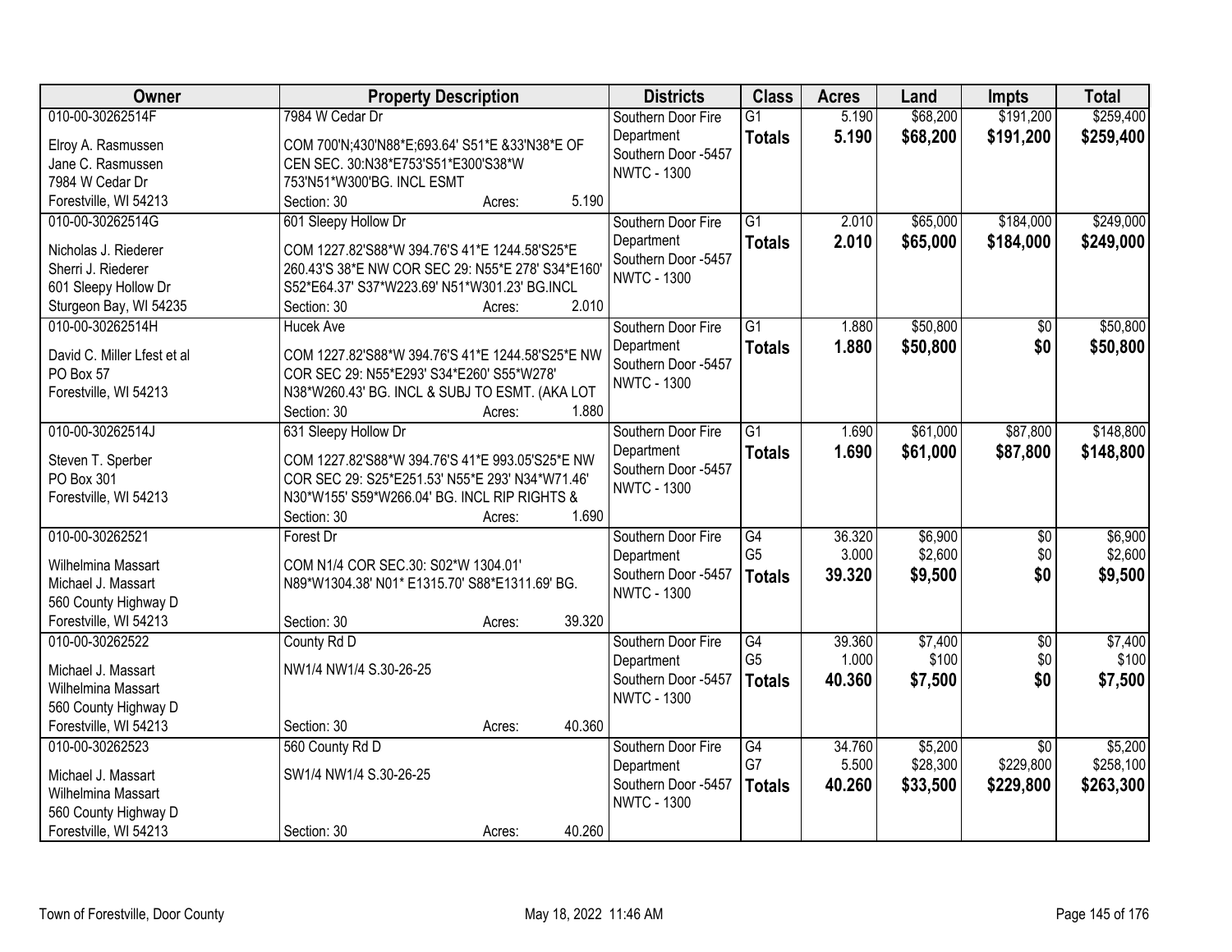| Owner | Property Description | Districts | Class | Acres | Land | Impts | Total |
|---|---|---|---|---|---|---|---|
| 010-00-30262514F<br>Elroy A. Rasmussen<br>Jane C. Rasmussen<br>7984 W Cedar Dr<br>Forestville, WI 54213 | 7984 W Cedar Dr<br>COM 700'N;430'N88*E;693.64' S51*E &33'N38*E OF CEN SEC. 30:N38*E753'S51*E300'S38*W 753'N51*W300'BG. INCL ESMT<br>Section: 30 Acres: 5.190 | Southern Door Fire Department<br>Southern Door -5457<br>NWTC - 1300 | G1<br>**Totals** | 5.190<br>**5.190** | $68,200<br>**$68,200** | $191,200<br>**$191,200** | $259,400<br>**$259,400** |
| 010-00-30262514G<br>Nicholas J. Riederer<br>Sherri J. Riederer<br>601 Sleepy Hollow Dr<br>Sturgeon Bay, WI 54235 | 601 Sleepy Hollow Dr<br>COM 1227.82'S88*W 394.76'S 41*E 1244.58'S25*E 260.43'S 38*E NW COR SEC 29: N55*E 278' S34*E160' S52*E64.37' S37*W223.69' N51*W301.23' BG.INCL<br>Section: 30 Acres: 2.010 | Southern Door Fire Department<br>Southern Door -5457<br>NWTC - 1300 | G1<br>**Totals** | 2.010<br>**2.010** | $65,000<br>**$65,000** | $184,000<br>**$184,000** | $249,000<br>**$249,000** |
| 010-00-30262514H<br>David C. Miller Lfest et al<br>PO Box 57<br>Forestville, WI 54213 | Hucek Ave<br>COM 1227.82'S88*W 394.76'S 41*E 1244.58'S25*E NW COR SEC 29: N55*E293' S34*E260' S55*W278' N38*W260.43' BG. INCL & SUBJ TO ESMT. (AKA LOT<br>Section: 30 Acres: 1.880 | Southern Door Fire Department<br>Southern Door -5457<br>NWTC - 1300 | G1<br>**Totals** | 1.880<br>**1.880** | $50,800<br>**$50,800** | $0<br>**$0** | $50,800<br>**$50,800** |
| 010-00-30262514J<br>Steven T. Sperber<br>PO Box 301<br>Forestville, WI 54213 | 631 Sleepy Hollow Dr<br>COM 1227.82'S88*W 394.76'S 41*E 993.05'S25*E NW COR SEC 29: S25*E251.53' N55*E 293' N34*W71.46' N30*W155' S59*W266.04' BG. INCL RIP RIGHTS &<br>Section: 30 Acres: 1.690 | Southern Door Fire Department<br>Southern Door -5457<br>NWTC - 1300 | G1<br>**Totals** | 1.690<br>**1.690** | $61,000<br>**$61,000** | $87,800<br>**$87,800** | $148,800<br>**$148,800** |
| 010-00-30262521<br>Wilhelmina Massart<br>Michael J. Massart<br>560 County Highway D<br>Forestville, WI 54213 | Forest Dr<br>COM N1/4 COR SEC.30: S02*W 1304.01' N89*W1304.38' N01* E1315.70' S88*E1311.69' BG.<br>Section: 30 Acres: 39.320 | Southern Door Fire Department<br>Southern Door -5457<br>NWTC - 1300 | G4<br>G5<br>**Totals** | 36.320<br>3.000<br>**39.320** | $6,900<br>$2,600<br>**$9,500** | $0<br>$0<br>**$0** | $6,900<br>$2,600<br>**$9,500** |
| 010-00-30262522<br>Michael J. Massart<br>Wilhelmina Massart<br>560 County Highway D<br>Forestville, WI 54213 | County Rd D<br>NW1/4 NW1/4 S.30-26-25<br>Section: 30 Acres: 40.360 | Southern Door Fire Department<br>Southern Door -5457<br>NWTC - 1300 | G4<br>G5<br>**Totals** | 39.360<br>1.000<br>**40.360** | $7,400<br>$100<br>**$7,500** | $0<br>$0<br>**$0** | $7,400<br>$100<br>**$7,500** |
| 010-00-30262523<br>Michael J. Massart<br>Wilhelmina Massart<br>560 County Highway D<br>Forestville, WI 54213 | 560 County Rd D<br>SW1/4 NW1/4 S.30-26-25<br>Section: 30 Acres: 40.260 | Southern Door Fire Department<br>Southern Door -5457<br>NWTC - 1300 | G4<br>G7<br>**Totals** | 34.760<br>5.500<br>**40.260** | $5,200<br>$28,300<br>**$33,500** | $0<br>$229,800<br>**$229,800** | $5,200<br>$258,100<br>**$263,300** |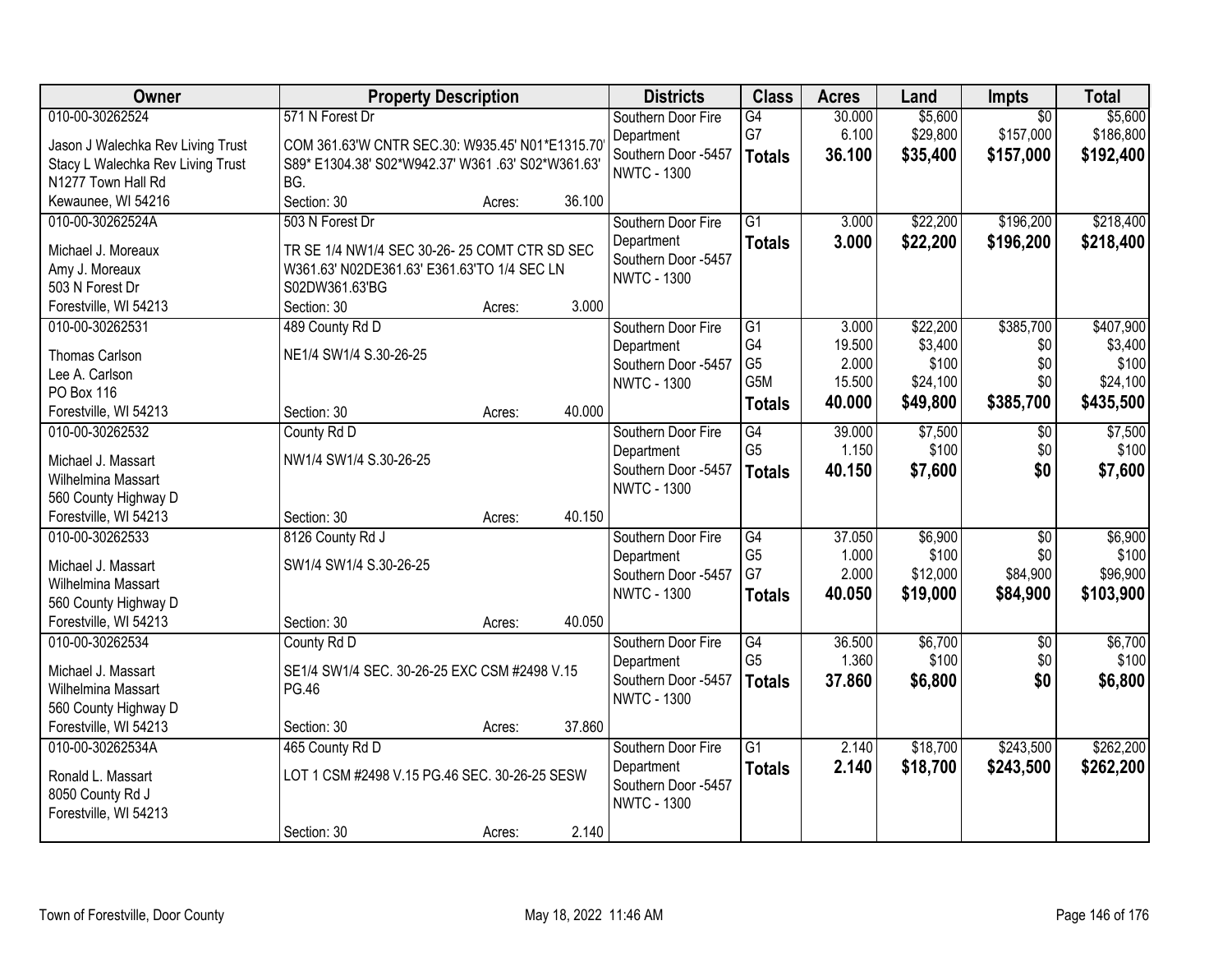| Owner | Property Description | | | Districts | Class | Acres | Land | Impts | Total |
|---|---|---|---|---|---|---|---|---|---|
| 010-00-30262524 | 571 N Forest Dr | | | Southern Door Fire Department | G4 | 30.000 | $5,600 | $0 | $5,600 |
| Jason J Walechka Rev Living Trust | COM 361.63'W CNTR SEC.30: W935.45' N01*E1315.70' S89* E1304.38' S02*W942.37' W361 .63' S02*W361.63' BG. | | | Southern Door -5457 | G7 | 6.100 | $29,800 | $157,000 | $186,800 |
| Stacy L Walechka Rev Living Trust | | | | NWTC - 1300 | **Totals** | **36.100** | **$35,400** | **$157,000** | **$192,400** |
| N1277 Town Hall Rd | | | | | | | | | |
| Kewaunee, WI 54216 | Section: 30 | Acres: | 36.100 | | | | | | |
| 010-00-30262524A | 503 N Forest Dr | | | Southern Door Fire Department | G1 | 3.000 | $22,200 | $196,200 | $218,400 |
| Michael J. Moreaux | TR SE 1/4 NW1/4 SEC 30-26- 25 COMT CTR SD SEC W361.63' N02DE361.63' E361.63'TO 1/4 SEC LN S02DW361.63'BG | | | Southern Door -5457 | **Totals** | **3.000** | **$22,200** | **$196,200** | **$218,400** |
| Amy J. Moreaux | | | | NWTC - 1300 | | | | | |
| 503 N Forest Dr | | | | | | | | | |
| Forestville, WI 54213 | Section: 30 | Acres: | 3.000 | | | | | | |
| 010-00-30262531 | 489 County Rd D | | | Southern Door Fire Department | G1 | 3.000 | $22,200 | $385,700 | $407,900 |
| Thomas Carlson | NE1/4 SW1/4 S.30-26-25 | | | Southern Door -5457 | G4 | 19.500 | $3,400 | $0 | $3,400 |
| Lee A. Carlson | | | | NWTC - 1300 | G5 | 2.000 | $100 | $0 | $100 |
| PO Box 116 | | | | | G5M | 15.500 | $24,100 | $0 | $24,100 |
| Forestville, WI 54213 | Section: 30 | Acres: | 40.000 | | **Totals** | **40.000** | **$49,800** | **$385,700** | **$435,500** |
| 010-00-30262532 | County Rd D | | | Southern Door Fire Department | G4 | 39.000 | $7,500 | $0 | $7,500 |
| Michael J. Massart | NW1/4 SW1/4 S.30-26-25 | | | Southern Door -5457 | G5 | 1.150 | $100 | $0 | $100 |
| Wilhelmina Massart | | | | NWTC - 1300 | **Totals** | **40.150** | **$7,600** | **$0** | **$7,600** |
| 560 County Highway D | | | | | | | | | |
| Forestville, WI 54213 | Section: 30 | Acres: | 40.150 | | | | | | |
| 010-00-30262533 | 8126 County Rd J | | | Southern Door Fire Department | G4 | 37.050 | $6,900 | $0 | $6,900 |
| Michael J. Massart | SW1/4 SW1/4 S.30-26-25 | | | Southern Door -5457 | G5 | 1.000 | $100 | $0 | $100 |
| Wilhelmina Massart | | | | NWTC - 1300 | G7 | 2.000 | $12,000 | $84,900 | $96,900 |
| 560 County Highway D | | | | | **Totals** | **40.050** | **$19,000** | **$84,900** | **$103,900** |
| Forestville, WI 54213 | Section: 30 | Acres: | 40.050 | | | | | | |
| 010-00-30262534 | County Rd D | | | Southern Door Fire Department | G4 | 36.500 | $6,700 | $0 | $6,700 |
| Michael J. Massart | SE1/4 SW1/4 SEC. 30-26-25 EXC CSM #2498 V.15 PG.46 | | | Southern Door -5457 | G5 | 1.360 | $100 | $0 | $100 |
| Wilhelmina Massart | | | | NWTC - 1300 | **Totals** | **37.860** | **$6,800** | **$0** | **$6,800** |
| 560 County Highway D | | | | | | | | | |
| Forestville, WI 54213 | Section: 30 | Acres: | 37.860 | | | | | | |
| 010-00-30262534A | 465 County Rd D | | | Southern Door Fire Department | G1 | 2.140 | $18,700 | $243,500 | $262,200 |
| Ronald L. Massart | LOT 1 CSM #2498 V.15 PG.46 SEC. 30-26-25 SESW | | | Southern Door -5457 | **Totals** | **2.140** | **$18,700** | **$243,500** | **$262,200** |
| 8050 County Rd J | | | | NWTC - 1300 | | | | | |
| Forestville, WI 54213 | | | | | | | | | |
| | Section: 30 | Acres: | 2.140 | | | | | | |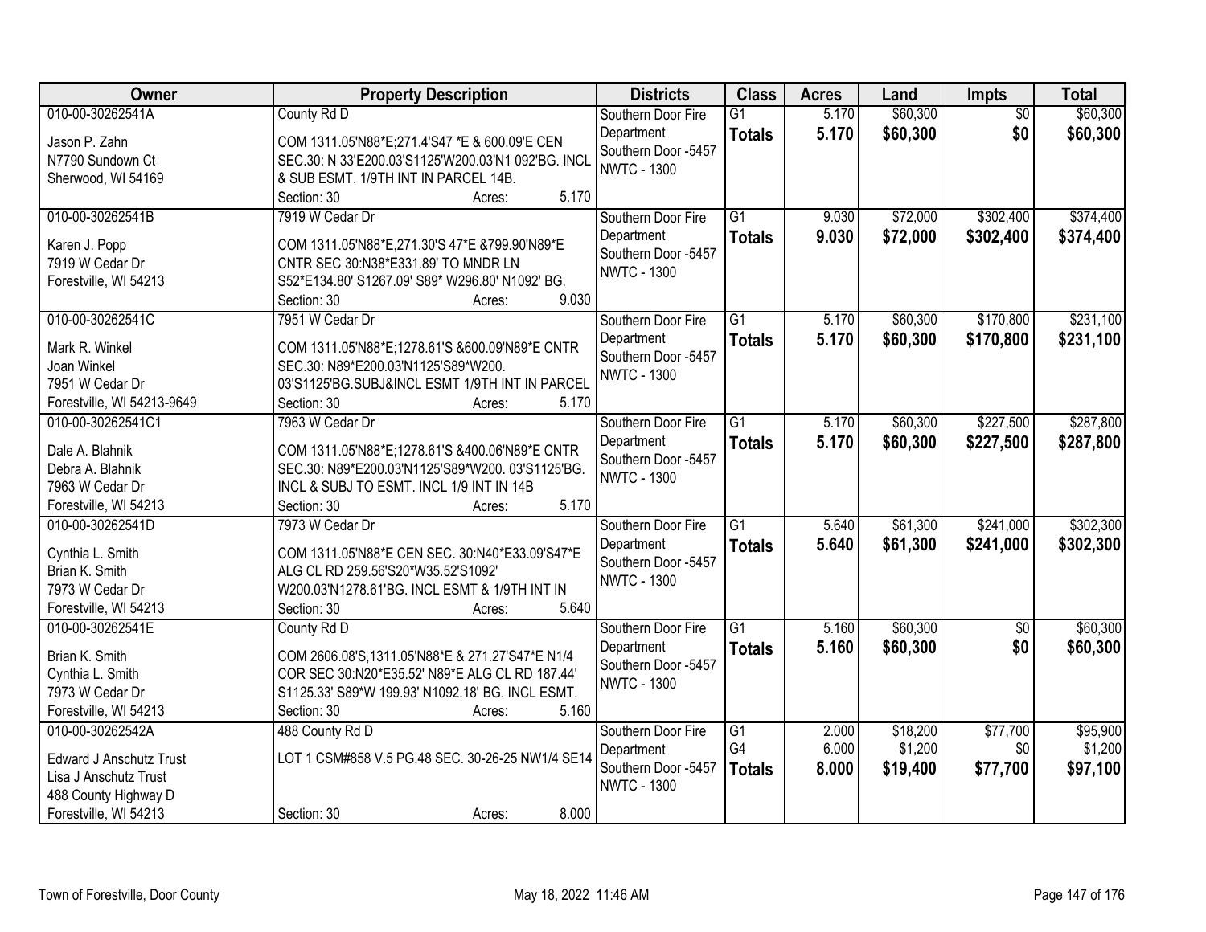| Owner | Property Description | Districts | Class | Acres | Land | Impts | Total |
|---|---|---|---|---|---|---|---|
| 010-00-30262541A<br><br>Jason P. Zahn<br>N7790 Sundown Ct<br>Sherwood, WI 54169 | County Rd D<br><br>COM 1311.05'N88*E;271.4'S47 *E & 600.09'E CEN SEC.30: N 33'E200.03'S1125'W200.03'N1 092'BG. INCL & SUB ESMT. 1/9TH INT IN PARCEL 14B.<br>Section: 30 Acres: 5.170 | Southern Door Fire Department<br>Southern Door -5457<br>NWTC - 1300 | G1<br>**Totals** | 5.170<br>**5.170** | $60,300<br>**$60,300** | $0<br>**$0** | $60,300<br>**$60,300** |
| 010-00-30262541B<br><br>Karen J. Popp<br>7919 W Cedar Dr<br>Forestville, WI 54213 | 7919 W Cedar Dr<br><br>COM 1311.05'N88*E,271.30'S 47*E &799.90'N89*E CNTR SEC 30:N38*E331.89' TO MNDR LN S52*E134.80' S1267.09' S89* W296.80' N1092' BG.<br>Section: 30 Acres: 9.030 | Southern Door Fire Department<br>Southern Door -5457<br>NWTC - 1300 | G1<br>**Totals** | 9.030<br>**9.030** | $72,000<br>**$72,000** | $302,400<br>**$302,400** | $374,400<br>**$374,400** |
| 010-00-30262541C<br><br>Mark R. Winkel<br>Joan Winkel<br>7951 W Cedar Dr<br>Forestville, WI 54213-9649 | 7951 W Cedar Dr<br><br>COM 1311.05'N88*E;1278.61'S &600.09'N89*E CNTR SEC.30: N89*E200.03'N1125'S89*W200. 03'S1125'BG.SUBJ&INCL ESMT 1/9TH INT IN PARCEL<br>Section: 30 Acres: 5.170 | Southern Door Fire Department<br>Southern Door -5457<br>NWTC - 1300 | G1<br>**Totals** | 5.170<br>**5.170** | $60,300<br>**$60,300** | $170,800<br>**$170,800** | $231,100<br>**$231,100** |
| 010-00-30262541C1<br><br>Dale A. Blahnik<br>Debra A. Blahnik<br>7963 W Cedar Dr<br>Forestville, WI 54213 | 7963 W Cedar Dr<br><br>COM 1311.05'N88*E;1278.61'S &400.06'N89*E CNTR SEC.30: N89*E200.03'N1125'S89*W200. 03'S1125'BG. INCL & SUBJ TO ESMT. INCL 1/9 INT IN 14B<br>Section: 30 Acres: 5.170 | Southern Door Fire Department<br>Southern Door -5457<br>NWTC - 1300 | G1<br>**Totals** | 5.170<br>**5.170** | $60,300<br>**$60,300** | $227,500<br>**$227,500** | $287,800<br>**$287,800** |
| 010-00-30262541D<br><br>Cynthia L. Smith<br>Brian K. Smith<br>7973 W Cedar Dr<br>Forestville, WI 54213 | 7973 W Cedar Dr<br><br>COM 1311.05'N88*E CEN SEC. 30:N40*E33.09'S47*E ALG CL RD 259.56'S20*W35.52'S1092' W200.03'N1278.61'BG. INCL ESMT & 1/9TH INT IN<br>Section: 30 Acres: 5.640 | Southern Door Fire Department<br>Southern Door -5457<br>NWTC - 1300 | G1<br>**Totals** | 5.640<br>**5.640** | $61,300<br>**$61,300** | $241,000<br>**$241,000** | $302,300<br>**$302,300** |
| 010-00-30262541E<br><br>Brian K. Smith<br>Cynthia L. Smith<br>7973 W Cedar Dr<br>Forestville, WI 54213 | County Rd D<br><br>COM 2606.08'S,1311.05'N88*E & 271.27'S47*E N1/4 COR SEC 30:N20*E35.52' N89*E ALG CL RD 187.44' S1125.33' S89*W 199.93' N1092.18' BG. INCL ESMT.<br>Section: 30 Acres: 5.160 | Southern Door Fire Department<br>Southern Door -5457<br>NWTC - 1300 | G1<br>**Totals** | 5.160<br>**5.160** | $60,300<br>**$60,300** | $0<br>**$0** | $60,300<br>**$60,300** |
| 010-00-30262542A<br><br>Edward J Anschutz Trust<br>Lisa J Anschutz Trust<br>488 County Highway D<br>Forestville, WI 54213 | 488 County Rd D<br><br>LOT 1 CSM#858 V.5 PG.48 SEC. 30-26-25 NW1/4 SE14<br><br>Section: 30 Acres: 8.000 | Southern Door Fire Department<br>Southern Door -5457<br>NWTC - 1300 | G1<br>G4<br>**Totals** | 2.000<br>6.000<br>**8.000** | $18,200<br>$1,200<br>**$19,400** | $77,700<br>$0<br>**$77,700** | $95,900<br>$1,200<br>**$97,100** |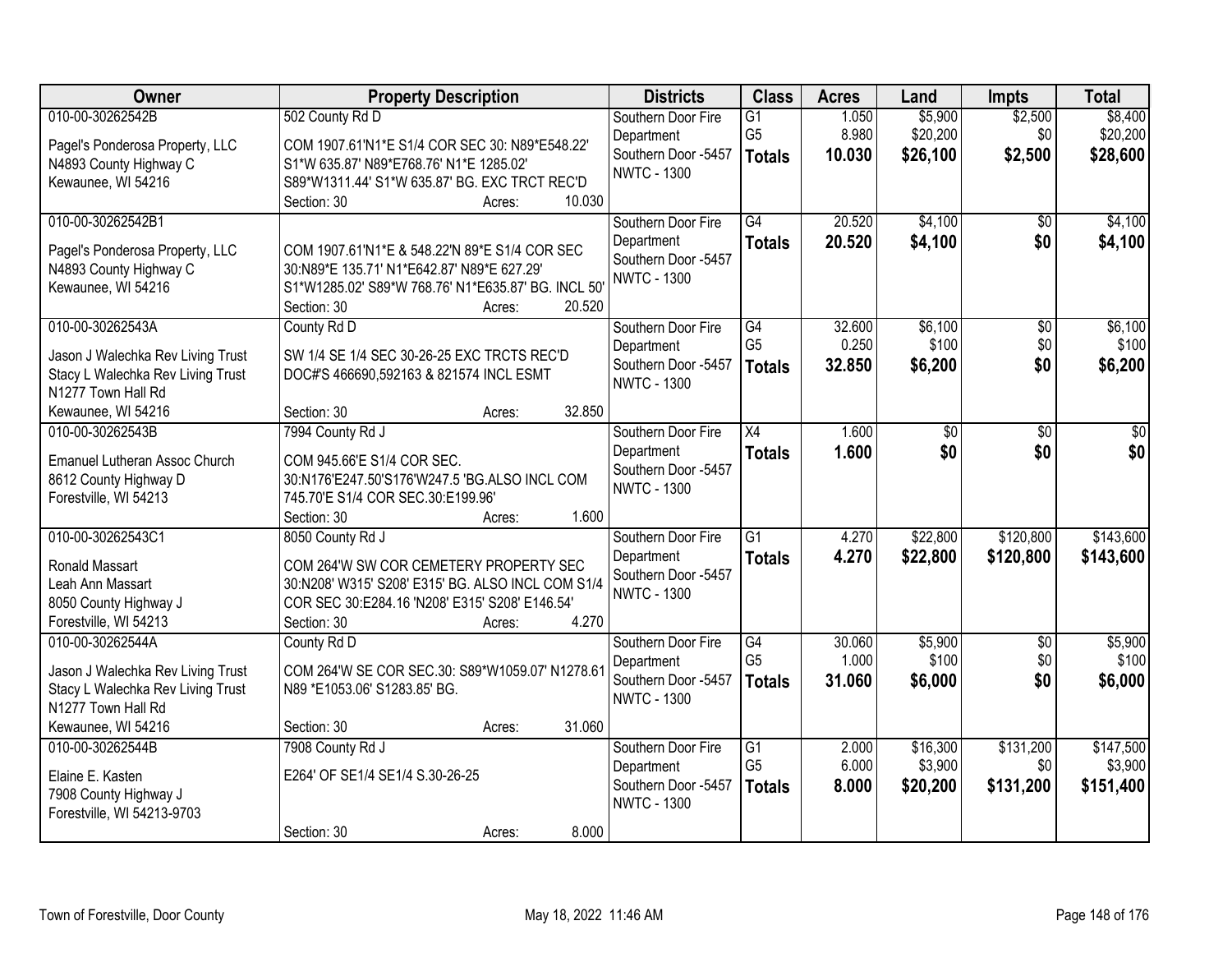| Owner | Property Description | Districts | Class | Acres | Land | Impts | Total |
|---|---|---|---|---|---|---|---|
| 010-00-30262542B<br>Pagel's Ponderosa Property, LLC<br>N4893 County Highway C<br>Kewaunee, WI 54216 | 502 County Rd D<br>COM 1907.61'N1*E S1/4 COR SEC 30: N89*E548.22' S1*W 635.87' N89*E768.76' N1*E 1285.02' S89*W1311.44' S1*W 635.87' BG. EXC TRCT REC'D<br>Section: 30 Acres: 10.030 | Southern Door Fire Department<br>Southern Door -5457<br>NWTC - 1300 | G1<br>G5<br>**Totals** | 1.050<br>8.980<br>**10.030** | $5,900<br>$20,200<br>**$26,100** | $2,500<br>$0<br>**$2,500** | $8,400<br>$20,200<br>**$28,600** |
| 010-00-30262542B1<br>Pagel's Ponderosa Property, LLC<br>N4893 County Highway C<br>Kewaunee, WI 54216 | COM 1907.61'N1*E & 548.22'N 89*E S1/4 COR SEC 30:N89*E 135.71' N1*E642.87' N89*E 627.29' S1*W1285.02' S89*W 768.76' N1*E635.87' BG. INCL 50'<br>Section: 30 Acres: 20.520 | Southern Door Fire Department<br>Southern Door -5457<br>NWTC - 1300 | G4<br>**Totals** | 20.520<br>**20.520** | $4,100<br>**$4,100** | $0<br>**$0** | $4,100<br>**$4,100** |
| 010-00-30262543A<br>Jason J Walechka Rev Living Trust<br>Stacy L Walechka Rev Living Trust<br>N1277 Town Hall Rd<br>Kewaunee, WI 54216 | County Rd D<br>SW 1/4 SE 1/4 SEC 30-26-25 EXC TRCTS REC'D DOC#'S 466690,592163 & 821574 INCL ESMT<br>Section: 30 Acres: 32.850 | Southern Door Fire Department<br>Southern Door -5457<br>NWTC - 1300 | G4<br>G5<br>**Totals** | 32.600<br>0.250<br>**32.850** | $6,100<br>$100<br>**$6,200** | $0<br>$0<br>**$0** | $6,100<br>$100<br>**$6,200** |
| 010-00-30262543B<br>Emanuel Lutheran Assoc Church<br>8612 County Highway D<br>Forestville, WI 54213 | 7994 County Rd J<br>COM 945.66'E S1/4 COR SEC. 30:N176'E247.50'S176'W247.5 'BG.ALSO INCL COM 745.70'E S1/4 COR SEC.30:E199.96'<br>Section: 30 Acres: 1.600 | Southern Door Fire Department<br>Southern Door -5457<br>NWTC - 1300 | X4<br>**Totals** | 1.600<br>**1.600** | $0<br>**$0** | $0<br>**$0** | $0<br>**$0** |
| 010-00-30262543C1<br>Ronald Massart<br>Leah Ann Massart<br>8050 County Highway J<br>Forestville, WI 54213 | 8050 County Rd J<br>COM 264'W SW COR CEMETERY PROPERTY SEC 30:N208' W315' S208' E315' BG. ALSO INCL COM S1/4 COR SEC 30:E284.16 'N208' E315' S208' E146.54'<br>Section: 30 Acres: 4.270 | Southern Door Fire Department<br>Southern Door -5457<br>NWTC - 1300 | G1<br>**Totals** | 4.270<br>**4.270** | $22,800<br>**$22,800** | $120,800<br>**$120,800** | $143,600<br>**$143,600** |
| 010-00-30262544A<br>Jason J Walechka Rev Living Trust<br>Stacy L Walechka Rev Living Trust<br>N1277 Town Hall Rd<br>Kewaunee, WI 54216 | County Rd D<br>COM 264'W SE COR SEC.30: S89*W1059.07' N1278.61 N89 *E1053.06' S1283.85' BG.<br>Section: 30 Acres: 31.060 | Southern Door Fire Department<br>Southern Door -5457<br>NWTC - 1300 | G4<br>G5<br>**Totals** | 30.060<br>1.000<br>**31.060** | $5,900<br>$100<br>**$6,000** | $0<br>$0<br>**$0** | $5,900<br>$100<br>**$6,000** |
| 010-00-30262544B<br>Elaine E. Kasten<br>7908 County Highway J<br>Forestville, WI 54213-9703 | 7908 County Rd J<br>E264' OF SE1/4 SE1/4 S.30-26-25<br>Section: 30 Acres: 8.000 | Southern Door Fire Department<br>Southern Door -5457<br>NWTC - 1300 | G1<br>G5<br>**Totals** | 2.000<br>6.000<br>**8.000** | $16,300<br>$3,900<br>**$20,200** | $131,200<br>$0<br>**$131,200** | $147,500<br>$3,900<br>**$151,400** |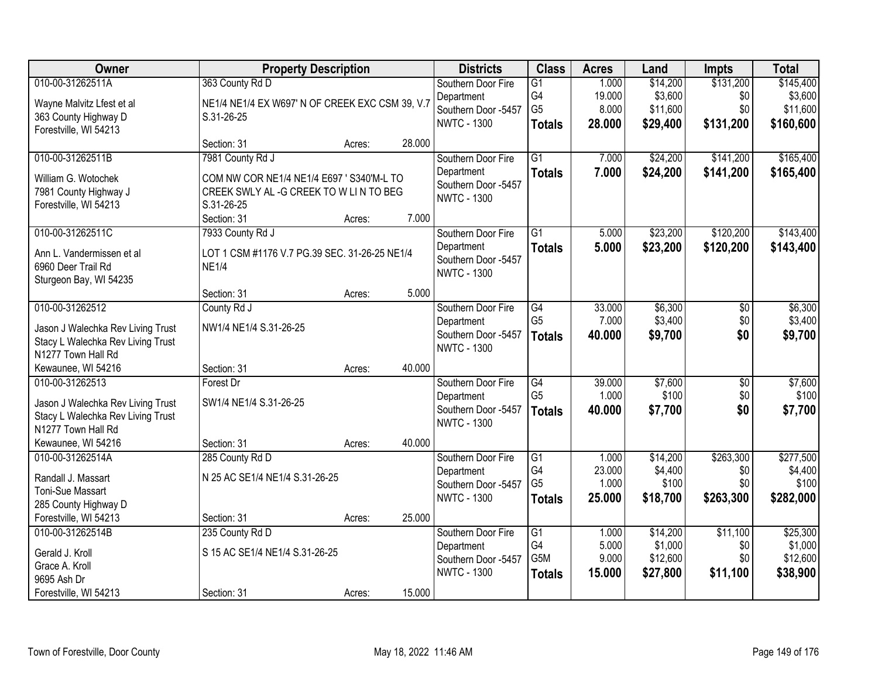| Owner | Property Description | | | Districts | Class | Acres | Land | Impts | Total |
|---|---|---|---|---|---|---|---|---|---|
| 010-00-31262511A<br>Wayne Malvitz Lfest et al<br>363 County Highway D<br>Forestville, WI 54213 | 363 County Rd D<br>NE1/4 NE1/4 EX W697' N OF CREEK EXC CSM 39, V.7 S.31-26-25<br>Section: 31 | Acres: | 28.000 | Southern Door Fire Department<br>Southern Door -5457<br>NWTC - 1300 | G1<br>G4<br>G5<br>**Totals** | 1.000<br>19.000<br>8.000<br>**28.000** | $14,200<br>$3,600<br>$11,600<br>**$29,400** | $131,200<br>$0<br>$0<br>**$131,200** | $145,400<br>$3,600<br>$11,600<br>**$160,600** |
| 010-00-31262511B<br>William G. Wotochek<br>7981 County Highway J<br>Forestville, WI 54213 | 7981 County Rd J<br>COM NW COR NE1/4 NE1/4 E697 ' S340'M-L TO CREEK SWLY AL -G CREEK TO W LI N TO BEG S.31-26-25<br>Section: 31 | Acres: | 7.000 | Southern Door Fire Department<br>Southern Door -5457<br>NWTC - 1300 | G1<br>**Totals** | 7.000<br>**7.000** | $24,200<br>**$24,200** | $141,200<br>**$141,200** | $165,400<br>**$165,400** |
| 010-00-31262511C<br>Ann L. Vandermissen et al<br>6960 Deer Trail Rd<br>Sturgeon Bay, WI 54235 | 7933 County Rd J<br>LOT 1 CSM #1176 V.7 PG.39 SEC. 31-26-25 NE1/4 NE1/4<br>Section: 31 | Acres: | 5.000 | Southern Door Fire Department<br>Southern Door -5457<br>NWTC - 1300 | G1<br>**Totals** | 5.000<br>**5.000** | $23,200<br>**$23,200** | $120,200<br>**$120,200** | $143,400<br>**$143,400** |
| 010-00-31262512<br>Jason J Walechka Rev Living Trust<br>Stacy L Walechka Rev Living Trust<br>N1277 Town Hall Rd<br>Kewaunee, WI 54216 | County Rd J<br>NW1/4 NE1/4 S.31-26-25<br>Section: 31 | Acres: | 40.000 | Southern Door Fire Department<br>Southern Door -5457<br>NWTC - 1300 | G4<br>G5<br>**Totals** | 33.000<br>7.000<br>**40.000** | $6,300<br>$3,400<br>**$9,700** | $0<br>$0<br>**$0** | $6,300<br>$3,400<br>**$9,700** |
| 010-00-31262513<br>Jason J Walechka Rev Living Trust<br>Stacy L Walechka Rev Living Trust<br>N1277 Town Hall Rd<br>Kewaunee, WI 54216 | Forest Dr<br>SW1/4 NE1/4 S.31-26-25<br>Section: 31 | Acres: | 40.000 | Southern Door Fire Department<br>Southern Door -5457<br>NWTC - 1300 | G4<br>G5<br>**Totals** | 39.000<br>1.000<br>**40.000** | $7,600<br>$100<br>**$7,700** | $0<br>$0<br>**$0** | $7,600<br>$100<br>**$7,700** |
| 010-00-31262514A<br>Randall J. Massart<br>Toni-Sue Massart<br>285 County Highway D<br>Forestville, WI 54213 | 285 County Rd D<br>N 25 AC SE1/4 NE1/4 S.31-26-25<br>Section: 31 | Acres: | 25.000 | Southern Door Fire Department<br>Southern Door -5457<br>NWTC - 1300 | G1<br>G4<br>G5<br>**Totals** | 1.000<br>23.000<br>1.000<br>**25.000** | $14,200<br>$4,400<br>$100<br>**$18,700** | $263,300<br>$0<br>$0<br>**$263,300** | $277,500<br>$4,400<br>$100<br>**$282,000** |
| 010-00-31262514B<br>Gerald J. Kroll<br>Grace A. Kroll<br>9695 Ash Dr<br>Forestville, WI 54213 | 235 County Rd D<br>S 15 AC SE1/4 NE1/4 S.31-26-25<br>Section: 31 | Acres: | 15.000 | Southern Door Fire Department<br>Southern Door -5457<br>NWTC - 1300 | G1<br>G4<br>G5M<br>**Totals** | 1.000<br>5.000<br>9.000<br>**15.000** | $14,200<br>$1,000<br>$12,600<br>**$27,800** | $11,100<br>$0<br>$0<br>**$11,100** | $25,300<br>$1,000<br>$12,600<br>**$38,900** |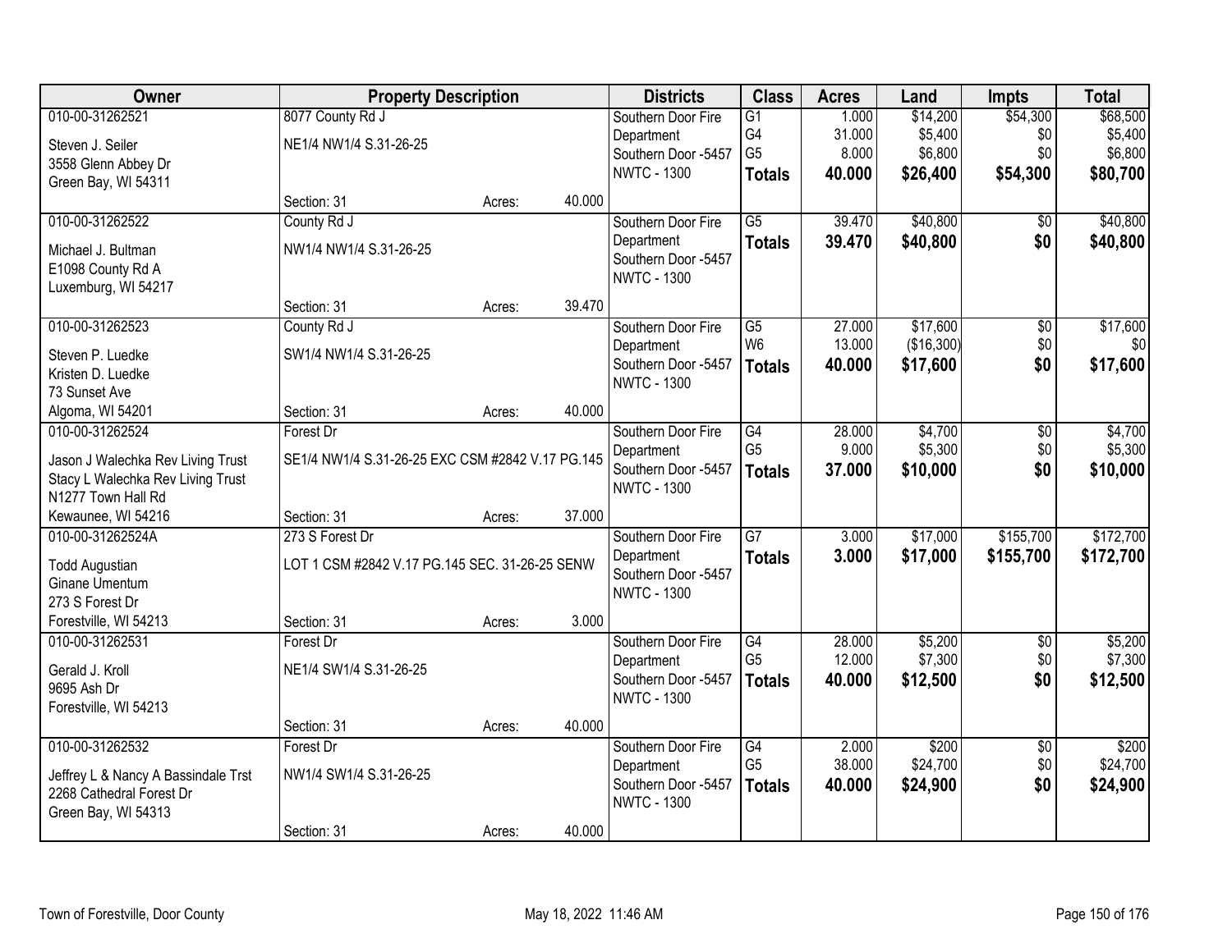| Owner | Property Description | | | Districts | Class | Acres | Land | Impts | Total |
|---|---|---|---|---|---|---|---|---|---|
| 010-00-31262521<br>Steven J. Seiler<br>3558 Glenn Abbey Dr<br>Green Bay, WI 54311 | 8077 County Rd J<br>NE1/4 NW1/4 S.31-26-25 | | | Southern Door Fire Department<br>Southern Door -5457<br>NWTC - 1300 | G1<br>G4<br>G5<br>**Totals** | 1.000<br>31.000<br>8.000<br>**40.000** | $14,200<br>$5,400<br>$6,800<br>**$26,400** | $54,300<br>$0<br>$0<br>**$54,300** | $68,500<br>$5,400<br>$6,800<br>**$80,700** |
| | Section: 31 | Acres: | 40.000 | | | | | | |
| 010-00-31262522<br>Michael J. Bultman<br>E1098 County Rd A<br>Luxemburg, WI 54217 | County Rd J<br>NW1/4 NW1/4 S.31-26-25 | | | Southern Door Fire Department<br>Southern Door -5457<br>NWTC - 1300 | G5<br>**Totals** | 39.470<br>**39.470** | $40,800<br>**$40,800** | $0<br>**$0** | $40,800<br>**$40,800** |
| | Section: 31 | Acres: | 39.470 | | | | | | |
| 010-00-31262523<br>Steven P. Luedke<br>Kristen D. Luedke<br>73 Sunset Ave<br>Algoma, WI 54201 | County Rd J<br>SW1/4 NW1/4 S.31-26-25 | | | Southern Door Fire Department<br>Southern Door -5457<br>NWTC - 1300 | G5<br>W6<br>**Totals** | 27.000<br>13.000<br>**40.000** | $17,600<br>($16,300)<br>**$17,600** | $0<br>$0<br>**$0** | $17,600<br>$0<br>**$17,600** |
| | Section: 31 | Acres: | 40.000 | | | | | | |
| 010-00-31262524<br>Jason J Walechka Rev Living Trust<br>Stacy L Walechka Rev Living Trust<br>N1277 Town Hall Rd<br>Kewaunee, WI 54216 | Forest Dr<br>SE1/4 NW1/4 S.31-26-25 EXC CSM #2842 V.17 PG.145 | | | Southern Door Fire Department<br>Southern Door -5457<br>NWTC - 1300 | G4<br>G5<br>**Totals** | 28.000<br>9.000<br>**37.000** | $4,700<br>$5,300<br>**$10,000** | $0<br>$0<br>**$0** | $4,700<br>$5,300<br>**$10,000** |
| | Section: 31 | Acres: | 37.000 | | | | | | |
| 010-00-31262524A<br>Todd Augustian<br>Ginane Umentum<br>273 S Forest Dr<br>Forestville, WI 54213 | 273 S Forest Dr<br>LOT 1 CSM #2842 V.17 PG.145 SEC. 31-26-25 SENW | | | Southern Door Fire Department<br>Southern Door -5457<br>NWTC - 1300 | G7<br>**Totals** | 3.000<br>**3.000** | $17,000<br>**$17,000** | $155,700<br>**$155,700** | $172,700<br>**$172,700** |
| | Section: 31 | Acres: | 3.000 | | | | | | |
| 010-00-31262531<br>Gerald J. Kroll<br>9695 Ash Dr<br>Forestville, WI 54213 | Forest Dr<br>NE1/4 SW1/4 S.31-26-25 | | | Southern Door Fire Department<br>Southern Door -5457<br>NWTC - 1300 | G4<br>G5<br>**Totals** | 28.000<br>12.000<br>**40.000** | $5,200<br>$7,300<br>**$12,500** | $0<br>$0<br>**$0** | $5,200<br>$7,300<br>**$12,500** |
| | Section: 31 | Acres: | 40.000 | | | | | | |
| 010-00-31262532<br>Jeffrey L & Nancy A Bassindale Trst<br>2268 Cathedral Forest Dr<br>Green Bay, WI 54313 | Forest Dr<br>NW1/4 SW1/4 S.31-26-25 | | | Southern Door Fire Department<br>Southern Door -5457<br>NWTC - 1300 | G4<br>G5<br>**Totals** | 2.000<br>38.000<br>**40.000** | $200<br>$24,700<br>**$24,900** | $0<br>$0<br>**$0** | $200<br>$24,700<br>**$24,900** |
| | Section: 31 | Acres: | 40.000 | | | | | | |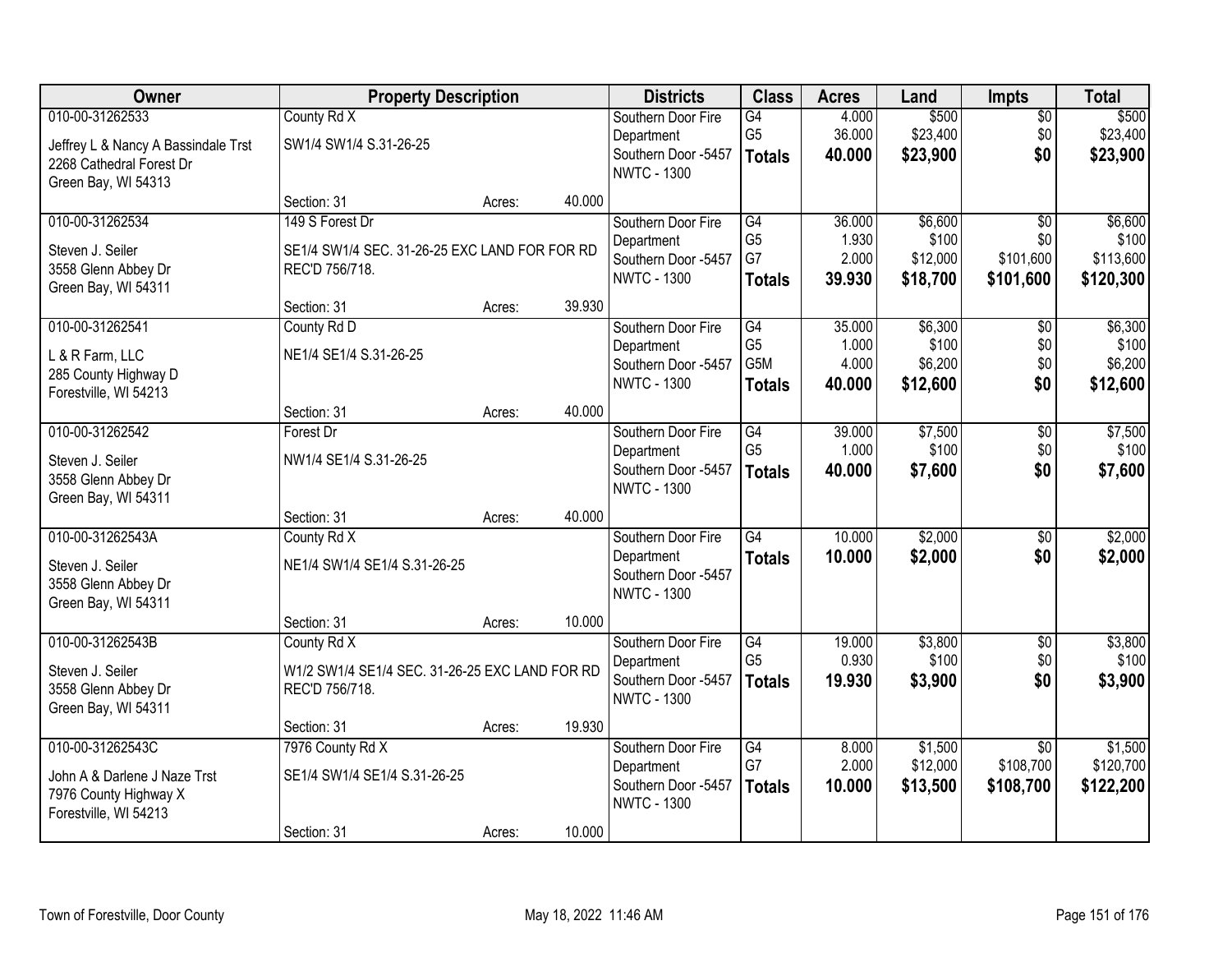| Owner | Property Description | | | Districts | Class | Acres | Land | Impts | Total |
|---|---|---|---|---|---|---|---|---|---|
| 010-00-31262533<br><br>Jeffrey L & Nancy A Bassindale Trst<br>2268 Cathedral Forest Dr<br>Green Bay, WI 54313 | County Rd X<br><br>SW1/4 SW1/4 S.31-26-25 | | | Southern Door Fire Department<br>Southern Door -5457<br>NWTC - 1300 | G4<br>G5<br>**Totals** | 4.000<br>36.000<br>**40.000** | \$500<br>\$23,400<br>**\$23,900** | \$0<br>\$0<br>**\$0** | \$500<br>\$23,400<br>**\$23,900** |
| | Section: 31 | Acres: | 40.000 | | | | | | |
| 010-00-31262534<br><br>Steven J. Seiler<br>3558 Glenn Abbey Dr<br>Green Bay, WI 54311 | 149 S Forest Dr<br><br>SE1/4 SW1/4 SEC. 31-26-25 EXC LAND FOR FOR RD REC'D 756/718. | | | Southern Door Fire Department<br>Southern Door -5457<br>NWTC - 1300 | G4<br>G5<br>G7<br>**Totals** | 36.000<br>1.930<br>2.000<br>**39.930** | \$6,600<br>\$100<br>\$12,000<br>**\$18,700** | \$0<br>\$0<br>\$101,600<br>**\$101,600** | \$6,600<br>\$100<br>\$113,600<br>**\$120,300** |
| | Section: 31 | Acres: | 39.930 | | | | | | |
| 010-00-31262541<br><br>L & R Farm, LLC<br>285 County Highway D<br>Forestville, WI 54213 | County Rd D<br><br>NE1/4 SE1/4 S.31-26-25 | | | Southern Door Fire Department<br>Southern Door -5457<br>NWTC - 1300 | G4<br>G5<br>G5M<br>**Totals** | 35.000<br>1.000<br>4.000<br>**40.000** | \$6,300<br>\$100<br>\$6,200<br>**\$12,600** | \$0<br>\$0<br>\$0<br>**\$0** | \$6,300<br>\$100<br>\$6,200<br>**\$12,600** |
| | Section: 31 | Acres: | 40.000 | | | | | | |
| 010-00-31262542<br><br>Steven J. Seiler<br>3558 Glenn Abbey Dr<br>Green Bay, WI 54311 | Forest Dr<br><br>NW1/4 SE1/4 S.31-26-25 | | | Southern Door Fire Department<br>Southern Door -5457<br>NWTC - 1300 | G4<br>G5<br>**Totals** | 39.000<br>1.000<br>**40.000** | \$7,500<br>\$100<br>**\$7,600** | \$0<br>\$0<br>**\$0** | \$7,500<br>\$100<br>**\$7,600** |
| | Section: 31 | Acres: | 40.000 | | | | | | |
| 010-00-31262543A<br><br>Steven J. Seiler<br>3558 Glenn Abbey Dr<br>Green Bay, WI 54311 | County Rd X<br><br>NE1/4 SW1/4 SE1/4 S.31-26-25 | | | Southern Door Fire Department<br>Southern Door -5457<br>NWTC - 1300 | G4<br>**Totals** | 10.000<br>**10.000** | \$2,000<br>**\$2,000** | \$0<br>**\$0** | \$2,000<br>**\$2,000** |
| | Section: 31 | Acres: | 10.000 | | | | | | |
| 010-00-31262543B<br><br>Steven J. Seiler<br>3558 Glenn Abbey Dr<br>Green Bay, WI 54311 | County Rd X<br><br>W1/2 SW1/4 SE1/4 SEC. 31-26-25 EXC LAND FOR RD REC'D 756/718. | | | Southern Door Fire Department<br>Southern Door -5457<br>NWTC - 1300 | G4<br>G5<br>**Totals** | 19.000<br>0.930<br>**19.930** | \$3,800<br>\$100<br>**\$3,900** | \$0<br>\$0<br>**\$0** | \$3,800<br>\$100<br>**\$3,900** |
| | Section: 31 | Acres: | 19.930 | | | | | | |
| 010-00-31262543C<br><br>John A & Darlene J Naze Trst<br>7976 County Highway X<br>Forestville, WI 54213 | 7976 County Rd X<br><br>SE1/4 SW1/4 SE1/4 S.31-26-25 | | | Southern Door Fire Department<br>Southern Door -5457<br>NWTC - 1300 | G4<br>G7<br>**Totals** | 8.000<br>2.000<br>**10.000** | \$1,500<br>\$12,000<br>**\$13,500** | \$0<br>\$108,700<br>**\$108,700** | \$1,500<br>\$120,700<br>**\$122,200** |
| | Section: 31 | Acres: | 10.000 | | | | | | |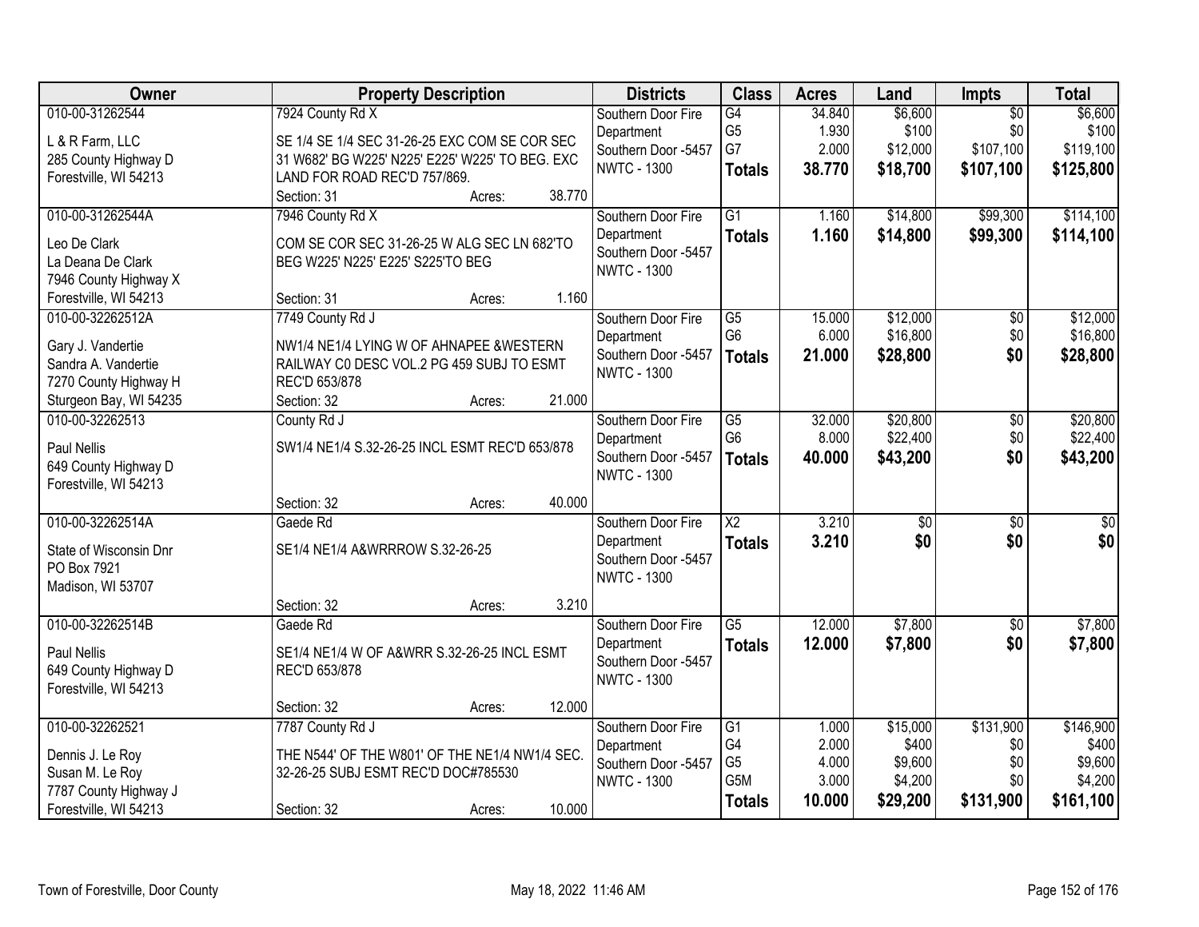| Owner | Property Description | Districts | Class | Acres | Land | Impts | Total |
|---|---|---|---|---|---|---|---|
| 010-00-31262544<br>L & R Farm, LLC<br>285 County Highway D<br>Forestville, WI 54213 | 7924 County Rd X<br>SE 1/4 SE 1/4 SEC 31-26-25 EXC COM SE COR SEC 31 W682' BG W225' N225' E225' W225' TO BEG. EXC LAND FOR ROAD REC'D 757/869.<br>Section: 31 Acres: 38.770 | Southern Door Fire Department<br>Southern Door -5457<br>NWTC - 1300 | G4<br>G5<br>G7<br>**Totals** | 34.840<br>1.930<br>2.000<br>**38.770** | $6,600<br>$100<br>$12,000<br>**$18,700** | $0<br>$0<br>$107,100<br>**$107,100** | $6,600<br>$100<br>$119,100<br>**$125,800** |
| 010-00-31262544A<br>Leo De Clark<br>La Deana De Clark<br>7946 County Highway X<br>Forestville, WI 54213 | 7946 County Rd X<br>COM SE COR SEC 31-26-25 W ALG SEC LN 682'TO BEG W225' N225' E225' S225'TO BEG<br>Section: 31 Acres: 1.160 | Southern Door Fire Department<br>Southern Door -5457<br>NWTC - 1300 | G1<br>**Totals** | 1.160<br>**1.160** | $14,800<br>**$14,800** | $99,300<br>**$99,300** | $114,100<br>**$114,100** |
| 010-00-32262512A<br>Gary J. Vandertie<br>Sandra A. Vandertie<br>7270 County Highway H<br>Sturgeon Bay, WI 54235 | 7749 County Rd J<br>NW1/4 NE1/4 LYING W OF AHNAPEE &WESTERN RAILWAY C0 DESC VOL.2 PG 459 SUBJ TO ESMT REC'D 653/878<br>Section: 32 Acres: 21.000 | Southern Door Fire Department<br>Southern Door -5457<br>NWTC - 1300 | G5<br>G6<br>**Totals** | 15.000<br>6.000<br>**21.000** | $12,000<br>$16,800<br>**$28,800** | $0<br>$0<br>**$0** | $12,000<br>$16,800<br>**$28,800** |
| 010-00-32262513<br>Paul Nellis<br>649 County Highway D<br>Forestville, WI 54213 | County Rd J<br>SW1/4 NE1/4 S.32-26-25 INCL ESMT REC'D 653/878<br>Section: 32 Acres: 40.000 | Southern Door Fire Department<br>Southern Door -5457<br>NWTC - 1300 | G5<br>G6<br>**Totals** | 32.000<br>8.000<br>**40.000** | $20,800<br>$22,400<br>**$43,200** | $0<br>$0<br>**$0** | $20,800<br>$22,400<br>**$43,200** |
| 010-00-32262514A<br>State of Wisconsin Dnr<br>PO Box 7921<br>Madison, WI 53707 | Gaede Rd<br>SE1/4 NE1/4 A&WRRROW S.32-26-25<br>Section: 32 Acres: 3.210 | Southern Door Fire Department<br>Southern Door -5457<br>NWTC - 1300 | X2<br>**Totals** | 3.210<br>**3.210** | $0<br>**$0** | $0<br>**$0** | $0<br>**$0** |
| 010-00-32262514B<br>Paul Nellis<br>649 County Highway D<br>Forestville, WI 54213 | Gaede Rd<br>SE1/4 NE1/4 W OF A&WRR S.32-26-25 INCL ESMT REC'D 653/878<br>Section: 32 Acres: 12.000 | Southern Door Fire Department<br>Southern Door -5457<br>NWTC - 1300 | G5<br>**Totals** | 12.000<br>**12.000** | $7,800<br>**$7,800** | $0<br>**$0** | $7,800<br>**$7,800** |
| 010-00-32262521<br>Dennis J. Le Roy<br>Susan M. Le Roy<br>7787 County Highway J<br>Forestville, WI 54213 | 7787 County Rd J<br>THE N544' OF THE W801' OF THE NE1/4 NW1/4 SEC. 32-26-25 SUBJ ESMT REC'D DOC#785530<br>Section: 32 Acres: 10.000 | Southern Door Fire Department<br>Southern Door -5457<br>NWTC - 1300 | G1<br>G4<br>G5<br>G5M<br>**Totals** | 1.000<br>2.000<br>4.000<br>3.000<br>**10.000** | $15,000<br>$400<br>$9,600<br>$4,200<br>**$29,200** | $131,900<br>$0<br>$0<br>$0<br>**$131,900** | $146,900<br>$400<br>$9,600<br>$4,200<br>**$161,100** |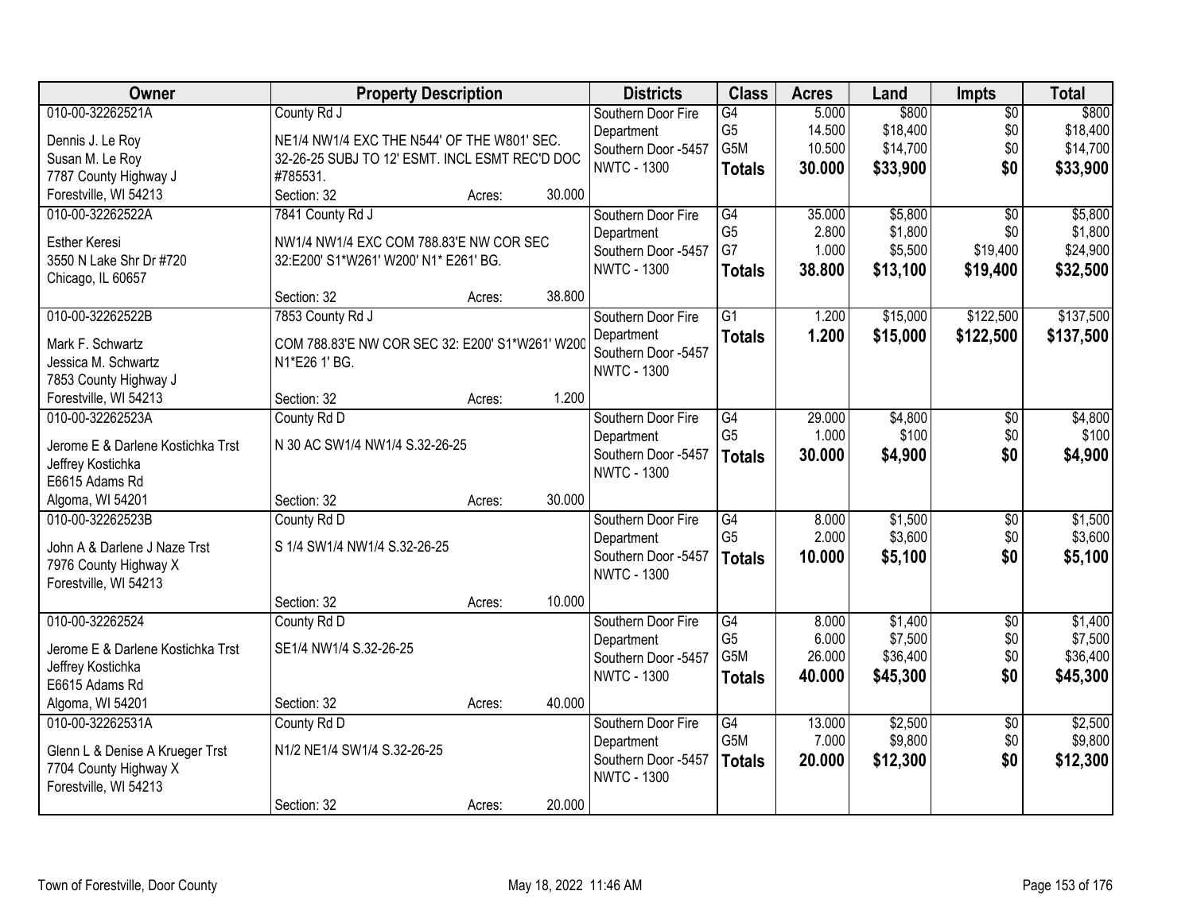| Owner | Property Description | | | Districts | Class | Acres | Land | Impts | Total |
|---|---|---|---|---|---|---|---|---|---|
| 010-00-32262521A<br>Dennis J. Le Roy<br>Susan M. Le Roy<br>7787 County Highway J<br>Forestville, WI 54213 | County Rd J<br>NE1/4 NW1/4 EXC THE N544' OF THE W801' SEC. 32-26-25 SUBJ TO 12' ESMT. INCL ESMT REC'D DOC #785531.<br>Section: 32 | Acres: | 30.000 | Southern Door Fire Department<br>Southern Door -5457<br>NWTC - 1300 | G4<br>G5<br>G5M<br>**Totals** | 5.000<br>14.500<br>10.500<br>**30.000** | $800<br>$18,400<br>$14,700<br>**$33,900** | $0<br>$0<br>$0<br>**$0** | $800<br>$18,400<br>$14,700<br>**$33,900** |
| 010-00-32262522A<br>Esther Keresi<br>3550 N Lake Shr Dr #720<br>Chicago, IL 60657 | 7841 County Rd J<br>NW1/4 NW1/4 EXC COM 788.83'E NW COR SEC 32:E200' S1*W261' W200' N1* E261' BG.<br>Section: 32 | Acres: | 38.800 | Southern Door Fire Department<br>Southern Door -5457<br>NWTC - 1300 | G4<br>G5<br>G7<br>**Totals** | 35.000<br>2.800<br>1.000<br>**38.800** | $5,800<br>$1,800<br>$5,500<br>**$13,100** | $0<br>$0<br>$19,400<br>**$19,400** | $5,800<br>$1,800<br>$24,900<br>**$32,500** |
| 010-00-32262522B<br>Mark F. Schwartz<br>Jessica M. Schwartz<br>7853 County Highway J<br>Forestville, WI 54213 | 7853 County Rd J<br>COM 788.83'E NW COR SEC 32: E200' S1*W261' W200 N1*E26 1' BG.<br>Section: 32 | Acres: | 1.200 | Southern Door Fire Department<br>Southern Door -5457<br>NWTC - 1300 | G1<br>**Totals** | 1.200<br>**1.200** | $15,000<br>**$15,000** | $122,500<br>**$122,500** | $137,500<br>**$137,500** |
| 010-00-32262523A<br>Jerome E & Darlene Kostichka Trst<br>Jeffrey Kostichka<br>E6615 Adams Rd<br>Algoma, WI 54201 | County Rd D<br>N 30 AC SW1/4 NW1/4 S.32-26-25<br>Section: 32 | Acres: | 30.000 | Southern Door Fire Department<br>Southern Door -5457<br>NWTC - 1300 | G4<br>G5<br>**Totals** | 29.000<br>1.000<br>**30.000** | $4,800<br>$100<br>**$4,900** | $0<br>$0<br>**$0** | $4,800<br>$100<br>**$4,900** |
| 010-00-32262523B<br>John A & Darlene J Naze Trst<br>7976 County Highway X<br>Forestville, WI 54213 | County Rd D<br>S 1/4 SW1/4 NW1/4 S.32-26-25<br>Section: 32 | Acres: | 10.000 | Southern Door Fire Department<br>Southern Door -5457<br>NWTC - 1300 | G4<br>G5<br>**Totals** | 8.000<br>2.000<br>**10.000** | $1,500<br>$3,600<br>**$5,100** | $0<br>$0<br>**$0** | $1,500<br>$3,600<br>**$5,100** |
| 010-00-32262524<br>Jerome E & Darlene Kostichka Trst<br>Jeffrey Kostichka<br>E6615 Adams Rd<br>Algoma, WI 54201 | County Rd D<br>SE1/4 NW1/4 S.32-26-25<br>Section: 32 | Acres: | 40.000 | Southern Door Fire Department<br>Southern Door -5457<br>NWTC - 1300 | G4<br>G5<br>G5M<br>**Totals** | 8.000<br>6.000<br>26.000<br>**40.000** | $1,400<br>$7,500<br>$36,400<br>**$45,300** | $0<br>$0<br>$0<br>**$0** | $1,400<br>$7,500<br>$36,400<br>**$45,300** |
| 010-00-32262531A<br>Glenn L & Denise A Krueger Trst<br>7704 County Highway X<br>Forestville, WI 54213 | County Rd D<br>N1/2 NE1/4 SW1/4 S.32-26-25<br>Section: 32 | Acres: | 20.000 | Southern Door Fire Department<br>Southern Door -5457<br>NWTC - 1300 | G4<br>G5M<br>**Totals** | 13.000<br>7.000<br>**20.000** | $2,500<br>$9,800<br>**$12,300** | $0<br>$0<br>**$0** | $2,500<br>$9,800<br>**$12,300** |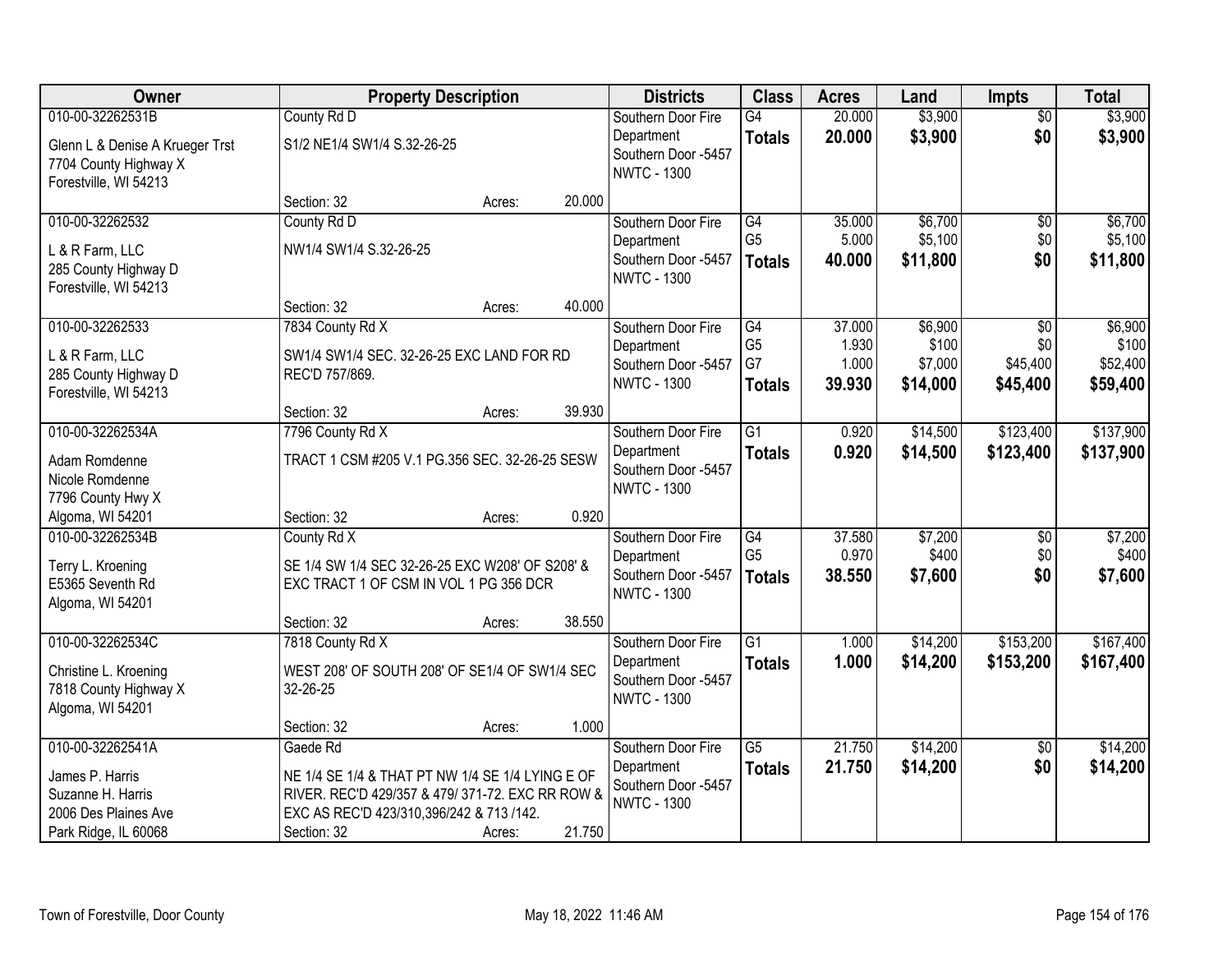| Owner | Property Description | | | Districts | Class | Acres | Land | Impts | Total |
|---|---|---|---|---|---|---|---|---|---|
| 010-00-32262531B | County Rd D | | | Southern Door Fire Department | G4 | 20.000 | $3,900 | $0 | $3,900 |
| Glenn L & Denise A Krueger Trst<br>7704 County Highway X<br>Forestville, WI 54213 | S1/2 NE1/4 SW1/4 S.32-26-25 | | | Southern Door -5457<br>NWTC - 1300 | **Totals** | **20.000** | **$3,900** | **$0** | **$3,900** |
| | Section: 32 | Acres: | 20.000 | | | | | | |
| 010-00-32262532 | County Rd D | | | Southern Door Fire Department | G4<br>G5 | 35.000<br>5.000 | $6,700<br>$5,100 | $0<br>$0 | $6,700<br>$5,100 |
| L & R Farm, LLC<br>285 County Highway D<br>Forestville, WI 54213 | NW1/4 SW1/4 S.32-26-25 | | | Southern Door -5457<br>NWTC - 1300 | **Totals** | **40.000** | **$11,800** | **$0** | **$11,800** |
| | Section: 32 | Acres: | 40.000 | | | | | | |
| 010-00-32262533 | 7834 County Rd X | | | Southern Door Fire Department | G4<br>G5<br>G7 | 37.000<br>1.930<br>1.000 | $6,900<br>$100<br>$7,000 | $0<br>$0<br>$45,400 | $6,900<br>$100<br>$52,400 |
| L & R Farm, LLC<br>285 County Highway D<br>Forestville, WI 54213 | SW1/4 SW1/4 SEC. 32-26-25 EXC LAND FOR RD REC'D 757/869. | | | Southern Door -5457<br>NWTC - 1300 | **Totals** | **39.930** | **$14,000** | **$45,400** | **$59,400** |
| | Section: 32 | Acres: | 39.930 | | | | | | |
| 010-00-32262534A | 7796 County Rd X | | | Southern Door Fire Department | G1 | 0.920 | $14,500 | $123,400 | $137,900 |
| Adam Romdenne<br>Nicole Romdenne<br>7796 County Hwy X<br>Algoma, WI 54201 | TRACT 1 CSM #205 V.1 PG.356 SEC. 32-26-25 SESW | | | Southern Door -5457<br>NWTC - 1300 | **Totals** | **0.920** | **$14,500** | **$123,400** | **$137,900** |
| | Section: 32 | Acres: | 0.920 | | | | | | |
| 010-00-32262534B | County Rd X | | | Southern Door Fire Department | G4<br>G5 | 37.580<br>0.970 | $7,200<br>$400 | $0<br>$0 | $7,200<br>$400 |
| Terry L. Kroening<br>E5365 Seventh Rd<br>Algoma, WI 54201 | SE 1/4 SW 1/4 SEC 32-26-25 EXC W208' OF S208' & EXC TRACT 1 OF CSM IN VOL 1 PG 356 DCR | | | Southern Door -5457<br>NWTC - 1300 | **Totals** | **38.550** | **$7,600** | **$0** | **$7,600** |
| | Section: 32 | Acres: | 38.550 | | | | | | |
| 010-00-32262534C | 7818 County Rd X | | | Southern Door Fire Department | G1 | 1.000 | $14,200 | $153,200 | $167,400 |
| Christine L. Kroening<br>7818 County Highway X<br>Algoma, WI 54201 | WEST 208' OF SOUTH 208' OF SE1/4 OF SW1/4 SEC 32-26-25 | | | Southern Door -5457<br>NWTC - 1300 | **Totals** | **1.000** | **$14,200** | **$153,200** | **$167,400** |
| | Section: 32 | Acres: | 1.000 | | | | | | |
| 010-00-32262541A | Gaede Rd | | | Southern Door Fire Department | G5 | 21.750 | $14,200 | $0 | $14,200 |
| James P. Harris<br>Suzanne H. Harris<br>2006 Des Plaines Ave<br>Park Ridge, IL 60068 | NE 1/4 SE 1/4 & THAT PT NW 1/4 SE 1/4 LYING E OF RIVER. REC'D 429/357 & 479/ 371-72. EXC RR ROW & EXC AS REC'D 423/310,396/242 & 713 /142. | | | Southern Door -5457<br>NWTC - 1300 | **Totals** | **21.750** | **$14,200** | **$0** | **$14,200** |
| | Section: 32 | Acres: | 21.750 | | | | | | |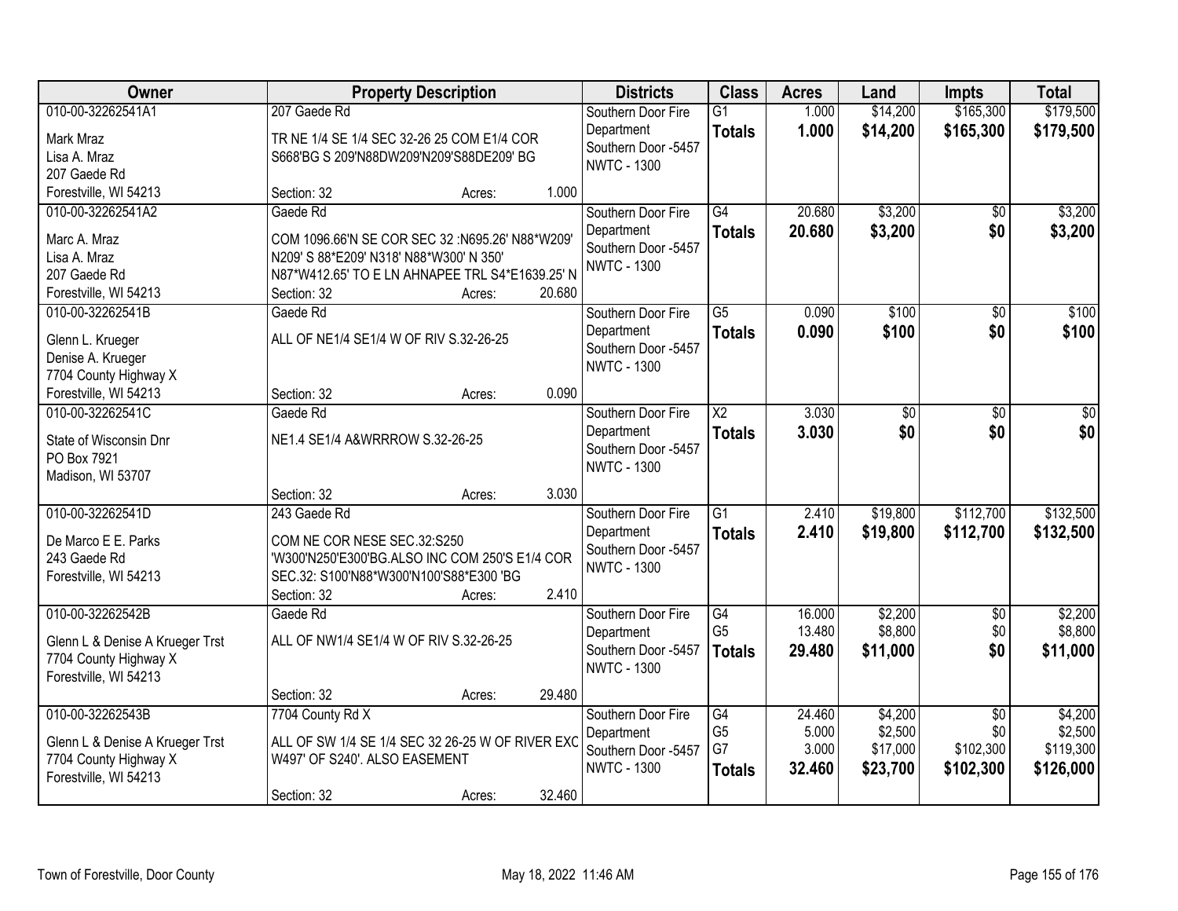| Owner | Property Description | Districts | Class | Acres | Land | Impts | Total |
|---|---|---|---|---|---|---|---|
| 010-00-32262541A1<br>Mark Mraz<br>Lisa A. Mraz<br>207 Gaede Rd<br>Forestville, WI 54213 | 207 Gaede Rd<br>TR NE 1/4 SE 1/4 SEC 32-26 25 COM E1/4 COR S668'BG S 209'N88DW209'N209'S88DE209' BG<br>Section: 32 Acres: 1.000 | Southern Door Fire Department<br>Southern Door -5457<br>NWTC - 1300 | G1<br>**Totals** | 1.000<br>**1.000** | $14,200<br>**$14,200** | $165,300<br>**$165,300** | $179,500<br>**$179,500** |
| 010-00-32262541A2<br>Marc A. Mraz<br>Lisa A. Mraz<br>207 Gaede Rd<br>Forestville, WI 54213 | Gaede Rd<br>COM 1096.66'N SE COR SEC 32 :N695.26' N88*W209' N209' S 88*E209' N318' N88*W300' N 350' N87*W412.65' TO E LN AHNAPEE TRL S4*E1639.25' N<br>Section: 32 Acres: 20.680 | Southern Door Fire Department<br>Southern Door -5457<br>NWTC - 1300 | G4<br>**Totals** | 20.680<br>**20.680** | $3,200<br>**$3,200** | $0<br>**$0** | $3,200<br>**$3,200** |
| 010-00-32262541B<br>Glenn L. Krueger<br>Denise A. Krueger<br>7704 County Highway X<br>Forestville, WI 54213 | Gaede Rd<br>ALL OF NE1/4 SE1/4 W OF RIV S.32-26-25<br>Section: 32 Acres: 0.090 | Southern Door Fire Department<br>Southern Door -5457<br>NWTC - 1300 | G5<br>**Totals** | 0.090<br>**0.090** | $100<br>**$100** | $0<br>**$0** | $100<br>**$100** |
| 010-00-32262541C<br>State of Wisconsin Dnr<br>PO Box 7921<br>Madison, WI 53707 | Gaede Rd<br>NE1.4 SE1/4 A&WRRROW S.32-26-25<br>Section: 32 Acres: 3.030 | Southern Door Fire Department<br>Southern Door -5457<br>NWTC - 1300 | X2<br>**Totals** | 3.030<br>**3.030** | $0<br>**$0** | $0<br>**$0** | $0<br>**$0** |
| 010-00-32262541D<br>De Marco E E. Parks<br>243 Gaede Rd<br>Forestville, WI 54213 | 243 Gaede Rd<br>COM NE COR NESE SEC.32:S250 'W300'N250'E300'BG.ALSO INC COM 250'S E1/4 COR SEC.32: S100'N88*W300'N100'S88*E300 'BG<br>Section: 32 Acres: 2.410 | Southern Door Fire Department<br>Southern Door -5457<br>NWTC - 1300 | G1<br>**Totals** | 2.410<br>**2.410** | $19,800<br>**$19,800** | $112,700<br>**$112,700** | $132,500<br>**$132,500** |
| 010-00-32262542B<br>Glenn L & Denise A Krueger Trst<br>7704 County Highway X<br>Forestville, WI 54213 | Gaede Rd<br>ALL OF NW1/4 SE1/4 W OF RIV S.32-26-25<br>Section: 32 Acres: 29.480 | Southern Door Fire Department<br>Southern Door -5457<br>NWTC - 1300 | G4<br>G5<br>**Totals** | 16.000<br>13.480<br>**29.480** | $2,200<br>$8,800<br>**$11,000** | $0<br>$0<br>**$0** | $2,200<br>$8,800<br>**$11,000** |
| 010-00-32262543B<br>Glenn L & Denise A Krueger Trst<br>7704 County Highway X<br>Forestville, WI 54213 | 7704 County Rd X<br>ALL OF SW 1/4 SE 1/4 SEC 32 26-25 W OF RIVER EXC W497' OF S240'. ALSO EASEMENT<br>Section: 32 Acres: 32.460 | Southern Door Fire Department<br>Southern Door -5457<br>NWTC - 1300 | G4<br>G5<br>G7<br>**Totals** | 24.460<br>5.000<br>3.000<br>**32.460** | $4,200<br>$2,500<br>$17,000<br>**$23,700** | $0<br>$0<br>$102,300<br>**$102,300** | $4,200<br>$2,500<br>$119,300<br>**$126,000** |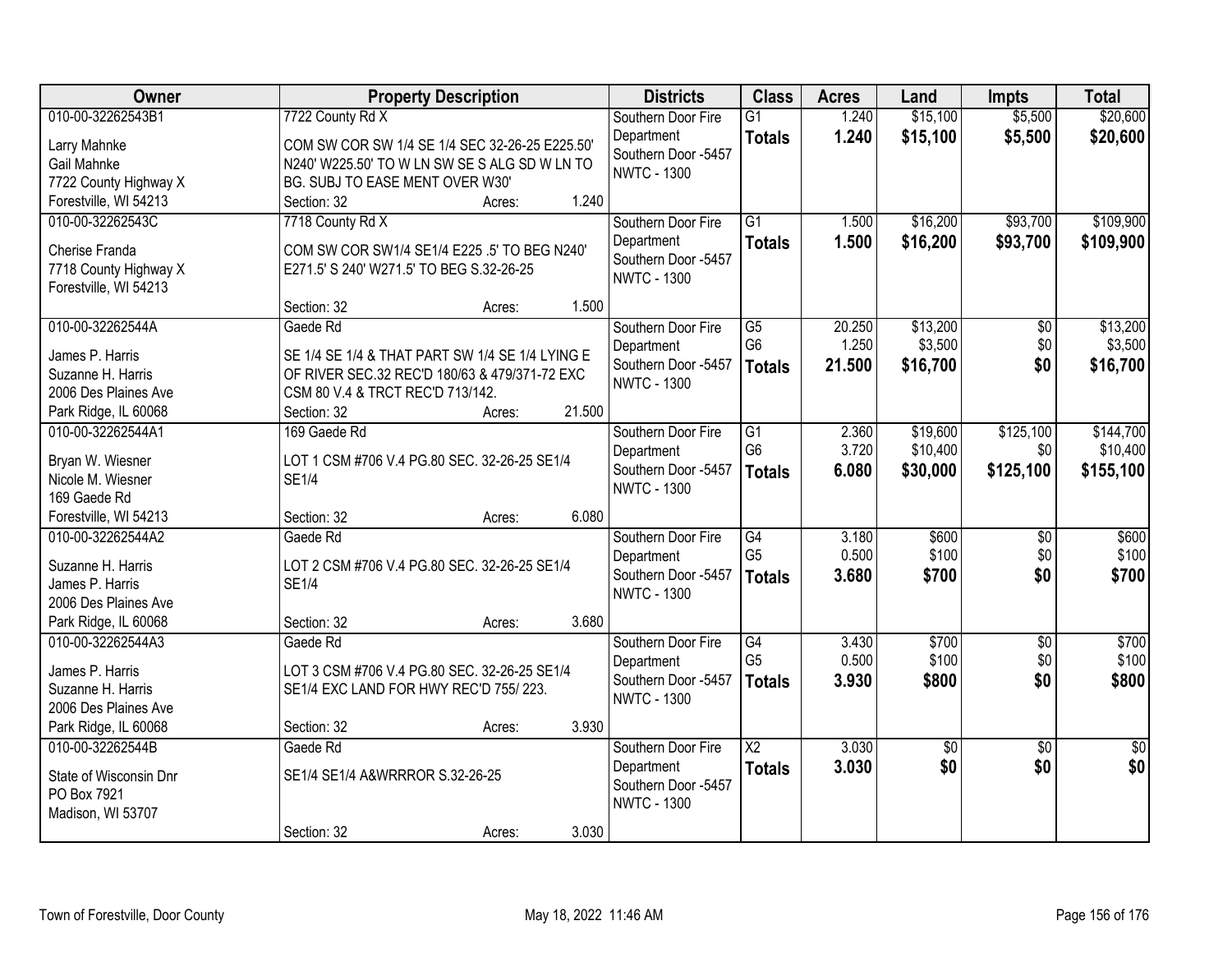| Owner | Property Description | Districts | Class | Acres | Land | Impts | Total |
|---|---|---|---|---|---|---|---|
| 010-00-32262543B1 | 7722 County Rd X | Southern Door Fire Department | G1 | 1.240 | $15,100 | $5,500 | $20,600 |
| Larry Mahnke<br>Gail Mahnke<br>7722 County Highway X<br>Forestville, WI 54213 | COM SW COR SW 1/4 SE 1/4 SEC 32-26-25 E225.50' N240' W225.50' TO W LN SW SE S ALG SD W LN TO BG. SUBJ TO EASE MENT OVER W30'<br>Section: 32 Acres: 1.240 | Southern Door -5457<br>NWTC - 1300 | **Totals** | **1.240** | **$15,100** | **$5,500** | **$20,600** |
| 010-00-32262543C | 7718 County Rd X | Southern Door Fire Department | G1 | 1.500 | $16,200 | $93,700 | $109,900 |
| Cherise Franda<br>7718 County Highway X<br>Forestville, WI 54213 | COM SW COR SW1/4 SE1/4 E225 .5' TO BEG N240' E271.5' S 240' W271.5' TO BEG S.32-26-25<br>Section: 32 Acres: 1.500 | Southern Door -5457<br>NWTC - 1300 | **Totals** | **1.500** | **$16,200** | **$93,700** | **$109,900** |
| 010-00-32262544A | Gaede Rd | Southern Door Fire Department | G5 | 20.250 | $13,200 | $0 | $13,200 |
| James P. Harris<br>Suzanne H. Harris<br>2006 Des Plaines Ave<br>Park Ridge, IL 60068 | SE 1/4 SE 1/4 & THAT PART SW 1/4 SE 1/4 LYING E OF RIVER SEC.32 REC'D 180/63 & 479/371-72 EXC CSM 80 V.4 & TRCT REC'D 713/142.<br>Section: 32 Acres: 21.500 | Southern Door -5457<br>NWTC - 1300 | G6 | 1.250 | $3,500 | $0 | $3,500 |
| | | | **Totals** | **21.500** | **$16,700** | **$0** | **$16,700** |
| 010-00-32262544A1 | 169 Gaede Rd | Southern Door Fire Department | G1 | 2.360 | $19,600 | $125,100 | $144,700 |
| Bryan W. Wiesner<br>Nicole M. Wiesner<br>169 Gaede Rd<br>Forestville, WI 54213 | LOT 1 CSM #706 V.4 PG.80 SEC. 32-26-25 SE1/4 SE1/4<br>Section: 32 Acres: 6.080 | Southern Door -5457<br>NWTC - 1300 | G6 | 3.720 | $10,400 | $0 | $10,400 |
| | | | **Totals** | **6.080** | **$30,000** | **$125,100** | **$155,100** |
| 010-00-32262544A2 | Gaede Rd | Southern Door Fire Department | G4 | 3.180 | $600 | $0 | $600 |
| Suzanne H. Harris<br>James P. Harris<br>2006 Des Plaines Ave<br>Park Ridge, IL 60068 | LOT 2 CSM #706 V.4 PG.80 SEC. 32-26-25 SE1/4 SE1/4<br>Section: 32 Acres: 3.680 | Southern Door -5457<br>NWTC - 1300 | G5 | 0.500 | $100 | $0 | $100 |
| | | | **Totals** | **3.680** | **$700** | **$0** | **$700** |
| 010-00-32262544A3 | Gaede Rd | Southern Door Fire Department | G4 | 3.430 | $700 | $0 | $700 |
| James P. Harris<br>Suzanne H. Harris<br>2006 Des Plaines Ave<br>Park Ridge, IL 60068 | LOT 3 CSM #706 V.4 PG.80 SEC. 32-26-25 SE1/4 SE1/4 EXC LAND FOR HWY REC'D 755/ 223.<br>Section: 32 Acres: 3.930 | Southern Door -5457<br>NWTC - 1300 | G5 | 0.500 | $100 | $0 | $100 |
| | | | **Totals** | **3.930** | **$800** | **$0** | **$800** |
| 010-00-32262544B | Gaede Rd | Southern Door Fire Department | X2 | 3.030 | $0 | $0 | $0 |
| State of Wisconsin Dnr<br>PO Box 7921<br>Madison, WI 53707 | SE1/4 SE1/4 A&WRRROR S.32-26-25<br>Section: 32 Acres: 3.030 | Southern Door -5457<br>NWTC - 1300 | **Totals** | **3.030** | **$0** | **$0** | **$0** |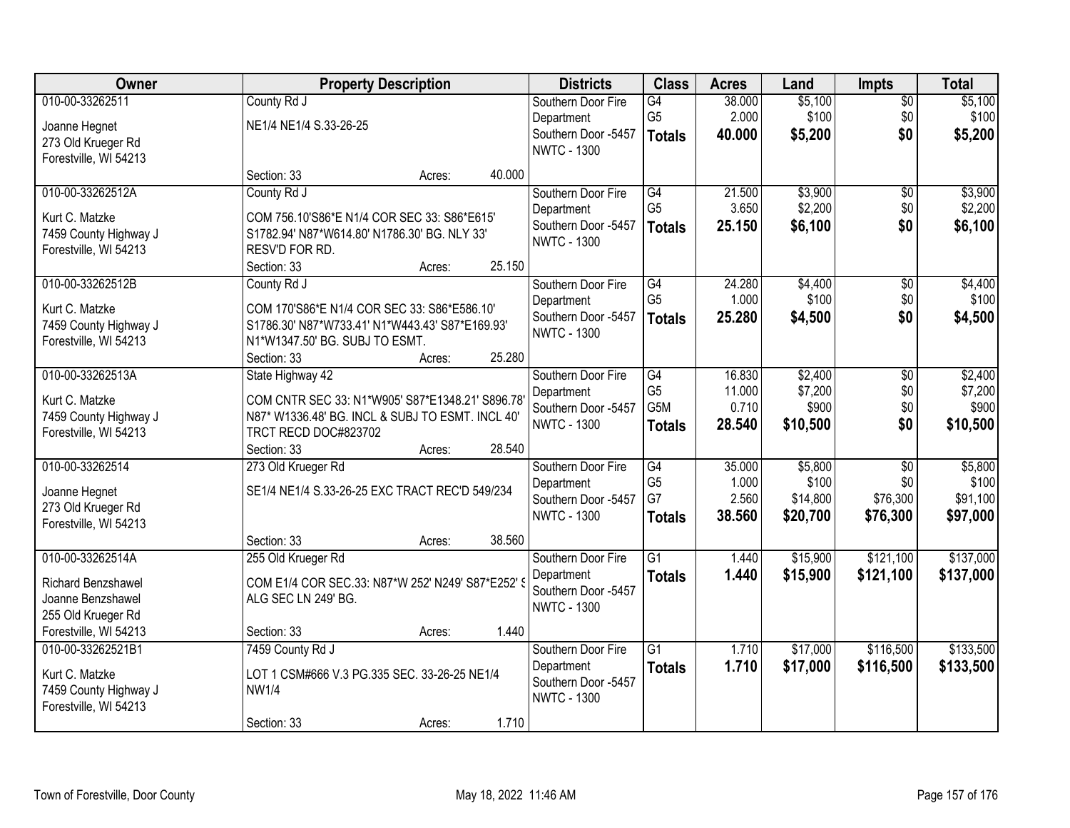| Owner | Property Description | Districts | Class | Acres | Land | Impts | Total |
|---|---|---|---|---|---|---|---|
| 010-00-33262511<br>Joanne Hegnet<br>273 Old Krueger Rd<br>Forestville, WI 54213 | County Rd J<br>NE1/4 NE1/4 S.33-26-25<br>Section: 33 Acres: 40.000 | Southern Door Fire Department<br>Southern Door -5457<br>NWTC - 1300 | G4<br>G5<br>**Totals** | 38.000<br>2.000<br>**40.000** | $5,100<br>$100<br>**$5,200** | $0<br>$0<br>**$0** | $5,100<br>$100<br>**$5,200** |
| 010-00-33262512A<br>Kurt C. Matzke<br>7459 County Highway J<br>Forestville, WI 54213 | County Rd J<br>COM 756.10'S86*E N1/4 COR SEC 33: S86*E615' S1782.94' N87*W614.80' N1786.30' BG. NLY 33' RESV'D FOR RD.<br>Section: 33 Acres: 25.150 | Southern Door Fire Department<br>Southern Door -5457<br>NWTC - 1300 | G4<br>G5<br>**Totals** | 21.500<br>3.650<br>**25.150** | $3,900<br>$2,200<br>**$6,100** | $0<br>$0<br>**$0** | $3,900<br>$2,200<br>**$6,100** |
| 010-00-33262512B<br>Kurt C. Matzke<br>7459 County Highway J<br>Forestville, WI 54213 | County Rd J<br>COM 170'S86*E N1/4 COR SEC 33: S86*E586.10' S1786.30' N87*W733.41' N1*W443.43' S87*E169.93' N1*W1347.50' BG. SUBJ TO ESMT.<br>Section: 33 Acres: 25.280 | Southern Door Fire Department<br>Southern Door -5457<br>NWTC - 1300 | G4<br>G5<br>**Totals** | 24.280<br>1.000<br>**25.280** | $4,400<br>$100<br>**$4,500** | $0<br>$0<br>**$0** | $4,400<br>$100<br>**$4,500** |
| 010-00-33262513A<br>Kurt C. Matzke<br>7459 County Highway J<br>Forestville, WI 54213 | State Highway 42<br>COM CNTR SEC 33: N1*W905' S87*E1348.21' S896.78' N87* W1336.48' BG. INCL & SUBJ TO ESMT. INCL 40' TRCT RECD DOC#823702<br>Section: 33 Acres: 28.540 | Southern Door Fire Department<br>Southern Door -5457<br>NWTC - 1300 | G4<br>G5<br>G5M<br>**Totals** | 16.830<br>11.000<br>0.710<br>**28.540** | $2,400<br>$7,200<br>$900<br>**$10,500** | $0<br>$0<br>$0<br>**$0** | $2,400<br>$7,200<br>$900<br>**$10,500** |
| 010-00-33262514<br>Joanne Hegnet<br>273 Old Krueger Rd<br>Forestville, WI 54213 | 273 Old Krueger Rd<br>SE1/4 NE1/4 S.33-26-25 EXC TRACT REC'D 549/234<br>Section: 33 Acres: 38.560 | Southern Door Fire Department<br>Southern Door -5457<br>NWTC - 1300 | G4<br>G5<br>G7<br>**Totals** | 35.000<br>1.000<br>2.560<br>**38.560** | $5,800<br>$100<br>$14,800<br>**$20,700** | $0<br>$0<br>$76,300<br>**$76,300** | $5,800<br>$100<br>$91,100<br>**$97,000** |
| 010-00-33262514A<br>Richard Benzshawel<br>Joanne Benzshawel<br>255 Old Krueger Rd<br>Forestville, WI 54213 | 255 Old Krueger Rd<br>COM E1/4 COR SEC.33: N87*W 252' N249' S87*E252' S ALG SEC LN 249' BG.<br>Section: 33 Acres: 1.440 | Southern Door Fire Department<br>Southern Door -5457<br>NWTC - 1300 | G1<br>**Totals** | 1.440<br>**1.440** | $15,900<br>**$15,900** | $121,100<br>**$121,100** | $137,000<br>**$137,000** |
| 010-00-33262521B1<br>Kurt C. Matzke<br>7459 County Highway J<br>Forestville, WI 54213 | 7459 County Rd J<br>LOT 1 CSM#666 V.3 PG.335 SEC. 33-26-25 NE1/4 NW1/4<br>Section: 33 Acres: 1.710 | Southern Door Fire Department<br>Southern Door -5457<br>NWTC - 1300 | G1<br>**Totals** | 1.710<br>**1.710** | $17,000<br>**$17,000** | $116,500<br>**$116,500** | $133,500<br>**$133,500** |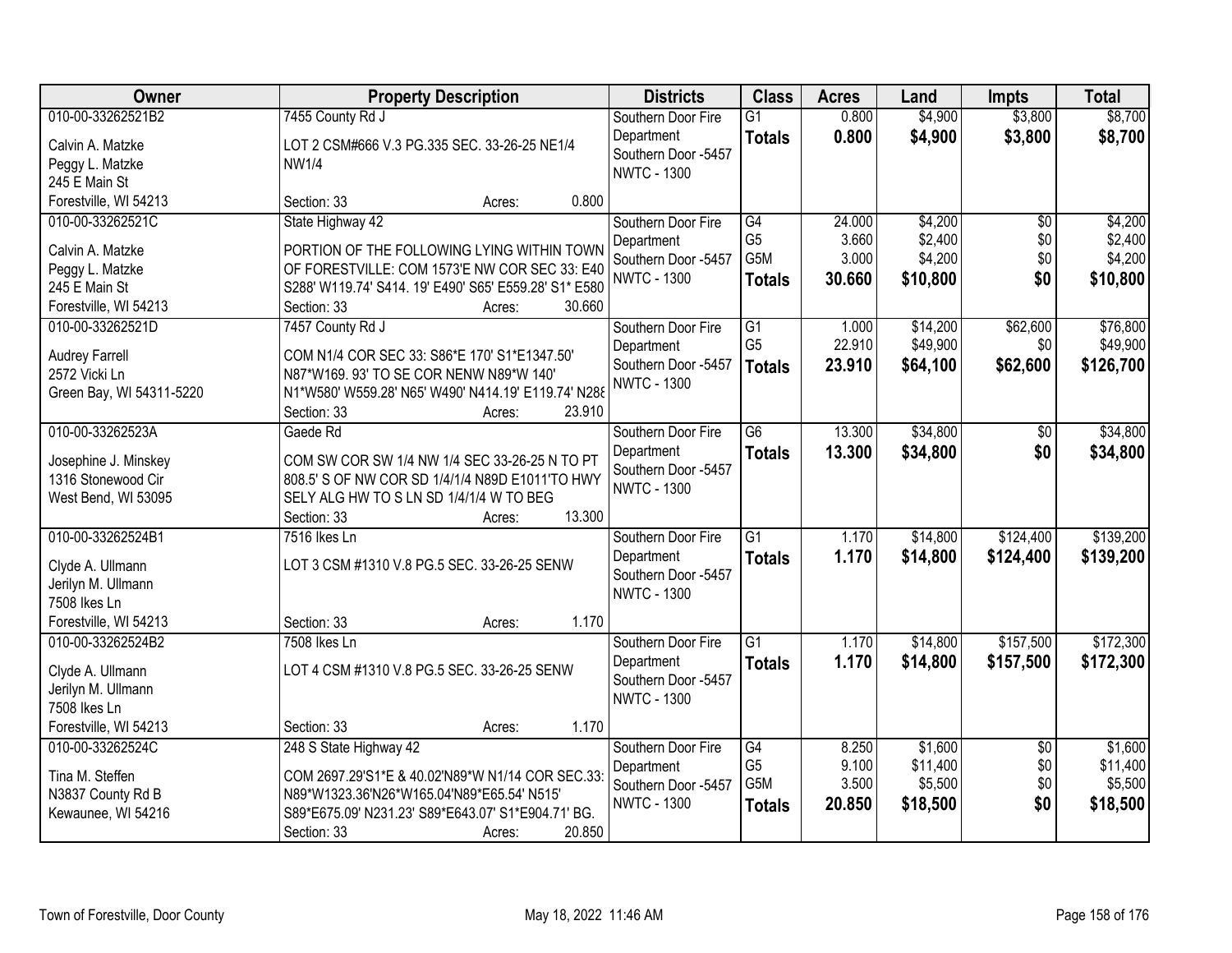| Owner | Property Description | Districts | Class | Acres | Land | Impts | Total |
|---|---|---|---|---|---|---|---|
| 010-00-33262521B2<br>Calvin A. Matzke<br>Peggy L. Matzke<br>245 E Main St<br>Forestville, WI 54213 | 7455 County Rd J<br>LOT 2 CSM#666 V.3 PG.335 SEC. 33-26-25 NE1/4 NW1/4<br>Section: 33 Acres: 0.800 | Southern Door Fire Department<br>Southern Door -5457<br>NWTC - 1300 | G1<br>**Totals** | 0.800<br>**0.800** | $4,900<br>**$4,900** | $3,800<br>**$3,800** | $8,700<br>**$8,700** |
| 010-00-33262521C<br>Calvin A. Matzke<br>Peggy L. Matzke<br>245 E Main St<br>Forestville, WI 54213 | State Highway 42<br>PORTION OF THE FOLLOWING LYING WITHIN TOWN OF FORESTVILLE: COM 1573'E NW COR SEC 33: E40 S288' W119.74' S414. 19' E490' S65' E559.28' S1* E580<br>Section: 33 Acres: 30.660 | Southern Door Fire Department<br>Southern Door -5457<br>NWTC - 1300 | G4<br>G5<br>G5M<br>**Totals** | 24.000<br>3.660<br>3.000<br>**30.660** | $4,200<br>$2,400<br>$4,200<br>**$10,800** | $0<br>$0<br>$0<br>**$0** | $4,200<br>$2,400<br>$4,200<br>**$10,800** |
| 010-00-33262521D<br>Audrey Farrell<br>2572 Vicki Ln<br>Green Bay, WI 54311-5220 | 7457 County Rd J<br>COM N1/4 COR SEC 33: S86*E 170' S1*E1347.50' N87*W169. 93' TO SE COR NENW N89*W 140' N1*W580' W559.28' N65' W490' N414.19' E119.74' N288<br>Section: 33 Acres: 23.910 | Southern Door Fire Department<br>Southern Door -5457<br>NWTC - 1300 | G1<br>G5<br>**Totals** | 1.000<br>22.910<br>**23.910** | $14,200<br>$49,900<br>**$64,100** | $62,600<br>$0<br>**$62,600** | $76,800<br>$49,900<br>**$126,700** |
| 010-00-33262523A<br>Josephine J. Minskey<br>1316 Stonewood Cir<br>West Bend, WI 53095 | Gaede Rd<br>COM SW COR SW 1/4 NW 1/4 SEC 33-26-25 N TO PT 808.5' S OF NW COR SD 1/4/1/4 N89D E1011'TO HWY SELY ALG HW TO S LN SD 1/4/1/4 W TO BEG<br>Section: 33 Acres: 13.300 | Southern Door Fire Department<br>Southern Door -5457<br>NWTC - 1300 | G6<br>**Totals** | 13.300<br>**13.300** | $34,800<br>**$34,800** | $0<br>**$0** | $34,800<br>**$34,800** |
| 010-00-33262524B1<br>Clyde A. Ullmann<br>Jerilyn M. Ullmann<br>7508 Ikes Ln<br>Forestville, WI 54213 | 7516 Ikes Ln<br>LOT 3 CSM #1310 V.8 PG.5 SEC. 33-26-25 SENW<br>Section: 33 Acres: 1.170 | Southern Door Fire Department<br>Southern Door -5457<br>NWTC - 1300 | G1<br>**Totals** | 1.170<br>**1.170** | $14,800<br>**$14,800** | $124,400<br>**$124,400** | $139,200<br>**$139,200** |
| 010-00-33262524B2<br>Clyde A. Ullmann<br>Jerilyn M. Ullmann<br>7508 Ikes Ln<br>Forestville, WI 54213 | 7508 Ikes Ln<br>LOT 4 CSM #1310 V.8 PG.5 SEC. 33-26-25 SENW<br>Section: 33 Acres: 1.170 | Southern Door Fire Department<br>Southern Door -5457<br>NWTC - 1300 | G1<br>**Totals** | 1.170<br>**1.170** | $14,800<br>**$14,800** | $157,500<br>**$157,500** | $172,300<br>**$172,300** |
| 010-00-33262524C<br>Tina M. Steffen<br>N3837 County Rd B<br>Kewaunee, WI 54216 | 248 S State Highway 42<br>COM 2697.29'S1*E & 40.02'N89*W N1/14 COR SEC.33: N89*W1323.36'N26*W165.04'N89*E65.54' N515' S89*E675.09' N231.23' S89*E643.07' S1*E904.71' BG.<br>Section: 33 Acres: 20.850 | Southern Door Fire Department<br>Southern Door -5457<br>NWTC - 1300 | G4<br>G5<br>G5M<br>**Totals** | 8.250<br>9.100<br>3.500<br>**20.850** | $1,600<br>$11,400<br>$5,500<br>**$18,500** | $0<br>$0<br>$0<br>**$0** | $1,600<br>$11,400<br>$5,500<br>**$18,500** |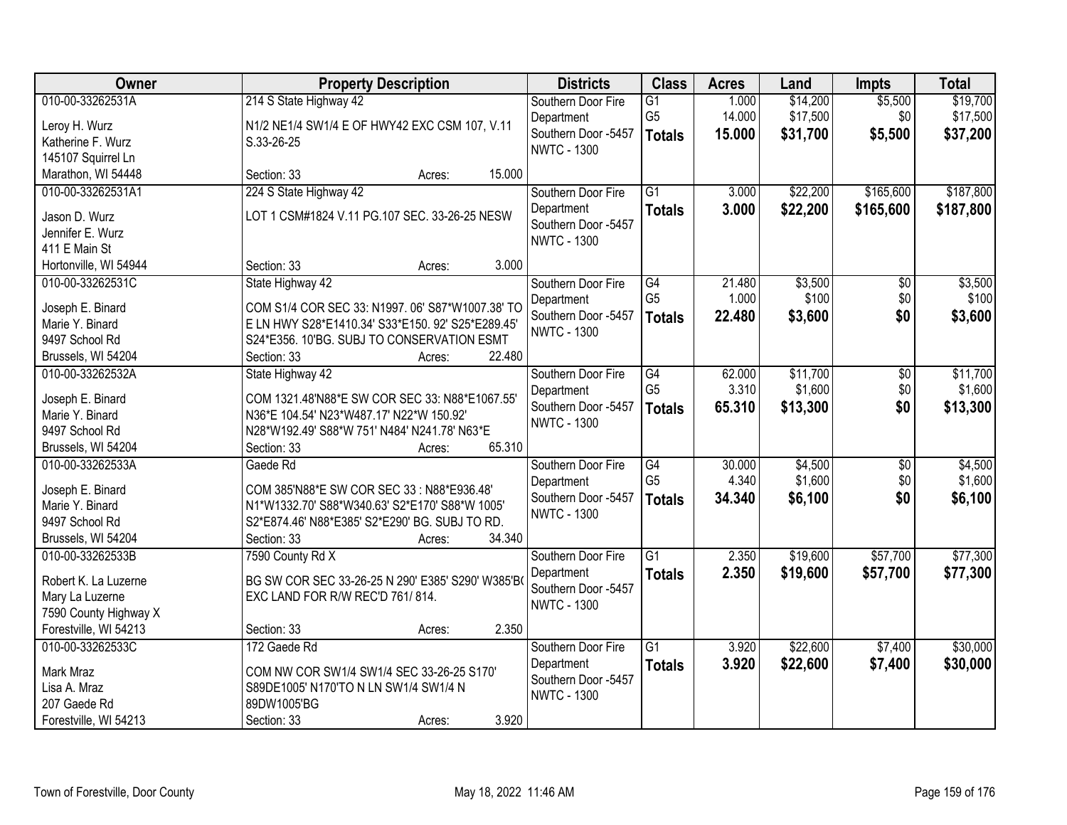| Owner | Property Description | Districts | Class | Acres | Land | Impts | Total |
|---|---|---|---|---|---|---|---|
| 010-00-33262531A<br>Leroy H. Wurz<br>Katherine F. Wurz<br>145107 Squirrel Ln<br>Marathon, WI 54448 | 214 S State Highway 42<br>N1/2 NE1/4 SW1/4 E OF HWY42 EXC CSM 107, V.11 S.33-26-25<br>Section: 33 Acres: 15.000 | Southern Door Fire Department<br>Southern Door -5457<br>NWTC - 1300 | G1<br>G5<br>**Totals** | 1.000<br>14.000<br>**15.000** | $14,200<br>$17,500<br>**$31,700** | $5,500<br>$0<br>**$5,500** | $19,700<br>$17,500<br>**$37,200** |
| 010-00-33262531A1<br>Jason D. Wurz<br>Jennifer E. Wurz<br>411 E Main St<br>Hortonville, WI 54944 | 224 S State Highway 42<br>LOT 1 CSM#1824 V.11 PG.107 SEC. 33-26-25 NESW<br>Section: 33 Acres: 3.000 | Southern Door Fire Department<br>Southern Door -5457<br>NWTC - 1300 | G1<br>**Totals** | 3.000<br>**3.000** | $22,200<br>**$22,200** | $165,600<br>**$165,600** | $187,800<br>**$187,800** |
| 010-00-33262531C<br>Joseph E. Binard<br>Marie Y. Binard<br>9497 School Rd<br>Brussels, WI 54204 | State Highway 42<br>COM S1/4 COR SEC 33: N1997. 06' S87*W1007.38' TO E LN HWY S28*E1410.34' S33*E150. 92' S25*E289.45' S24*E356. 10'BG. SUBJ TO CONSERVATION ESMT<br>Section: 33 Acres: 22.480 | Southern Door Fire Department<br>Southern Door -5457<br>NWTC - 1300 | G4<br>G5<br>**Totals** | 21.480<br>1.000<br>**22.480** | $3,500<br>$100<br>**$3,600** | $0<br>$0<br>**$0** | $3,500<br>$100<br>**$3,600** |
| 010-00-33262532A<br>Joseph E. Binard<br>Marie Y. Binard<br>9497 School Rd<br>Brussels, WI 54204 | State Highway 42<br>COM 1321.48'N88*E SW COR SEC 33: N88*E1067.55' N36*E 104.54' N23*W487.17' N22*W 150.92' N28*W192.49' S88*W 751' N484' N241.78' N63*E<br>Section: 33 Acres: 65.310 | Southern Door Fire Department<br>Southern Door -5457<br>NWTC - 1300 | G4<br>G5<br>**Totals** | 62.000<br>3.310<br>**65.310** | $11,700<br>$1,600<br>**$13,300** | $0<br>$0<br>**$0** | $11,700<br>$1,600<br>**$13,300** |
| 010-00-33262533A<br>Joseph E. Binard<br>Marie Y. Binard<br>9497 School Rd<br>Brussels, WI 54204 | Gaede Rd<br>COM 385'N88*E SW COR SEC 33 : N88*E936.48' N1*W1332.70' S88*W340.63' S2*E170' S88*W 1005' S2*E874.46' N88*E385' S2*E290' BG. SUBJ TO RD.<br>Section: 33 Acres: 34.340 | Southern Door Fire Department<br>Southern Door -5457<br>NWTC - 1300 | G4<br>G5<br>**Totals** | 30.000<br>4.340<br>**34.340** | $4,500<br>$1,600<br>**$6,100** | $0<br>$0<br>**$0** | $4,500<br>$1,600<br>**$6,100** |
| 010-00-33262533B<br>Robert K. La Luzerne<br>Mary La Luzerne<br>7590 County Highway X<br>Forestville, WI 54213 | 7590 County Rd X<br>BG SW COR SEC 33-26-25 N 290' E385' S290' W385'B( EXC LAND FOR R/W REC'D 761/ 814.<br>Section: 33 Acres: 2.350 | Southern Door Fire Department<br>Southern Door -5457<br>NWTC - 1300 | G1<br>**Totals** | 2.350<br>**2.350** | $19,600<br>**$19,600** | $57,700<br>**$57,700** | $77,300<br>**$77,300** |
| 010-00-33262533C<br>Mark Mraz<br>Lisa A. Mraz<br>207 Gaede Rd<br>Forestville, WI 54213 | 172 Gaede Rd<br>COM NW COR SW1/4 SW1/4 SEC 33-26-25 S170' S89DE1005' N170'TO N LN SW1/4 SW1/4 N 89DW1005'BG<br>Section: 33 Acres: 3.920 | Southern Door Fire Department<br>Southern Door -5457<br>NWTC - 1300 | G1<br>**Totals** | 3.920<br>**3.920** | $22,600<br>**$22,600** | $7,400<br>**$7,400** | $30,000<br>**$30,000** |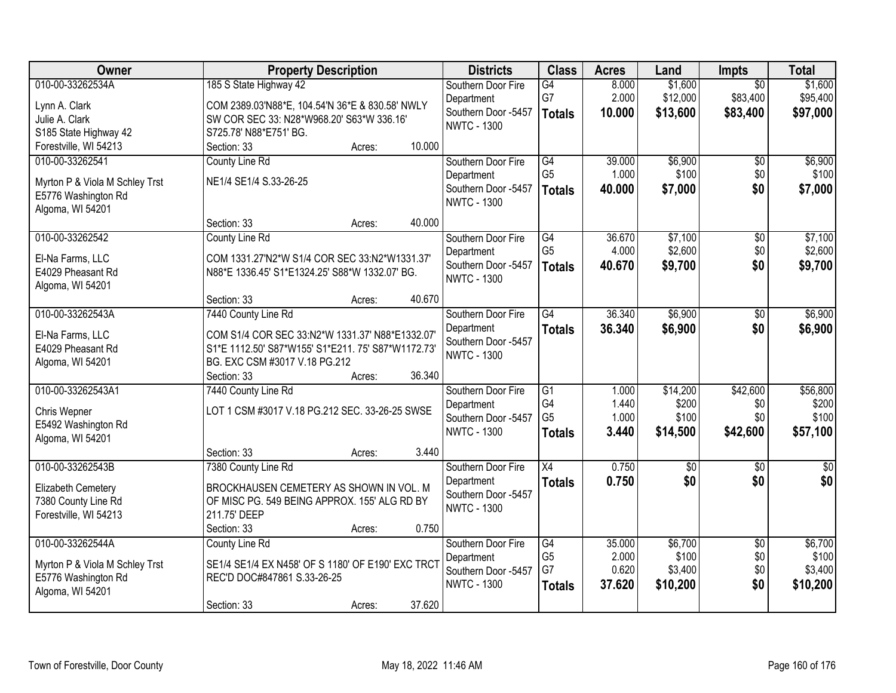| Owner | Property Description | Districts | Class | Acres | Land | Impts | Total |
|---|---|---|---|---|---|---|---|
| 010-00-33262534A<br>Lynn A. Clark<br>Julie A. Clark<br>S185 State Highway 42<br>Forestville, WI 54213 | 185 S State Highway 42<br>COM 2389.03'N88*E, 104.54'N 36*E & 830.58' NWLY SW COR SEC 33: N28*W968.20' S63*W 336.16' S725.78' N88*E751' BG.<br>Section: 33 Acres: 10.000 | Southern Door Fire Department<br>Southern Door -5457<br>NWTC - 1300 | G4<br>G7<br>**Totals** | 8.000<br>2.000<br>**10.000** | $1,600<br>$12,000<br>**$13,600** | $0<br>$83,400<br>**$83,400** | $1,600<br>$95,400<br>**$97,000** |
| 010-00-33262541<br>Myrton P & Viola M Schley Trst<br>E5776 Washington Rd<br>Algoma, WI 54201 | County Line Rd<br>NE1/4 SE1/4 S.33-26-25<br>Section: 33 Acres: 40.000 | Southern Door Fire Department<br>Southern Door -5457<br>NWTC - 1300 | G4<br>G5<br>**Totals** | 39.000<br>1.000<br>**40.000** | $6,900<br>$100<br>**$7,000** | $0<br>$0<br>**$0** | $6,900<br>$100<br>**$7,000** |
| 010-00-33262542<br>El-Na Farms, LLC<br>E4029 Pheasant Rd<br>Algoma, WI 54201 | County Line Rd<br>COM 1331.27'N2*W S1/4 COR SEC 33:N2*W1331.37' N88*E 1336.45' S1*E1324.25' S88*W 1332.07' BG.<br>Section: 33 Acres: 40.670 | Southern Door Fire Department<br>Southern Door -5457<br>NWTC - 1300 | G4<br>G5<br>**Totals** | 36.670<br>4.000<br>**40.670** | $7,100<br>$2,600<br>**$9,700** | $0<br>$0<br>**$0** | $7,100<br>$2,600<br>**$9,700** |
| 010-00-33262543A<br>El-Na Farms, LLC<br>E4029 Pheasant Rd<br>Algoma, WI 54201 | 7440 County Line Rd<br>COM S1/4 COR SEC 33:N2*W 1331.37' N88*E1332.07' S1*E 1112.50' S87*W155' S1*E211. 75' S87*W1172.73' BG. EXC CSM #3017 V.18 PG.212<br>Section: 33 Acres: 36.340 | Southern Door Fire Department<br>Southern Door -5457<br>NWTC - 1300 | G4<br>**Totals** | 36.340<br>**36.340** | $6,900<br>**$6,900** | $0<br>**$0** | $6,900<br>**$6,900** |
| 010-00-33262543A1<br>Chris Wepner<br>E5492 Washington Rd<br>Algoma, WI 54201 | 7440 County Line Rd<br>LOT 1 CSM #3017 V.18 PG.212 SEC. 33-26-25 SWSE<br>Section: 33 Acres: 3.440 | Southern Door Fire Department<br>Southern Door -5457<br>NWTC - 1300 | G1<br>G4<br>G5<br>**Totals** | 1.000<br>1.440<br>1.000<br>**3.440** | $14,200<br>$200<br>$100<br>**$14,500** | $42,600<br>$0<br>$0<br>**$42,600** | $56,800<br>$200<br>$100<br>**$57,100** |
| 010-00-33262543B<br>Elizabeth Cemetery<br>7380 County Line Rd<br>Forestville, WI 54213 | 7380 County Line Rd<br>BROCKHAUSEN CEMETERY AS SHOWN IN VOL. M OF MISC PG. 549 BEING APPROX. 155' ALG RD BY 211.75' DEEP<br>Section: 33 Acres: 0.750 | Southern Door Fire Department<br>Southern Door -5457<br>NWTC - 1300 | X4<br>**Totals** | 0.750<br>**0.750** | $0<br>**$0** | $0<br>**$0** | $0<br>**$0** |
| 010-00-33262544A<br>Myrton P & Viola M Schley Trst<br>E5776 Washington Rd<br>Algoma, WI 54201 | County Line Rd<br>SE1/4 SE1/4 EX N458' OF S 1180' OF E190' EXC TRCT REC'D DOC#847861 S.33-26-25<br>Section: 33 Acres: 37.620 | Southern Door Fire Department<br>Southern Door -5457<br>NWTC - 1300 | G4<br>G5<br>G7<br>**Totals** | 35.000<br>2.000<br>0.620<br>**37.620** | $6,700<br>$100<br>$3,400<br>**$10,200** | $0<br>$0<br>$0<br>**$0** | $6,700<br>$100<br>$3,400<br>**$10,200** |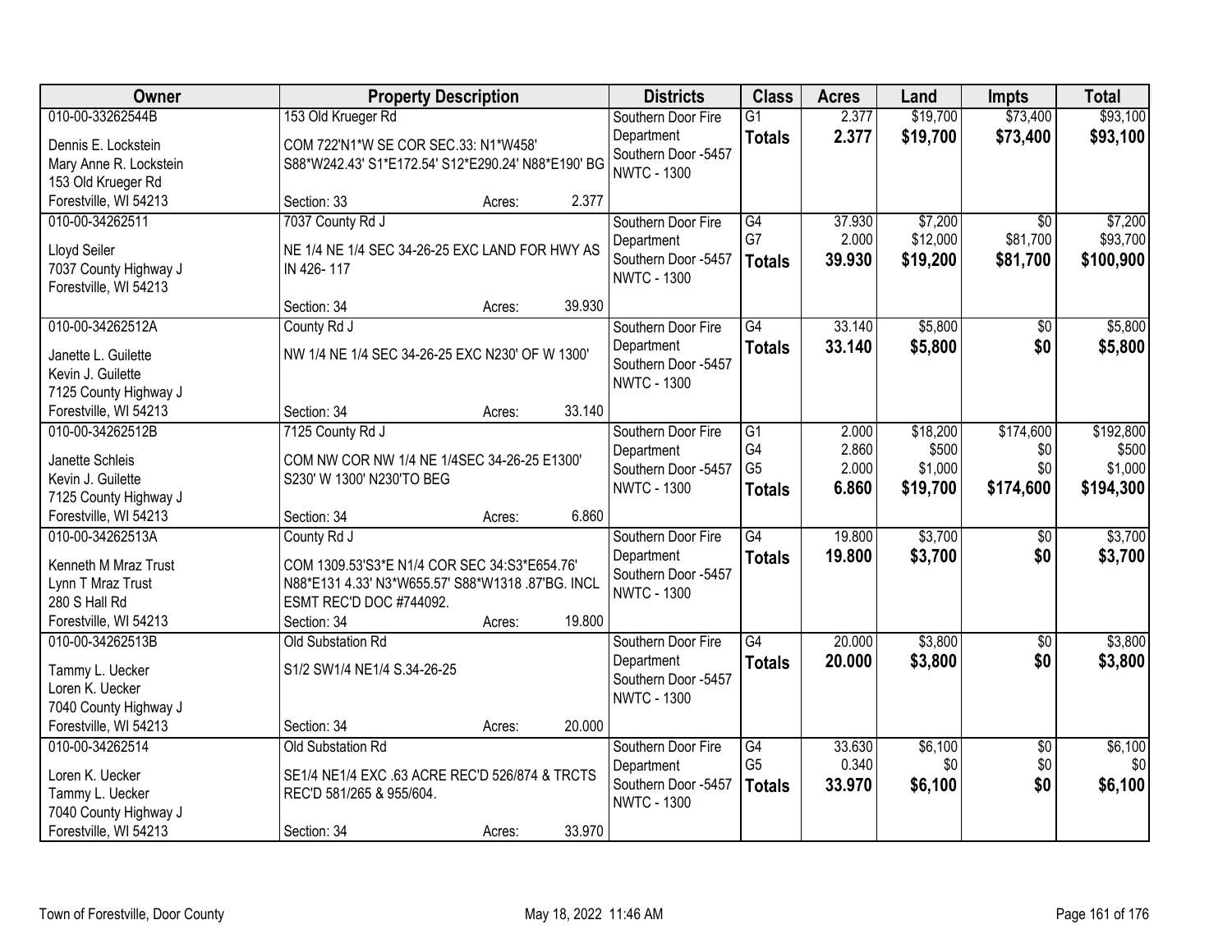| Owner | Property Description | Districts | Class | Acres | Land | Impts | Total |
|---|---|---|---|---|---|---|---|
| 010-00-33262544B<br>Dennis E. Lockstein<br>Mary Anne R. Lockstein<br>153 Old Krueger Rd<br>Forestville, WI 54213 | 153 Old Krueger Rd<br>COM 722'N1*W SE COR SEC.33: N1*W458' S88*W242.43' S1*E172.54' S12*E290.24' N88*E190' BG<br>Section: 33 Acres: 2.377 | Southern Door Fire Department<br>Southern Door -5457<br>NWTC - 1300 | G1<br>**Totals** | 2.377<br>**2.377** | $19,700<br>**$19,700** | $73,400<br>**$73,400** | $93,100<br>**$93,100** |
| 010-00-34262511<br>Lloyd Seiler<br>7037 County Highway J<br>Forestville, WI 54213 | 7037 County Rd J<br>NE 1/4 NE 1/4 SEC 34-26-25 EXC LAND FOR HWY AS IN 426- 117<br>Section: 34 Acres: 39.930 | Southern Door Fire Department<br>Southern Door -5457<br>NWTC - 1300 | G4<br>G7<br>**Totals** | 37.930<br>2.000<br>**39.930** | $7,200<br>$12,000<br>**$19,200** | $0<br>$81,700<br>**$81,700** | $7,200<br>$93,700<br>**$100,900** |
| 010-00-34262512A<br>Janette L. Guilette<br>Kevin J. Guilette<br>7125 County Highway J<br>Forestville, WI 54213 | County Rd J<br>NW 1/4 NE 1/4 SEC 34-26-25 EXC N230' OF W 1300'<br>Section: 34 Acres: 33.140 | Southern Door Fire Department<br>Southern Door -5457<br>NWTC - 1300 | G4<br>**Totals** | 33.140<br>**33.140** | $5,800<br>**$5,800** | $0<br>**$0** | $5,800<br>**$5,800** |
| 010-00-34262512B<br>Janette Schleis<br>Kevin J. Guilette<br>7125 County Highway J<br>Forestville, WI 54213 | 7125 County Rd J<br>COM NW COR NW 1/4 NE 1/4SEC 34-26-25 E1300' S230' W 1300' N230'TO BEG<br>Section: 34 Acres: 6.860 | Southern Door Fire Department<br>Southern Door -5457<br>NWTC - 1300 | G1<br>G4<br>G5<br>**Totals** | 2.000<br>2.860<br>2.000<br>**6.860** | $18,200<br>$500<br>$1,000<br>**$19,700** | $174,600<br>$0<br>$0<br>**$174,600** | $192,800<br>$500<br>$1,000<br>**$194,300** |
| 010-00-34262513A<br>Kenneth M Mraz Trust<br>Lynn T Mraz Trust<br>280 S Hall Rd<br>Forestville, WI 54213 | County Rd J<br>COM 1309.53'S3*E N1/4 COR SEC 34:S3*E654.76' N88*E131 4.33' N3*W655.57' S88*W1318 .87'BG. INCL ESMT REC'D DOC #744092.<br>Section: 34 Acres: 19.800 | Southern Door Fire Department<br>Southern Door -5457<br>NWTC - 1300 | G4<br>**Totals** | 19.800<br>**19.800** | $3,700<br>**$3,700** | $0<br>**$0** | $3,700<br>**$3,700** |
| 010-00-34262513B<br>Tammy L. Uecker<br>Loren K. Uecker<br>7040 County Highway J<br>Forestville, WI 54213 | Old Substation Rd<br>S1/2 SW1/4 NE1/4 S.34-26-25<br>Section: 34 Acres: 20.000 | Southern Door Fire Department<br>Southern Door -5457<br>NWTC - 1300 | G4<br>**Totals** | 20.000<br>**20.000** | $3,800<br>**$3,800** | $0<br>**$0** | $3,800<br>**$3,800** |
| 010-00-34262514<br>Loren K. Uecker<br>Tammy L. Uecker<br>7040 County Highway J<br>Forestville, WI 54213 | Old Substation Rd<br>SE1/4 NE1/4 EXC .63 ACRE REC'D 526/874 & TRCTS REC'D 581/265 & 955/604.<br>Section: 34 Acres: 33.970 | Southern Door Fire Department<br>Southern Door -5457<br>NWTC - 1300 | G4<br>G5<br>**Totals** | 33.630<br>0.340<br>**33.970** | $6,100<br>$0<br>**$6,100** | $0<br>$0<br>**$0** | $6,100<br>$0<br>**$6,100** |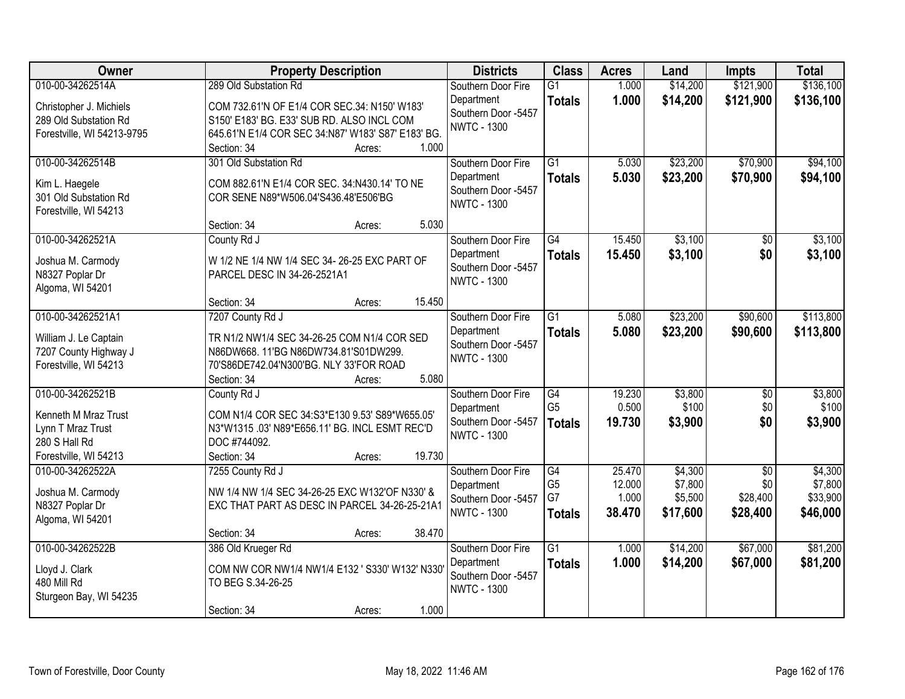| Owner | Property Description | Districts | Class | Acres | Land | Impts | Total |
|---|---|---|---|---|---|---|---|
| 010-00-34262514A<br>Christopher J. Michiels<br>289 Old Substation Rd<br>Forestville, WI 54213-9795 | 289 Old Substation Rd<br>COM 732.61'N OF E1/4 COR SEC.34: N150' W183' S150' E183' BG. E33' SUB RD. ALSO INCL COM 645.61'N E1/4 COR SEC 34:N87' W183' S87' E183' BG.<br>Section: 34 Acres: 1.000 | Southern Door Fire Department<br>Southern Door -5457<br>NWTC - 1300 | G1<br>**Totals** | 1.000<br>**1.000** | $14,200<br>**$14,200** | $121,900<br>**$121,900** | $136,100<br>**$136,100** |
| 010-00-34262514B<br>Kim L. Haegele<br>301 Old Substation Rd<br>Forestville, WI 54213 | 301 Old Substation Rd<br>COM 882.61'N E1/4 COR SEC. 34:N430.14' TO NE COR SENE N89*W506.04'S436.48'E506'BG<br>Section: 34 Acres: 5.030 | Southern Door Fire Department<br>Southern Door -5457<br>NWTC - 1300 | G1<br>**Totals** | 5.030<br>**5.030** | $23,200<br>**$23,200** | $70,900<br>**$70,900** | $94,100<br>**$94,100** |
| 010-00-34262521A<br>Joshua M. Carmody<br>N8327 Poplar Dr<br>Algoma, WI 54201 | County Rd J<br>W 1/2 NE 1/4 NW 1/4 SEC 34- 26-25 EXC PART OF PARCEL DESC IN 34-26-2521A1<br>Section: 34 Acres: 15.450 | Southern Door Fire Department<br>Southern Door -5457<br>NWTC - 1300 | G4<br>**Totals** | 15.450<br>**15.450** | $3,100<br>**$3,100** | $0<br>**$0** | $3,100<br>**$3,100** |
| 010-00-34262521A1<br>William J. Le Captain<br>7207 County Highway J<br>Forestville, WI 54213 | 7207 County Rd J<br>TR N1/2 NW1/4 SEC 34-26-25 COM N1/4 COR SED N86DW668. 11'BG N86DW734.81'S01DW299. 70'S86DE742.04'N300'BG. NLY 33'FOR ROAD<br>Section: 34 Acres: 5.080 | Southern Door Fire Department<br>Southern Door -5457<br>NWTC - 1300 | G1<br>**Totals** | 5.080<br>**5.080** | $23,200<br>**$23,200** | $90,600<br>**$90,600** | $113,800<br>**$113,800** |
| 010-00-34262521B<br>Kenneth M Mraz Trust<br>Lynn T Mraz Trust<br>280 S Hall Rd<br>Forestville, WI 54213 | County Rd J<br>COM N1/4 COR SEC 34:S3*E130 9.53' S89*W655.05' N3*W1315 .03' N89*E656.11' BG. INCL ESMT REC'D DOC #744092.<br>Section: 34 Acres: 19.730 | Southern Door Fire Department<br>Southern Door -5457<br>NWTC - 1300 | G4<br>G5<br>**Totals** | 19.230<br>0.500<br>**19.730** | $3,800<br>$100<br>**$3,900** | $0<br>$0<br>**$0** | $3,800<br>$100<br>**$3,900** |
| 010-00-34262522A<br>Joshua M. Carmody<br>N8327 Poplar Dr<br>Algoma, WI 54201 | 7255 County Rd J<br>NW 1/4 NW 1/4 SEC 34-26-25 EXC W132'OF N330' & EXC THAT PART AS DESC IN PARCEL 34-26-25-21A1<br>Section: 34 Acres: 38.470 | Southern Door Fire Department<br>Southern Door -5457<br>NWTC - 1300 | G4<br>G5<br>G7<br>**Totals** | 25.470<br>12.000<br>1.000<br>**38.470** | $4,300<br>$7,800<br>$5,500<br>**$17,600** | $0<br>$0<br>$28,400<br>**$28,400** | $4,300<br>$7,800<br>$33,900<br>**$46,000** |
| 010-00-34262522B<br>Lloyd J. Clark<br>480 Mill Rd<br>Sturgeon Bay, WI 54235 | 386 Old Krueger Rd<br>COM NW COR NW1/4 NW1/4 E132 ' S330' W132' N330' TO BEG S.34-26-25<br>Section: 34 Acres: 1.000 | Southern Door Fire Department<br>Southern Door -5457<br>NWTC - 1300 | G1<br>**Totals** | 1.000<br>**1.000** | $14,200<br>**$14,200** | $67,000<br>**$67,000** | $81,200<br>**$81,200** |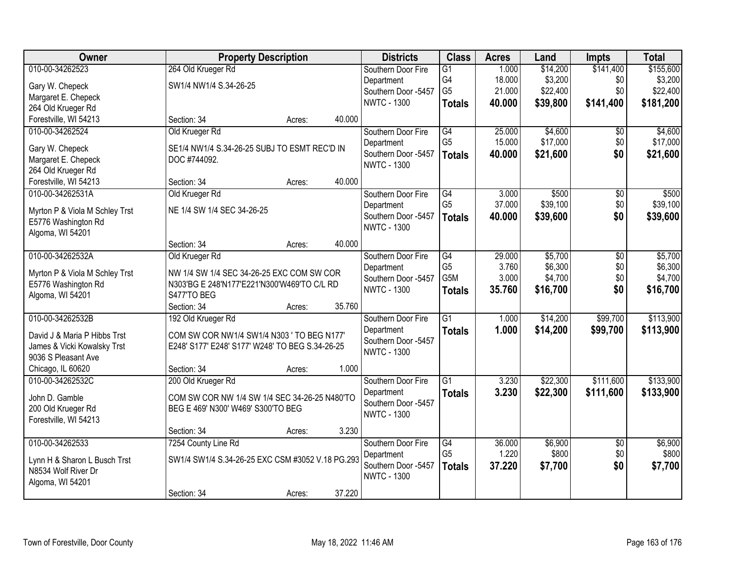| Owner | Property Description | Districts | Class | Acres | Land | Impts | Total |
|---|---|---|---|---|---|---|---|
| 010-00-34262523<br>Gary W. Chepeck<br>Margaret E. Chepeck<br>264 Old Krueger Rd<br>Forestville, WI 54213 | 264 Old Krueger Rd<br>SW1/4 NW1/4 S.34-26-25<br>Section: 34 Acres: 40.000 | Southern Door Fire Department<br>Southern Door -5457<br>NWTC - 1300 | G1<br>G4<br>G5<br>**Totals** | 1.000<br>18.000<br>21.000<br>**40.000** | $14,200<br>$3,200<br>$22,400<br>**$39,800** | $141,400<br>$0<br>$0<br>**$141,400** | $155,600<br>$3,200<br>$22,400<br>**$181,200** |
| 010-00-34262524<br>Gary W. Chepeck<br>Margaret E. Chepeck<br>264 Old Krueger Rd<br>Forestville, WI 54213 | Old Krueger Rd<br>SE1/4 NW1/4 S.34-26-25 SUBJ TO ESMT REC'D IN DOC #744092.<br>Section: 34 Acres: 40.000 | Southern Door Fire Department<br>Southern Door -5457<br>NWTC - 1300 | G4<br>G5<br>**Totals** | 25.000<br>15.000<br>**40.000** | $4,600<br>$17,000<br>**$21,600** | $0<br>$0<br>**$0** | $4,600<br>$17,000<br>**$21,600** |
| 010-00-34262531A<br>Myrton P & Viola M Schley Trst<br>E5776 Washington Rd<br>Algoma, WI 54201 | Old Krueger Rd<br>NE 1/4 SW 1/4 SEC 34-26-25<br>Section: 34 Acres: 40.000 | Southern Door Fire Department<br>Southern Door -5457<br>NWTC - 1300 | G4<br>G5<br>**Totals** | 3.000<br>37.000<br>**40.000** | $500<br>$39,100<br>**$39,600** | $0<br>$0<br>**$0** | $500<br>$39,100<br>**$39,600** |
| 010-00-34262532A<br>Myrton P & Viola M Schley Trst<br>E5776 Washington Rd<br>Algoma, WI 54201 | Old Krueger Rd<br>NW 1/4 SW 1/4 SEC 34-26-25 EXC COM SW COR N303'BG E 248'N177'E221'N300'W469'TO C/L RD S477'TO BEG<br>Section: 34 Acres: 35.760 | Southern Door Fire Department<br>Southern Door -5457<br>NWTC - 1300 | G4<br>G5<br>G5M<br>**Totals** | 29.000<br>3.760<br>3.000<br>**35.760** | $5,700<br>$6,300<br>$4,700<br>**$16,700** | $0<br>$0<br>$0<br>**$0** | $5,700<br>$6,300<br>$4,700<br>**$16,700** |
| 010-00-34262532B<br>David J & Maria P Hibbs Trst<br>James & Vicki Kowalsky Trst<br>9036 S Pleasant Ave<br>Chicago, IL 60620 | 192 Old Krueger Rd<br>COM SW COR NW1/4 SW1/4 N303 ' TO BEG N177' E248' S177' E248' S177' W248' TO BEG S.34-26-25<br>Section: 34 Acres: 1.000 | Southern Door Fire Department<br>Southern Door -5457<br>NWTC - 1300 | G1<br>**Totals** | 1.000<br>**1.000** | $14,200<br>**$14,200** | $99,700<br>**$99,700** | $113,900<br>**$113,900** |
| 010-00-34262532C<br>John D. Gamble<br>200 Old Krueger Rd<br>Forestville, WI 54213 | 200 Old Krueger Rd<br>COM SW COR NW 1/4 SW 1/4 SEC 34-26-25 N480'TO BEG E 469' N300' W469' S300'TO BEG<br>Section: 34 Acres: 3.230 | Southern Door Fire Department<br>Southern Door -5457<br>NWTC - 1300 | G1<br>**Totals** | 3.230<br>**3.230** | $22,300<br>**$22,300** | $111,600<br>**$111,600** | $133,900<br>**$133,900** |
| 010-00-34262533<br>Lynn H & Sharon L Busch Trst<br>N8534 Wolf River Dr<br>Algoma, WI 54201 | 7254 County Line Rd<br>SW1/4 SW1/4 S.34-26-25 EXC CSM #3052 V.18 PG.293<br>Section: 34 Acres: 37.220 | Southern Door Fire Department<br>Southern Door -5457<br>NWTC - 1300 | G4<br>G5<br>**Totals** | 36.000<br>1.220<br>**37.220** | $6,900<br>$800<br>**$7,700** | $0<br>$0<br>**$0** | $6,900<br>$800<br>**$7,700** |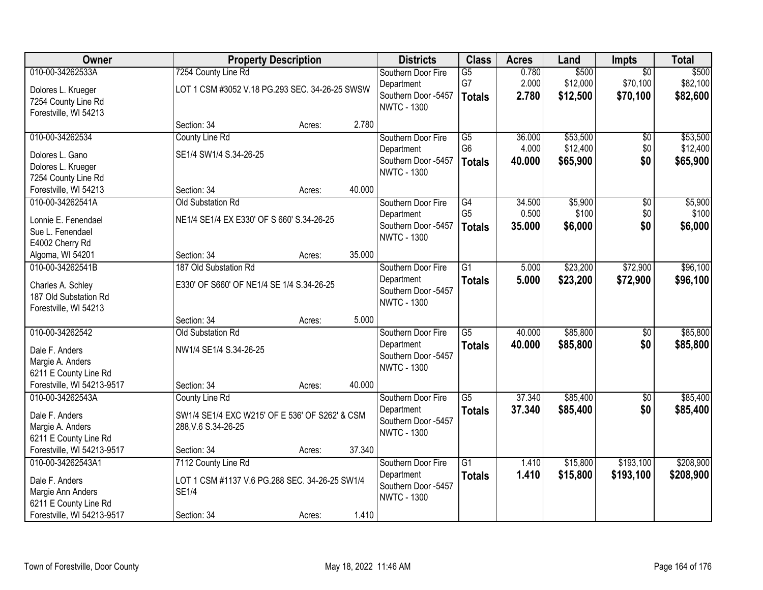| Owner | Property Description | | | Districts | Class | Acres | Land | Impts | Total |
|---|---|---|---|---|---|---|---|---|---|
| 010-00-34262533A<br>Dolores L. Krueger<br>7254 County Line Rd<br>Forestville, WI 54213 | 7254 County Line Rd<br>LOT 1 CSM #3052 V.18 PG.293 SEC. 34-26-25 SWSW<br>Section: 34 | Acres: | 2.780 | Southern Door Fire Department<br>Southern Door -5457<br>NWTC - 1300 | G5<br>G7<br>**Totals** | 0.780<br>2.000<br>**2.780** | $500<br>$12,000<br>**$12,500** | $0<br>$70,100<br>**$70,100** | $500<br>$82,100<br>**$82,600** |
| 010-00-34262534<br>Dolores L. Gano<br>Dolores L. Krueger<br>7254 County Line Rd<br>Forestville, WI 54213 | County Line Rd<br>SE1/4 SW1/4 S.34-26-25<br>Section: 34 | Acres: | 40.000 | Southern Door Fire Department<br>Southern Door -5457<br>NWTC - 1300 | G5<br>G6<br>**Totals** | 36.000<br>4.000<br>**40.000** | $53,500<br>$12,400<br>**$65,900** | $0<br>$0<br>**$0** | $53,500<br>$12,400<br>**$65,900** |
| 010-00-34262541A<br>Lonnie E. Fenendael<br>Sue L. Fenendael<br>E4002 Cherry Rd<br>Algoma, WI 54201 | Old Substation Rd<br>NE1/4 SE1/4 EX E330' OF S 660' S.34-26-25<br>Section: 34 | Acres: | 35.000 | Southern Door Fire Department<br>Southern Door -5457<br>NWTC - 1300 | G4<br>G5<br>**Totals** | 34.500<br>0.500<br>**35.000** | $5,900<br>$100<br>**$6,000** | $0<br>$0<br>**$0** | $5,900<br>$100<br>**$6,000** |
| 010-00-34262541B<br>Charles A. Schley<br>187 Old Substation Rd<br>Forestville, WI 54213 | 187 Old Substation Rd<br>E330' OF S660' OF NE1/4 SE 1/4 S.34-26-25<br>Section: 34 | Acres: | 5.000 | Southern Door Fire Department<br>Southern Door -5457<br>NWTC - 1300 | G1<br>**Totals** | 5.000<br>**5.000** | $23,200<br>**$23,200** | $72,900<br>**$72,900** | $96,100<br>**$96,100** |
| 010-00-34262542<br>Dale F. Anders<br>Margie A. Anders<br>6211 E County Line Rd<br>Forestville, WI 54213-9517 | Old Substation Rd<br>NW1/4 SE1/4 S.34-26-25<br>Section: 34 | Acres: | 40.000 | Southern Door Fire Department<br>Southern Door -5457<br>NWTC - 1300 | G5<br>**Totals** | 40.000<br>**40.000** | $85,800<br>**$85,800** | $0<br>**$0** | $85,800<br>**$85,800** |
| 010-00-34262543A<br>Dale F. Anders<br>Margie A. Anders<br>6211 E County Line Rd<br>Forestville, WI 54213-9517 | County Line Rd<br>SW1/4 SE1/4 EXC W215' OF E 536' OF S262' & CSM 288,V.6 S.34-26-25<br>Section: 34 | Acres: | 37.340 | Southern Door Fire Department<br>Southern Door -5457<br>NWTC - 1300 | G5<br>**Totals** | 37.340<br>**37.340** | $85,400<br>**$85,400** | $0<br>**$0** | $85,400<br>**$85,400** |
| 010-00-34262543A1<br>Dale F. Anders<br>Margie Ann Anders<br>6211 E County Line Rd<br>Forestville, WI 54213-9517 | 7112 County Line Rd<br>LOT 1 CSM #1137 V.6 PG.288 SEC. 34-26-25 SW1/4 SE1/4<br>Section: 34 | Acres: | 1.410 | Southern Door Fire Department<br>Southern Door -5457<br>NWTC - 1300 | G1<br>**Totals** | 1.410<br>**1.410** | $15,800<br>**$15,800** | $193,100<br>**$193,100** | $208,900<br>**$208,900** |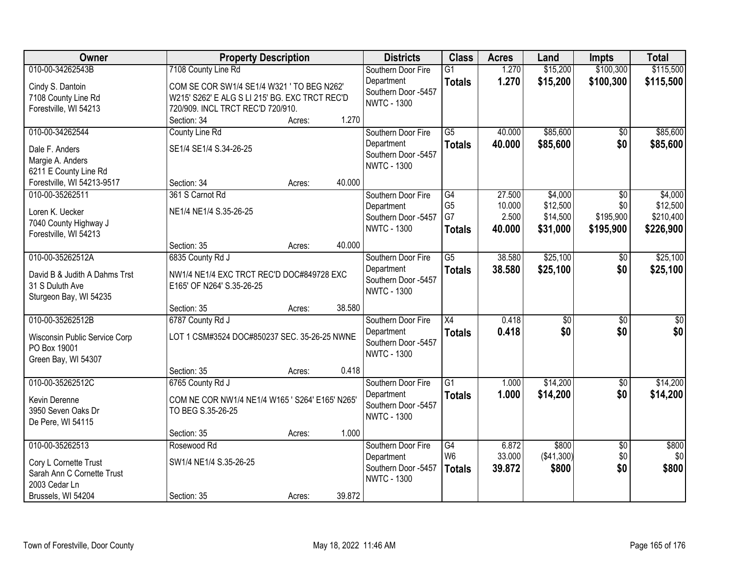| Owner | Property Description | | | Districts | Class | Acres | Land | Impts | Total |
|---|---|---|---|---|---|---|---|---|---|
| 010-00-34262543B<br>Cindy S. Dantoin<br>7108 County Line Rd<br>Forestville, WI 54213 | 7108 County Line Rd<br>COM SE COR SW1/4 SE1/4 W321 ' TO BEG N262' W215' S262' E ALG S LI 215' BG. EXC TRCT REC'D 720/909. INCL TRCT REC'D 720/910.<br>Section: 34 | Acres: | 1.270 | Southern Door Fire Department<br>Southern Door -5457<br>NWTC - 1300 | G1<br>**Totals** | 1.270<br>**1.270** | $15,200<br>**$15,200** | $100,300<br>**$100,300** | $115,500<br>**$115,500** |
| 010-00-34262544<br>Dale F. Anders<br>Margie A. Anders<br>6211 E County Line Rd<br>Forestville, WI 54213-9517 | County Line Rd<br>SE1/4 SE1/4 S.34-26-25<br>Section: 34 | Acres: | 40.000 | Southern Door Fire Department<br>Southern Door -5457<br>NWTC - 1300 | G5<br>**Totals** | 40.000<br>**40.000** | $85,600<br>**$85,600** | $0<br>**$0** | $85,600<br>**$85,600** |
| 010-00-35262511<br>Loren K. Uecker<br>7040 County Highway J<br>Forestville, WI 54213 | 361 S Carnot Rd<br>NE1/4 NE1/4 S.35-26-25<br>Section: 35 | Acres: | 40.000 | Southern Door Fire Department<br>Southern Door -5457<br>NWTC - 1300 | G4<br>G5<br>G7<br>**Totals** | 27.500<br>10.000<br>2.500<br>**40.000** | $4,000<br>$12,500<br>$14,500<br>**$31,000** | $0<br>$0<br>$195,900<br>**$195,900** | $4,000<br>$12,500<br>$210,400<br>**$226,900** |
| 010-00-35262512A<br>David B & Judith A Dahms Trst<br>31 S Duluth Ave<br>Sturgeon Bay, WI 54235 | 6835 County Rd J<br>NW1/4 NE1/4 EXC TRCT REC'D DOC#849728 EXC E165' OF N264' S.35-26-25<br>Section: 35 | Acres: | 38.580 | Southern Door Fire Department<br>Southern Door -5457<br>NWTC - 1300 | G5<br>**Totals** | 38.580<br>**38.580** | $25,100<br>**$25,100** | $0<br>**$0** | $25,100<br>**$25,100** |
| 010-00-35262512B<br>Wisconsin Public Service Corp<br>PO Box 19001<br>Green Bay, WI 54307 | 6787 County Rd J<br>LOT 1 CSM#3524 DOC#850237 SEC. 35-26-25 NWNE<br>Section: 35 | Acres: | 0.418 | Southern Door Fire Department<br>Southern Door -5457<br>NWTC - 1300 | X4<br>**Totals** | 0.418<br>**0.418** | $0<br>**$0** | $0<br>**$0** | $0<br>**$0** |
| 010-00-35262512C<br>Kevin Derenne<br>3950 Seven Oaks Dr<br>De Pere, WI 54115 | 6765 County Rd J<br>COM NE COR NW1/4 NE1/4 W165 ' S264' E165' N265' TO BEG S.35-26-25<br>Section: 35 | Acres: | 1.000 | Southern Door Fire Department<br>Southern Door -5457<br>NWTC - 1300 | G1<br>**Totals** | 1.000<br>**1.000** | $14,200<br>**$14,200** | $0<br>**$0** | $14,200<br>**$14,200** |
| 010-00-35262513<br>Cory L Cornette Trust<br>Sarah Ann C Cornette Trust<br>2003 Cedar Ln<br>Brussels, WI 54204 | Rosewood Rd<br>SW1/4 NE1/4 S.35-26-25<br>Section: 35 | Acres: | 39.872 | Southern Door Fire Department<br>Southern Door -5457<br>NWTC - 1300 | G4<br>W6<br>**Totals** | 6.872<br>33.000<br>**39.872** | $800<br>($41,300)<br>**$800** | $0<br>$0<br>**$0** | $800<br>$0<br>**$800** |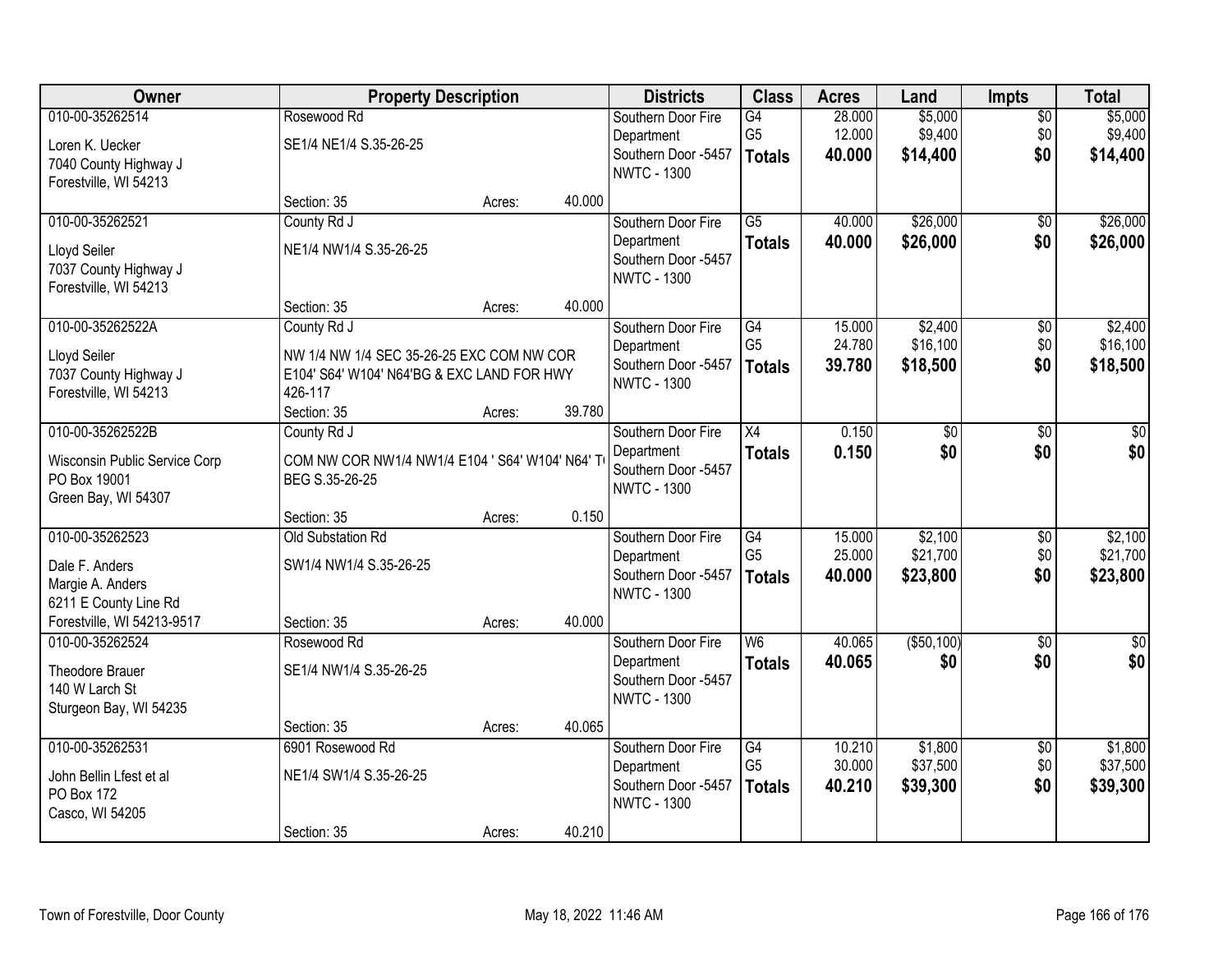| Owner | Property Description | | | Districts | Class | Acres | Land | Impts | Total |
|---|---|---|---|---|---|---|---|---|---|
| 010-00-35262514<br>Loren K. Uecker<br>7040 County Highway J<br>Forestville, WI 54213 | Rosewood Rd<br>SE1/4 NE1/4 S.35-26-25<br>Section: 35 | Acres: | 40.000 | Southern Door Fire Department<br>Southern Door -5457<br>NWTC - 1300 | G4<br>G5<br>**Totals** | 28.000<br>12.000<br>**40.000** | $5,000<br>$9,400<br>**$14,400** | $0<br>$0<br>**$0** | $5,000<br>$9,400<br>**$14,400** |
| 010-00-35262521<br>Lloyd Seiler<br>7037 County Highway J<br>Forestville, WI 54213 | County Rd J<br>NE1/4 NW1/4 S.35-26-25<br>Section: 35 | Acres: | 40.000 | Southern Door Fire Department<br>Southern Door -5457<br>NWTC - 1300 | G5<br>**Totals** | 40.000<br>**40.000** | $26,000<br>**$26,000** | $0<br>**$0** | $26,000<br>**$26,000** |
| 010-00-35262522A<br>Lloyd Seiler<br>7037 County Highway J<br>Forestville, WI 54213 | County Rd J<br>NW 1/4 NW 1/4 SEC 35-26-25 EXC COM NW COR E104' S64' W104' N64'BG & EXC LAND FOR HWY 426-117<br>Section: 35 | Acres: | 39.780 | Southern Door Fire Department<br>Southern Door -5457<br>NWTC - 1300 | G4<br>G5<br>**Totals** | 15.000<br>24.780<br>**39.780** | $2,400<br>$16,100<br>**$18,500** | $0<br>$0<br>**$0** | $2,400<br>$16,100<br>**$18,500** |
| 010-00-35262522B<br>Wisconsin Public Service Corp<br>PO Box 19001<br>Green Bay, WI 54307 | County Rd J<br>COM NW COR NW1/4 NW1/4 E104 ' S64' W104' N64' T BEG S.35-26-25<br>Section: 35 | Acres: | 0.150 | Southern Door Fire Department<br>Southern Door -5457<br>NWTC - 1300 | X4<br>**Totals** | 0.150<br>**0.150** | $0<br>**$0** | $0<br>**$0** | $0<br>**$0** |
| 010-00-35262523<br>Dale F. Anders<br>Margie A. Anders<br>6211 E County Line Rd<br>Forestville, WI 54213-9517 | Old Substation Rd<br>SW1/4 NW1/4 S.35-26-25<br>Section: 35 | Acres: | 40.000 | Southern Door Fire Department<br>Southern Door -5457<br>NWTC - 1300 | G4<br>G5<br>**Totals** | 15.000<br>25.000<br>**40.000** | $2,100<br>$21,700<br>**$23,800** | $0<br>$0<br>**$0** | $2,100<br>$21,700<br>**$23,800** |
| 010-00-35262524<br>Theodore Brauer<br>140 W Larch St<br>Sturgeon Bay, WI 54235 | Rosewood Rd<br>SE1/4 NW1/4 S.35-26-25<br>Section: 35 | Acres: | 40.065 | Southern Door Fire Department<br>Southern Door -5457<br>NWTC - 1300 | W6<br>**Totals** | 40.065<br>**40.065** | ($50,100)<br>**$0** | $0<br>**$0** | $0<br>**$0** |
| 010-00-35262531<br>John Bellin Lfest et al<br>PO Box 172<br>Casco, WI 54205 | 6901 Rosewood Rd<br>NE1/4 SW1/4 S.35-26-25<br>Section: 35 | Acres: | 40.210 | Southern Door Fire Department<br>Southern Door -5457<br>NWTC - 1300 | G4<br>G5<br>**Totals** | 10.210<br>30.000<br>**40.210** | $1,800<br>$37,500<br>**$39,300** | $0<br>$0<br>**$0** | $1,800<br>$37,500<br>**$39,300** |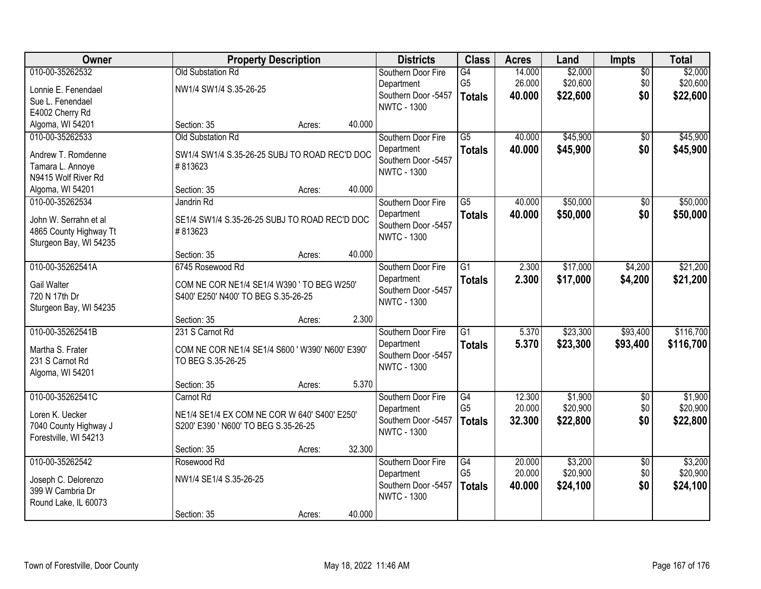| Owner | Property Description | Districts | Class | Acres | Land | Impts | Total |
|---|---|---|---|---|---|---|---|
| 010-00-35262532<br>Lonnie E. Fenendael<br>Sue L. Fenendael<br>E4002 Cherry Rd<br>Algoma, WI 54201 | Old Substation Rd<br>NW1/4 SW1/4 S.35-26-25<br>Section: 35 Acres: 40.000 | Southern Door Fire Department<br>Southern Door -5457<br>NWTC - 1300 | G4<br>G5<br>**Totals** | 14.000<br>26.000<br>**40.000** | $2,000<br>$20,600<br>**$22,600** | $0<br>$0<br>**$0** | $2,000<br>$20,600<br>**$22,600** |
| 010-00-35262533<br>Andrew T. Romdenne<br>Tamara L. Annoye<br>N9415 Wolf River Rd<br>Algoma, WI 54201 | Old Substation Rd<br>SW1/4 SW1/4 S.35-26-25 SUBJ TO ROAD REC'D DOC #813623<br>Section: 35 Acres: 40.000 | Southern Door Fire Department<br>Southern Door -5457<br>NWTC - 1300 | G5<br>**Totals** | 40.000<br>**40.000** | $45,900<br>**$45,900** | $0<br>**$0** | $45,900<br>**$45,900** |
| 010-00-35262534<br>John W. Serrahn et al<br>4865 County Highway Tt<br>Sturgeon Bay, WI 54235 | Jandrin Rd<br>SE1/4 SW1/4 S.35-26-25 SUBJ TO ROAD REC'D DOC #813623<br>Section: 35 Acres: 40.000 | Southern Door Fire Department<br>Southern Door -5457<br>NWTC - 1300 | G5<br>**Totals** | 40.000<br>**40.000** | $50,000<br>**$50,000** | $0<br>**$0** | $50,000<br>**$50,000** |
| 010-00-35262541A<br>Gail Walter<br>720 N 17th Dr<br>Sturgeon Bay, WI 54235 | 6745 Rosewood Rd<br>COM NE COR NE1/4 SE1/4 W390 ' TO BEG W250' S400' E250' N400' TO BEG S.35-26-25<br>Section: 35 Acres: 2.300 | Southern Door Fire Department<br>Southern Door -5457<br>NWTC - 1300 | G1<br>**Totals** | 2.300<br>**2.300** | $17,000<br>**$17,000** | $4,200<br>**$4,200** | $21,200<br>**$21,200** |
| 010-00-35262541B<br>Martha S. Frater<br>231 S Carnot Rd<br>Algoma, WI 54201 | 231 S Carnot Rd<br>COM NE COR NE1/4 SE1/4 S600 ' W390' N600' E390' TO BEG S.35-26-25<br>Section: 35 Acres: 5.370 | Southern Door Fire Department<br>Southern Door -5457<br>NWTC - 1300 | G1<br>**Totals** | 5.370<br>**5.370** | $23,300<br>**$23,300** | $93,400<br>**$93,400** | $116,700<br>**$116,700** |
| 010-00-35262541C<br>Loren K. Uecker<br>7040 County Highway J<br>Forestville, WI 54213 | Carnot Rd<br>NE1/4 SE1/4 EX COM NE COR W 640' S400' E250' S200' E390 ' N600' TO BEG S.35-26-25<br>Section: 35 Acres: 32.300 | Southern Door Fire Department<br>Southern Door -5457<br>NWTC - 1300 | G4<br>G5<br>**Totals** | 12.300<br>20.000<br>**32.300** | $1,900<br>$20,900<br>**$22,800** | $0<br>$0<br>**$0** | $1,900<br>$20,900<br>**$22,800** |
| 010-00-35262542<br>Joseph C. Delorenzo<br>399 W Cambria Dr<br>Round Lake, IL 60073 | Rosewood Rd<br>NW1/4 SE1/4 S.35-26-25<br>Section: 35 Acres: 40.000 | Southern Door Fire Department<br>Southern Door -5457<br>NWTC - 1300 | G4<br>G5<br>**Totals** | 20.000<br>20.000<br>**40.000** | $3,200<br>$20,900<br>**$24,100** | $0<br>$0<br>**$0** | $3,200<br>$20,900<br>**$24,100** |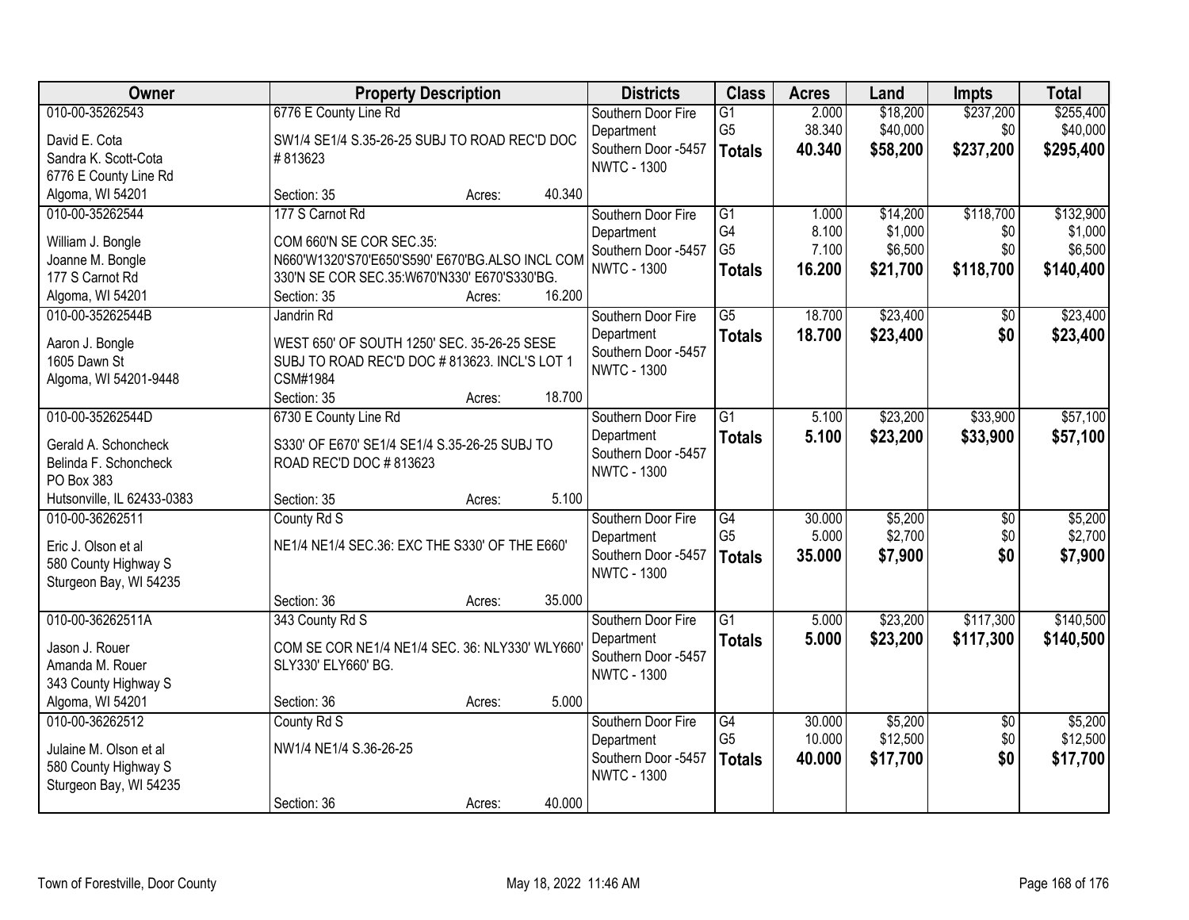| Owner | Property Description | Districts | Class | Acres | Land | Impts | Total |
|---|---|---|---|---|---|---|---|
| 010-00-35262543<br>David E. Cota<br>Sandra K. Scott-Cota<br>6776 E County Line Rd<br>Algoma, WI 54201 | 6776 E County Line Rd<br>SW1/4 SE1/4 S.35-26-25 SUBJ TO ROAD REC'D DOC # 813623<br>Section: 35 Acres: 40.340 | Southern Door Fire Department<br>Southern Door -5457<br>NWTC - 1300 | G1<br>G5<br>**Totals** | 2.000<br>38.340<br>**40.340** | $18,200<br>$40,000<br>**$58,200** | $237,200<br>$0<br>**$237,200** | $255,400<br>$40,000<br>**$295,400** |
| 010-00-35262544<br>William J. Bongle<br>Joanne M. Bongle<br>177 S Carnot Rd<br>Algoma, WI 54201 | 177 S Carnot Rd<br>COM 660'N SE COR SEC.35: N660'W1320'S70'E650'S590' E670'BG.ALSO INCL COM 330'N SE COR SEC.35:W670'N330' E670'S330'BG.<br>Section: 35 Acres: 16.200 | Southern Door Fire Department<br>Southern Door -5457<br>NWTC - 1300 | G1<br>G4<br>G5<br>**Totals** | 1.000<br>8.100<br>7.100<br>**16.200** | $14,200<br>$1,000<br>$6,500<br>**$21,700** | $118,700<br>$0<br>$0<br>**$118,700** | $132,900<br>$1,000<br>$6,500<br>**$140,400** |
| 010-00-35262544B<br>Aaron J. Bongle<br>1605 Dawn St<br>Algoma, WI 54201-9448 | Jandrin Rd<br>WEST 650' OF SOUTH 1250' SEC. 35-26-25 SESE SUBJ TO ROAD REC'D DOC # 813623. INCL'S LOT 1 CSM#1984<br>Section: 35 Acres: 18.700 | Southern Door Fire Department<br>Southern Door -5457<br>NWTC - 1300 | G5<br>**Totals** | 18.700<br>**18.700** | $23,400<br>**$23,400** | $0<br>**$0** | $23,400<br>**$23,400** |
| 010-00-35262544D<br>Gerald A. Schoncheck<br>Belinda F. Schoncheck<br>PO Box 383<br>Hutsonville, IL 62433-0383 | 6730 E County Line Rd<br>S330' OF E670' SE1/4 SE1/4 S.35-26-25 SUBJ TO ROAD REC'D DOC # 813623<br>Section: 35 Acres: 5.100 | Southern Door Fire Department<br>Southern Door -5457<br>NWTC - 1300 | G1<br>**Totals** | 5.100<br>**5.100** | $23,200<br>**$23,200** | $33,900<br>**$33,900** | $57,100<br>**$57,100** |
| 010-00-36262511<br>Eric J. Olson et al<br>580 County Highway S<br>Sturgeon Bay, WI 54235 | County Rd S<br>NE1/4 NE1/4 SEC.36: EXC THE S330' OF THE E660'<br>Section: 36 Acres: 35.000 | Southern Door Fire Department<br>Southern Door -5457<br>NWTC - 1300 | G4<br>G5<br>**Totals** | 30.000<br>5.000<br>**35.000** | $5,200<br>$2,700<br>**$7,900** | $0<br>$0<br>**$0** | $5,200<br>$2,700<br>**$7,900** |
| 010-00-36262511A<br>Jason J. Rouer<br>Amanda M. Rouer<br>343 County Highway S<br>Algoma, WI 54201 | 343 County Rd S<br>COM SE COR NE1/4 NE1/4 SEC. 36: NLY330' WLY660' SLY330' ELY660' BG.<br>Section: 36 Acres: 5.000 | Southern Door Fire Department<br>Southern Door -5457<br>NWTC - 1300 | G1<br>**Totals** | 5.000<br>**5.000** | $23,200<br>**$23,200** | $117,300<br>**$117,300** | $140,500<br>**$140,500** |
| 010-00-36262512<br>Julaine M. Olson et al<br>580 County Highway S<br>Sturgeon Bay, WI 54235 | County Rd S<br>NW1/4 NE1/4 S.36-26-25<br>Section: 36 Acres: 40.000 | Southern Door Fire Department<br>Southern Door -5457<br>NWTC - 1300 | G4<br>G5<br>**Totals** | 30.000<br>10.000<br>**40.000** | $5,200<br>$12,500<br>**$17,700** | $0<br>$0<br>**$0** | $5,200<br>$12,500<br>**$17,700** |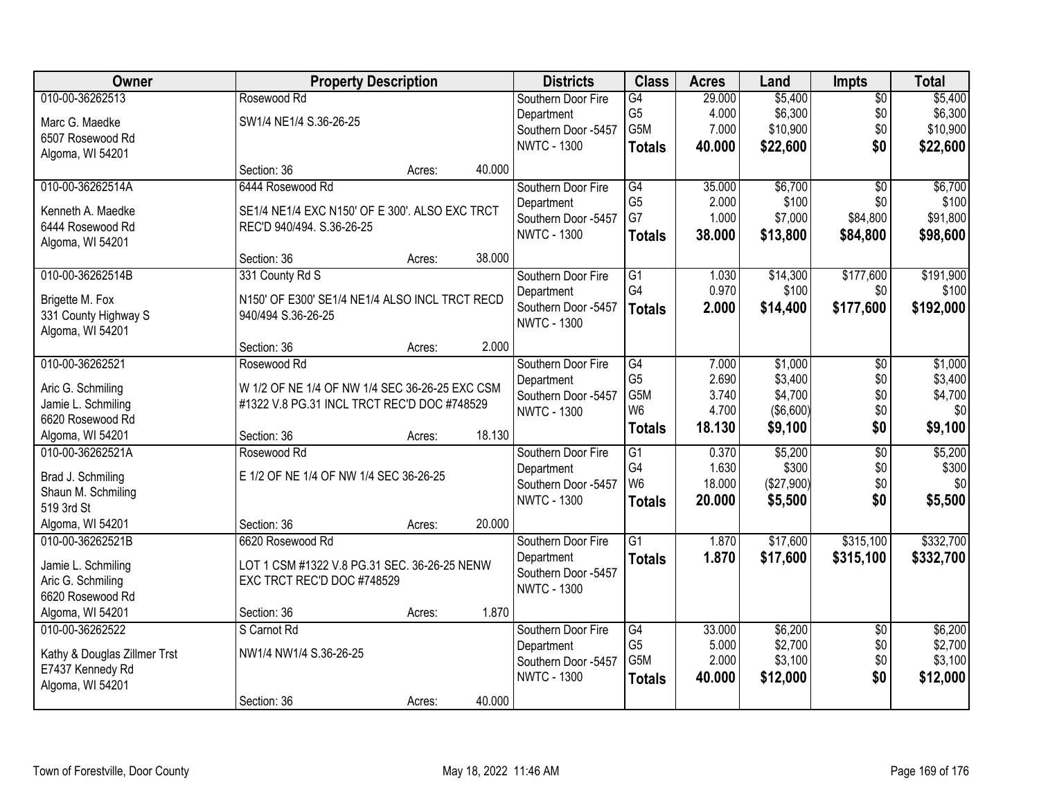| Owner | Property Description | Districts | Class | Acres | Land | Impts | Total |
|---|---|---|---|---|---|---|---|
| 010-00-36262513<br>Marc G. Maedke<br>6507 Rosewood Rd<br>Algoma, WI 54201 | Rosewood Rd<br>SW1/4 NE1/4 S.36-26-25<br>Section: 36 Acres: 40.000 | Southern Door Fire Department<br>Southern Door -5457<br>NWTC - 1300 | G4<br>G5<br>G5M<br>**Totals** | 29.000<br>4.000<br>7.000<br>**40.000** | $5,400<br>$6,300<br>$10,900<br>**$22,600** | $0<br>$0<br>$0<br>**$0** | $5,400<br>$6,300<br>$10,900<br>**$22,600** |
| 010-00-36262514A<br>Kenneth A. Maedke<br>6444 Rosewood Rd<br>Algoma, WI 54201 | 6444 Rosewood Rd<br>SE1/4 NE1/4 EXC N150' OF E 300'. ALSO EXC TRCT REC'D 940/494. S.36-26-25<br>Section: 36 Acres: 38.000 | Southern Door Fire Department<br>Southern Door -5457<br>NWTC - 1300 | G4<br>G5<br>G7<br>**Totals** | 35.000<br>2.000<br>1.000<br>**38.000** | $6,700<br>$100<br>$7,000<br>**$13,800** | $0<br>$0<br>$84,800<br>**$84,800** | $6,700<br>$100<br>$91,800<br>**$98,600** |
| 010-00-36262514B<br>Brigette M. Fox<br>331 County Highway S<br>Algoma, WI 54201 | 331 County Rd S<br>N150' OF E300' SE1/4 NE1/4 ALSO INCL TRCT RECD 940/494 S.36-26-25<br>Section: 36 Acres: 2.000 | Southern Door Fire Department<br>Southern Door -5457<br>NWTC - 1300 | G1<br>G4<br>**Totals** | 1.030<br>0.970<br>**2.000** | $14,300<br>$100<br>**$14,400** | $177,600<br>$0<br>**$177,600** | $191,900<br>$100<br>**$192,000** |
| 010-00-36262521<br>Aric G. Schmiling<br>Jamie L. Schmiling<br>6620 Rosewood Rd<br>Algoma, WI 54201 | Rosewood Rd<br>W 1/2 OF NE 1/4 OF NW 1/4 SEC 36-26-25 EXC CSM #1322 V.8 PG.31 INCL TRCT REC'D DOC #748529<br>Section: 36 Acres: 18.130 | Southern Door Fire Department<br>Southern Door -5457<br>NWTC - 1300 | G4<br>G5<br>G5M<br>W6<br>**Totals** | 7.000<br>2.690<br>3.740<br>4.700<br>**18.130** | $1,000<br>$3,400<br>$4,700<br>($6,600)<br>**$9,100** | $0<br>$0<br>$0<br>$0<br>**$0** | $1,000<br>$3,400<br>$4,700<br>$0<br>**$9,100** |
| 010-00-36262521A<br>Brad J. Schmiling<br>Shaun M. Schmiling<br>519 3rd St<br>Algoma, WI 54201 | Rosewood Rd<br>E 1/2 OF NE 1/4 OF NW 1/4 SEC 36-26-25<br>Section: 36 Acres: 20.000 | Southern Door Fire Department<br>Southern Door -5457<br>NWTC - 1300 | G1<br>G4<br>W6<br>**Totals** | 0.370<br>1.630<br>18.000<br>**20.000** | $5,200<br>$300<br>($27,900)<br>**$5,500** | $0<br>$0<br>$0<br>**$0** | $5,200<br>$300<br>$0<br>**$5,500** |
| 010-00-36262521B<br>Jamie L. Schmiling<br>Aric G. Schmiling<br>6620 Rosewood Rd<br>Algoma, WI 54201 | 6620 Rosewood Rd<br>LOT 1 CSM #1322 V.8 PG.31 SEC. 36-26-25 NENW EXC TRCT REC'D DOC #748529<br>Section: 36 Acres: 1.870 | Southern Door Fire Department<br>Southern Door -5457<br>NWTC - 1300 | G1<br>**Totals** | 1.870<br>**1.870** | $17,600<br>**$17,600** | $315,100<br>**$315,100** | $332,700<br>**$332,700** |
| 010-00-36262522<br>Kathy & Douglas Zillmer Trst<br>E7437 Kennedy Rd<br>Algoma, WI 54201 | S Carnot Rd<br>NW1/4 NW1/4 S.36-26-25<br>Section: 36 Acres: 40.000 | Southern Door Fire Department<br>Southern Door -5457<br>NWTC - 1300 | G4<br>G5<br>G5M<br>**Totals** | 33.000<br>5.000<br>2.000<br>**40.000** | $6,200<br>$2,700<br>$3,100<br>**$12,000** | $0<br>$0<br>$0<br>**$0** | $6,200<br>$2,700<br>$3,100<br>**$12,000** |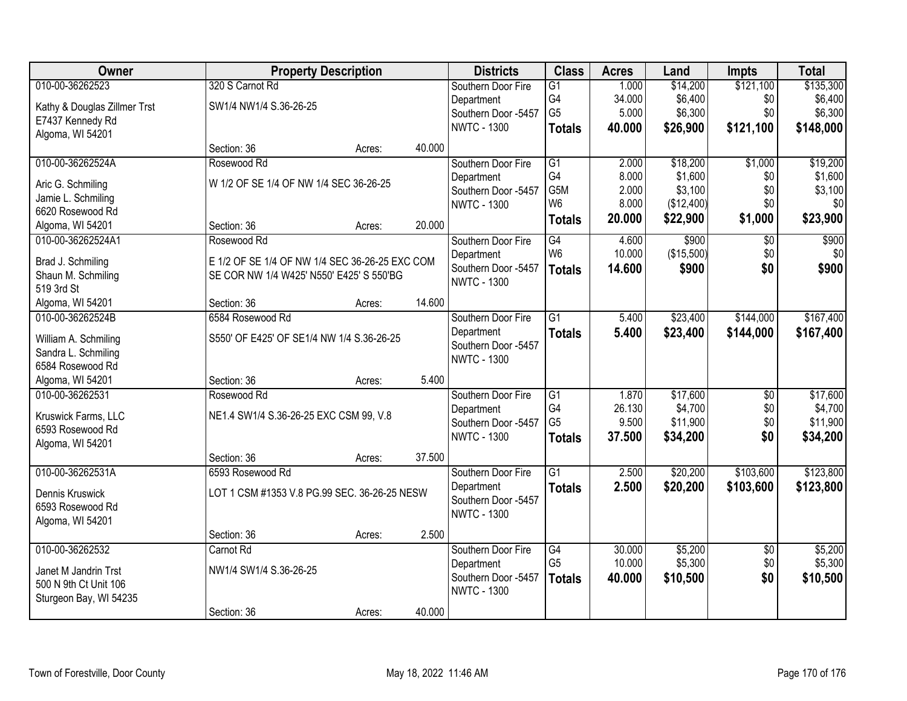| Owner | Property Description | | | Districts | Class | Acres | Land | Impts | Total |
|---|---|---|---|---|---|---|---|---|---|
| 010-00-36262523 | 320 S Carnot Rd | | | Southern Door Fire Department | G1 | 1.000 | $14,200 | $121,100 | $135,300 |
| Kathy & Douglas Zillmer Trst | SW1/4 NW1/4 S.36-26-25 | | | Southern Door -5457 | G4 | 34.000 | $6,400 | $0 | $6,400 |
| E7437 Kennedy Rd | | | | NWTC - 1300 | G5 | 5.000 | $6,300 | $0 | $6,300 |
| Algoma, WI 54201 | | | | | **Totals** | **40.000** | **$26,900** | **$121,100** | **$148,000** |
| | Section: 36 | Acres: | 40.000 | | | | | | |
| 010-00-36262524A | Rosewood Rd | | | Southern Door Fire Department | G1 | 2.000 | $18,200 | $1,000 | $19,200 |
| Aric G. Schmiling | W 1/2 OF SE 1/4 OF NW 1/4 SEC 36-26-25 | | | Southern Door -5457 | G4 | 8.000 | $1,600 | $0 | $1,600 |
| Jamie L. Schmiling | | | | NWTC - 1300 | G5M | 2.000 | $3,100 | $0 | $3,100 |
| 6620 Rosewood Rd | | | | | W6 | 8.000 | ($12,400) | $0 | $0 |
| Algoma, WI 54201 | Section: 36 | Acres: | 20.000 | | **Totals** | **20.000** | **$22,900** | **$1,000** | **$23,900** |
| 010-00-36262524A1 | Rosewood Rd | | | Southern Door Fire Department | G4 | 4.600 | $900 | $0 | $900 |
| Brad J. Schmiling | E 1/2 OF SE 1/4 OF NW 1/4 SEC 36-26-25 EXC COM SE COR NW 1/4 W425' N550' E425' S 550'BG | | | Southern Door -5457 | W6 | 10.000 | ($15,500) | $0 | $0 |
| Shaun M. Schmiling | | | | NWTC - 1300 | **Totals** | **14.600** | **$900** | **$0** | **$900** |
| 519 3rd St | | | | | | | | | |
| Algoma, WI 54201 | Section: 36 | Acres: | 14.600 | | | | | | |
| 010-00-36262524B | 6584 Rosewood Rd | | | Southern Door Fire Department | G1 | 5.400 | $23,400 | $144,000 | $167,400 |
| William A. Schmiling | S550' OF E425' OF SE1/4 NW 1/4 S.36-26-25 | | | Southern Door -5457 | **Totals** | **5.400** | **$23,400** | **$144,000** | **$167,400** |
| Sandra L. Schmiling | | | | NWTC - 1300 | | | | | |
| 6584 Rosewood Rd | | | | | | | | | |
| Algoma, WI 54201 | Section: 36 | Acres: | 5.400 | | | | | | |
| 010-00-36262531 | Rosewood Rd | | | Southern Door Fire Department | G1 | 1.870 | $17,600 | $0 | $17,600 |
| Kruswick Farms, LLC | NE1.4 SW1/4 S.36-26-25 EXC CSM 99, V.8 | | | Southern Door -5457 | G4 | 26.130 | $4,700 | $0 | $4,700 |
| 6593 Rosewood Rd | | | | NWTC - 1300 | G5 | 9.500 | $11,900 | $0 | $11,900 |
| Algoma, WI 54201 | | | | | **Totals** | **37.500** | **$34,200** | **$0** | **$34,200** |
| | Section: 36 | Acres: | 37.500 | | | | | | |
| 010-00-36262531A | 6593 Rosewood Rd | | | Southern Door Fire Department | G1 | 2.500 | $20,200 | $103,600 | $123,800 |
| Dennis Kruswick | LOT 1 CSM #1353 V.8 PG.99 SEC. 36-26-25 NESW | | | Southern Door -5457 | **Totals** | **2.500** | **$20,200** | **$103,600** | **$123,800** |
| 6593 Rosewood Rd | | | | NWTC - 1300 | | | | | |
| Algoma, WI 54201 | | | | | | | | | |
| | Section: 36 | Acres: | 2.500 | | | | | | |
| 010-00-36262532 | Carnot Rd | | | Southern Door Fire Department | G4 | 30.000 | $5,200 | $0 | $5,200 |
| Janet M Jandrin Trst | NW1/4 SW1/4 S.36-26-25 | | | Southern Door -5457 | G5 | 10.000 | $5,300 | $0 | $5,300 |
| 500 N 9th Ct Unit 106 | | | | NWTC - 1300 | **Totals** | **40.000** | **$10,500** | **$0** | **$10,500** |
| Sturgeon Bay, WI 54235 | | | | | | | | | |
| | Section: 36 | Acres: | 40.000 | | | | | | |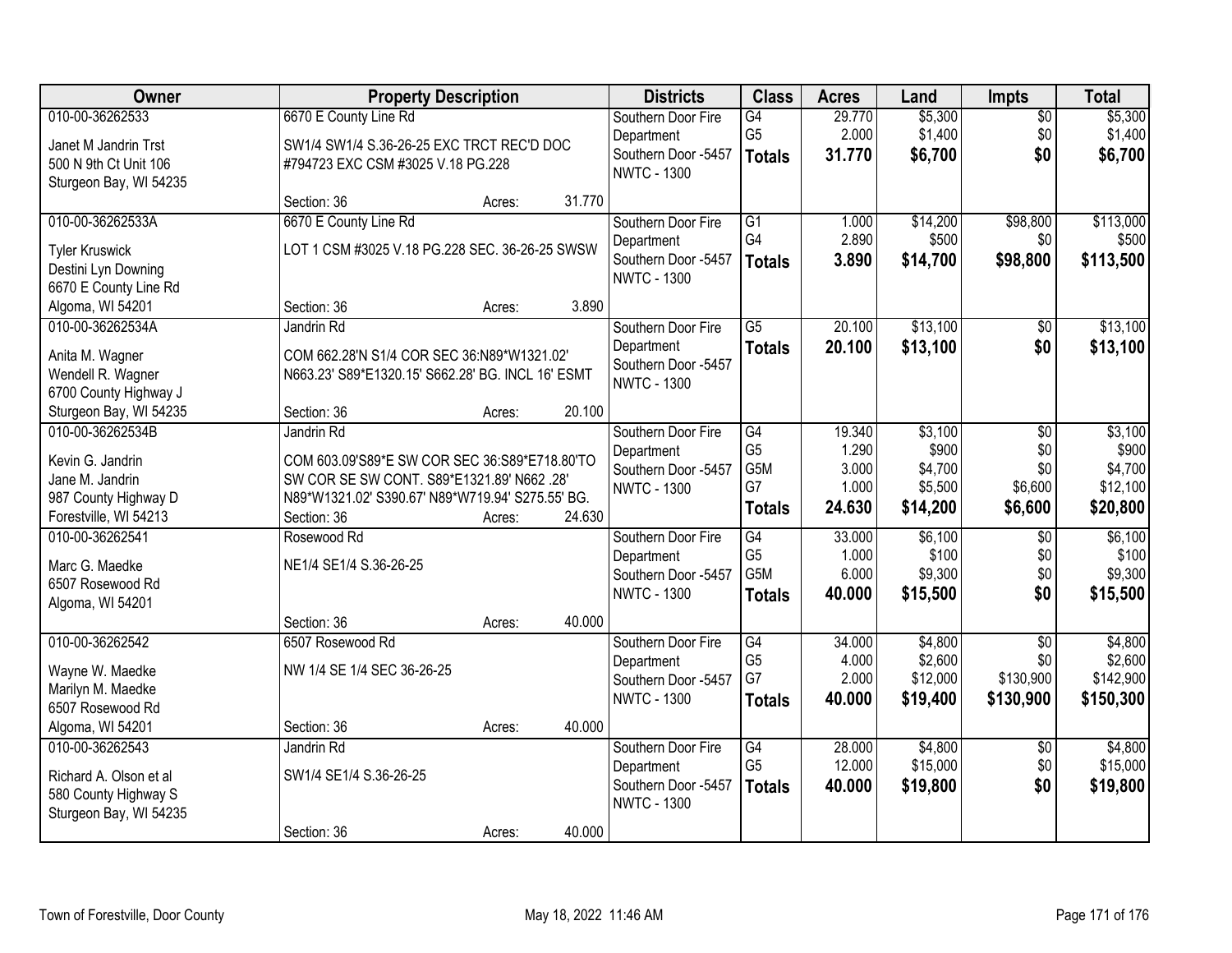| Owner | Property Description | Districts | Class | Acres | Land | Impts | Total |
|---|---|---|---|---|---|---|---|
| 010-00-36262533<br>Janet M Jandrin Trst<br>500 N 9th Ct Unit 106<br>Sturgeon Bay, WI 54235 | 6670 E County Line Rd<br>SW1/4 SW1/4 S.36-26-25 EXC TRCT REC'D DOC #794723 EXC CSM #3025 V.18 PG.228<br>Section: 36 Acres: 31.770 | Southern Door Fire Department<br>Southern Door -5457<br>NWTC - 1300 | G4<br>G5<br>**Totals** | 29.770<br>2.000<br>**31.770** | $5,300<br>$1,400<br>**$6,700** | $0<br>$0<br>**$0** | $5,300<br>$1,400<br>**$6,700** |
| 010-00-36262533A<br>Tyler Kruswick<br>Destini Lyn Downing<br>6670 E County Line Rd<br>Algoma, WI 54201 | 6670 E County Line Rd<br>LOT 1 CSM #3025 V.18 PG.228 SEC. 36-26-25 SWSW<br>Section: 36 Acres: 3.890 | Southern Door Fire Department<br>Southern Door -5457<br>NWTC - 1300 | G1<br>G4<br>**Totals** | 1.000<br>2.890<br>**3.890** | $14,200<br>$500<br>**$14,700** | $98,800<br>$0<br>**$98,800** | $113,000<br>$500<br>**$113,500** |
| 010-00-36262534A<br>Anita M. Wagner<br>Wendell R. Wagner<br>6700 County Highway J<br>Sturgeon Bay, WI 54235 | Jandrin Rd<br>COM 662.28'N S1/4 COR SEC 36:N89*W1321.02' N663.23' S89*E1320.15' S662.28' BG. INCL 16' ESMT<br>Section: 36 Acres: 20.100 | Southern Door Fire Department<br>Southern Door -5457<br>NWTC - 1300 | G5<br>**Totals** | 20.100<br>**20.100** | $13,100<br>**$13,100** | $0<br>**$0** | $13,100<br>**$13,100** |
| 010-00-36262534B<br>Kevin G. Jandrin<br>Jane M. Jandrin<br>987 County Highway D<br>Forestville, WI 54213 | Jandrin Rd<br>COM 603.09'S89*E SW COR SEC 36:S89*E718.80'TO SW COR SE SW CONT. S89*E1321.89' N662 .28' N89*W1321.02' S390.67' N89*W719.94' S275.55' BG.<br>Section: 36 Acres: 24.630 | Southern Door Fire Department<br>Southern Door -5457<br>NWTC - 1300 | G4<br>G5<br>G5M<br>G7<br>**Totals** | 19.340<br>1.290<br>3.000<br>1.000<br>**24.630** | $3,100<br>$900<br>$4,700<br>$5,500<br>**$14,200** | $0<br>$0<br>$0<br>$6,600<br>**$6,600** | $3,100<br>$900<br>$4,700<br>$12,100<br>**$20,800** |
| 010-00-36262541<br>Marc G. Maedke<br>6507 Rosewood Rd<br>Algoma, WI 54201 | Rosewood Rd<br>NE1/4 SE1/4 S.36-26-25<br>Section: 36 Acres: 40.000 | Southern Door Fire Department<br>Southern Door -5457<br>NWTC - 1300 | G4<br>G5<br>G5M<br>**Totals** | 33.000<br>1.000<br>6.000<br>**40.000** | $6,100<br>$100<br>$9,300<br>**$15,500** | $0<br>$0<br>$0<br>**$0** | $6,100<br>$100<br>$9,300<br>**$15,500** |
| 010-00-36262542<br>Wayne W. Maedke<br>Marilyn M. Maedke<br>6507 Rosewood Rd<br>Algoma, WI 54201 | 6507 Rosewood Rd<br>NW 1/4 SE 1/4 SEC 36-26-25<br>Section: 36 Acres: 40.000 | Southern Door Fire Department<br>Southern Door -5457<br>NWTC - 1300 | G4<br>G5<br>G7<br>**Totals** | 34.000<br>4.000<br>2.000<br>**40.000** | $4,800<br>$2,600<br>$12,000<br>**$19,400** | $0<br>$0<br>$130,900<br>**$130,900** | $4,800<br>$2,600<br>$142,900<br>**$150,300** |
| 010-00-36262543<br>Richard A. Olson et al<br>580 County Highway S<br>Sturgeon Bay, WI 54235 | Jandrin Rd<br>SW1/4 SE1/4 S.36-26-25<br>Section: 36 Acres: 40.000 | Southern Door Fire Department<br>Southern Door -5457<br>NWTC - 1300 | G4<br>G5<br>**Totals** | 28.000<br>12.000<br>**40.000** | $4,800<br>$15,000<br>**$19,800** | $0<br>$0<br>**$0** | $4,800<br>$15,000<br>**$19,800** |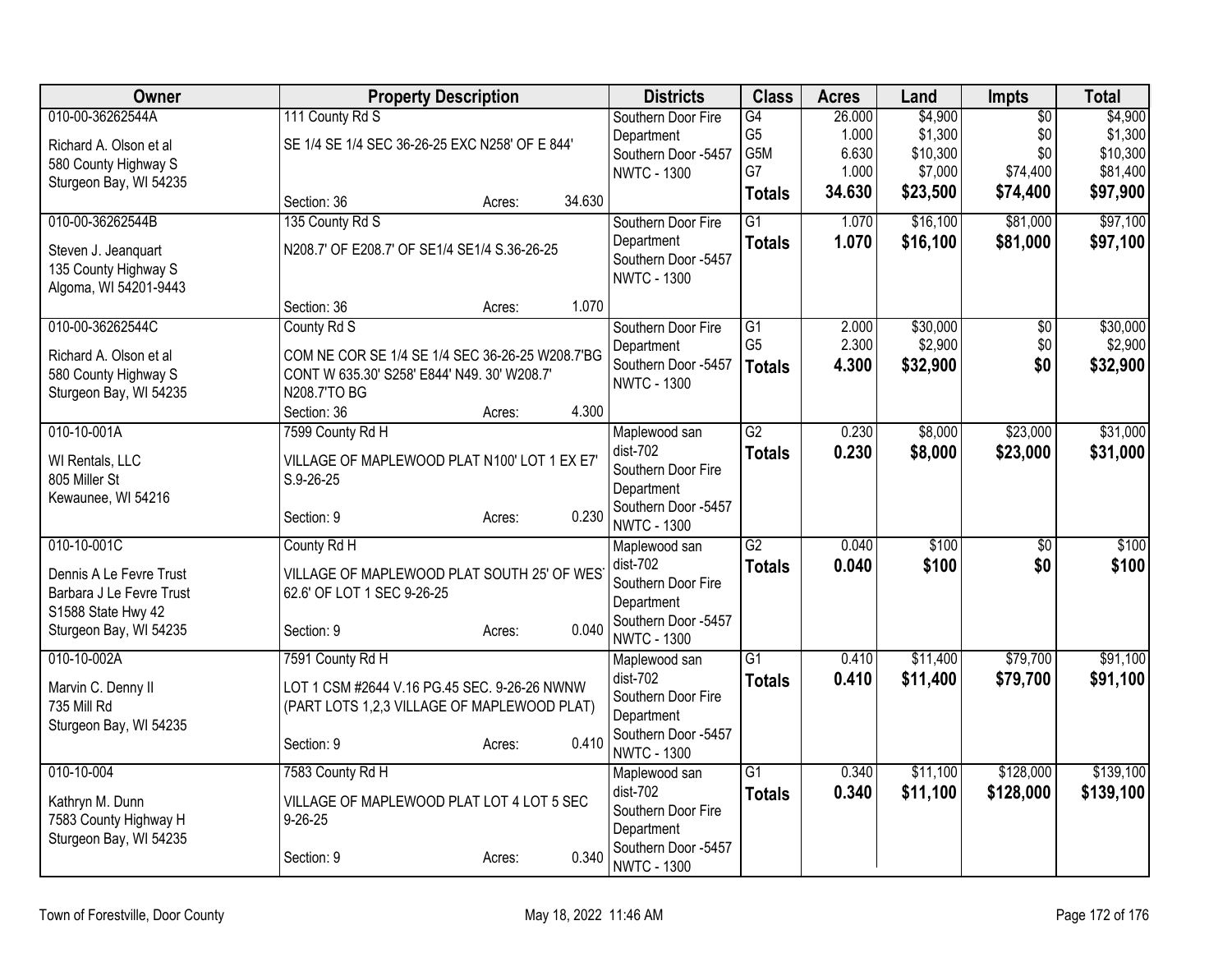| Owner | Property Description | Districts | Class | Acres | Land | Impts | Total |
|---|---|---|---|---|---|---|---|
| 010-00-36262544A<br>Richard A. Olson et al<br>580 County Highway S<br>Sturgeon Bay, WI 54235 | 111 County Rd S<br>SE 1/4 SE 1/4 SEC 36-26-25 EXC N258' OF E 844'<br>Section: 36 Acres: 34.630 | Southern Door Fire Department<br>Southern Door -5457<br>NWTC - 1300 | G4<br>G5<br>G5M<br>G7<br>**Totals** | 26.000<br>1.000<br>6.630<br>1.000<br>**34.630** | $4,900<br>$1,300<br>$10,300<br>$7,000<br>**$23,500** | $0<br>$0<br>$0<br>$74,400<br>**$74,400** | $4,900<br>$1,300<br>$10,300<br>$81,400<br>**$97,900** |
| 010-00-36262544B<br>Steven J. Jeanquart<br>135 County Highway S<br>Algoma, WI 54201-9443 | 135 County Rd S<br>N208.7' OF E208.7' OF SE1/4 SE1/4 S.36-26-25<br>Section: 36 Acres: 1.070 | Southern Door Fire Department<br>Southern Door -5457<br>NWTC - 1300 | G1<br>**Totals** | 1.070<br>**1.070** | $16,100<br>**$16,100** | $81,000<br>**$81,000** | $97,100<br>**$97,100** |
| 010-00-36262544C<br>Richard A. Olson et al<br>580 County Highway S<br>Sturgeon Bay, WI 54235 | County Rd S<br>COM NE COR SE 1/4 SE 1/4 SEC 36-26-25 W208.7'BG CONT W 635.30' S258' E844' N49. 30' W208.7' N208.7'TO BG<br>Section: 36 Acres: 4.300 | Southern Door Fire Department<br>Southern Door -5457<br>NWTC - 1300 | G1<br>G5<br>**Totals** | 2.000<br>2.300<br>**4.300** | $30,000<br>$2,900<br>**$32,900** | $0<br>$0<br>**$0** | $30,000<br>$2,900<br>**$32,900** |
| 010-10-001A<br>WI Rentals, LLC<br>805 Miller St<br>Kewaunee, WI 54216 | 7599 County Rd H<br>VILLAGE OF MAPLEWOOD PLAT N100' LOT 1 EX E7' S.9-26-25<br>Section: 9 Acres: 0.230 | Maplewood san dist-702<br>Southern Door Fire Department<br>Southern Door -5457<br>NWTC - 1300 | G2<br>**Totals** | 0.230<br>**0.230** | $8,000<br>**$8,000** | $23,000<br>**$23,000** | $31,000<br>**$31,000** |
| 010-10-001C<br>Dennis A Le Fevre Trust<br>Barbara J Le Fevre Trust<br>S1588 State Hwy 42<br>Sturgeon Bay, WI 54235 | County Rd H<br>VILLAGE OF MAPLEWOOD PLAT SOUTH 25' OF WEST 62.6' OF LOT 1 SEC 9-26-25<br>Section: 9 Acres: 0.040 | Maplewood san dist-702<br>Southern Door Fire Department<br>Southern Door -5457<br>NWTC - 1300 | G2<br>**Totals** | 0.040<br>**0.040** | $100<br>**$100** | $0<br>**$0** | $100<br>**$100** |
| 010-10-002A<br>Marvin C. Denny II<br>735 Mill Rd<br>Sturgeon Bay, WI 54235 | 7591 County Rd H<br>LOT 1 CSM #2644 V.16 PG.45 SEC. 9-26-26 NWNW (PART LOTS 1,2,3 VILLAGE OF MAPLEWOOD PLAT)<br>Section: 9 Acres: 0.410 | Maplewood san dist-702<br>Southern Door Fire Department<br>Southern Door -5457<br>NWTC - 1300 | G1<br>**Totals** | 0.410<br>**0.410** | $11,400<br>**$11,400** | $79,700<br>**$79,700** | $91,100<br>**$91,100** |
| 010-10-004<br>Kathryn M. Dunn<br>7583 County Highway H<br>Sturgeon Bay, WI 54235 | 7583 County Rd H<br>VILLAGE OF MAPLEWOOD PLAT LOT 4 LOT 5 SEC 9-26-25<br>Section: 9 Acres: 0.340 | Maplewood san dist-702<br>Southern Door Fire Department<br>Southern Door -5457<br>NWTC - 1300 | G1<br>**Totals** | 0.340<br>**0.340** | $11,100<br>**$11,100** | $128,000<br>**$128,000** | $139,100<br>**$139,100** |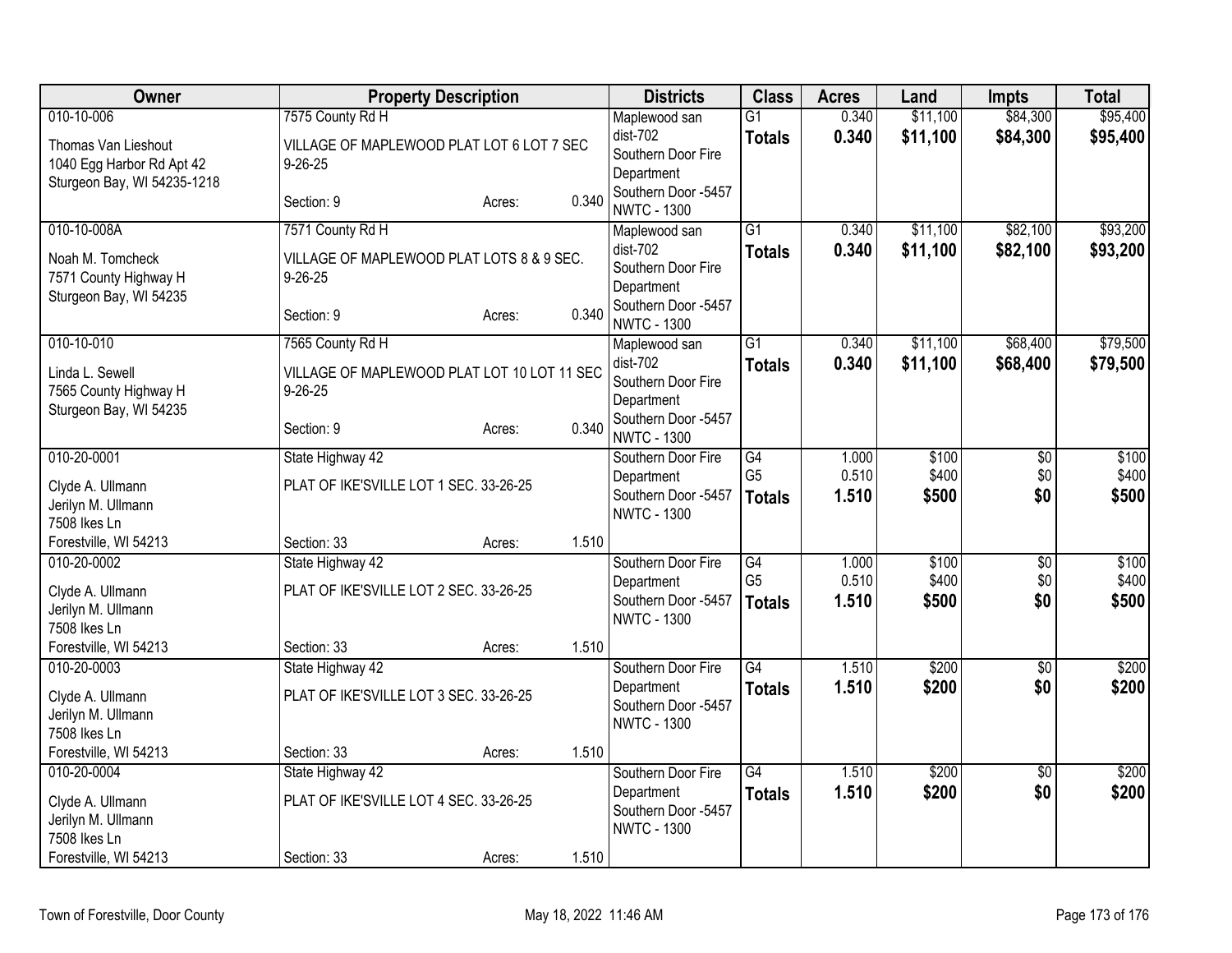| Owner | Property Description | | | Districts | Class | Acres | Land | Impts | Total |
|---|---|---|---|---|---|---|---|---|---|
| 010-10-006 | 7575 County Rd H | | | Maplewood san dist-702 | G1 | 0.340 | $11,100 | $84,300 | $95,400 |
| Thomas Van Lieshout<br>1040 Egg Harbor Rd Apt 42<br>Sturgeon Bay, WI 54235-1218 | VILLAGE OF MAPLEWOOD PLAT LOT 6 LOT 7 SEC 9-26-25 | | | Southern Door Fire Department<br>Southern Door -5457<br>NWTC - 1300 | **Totals** | **0.340** | **$11,100** | **$84,300** | **$95,400** |
| | Section: 9 | Acres: | 0.340 | | | | | | |
| 010-10-008A | 7571 County Rd H | | | Maplewood san dist-702 | G1 | 0.340 | $11,100 | $82,100 | $93,200 |
| Noah M. Tomcheck<br>7571 County Highway H<br>Sturgeon Bay, WI 54235 | VILLAGE OF MAPLEWOOD PLAT LOTS 8 & 9 SEC. 9-26-25 | | | Southern Door Fire Department<br>Southern Door -5457<br>NWTC - 1300 | **Totals** | **0.340** | **$11,100** | **$82,100** | **$93,200** |
| | Section: 9 | Acres: | 0.340 | | | | | | |
| 010-10-010 | 7565 County Rd H | | | Maplewood san dist-702 | G1 | 0.340 | $11,100 | $68,400 | $79,500 |
| Linda L. Sewell<br>7565 County Highway H<br>Sturgeon Bay, WI 54235 | VILLAGE OF MAPLEWOOD PLAT LOT 10 LOT 11 SEC 9-26-25 | | | Southern Door Fire Department<br>Southern Door -5457<br>NWTC - 1300 | **Totals** | **0.340** | **$11,100** | **$68,400** | **$79,500** |
| | Section: 9 | Acres: | 0.340 | | | | | | |
| 010-20-0001 | State Highway 42 | | | Southern Door Fire Department | G4 | 1.000 | $100 | $0 | $100 |
| Clyde A. Ullmann<br>Jerilyn M. Ullmann<br>7508 Ikes Ln<br>Forestville, WI 54213 | PLAT OF IKE'SVILLE LOT 1 SEC. 33-26-25 | | | Southern Door -5457<br>NWTC - 1300 | G5 | 0.510 | $400 | $0 | $400 |
| | | | | | **Totals** | **1.510** | **$500** | **$0** | **$500** |
| | Section: 33 | Acres: | 1.510 | | | | | | |
| 010-20-0002 | State Highway 42 | | | Southern Door Fire Department | G4 | 1.000 | $100 | $0 | $100 |
| Clyde A. Ullmann<br>Jerilyn M. Ullmann<br>7508 Ikes Ln<br>Forestville, WI 54213 | PLAT OF IKE'SVILLE LOT 2 SEC. 33-26-25 | | | Southern Door -5457<br>NWTC - 1300 | G5 | 0.510 | $400 | $0 | $400 |
| | | | | | **Totals** | **1.510** | **$500** | **$0** | **$500** |
| | Section: 33 | Acres: | 1.510 | | | | | | |
| 010-20-0003 | State Highway 42 | | | Southern Door Fire Department | G4 | 1.510 | $200 | $0 | $200 |
| Clyde A. Ullmann<br>Jerilyn M. Ullmann<br>7508 Ikes Ln<br>Forestville, WI 54213 | PLAT OF IKE'SVILLE LOT 3 SEC. 33-26-25 | | | Southern Door -5457<br>NWTC - 1300 | **Totals** | **1.510** | **$200** | **$0** | **$200** |
| | Section: 33 | Acres: | 1.510 | | | | | | |
| 010-20-0004 | State Highway 42 | | | Southern Door Fire Department | G4 | 1.510 | $200 | $0 | $200 |
| Clyde A. Ullmann<br>Jerilyn M. Ullmann<br>7508 Ikes Ln<br>Forestville, WI 54213 | PLAT OF IKE'SVILLE LOT 4 SEC. 33-26-25 | | | Southern Door -5457<br>NWTC - 1300 | **Totals** | **1.510** | **$200** | **$0** | **$200** |
| | Section: 33 | Acres: | 1.510 | | | | | | |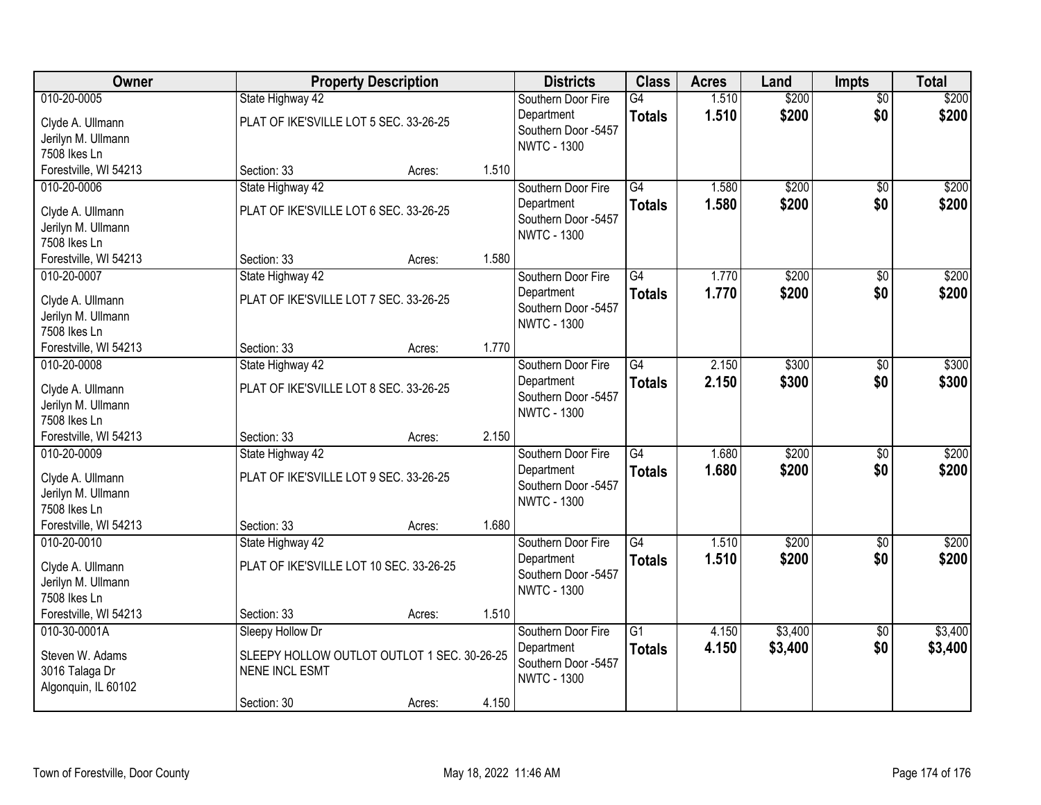| Owner | Property Description | | | Districts | Class | Acres | Land | Impts | Total |
|---|---|---|---|---|---|---|---|---|---|
| 010-20-0005 | State Highway 42 | | | Southern Door Fire Department | G4 | 1.510 | $200 | $0 | $200 |
| Clyde A. Ullmann<br>Jerilyn M. Ullmann<br>7508 Ikes Ln<br>Forestville, WI 54213 | PLAT OF IKE'SVILLE LOT 5 SEC. 33-26-25 | | | Southern Door -5457<br>NWTC - 1300 | **Totals** | **1.510** | **$200** | **$0** | **$200** |
| | Section: 33 | Acres: | 1.510 | | | | | | |
| 010-20-0006 | State Highway 42 | | | Southern Door Fire Department | G4 | 1.580 | $200 | $0 | $200 |
| Clyde A. Ullmann<br>Jerilyn M. Ullmann<br>7508 Ikes Ln<br>Forestville, WI 54213 | PLAT OF IKE'SVILLE LOT 6 SEC. 33-26-25 | | | Southern Door -5457<br>NWTC - 1300 | **Totals** | **1.580** | **$200** | **$0** | **$200** |
| | Section: 33 | Acres: | 1.580 | | | | | | |
| 010-20-0007 | State Highway 42 | | | Southern Door Fire Department | G4 | 1.770 | $200 | $0 | $200 |
| Clyde A. Ullmann<br>Jerilyn M. Ullmann<br>7508 Ikes Ln<br>Forestville, WI 54213 | PLAT OF IKE'SVILLE LOT 7 SEC. 33-26-25 | | | Southern Door -5457<br>NWTC - 1300 | **Totals** | **1.770** | **$200** | **$0** | **$200** |
| | Section: 33 | Acres: | 1.770 | | | | | | |
| 010-20-0008 | State Highway 42 | | | Southern Door Fire Department | G4 | 2.150 | $300 | $0 | $300 |
| Clyde A. Ullmann<br>Jerilyn M. Ullmann<br>7508 Ikes Ln<br>Forestville, WI 54213 | PLAT OF IKE'SVILLE LOT 8 SEC. 33-26-25 | | | Southern Door -5457<br>NWTC - 1300 | **Totals** | **2.150** | **$300** | **$0** | **$300** |
| | Section: 33 | Acres: | 2.150 | | | | | | |
| 010-20-0009 | State Highway 42 | | | Southern Door Fire Department | G4 | 1.680 | $200 | $0 | $200 |
| Clyde A. Ullmann<br>Jerilyn M. Ullmann<br>7508 Ikes Ln<br>Forestville, WI 54213 | PLAT OF IKE'SVILLE LOT 9 SEC. 33-26-25 | | | Southern Door -5457<br>NWTC - 1300 | **Totals** | **1.680** | **$200** | **$0** | **$200** |
| | Section: 33 | Acres: | 1.680 | | | | | | |
| 010-20-0010 | State Highway 42 | | | Southern Door Fire Department | G4 | 1.510 | $200 | $0 | $200 |
| Clyde A. Ullmann<br>Jerilyn M. Ullmann<br>7508 Ikes Ln<br>Forestville, WI 54213 | PLAT OF IKE'SVILLE LOT 10 SEC. 33-26-25 | | | Southern Door -5457<br>NWTC - 1300 | **Totals** | **1.510** | **$200** | **$0** | **$200** |
| | Section: 33 | Acres: | 1.510 | | | | | | |
| 010-30-0001A | Sleepy Hollow Dr | | | Southern Door Fire Department | G1 | 4.150 | $3,400 | $0 | $3,400 |
| Steven W. Adams<br>3016 Talaga Dr<br>Algonquin, IL 60102 | SLEEPY HOLLOW OUTLOT OUTLOT 1 SEC. 30-26-25 NENE INCL ESMT | | | Southern Door -5457<br>NWTC - 1300 | **Totals** | **4.150** | **$3,400** | **$0** | **$3,400** |
| | Section: 30 | Acres: | 4.150 | | | | | | |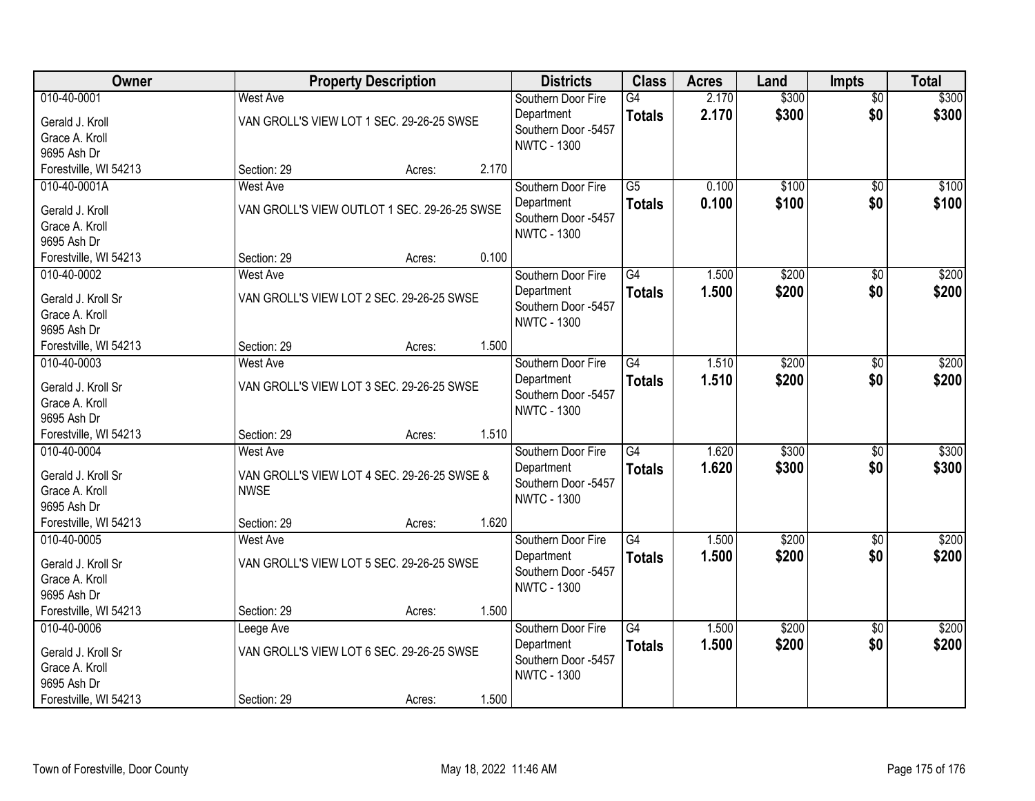| Owner | Property Description | | | Districts | Class | Acres | Land | Impts | Total |
|---|---|---|---|---|---|---|---|---|---|
| 010-40-0001<br>Gerald J. Kroll<br>Grace A. Kroll<br>9695 Ash Dr<br>Forestville, WI 54213 | West Ave<br>VAN GROLL'S VIEW LOT 1 SEC. 29-26-25 SWSE<br>Section: 29 | Acres: | 2.170 | Southern Door Fire Department<br>Southern Door -5457<br>NWTC - 1300 | G4<br>**Totals** | 2.170<br>**2.170** | $300<br>**$300** | $0<br>**$0** | $300<br>**$300** |
| 010-40-0001A<br>Gerald J. Kroll<br>Grace A. Kroll<br>9695 Ash Dr<br>Forestville, WI 54213 | West Ave<br>VAN GROLL'S VIEW OUTLOT 1 SEC. 29-26-25 SWSE<br>Section: 29 | Acres: | 0.100 | Southern Door Fire Department<br>Southern Door -5457<br>NWTC - 1300 | G5<br>**Totals** | 0.100<br>**0.100** | $100<br>**$100** | $0<br>**$0** | $100<br>**$100** |
| 010-40-0002<br>Gerald J. Kroll Sr<br>Grace A. Kroll<br>9695 Ash Dr<br>Forestville, WI 54213 | West Ave<br>VAN GROLL'S VIEW LOT 2 SEC. 29-26-25 SWSE<br>Section: 29 | Acres: | 1.500 | Southern Door Fire Department<br>Southern Door -5457<br>NWTC - 1300 | G4<br>**Totals** | 1.500<br>**1.500** | $200<br>**$200** | $0<br>**$0** | $200<br>**$200** |
| 010-40-0003<br>Gerald J. Kroll Sr<br>Grace A. Kroll<br>9695 Ash Dr<br>Forestville, WI 54213 | West Ave<br>VAN GROLL'S VIEW LOT 3 SEC. 29-26-25 SWSE<br>Section: 29 | Acres: | 1.510 | Southern Door Fire Department<br>Southern Door -5457<br>NWTC - 1300 | G4<br>**Totals** | 1.510<br>**1.510** | $200<br>**$200** | $0<br>**$0** | $200<br>**$200** |
| 010-40-0004<br>Gerald J. Kroll Sr<br>Grace A. Kroll<br>9695 Ash Dr<br>Forestville, WI 54213 | West Ave<br>VAN GROLL'S VIEW LOT 4 SEC. 29-26-25 SWSE & NWSE<br>Section: 29 | Acres: | 1.620 | Southern Door Fire Department<br>Southern Door -5457<br>NWTC - 1300 | G4<br>**Totals** | 1.620<br>**1.620** | $300<br>**$300** | $0<br>**$0** | $300<br>**$300** |
| 010-40-0005<br>Gerald J. Kroll Sr<br>Grace A. Kroll<br>9695 Ash Dr<br>Forestville, WI 54213 | West Ave<br>VAN GROLL'S VIEW LOT 5 SEC. 29-26-25 SWSE<br>Section: 29 | Acres: | 1.500 | Southern Door Fire Department<br>Southern Door -5457<br>NWTC - 1300 | G4<br>**Totals** | 1.500<br>**1.500** | $200<br>**$200** | $0<br>**$0** | $200<br>**$200** |
| 010-40-0006<br>Gerald J. Kroll Sr<br>Grace A. Kroll<br>9695 Ash Dr<br>Forestville, WI 54213 | Leege Ave<br>VAN GROLL'S VIEW LOT 6 SEC. 29-26-25 SWSE<br>Section: 29 | Acres: | 1.500 | Southern Door Fire Department<br>Southern Door -5457<br>NWTC - 1300 | G4<br>**Totals** | 1.500<br>**1.500** | $200<br>**$200** | $0<br>**$0** | $200<br>**$200** |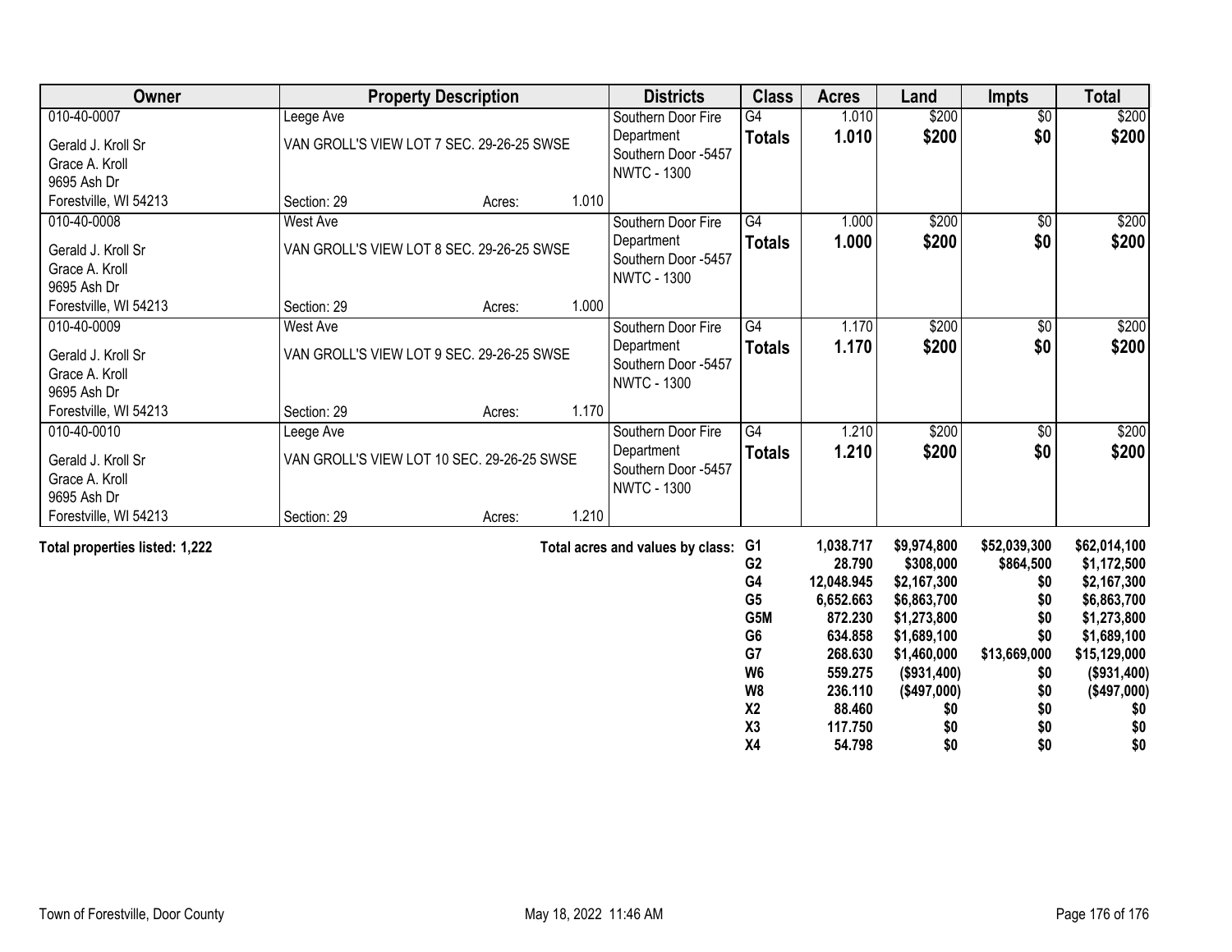| Owner | Property Description | | | Districts | Class | Acres | Land | Impts | Total |
|---|---|---|---|---|---|---|---|---|---|
| 010-40-0007 | Leege Ave | | | Southern Door Fire Department | G4 | 1.010 | $200 | $0 | $200 |
| Gerald J. Kroll Sr<br>Grace A. Kroll<br>9695 Ash Dr | VAN GROLL'S VIEW LOT 7 SEC. 29-26-25 SWSE | | | Southern Door -5457<br>NWTC - 1300 | **Totals** | **1.010** | **$200** | **$0** | **$200** |
| Forestville, WI 54213 | Section: 29 | Acres: | 1.010 | | | | | | |
| 010-40-0008 | West Ave | | | Southern Door Fire Department | G4 | 1.000 | $200 | $0 | $200 |
| Gerald J. Kroll Sr<br>Grace A. Kroll<br>9695 Ash Dr | VAN GROLL'S VIEW LOT 8 SEC. 29-26-25 SWSE | | | Southern Door -5457<br>NWTC - 1300 | **Totals** | **1.000** | **$200** | **$0** | **$200** |
| Forestville, WI 54213 | Section: 29 | Acres: | 1.000 | | | | | | |
| 010-40-0009 | West Ave | | | Southern Door Fire Department | G4 | 1.170 | $200 | $0 | $200 |
| Gerald J. Kroll Sr<br>Grace A. Kroll<br>9695 Ash Dr | VAN GROLL'S VIEW LOT 9 SEC. 29-26-25 SWSE | | | Southern Door -5457<br>NWTC - 1300 | **Totals** | **1.170** | **$200** | **$0** | **$200** |
| Forestville, WI 54213 | Section: 29 | Acres: | 1.170 | | | | | | |
| 010-40-0010 | Leege Ave | | | Southern Door Fire Department | G4 | 1.210 | $200 | $0 | $200 |
| Gerald J. Kroll Sr<br>Grace A. Kroll<br>9695 Ash Dr | VAN GROLL'S VIEW LOT 10 SEC. 29-26-25 SWSE | | | Southern Door -5457<br>NWTC - 1300 | **Totals** | **1.210** | **$200** | **$0** | **$200** |
| Forestville, WI 54213 | Section: 29 | Acres: | 1.210 | | | | | | |

**Total properties listed: 1,222**

**Total acres and values by class:**

| Class | Acres | Land | Impts | Total |
|---|---|---|---|---|
| G1 | 1,038.717 | $9,974,800 | $52,039,300 | $62,014,100 |
| G2 | 28.790 | $308,000 | $864,500 | $1,172,500 |
| G4 | 12,048.945 | $2,167,300 | $0 | $2,167,300 |
| G5 | 6,652.663 | $6,863,700 | $0 | $6,863,700 |
| G5M | 872.230 | $1,273,800 | $0 | $1,273,800 |
| G6 | 634.858 | $1,689,100 | $0 | $1,689,100 |
| G7 | 268.630 | $1,460,000 | $13,669,000 | $15,129,000 |
| W6 | 559.275 | ($931,400) | $0 | ($931,400) |
| W8 | 236.110 | ($497,000) | $0 | ($497,000) |
| X2 | 88.460 | $0 | $0 | $0 |
| X3 | 117.750 | $0 | $0 | $0 |
| X4 | 54.798 | $0 | $0 | $0 |